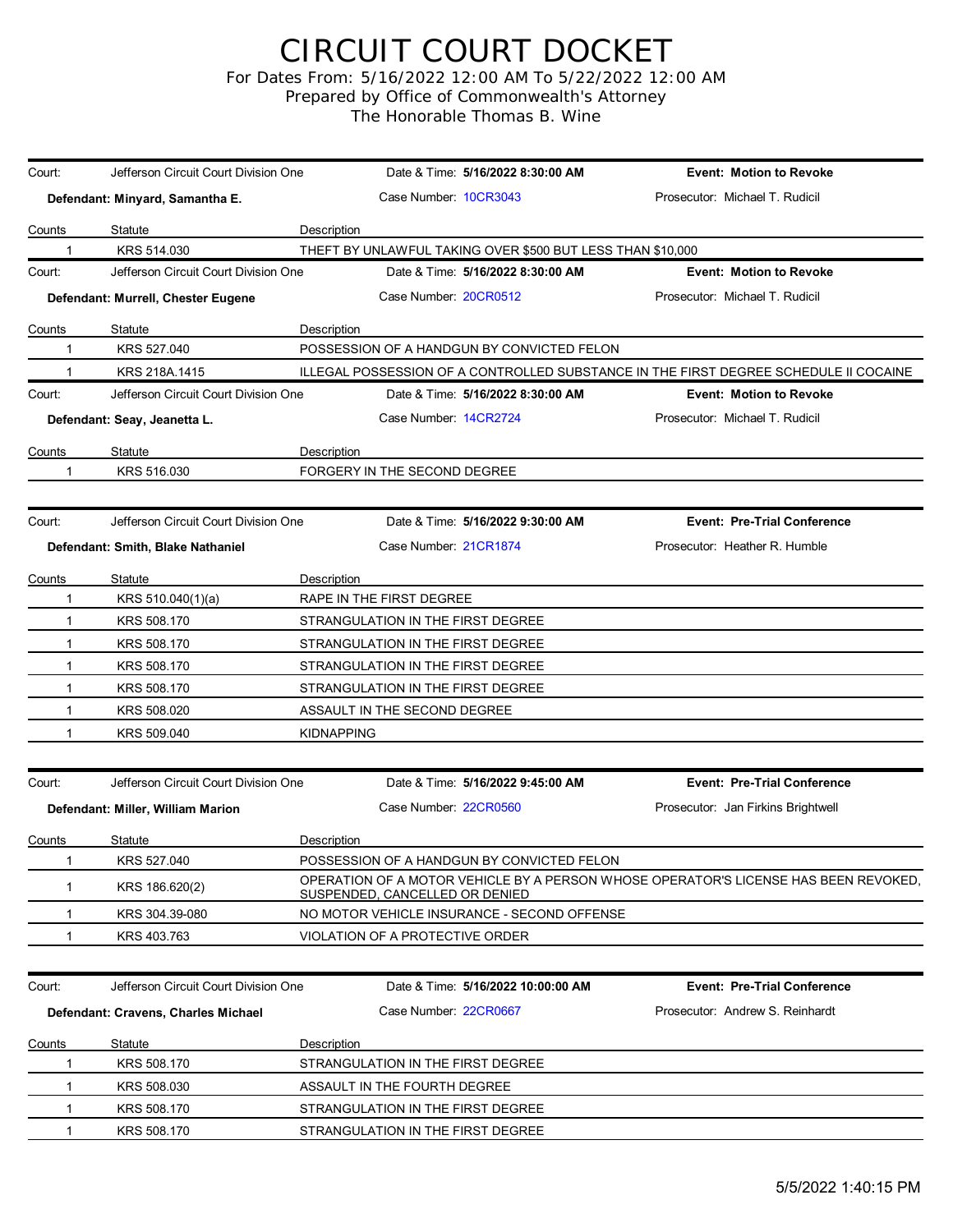# CIRCUIT COURT DOCKET

For Dates From: 5/16/2022 12:00 AM To 5/22/2022 12:00 AM
Prepared by Office of Commonwealth's Attorney
The Honorable Thomas B. Wine

Court: Jefferson Circuit Court Division One | Date & Time: **5/16/2022 8:30:00 AM** | **Event: Motion to Revoke**

**Defendant: Minyard, Samantha E.** | Case Number: 10CR3043 | Prosecutor: Michael T. Rudicil

| Counts | Statute | Description |
|---|---|---|
| 1 | KRS 514.030 | THEFT BY UNLAWFUL TAKING OVER $500 BUT LESS THAN $10,000 |

Court: Jefferson Circuit Court Division One | Date & Time: **5/16/2022 8:30:00 AM** | **Event: Motion to Revoke**

**Defendant: Murrell, Chester Eugene** | Case Number: 20CR0512 | Prosecutor: Michael T. Rudicil

| Counts | Statute | Description |
|---|---|---|
| 1 | KRS 527.040 | POSSESSION OF A HANDGUN BY CONVICTED FELON |
| 1 | KRS 218A.1415 | ILLEGAL POSSESSION OF A CONTROLLED SUBSTANCE IN THE FIRST DEGREE SCHEDULE II COCAINE |

Court: Jefferson Circuit Court Division One | Date & Time: **5/16/2022 8:30:00 AM** | **Event: Motion to Revoke**

**Defendant: Seay, Jeanetta L.** | Case Number: 14CR2724 | Prosecutor: Michael T. Rudicil

| Counts | Statute | Description |
|---|---|---|
| 1 | KRS 516.030 | FORGERY IN THE SECOND DEGREE |

Court: Jefferson Circuit Court Division One | Date & Time: **5/16/2022 9:30:00 AM** | **Event: Pre-Trial Conference**

**Defendant: Smith, Blake Nathaniel** | Case Number: 21CR1874 | Prosecutor: Heather R. Humble

| Counts | Statute | Description |
|---|---|---|
| 1 | KRS 510.040(1)(a) | RAPE IN THE FIRST DEGREE |
| 1 | KRS 508.170 | STRANGULATION IN THE FIRST DEGREE |
| 1 | KRS 508.170 | STRANGULATION IN THE FIRST DEGREE |
| 1 | KRS 508.170 | STRANGULATION IN THE FIRST DEGREE |
| 1 | KRS 508.170 | STRANGULATION IN THE FIRST DEGREE |
| 1 | KRS 508.020 | ASSAULT IN THE SECOND DEGREE |
| 1 | KRS 509.040 | KIDNAPPING |

Court: Jefferson Circuit Court Division One | Date & Time: **5/16/2022 9:45:00 AM** | **Event: Pre-Trial Conference**

**Defendant: Miller, William Marion** | Case Number: 22CR0560 | Prosecutor: Jan Firkins Brightwell

| Counts | Statute | Description |
|---|---|---|
| 1 | KRS 527.040 | POSSESSION OF A HANDGUN BY CONVICTED FELON |
| 1 | KRS 186.620(2) | OPERATION OF A MOTOR VEHICLE BY A PERSON WHOSE OPERATOR'S LICENSE HAS BEEN REVOKED, SUSPENDED, CANCELLED OR DENIED |
| 1 | KRS 304.39-080 | NO MOTOR VEHICLE INSURANCE - SECOND OFFENSE |
| 1 | KRS 403.763 | VIOLATION OF A PROTECTIVE ORDER |

Court: Jefferson Circuit Court Division One | Date & Time: **5/16/2022 10:00:00 AM** | **Event: Pre-Trial Conference**

**Defendant: Cravens, Charles Michael** | Case Number: 22CR0667 | Prosecutor: Andrew S. Reinhardt

| Counts | Statute | Description |
|---|---|---|
| 1 | KRS 508.170 | STRANGULATION IN THE FIRST DEGREE |
| 1 | KRS 508.030 | ASSAULT IN THE FOURTH DEGREE |
| 1 | KRS 508.170 | STRANGULATION IN THE FIRST DEGREE |
| 1 | KRS 508.170 | STRANGULATION IN THE FIRST DEGREE |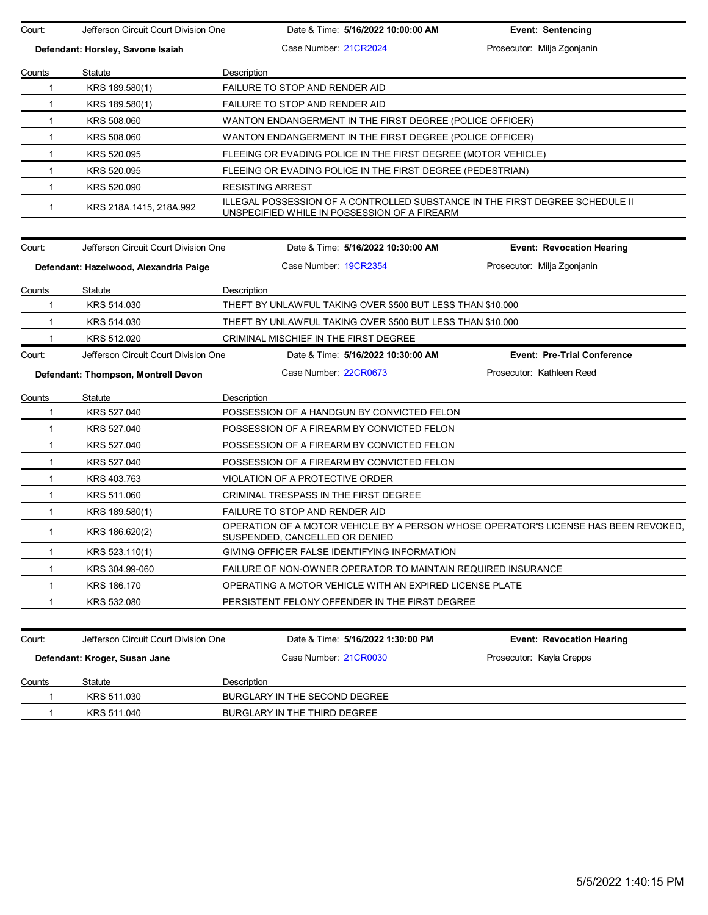Court: Jefferson Circuit Court Division One | Date & Time: **5/16/2022 10:00:00 AM** | **Event: Sentencing**

**Defendant: Horsley, Savone Isaiah** | Case Number: 21CR2024 | Prosecutor: Milja Zgonjanin

| Counts | Statute | Description |
|---|---|---|
| 1 | KRS 189.580(1) | FAILURE TO STOP AND RENDER AID |
| 1 | KRS 189.580(1) | FAILURE TO STOP AND RENDER AID |
| 1 | KRS 508.060 | WANTON ENDANGERMENT IN THE FIRST DEGREE (POLICE OFFICER) |
| 1 | KRS 508.060 | WANTON ENDANGERMENT IN THE FIRST DEGREE (POLICE OFFICER) |
| 1 | KRS 520.095 | FLEEING OR EVADING POLICE IN THE FIRST DEGREE (MOTOR VEHICLE) |
| 1 | KRS 520.095 | FLEEING OR EVADING POLICE IN THE FIRST DEGREE (PEDESTRIAN) |
| 1 | KRS 520.090 | RESISTING ARREST |
| 1 | KRS 218A.1415, 218A.992 | ILLEGAL POSSESSION OF A CONTROLLED SUBSTANCE IN THE FIRST DEGREE SCHEDULE II UNSPECIFIED WHILE IN POSSESSION OF A FIREARM |

Court: Jefferson Circuit Court Division One | Date & Time: **5/16/2022 10:30:00 AM** | **Event: Revocation Hearing**

**Defendant: Hazelwood, Alexandria Paige** | Case Number: 19CR2354 | Prosecutor: Milja Zgonjanin

| Counts | Statute | Description |
|---|---|---|
| 1 | KRS 514.030 | THEFT BY UNLAWFUL TAKING OVER $500 BUT LESS THAN $10,000 |
| 1 | KRS 514.030 | THEFT BY UNLAWFUL TAKING OVER $500 BUT LESS THAN $10,000 |
| 1 | KRS 512.020 | CRIMINAL MISCHIEF IN THE FIRST DEGREE |

Court: Jefferson Circuit Court Division One | Date & Time: **5/16/2022 10:30:00 AM** | **Event: Pre-Trial Conference**

**Defendant: Thompson, Montrell Devon** | Case Number: 22CR0673 | Prosecutor: Kathleen Reed

| Counts | Statute | Description |
|---|---|---|
| 1 | KRS 527.040 | POSSESSION OF A HANDGUN BY CONVICTED FELON |
| 1 | KRS 527.040 | POSSESSION OF A FIREARM BY CONVICTED FELON |
| 1 | KRS 527.040 | POSSESSION OF A FIREARM BY CONVICTED FELON |
| 1 | KRS 527.040 | POSSESSION OF A FIREARM BY CONVICTED FELON |
| 1 | KRS 403.763 | VIOLATION OF A PROTECTIVE ORDER |
| 1 | KRS 511.060 | CRIMINAL TRESPASS IN THE FIRST DEGREE |
| 1 | KRS 189.580(1) | FAILURE TO STOP AND RENDER AID |
| 1 | KRS 186.620(2) | OPERATION OF A MOTOR VEHICLE BY A PERSON WHOSE OPERATOR'S LICENSE HAS BEEN REVOKED, SUSPENDED, CANCELLED OR DENIED |
| 1 | KRS 523.110(1) | GIVING OFFICER FALSE IDENTIFYING INFORMATION |
| 1 | KRS 304.99-060 | FAILURE OF NON-OWNER OPERATOR TO MAINTAIN REQUIRED INSURANCE |
| 1 | KRS 186.170 | OPERATING A MOTOR VEHICLE WITH AN EXPIRED LICENSE PLATE |
| 1 | KRS 532.080 | PERSISTENT FELONY OFFENDER IN THE FIRST DEGREE |

Court: Jefferson Circuit Court Division One | Date & Time: **5/16/2022 1:30:00 PM** | **Event: Revocation Hearing**

**Defendant: Kroger, Susan Jane** | Case Number: 21CR0030 | Prosecutor: Kayla Crepps

| Counts | Statute | Description |
|---|---|---|
| 1 | KRS 511.030 | BURGLARY IN THE SECOND DEGREE |
| 1 | KRS 511.040 | BURGLARY IN THE THIRD DEGREE |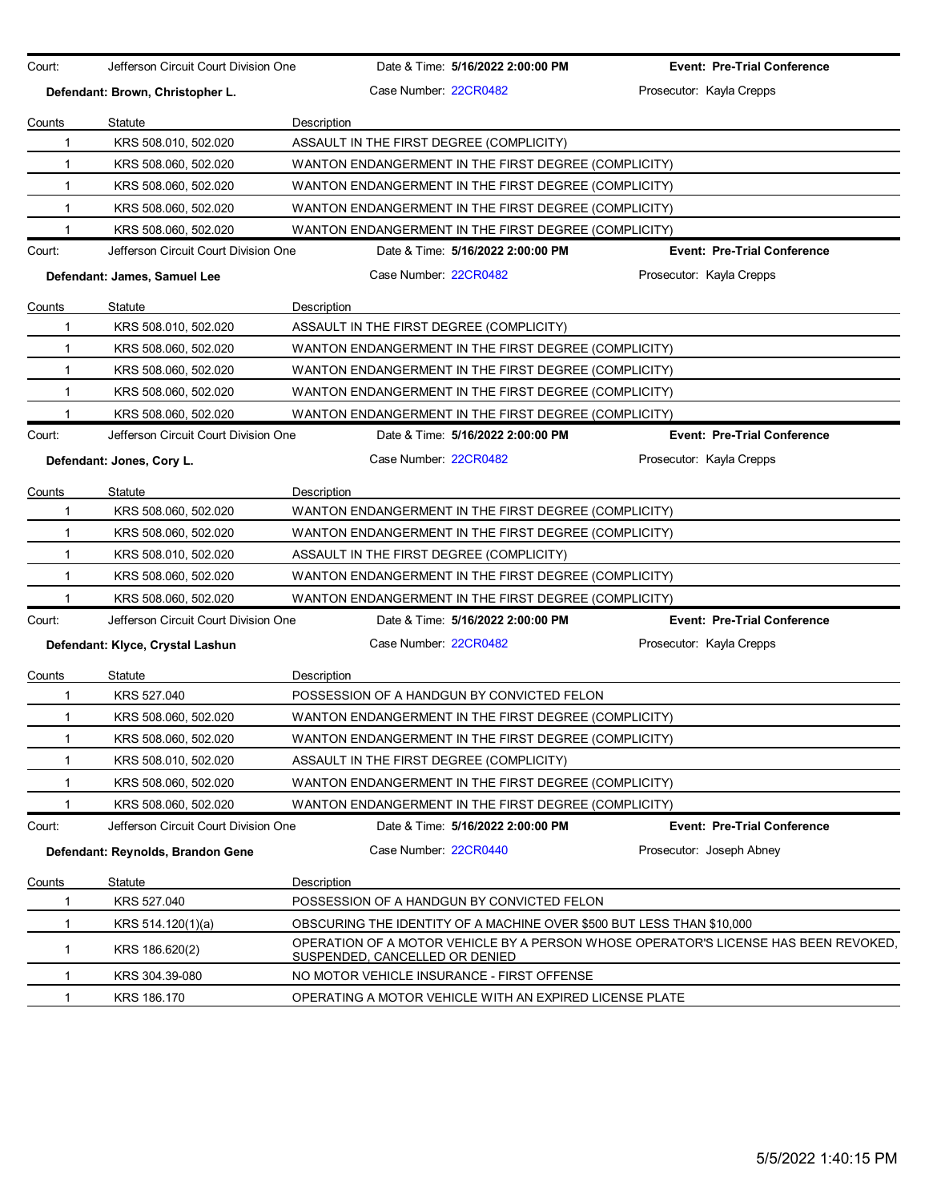| Court: | Jefferson Circuit Court Division One | Date & Time: **5/16/2022 2:00:00 PM** | **Event: Pre-Trial Conference** |
|---|---|---|---|
| **Defendant: Brown, Christopher L.** | | Case Number: 22CR0482 | Prosecutor: Kayla Crepps |

| Counts | Statute | Description |
|---|---|---|
| 1 | KRS 508.010, 502.020 | ASSAULT IN THE FIRST DEGREE (COMPLICITY) |
| 1 | KRS 508.060, 502.020 | WANTON ENDANGERMENT IN THE FIRST DEGREE (COMPLICITY) |
| 1 | KRS 508.060, 502.020 | WANTON ENDANGERMENT IN THE FIRST DEGREE (COMPLICITY) |
| 1 | KRS 508.060, 502.020 | WANTON ENDANGERMENT IN THE FIRST DEGREE (COMPLICITY) |
| 1 | KRS 508.060, 502.020 | WANTON ENDANGERMENT IN THE FIRST DEGREE (COMPLICITY) |

| Court: | Jefferson Circuit Court Division One | Date & Time: **5/16/2022 2:00:00 PM** | **Event: Pre-Trial Conference** |
|---|---|---|---|
| **Defendant: James, Samuel Lee** | | Case Number: 22CR0482 | Prosecutor: Kayla Crepps |

| Counts | Statute | Description |
|---|---|---|
| 1 | KRS 508.010, 502.020 | ASSAULT IN THE FIRST DEGREE (COMPLICITY) |
| 1 | KRS 508.060, 502.020 | WANTON ENDANGERMENT IN THE FIRST DEGREE (COMPLICITY) |
| 1 | KRS 508.060, 502.020 | WANTON ENDANGERMENT IN THE FIRST DEGREE (COMPLICITY) |
| 1 | KRS 508.060, 502.020 | WANTON ENDANGERMENT IN THE FIRST DEGREE (COMPLICITY) |
| 1 | KRS 508.060, 502.020 | WANTON ENDANGERMENT IN THE FIRST DEGREE (COMPLICITY) |

| Court: | Jefferson Circuit Court Division One | Date & Time: **5/16/2022 2:00:00 PM** | **Event: Pre-Trial Conference** |
|---|---|---|---|
| **Defendant: Jones, Cory L.** | | Case Number: 22CR0482 | Prosecutor: Kayla Crepps |

| Counts | Statute | Description |
|---|---|---|
| 1 | KRS 508.060, 502.020 | WANTON ENDANGERMENT IN THE FIRST DEGREE (COMPLICITY) |
| 1 | KRS 508.060, 502.020 | WANTON ENDANGERMENT IN THE FIRST DEGREE (COMPLICITY) |
| 1 | KRS 508.010, 502.020 | ASSAULT IN THE FIRST DEGREE (COMPLICITY) |
| 1 | KRS 508.060, 502.020 | WANTON ENDANGERMENT IN THE FIRST DEGREE (COMPLICITY) |
| 1 | KRS 508.060, 502.020 | WANTON ENDANGERMENT IN THE FIRST DEGREE (COMPLICITY) |

| Court: | Jefferson Circuit Court Division One | Date & Time: **5/16/2022 2:00:00 PM** | **Event: Pre-Trial Conference** |
|---|---|---|---|
| **Defendant: Klyce, Crystal Lashun** | | Case Number: 22CR0482 | Prosecutor: Kayla Crepps |

| Counts | Statute | Description |
|---|---|---|
| 1 | KRS 527.040 | POSSESSION OF A HANDGUN BY CONVICTED FELON |
| 1 | KRS 508.060, 502.020 | WANTON ENDANGERMENT IN THE FIRST DEGREE (COMPLICITY) |
| 1 | KRS 508.060, 502.020 | WANTON ENDANGERMENT IN THE FIRST DEGREE (COMPLICITY) |
| 1 | KRS 508.010, 502.020 | ASSAULT IN THE FIRST DEGREE (COMPLICITY) |
| 1 | KRS 508.060, 502.020 | WANTON ENDANGERMENT IN THE FIRST DEGREE (COMPLICITY) |
| 1 | KRS 508.060, 502.020 | WANTON ENDANGERMENT IN THE FIRST DEGREE (COMPLICITY) |

| Court: | Jefferson Circuit Court Division One | Date & Time: **5/16/2022 2:00:00 PM** | **Event: Pre-Trial Conference** |
|---|---|---|---|
| **Defendant: Reynolds, Brandon Gene** | | Case Number: 22CR0440 | Prosecutor: Joseph Abney |

| Counts | Statute | Description |
|---|---|---|
| 1 | KRS 527.040 | POSSESSION OF A HANDGUN BY CONVICTED FELON |
| 1 | KRS 514.120(1)(a) | OBSCURING THE IDENTITY OF A MACHINE OVER $500 BUT LESS THAN $10,000 |
| 1 | KRS 186.620(2) | OPERATION OF A MOTOR VEHICLE BY A PERSON WHOSE OPERATOR'S LICENSE HAS BEEN REVOKED, SUSPENDED, CANCELLED OR DENIED |
| 1 | KRS 304.39-080 | NO MOTOR VEHICLE INSURANCE - FIRST OFFENSE |
| 1 | KRS 186.170 | OPERATING A MOTOR VEHICLE WITH AN EXPIRED LICENSE PLATE |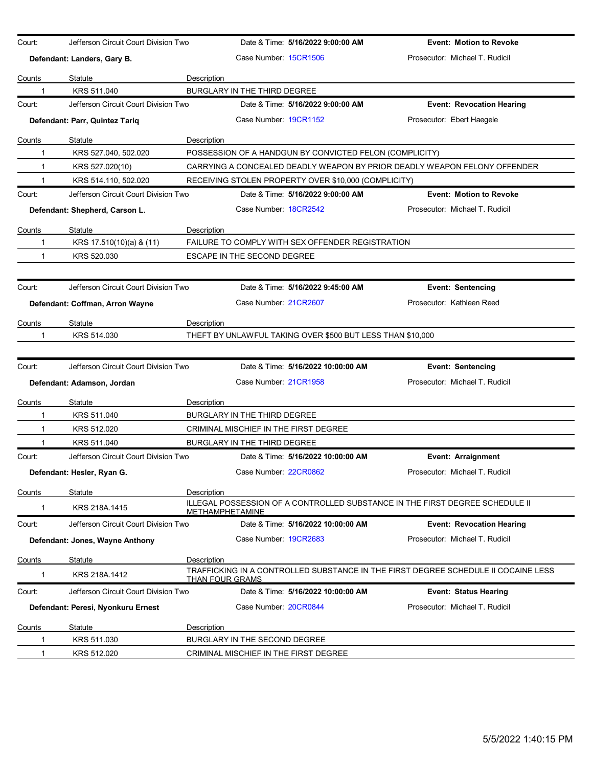| Court: | Jefferson Circuit Court Division Two | Date & Time: **5/16/2022 9:00:00 AM** | **Event: Motion to Revoke** |
|---|---|---|---|
| **Defendant: Landers, Gary B.** | | Case Number: 15CR1506 | Prosecutor: Michael T. Rudicil |

| Counts | Statute | Description |
|---|---|---|
| 1 | KRS 511.040 | BURGLARY IN THE THIRD DEGREE |

| Court: | Jefferson Circuit Court Division Two | Date & Time: **5/16/2022 9:00:00 AM** | **Event: Revocation Hearing** |
|---|---|---|---|
| **Defendant: Parr, Quintez Tariq** | | Case Number: 19CR1152 | Prosecutor: Ebert Haegele |

| Counts | Statute | Description |
|---|---|---|
| 1 | KRS 527.040, 502.020 | POSSESSION OF A HANDGUN BY CONVICTED FELON (COMPLICITY) |
| 1 | KRS 527.020(10) | CARRYING A CONCEALED DEADLY WEAPON BY PRIOR DEADLY WEAPON FELONY OFFENDER |
| 1 | KRS 514.110, 502.020 | RECEIVING STOLEN PROPERTY OVER $10,000 (COMPLICITY) |

| Court: | Jefferson Circuit Court Division Two | Date & Time: **5/16/2022 9:00:00 AM** | **Event: Motion to Revoke** |
|---|---|---|---|
| **Defendant: Shepherd, Carson L.** | | Case Number: 18CR2542 | Prosecutor: Michael T. Rudicil |

| Counts | Statute | Description |
|---|---|---|
| 1 | KRS 17.510(10)(a) & (11) | FAILURE TO COMPLY WITH SEX OFFENDER REGISTRATION |
| 1 | KRS 520.030 | ESCAPE IN THE SECOND DEGREE |

| Court: | Jefferson Circuit Court Division Two | Date & Time: **5/16/2022 9:45:00 AM** | **Event: Sentencing** |
|---|---|---|---|
| **Defendant: Coffman, Arron Wayne** | | Case Number: 21CR2607 | Prosecutor: Kathleen Reed |

| Counts | Statute | Description |
|---|---|---|
| 1 | KRS 514.030 | THEFT BY UNLAWFUL TAKING OVER $500 BUT LESS THAN $10,000 |

| Court: | Jefferson Circuit Court Division Two | Date & Time: **5/16/2022 10:00:00 AM** | **Event: Sentencing** |
|---|---|---|---|
| **Defendant: Adamson, Jordan** | | Case Number: 21CR1958 | Prosecutor: Michael T. Rudicil |

| Counts | Statute | Description |
|---|---|---|
| 1 | KRS 511.040 | BURGLARY IN THE THIRD DEGREE |
| 1 | KRS 512.020 | CRIMINAL MISCHIEF IN THE FIRST DEGREE |
| 1 | KRS 511.040 | BURGLARY IN THE THIRD DEGREE |

| Court: | Jefferson Circuit Court Division Two | Date & Time: **5/16/2022 10:00:00 AM** | **Event: Arraignment** |
|---|---|---|---|
| **Defendant: Hesler, Ryan G.** | | Case Number: 22CR0862 | Prosecutor: Michael T. Rudicil |

| Counts | Statute | Description |
|---|---|---|
| 1 | KRS 218A.1415 | ILLEGAL POSSESSION OF A CONTROLLED SUBSTANCE IN THE FIRST DEGREE SCHEDULE II METHAMPHETAMINE |

| Court: | Jefferson Circuit Court Division Two | Date & Time: **5/16/2022 10:00:00 AM** | **Event: Revocation Hearing** |
|---|---|---|---|
| **Defendant: Jones, Wayne Anthony** | | Case Number: 19CR2683 | Prosecutor: Michael T. Rudicil |

| Counts | Statute | Description |
|---|---|---|
| 1 | KRS 218A.1412 | TRAFFICKING IN A CONTROLLED SUBSTANCE IN THE FIRST DEGREE SCHEDULE II COCAINE LESS THAN FOUR GRAMS |

| Court: | Jefferson Circuit Court Division Two | Date & Time: **5/16/2022 10:00:00 AM** | **Event: Status Hearing** |
|---|---|---|---|
| **Defendant: Peresi, Nyonkuru Ernest** | | Case Number: 20CR0844 | Prosecutor: Michael T. Rudicil |

| Counts | Statute | Description |
|---|---|---|
| 1 | KRS 511.030 | BURGLARY IN THE SECOND DEGREE |
| 1 | KRS 512.020 | CRIMINAL MISCHIEF IN THE FIRST DEGREE |

5/5/2022 1:40:15 PM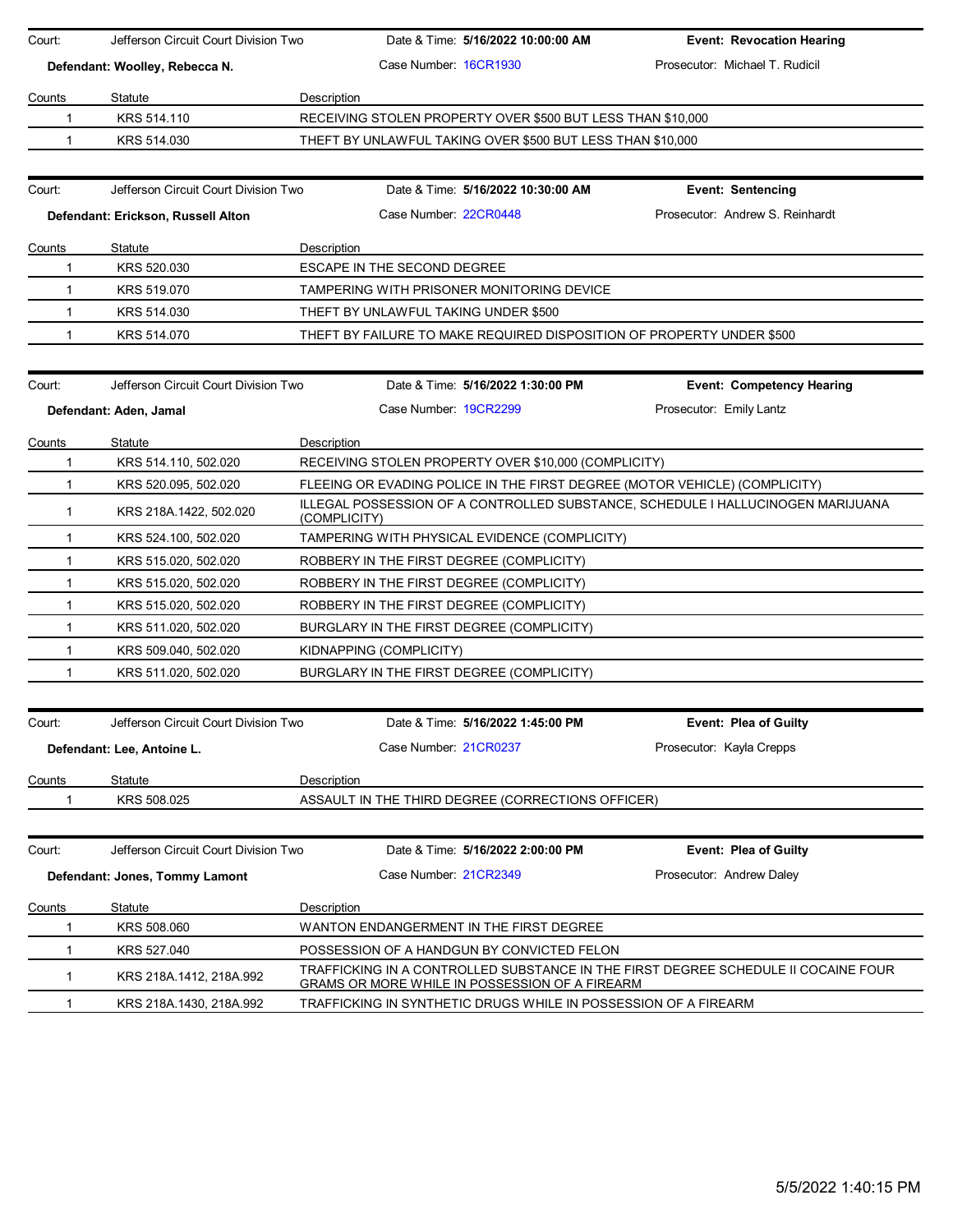Court: Jefferson Circuit Court Division Two | Date & Time: **5/16/2022 10:00:00 AM** | **Event: Revocation Hearing**

**Defendant: Woolley, Rebecca N.** | Case Number: 16CR1930 | Prosecutor: Michael T. Rudicil

| Counts | Statute | Description |
|---|---|---|
| 1 | KRS 514.110 | RECEIVING STOLEN PROPERTY OVER $500 BUT LESS THAN $10,000 |
| 1 | KRS 514.030 | THEFT BY UNLAWFUL TAKING OVER $500 BUT LESS THAN $10,000 |

Court: Jefferson Circuit Court Division Two | Date & Time: **5/16/2022 10:30:00 AM** | **Event: Sentencing**

**Defendant: Erickson, Russell Alton** | Case Number: 22CR0448 | Prosecutor: Andrew S. Reinhardt

| Counts | Statute | Description |
|---|---|---|
| 1 | KRS 520.030 | ESCAPE IN THE SECOND DEGREE |
| 1 | KRS 519.070 | TAMPERING WITH PRISONER MONITORING DEVICE |
| 1 | KRS 514.030 | THEFT BY UNLAWFUL TAKING UNDER $500 |
| 1 | KRS 514.070 | THEFT BY FAILURE TO MAKE REQUIRED DISPOSITION OF PROPERTY UNDER $500 |

Court: Jefferson Circuit Court Division Two | Date & Time: **5/16/2022 1:30:00 PM** | **Event: Competency Hearing**

**Defendant: Aden, Jamal** | Case Number: 19CR2299 | Prosecutor: Emily Lantz

| Counts | Statute | Description |
|---|---|---|
| 1 | KRS 514.110, 502.020 | RECEIVING STOLEN PROPERTY OVER $10,000 (COMPLICITY) |
| 1 | KRS 520.095, 502.020 | FLEEING OR EVADING POLICE IN THE FIRST DEGREE (MOTOR VEHICLE) (COMPLICITY) |
| 1 | KRS 218A.1422, 502.020 | ILLEGAL POSSESSION OF A CONTROLLED SUBSTANCE, SCHEDULE I HALLUCINOGEN MARIJUANA (COMPLICITY) |
| 1 | KRS 524.100, 502.020 | TAMPERING WITH PHYSICAL EVIDENCE (COMPLICITY) |
| 1 | KRS 515.020, 502.020 | ROBBERY IN THE FIRST DEGREE (COMPLICITY) |
| 1 | KRS 515.020, 502.020 | ROBBERY IN THE FIRST DEGREE (COMPLICITY) |
| 1 | KRS 515.020, 502.020 | ROBBERY IN THE FIRST DEGREE (COMPLICITY) |
| 1 | KRS 511.020, 502.020 | BURGLARY IN THE FIRST DEGREE (COMPLICITY) |
| 1 | KRS 509.040, 502.020 | KIDNAPPING (COMPLICITY) |
| 1 | KRS 511.020, 502.020 | BURGLARY IN THE FIRST DEGREE (COMPLICITY) |

Court: Jefferson Circuit Court Division Two | Date & Time: **5/16/2022 1:45:00 PM** | **Event: Plea of Guilty**

**Defendant: Lee, Antoine L.** | Case Number: 21CR0237 | Prosecutor: Kayla Crepps

| Counts | Statute | Description |
|---|---|---|
| 1 | KRS 508.025 | ASSAULT IN THE THIRD DEGREE (CORRECTIONS OFFICER) |

Court: Jefferson Circuit Court Division Two | Date & Time: **5/16/2022 2:00:00 PM** | **Event: Plea of Guilty**

**Defendant: Jones, Tommy Lamont** | Case Number: 21CR2349 | Prosecutor: Andrew Daley

| Counts | Statute | Description |
|---|---|---|
| 1 | KRS 508.060 | WANTON ENDANGERMENT IN THE FIRST DEGREE |
| 1 | KRS 527.040 | POSSESSION OF A HANDGUN BY CONVICTED FELON |
| 1 | KRS 218A.1412, 218A.992 | TRAFFICKING IN A CONTROLLED SUBSTANCE IN THE FIRST DEGREE SCHEDULE II COCAINE FOUR GRAMS OR MORE WHILE IN POSSESSION OF A FIREARM |
| 1 | KRS 218A.1430, 218A.992 | TRAFFICKING IN SYNTHETIC DRUGS WHILE IN POSSESSION OF A FIREARM |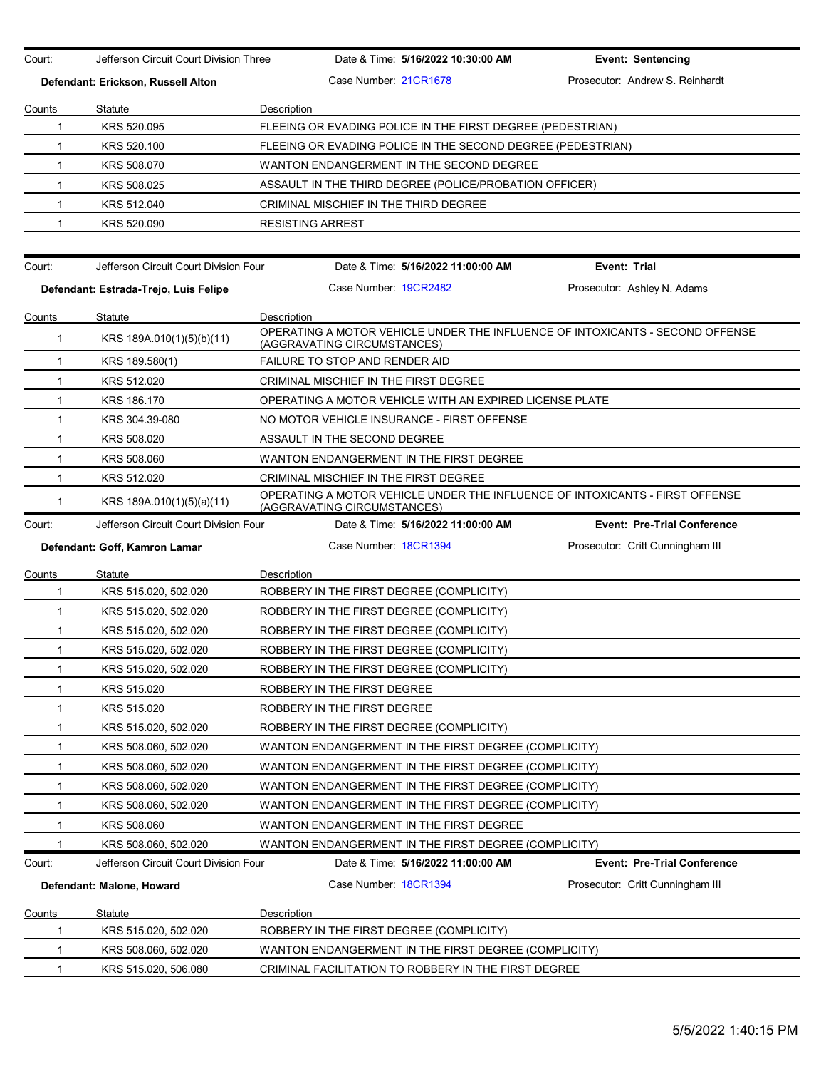| Court: | Jefferson Circuit Court Division Three | Date & Time: **5/16/2022 10:30:00 AM** | **Event: Sentencing** |
|---|---|---|---|
| **Defendant: Erickson, Russell Alton** | | Case Number: 21CR1678 | Prosecutor: Andrew S. Reinhardt |

| Counts | Statute | Description |
|---|---|---|
| 1 | KRS 520.095 | FLEEING OR EVADING POLICE IN THE FIRST DEGREE (PEDESTRIAN) |
| 1 | KRS 520.100 | FLEEING OR EVADING POLICE IN THE SECOND DEGREE (PEDESTRIAN) |
| 1 | KRS 508.070 | WANTON ENDANGERMENT IN THE SECOND DEGREE |
| 1 | KRS 508.025 | ASSAULT IN THE THIRD DEGREE (POLICE/PROBATION OFFICER) |
| 1 | KRS 512.040 | CRIMINAL MISCHIEF IN THE THIRD DEGREE |
| 1 | KRS 520.090 | RESISTING ARREST |

| Court: | Jefferson Circuit Court Division Four | Date & Time: **5/16/2022 11:00:00 AM** | **Event: Trial** |
|---|---|---|---|
| **Defendant: Estrada-Trejo, Luis Felipe** | | Case Number: 19CR2482 | Prosecutor: Ashley N. Adams |

| Counts | Statute | Description |
|---|---|---|
| 1 | KRS 189A.010(1)(5)(b)(11) | OPERATING A MOTOR VEHICLE UNDER THE INFLUENCE OF INTOXICANTS - SECOND OFFENSE (AGGRAVATING CIRCUMSTANCES) |
| 1 | KRS 189.580(1) | FAILURE TO STOP AND RENDER AID |
| 1 | KRS 512.020 | CRIMINAL MISCHIEF IN THE FIRST DEGREE |
| 1 | KRS 186.170 | OPERATING A MOTOR VEHICLE WITH AN EXPIRED LICENSE PLATE |
| 1 | KRS 304.39-080 | NO MOTOR VEHICLE INSURANCE - FIRST OFFENSE |
| 1 | KRS 508.020 | ASSAULT IN THE SECOND DEGREE |
| 1 | KRS 508.060 | WANTON ENDANGERMENT IN THE FIRST DEGREE |
| 1 | KRS 512.020 | CRIMINAL MISCHIEF IN THE FIRST DEGREE |
| 1 | KRS 189A.010(1)(5)(a)(11) | OPERATING A MOTOR VEHICLE UNDER THE INFLUENCE OF INTOXICANTS - FIRST OFFENSE (AGGRAVATING CIRCUMSTANCES) |

| Court: | Jefferson Circuit Court Division Four | Date & Time: **5/16/2022 11:00:00 AM** | **Event: Pre-Trial Conference** |
|---|---|---|---|
| **Defendant: Goff, Kamron Lamar** | | Case Number: 18CR1394 | Prosecutor: Critt Cunningham III |

| Counts | Statute | Description |
|---|---|---|
| 1 | KRS 515.020, 502.020 | ROBBERY IN THE FIRST DEGREE (COMPLICITY) |
| 1 | KRS 515.020, 502.020 | ROBBERY IN THE FIRST DEGREE (COMPLICITY) |
| 1 | KRS 515.020, 502.020 | ROBBERY IN THE FIRST DEGREE (COMPLICITY) |
| 1 | KRS 515.020, 502.020 | ROBBERY IN THE FIRST DEGREE (COMPLICITY) |
| 1 | KRS 515.020, 502.020 | ROBBERY IN THE FIRST DEGREE (COMPLICITY) |
| 1 | KRS 515.020 | ROBBERY IN THE FIRST DEGREE |
| 1 | KRS 515.020 | ROBBERY IN THE FIRST DEGREE |
| 1 | KRS 515.020, 502.020 | ROBBERY IN THE FIRST DEGREE (COMPLICITY) |
| 1 | KRS 508.060, 502.020 | WANTON ENDANGERMENT IN THE FIRST DEGREE (COMPLICITY) |
| 1 | KRS 508.060, 502.020 | WANTON ENDANGERMENT IN THE FIRST DEGREE (COMPLICITY) |
| 1 | KRS 508.060, 502.020 | WANTON ENDANGERMENT IN THE FIRST DEGREE (COMPLICITY) |
| 1 | KRS 508.060, 502.020 | WANTON ENDANGERMENT IN THE FIRST DEGREE (COMPLICITY) |
| 1 | KRS 508.060 | WANTON ENDANGERMENT IN THE FIRST DEGREE |
| 1 | KRS 508.060, 502.020 | WANTON ENDANGERMENT IN THE FIRST DEGREE (COMPLICITY) |

| Court: | Jefferson Circuit Court Division Four | Date & Time: **5/16/2022 11:00:00 AM** | **Event: Pre-Trial Conference** |
|---|---|---|---|
| **Defendant: Malone, Howard** | | Case Number: 18CR1394 | Prosecutor: Critt Cunningham III |

| Counts | Statute | Description |
|---|---|---|
| 1 | KRS 515.020, 502.020 | ROBBERY IN THE FIRST DEGREE (COMPLICITY) |
| 1 | KRS 508.060, 502.020 | WANTON ENDANGERMENT IN THE FIRST DEGREE (COMPLICITY) |
| 1 | KRS 515.020, 506.080 | CRIMINAL FACILITATION TO ROBBERY IN THE FIRST DEGREE |

5/5/2022 1:40:15 PM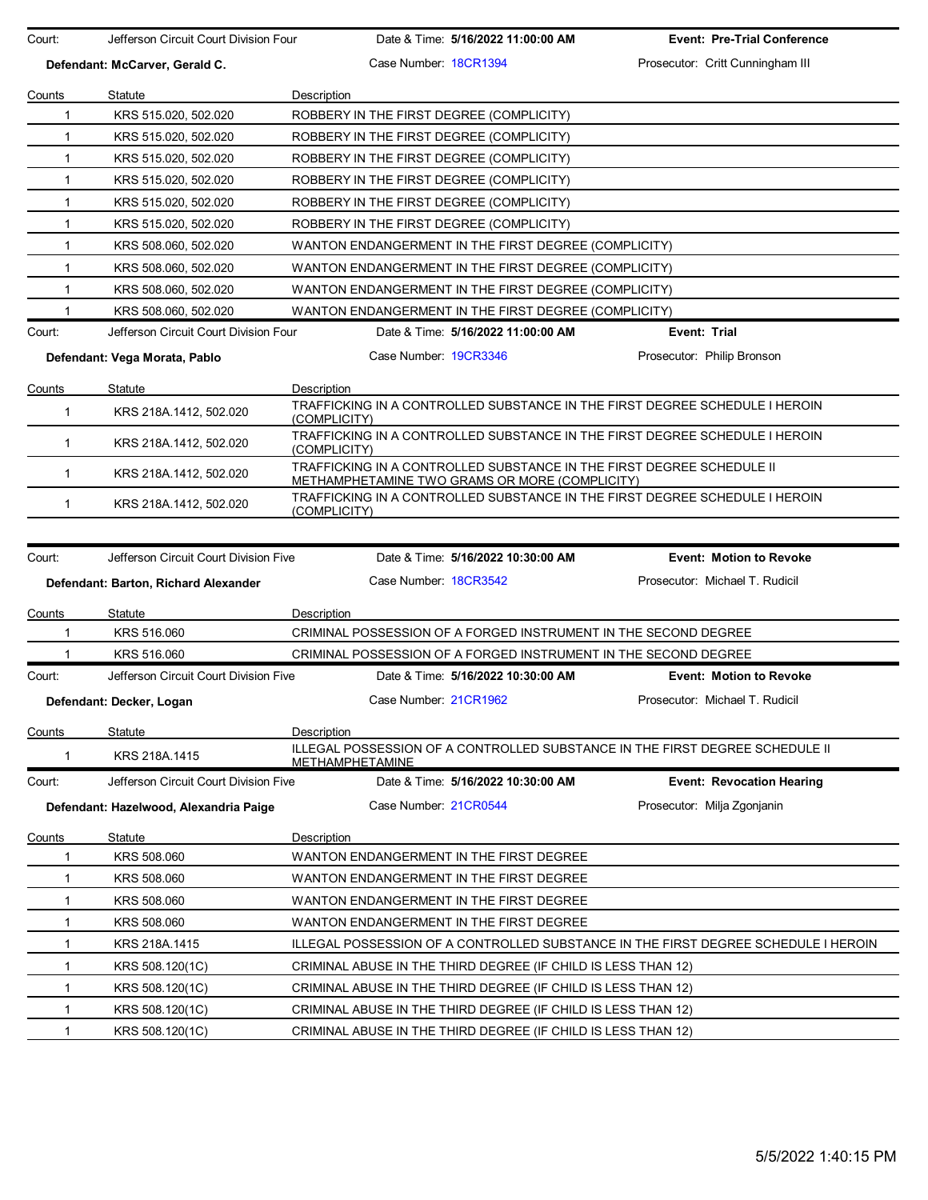Court: Jefferson Circuit Court Division Four | Date & Time: **5/16/2022 11:00:00 AM** | **Event: Pre-Trial Conference**

**Defendant: McCarver, Gerald C.** | Case Number: 18CR1394 | Prosecutor: Critt Cunningham III

| Counts | Statute | Description |
|---|---|---|
| 1 | KRS 515.020, 502.020 | ROBBERY IN THE FIRST DEGREE (COMPLICITY) |
| 1 | KRS 515.020, 502.020 | ROBBERY IN THE FIRST DEGREE (COMPLICITY) |
| 1 | KRS 515.020, 502.020 | ROBBERY IN THE FIRST DEGREE (COMPLICITY) |
| 1 | KRS 515.020, 502.020 | ROBBERY IN THE FIRST DEGREE (COMPLICITY) |
| 1 | KRS 515.020, 502.020 | ROBBERY IN THE FIRST DEGREE (COMPLICITY) |
| 1 | KRS 515.020, 502.020 | ROBBERY IN THE FIRST DEGREE (COMPLICITY) |
| 1 | KRS 508.060, 502.020 | WANTON ENDANGERMENT IN THE FIRST DEGREE (COMPLICITY) |
| 1 | KRS 508.060, 502.020 | WANTON ENDANGERMENT IN THE FIRST DEGREE (COMPLICITY) |
| 1 | KRS 508.060, 502.020 | WANTON ENDANGERMENT IN THE FIRST DEGREE (COMPLICITY) |
| 1 | KRS 508.060, 502.020 | WANTON ENDANGERMENT IN THE FIRST DEGREE (COMPLICITY) |

Court: Jefferson Circuit Court Division Four | Date & Time: **5/16/2022 11:00:00 AM** | **Event: Trial**

**Defendant: Vega Morata, Pablo** | Case Number: 19CR3346 | Prosecutor: Philip Bronson

| Counts | Statute | Description |
|---|---|---|
| 1 | KRS 218A.1412, 502.020 | TRAFFICKING IN A CONTROLLED SUBSTANCE IN THE FIRST DEGREE SCHEDULE I HEROIN (COMPLICITY) |
| 1 | KRS 218A.1412, 502.020 | TRAFFICKING IN A CONTROLLED SUBSTANCE IN THE FIRST DEGREE SCHEDULE I HEROIN (COMPLICITY) |
| 1 | KRS 218A.1412, 502.020 | TRAFFICKING IN A CONTROLLED SUBSTANCE IN THE FIRST DEGREE SCHEDULE II METHAMPHETAMINE TWO GRAMS OR MORE (COMPLICITY) |
| 1 | KRS 218A.1412, 502.020 | TRAFFICKING IN A CONTROLLED SUBSTANCE IN THE FIRST DEGREE SCHEDULE I HEROIN (COMPLICITY) |

Court: Jefferson Circuit Court Division Five | Date & Time: **5/16/2022 10:30:00 AM** | **Event: Motion to Revoke**

**Defendant: Barton, Richard Alexander** | Case Number: 18CR3542 | Prosecutor: Michael T. Rudicil

| Counts | Statute | Description |
|---|---|---|
| 1 | KRS 516.060 | CRIMINAL POSSESSION OF A FORGED INSTRUMENT IN THE SECOND DEGREE |
| 1 | KRS 516.060 | CRIMINAL POSSESSION OF A FORGED INSTRUMENT IN THE SECOND DEGREE |

Court: Jefferson Circuit Court Division Five | Date & Time: **5/16/2022 10:30:00 AM** | **Event: Motion to Revoke**

**Defendant: Decker, Logan** | Case Number: 21CR1962 | Prosecutor: Michael T. Rudicil

| Counts | Statute | Description |
|---|---|---|
| 1 | KRS 218A.1415 | ILLEGAL POSSESSION OF A CONTROLLED SUBSTANCE IN THE FIRST DEGREE SCHEDULE II METHAMPHETAMINE |

Court: Jefferson Circuit Court Division Five | Date & Time: **5/16/2022 10:30:00 AM** | **Event: Revocation Hearing**

**Defendant: Hazelwood, Alexandria Paige** | Case Number: 21CR0544 | Prosecutor: Milja Zgonjanin

| Counts | Statute | Description |
|---|---|---|
| 1 | KRS 508.060 | WANTON ENDANGERMENT IN THE FIRST DEGREE |
| 1 | KRS 508.060 | WANTON ENDANGERMENT IN THE FIRST DEGREE |
| 1 | KRS 508.060 | WANTON ENDANGERMENT IN THE FIRST DEGREE |
| 1 | KRS 508.060 | WANTON ENDANGERMENT IN THE FIRST DEGREE |
| 1 | KRS 218A.1415 | ILLEGAL POSSESSION OF A CONTROLLED SUBSTANCE IN THE FIRST DEGREE SCHEDULE I HEROIN |
| 1 | KRS 508.120(1C) | CRIMINAL ABUSE IN THE THIRD DEGREE (IF CHILD IS LESS THAN 12) |
| 1 | KRS 508.120(1C) | CRIMINAL ABUSE IN THE THIRD DEGREE (IF CHILD IS LESS THAN 12) |
| 1 | KRS 508.120(1C) | CRIMINAL ABUSE IN THE THIRD DEGREE (IF CHILD IS LESS THAN 12) |
| 1 | KRS 508.120(1C) | CRIMINAL ABUSE IN THE THIRD DEGREE (IF CHILD IS LESS THAN 12) |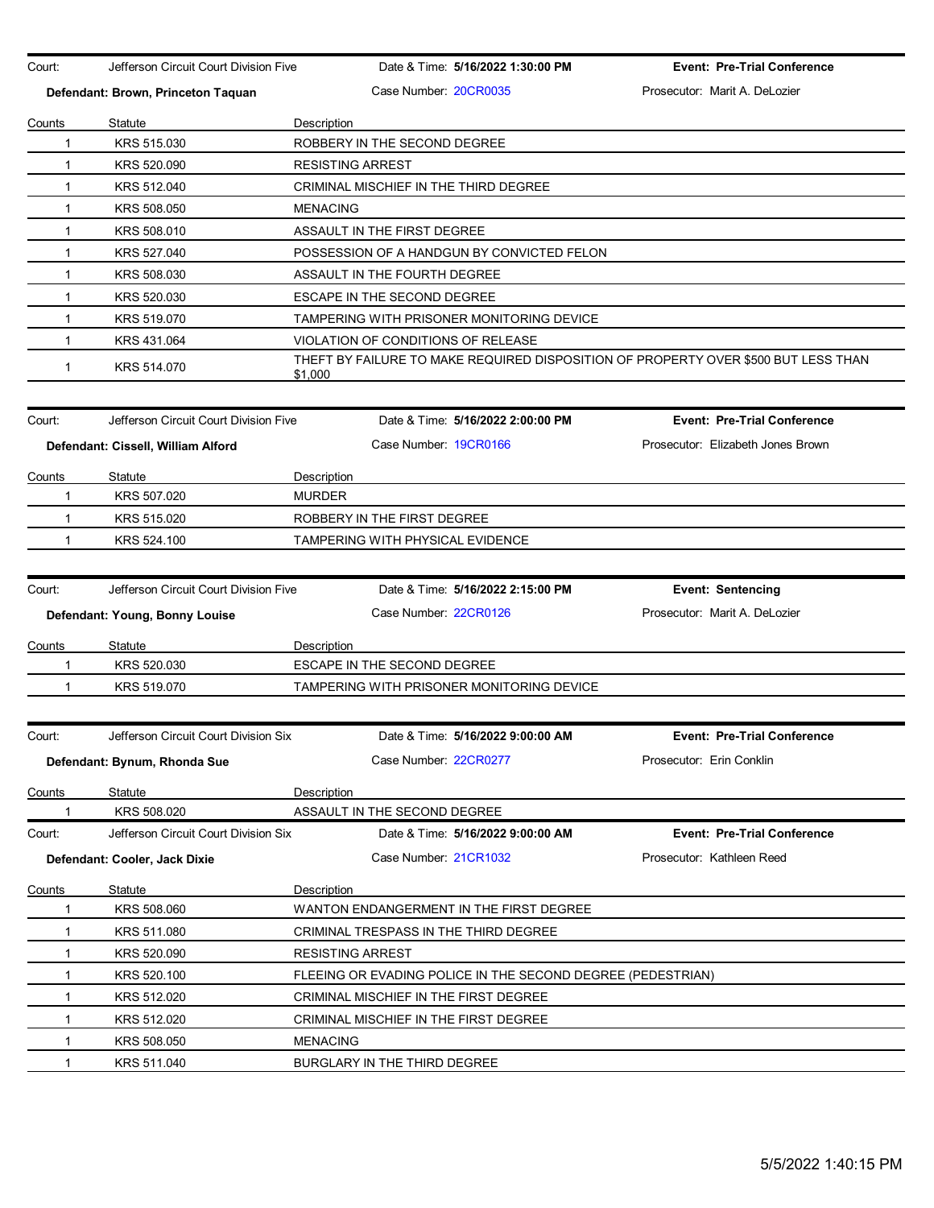Court: Jefferson Circuit Court Division Five | Date & Time: **5/16/2022 1:30:00 PM** | **Event: Pre-Trial Conference**

**Defendant: Brown, Princeton Taquan** | Case Number: 20CR0035 | Prosecutor: Marit A. DeLozier

| Counts | Statute | Description |
|---|---|---|
| 1 | KRS 515.030 | ROBBERY IN THE SECOND DEGREE |
| 1 | KRS 520.090 | RESISTING ARREST |
| 1 | KRS 512.040 | CRIMINAL MISCHIEF IN THE THIRD DEGREE |
| 1 | KRS 508.050 | MENACING |
| 1 | KRS 508.010 | ASSAULT IN THE FIRST DEGREE |
| 1 | KRS 527.040 | POSSESSION OF A HANDGUN BY CONVICTED FELON |
| 1 | KRS 508.030 | ASSAULT IN THE FOURTH DEGREE |
| 1 | KRS 520.030 | ESCAPE IN THE SECOND DEGREE |
| 1 | KRS 519.070 | TAMPERING WITH PRISONER MONITORING DEVICE |
| 1 | KRS 431.064 | VIOLATION OF CONDITIONS OF RELEASE |
| 1 | KRS 514.070 | THEFT BY FAILURE TO MAKE REQUIRED DISPOSITION OF PROPERTY OVER $500 BUT LESS THAN $1,000 |

Court: Jefferson Circuit Court Division Five | Date & Time: **5/16/2022 2:00:00 PM** | **Event: Pre-Trial Conference**

**Defendant: Cissell, William Alford** | Case Number: 19CR0166 | Prosecutor: Elizabeth Jones Brown

| Counts | Statute | Description |
|---|---|---|
| 1 | KRS 507.020 | MURDER |
| 1 | KRS 515.020 | ROBBERY IN THE FIRST DEGREE |
| 1 | KRS 524.100 | TAMPERING WITH PHYSICAL EVIDENCE |

Court: Jefferson Circuit Court Division Five | Date & Time: **5/16/2022 2:15:00 PM** | **Event: Sentencing**

**Defendant: Young, Bonny Louise** | Case Number: 22CR0126 | Prosecutor: Marit A. DeLozier

| Counts | Statute | Description |
|---|---|---|
| 1 | KRS 520.030 | ESCAPE IN THE SECOND DEGREE |
| 1 | KRS 519.070 | TAMPERING WITH PRISONER MONITORING DEVICE |

Court: Jefferson Circuit Court Division Six | Date & Time: **5/16/2022 9:00:00 AM** | **Event: Pre-Trial Conference**

**Defendant: Bynum, Rhonda Sue** | Case Number: 22CR0277 | Prosecutor: Erin Conklin

| Counts | Statute | Description |
|---|---|---|
| 1 | KRS 508.020 | ASSAULT IN THE SECOND DEGREE |

Court: Jefferson Circuit Court Division Six | Date & Time: **5/16/2022 9:00:00 AM** | **Event: Pre-Trial Conference**

**Defendant: Cooler, Jack Dixie** | Case Number: 21CR1032 | Prosecutor: Kathleen Reed

| Counts | Statute | Description |
|---|---|---|
| 1 | KRS 508.060 | WANTON ENDANGERMENT IN THE FIRST DEGREE |
| 1 | KRS 511.080 | CRIMINAL TRESPASS IN THE THIRD DEGREE |
| 1 | KRS 520.090 | RESISTING ARREST |
| 1 | KRS 520.100 | FLEEING OR EVADING POLICE IN THE SECOND DEGREE (PEDESTRIAN) |
| 1 | KRS 512.020 | CRIMINAL MISCHIEF IN THE FIRST DEGREE |
| 1 | KRS 512.020 | CRIMINAL MISCHIEF IN THE FIRST DEGREE |
| 1 | KRS 508.050 | MENACING |
| 1 | KRS 511.040 | BURGLARY IN THE THIRD DEGREE |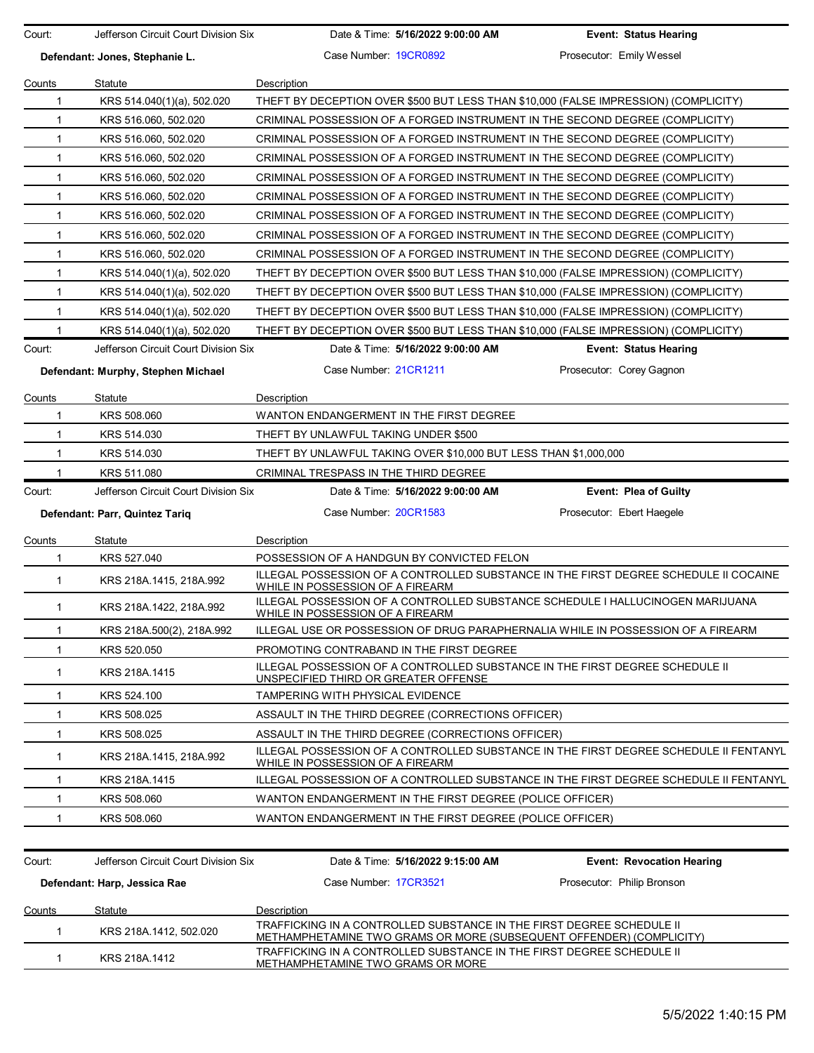| Court: | Jefferson Circuit Court Division Six | Date & Time: **5/16/2022 9:00:00 AM** | **Event: Status Hearing** |
|---|---|---|---|
| **Defendant: Jones, Stephanie L.** | | Case Number: 19CR0892 | Prosecutor: Emily Wessel |

| Counts | Statute | Description |
|---|---|---|
| 1 | KRS 514.040(1)(a), 502.020 | THEFT BY DECEPTION OVER $500 BUT LESS THAN $10,000 (FALSE IMPRESSION) (COMPLICITY) |
| 1 | KRS 516.060, 502.020 | CRIMINAL POSSESSION OF A FORGED INSTRUMENT IN THE SECOND DEGREE (COMPLICITY) |
| 1 | KRS 516.060, 502.020 | CRIMINAL POSSESSION OF A FORGED INSTRUMENT IN THE SECOND DEGREE (COMPLICITY) |
| 1 | KRS 516.060, 502.020 | CRIMINAL POSSESSION OF A FORGED INSTRUMENT IN THE SECOND DEGREE (COMPLICITY) |
| 1 | KRS 516.060, 502.020 | CRIMINAL POSSESSION OF A FORGED INSTRUMENT IN THE SECOND DEGREE (COMPLICITY) |
| 1 | KRS 516.060, 502.020 | CRIMINAL POSSESSION OF A FORGED INSTRUMENT IN THE SECOND DEGREE (COMPLICITY) |
| 1 | KRS 516.060, 502.020 | CRIMINAL POSSESSION OF A FORGED INSTRUMENT IN THE SECOND DEGREE (COMPLICITY) |
| 1 | KRS 516.060, 502.020 | CRIMINAL POSSESSION OF A FORGED INSTRUMENT IN THE SECOND DEGREE (COMPLICITY) |
| 1 | KRS 516.060, 502.020 | CRIMINAL POSSESSION OF A FORGED INSTRUMENT IN THE SECOND DEGREE (COMPLICITY) |
| 1 | KRS 514.040(1)(a), 502.020 | THEFT BY DECEPTION OVER $500 BUT LESS THAN $10,000 (FALSE IMPRESSION) (COMPLICITY) |
| 1 | KRS 514.040(1)(a), 502.020 | THEFT BY DECEPTION OVER $500 BUT LESS THAN $10,000 (FALSE IMPRESSION) (COMPLICITY) |
| 1 | KRS 514.040(1)(a), 502.020 | THEFT BY DECEPTION OVER $500 BUT LESS THAN $10,000 (FALSE IMPRESSION) (COMPLICITY) |
| 1 | KRS 514.040(1)(a), 502.020 | THEFT BY DECEPTION OVER $500 BUT LESS THAN $10,000 (FALSE IMPRESSION) (COMPLICITY) |

| Court: | Jefferson Circuit Court Division Six | Date & Time: **5/16/2022 9:00:00 AM** | **Event: Status Hearing** |
|---|---|---|---|
| **Defendant: Murphy, Stephen Michael** | | Case Number: 21CR1211 | Prosecutor: Corey Gagnon |

| Counts | Statute | Description |
|---|---|---|
| 1 | KRS 508.060 | WANTON ENDANGERMENT IN THE FIRST DEGREE |
| 1 | KRS 514.030 | THEFT BY UNLAWFUL TAKING UNDER $500 |
| 1 | KRS 514.030 | THEFT BY UNLAWFUL TAKING OVER $10,000 BUT LESS THAN $1,000,000 |
| 1 | KRS 511.080 | CRIMINAL TRESPASS IN THE THIRD DEGREE |

| Court: | Jefferson Circuit Court Division Six | Date & Time: **5/16/2022 9:00:00 AM** | **Event: Plea of Guilty** |
|---|---|---|---|
| **Defendant: Parr, Quintez Tariq** | | Case Number: 20CR1583 | Prosecutor: Ebert Haegele |

| Counts | Statute | Description |
|---|---|---|
| 1 | KRS 527.040 | POSSESSION OF A HANDGUN BY CONVICTED FELON |
| 1 | KRS 218A.1415, 218A.992 | ILLEGAL POSSESSION OF A CONTROLLED SUBSTANCE IN THE FIRST DEGREE SCHEDULE II COCAINE WHILE IN POSSESSION OF A FIREARM |
| 1 | KRS 218A.1422, 218A.992 | ILLEGAL POSSESSION OF A CONTROLLED SUBSTANCE SCHEDULE I HALLUCINOGEN MARIJUANA WHILE IN POSSESSION OF A FIREARM |
| 1 | KRS 218A.500(2), 218A.992 | ILLEGAL USE OR POSSESSION OF DRUG PARAPHERNALIA WHILE IN POSSESSION OF A FIREARM |
| 1 | KRS 520.050 | PROMOTING CONTRABAND IN THE FIRST DEGREE |
| 1 | KRS 218A.1415 | ILLEGAL POSSESSION OF A CONTROLLED SUBSTANCE IN THE FIRST DEGREE SCHEDULE II UNSPECIFIED THIRD OR GREATER OFFENSE |
| 1 | KRS 524.100 | TAMPERING WITH PHYSICAL EVIDENCE |
| 1 | KRS 508.025 | ASSAULT IN THE THIRD DEGREE (CORRECTIONS OFFICER) |
| 1 | KRS 508.025 | ASSAULT IN THE THIRD DEGREE (CORRECTIONS OFFICER) |
| 1 | KRS 218A.1415, 218A.992 | ILLEGAL POSSESSION OF A CONTROLLED SUBSTANCE IN THE FIRST DEGREE SCHEDULE II FENTANYL WHILE IN POSSESSION OF A FIREARM |
| 1 | KRS 218A.1415 | ILLEGAL POSSESSION OF A CONTROLLED SUBSTANCE IN THE FIRST DEGREE SCHEDULE II FENTANYL |
| 1 | KRS 508.060 | WANTON ENDANGERMENT IN THE FIRST DEGREE (POLICE OFFICER) |
| 1 | KRS 508.060 | WANTON ENDANGERMENT IN THE FIRST DEGREE (POLICE OFFICER) |

| Court: | Jefferson Circuit Court Division Six | Date & Time: **5/16/2022 9:15:00 AM** | **Event: Revocation Hearing** |
|---|---|---|---|
| **Defendant: Harp, Jessica Rae** | | Case Number: 17CR3521 | Prosecutor: Philip Bronson |

| Counts | Statute | Description |
|---|---|---|
| 1 | KRS 218A.1412, 502.020 | TRAFFICKING IN A CONTROLLED SUBSTANCE IN THE FIRST DEGREE SCHEDULE II METHAMPHETAMINE TWO GRAMS OR MORE (SUBSEQUENT OFFENDER) (COMPLICITY) |
| 1 | KRS 218A.1412 | TRAFFICKING IN A CONTROLLED SUBSTANCE IN THE FIRST DEGREE SCHEDULE II METHAMPHETAMINE TWO GRAMS OR MORE |

5/5/2022 1:40:15 PM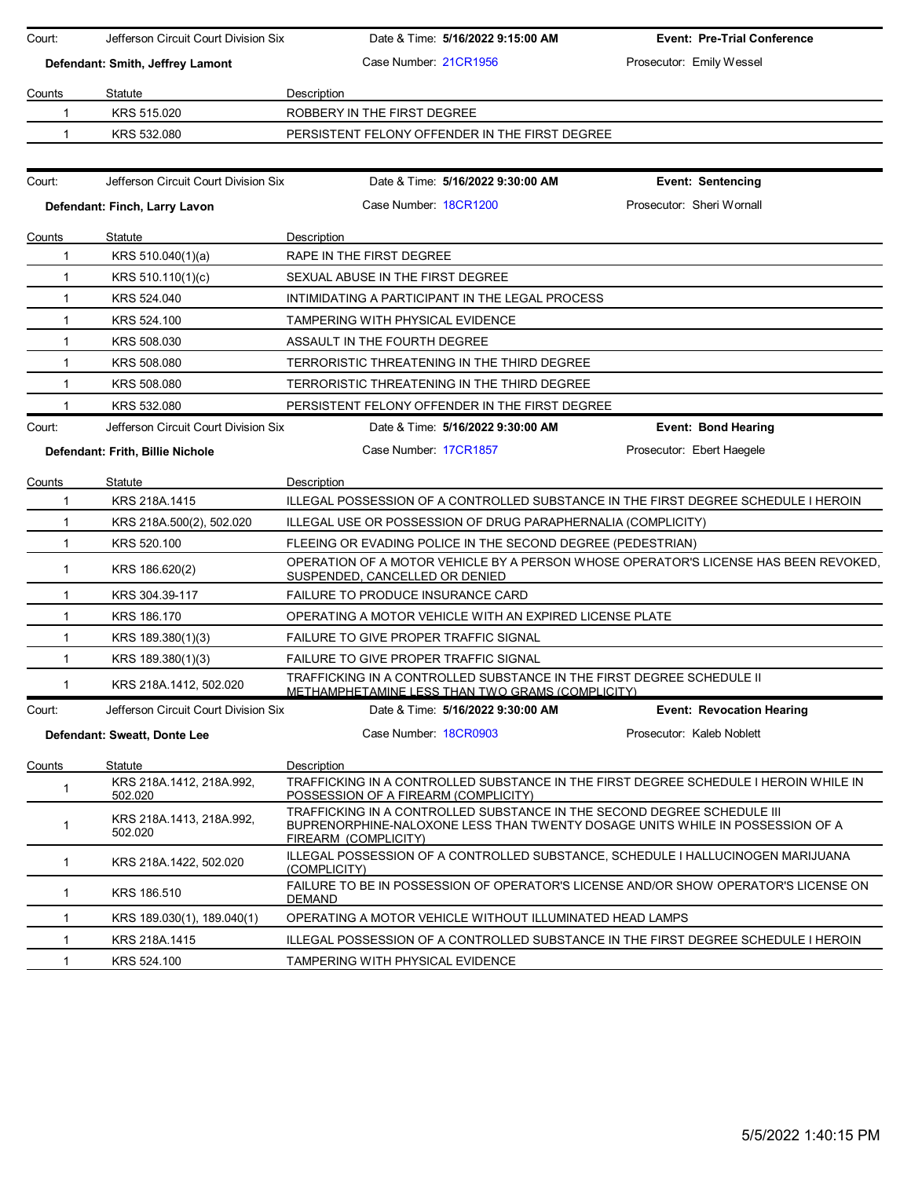| Court: | Jefferson Circuit Court Division Six | Date & Time: **5/16/2022 9:15:00 AM** | **Event: Pre-Trial Conference** |
|---|---|---|---|
| **Defendant: Smith, Jeffrey Lamont** | | Case Number: 21CR1956 | Prosecutor: Emily Wessel |

| Counts | Statute | Description |
|---|---|---|
| 1 | KRS 515.020 | ROBBERY IN THE FIRST DEGREE |
| 1 | KRS 532.080 | PERSISTENT FELONY OFFENDER IN THE FIRST DEGREE |

| Court: | Jefferson Circuit Court Division Six | Date & Time: **5/16/2022 9:30:00 AM** | **Event: Sentencing** |
|---|---|---|---|
| **Defendant: Finch, Larry Lavon** | | Case Number: 18CR1200 | Prosecutor: Sheri Wornall |

| Counts | Statute | Description |
|---|---|---|
| 1 | KRS 510.040(1)(a) | RAPE IN THE FIRST DEGREE |
| 1 | KRS 510.110(1)(c) | SEXUAL ABUSE IN THE FIRST DEGREE |
| 1 | KRS 524.040 | INTIMIDATING A PARTICIPANT IN THE LEGAL PROCESS |
| 1 | KRS 524.100 | TAMPERING WITH PHYSICAL EVIDENCE |
| 1 | KRS 508.030 | ASSAULT IN THE FOURTH DEGREE |
| 1 | KRS 508.080 | TERRORISTIC THREATENING IN THE THIRD DEGREE |
| 1 | KRS 508.080 | TERRORISTIC THREATENING IN THE THIRD DEGREE |
| 1 | KRS 532.080 | PERSISTENT FELONY OFFENDER IN THE FIRST DEGREE |

| Court: | Jefferson Circuit Court Division Six | Date & Time: **5/16/2022 9:30:00 AM** | **Event: Bond Hearing** |
|---|---|---|---|
| **Defendant: Frith, Billie Nichole** | | Case Number: 17CR1857 | Prosecutor: Ebert Haegele |

| Counts | Statute | Description |
|---|---|---|
| 1 | KRS 218A.1415 | ILLEGAL POSSESSION OF A CONTROLLED SUBSTANCE IN THE FIRST DEGREE SCHEDULE I HEROIN |
| 1 | KRS 218A.500(2), 502.020 | ILLEGAL USE OR POSSESSION OF DRUG PARAPHERNALIA (COMPLICITY) |
| 1 | KRS 520.100 | FLEEING OR EVADING POLICE IN THE SECOND DEGREE (PEDESTRIAN) |
| 1 | KRS 186.620(2) | OPERATION OF A MOTOR VEHICLE BY A PERSON WHOSE OPERATOR'S LICENSE HAS BEEN REVOKED, SUSPENDED, CANCELLED OR DENIED |
| 1 | KRS 304.39-117 | FAILURE TO PRODUCE INSURANCE CARD |
| 1 | KRS 186.170 | OPERATING A MOTOR VEHICLE WITH AN EXPIRED LICENSE PLATE |
| 1 | KRS 189.380(1)(3) | FAILURE TO GIVE PROPER TRAFFIC SIGNAL |
| 1 | KRS 189.380(1)(3) | FAILURE TO GIVE PROPER TRAFFIC SIGNAL |
| 1 | KRS 218A.1412, 502.020 | TRAFFICKING IN A CONTROLLED SUBSTANCE IN THE FIRST DEGREE SCHEDULE II METHAMPHETAMINE LESS THAN TWO GRAMS (COMPLICITY) |

| Court: | Jefferson Circuit Court Division Six | Date & Time: **5/16/2022 9:30:00 AM** | **Event: Revocation Hearing** |
|---|---|---|---|
| **Defendant: Sweatt, Donte Lee** | | Case Number: 18CR0903 | Prosecutor: Kaleb Noblett |

| Counts | Statute | Description |
|---|---|---|
| 1 | KRS 218A.1412, 218A.992, 502.020 | TRAFFICKING IN A CONTROLLED SUBSTANCE IN THE FIRST DEGREE SCHEDULE I HEROIN WHILE IN POSSESSION OF A FIREARM (COMPLICITY) |
| 1 | KRS 218A.1413, 218A.992, 502.020 | TRAFFICKING IN A CONTROLLED SUBSTANCE IN THE SECOND DEGREE SCHEDULE III BUPRENORPHINE-NALOXONE LESS THAN TWENTY DOSAGE UNITS WHILE IN POSSESSION OF A FIREARM (COMPLICITY) |
| 1 | KRS 218A.1422, 502.020 | ILLEGAL POSSESSION OF A CONTROLLED SUBSTANCE, SCHEDULE I HALLUCINOGEN MARIJUANA (COMPLICITY) |
| 1 | KRS 186.510 | FAILURE TO BE IN POSSESSION OF OPERATOR'S LICENSE AND/OR SHOW OPERATOR'S LICENSE ON DEMAND |
| 1 | KRS 189.030(1), 189.040(1) | OPERATING A MOTOR VEHICLE WITHOUT ILLUMINATED HEAD LAMPS |
| 1 | KRS 218A.1415 | ILLEGAL POSSESSION OF A CONTROLLED SUBSTANCE IN THE FIRST DEGREE SCHEDULE I HEROIN |
| 1 | KRS 524.100 | TAMPERING WITH PHYSICAL EVIDENCE |

5/5/2022 1:40:15 PM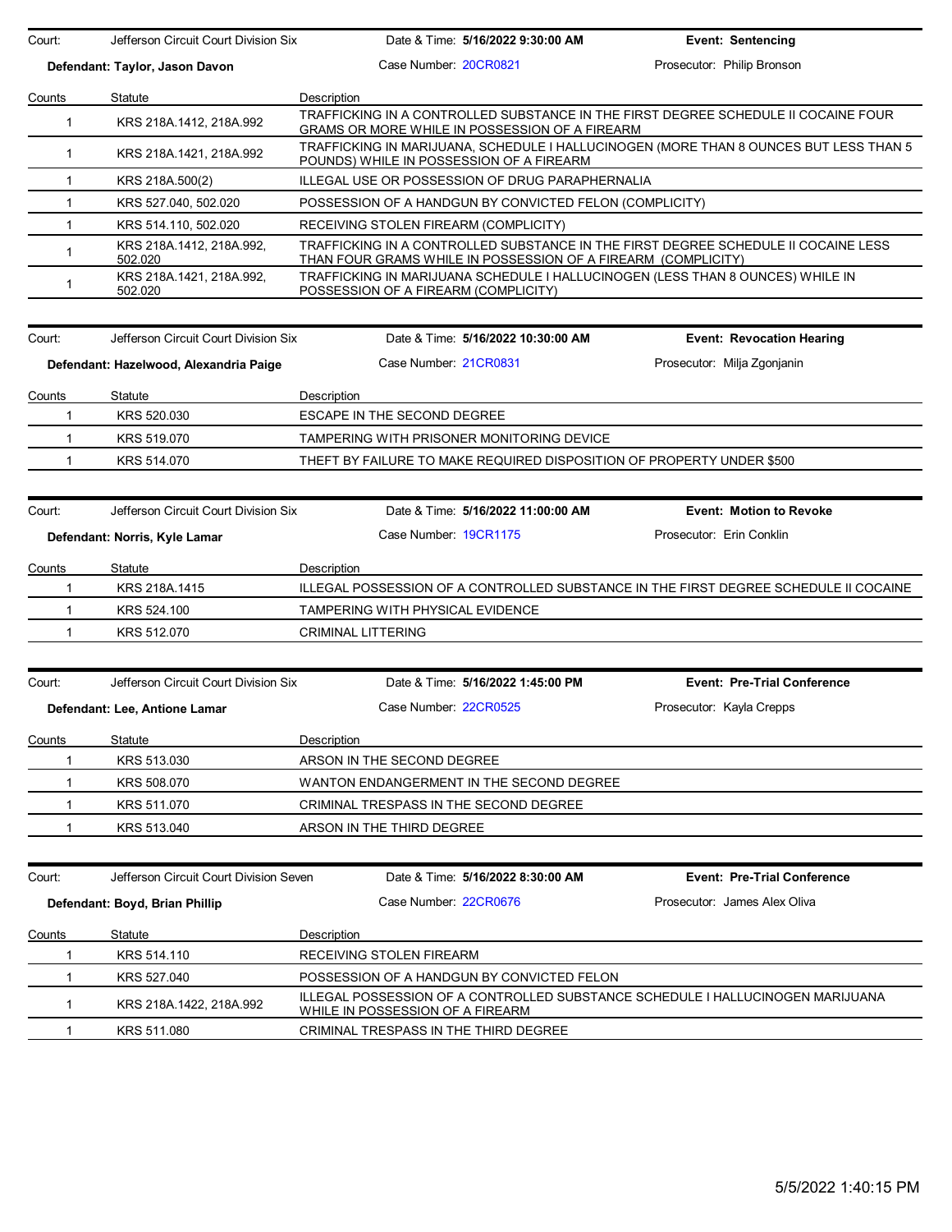Court: Jefferson Circuit Court Division Six | Date & Time: **5/16/2022 9:30:00 AM** | **Event: Sentencing**

**Defendant: Taylor, Jason Davon** | Case Number: 20CR0821 | Prosecutor: Philip Bronson

| Counts | Statute | Description |
|---|---|---|
| 1 | KRS 218A.1412, 218A.992 | TRAFFICKING IN A CONTROLLED SUBSTANCE IN THE FIRST DEGREE SCHEDULE II COCAINE FOUR GRAMS OR MORE WHILE IN POSSESSION OF A FIREARM |
| 1 | KRS 218A.1421, 218A.992 | TRAFFICKING IN MARIJUANA, SCHEDULE I HALLUCINOGEN (MORE THAN 8 OUNCES BUT LESS THAN 5 POUNDS) WHILE IN POSSESSION OF A FIREARM |
| 1 | KRS 218A.500(2) | ILLEGAL USE OR POSSESSION OF DRUG PARAPHERNALIA |
| 1 | KRS 527.040, 502.020 | POSSESSION OF A HANDGUN BY CONVICTED FELON (COMPLICITY) |
| 1 | KRS 514.110, 502.020 | RECEIVING STOLEN FIREARM (COMPLICITY) |
| 1 | KRS 218A.1412, 218A.992, 502.020 | TRAFFICKING IN A CONTROLLED SUBSTANCE IN THE FIRST DEGREE SCHEDULE II COCAINE LESS THAN FOUR GRAMS WHILE IN POSSESSION OF A FIREARM (COMPLICITY) |
| 1 | KRS 218A.1421, 218A.992, 502.020 | TRAFFICKING IN MARIJUANA SCHEDULE I HALLUCINOGEN (LESS THAN 8 OUNCES) WHILE IN POSSESSION OF A FIREARM (COMPLICITY) |

Court: Jefferson Circuit Court Division Six | Date & Time: **5/16/2022 10:30:00 AM** | **Event: Revocation Hearing**

**Defendant: Hazelwood, Alexandria Paige** | Case Number: 21CR0831 | Prosecutor: Milja Zgonjanin

| Counts | Statute | Description |
|---|---|---|
| 1 | KRS 520.030 | ESCAPE IN THE SECOND DEGREE |
| 1 | KRS 519.070 | TAMPERING WITH PRISONER MONITORING DEVICE |
| 1 | KRS 514.070 | THEFT BY FAILURE TO MAKE REQUIRED DISPOSITION OF PROPERTY UNDER $500 |

Court: Jefferson Circuit Court Division Six | Date & Time: **5/16/2022 11:00:00 AM** | **Event: Motion to Revoke**

**Defendant: Norris, Kyle Lamar** | Case Number: 19CR1175 | Prosecutor: Erin Conklin

| Counts | Statute | Description |
|---|---|---|
| 1 | KRS 218A.1415 | ILLEGAL POSSESSION OF A CONTROLLED SUBSTANCE IN THE FIRST DEGREE SCHEDULE II COCAINE |
| 1 | KRS 524.100 | TAMPERING WITH PHYSICAL EVIDENCE |
| 1 | KRS 512.070 | CRIMINAL LITTERING |

Court: Jefferson Circuit Court Division Six | Date & Time: **5/16/2022 1:45:00 PM** | **Event: Pre-Trial Conference**

**Defendant: Lee, Antione Lamar** | Case Number: 22CR0525 | Prosecutor: Kayla Crepps

| Counts | Statute | Description |
|---|---|---|
| 1 | KRS 513.030 | ARSON IN THE SECOND DEGREE |
| 1 | KRS 508.070 | WANTON ENDANGERMENT IN THE SECOND DEGREE |
| 1 | KRS 511.070 | CRIMINAL TRESPASS IN THE SECOND DEGREE |
| 1 | KRS 513.040 | ARSON IN THE THIRD DEGREE |

Court: Jefferson Circuit Court Division Seven | Date & Time: **5/16/2022 8:30:00 AM** | **Event: Pre-Trial Conference**

**Defendant: Boyd, Brian Phillip** | Case Number: 22CR0676 | Prosecutor: James Alex Oliva

| Counts | Statute | Description |
|---|---|---|
| 1 | KRS 514.110 | RECEIVING STOLEN FIREARM |
| 1 | KRS 527.040 | POSSESSION OF A HANDGUN BY CONVICTED FELON |
| 1 | KRS 218A.1422, 218A.992 | ILLEGAL POSSESSION OF A CONTROLLED SUBSTANCE SCHEDULE I HALLUCINOGEN MARIJUANA WHILE IN POSSESSION OF A FIREARM |
| 1 | KRS 511.080 | CRIMINAL TRESPASS IN THE THIRD DEGREE |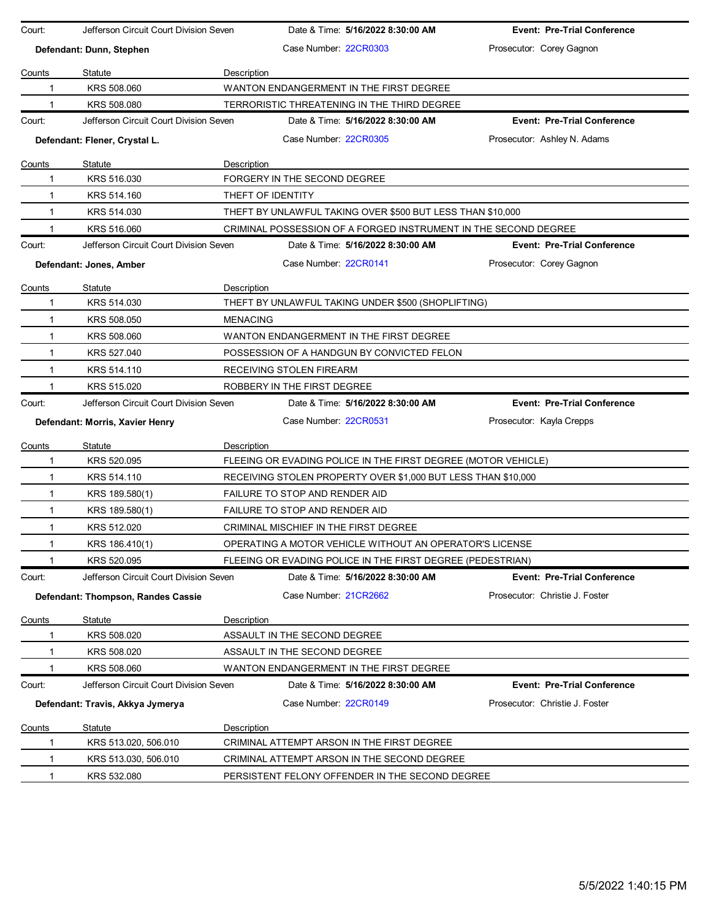Court: Jefferson Circuit Court Division Seven | Date & Time: **5/16/2022 8:30:00 AM** | **Event: Pre-Trial Conference**

**Defendant: Dunn, Stephen** | Case Number: 22CR0303 | Prosecutor: Corey Gagnon

| Counts | Statute | Description |
|---|---|---|
| 1 | KRS 508.060 | WANTON ENDANGERMENT IN THE FIRST DEGREE |
| 1 | KRS 508.080 | TERRORISTIC THREATENING IN THE THIRD DEGREE |

Court: Jefferson Circuit Court Division Seven | Date & Time: **5/16/2022 8:30:00 AM** | **Event: Pre-Trial Conference**

**Defendant: Flener, Crystal L.** | Case Number: 22CR0305 | Prosecutor: Ashley N. Adams

| Counts | Statute | Description |
|---|---|---|
| 1 | KRS 516.030 | FORGERY IN THE SECOND DEGREE |
| 1 | KRS 514.160 | THEFT OF IDENTITY |
| 1 | KRS 514.030 | THEFT BY UNLAWFUL TAKING OVER $500 BUT LESS THAN $10,000 |
| 1 | KRS 516.060 | CRIMINAL POSSESSION OF A FORGED INSTRUMENT IN THE SECOND DEGREE |

Court: Jefferson Circuit Court Division Seven | Date & Time: **5/16/2022 8:30:00 AM** | **Event: Pre-Trial Conference**

**Defendant: Jones, Amber** | Case Number: 22CR0141 | Prosecutor: Corey Gagnon

| Counts | Statute | Description |
|---|---|---|
| 1 | KRS 514.030 | THEFT BY UNLAWFUL TAKING UNDER $500 (SHOPLIFTING) |
| 1 | KRS 508.050 | MENACING |
| 1 | KRS 508.060 | WANTON ENDANGERMENT IN THE FIRST DEGREE |
| 1 | KRS 527.040 | POSSESSION OF A HANDGUN BY CONVICTED FELON |
| 1 | KRS 514.110 | RECEIVING STOLEN FIREARM |
| 1 | KRS 515.020 | ROBBERY IN THE FIRST DEGREE |

Court: Jefferson Circuit Court Division Seven | Date & Time: **5/16/2022 8:30:00 AM** | **Event: Pre-Trial Conference**

**Defendant: Morris, Xavier Henry** | Case Number: 22CR0531 | Prosecutor: Kayla Crepps

| Counts | Statute | Description |
|---|---|---|
| 1 | KRS 520.095 | FLEEING OR EVADING POLICE IN THE FIRST DEGREE (MOTOR VEHICLE) |
| 1 | KRS 514.110 | RECEIVING STOLEN PROPERTY OVER $1,000 BUT LESS THAN $10,000 |
| 1 | KRS 189.580(1) | FAILURE TO STOP AND RENDER AID |
| 1 | KRS 189.580(1) | FAILURE TO STOP AND RENDER AID |
| 1 | KRS 512.020 | CRIMINAL MISCHIEF IN THE FIRST DEGREE |
| 1 | KRS 186.410(1) | OPERATING A MOTOR VEHICLE WITHOUT AN OPERATOR'S LICENSE |
| 1 | KRS 520.095 | FLEEING OR EVADING POLICE IN THE FIRST DEGREE (PEDESTRIAN) |

Court: Jefferson Circuit Court Division Seven | Date & Time: **5/16/2022 8:30:00 AM** | **Event: Pre-Trial Conference**

**Defendant: Thompson, Randes Cassie** | Case Number: 21CR2662 | Prosecutor: Christie J. Foster

| Counts | Statute | Description |
|---|---|---|
| 1 | KRS 508.020 | ASSAULT IN THE SECOND DEGREE |
| 1 | KRS 508.020 | ASSAULT IN THE SECOND DEGREE |
| 1 | KRS 508.060 | WANTON ENDANGERMENT IN THE FIRST DEGREE |

Court: Jefferson Circuit Court Division Seven | Date & Time: **5/16/2022 8:30:00 AM** | **Event: Pre-Trial Conference**

**Defendant: Travis, Akkya Jymerya** | Case Number: 22CR0149 | Prosecutor: Christie J. Foster

| Counts | Statute | Description |
|---|---|---|
| 1 | KRS 513.020, 506.010 | CRIMINAL ATTEMPT ARSON IN THE FIRST DEGREE |
| 1 | KRS 513.030, 506.010 | CRIMINAL ATTEMPT ARSON IN THE SECOND DEGREE |
| 1 | KRS 532.080 | PERSISTENT FELONY OFFENDER IN THE SECOND DEGREE |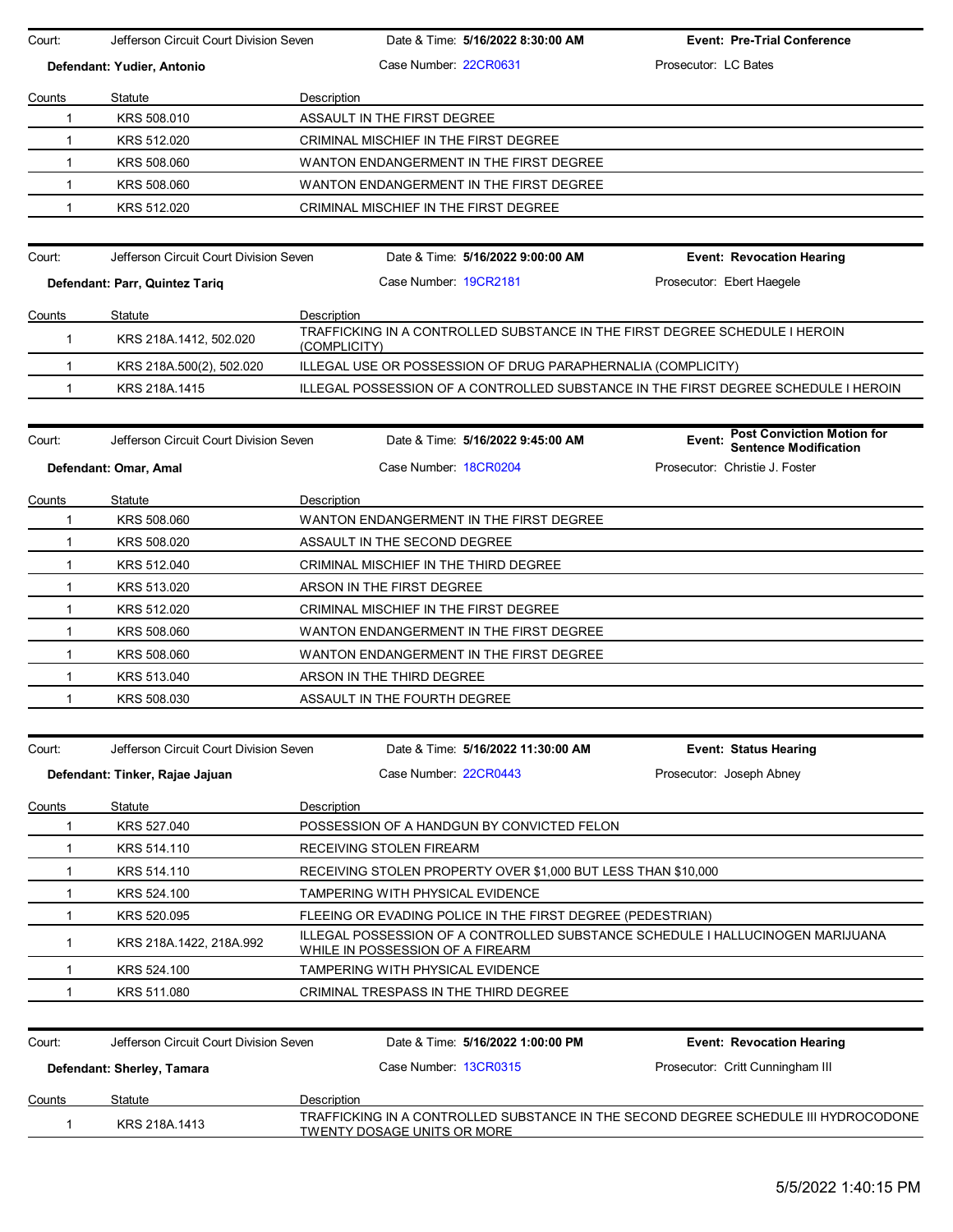Court: Jefferson Circuit Court Division Seven | Date & Time: **5/16/2022 8:30:00 AM** | **Event: Pre-Trial Conference**

**Defendant: Yudier, Antonio** | Case Number: 22CR0631 | Prosecutor: LC Bates

| Counts | Statute | Description |
|---|---|---|
| 1 | KRS 508.010 | ASSAULT IN THE FIRST DEGREE |
| 1 | KRS 512.020 | CRIMINAL MISCHIEF IN THE FIRST DEGREE |
| 1 | KRS 508.060 | WANTON ENDANGERMENT IN THE FIRST DEGREE |
| 1 | KRS 508.060 | WANTON ENDANGERMENT IN THE FIRST DEGREE |
| 1 | KRS 512.020 | CRIMINAL MISCHIEF IN THE FIRST DEGREE |

Court: Jefferson Circuit Court Division Seven | Date & Time: **5/16/2022 9:00:00 AM** | **Event: Revocation Hearing**

**Defendant: Parr, Quintez Tariq** | Case Number: 19CR2181 | Prosecutor: Ebert Haegele

| Counts | Statute | Description |
|---|---|---|
| 1 | KRS 218A.1412, 502.020 | TRAFFICKING IN A CONTROLLED SUBSTANCE IN THE FIRST DEGREE SCHEDULE I HEROIN (COMPLICITY) |
| 1 | KRS 218A.500(2), 502.020 | ILLEGAL USE OR POSSESSION OF DRUG PARAPHERNALIA (COMPLICITY) |
| 1 | KRS 218A.1415 | ILLEGAL POSSESSION OF A CONTROLLED SUBSTANCE IN THE FIRST DEGREE SCHEDULE I HEROIN |

Court: Jefferson Circuit Court Division Seven | Date & Time: **5/16/2022 9:45:00 AM** | **Event: Post Conviction Motion for Sentence Modification**

**Defendant: Omar, Amal** | Case Number: 18CR0204 | Prosecutor: Christie J. Foster

| Counts | Statute | Description |
|---|---|---|
| 1 | KRS 508.060 | WANTON ENDANGERMENT IN THE FIRST DEGREE |
| 1 | KRS 508.020 | ASSAULT IN THE SECOND DEGREE |
| 1 | KRS 512.040 | CRIMINAL MISCHIEF IN THE THIRD DEGREE |
| 1 | KRS 513.020 | ARSON IN THE FIRST DEGREE |
| 1 | KRS 512.020 | CRIMINAL MISCHIEF IN THE FIRST DEGREE |
| 1 | KRS 508.060 | WANTON ENDANGERMENT IN THE FIRST DEGREE |
| 1 | KRS 508.060 | WANTON ENDANGERMENT IN THE FIRST DEGREE |
| 1 | KRS 513.040 | ARSON IN THE THIRD DEGREE |
| 1 | KRS 508.030 | ASSAULT IN THE FOURTH DEGREE |

Court: Jefferson Circuit Court Division Seven | Date & Time: **5/16/2022 11:30:00 AM** | **Event: Status Hearing**

**Defendant: Tinker, Rajae Jajuan** | Case Number: 22CR0443 | Prosecutor: Joseph Abney

| Counts | Statute | Description |
|---|---|---|
| 1 | KRS 527.040 | POSSESSION OF A HANDGUN BY CONVICTED FELON |
| 1 | KRS 514.110 | RECEIVING STOLEN FIREARM |
| 1 | KRS 514.110 | RECEIVING STOLEN PROPERTY OVER $1,000 BUT LESS THAN $10,000 |
| 1 | KRS 524.100 | TAMPERING WITH PHYSICAL EVIDENCE |
| 1 | KRS 520.095 | FLEEING OR EVADING POLICE IN THE FIRST DEGREE (PEDESTRIAN) |
| 1 | KRS 218A.1422, 218A.992 | ILLEGAL POSSESSION OF A CONTROLLED SUBSTANCE SCHEDULE I HALLUCINOGEN MARIJUANA WHILE IN POSSESSION OF A FIREARM |
| 1 | KRS 524.100 | TAMPERING WITH PHYSICAL EVIDENCE |
| 1 | KRS 511.080 | CRIMINAL TRESPASS IN THE THIRD DEGREE |

Court: Jefferson Circuit Court Division Seven | Date & Time: **5/16/2022 1:00:00 PM** | **Event: Revocation Hearing**

**Defendant: Sherley, Tamara** | Case Number: 13CR0315 | Prosecutor: Critt Cunningham III

| Counts | Statute | Description |
|---|---|---|
| 1 | KRS 218A.1413 | TRAFFICKING IN A CONTROLLED SUBSTANCE IN THE SECOND DEGREE SCHEDULE III HYDROCODONE TWENTY DOSAGE UNITS OR MORE |

5/5/2022 1:40:15 PM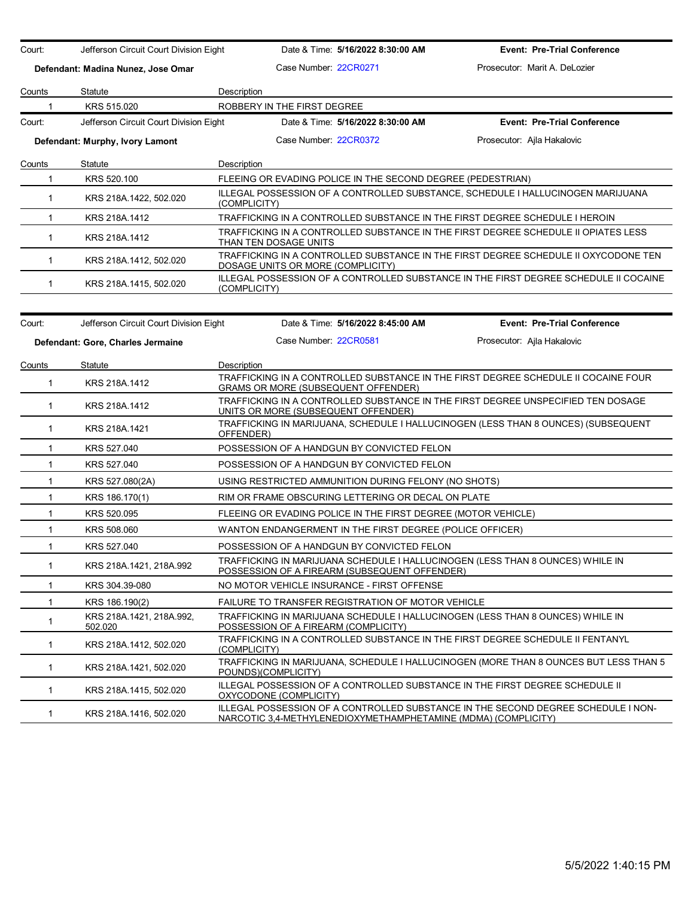| Court: | Jefferson Circuit Court Division Eight | Date & Time: **5/16/2022 8:30:00 AM** | **Event: Pre-Trial Conference** |
|---|---|---|---|
| **Defendant: Madina Nunez, Jose Omar** | | Case Number: 22CR0271 | Prosecutor: Marit A. DeLozier |

| Counts | Statute | Description |
|---|---|---|
| 1 | KRS 515.020 | ROBBERY IN THE FIRST DEGREE |

| Court: | Jefferson Circuit Court Division Eight | Date & Time: **5/16/2022 8:30:00 AM** | **Event: Pre-Trial Conference** |
|---|---|---|---|
| **Defendant: Murphy, Ivory Lamont** | | Case Number: 22CR0372 | Prosecutor: Ajla Hakalovic |

| Counts | Statute | Description |
|---|---|---|
| 1 | KRS 520.100 | FLEEING OR EVADING POLICE IN THE SECOND DEGREE (PEDESTRIAN) |
| 1 | KRS 218A.1422, 502.020 | ILLEGAL POSSESSION OF A CONTROLLED SUBSTANCE, SCHEDULE I HALLUCINOGEN MARIJUANA (COMPLICITY) |
| 1 | KRS 218A.1412 | TRAFFICKING IN A CONTROLLED SUBSTANCE IN THE FIRST DEGREE SCHEDULE I HEROIN |
| 1 | KRS 218A.1412 | TRAFFICKING IN A CONTROLLED SUBSTANCE IN THE FIRST DEGREE SCHEDULE II OPIATES LESS THAN TEN DOSAGE UNITS |
| 1 | KRS 218A.1412, 502.020 | TRAFFICKING IN A CONTROLLED SUBSTANCE IN THE FIRST DEGREE SCHEDULE II OXYCODONE TEN DOSAGE UNITS OR MORE (COMPLICITY) |
| 1 | KRS 218A.1415, 502.020 | ILLEGAL POSSESSION OF A CONTROLLED SUBSTANCE IN THE FIRST DEGREE SCHEDULE II COCAINE (COMPLICITY) |

| Court: | Jefferson Circuit Court Division Eight | Date & Time: **5/16/2022 8:45:00 AM** | **Event: Pre-Trial Conference** |
|---|---|---|---|
| **Defendant: Gore, Charles Jermaine** | | Case Number: 22CR0581 | Prosecutor: Ajla Hakalovic |

| Counts | Statute | Description |
|---|---|---|
| 1 | KRS 218A.1412 | TRAFFICKING IN A CONTROLLED SUBSTANCE IN THE FIRST DEGREE SCHEDULE II COCAINE FOUR GRAMS OR MORE (SUBSEQUENT OFFENDER) |
| 1 | KRS 218A.1412 | TRAFFICKING IN A CONTROLLED SUBSTANCE IN THE FIRST DEGREE UNSPECIFIED TEN DOSAGE UNITS OR MORE (SUBSEQUENT OFFENDER) |
| 1 | KRS 218A.1421 | TRAFFICKING IN MARIJUANA, SCHEDULE I HALLUCINOGEN (LESS THAN 8 OUNCES) (SUBSEQUENT OFFENDER) |
| 1 | KRS 527.040 | POSSESSION OF A HANDGUN BY CONVICTED FELON |
| 1 | KRS 527.040 | POSSESSION OF A HANDGUN BY CONVICTED FELON |
| 1 | KRS 527.080(2A) | USING RESTRICTED AMMUNITION DURING FELONY (NO SHOTS) |
| 1 | KRS 186.170(1) | RIM OR FRAME OBSCURING LETTERING OR DECAL ON PLATE |
| 1 | KRS 520.095 | FLEEING OR EVADING POLICE IN THE FIRST DEGREE (MOTOR VEHICLE) |
| 1 | KRS 508.060 | WANTON ENDANGERMENT IN THE FIRST DEGREE (POLICE OFFICER) |
| 1 | KRS 527.040 | POSSESSION OF A HANDGUN BY CONVICTED FELON |
| 1 | KRS 218A.1421, 218A.992 | TRAFFICKING IN MARIJUANA SCHEDULE I HALLUCINOGEN (LESS THAN 8 OUNCES) WHILE IN POSSESSION OF A FIREARM (SUBSEQUENT OFFENDER) |
| 1 | KRS 304.39-080 | NO MOTOR VEHICLE INSURANCE - FIRST OFFENSE |
| 1 | KRS 186.190(2) | FAILURE TO TRANSFER REGISTRATION OF MOTOR VEHICLE |
| 1 | KRS 218A.1421, 218A.992, 502.020 | TRAFFICKING IN MARIJUANA SCHEDULE I HALLUCINOGEN (LESS THAN 8 OUNCES) WHILE IN POSSESSION OF A FIREARM (COMPLICITY) |
| 1 | KRS 218A.1412, 502.020 | TRAFFICKING IN A CONTROLLED SUBSTANCE IN THE FIRST DEGREE SCHEDULE II FENTANYL (COMPLICITY) |
| 1 | KRS 218A.1421, 502.020 | TRAFFICKING IN MARIJUANA, SCHEDULE I HALLUCINOGEN (MORE THAN 8 OUNCES BUT LESS THAN 5 POUNDS)(COMPLICITY) |
| 1 | KRS 218A.1415, 502.020 | ILLEGAL POSSESSION OF A CONTROLLED SUBSTANCE IN THE FIRST DEGREE SCHEDULE II OXYCODONE (COMPLICITY) |
| 1 | KRS 218A.1416, 502.020 | ILLEGAL POSSESSION OF A CONTROLLED SUBSTANCE IN THE SECOND DEGREE SCHEDULE I NON-NARCOTIC 3,4-METHYLENEDIOXYMETHAMPHETAMINE (MDMA) (COMPLICITY) |

5/5/2022 1:40:15 PM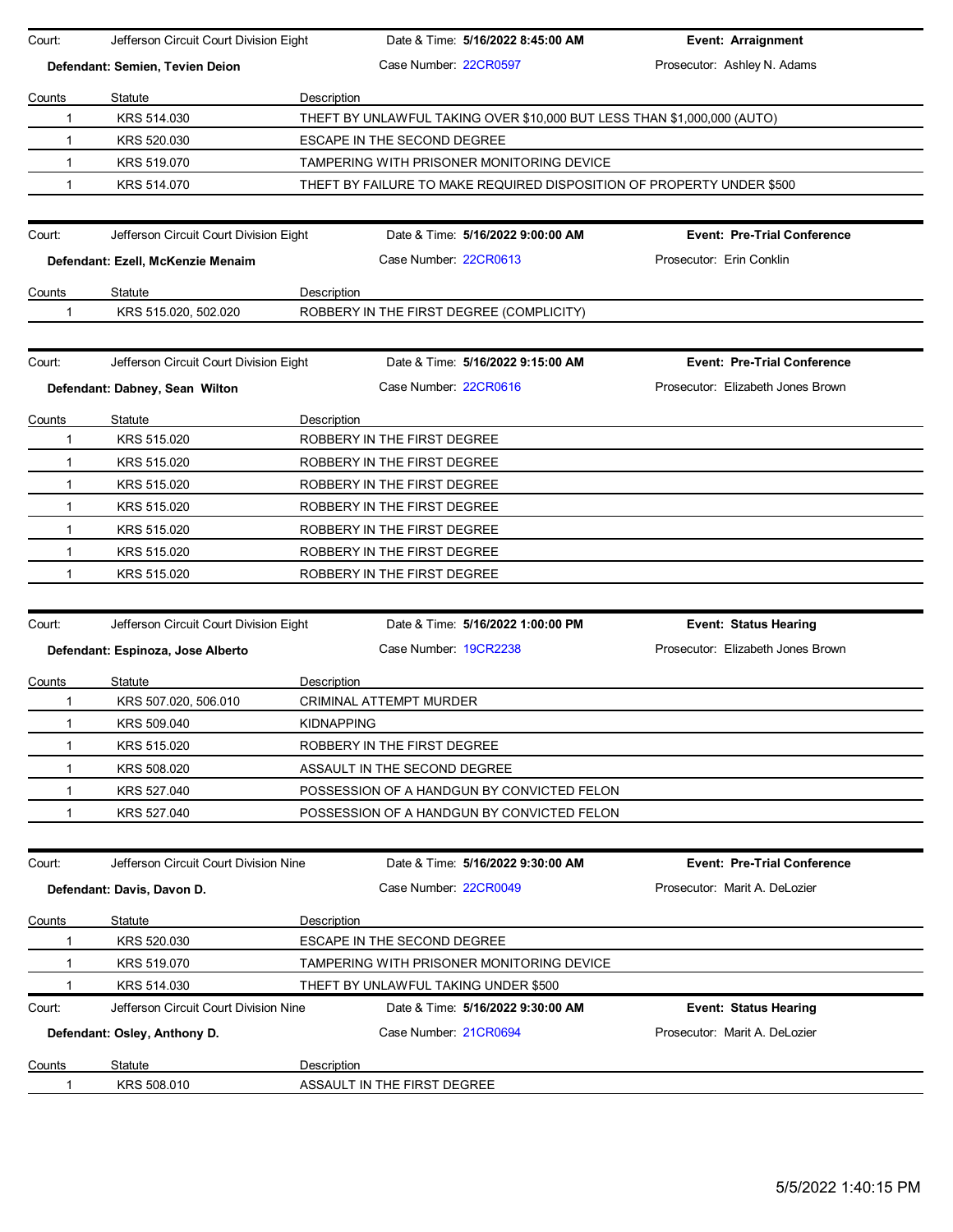Court: Jefferson Circuit Court Division Eight | Date & Time: **5/16/2022 8:45:00 AM** | **Event: Arraignment**

**Defendant: Semien, Tevien Deion** | Case Number: 22CR0597 | Prosecutor: Ashley N. Adams

| Counts | Statute | Description |
|---|---|---|
| 1 | KRS 514.030 | THEFT BY UNLAWFUL TAKING OVER $10,000 BUT LESS THAN $1,000,000 (AUTO) |
| 1 | KRS 520.030 | ESCAPE IN THE SECOND DEGREE |
| 1 | KRS 519.070 | TAMPERING WITH PRISONER MONITORING DEVICE |
| 1 | KRS 514.070 | THEFT BY FAILURE TO MAKE REQUIRED DISPOSITION OF PROPERTY UNDER $500 |

Court: Jefferson Circuit Court Division Eight | Date & Time: **5/16/2022 9:00:00 AM** | **Event: Pre-Trial Conference**

**Defendant: Ezell, McKenzie Menaim** | Case Number: 22CR0613 | Prosecutor: Erin Conklin

| Counts | Statute | Description |
|---|---|---|
| 1 | KRS 515.020, 502.020 | ROBBERY IN THE FIRST DEGREE (COMPLICITY) |

Court: Jefferson Circuit Court Division Eight | Date & Time: **5/16/2022 9:15:00 AM** | **Event: Pre-Trial Conference**

**Defendant: Dabney, Sean Wilton** | Case Number: 22CR0616 | Prosecutor: Elizabeth Jones Brown

| Counts | Statute | Description |
|---|---|---|
| 1 | KRS 515.020 | ROBBERY IN THE FIRST DEGREE |
| 1 | KRS 515.020 | ROBBERY IN THE FIRST DEGREE |
| 1 | KRS 515.020 | ROBBERY IN THE FIRST DEGREE |
| 1 | KRS 515.020 | ROBBERY IN THE FIRST DEGREE |
| 1 | KRS 515.020 | ROBBERY IN THE FIRST DEGREE |
| 1 | KRS 515.020 | ROBBERY IN THE FIRST DEGREE |
| 1 | KRS 515.020 | ROBBERY IN THE FIRST DEGREE |

Court: Jefferson Circuit Court Division Eight | Date & Time: **5/16/2022 1:00:00 PM** | **Event: Status Hearing**

**Defendant: Espinoza, Jose Alberto** | Case Number: 19CR2238 | Prosecutor: Elizabeth Jones Brown

| Counts | Statute | Description |
|---|---|---|
| 1 | KRS 507.020, 506.010 | CRIMINAL ATTEMPT MURDER |
| 1 | KRS 509.040 | KIDNAPPING |
| 1 | KRS 515.020 | ROBBERY IN THE FIRST DEGREE |
| 1 | KRS 508.020 | ASSAULT IN THE SECOND DEGREE |
| 1 | KRS 527.040 | POSSESSION OF A HANDGUN BY CONVICTED FELON |
| 1 | KRS 527.040 | POSSESSION OF A HANDGUN BY CONVICTED FELON |

Court: Jefferson Circuit Court Division Nine | Date & Time: **5/16/2022 9:30:00 AM** | **Event: Pre-Trial Conference**

**Defendant: Davis, Davon D.** | Case Number: 22CR0049 | Prosecutor: Marit A. DeLozier

| Counts | Statute | Description |
|---|---|---|
| 1 | KRS 520.030 | ESCAPE IN THE SECOND DEGREE |
| 1 | KRS 519.070 | TAMPERING WITH PRISONER MONITORING DEVICE |
| 1 | KRS 514.030 | THEFT BY UNLAWFUL TAKING UNDER $500 |

Court: Jefferson Circuit Court Division Nine | Date & Time: **5/16/2022 9:30:00 AM** | **Event: Status Hearing**

**Defendant: Osley, Anthony D.** | Case Number: 21CR0694 | Prosecutor: Marit A. DeLozier

| Counts | Statute | Description |
|---|---|---|
| 1 | KRS 508.010 | ASSAULT IN THE FIRST DEGREE |

5/5/2022 1:40:15 PM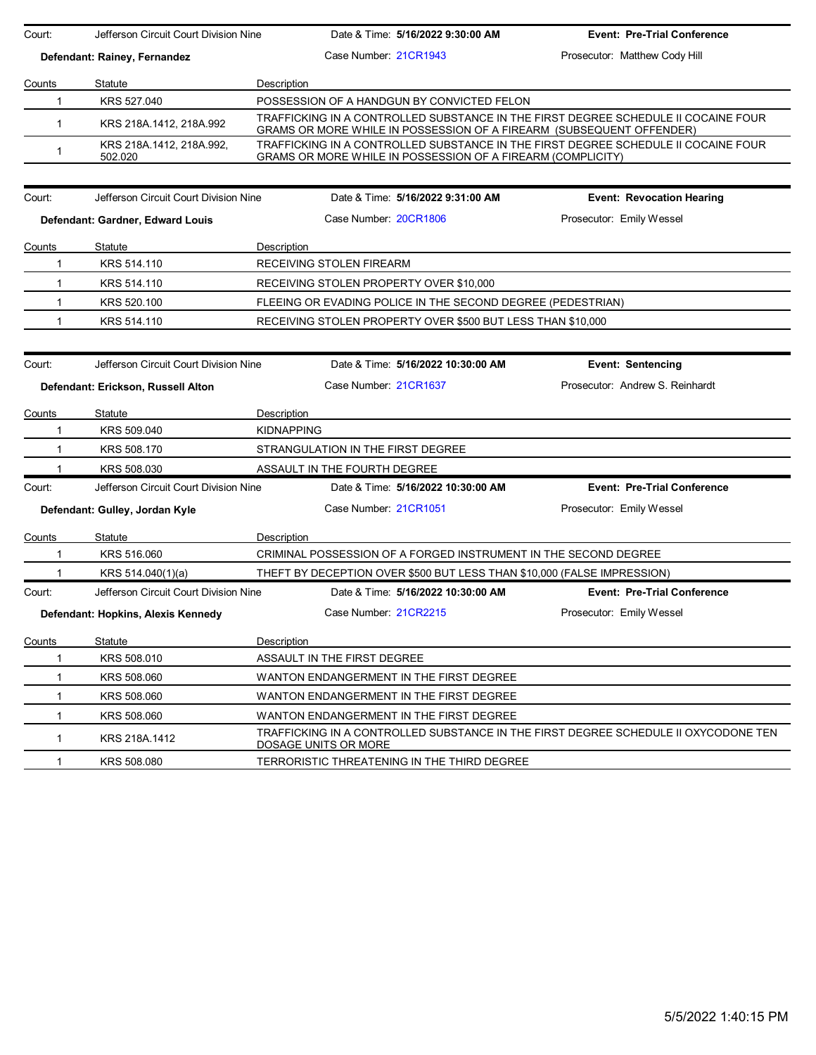Court: Jefferson Circuit Court Division Nine | Date & Time: **5/16/2022 9:30:00 AM** | **Event: Pre-Trial Conference**

**Defendant: Rainey, Fernandez** | Case Number: 21CR1943 | Prosecutor: Matthew Cody Hill

| Counts | Statute | Description |
|---|---|---|
| 1 | KRS 527.040 | POSSESSION OF A HANDGUN BY CONVICTED FELON |
| 1 | KRS 218A.1412, 218A.992 | TRAFFICKING IN A CONTROLLED SUBSTANCE IN THE FIRST DEGREE SCHEDULE II COCAINE FOUR GRAMS OR MORE WHILE IN POSSESSION OF A FIREARM (SUBSEQUENT OFFENDER) |
| 1 | KRS 218A.1412, 218A.992, 502.020 | TRAFFICKING IN A CONTROLLED SUBSTANCE IN THE FIRST DEGREE SCHEDULE II COCAINE FOUR GRAMS OR MORE WHILE IN POSSESSION OF A FIREARM (COMPLICITY) |

Court: Jefferson Circuit Court Division Nine | Date & Time: **5/16/2022 9:31:00 AM** | **Event: Revocation Hearing**

**Defendant: Gardner, Edward Louis** | Case Number: 20CR1806 | Prosecutor: Emily Wessel

| Counts | Statute | Description |
|---|---|---|
| 1 | KRS 514.110 | RECEIVING STOLEN FIREARM |
| 1 | KRS 514.110 | RECEIVING STOLEN PROPERTY OVER $10,000 |
| 1 | KRS 520.100 | FLEEING OR EVADING POLICE IN THE SECOND DEGREE (PEDESTRIAN) |
| 1 | KRS 514.110 | RECEIVING STOLEN PROPERTY OVER $500 BUT LESS THAN $10,000 |

Court: Jefferson Circuit Court Division Nine | Date & Time: **5/16/2022 10:30:00 AM** | **Event: Sentencing**

**Defendant: Erickson, Russell Alton** | Case Number: 21CR1637 | Prosecutor: Andrew S. Reinhardt

| Counts | Statute | Description |
|---|---|---|
| 1 | KRS 509.040 | KIDNAPPING |
| 1 | KRS 508.170 | STRANGULATION IN THE FIRST DEGREE |
| 1 | KRS 508.030 | ASSAULT IN THE FOURTH DEGREE |

Court: Jefferson Circuit Court Division Nine | Date & Time: **5/16/2022 10:30:00 AM** | **Event: Pre-Trial Conference**

**Defendant: Gulley, Jordan Kyle** | Case Number: 21CR1051 | Prosecutor: Emily Wessel

| Counts | Statute | Description |
|---|---|---|
| 1 | KRS 516.060 | CRIMINAL POSSESSION OF A FORGED INSTRUMENT IN THE SECOND DEGREE |
| 1 | KRS 514.040(1)(a) | THEFT BY DECEPTION OVER $500 BUT LESS THAN $10,000 (FALSE IMPRESSION) |

Court: Jefferson Circuit Court Division Nine | Date & Time: **5/16/2022 10:30:00 AM** | **Event: Pre-Trial Conference**

**Defendant: Hopkins, Alexis Kennedy** | Case Number: 21CR2215 | Prosecutor: Emily Wessel

| Counts | Statute | Description |
|---|---|---|
| 1 | KRS 508.010 | ASSAULT IN THE FIRST DEGREE |
| 1 | KRS 508.060 | WANTON ENDANGERMENT IN THE FIRST DEGREE |
| 1 | KRS 508.060 | WANTON ENDANGERMENT IN THE FIRST DEGREE |
| 1 | KRS 508.060 | WANTON ENDANGERMENT IN THE FIRST DEGREE |
| 1 | KRS 218A.1412 | TRAFFICKING IN A CONTROLLED SUBSTANCE IN THE FIRST DEGREE SCHEDULE II OXYCODONE TEN DOSAGE UNITS OR MORE |
| 1 | KRS 508.080 | TERRORISTIC THREATENING IN THE THIRD DEGREE |

5/5/2022 1:40:15 PM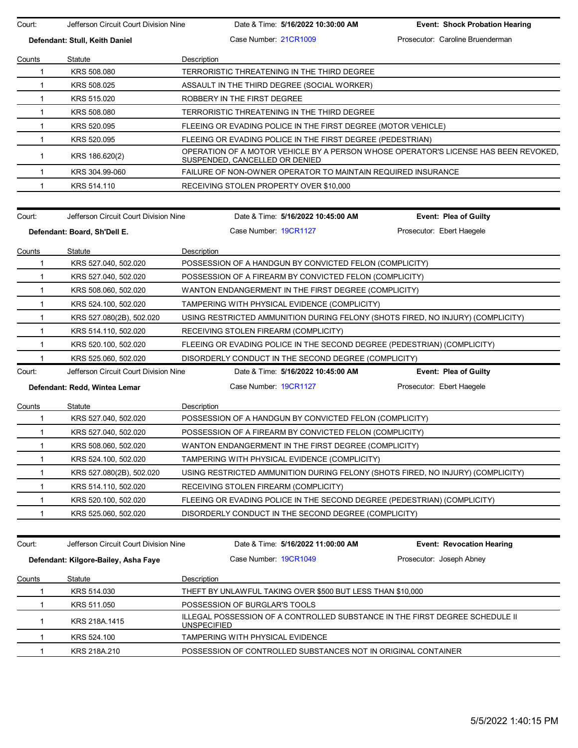| Court: | Jefferson Circuit Court Division Nine | Date & Time: **5/16/2022 10:30:00 AM** | **Event: Shock Probation Hearing** |
|---|---|---|---|
| **Defendant: Stull, Keith Daniel** | | Case Number: 21CR1009 | Prosecutor: Caroline Bruenderman |

| Counts | Statute | Description |
|---|---|---|
| 1 | KRS 508.080 | TERRORISTIC THREATENING IN THE THIRD DEGREE |
| 1 | KRS 508.025 | ASSAULT IN THE THIRD DEGREE (SOCIAL WORKER) |
| 1 | KRS 515.020 | ROBBERY IN THE FIRST DEGREE |
| 1 | KRS 508.080 | TERRORISTIC THREATENING IN THE THIRD DEGREE |
| 1 | KRS 520.095 | FLEEING OR EVADING POLICE IN THE FIRST DEGREE (MOTOR VEHICLE) |
| 1 | KRS 520.095 | FLEEING OR EVADING POLICE IN THE FIRST DEGREE (PEDESTRIAN) |
| 1 | KRS 186.620(2) | OPERATION OF A MOTOR VEHICLE BY A PERSON WHOSE OPERATOR'S LICENSE HAS BEEN REVOKED, SUSPENDED, CANCELLED OR DENIED |
| 1 | KRS 304.99-060 | FAILURE OF NON-OWNER OPERATOR TO MAINTAIN REQUIRED INSURANCE |
| 1 | KRS 514.110 | RECEIVING STOLEN PROPERTY OVER $10,000 |

| Court: | Jefferson Circuit Court Division Nine | Date & Time: **5/16/2022 10:45:00 AM** | **Event: Plea of Guilty** |
|---|---|---|---|
| **Defendant: Board, Sh'Dell E.** | | Case Number: 19CR1127 | Prosecutor: Ebert Haegele |

| Counts | Statute | Description |
|---|---|---|
| 1 | KRS 527.040, 502.020 | POSSESSION OF A HANDGUN BY CONVICTED FELON (COMPLICITY) |
| 1 | KRS 527.040, 502.020 | POSSESSION OF A FIREARM BY CONVICTED FELON (COMPLICITY) |
| 1 | KRS 508.060, 502.020 | WANTON ENDANGERMENT IN THE FIRST DEGREE (COMPLICITY) |
| 1 | KRS 524.100, 502.020 | TAMPERING WITH PHYSICAL EVIDENCE (COMPLICITY) |
| 1 | KRS 527.080(2B), 502.020 | USING RESTRICTED AMMUNITION DURING FELONY (SHOTS FIRED, NO INJURY) (COMPLICITY) |
| 1 | KRS 514.110, 502.020 | RECEIVING STOLEN FIREARM (COMPLICITY) |
| 1 | KRS 520.100, 502.020 | FLEEING OR EVADING POLICE IN THE SECOND DEGREE (PEDESTRIAN) (COMPLICITY) |
| 1 | KRS 525.060, 502.020 | DISORDERLY CONDUCT IN THE SECOND DEGREE (COMPLICITY) |

| Court: | Jefferson Circuit Court Division Nine | Date & Time: **5/16/2022 10:45:00 AM** | **Event: Plea of Guilty** |
|---|---|---|---|
| **Defendant: Redd, Wintea Lemar** | | Case Number: 19CR1127 | Prosecutor: Ebert Haegele |

| Counts | Statute | Description |
|---|---|---|
| 1 | KRS 527.040, 502.020 | POSSESSION OF A HANDGUN BY CONVICTED FELON (COMPLICITY) |
| 1 | KRS 527.040, 502.020 | POSSESSION OF A FIREARM BY CONVICTED FELON (COMPLICITY) |
| 1 | KRS 508.060, 502.020 | WANTON ENDANGERMENT IN THE FIRST DEGREE (COMPLICITY) |
| 1 | KRS 524.100, 502.020 | TAMPERING WITH PHYSICAL EVIDENCE (COMPLICITY) |
| 1 | KRS 527.080(2B), 502.020 | USING RESTRICTED AMMUNITION DURING FELONY (SHOTS FIRED, NO INJURY) (COMPLICITY) |
| 1 | KRS 514.110, 502.020 | RECEIVING STOLEN FIREARM (COMPLICITY) |
| 1 | KRS 520.100, 502.020 | FLEEING OR EVADING POLICE IN THE SECOND DEGREE (PEDESTRIAN) (COMPLICITY) |
| 1 | KRS 525.060, 502.020 | DISORDERLY CONDUCT IN THE SECOND DEGREE (COMPLICITY) |

| Court: | Jefferson Circuit Court Division Nine | Date & Time: **5/16/2022 11:00:00 AM** | **Event: Revocation Hearing** |
|---|---|---|---|
| **Defendant: Kilgore-Bailey, Asha Faye** | | Case Number: 19CR1049 | Prosecutor: Joseph Abney |

| Counts | Statute | Description |
|---|---|---|
| 1 | KRS 514.030 | THEFT BY UNLAWFUL TAKING OVER $500 BUT LESS THAN $10,000 |
| 1 | KRS 511.050 | POSSESSION OF BURGLAR'S TOOLS |
| 1 | KRS 218A.1415 | ILLEGAL POSSESSION OF A CONTROLLED SUBSTANCE IN THE FIRST DEGREE SCHEDULE II UNSPECIFIED |
| 1 | KRS 524.100 | TAMPERING WITH PHYSICAL EVIDENCE |
| 1 | KRS 218A.210 | POSSESSION OF CONTROLLED SUBSTANCES NOT IN ORIGINAL CONTAINER |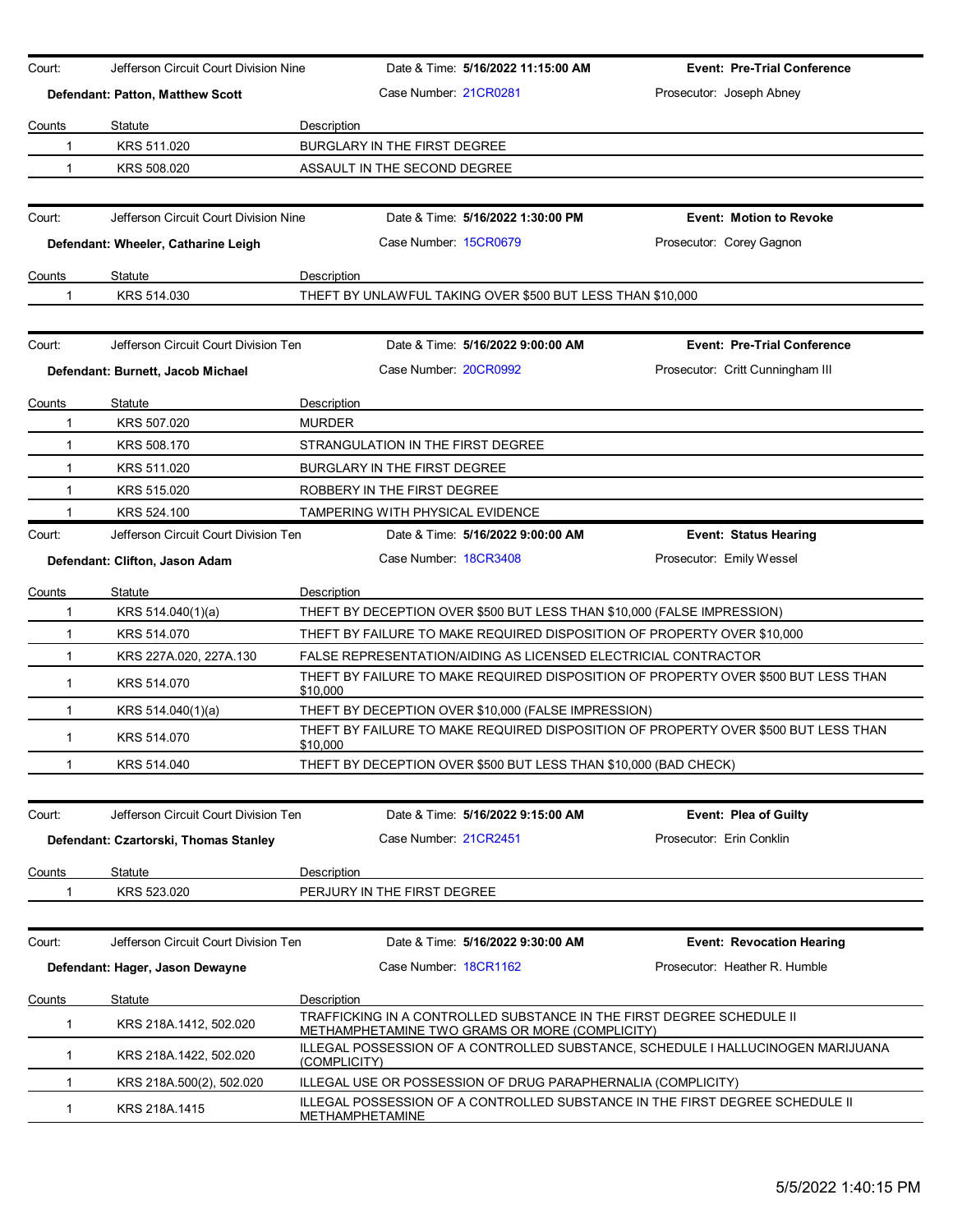Court: Jefferson Circuit Court Division Nine | Date & Time: **5/16/2022 11:15:00 AM** | **Event: Pre-Trial Conference**

**Defendant: Patton, Matthew Scott** | Case Number: 21CR0281 | Prosecutor: Joseph Abney

| Counts | Statute | Description |
|---|---|---|
| 1 | KRS 511.020 | BURGLARY IN THE FIRST DEGREE |
| 1 | KRS 508.020 | ASSAULT IN THE SECOND DEGREE |

Court: Jefferson Circuit Court Division Nine | Date & Time: **5/16/2022 1:30:00 PM** | **Event: Motion to Revoke**

**Defendant: Wheeler, Catharine Leigh** | Case Number: 15CR0679 | Prosecutor: Corey Gagnon

| Counts | Statute | Description |
|---|---|---|
| 1 | KRS 514.030 | THEFT BY UNLAWFUL TAKING OVER $500 BUT LESS THAN $10,000 |

Court: Jefferson Circuit Court Division Ten | Date & Time: **5/16/2022 9:00:00 AM** | **Event: Pre-Trial Conference**

**Defendant: Burnett, Jacob Michael** | Case Number: 20CR0992 | Prosecutor: Critt Cunningham III

| Counts | Statute | Description |
|---|---|---|
| 1 | KRS 507.020 | MURDER |
| 1 | KRS 508.170 | STRANGULATION IN THE FIRST DEGREE |
| 1 | KRS 511.020 | BURGLARY IN THE FIRST DEGREE |
| 1 | KRS 515.020 | ROBBERY IN THE FIRST DEGREE |
| 1 | KRS 524.100 | TAMPERING WITH PHYSICAL EVIDENCE |

Court: Jefferson Circuit Court Division Ten | Date & Time: **5/16/2022 9:00:00 AM** | **Event: Status Hearing**

**Defendant: Clifton, Jason Adam** | Case Number: 18CR3408 | Prosecutor: Emily Wessel

| Counts | Statute | Description |
|---|---|---|
| 1 | KRS 514.040(1)(a) | THEFT BY DECEPTION OVER $500 BUT LESS THAN $10,000 (FALSE IMPRESSION) |
| 1 | KRS 514.070 | THEFT BY FAILURE TO MAKE REQUIRED DISPOSITION OF PROPERTY OVER $10,000 |
| 1 | KRS 227A.020, 227A.130 | FALSE REPRESENTATION/AIDING AS LICENSED ELECTRICIAL CONTRACTOR |
| 1 | KRS 514.070 | THEFT BY FAILURE TO MAKE REQUIRED DISPOSITION OF PROPERTY OVER $500 BUT LESS THAN $10,000 |
| 1 | KRS 514.040(1)(a) | THEFT BY DECEPTION OVER $10,000 (FALSE IMPRESSION) |
| 1 | KRS 514.070 | THEFT BY FAILURE TO MAKE REQUIRED DISPOSITION OF PROPERTY OVER $500 BUT LESS THAN $10,000 |
| 1 | KRS 514.040 | THEFT BY DECEPTION OVER $500 BUT LESS THAN $10,000 (BAD CHECK) |

Court: Jefferson Circuit Court Division Ten | Date & Time: **5/16/2022 9:15:00 AM** | **Event: Plea of Guilty**

**Defendant: Czartorski, Thomas Stanley** | Case Number: 21CR2451 | Prosecutor: Erin Conklin

| Counts | Statute | Description |
|---|---|---|
| 1 | KRS 523.020 | PERJURY IN THE FIRST DEGREE |

Court: Jefferson Circuit Court Division Ten | Date & Time: **5/16/2022 9:30:00 AM** | **Event: Revocation Hearing**

**Defendant: Hager, Jason Dewayne** | Case Number: 18CR1162 | Prosecutor: Heather R. Humble

| Counts | Statute | Description |
|---|---|---|
| 1 | KRS 218A.1412, 502.020 | TRAFFICKING IN A CONTROLLED SUBSTANCE IN THE FIRST DEGREE SCHEDULE II METHAMPHETAMINE TWO GRAMS OR MORE (COMPLICITY) |
| 1 | KRS 218A.1422, 502.020 | ILLEGAL POSSESSION OF A CONTROLLED SUBSTANCE, SCHEDULE I HALLUCINOGEN MARIJUANA (COMPLICITY) |
| 1 | KRS 218A.500(2), 502.020 | ILLEGAL USE OR POSSESSION OF DRUG PARAPHERNALIA (COMPLICITY) |
| 1 | KRS 218A.1415 | ILLEGAL POSSESSION OF A CONTROLLED SUBSTANCE IN THE FIRST DEGREE SCHEDULE II METHAMPHETAMINE |

5/5/2022 1:40:15 PM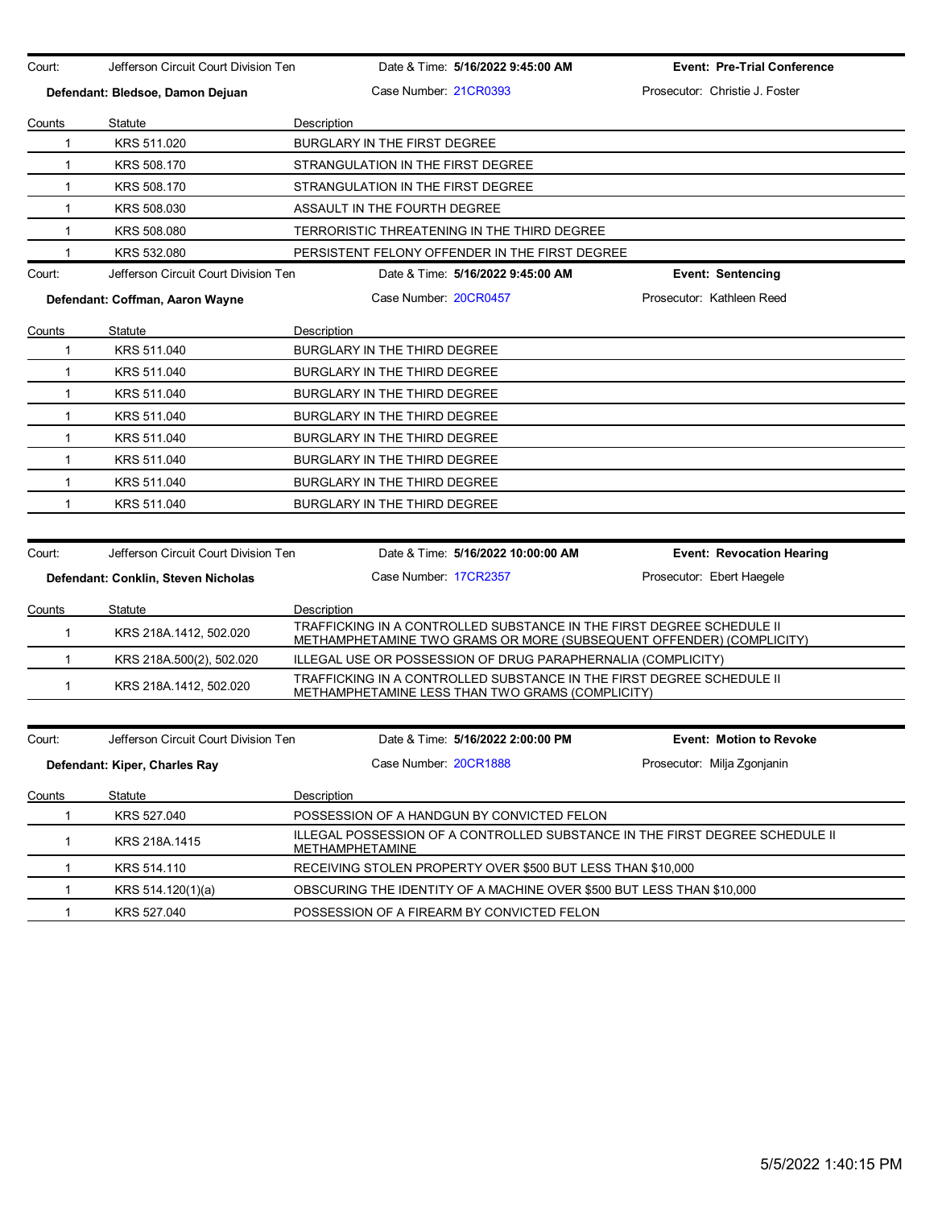Court: Jefferson Circuit Court Division Ten | Date & Time: **5/16/2022 9:45:00 AM** | **Event: Pre-Trial Conference**

**Defendant: Bledsoe, Damon Dejuan** | Case Number: 21CR0393 | Prosecutor: Christie J. Foster

| Counts | Statute | Description |
|---|---|---|
| 1 | KRS 511.020 | BURGLARY IN THE FIRST DEGREE |
| 1 | KRS 508.170 | STRANGULATION IN THE FIRST DEGREE |
| 1 | KRS 508.170 | STRANGULATION IN THE FIRST DEGREE |
| 1 | KRS 508.030 | ASSAULT IN THE FOURTH DEGREE |
| 1 | KRS 508.080 | TERRORISTIC THREATENING IN THE THIRD DEGREE |
| 1 | KRS 532.080 | PERSISTENT FELONY OFFENDER IN THE FIRST DEGREE |

Court: Jefferson Circuit Court Division Ten | Date & Time: **5/16/2022 9:45:00 AM** | **Event: Sentencing**

**Defendant: Coffman, Aaron Wayne** | Case Number: 20CR0457 | Prosecutor: Kathleen Reed

| Counts | Statute | Description |
|---|---|---|
| 1 | KRS 511.040 | BURGLARY IN THE THIRD DEGREE |
| 1 | KRS 511.040 | BURGLARY IN THE THIRD DEGREE |
| 1 | KRS 511.040 | BURGLARY IN THE THIRD DEGREE |
| 1 | KRS 511.040 | BURGLARY IN THE THIRD DEGREE |
| 1 | KRS 511.040 | BURGLARY IN THE THIRD DEGREE |
| 1 | KRS 511.040 | BURGLARY IN THE THIRD DEGREE |
| 1 | KRS 511.040 | BURGLARY IN THE THIRD DEGREE |
| 1 | KRS 511.040 | BURGLARY IN THE THIRD DEGREE |

Court: Jefferson Circuit Court Division Ten | Date & Time: **5/16/2022 10:00:00 AM** | **Event: Revocation Hearing**

**Defendant: Conklin, Steven Nicholas** | Case Number: 17CR2357 | Prosecutor: Ebert Haegele

| Counts | Statute | Description |
|---|---|---|
| 1 | KRS 218A.1412, 502.020 | TRAFFICKING IN A CONTROLLED SUBSTANCE IN THE FIRST DEGREE SCHEDULE II METHAMPHETAMINE TWO GRAMS OR MORE (SUBSEQUENT OFFENDER) (COMPLICITY) |
| 1 | KRS 218A.500(2), 502.020 | ILLEGAL USE OR POSSESSION OF DRUG PARAPHERNALIA (COMPLICITY) |
| 1 | KRS 218A.1412, 502.020 | TRAFFICKING IN A CONTROLLED SUBSTANCE IN THE FIRST DEGREE SCHEDULE II METHAMPHETAMINE LESS THAN TWO GRAMS (COMPLICITY) |

Court: Jefferson Circuit Court Division Ten | Date & Time: **5/16/2022 2:00:00 PM** | **Event: Motion to Revoke**

**Defendant: Kiper, Charles Ray** | Case Number: 20CR1888 | Prosecutor: Milja Zgonjanin

| Counts | Statute | Description |
|---|---|---|
| 1 | KRS 527.040 | POSSESSION OF A HANDGUN BY CONVICTED FELON |
| 1 | KRS 218A.1415 | ILLEGAL POSSESSION OF A CONTROLLED SUBSTANCE IN THE FIRST DEGREE SCHEDULE II METHAMPHETAMINE |
| 1 | KRS 514.110 | RECEIVING STOLEN PROPERTY OVER $500 BUT LESS THAN $10,000 |
| 1 | KRS 514.120(1)(a) | OBSCURING THE IDENTITY OF A MACHINE OVER $500 BUT LESS THAN $10,000 |
| 1 | KRS 527.040 | POSSESSION OF A FIREARM BY CONVICTED FELON |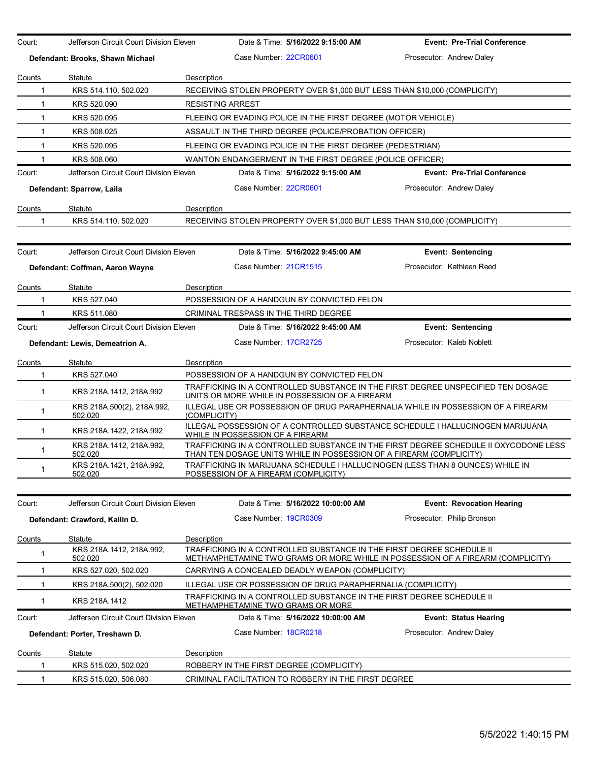| Court: | Jefferson Circuit Court Division Eleven | Date & Time: **5/16/2022 9:15:00 AM** | **Event: Pre-Trial Conference** |
|---|---|---|---|
| **Defendant: Brooks, Shawn Michael** | | Case Number: 22CR0601 | Prosecutor: Andrew Daley |

| Counts | Statute | Description |
|---|---|---|
| 1 | KRS 514.110, 502.020 | RECEIVING STOLEN PROPERTY OVER $1,000 BUT LESS THAN $10,000 (COMPLICITY) |
| 1 | KRS 520.090 | RESISTING ARREST |
| 1 | KRS 520.095 | FLEEING OR EVADING POLICE IN THE FIRST DEGREE (MOTOR VEHICLE) |
| 1 | KRS 508.025 | ASSAULT IN THE THIRD DEGREE (POLICE/PROBATION OFFICER) |
| 1 | KRS 520.095 | FLEEING OR EVADING POLICE IN THE FIRST DEGREE (PEDESTRIAN) |
| 1 | KRS 508.060 | WANTON ENDANGERMENT IN THE FIRST DEGREE (POLICE OFFICER) |

| Court: | Jefferson Circuit Court Division Eleven | Date & Time: **5/16/2022 9:15:00 AM** | **Event: Pre-Trial Conference** |
|---|---|---|---|
| **Defendant: Sparrow, Laila** | | Case Number: 22CR0601 | Prosecutor: Andrew Daley |

| Counts | Statute | Description |
|---|---|---|
| 1 | KRS 514.110, 502.020 | RECEIVING STOLEN PROPERTY OVER $1,000 BUT LESS THAN $10,000 (COMPLICITY) |

| Court: | Jefferson Circuit Court Division Eleven | Date & Time: **5/16/2022 9:45:00 AM** | **Event: Sentencing** |
|---|---|---|---|
| **Defendant: Coffman, Aaron Wayne** | | Case Number: 21CR1515 | Prosecutor: Kathleen Reed |

| Counts | Statute | Description |
|---|---|---|
| 1 | KRS 527.040 | POSSESSION OF A HANDGUN BY CONVICTED FELON |
| 1 | KRS 511.080 | CRIMINAL TRESPASS IN THE THIRD DEGREE |

| Court: | Jefferson Circuit Court Division Eleven | Date & Time: **5/16/2022 9:45:00 AM** | **Event: Sentencing** |
|---|---|---|---|
| **Defendant: Lewis, Demeatrion A.** | | Case Number: 17CR2725 | Prosecutor: Kaleb Noblett |

| Counts | Statute | Description |
|---|---|---|
| 1 | KRS 527.040 | POSSESSION OF A HANDGUN BY CONVICTED FELON |
| 1 | KRS 218A.1412, 218A.992 | TRAFFICKING IN A CONTROLLED SUBSTANCE IN THE FIRST DEGREE UNSPECIFIED TEN DOSAGE UNITS OR MORE WHILE IN POSSESSION OF A FIREARM |
| 1 | KRS 218A.500(2), 218A.992, 502.020 | ILLEGAL USE OR POSSESSION OF DRUG PARAPHERNALIA WHILE IN POSSESSION OF A FIREARM (COMPLICITY) |
| 1 | KRS 218A.1422, 218A.992 | ILLEGAL POSSESSION OF A CONTROLLED SUBSTANCE SCHEDULE I HALLUCINOGEN MARIJUANA WHILE IN POSSESSION OF A FIREARM |
| 1 | KRS 218A.1412, 218A.992, 502.020 | TRAFFICKING IN A CONTROLLED SUBSTANCE IN THE FIRST DEGREE SCHEDULE II OXYCODONE LESS THAN TEN DOSAGE UNITS WHILE IN POSSESSION OF A FIREARM (COMPLICITY) |
| 1 | KRS 218A.1421, 218A.992, 502.020 | TRAFFICKING IN MARIJUANA SCHEDULE I HALLUCINOGEN (LESS THAN 8 OUNCES) WHILE IN POSSESSION OF A FIREARM (COMPLICITY) |

| Court: | Jefferson Circuit Court Division Eleven | Date & Time: **5/16/2022 10:00:00 AM** | **Event: Revocation Hearing** |
|---|---|---|---|
| **Defendant: Crawford, Kailin D.** | | Case Number: 19CR0309 | Prosecutor: Philip Bronson |

| Counts | Statute | Description |
|---|---|---|
| 1 | KRS 218A.1412, 218A.992, 502.020 | TRAFFICKING IN A CONTROLLED SUBSTANCE IN THE FIRST DEGREE SCHEDULE II METHAMPHETAMINE TWO GRAMS OR MORE WHILE IN POSSESSION OF A FIREARM (COMPLICITY) |
| 1 | KRS 527.020, 502.020 | CARRYING A CONCEALED DEADLY WEAPON (COMPLICITY) |
| 1 | KRS 218A.500(2), 502.020 | ILLEGAL USE OR POSSESSION OF DRUG PARAPHERNALIA (COMPLICITY) |
| 1 | KRS 218A.1412 | TRAFFICKING IN A CONTROLLED SUBSTANCE IN THE FIRST DEGREE SCHEDULE II METHAMPHETAMINE TWO GRAMS OR MORE |

| Court: | Jefferson Circuit Court Division Eleven | Date & Time: **5/16/2022 10:00:00 AM** | **Event: Status Hearing** |
|---|---|---|---|
| **Defendant: Porter, Treshawn D.** | | Case Number: 18CR0218 | Prosecutor: Andrew Daley |

| Counts | Statute | Description |
|---|---|---|
| 1 | KRS 515.020, 502.020 | ROBBERY IN THE FIRST DEGREE (COMPLICITY) |
| 1 | KRS 515.020, 506.080 | CRIMINAL FACILITATION TO ROBBERY IN THE FIRST DEGREE |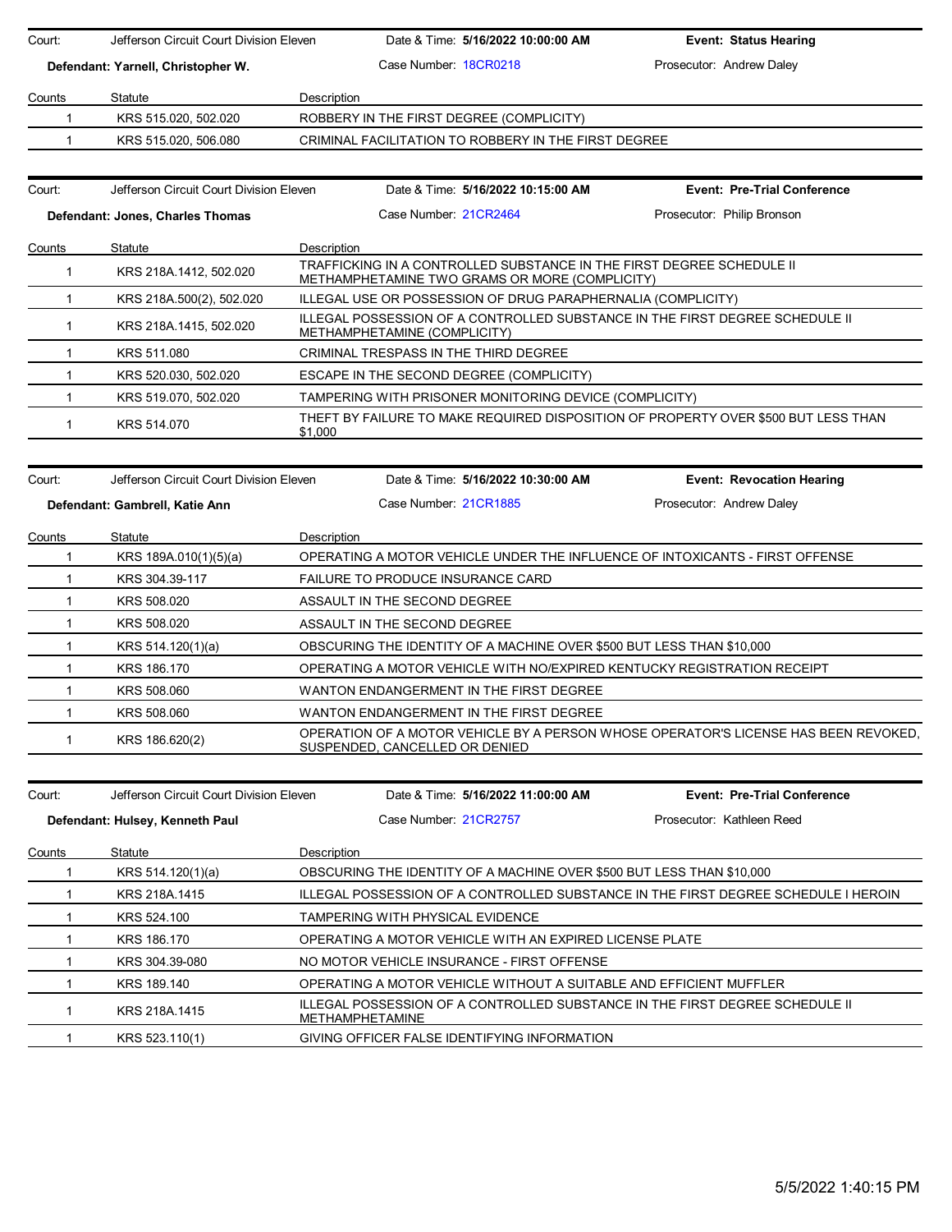Court: Jefferson Circuit Court Division Eleven | Date & Time: **5/16/2022 10:00:00 AM** | **Event: Status Hearing**

**Defendant: Yarnell, Christopher W.** | Case Number: 18CR0218 | Prosecutor: Andrew Daley

| Counts | Statute | Description |
|---|---|---|
| 1 | KRS 515.020, 502.020 | ROBBERY IN THE FIRST DEGREE (COMPLICITY) |
| 1 | KRS 515.020, 506.080 | CRIMINAL FACILITATION TO ROBBERY IN THE FIRST DEGREE |

Court: Jefferson Circuit Court Division Eleven | Date & Time: **5/16/2022 10:15:00 AM** | **Event: Pre-Trial Conference**

**Defendant: Jones, Charles Thomas** | Case Number: 21CR2464 | Prosecutor: Philip Bronson

| Counts | Statute | Description |
|---|---|---|
| 1 | KRS 218A.1412, 502.020 | TRAFFICKING IN A CONTROLLED SUBSTANCE IN THE FIRST DEGREE SCHEDULE II METHAMPHETAMINE TWO GRAMS OR MORE (COMPLICITY) |
| 1 | KRS 218A.500(2), 502.020 | ILLEGAL USE OR POSSESSION OF DRUG PARAPHERNALIA (COMPLICITY) |
| 1 | KRS 218A.1415, 502.020 | ILLEGAL POSSESSION OF A CONTROLLED SUBSTANCE IN THE FIRST DEGREE SCHEDULE II METHAMPHETAMINE (COMPLICITY) |
| 1 | KRS 511.080 | CRIMINAL TRESPASS IN THE THIRD DEGREE |
| 1 | KRS 520.030, 502.020 | ESCAPE IN THE SECOND DEGREE (COMPLICITY) |
| 1 | KRS 519.070, 502.020 | TAMPERING WITH PRISONER MONITORING DEVICE (COMPLICITY) |
| 1 | KRS 514.070 | THEFT BY FAILURE TO MAKE REQUIRED DISPOSITION OF PROPERTY OVER $500 BUT LESS THAN $1,000 |

Court: Jefferson Circuit Court Division Eleven | Date & Time: **5/16/2022 10:30:00 AM** | **Event: Revocation Hearing**

**Defendant: Gambrell, Katie Ann** | Case Number: 21CR1885 | Prosecutor: Andrew Daley

| Counts | Statute | Description |
|---|---|---|
| 1 | KRS 189A.010(1)(5)(a) | OPERATING A MOTOR VEHICLE UNDER THE INFLUENCE OF INTOXICANTS - FIRST OFFENSE |
| 1 | KRS 304.39-117 | FAILURE TO PRODUCE INSURANCE CARD |
| 1 | KRS 508.020 | ASSAULT IN THE SECOND DEGREE |
| 1 | KRS 508.020 | ASSAULT IN THE SECOND DEGREE |
| 1 | KRS 514.120(1)(a) | OBSCURING THE IDENTITY OF A MACHINE OVER $500 BUT LESS THAN $10,000 |
| 1 | KRS 186.170 | OPERATING A MOTOR VEHICLE WITH NO/EXPIRED KENTUCKY REGISTRATION RECEIPT |
| 1 | KRS 508.060 | WANTON ENDANGERMENT IN THE FIRST DEGREE |
| 1 | KRS 508.060 | WANTON ENDANGERMENT IN THE FIRST DEGREE |
| 1 | KRS 186.620(2) | OPERATION OF A MOTOR VEHICLE BY A PERSON WHOSE OPERATOR'S LICENSE HAS BEEN REVOKED, SUSPENDED, CANCELLED OR DENIED |

Court: Jefferson Circuit Court Division Eleven | Date & Time: **5/16/2022 11:00:00 AM** | **Event: Pre-Trial Conference**

**Defendant: Hulsey, Kenneth Paul** | Case Number: 21CR2757 | Prosecutor: Kathleen Reed

| Counts | Statute | Description |
|---|---|---|
| 1 | KRS 514.120(1)(a) | OBSCURING THE IDENTITY OF A MACHINE OVER $500 BUT LESS THAN $10,000 |
| 1 | KRS 218A.1415 | ILLEGAL POSSESSION OF A CONTROLLED SUBSTANCE IN THE FIRST DEGREE SCHEDULE I HEROIN |
| 1 | KRS 524.100 | TAMPERING WITH PHYSICAL EVIDENCE |
| 1 | KRS 186.170 | OPERATING A MOTOR VEHICLE WITH AN EXPIRED LICENSE PLATE |
| 1 | KRS 304.39-080 | NO MOTOR VEHICLE INSURANCE - FIRST OFFENSE |
| 1 | KRS 189.140 | OPERATING A MOTOR VEHICLE WITHOUT A SUITABLE AND EFFICIENT MUFFLER |
| 1 | KRS 218A.1415 | ILLEGAL POSSESSION OF A CONTROLLED SUBSTANCE IN THE FIRST DEGREE SCHEDULE II METHAMPHETAMINE |
| 1 | KRS 523.110(1) | GIVING OFFICER FALSE IDENTIFYING INFORMATION |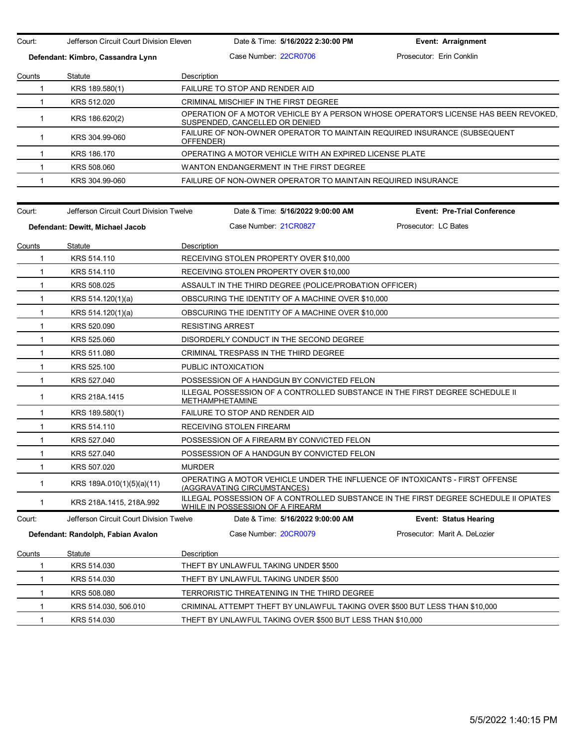Court: Jefferson Circuit Court Division Eleven | Date & Time: **5/16/2022 2:30:00 PM** | **Event: Arraignment**

**Defendant: Kimbro, Cassandra Lynn** | Case Number: 22CR0706 | Prosecutor: Erin Conklin

| Counts | Statute | Description |
|---|---|---|
| 1 | KRS 189.580(1) | FAILURE TO STOP AND RENDER AID |
| 1 | KRS 512.020 | CRIMINAL MISCHIEF IN THE FIRST DEGREE |
| 1 | KRS 186.620(2) | OPERATION OF A MOTOR VEHICLE BY A PERSON WHOSE OPERATOR'S LICENSE HAS BEEN REVOKED, SUSPENDED, CANCELLED OR DENIED |
| 1 | KRS 304.99-060 | FAILURE OF NON-OWNER OPERATOR TO MAINTAIN REQUIRED INSURANCE (SUBSEQUENT OFFENDER) |
| 1 | KRS 186.170 | OPERATING A MOTOR VEHICLE WITH AN EXPIRED LICENSE PLATE |
| 1 | KRS 508.060 | WANTON ENDANGERMENT IN THE FIRST DEGREE |
| 1 | KRS 304.99-060 | FAILURE OF NON-OWNER OPERATOR TO MAINTAIN REQUIRED INSURANCE |

Court: Jefferson Circuit Court Division Twelve | Date & Time: **5/16/2022 9:00:00 AM** | **Event: Pre-Trial Conference**

**Defendant: Dewitt, Michael Jacob** | Case Number: 21CR0827 | Prosecutor: LC Bates

| Counts | Statute | Description |
|---|---|---|
| 1 | KRS 514.110 | RECEIVING STOLEN PROPERTY OVER $10,000 |
| 1 | KRS 514.110 | RECEIVING STOLEN PROPERTY OVER $10,000 |
| 1 | KRS 508.025 | ASSAULT IN THE THIRD DEGREE (POLICE/PROBATION OFFICER) |
| 1 | KRS 514.120(1)(a) | OBSCURING THE IDENTITY OF A MACHINE OVER $10,000 |
| 1 | KRS 514.120(1)(a) | OBSCURING THE IDENTITY OF A MACHINE OVER $10,000 |
| 1 | KRS 520.090 | RESISTING ARREST |
| 1 | KRS 525.060 | DISORDERLY CONDUCT IN THE SECOND DEGREE |
| 1 | KRS 511.080 | CRIMINAL TRESPASS IN THE THIRD DEGREE |
| 1 | KRS 525.100 | PUBLIC INTOXICATION |
| 1 | KRS 527.040 | POSSESSION OF A HANDGUN BY CONVICTED FELON |
| 1 | KRS 218A.1415 | ILLEGAL POSSESSION OF A CONTROLLED SUBSTANCE IN THE FIRST DEGREE SCHEDULE II METHAMPHETAMINE |
| 1 | KRS 189.580(1) | FAILURE TO STOP AND RENDER AID |
| 1 | KRS 514.110 | RECEIVING STOLEN FIREARM |
| 1 | KRS 527.040 | POSSESSION OF A FIREARM BY CONVICTED FELON |
| 1 | KRS 527.040 | POSSESSION OF A HANDGUN BY CONVICTED FELON |
| 1 | KRS 507.020 | MURDER |
| 1 | KRS 189A.010(1)(5)(a)(11) | OPERATING A MOTOR VEHICLE UNDER THE INFLUENCE OF INTOXICANTS - FIRST OFFENSE (AGGRAVATING CIRCUMSTANCES) |
| 1 | KRS 218A.1415, 218A.992 | ILLEGAL POSSESSION OF A CONTROLLED SUBSTANCE IN THE FIRST DEGREE SCHEDULE II OPIATES WHILE IN POSSESSION OF A FIREARM |

Court: Jefferson Circuit Court Division Twelve | Date & Time: **5/16/2022 9:00:00 AM** | **Event: Status Hearing**

**Defendant: Randolph, Fabian Avalon** | Case Number: 20CR0079 | Prosecutor: Marit A. DeLozier

| Counts | Statute | Description |
|---|---|---|
| 1 | KRS 514.030 | THEFT BY UNLAWFUL TAKING UNDER $500 |
| 1 | KRS 514.030 | THEFT BY UNLAWFUL TAKING UNDER $500 |
| 1 | KRS 508.080 | TERRORISTIC THREATENING IN THE THIRD DEGREE |
| 1 | KRS 514.030, 506.010 | CRIMINAL ATTEMPT THEFT BY UNLAWFUL TAKING OVER $500 BUT LESS THAN $10,000 |
| 1 | KRS 514.030 | THEFT BY UNLAWFUL TAKING OVER $500 BUT LESS THAN $10,000 |

5/5/2022 1:40:15 PM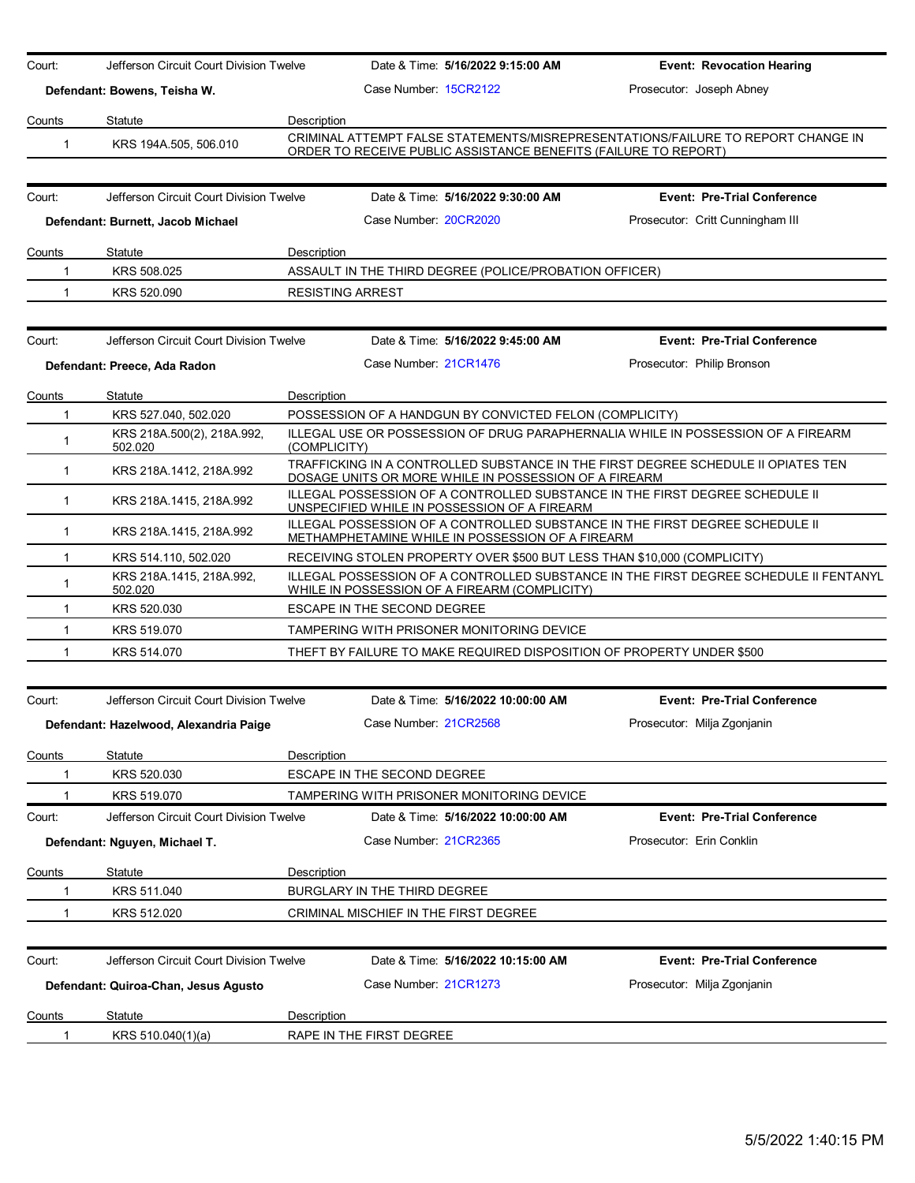| Court: | Jefferson Circuit Court Division Twelve | Date & Time: **5/16/2022 9:15:00 AM** | **Event: Revocation Hearing** |
|---|---|---|---|
| **Defendant: Bowens, Teisha W.** | | Case Number: 15CR2122 | Prosecutor: Joseph Abney |

| Counts | Statute | Description |
|---|---|---|
| 1 | KRS 194A.505, 506.010 | CRIMINAL ATTEMPT FALSE STATEMENTS/MISREPRESENTATIONS/FAILURE TO REPORT CHANGE IN ORDER TO RECEIVE PUBLIC ASSISTANCE BENEFITS (FAILURE TO REPORT) |

| Court: | Jefferson Circuit Court Division Twelve | Date & Time: **5/16/2022 9:30:00 AM** | **Event: Pre-Trial Conference** |
|---|---|---|---|
| **Defendant: Burnett, Jacob Michael** | | Case Number: 20CR2020 | Prosecutor: Critt Cunningham III |

| Counts | Statute | Description |
|---|---|---|
| 1 | KRS 508.025 | ASSAULT IN THE THIRD DEGREE (POLICE/PROBATION OFFICER) |
| 1 | KRS 520.090 | RESISTING ARREST |

| Court: | Jefferson Circuit Court Division Twelve | Date & Time: **5/16/2022 9:45:00 AM** | **Event: Pre-Trial Conference** |
|---|---|---|---|
| **Defendant: Preece, Ada Radon** | | Case Number: 21CR1476 | Prosecutor: Philip Bronson |

| Counts | Statute | Description |
|---|---|---|
| 1 | KRS 527.040, 502.020 | POSSESSION OF A HANDGUN BY CONVICTED FELON (COMPLICITY) |
| 1 | KRS 218A.500(2), 218A.992, 502.020 | ILLEGAL USE OR POSSESSION OF DRUG PARAPHERNALIA WHILE IN POSSESSION OF A FIREARM (COMPLICITY) |
| 1 | KRS 218A.1412, 218A.992 | TRAFFICKING IN A CONTROLLED SUBSTANCE IN THE FIRST DEGREE SCHEDULE II OPIATES TEN DOSAGE UNITS OR MORE WHILE IN POSSESSION OF A FIREARM |
| 1 | KRS 218A.1415, 218A.992 | ILLEGAL POSSESSION OF A CONTROLLED SUBSTANCE IN THE FIRST DEGREE SCHEDULE II UNSPECIFIED WHILE IN POSSESSION OF A FIREARM |
| 1 | KRS 218A.1415, 218A.992 | ILLEGAL POSSESSION OF A CONTROLLED SUBSTANCE IN THE FIRST DEGREE SCHEDULE II METHAMPHETAMINE WHILE IN POSSESSION OF A FIREARM |
| 1 | KRS 514.110, 502.020 | RECEIVING STOLEN PROPERTY OVER $500 BUT LESS THAN $10,000 (COMPLICITY) |
| 1 | KRS 218A.1415, 218A.992, 502.020 | ILLEGAL POSSESSION OF A CONTROLLED SUBSTANCE IN THE FIRST DEGREE SCHEDULE II FENTANYL WHILE IN POSSESSION OF A FIREARM (COMPLICITY) |
| 1 | KRS 520.030 | ESCAPE IN THE SECOND DEGREE |
| 1 | KRS 519.070 | TAMPERING WITH PRISONER MONITORING DEVICE |
| 1 | KRS 514.070 | THEFT BY FAILURE TO MAKE REQUIRED DISPOSITION OF PROPERTY UNDER $500 |

| Court: | Jefferson Circuit Court Division Twelve | Date & Time: **5/16/2022 10:00:00 AM** | **Event: Pre-Trial Conference** |
|---|---|---|---|
| **Defendant: Hazelwood, Alexandria Paige** | | Case Number: 21CR2568 | Prosecutor: Milja Zgonjanin |

| Counts | Statute | Description |
|---|---|---|
| 1 | KRS 520.030 | ESCAPE IN THE SECOND DEGREE |
| 1 | KRS 519.070 | TAMPERING WITH PRISONER MONITORING DEVICE |

| Court: | Jefferson Circuit Court Division Twelve | Date & Time: **5/16/2022 10:00:00 AM** | **Event: Pre-Trial Conference** |
|---|---|---|---|
| **Defendant: Nguyen, Michael T.** | | Case Number: 21CR2365 | Prosecutor: Erin Conklin |

| Counts | Statute | Description |
|---|---|---|
| 1 | KRS 511.040 | BURGLARY IN THE THIRD DEGREE |
| 1 | KRS 512.020 | CRIMINAL MISCHIEF IN THE FIRST DEGREE |

| Court: | Jefferson Circuit Court Division Twelve | Date & Time: **5/16/2022 10:15:00 AM** | **Event: Pre-Trial Conference** |
|---|---|---|---|
| **Defendant: Quiroa-Chan, Jesus Agusto** | | Case Number: 21CR1273 | Prosecutor: Milja Zgonjanin |

| Counts | Statute | Description |
|---|---|---|
| 1 | KRS 510.040(1)(a) | RAPE IN THE FIRST DEGREE |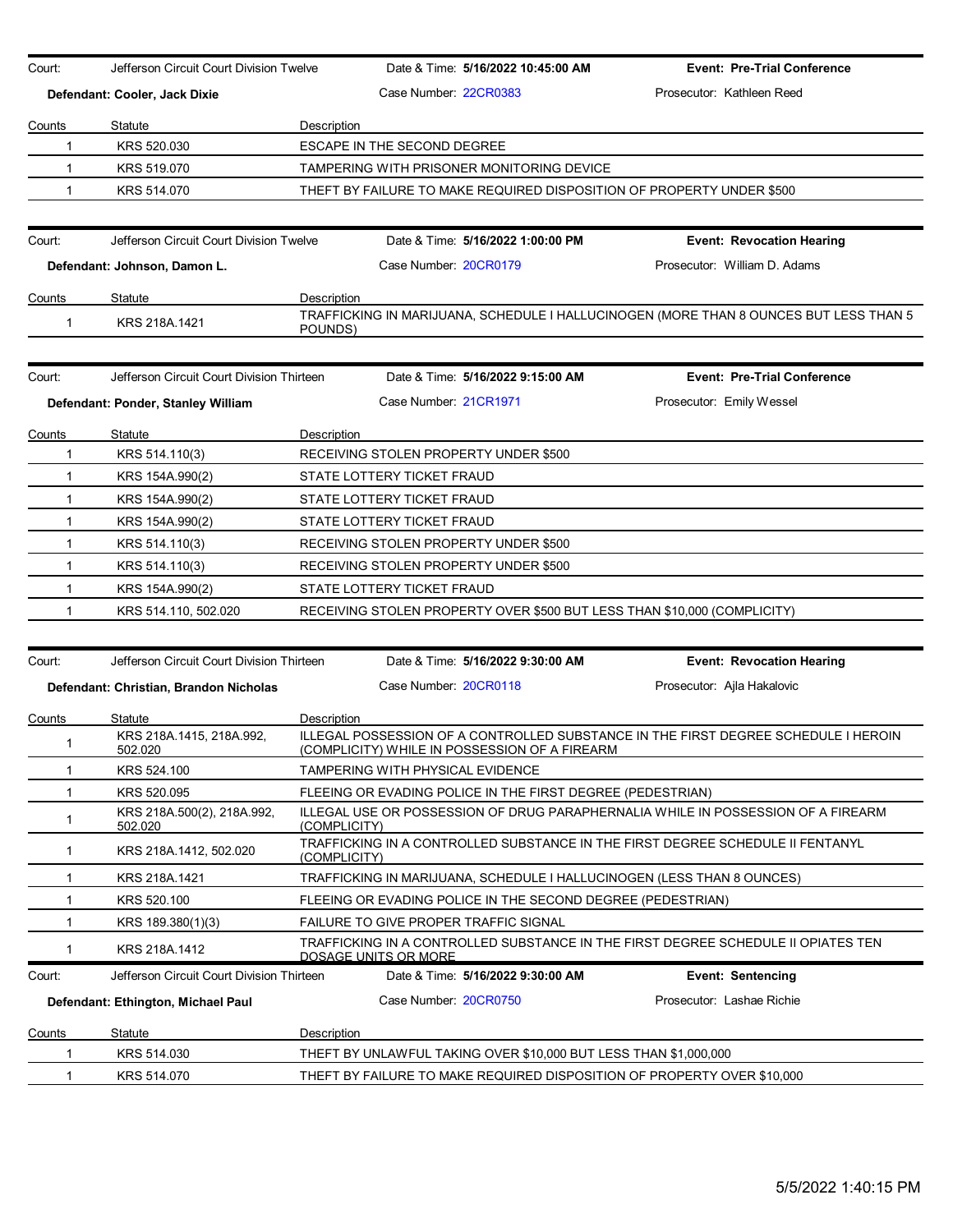Court: Jefferson Circuit Court Division Twelve | Date & Time: **5/16/2022 10:45:00 AM** | **Event: Pre-Trial Conference**

**Defendant: Cooler, Jack Dixie** | Case Number: 22CR0383 | Prosecutor: Kathleen Reed

| Counts | Statute | Description |
|---|---|---|
| 1 | KRS 520.030 | ESCAPE IN THE SECOND DEGREE |
| 1 | KRS 519.070 | TAMPERING WITH PRISONER MONITORING DEVICE |
| 1 | KRS 514.070 | THEFT BY FAILURE TO MAKE REQUIRED DISPOSITION OF PROPERTY UNDER $500 |

Court: Jefferson Circuit Court Division Twelve | Date & Time: **5/16/2022 1:00:00 PM** | **Event: Revocation Hearing**

**Defendant: Johnson, Damon L.** | Case Number: 20CR0179 | Prosecutor: William D. Adams

| Counts | Statute | Description |
|---|---|---|
| 1 | KRS 218A.1421 | TRAFFICKING IN MARIJUANA, SCHEDULE I HALLUCINOGEN (MORE THAN 8 OUNCES BUT LESS THAN 5 POUNDS) |

Court: Jefferson Circuit Court Division Thirteen | Date & Time: **5/16/2022 9:15:00 AM** | **Event: Pre-Trial Conference**

**Defendant: Ponder, Stanley William** | Case Number: 21CR1971 | Prosecutor: Emily Wessel

| Counts | Statute | Description |
|---|---|---|
| 1 | KRS 514.110(3) | RECEIVING STOLEN PROPERTY UNDER $500 |
| 1 | KRS 154A.990(2) | STATE LOTTERY TICKET FRAUD |
| 1 | KRS 154A.990(2) | STATE LOTTERY TICKET FRAUD |
| 1 | KRS 154A.990(2) | STATE LOTTERY TICKET FRAUD |
| 1 | KRS 514.110(3) | RECEIVING STOLEN PROPERTY UNDER $500 |
| 1 | KRS 514.110(3) | RECEIVING STOLEN PROPERTY UNDER $500 |
| 1 | KRS 154A.990(2) | STATE LOTTERY TICKET FRAUD |
| 1 | KRS 514.110, 502.020 | RECEIVING STOLEN PROPERTY OVER $500 BUT LESS THAN $10,000 (COMPLICITY) |

Court: Jefferson Circuit Court Division Thirteen | Date & Time: **5/16/2022 9:30:00 AM** | **Event: Revocation Hearing**

**Defendant: Christian, Brandon Nicholas** | Case Number: 20CR0118 | Prosecutor: Ajla Hakalovic

| Counts | Statute | Description |
|---|---|---|
| 1 | KRS 218A.1415, 218A.992, 502.020 | ILLEGAL POSSESSION OF A CONTROLLED SUBSTANCE IN THE FIRST DEGREE SCHEDULE I HEROIN (COMPLICITY) WHILE IN POSSESSION OF A FIREARM |
| 1 | KRS 524.100 | TAMPERING WITH PHYSICAL EVIDENCE |
| 1 | KRS 520.095 | FLEEING OR EVADING POLICE IN THE FIRST DEGREE (PEDESTRIAN) |
| 1 | KRS 218A.500(2), 218A.992, 502.020 | ILLEGAL USE OR POSSESSION OF DRUG PARAPHERNALIA WHILE IN POSSESSION OF A FIREARM (COMPLICITY) |
| 1 | KRS 218A.1412, 502.020 | TRAFFICKING IN A CONTROLLED SUBSTANCE IN THE FIRST DEGREE SCHEDULE II FENTANYL (COMPLICITY) |
| 1 | KRS 218A.1421 | TRAFFICKING IN MARIJUANA, SCHEDULE I HALLUCINOGEN (LESS THAN 8 OUNCES) |
| 1 | KRS 520.100 | FLEEING OR EVADING POLICE IN THE SECOND DEGREE (PEDESTRIAN) |
| 1 | KRS 189.380(1)(3) | FAILURE TO GIVE PROPER TRAFFIC SIGNAL |
| 1 | KRS 218A.1412 | TRAFFICKING IN A CONTROLLED SUBSTANCE IN THE FIRST DEGREE SCHEDULE II OPIATES TEN DOSAGE UNITS OR MORE |

Court: Jefferson Circuit Court Division Thirteen | Date & Time: **5/16/2022 9:30:00 AM** | **Event: Sentencing**

**Defendant: Ethington, Michael Paul** | Case Number: 20CR0750 | Prosecutor: Lashae Richie

| Counts | Statute | Description |
|---|---|---|
| 1 | KRS 514.030 | THEFT BY UNLAWFUL TAKING OVER $10,000 BUT LESS THAN $1,000,000 |
| 1 | KRS 514.070 | THEFT BY FAILURE TO MAKE REQUIRED DISPOSITION OF PROPERTY OVER $10,000 |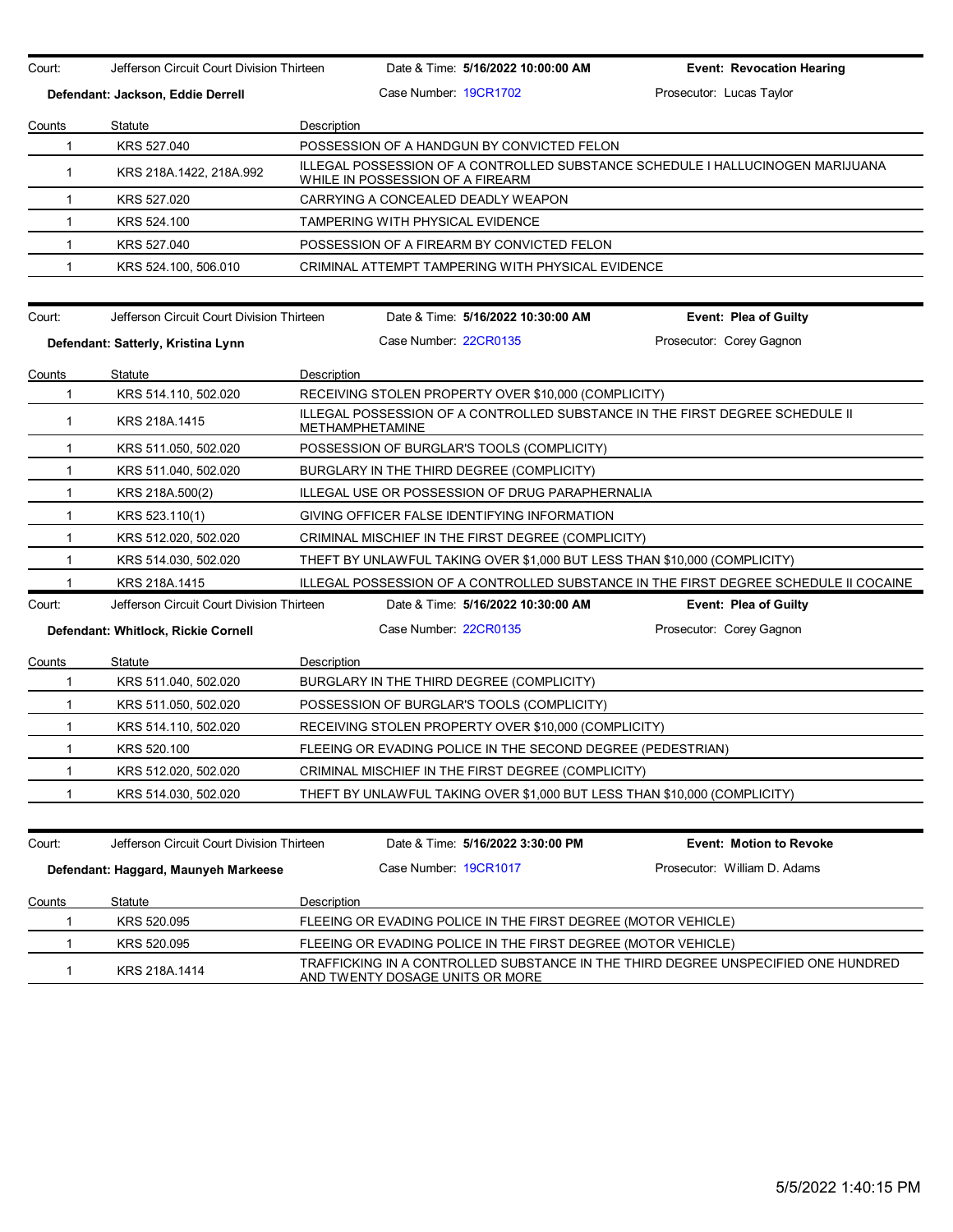Court: Jefferson Circuit Court Division Thirteen | Date & Time: **5/16/2022 10:00:00 AM** | **Event: Revocation Hearing**

**Defendant: Jackson, Eddie Derrell** | Case Number: 19CR1702 | Prosecutor: Lucas Taylor

| Counts | Statute | Description |
|---|---|---|
| 1 | KRS 527.040 | POSSESSION OF A HANDGUN BY CONVICTED FELON |
| 1 | KRS 218A.1422, 218A.992 | ILLEGAL POSSESSION OF A CONTROLLED SUBSTANCE SCHEDULE I HALLUCINOGEN MARIJUANA WHILE IN POSSESSION OF A FIREARM |
| 1 | KRS 527.020 | CARRYING A CONCEALED DEADLY WEAPON |
| 1 | KRS 524.100 | TAMPERING WITH PHYSICAL EVIDENCE |
| 1 | KRS 527.040 | POSSESSION OF A FIREARM BY CONVICTED FELON |
| 1 | KRS 524.100, 506.010 | CRIMINAL ATTEMPT TAMPERING WITH PHYSICAL EVIDENCE |

Court: Jefferson Circuit Court Division Thirteen | Date & Time: **5/16/2022 10:30:00 AM** | **Event: Plea of Guilty**

**Defendant: Satterly, Kristina Lynn** | Case Number: 22CR0135 | Prosecutor: Corey Gagnon

| Counts | Statute | Description |
|---|---|---|
| 1 | KRS 514.110, 502.020 | RECEIVING STOLEN PROPERTY OVER $10,000 (COMPLICITY) |
| 1 | KRS 218A.1415 | ILLEGAL POSSESSION OF A CONTROLLED SUBSTANCE IN THE FIRST DEGREE SCHEDULE II METHAMPHETAMINE |
| 1 | KRS 511.050, 502.020 | POSSESSION OF BURGLAR'S TOOLS (COMPLICITY) |
| 1 | KRS 511.040, 502.020 | BURGLARY IN THE THIRD DEGREE (COMPLICITY) |
| 1 | KRS 218A.500(2) | ILLEGAL USE OR POSSESSION OF DRUG PARAPHERNALIA |
| 1 | KRS 523.110(1) | GIVING OFFICER FALSE IDENTIFYING INFORMATION |
| 1 | KRS 512.020, 502.020 | CRIMINAL MISCHIEF IN THE FIRST DEGREE (COMPLICITY) |
| 1 | KRS 514.030, 502.020 | THEFT BY UNLAWFUL TAKING OVER $1,000 BUT LESS THAN $10,000 (COMPLICITY) |
| 1 | KRS 218A.1415 | ILLEGAL POSSESSION OF A CONTROLLED SUBSTANCE IN THE FIRST DEGREE SCHEDULE II COCAINE |

Court: Jefferson Circuit Court Division Thirteen | Date & Time: **5/16/2022 10:30:00 AM** | **Event: Plea of Guilty**

**Defendant: Whitlock, Rickie Cornell** | Case Number: 22CR0135 | Prosecutor: Corey Gagnon

| Counts | Statute | Description |
|---|---|---|
| 1 | KRS 511.040, 502.020 | BURGLARY IN THE THIRD DEGREE (COMPLICITY) |
| 1 | KRS 511.050, 502.020 | POSSESSION OF BURGLAR'S TOOLS (COMPLICITY) |
| 1 | KRS 514.110, 502.020 | RECEIVING STOLEN PROPERTY OVER $10,000 (COMPLICITY) |
| 1 | KRS 520.100 | FLEEING OR EVADING POLICE IN THE SECOND DEGREE (PEDESTRIAN) |
| 1 | KRS 512.020, 502.020 | CRIMINAL MISCHIEF IN THE FIRST DEGREE (COMPLICITY) |
| 1 | KRS 514.030, 502.020 | THEFT BY UNLAWFUL TAKING OVER $1,000 BUT LESS THAN $10,000 (COMPLICITY) |

Court: Jefferson Circuit Court Division Thirteen | Date & Time: **5/16/2022 3:30:00 PM** | **Event: Motion to Revoke**

**Defendant: Haggard, Maunyeh Markeese** | Case Number: 19CR1017 | Prosecutor: William D. Adams

| Counts | Statute | Description |
|---|---|---|
| 1 | KRS 520.095 | FLEEING OR EVADING POLICE IN THE FIRST DEGREE (MOTOR VEHICLE) |
| 1 | KRS 520.095 | FLEEING OR EVADING POLICE IN THE FIRST DEGREE (MOTOR VEHICLE) |
| 1 | KRS 218A.1414 | TRAFFICKING IN A CONTROLLED SUBSTANCE IN THE THIRD DEGREE UNSPECIFIED ONE HUNDRED AND TWENTY DOSAGE UNITS OR MORE |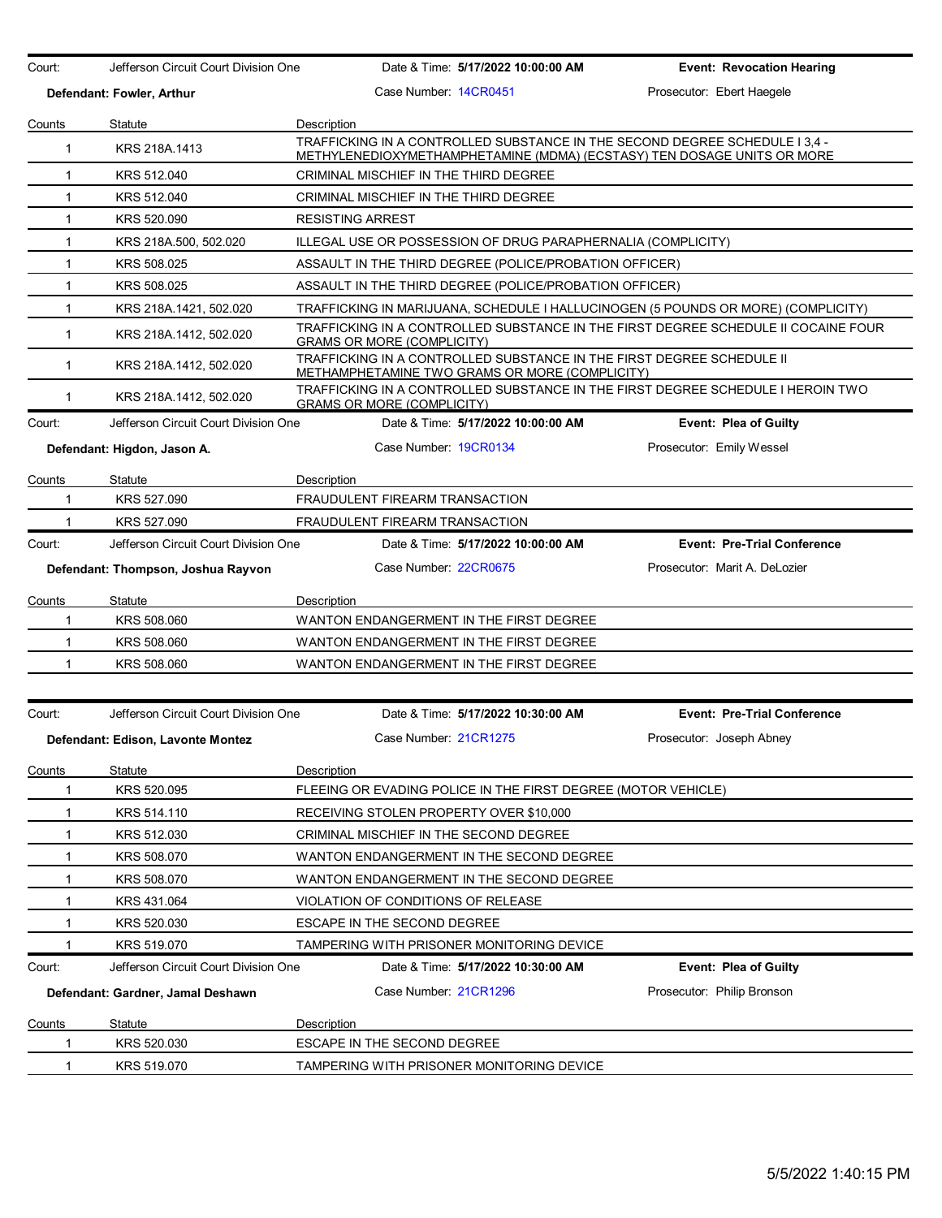Court: Jefferson Circuit Court Division One | Date & Time: **5/17/2022 10:00:00 AM** | **Event: Revocation Hearing**

**Defendant: Fowler, Arthur** | Case Number: 14CR0451 | Prosecutor: Ebert Haegele

| Counts | Statute | Description |
|---|---|---|
| 1 | KRS 218A.1413 | TRAFFICKING IN A CONTROLLED SUBSTANCE IN THE SECOND DEGREE SCHEDULE I 3,4 - METHYLENEDIOXYMETHAMPHETAMINE (MDMA) (ECSTASY) TEN DOSAGE UNITS OR MORE |
| 1 | KRS 512.040 | CRIMINAL MISCHIEF IN THE THIRD DEGREE |
| 1 | KRS 512.040 | CRIMINAL MISCHIEF IN THE THIRD DEGREE |
| 1 | KRS 520.090 | RESISTING ARREST |
| 1 | KRS 218A.500, 502.020 | ILLEGAL USE OR POSSESSION OF DRUG PARAPHERNALIA (COMPLICITY) |
| 1 | KRS 508.025 | ASSAULT IN THE THIRD DEGREE (POLICE/PROBATION OFFICER) |
| 1 | KRS 508.025 | ASSAULT IN THE THIRD DEGREE (POLICE/PROBATION OFFICER) |
| 1 | KRS 218A.1421, 502.020 | TRAFFICKING IN MARIJUANA, SCHEDULE I HALLUCINOGEN (5 POUNDS OR MORE) (COMPLICITY) |
| 1 | KRS 218A.1412, 502.020 | TRAFFICKING IN A CONTROLLED SUBSTANCE IN THE FIRST DEGREE SCHEDULE II COCAINE FOUR GRAMS OR MORE (COMPLICITY) |
| 1 | KRS 218A.1412, 502.020 | TRAFFICKING IN A CONTROLLED SUBSTANCE IN THE FIRST DEGREE SCHEDULE II METHAMPHETAMINE TWO GRAMS OR MORE (COMPLICITY) |
| 1 | KRS 218A.1412, 502.020 | TRAFFICKING IN A CONTROLLED SUBSTANCE IN THE FIRST DEGREE SCHEDULE I HEROIN TWO GRAMS OR MORE (COMPLICITY) |

Court: Jefferson Circuit Court Division One | Date & Time: **5/17/2022 10:00:00 AM** | **Event: Plea of Guilty**

**Defendant: Higdon, Jason A.** | Case Number: 19CR0134 | Prosecutor: Emily Wessel

| Counts | Statute | Description |
|---|---|---|
| 1 | KRS 527.090 | FRAUDULENT FIREARM TRANSACTION |
| 1 | KRS 527.090 | FRAUDULENT FIREARM TRANSACTION |

Court: Jefferson Circuit Court Division One | Date & Time: **5/17/2022 10:00:00 AM** | **Event: Pre-Trial Conference**

**Defendant: Thompson, Joshua Rayvon** | Case Number: 22CR0675 | Prosecutor: Marit A. DeLozier

| Counts | Statute | Description |
|---|---|---|
| 1 | KRS 508.060 | WANTON ENDANGERMENT IN THE FIRST DEGREE |
| 1 | KRS 508.060 | WANTON ENDANGERMENT IN THE FIRST DEGREE |
| 1 | KRS 508.060 | WANTON ENDANGERMENT IN THE FIRST DEGREE |

Court: Jefferson Circuit Court Division One | Date & Time: **5/17/2022 10:30:00 AM** | **Event: Pre-Trial Conference**

**Defendant: Edison, Lavonte Montez** | Case Number: 21CR1275 | Prosecutor: Joseph Abney

| Counts | Statute | Description |
|---|---|---|
| 1 | KRS 520.095 | FLEEING OR EVADING POLICE IN THE FIRST DEGREE (MOTOR VEHICLE) |
| 1 | KRS 514.110 | RECEIVING STOLEN PROPERTY OVER $10,000 |
| 1 | KRS 512.030 | CRIMINAL MISCHIEF IN THE SECOND DEGREE |
| 1 | KRS 508.070 | WANTON ENDANGERMENT IN THE SECOND DEGREE |
| 1 | KRS 508.070 | WANTON ENDANGERMENT IN THE SECOND DEGREE |
| 1 | KRS 431.064 | VIOLATION OF CONDITIONS OF RELEASE |
| 1 | KRS 520.030 | ESCAPE IN THE SECOND DEGREE |
| 1 | KRS 519.070 | TAMPERING WITH PRISONER MONITORING DEVICE |

Court: Jefferson Circuit Court Division One | Date & Time: **5/17/2022 10:30:00 AM** | **Event: Plea of Guilty**

**Defendant: Gardner, Jamal Deshawn** | Case Number: 21CR1296 | Prosecutor: Philip Bronson

| Counts | Statute | Description |
|---|---|---|
| 1 | KRS 520.030 | ESCAPE IN THE SECOND DEGREE |
| 1 | KRS 519.070 | TAMPERING WITH PRISONER MONITORING DEVICE |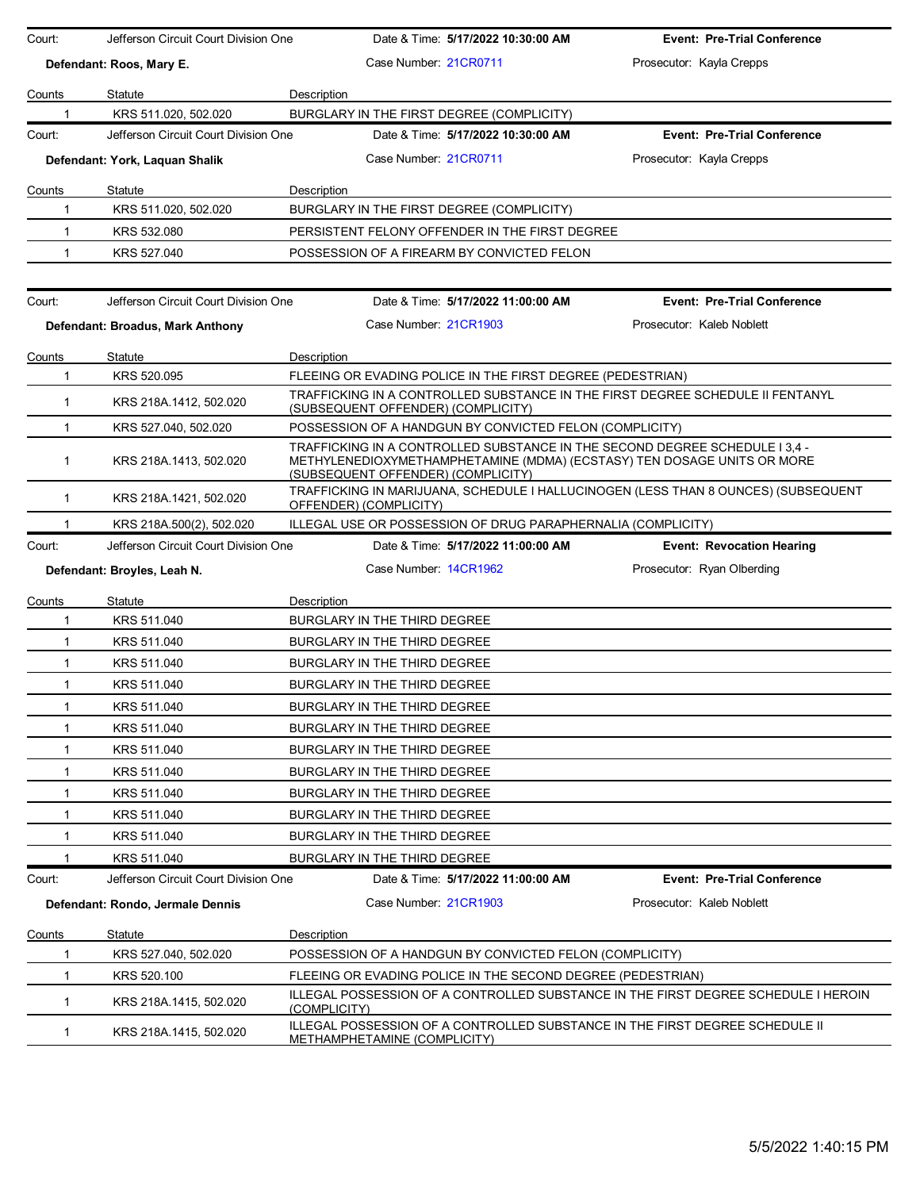| Court: | Jefferson Circuit Court Division One | Date & Time: **5/17/2022 10:30:00 AM** | **Event: Pre-Trial Conference** |
|---|---|---|---|
| **Defendant: Roos, Mary E.** | | Case Number: 21CR0711 | Prosecutor: Kayla Crepps |

| Counts | Statute | Description |
|---|---|---|
| 1 | KRS 511.020, 502.020 | BURGLARY IN THE FIRST DEGREE (COMPLICITY) |

| Court: | Jefferson Circuit Court Division One | Date & Time: **5/17/2022 10:30:00 AM** | **Event: Pre-Trial Conference** |
|---|---|---|---|
| **Defendant: York, Laquan Shalik** | | Case Number: 21CR0711 | Prosecutor: Kayla Crepps |

| Counts | Statute | Description |
|---|---|---|
| 1 | KRS 511.020, 502.020 | BURGLARY IN THE FIRST DEGREE (COMPLICITY) |
| 1 | KRS 532.080 | PERSISTENT FELONY OFFENDER IN THE FIRST DEGREE |
| 1 | KRS 527.040 | POSSESSION OF A FIREARM BY CONVICTED FELON |

| Court: | Jefferson Circuit Court Division One | Date & Time: **5/17/2022 11:00:00 AM** | **Event: Pre-Trial Conference** |
|---|---|---|---|
| **Defendant: Broadus, Mark Anthony** | | Case Number: 21CR1903 | Prosecutor: Kaleb Noblett |

| Counts | Statute | Description |
|---|---|---|
| 1 | KRS 520.095 | FLEEING OR EVADING POLICE IN THE FIRST DEGREE (PEDESTRIAN) |
| 1 | KRS 218A.1412, 502.020 | TRAFFICKING IN A CONTROLLED SUBSTANCE IN THE FIRST DEGREE SCHEDULE II FENTANYL (SUBSEQUENT OFFENDER) (COMPLICITY) |
| 1 | KRS 527.040, 502.020 | POSSESSION OF A HANDGUN BY CONVICTED FELON (COMPLICITY) |
| 1 | KRS 218A.1413, 502.020 | TRAFFICKING IN A CONTROLLED SUBSTANCE IN THE SECOND DEGREE SCHEDULE I 3,4 - METHYLENEDIOXYMETHAMPHETAMINE (MDMA) (ECSTASY) TEN DOSAGE UNITS OR MORE (SUBSEQUENT OFFENDER) (COMPLICITY) |
| 1 | KRS 218A.1421, 502.020 | TRAFFICKING IN MARIJUANA, SCHEDULE I HALLUCINOGEN (LESS THAN 8 OUNCES) (SUBSEQUENT OFFENDER) (COMPLICITY) |
| 1 | KRS 218A.500(2), 502.020 | ILLEGAL USE OR POSSESSION OF DRUG PARAPHERNALIA (COMPLICITY) |

| Court: | Jefferson Circuit Court Division One | Date & Time: **5/17/2022 11:00:00 AM** | **Event: Revocation Hearing** |
|---|---|---|---|
| **Defendant: Broyles, Leah N.** | | Case Number: 14CR1962 | Prosecutor: Ryan Olberding |

| Counts | Statute | Description |
|---|---|---|
| 1 | KRS 511.040 | BURGLARY IN THE THIRD DEGREE |
| 1 | KRS 511.040 | BURGLARY IN THE THIRD DEGREE |
| 1 | KRS 511.040 | BURGLARY IN THE THIRD DEGREE |
| 1 | KRS 511.040 | BURGLARY IN THE THIRD DEGREE |
| 1 | KRS 511.040 | BURGLARY IN THE THIRD DEGREE |
| 1 | KRS 511.040 | BURGLARY IN THE THIRD DEGREE |
| 1 | KRS 511.040 | BURGLARY IN THE THIRD DEGREE |
| 1 | KRS 511.040 | BURGLARY IN THE THIRD DEGREE |
| 1 | KRS 511.040 | BURGLARY IN THE THIRD DEGREE |
| 1 | KRS 511.040 | BURGLARY IN THE THIRD DEGREE |
| 1 | KRS 511.040 | BURGLARY IN THE THIRD DEGREE |
| 1 | KRS 511.040 | BURGLARY IN THE THIRD DEGREE |

| Court: | Jefferson Circuit Court Division One | Date & Time: **5/17/2022 11:00:00 AM** | **Event: Pre-Trial Conference** |
|---|---|---|---|
| **Defendant: Rondo, Jermale Dennis** | | Case Number: 21CR1903 | Prosecutor: Kaleb Noblett |

| Counts | Statute | Description |
|---|---|---|
| 1 | KRS 527.040, 502.020 | POSSESSION OF A HANDGUN BY CONVICTED FELON (COMPLICITY) |
| 1 | KRS 520.100 | FLEEING OR EVADING POLICE IN THE SECOND DEGREE (PEDESTRIAN) |
| 1 | KRS 218A.1415, 502.020 | ILLEGAL POSSESSION OF A CONTROLLED SUBSTANCE IN THE FIRST DEGREE SCHEDULE I HEROIN (COMPLICITY) |
| 1 | KRS 218A.1415, 502.020 | ILLEGAL POSSESSION OF A CONTROLLED SUBSTANCE IN THE FIRST DEGREE SCHEDULE II METHAMPHETAMINE (COMPLICITY) |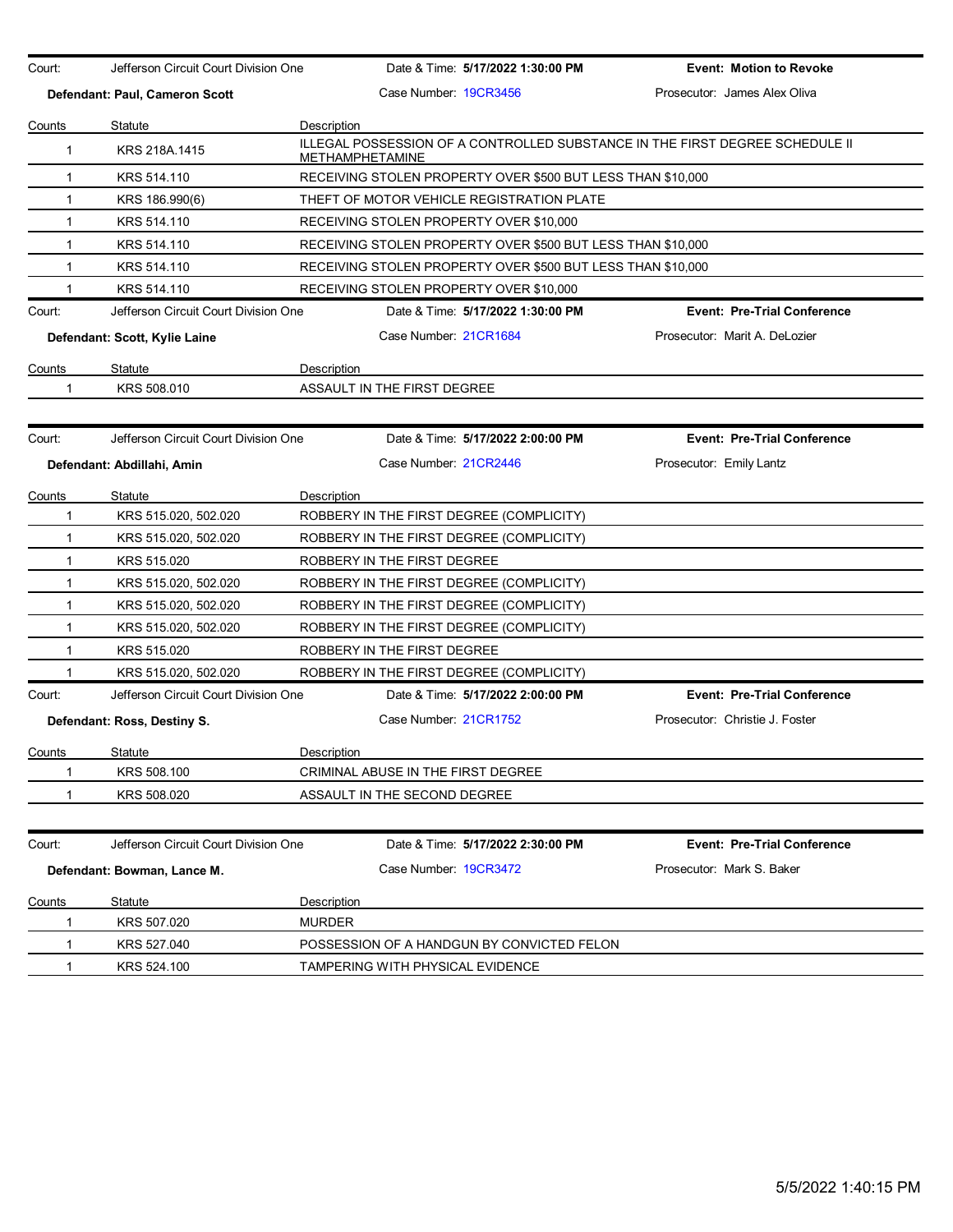| Court: | Jefferson Circuit Court Division One | Date & Time: **5/17/2022 1:30:00 PM** | **Event: Motion to Revoke** |
|---|---|---|---|
| **Defendant: Paul, Cameron Scott** | | Case Number: 19CR3456 | Prosecutor: James Alex Oliva |

| Counts | Statute | Description |
|---|---|---|
| 1 | KRS 218A.1415 | ILLEGAL POSSESSION OF A CONTROLLED SUBSTANCE IN THE FIRST DEGREE SCHEDULE II METHAMPHETAMINE |
| 1 | KRS 514.110 | RECEIVING STOLEN PROPERTY OVER $500 BUT LESS THAN $10,000 |
| 1 | KRS 186.990(6) | THEFT OF MOTOR VEHICLE REGISTRATION PLATE |
| 1 | KRS 514.110 | RECEIVING STOLEN PROPERTY OVER $10,000 |
| 1 | KRS 514.110 | RECEIVING STOLEN PROPERTY OVER $500 BUT LESS THAN $10,000 |
| 1 | KRS 514.110 | RECEIVING STOLEN PROPERTY OVER $500 BUT LESS THAN $10,000 |
| 1 | KRS 514.110 | RECEIVING STOLEN PROPERTY OVER $10,000 |

| Court: | Jefferson Circuit Court Division One | Date & Time: **5/17/2022 1:30:00 PM** | **Event: Pre-Trial Conference** |
|---|---|---|---|
| **Defendant: Scott, Kylie Laine** | | Case Number: 21CR1684 | Prosecutor: Marit A. DeLozier |

| Counts | Statute | Description |
|---|---|---|
| 1 | KRS 508.010 | ASSAULT IN THE FIRST DEGREE |

| Court: | Jefferson Circuit Court Division One | Date & Time: **5/17/2022 2:00:00 PM** | **Event: Pre-Trial Conference** |
|---|---|---|---|
| **Defendant: Abdillahi, Amin** | | Case Number: 21CR2446 | Prosecutor: Emily Lantz |

| Counts | Statute | Description |
|---|---|---|
| 1 | KRS 515.020, 502.020 | ROBBERY IN THE FIRST DEGREE (COMPLICITY) |
| 1 | KRS 515.020, 502.020 | ROBBERY IN THE FIRST DEGREE (COMPLICITY) |
| 1 | KRS 515.020 | ROBBERY IN THE FIRST DEGREE |
| 1 | KRS 515.020, 502.020 | ROBBERY IN THE FIRST DEGREE (COMPLICITY) |
| 1 | KRS 515.020, 502.020 | ROBBERY IN THE FIRST DEGREE (COMPLICITY) |
| 1 | KRS 515.020, 502.020 | ROBBERY IN THE FIRST DEGREE (COMPLICITY) |
| 1 | KRS 515.020 | ROBBERY IN THE FIRST DEGREE |
| 1 | KRS 515.020, 502.020 | ROBBERY IN THE FIRST DEGREE (COMPLICITY) |

| Court: | Jefferson Circuit Court Division One | Date & Time: **5/17/2022 2:00:00 PM** | **Event: Pre-Trial Conference** |
|---|---|---|---|
| **Defendant: Ross, Destiny S.** | | Case Number: 21CR1752 | Prosecutor: Christie J. Foster |

| Counts | Statute | Description |
|---|---|---|
| 1 | KRS 508.100 | CRIMINAL ABUSE IN THE FIRST DEGREE |
| 1 | KRS 508.020 | ASSAULT IN THE SECOND DEGREE |

| Court: | Jefferson Circuit Court Division One | Date & Time: **5/17/2022 2:30:00 PM** | **Event: Pre-Trial Conference** |
|---|---|---|---|
| **Defendant: Bowman, Lance M.** | | Case Number: 19CR3472 | Prosecutor: Mark S. Baker |

| Counts | Statute | Description |
|---|---|---|
| 1 | KRS 507.020 | MURDER |
| 1 | KRS 527.040 | POSSESSION OF A HANDGUN BY CONVICTED FELON |
| 1 | KRS 524.100 | TAMPERING WITH PHYSICAL EVIDENCE |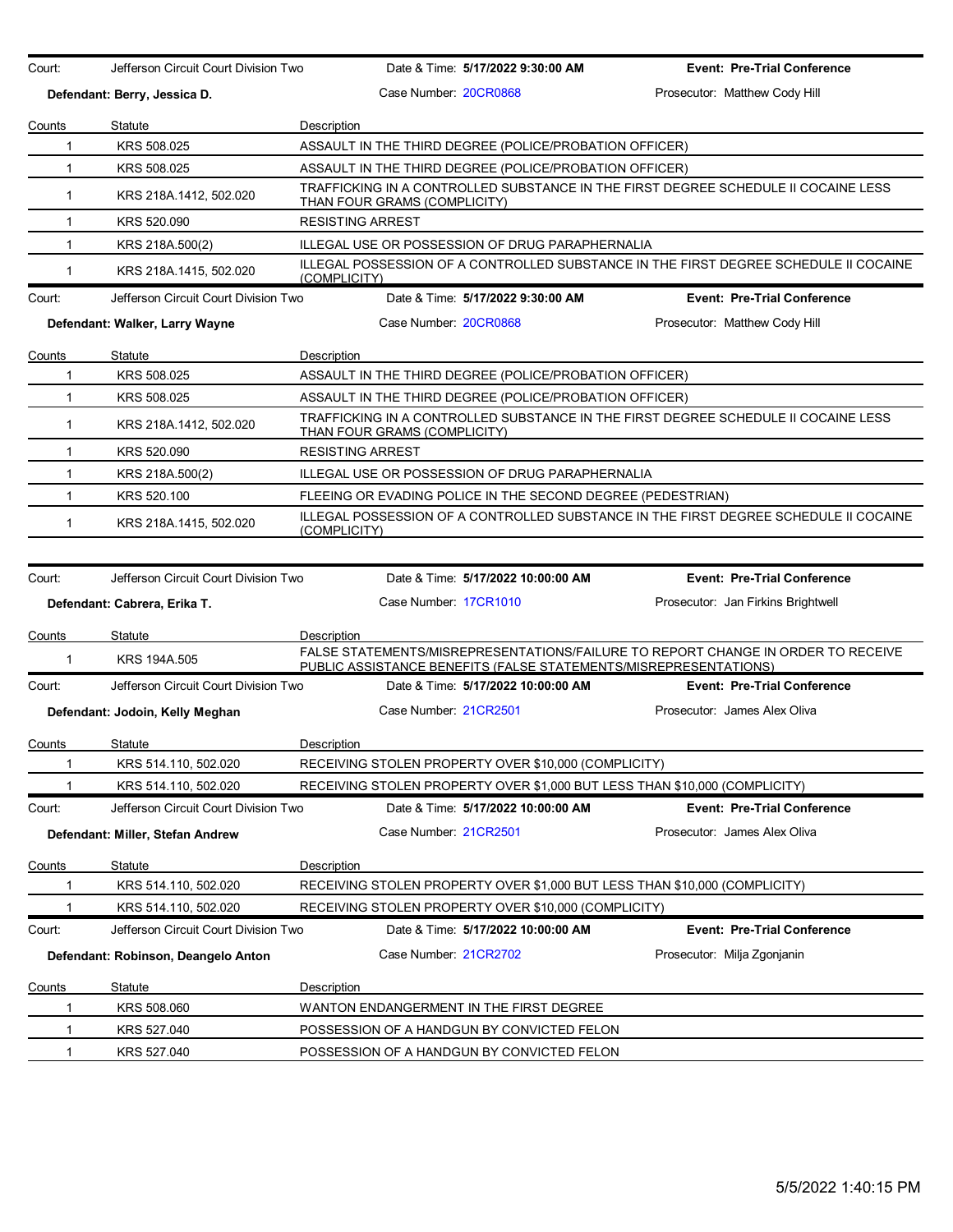Court: Jefferson Circuit Court Division Two | Date & Time: **5/17/2022 9:30:00 AM** | **Event: Pre-Trial Conference**

**Defendant: Berry, Jessica D.** | Case Number: 20CR0868 | Prosecutor: Matthew Cody Hill

| Counts | Statute | Description |
|---|---|---|
| 1 | KRS 508.025 | ASSAULT IN THE THIRD DEGREE (POLICE/PROBATION OFFICER) |
| 1 | KRS 508.025 | ASSAULT IN THE THIRD DEGREE (POLICE/PROBATION OFFICER) |
| 1 | KRS 218A.1412, 502.020 | TRAFFICKING IN A CONTROLLED SUBSTANCE IN THE FIRST DEGREE SCHEDULE II COCAINE LESS THAN FOUR GRAMS (COMPLICITY) |
| 1 | KRS 520.090 | RESISTING ARREST |
| 1 | KRS 218A.500(2) | ILLEGAL USE OR POSSESSION OF DRUG PARAPHERNALIA |
| 1 | KRS 218A.1415, 502.020 | ILLEGAL POSSESSION OF A CONTROLLED SUBSTANCE IN THE FIRST DEGREE SCHEDULE II COCAINE (COMPLICITY) |

Court: Jefferson Circuit Court Division Two | Date & Time: **5/17/2022 9:30:00 AM** | **Event: Pre-Trial Conference**

**Defendant: Walker, Larry Wayne** | Case Number: 20CR0868 | Prosecutor: Matthew Cody Hill

| Counts | Statute | Description |
|---|---|---|
| 1 | KRS 508.025 | ASSAULT IN THE THIRD DEGREE (POLICE/PROBATION OFFICER) |
| 1 | KRS 508.025 | ASSAULT IN THE THIRD DEGREE (POLICE/PROBATION OFFICER) |
| 1 | KRS 218A.1412, 502.020 | TRAFFICKING IN A CONTROLLED SUBSTANCE IN THE FIRST DEGREE SCHEDULE II COCAINE LESS THAN FOUR GRAMS (COMPLICITY) |
| 1 | KRS 520.090 | RESISTING ARREST |
| 1 | KRS 218A.500(2) | ILLEGAL USE OR POSSESSION OF DRUG PARAPHERNALIA |
| 1 | KRS 520.100 | FLEEING OR EVADING POLICE IN THE SECOND DEGREE (PEDESTRIAN) |
| 1 | KRS 218A.1415, 502.020 | ILLEGAL POSSESSION OF A CONTROLLED SUBSTANCE IN THE FIRST DEGREE SCHEDULE II COCAINE (COMPLICITY) |

Court: Jefferson Circuit Court Division Two | Date & Time: **5/17/2022 10:00:00 AM** | **Event: Pre-Trial Conference**

**Defendant: Cabrera, Erika T.** | Case Number: 17CR1010 | Prosecutor: Jan Firkins Brightwell

| Counts | Statute | Description |
|---|---|---|
| 1 | KRS 194A.505 | FALSE STATEMENTS/MISREPRESENTATIONS/FAILURE TO REPORT CHANGE IN ORDER TO RECEIVE PUBLIC ASSISTANCE BENEFITS (FALSE STATEMENTS/MISREPRESENTATIONS) |

Court: Jefferson Circuit Court Division Two | Date & Time: **5/17/2022 10:00:00 AM** | **Event: Pre-Trial Conference**

**Defendant: Jodoin, Kelly Meghan** | Case Number: 21CR2501 | Prosecutor: James Alex Oliva

| Counts | Statute | Description |
|---|---|---|
| 1 | KRS 514.110, 502.020 | RECEIVING STOLEN PROPERTY OVER $10,000 (COMPLICITY) |
| 1 | KRS 514.110, 502.020 | RECEIVING STOLEN PROPERTY OVER $1,000 BUT LESS THAN $10,000 (COMPLICITY) |

Court: Jefferson Circuit Court Division Two | Date & Time: **5/17/2022 10:00:00 AM** | **Event: Pre-Trial Conference**

**Defendant: Miller, Stefan Andrew** | Case Number: 21CR2501 | Prosecutor: James Alex Oliva

| Counts | Statute | Description |
|---|---|---|
| 1 | KRS 514.110, 502.020 | RECEIVING STOLEN PROPERTY OVER $1,000 BUT LESS THAN $10,000 (COMPLICITY) |
| 1 | KRS 514.110, 502.020 | RECEIVING STOLEN PROPERTY OVER $10,000 (COMPLICITY) |

Court: Jefferson Circuit Court Division Two | Date & Time: **5/17/2022 10:00:00 AM** | **Event: Pre-Trial Conference**

**Defendant: Robinson, Deangelo Anton** | Case Number: 21CR2702 | Prosecutor: Milja Zgonjanin

| Counts | Statute | Description |
|---|---|---|
| 1 | KRS 508.060 | WANTON ENDANGERMENT IN THE FIRST DEGREE |
| 1 | KRS 527.040 | POSSESSION OF A HANDGUN BY CONVICTED FELON |
| 1 | KRS 527.040 | POSSESSION OF A HANDGUN BY CONVICTED FELON |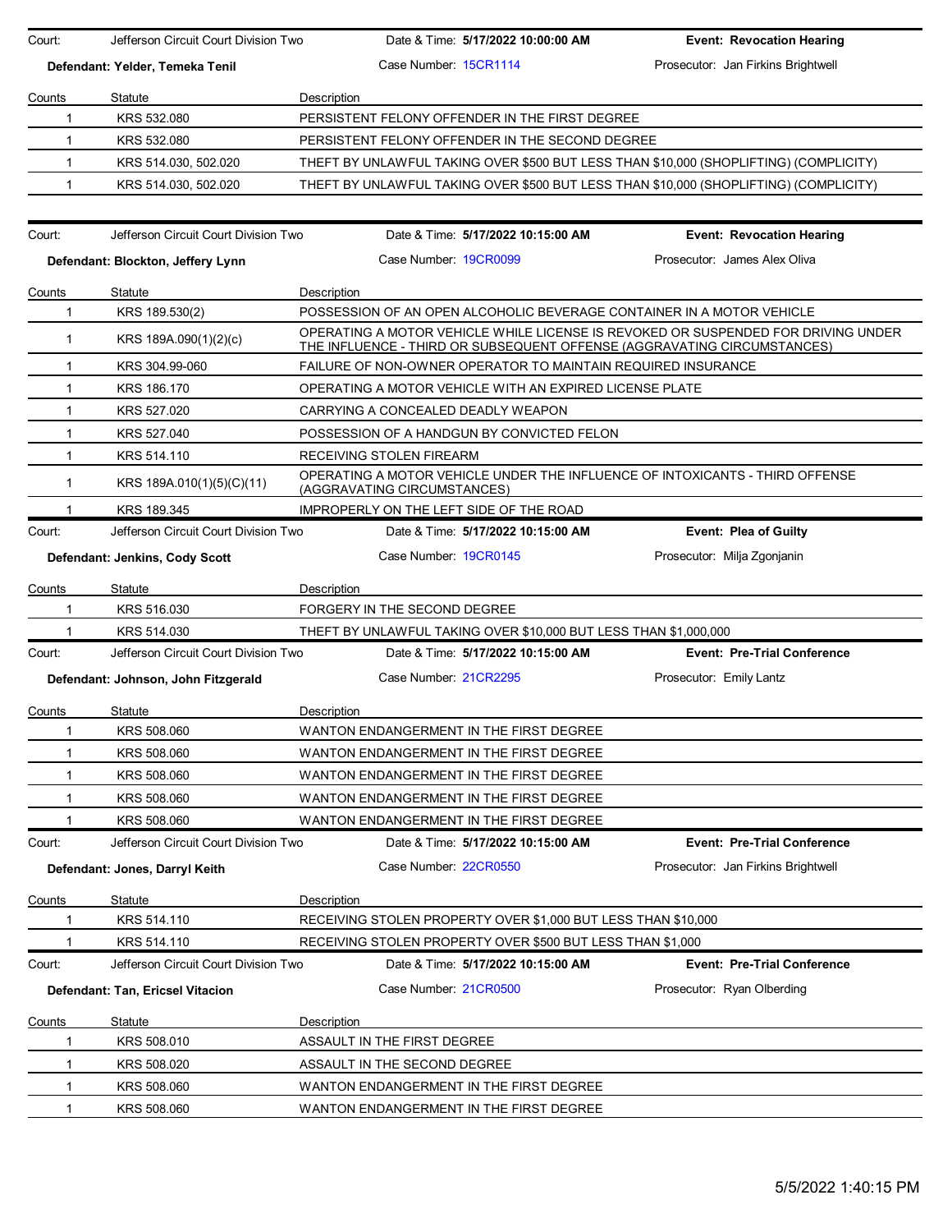Court: Jefferson Circuit Court Division Two | Date & Time: **5/17/2022 10:00:00 AM** | **Event: Revocation Hearing**

**Defendant: Yelder, Temeka Tenil** | Case Number: 15CR1114 | Prosecutor: Jan Firkins Brightwell

| Counts | Statute | Description |
| --- | --- | --- |
| 1 | KRS 532.080 | PERSISTENT FELONY OFFENDER IN THE FIRST DEGREE |
| 1 | KRS 532.080 | PERSISTENT FELONY OFFENDER IN THE SECOND DEGREE |
| 1 | KRS 514.030, 502.020 | THEFT BY UNLAWFUL TAKING OVER $500 BUT LESS THAN $10,000 (SHOPLIFTING) (COMPLICITY) |
| 1 | KRS 514.030, 502.020 | THEFT BY UNLAWFUL TAKING OVER $500 BUT LESS THAN $10,000 (SHOPLIFTING) (COMPLICITY) |

Court: Jefferson Circuit Court Division Two | Date & Time: **5/17/2022 10:15:00 AM** | **Event: Revocation Hearing**

**Defendant: Blockton, Jeffery Lynn** | Case Number: 19CR0099 | Prosecutor: James Alex Oliva

| Counts | Statute | Description |
| --- | --- | --- |
| 1 | KRS 189.530(2) | POSSESSION OF AN OPEN ALCOHOLIC BEVERAGE CONTAINER IN A MOTOR VEHICLE |
| 1 | KRS 189A.090(1)(2)(c) | OPERATING A MOTOR VEHICLE WHILE LICENSE IS REVOKED OR SUSPENDED FOR DRIVING UNDER THE INFLUENCE - THIRD OR SUBSEQUENT OFFENSE (AGGRAVATING CIRCUMSTANCES) |
| 1 | KRS 304.99-060 | FAILURE OF NON-OWNER OPERATOR TO MAINTAIN REQUIRED INSURANCE |
| 1 | KRS 186.170 | OPERATING A MOTOR VEHICLE WITH AN EXPIRED LICENSE PLATE |
| 1 | KRS 527.020 | CARRYING A CONCEALED DEADLY WEAPON |
| 1 | KRS 527.040 | POSSESSION OF A HANDGUN BY CONVICTED FELON |
| 1 | KRS 514.110 | RECEIVING STOLEN FIREARM |
| 1 | KRS 189A.010(1)(5)(C)(11) | OPERATING A MOTOR VEHICLE UNDER THE INFLUENCE OF INTOXICANTS - THIRD OFFENSE (AGGRAVATING CIRCUMSTANCES) |
| 1 | KRS 189.345 | IMPROPERLY ON THE LEFT SIDE OF THE ROAD |

Court: Jefferson Circuit Court Division Two | Date & Time: **5/17/2022 10:15:00 AM** | **Event: Plea of Guilty**

**Defendant: Jenkins, Cody Scott** | Case Number: 19CR0145 | Prosecutor: Milja Zgonjanin

| Counts | Statute | Description |
| --- | --- | --- |
| 1 | KRS 516.030 | FORGERY IN THE SECOND DEGREE |
| 1 | KRS 514.030 | THEFT BY UNLAWFUL TAKING OVER $10,000 BUT LESS THAN $1,000,000 |

Court: Jefferson Circuit Court Division Two | Date & Time: **5/17/2022 10:15:00 AM** | **Event: Pre-Trial Conference**

**Defendant: Johnson, John Fitzgerald** | Case Number: 21CR2295 | Prosecutor: Emily Lantz

| Counts | Statute | Description |
| --- | --- | --- |
| 1 | KRS 508.060 | WANTON ENDANGERMENT IN THE FIRST DEGREE |
| 1 | KRS 508.060 | WANTON ENDANGERMENT IN THE FIRST DEGREE |
| 1 | KRS 508.060 | WANTON ENDANGERMENT IN THE FIRST DEGREE |
| 1 | KRS 508.060 | WANTON ENDANGERMENT IN THE FIRST DEGREE |
| 1 | KRS 508.060 | WANTON ENDANGERMENT IN THE FIRST DEGREE |

Court: Jefferson Circuit Court Division Two | Date & Time: **5/17/2022 10:15:00 AM** | **Event: Pre-Trial Conference**

**Defendant: Jones, Darryl Keith** | Case Number: 22CR0550 | Prosecutor: Jan Firkins Brightwell

| Counts | Statute | Description |
| --- | --- | --- |
| 1 | KRS 514.110 | RECEIVING STOLEN PROPERTY OVER $1,000 BUT LESS THAN $10,000 |
| 1 | KRS 514.110 | RECEIVING STOLEN PROPERTY OVER $500 BUT LESS THAN $1,000 |

Court: Jefferson Circuit Court Division Two | Date & Time: **5/17/2022 10:15:00 AM** | **Event: Pre-Trial Conference**

**Defendant: Tan, Ericsel Vitacion** | Case Number: 21CR0500 | Prosecutor: Ryan Olberding

| Counts | Statute | Description |
| --- | --- | --- |
| 1 | KRS 508.010 | ASSAULT IN THE FIRST DEGREE |
| 1 | KRS 508.020 | ASSAULT IN THE SECOND DEGREE |
| 1 | KRS 508.060 | WANTON ENDANGERMENT IN THE FIRST DEGREE |
| 1 | KRS 508.060 | WANTON ENDANGERMENT IN THE FIRST DEGREE |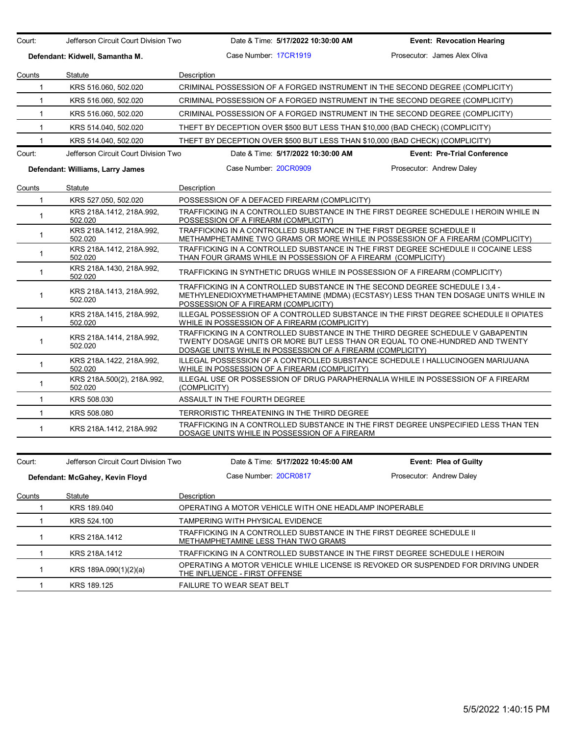| Court: | Jefferson Circuit Court Division Two | Date & Time: **5/17/2022 10:30:00 AM** | **Event: Revocation Hearing** |
|---|---|---|---|
| **Defendant: Kidwell, Samantha M.** | | Case Number: 17CR1919 | Prosecutor: James Alex Oliva |

| Counts | Statute | Description |
|---|---|---|
| 1 | KRS 516.060, 502.020 | CRIMINAL POSSESSION OF A FORGED INSTRUMENT IN THE SECOND DEGREE (COMPLICITY) |
| 1 | KRS 516.060, 502.020 | CRIMINAL POSSESSION OF A FORGED INSTRUMENT IN THE SECOND DEGREE (COMPLICITY) |
| 1 | KRS 516.060, 502.020 | CRIMINAL POSSESSION OF A FORGED INSTRUMENT IN THE SECOND DEGREE (COMPLICITY) |
| 1 | KRS 514.040, 502.020 | THEFT BY DECEPTION OVER $500 BUT LESS THAN $10,000 (BAD CHECK) (COMPLICITY) |
| 1 | KRS 514.040, 502.020 | THEFT BY DECEPTION OVER $500 BUT LESS THAN $10,000 (BAD CHECK) (COMPLICITY) |

| Court: | Jefferson Circuit Court Division Two | Date & Time: **5/17/2022 10:30:00 AM** | **Event: Pre-Trial Conference** |
|---|---|---|---|
| **Defendant: Williams, Larry James** | | Case Number: 20CR0909 | Prosecutor: Andrew Daley |

| Counts | Statute | Description |
|---|---|---|
| 1 | KRS 527.050, 502.020 | POSSESSION OF A DEFACED FIREARM (COMPLICITY) |
| 1 | KRS 218A.1412, 218A.992, 502.020 | TRAFFICKING IN A CONTROLLED SUBSTANCE IN THE FIRST DEGREE SCHEDULE I HEROIN WHILE IN POSSESSION OF A FIREARM (COMPLICITY) |
| 1 | KRS 218A.1412, 218A.992, 502.020 | TRAFFICKING IN A CONTROLLED SUBSTANCE IN THE FIRST DEGREE SCHEDULE II METHAMPHETAMINE TWO GRAMS OR MORE WHILE IN POSSESSION OF A FIREARM (COMPLICITY) |
| 1 | KRS 218A.1412, 218A.992, 502.020 | TRAFFICKING IN A CONTROLLED SUBSTANCE IN THE FIRST DEGREE SCHEDULE II COCAINE LESS THAN FOUR GRAMS WHILE IN POSSESSION OF A FIREARM (COMPLICITY) |
| 1 | KRS 218A.1430, 218A.992, 502.020 | TRAFFICKING IN SYNTHETIC DRUGS WHILE IN POSSESSION OF A FIREARM (COMPLICITY) |
| 1 | KRS 218A.1413, 218A.992, 502.020 | TRAFFICKING IN A CONTROLLED SUBSTANCE IN THE SECOND DEGREE SCHEDULE I 3,4 - METHYLENEDIOXYMETHAMPHETAMINE (MDMA) (ECSTASY) LESS THAN TEN DOSAGE UNITS WHILE IN POSSESSION OF A FIREARM (COMPLICITY) |
| 1 | KRS 218A.1415, 218A.992, 502.020 | ILLEGAL POSSESSION OF A CONTROLLED SUBSTANCE IN THE FIRST DEGREE SCHEDULE II OPIATES WHILE IN POSSESSION OF A FIREARM (COMPLICITY) |
| 1 | KRS 218A.1414, 218A.992, 502.020 | TRAFFICKING IN A CONTROLLED SUBSTANCE IN THE THIRD DEGREE SCHEDULE V GABAPENTIN TWENTY DOSAGE UNITS OR MORE BUT LESS THAN OR EQUAL TO ONE-HUNDRED AND TWENTY DOSAGE UNITS WHILE IN POSSESSION OF A FIREARM (COMPLICITY) |
| 1 | KRS 218A.1422, 218A.992, 502.020 | ILLEGAL POSSESSION OF A CONTROLLED SUBSTANCE SCHEDULE I HALLUCINOGEN MARIJUANA WHILE IN POSSESSION OF A FIREARM (COMPLICITY) |
| 1 | KRS 218A.500(2), 218A.992, 502.020 | ILLEGAL USE OR POSSESSION OF DRUG PARAPHERNALIA WHILE IN POSSESSION OF A FIREARM (COMPLICITY) |
| 1 | KRS 508.030 | ASSAULT IN THE FOURTH DEGREE |
| 1 | KRS 508.080 | TERRORISTIC THREATENING IN THE THIRD DEGREE |
| 1 | KRS 218A.1412, 218A.992 | TRAFFICKING IN A CONTROLLED SUBSTANCE IN THE FIRST DEGREE UNSPECIFIED LESS THAN TEN DOSAGE UNITS WHILE IN POSSESSION OF A FIREARM |

| Court: | Jefferson Circuit Court Division Two | Date & Time: **5/17/2022 10:45:00 AM** | **Event: Plea of Guilty** |
|---|---|---|---|
| **Defendant: McGahey, Kevin Floyd** | | Case Number: 20CR0817 | Prosecutor: Andrew Daley |

| Counts | Statute | Description |
|---|---|---|
| 1 | KRS 189.040 | OPERATING A MOTOR VEHICLE WITH ONE HEADLAMP INOPERABLE |
| 1 | KRS 524.100 | TAMPERING WITH PHYSICAL EVIDENCE |
| 1 | KRS 218A.1412 | TRAFFICKING IN A CONTROLLED SUBSTANCE IN THE FIRST DEGREE SCHEDULE II METHAMPHETAMINE LESS THAN TWO GRAMS |
| 1 | KRS 218A.1412 | TRAFFICKING IN A CONTROLLED SUBSTANCE IN THE FIRST DEGREE SCHEDULE I HEROIN |
| 1 | KRS 189A.090(1)(2)(a) | OPERATING A MOTOR VEHICLE WHILE LICENSE IS REVOKED OR SUSPENDED FOR DRIVING UNDER THE INFLUENCE - FIRST OFFENSE |
| 1 | KRS 189.125 | FAILURE TO WEAR SEAT BELT |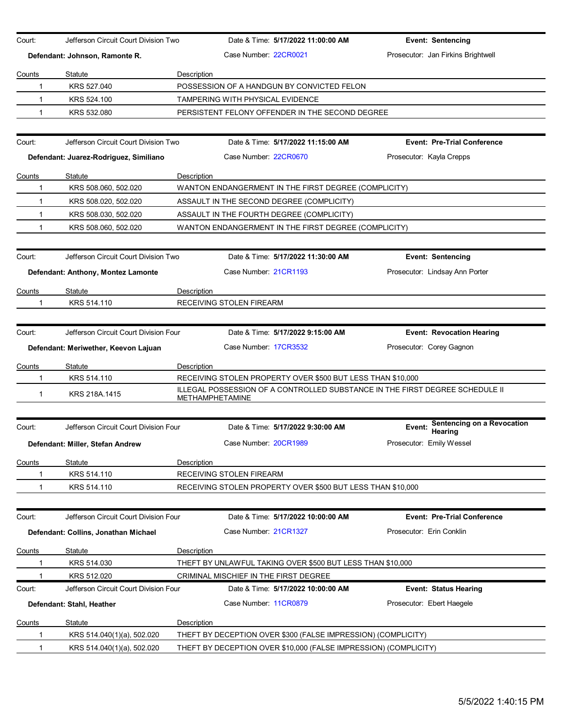| Court: | Jefferson Circuit Court Division Two | Date & Time: **5/17/2022 11:00:00 AM** | **Event: Sentencing** |
|---|---|---|---|
| **Defendant: Johnson, Ramonte R.** | | Case Number: 22CR0021 | Prosecutor: Jan Firkins Brightwell |

| Counts | Statute | Description |
|---|---|---|
| 1 | KRS 527.040 | POSSESSION OF A HANDGUN BY CONVICTED FELON |
| 1 | KRS 524.100 | TAMPERING WITH PHYSICAL EVIDENCE |
| 1 | KRS 532.080 | PERSISTENT FELONY OFFENDER IN THE SECOND DEGREE |

| Court: | Jefferson Circuit Court Division Two | Date & Time: **5/17/2022 11:15:00 AM** | **Event: Pre-Trial Conference** |
|---|---|---|---|
| **Defendant: Juarez-Rodriguez, Similiano** | | Case Number: 22CR0670 | Prosecutor: Kayla Crepps |

| Counts | Statute | Description |
|---|---|---|
| 1 | KRS 508.060, 502.020 | WANTON ENDANGERMENT IN THE FIRST DEGREE (COMPLICITY) |
| 1 | KRS 508.020, 502.020 | ASSAULT IN THE SECOND DEGREE (COMPLICITY) |
| 1 | KRS 508.030, 502.020 | ASSAULT IN THE FOURTH DEGREE (COMPLICITY) |
| 1 | KRS 508.060, 502.020 | WANTON ENDANGERMENT IN THE FIRST DEGREE (COMPLICITY) |

| Court: | Jefferson Circuit Court Division Two | Date & Time: **5/17/2022 11:30:00 AM** | **Event: Sentencing** |
|---|---|---|---|
| **Defendant: Anthony, Montez Lamonte** | | Case Number: 21CR1193 | Prosecutor: Lindsay Ann Porter |

| Counts | Statute | Description |
|---|---|---|
| 1 | KRS 514.110 | RECEIVING STOLEN FIREARM |

| Court: | Jefferson Circuit Court Division Four | Date & Time: **5/17/2022 9:15:00 AM** | **Event: Revocation Hearing** |
|---|---|---|---|
| **Defendant: Meriwether, Keevon Lajuan** | | Case Number: 17CR3532 | Prosecutor: Corey Gagnon |

| Counts | Statute | Description |
|---|---|---|
| 1 | KRS 514.110 | RECEIVING STOLEN PROPERTY OVER $500 BUT LESS THAN $10,000 |
| 1 | KRS 218A.1415 | ILLEGAL POSSESSION OF A CONTROLLED SUBSTANCE IN THE FIRST DEGREE SCHEDULE II METHAMPHETAMINE |

| Court: | Jefferson Circuit Court Division Four | Date & Time: **5/17/2022 9:30:00 AM** | **Event: Sentencing on a Revocation Hearing** |
|---|---|---|---|
| **Defendant: Miller, Stefan Andrew** | | Case Number: 20CR1989 | Prosecutor: Emily Wessel |

| Counts | Statute | Description |
|---|---|---|
| 1 | KRS 514.110 | RECEIVING STOLEN FIREARM |
| 1 | KRS 514.110 | RECEIVING STOLEN PROPERTY OVER $500 BUT LESS THAN $10,000 |

| Court: | Jefferson Circuit Court Division Four | Date & Time: **5/17/2022 10:00:00 AM** | **Event: Pre-Trial Conference** |
|---|---|---|---|
| **Defendant: Collins, Jonathan Michael** | | Case Number: 21CR1327 | Prosecutor: Erin Conklin |

| Counts | Statute | Description |
|---|---|---|
| 1 | KRS 514.030 | THEFT BY UNLAWFUL TAKING OVER $500 BUT LESS THAN $10,000 |
| 1 | KRS 512.020 | CRIMINAL MISCHIEF IN THE FIRST DEGREE |

| Court: | Jefferson Circuit Court Division Four | Date & Time: **5/17/2022 10:00:00 AM** | **Event: Status Hearing** |
|---|---|---|---|
| **Defendant: Stahl, Heather** | | Case Number: 11CR0879 | Prosecutor: Ebert Haegele |

| Counts | Statute | Description |
|---|---|---|
| 1 | KRS 514.040(1)(a), 502.020 | THEFT BY DECEPTION OVER $300 (FALSE IMPRESSION) (COMPLICITY) |
| 1 | KRS 514.040(1)(a), 502.020 | THEFT BY DECEPTION OVER $10,000 (FALSE IMPRESSION) (COMPLICITY) |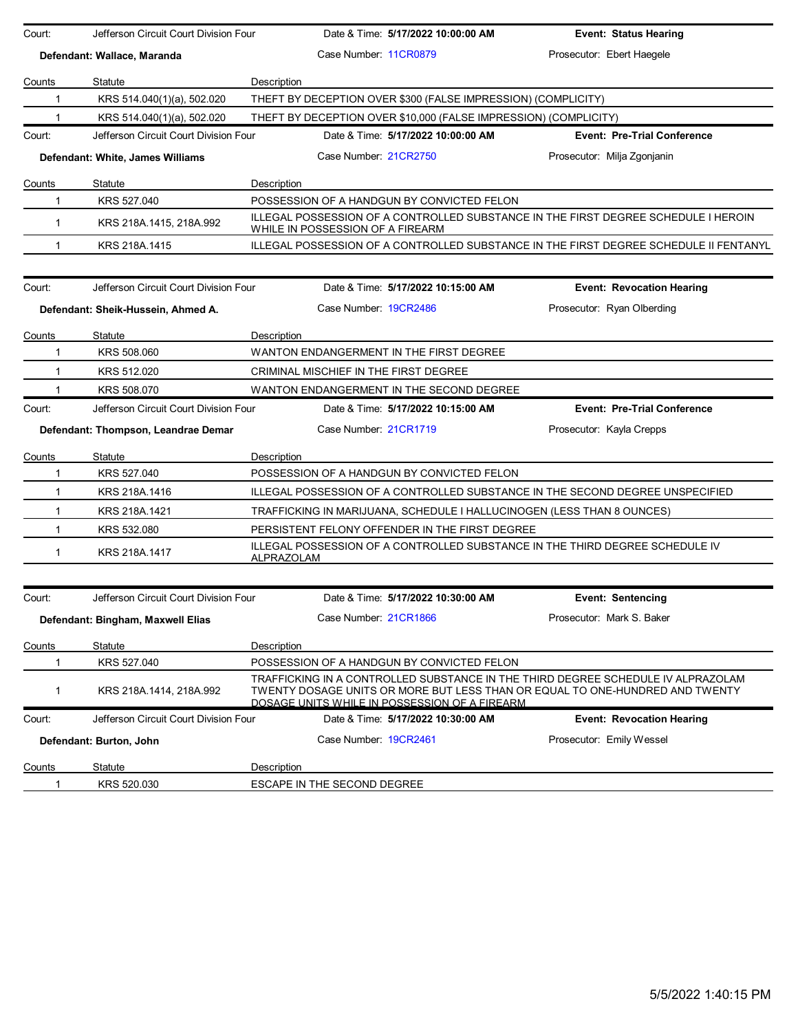Court: Jefferson Circuit Court Division Four | Date & Time: **5/17/2022 10:00:00 AM** | **Event: Status Hearing**

**Defendant: Wallace, Maranda** | Case Number: 11CR0879 | Prosecutor: Ebert Haegele

| Counts | Statute | Description |
|---|---|---|
| 1 | KRS 514.040(1)(a), 502.020 | THEFT BY DECEPTION OVER $300 (FALSE IMPRESSION) (COMPLICITY) |
| 1 | KRS 514.040(1)(a), 502.020 | THEFT BY DECEPTION OVER $10,000 (FALSE IMPRESSION) (COMPLICITY) |

Court: Jefferson Circuit Court Division Four | Date & Time: **5/17/2022 10:00:00 AM** | **Event: Pre-Trial Conference**

**Defendant: White, James Williams** | Case Number: 21CR2750 | Prosecutor: Milja Zgonjanin

| Counts | Statute | Description |
|---|---|---|
| 1 | KRS 527.040 | POSSESSION OF A HANDGUN BY CONVICTED FELON |
| 1 | KRS 218A.1415, 218A.992 | ILLEGAL POSSESSION OF A CONTROLLED SUBSTANCE IN THE FIRST DEGREE SCHEDULE I HEROIN WHILE IN POSSESSION OF A FIREARM |
| 1 | KRS 218A.1415 | ILLEGAL POSSESSION OF A CONTROLLED SUBSTANCE IN THE FIRST DEGREE SCHEDULE II FENTANYL |

Court: Jefferson Circuit Court Division Four | Date & Time: **5/17/2022 10:15:00 AM** | **Event: Revocation Hearing**

**Defendant: Sheik-Hussein, Ahmed A.** | Case Number: 19CR2486 | Prosecutor: Ryan Olberding

| Counts | Statute | Description |
|---|---|---|
| 1 | KRS 508.060 | WANTON ENDANGERMENT IN THE FIRST DEGREE |
| 1 | KRS 512.020 | CRIMINAL MISCHIEF IN THE FIRST DEGREE |
| 1 | KRS 508.070 | WANTON ENDANGERMENT IN THE SECOND DEGREE |

Court: Jefferson Circuit Court Division Four | Date & Time: **5/17/2022 10:15:00 AM** | **Event: Pre-Trial Conference**

**Defendant: Thompson, Leandrae Demar** | Case Number: 21CR1719 | Prosecutor: Kayla Crepps

| Counts | Statute | Description |
|---|---|---|
| 1 | KRS 527.040 | POSSESSION OF A HANDGUN BY CONVICTED FELON |
| 1 | KRS 218A.1416 | ILLEGAL POSSESSION OF A CONTROLLED SUBSTANCE IN THE SECOND DEGREE UNSPECIFIED |
| 1 | KRS 218A.1421 | TRAFFICKING IN MARIJUANA, SCHEDULE I HALLUCINOGEN (LESS THAN 8 OUNCES) |
| 1 | KRS 532.080 | PERSISTENT FELONY OFFENDER IN THE FIRST DEGREE |
| 1 | KRS 218A.1417 | ILLEGAL POSSESSION OF A CONTROLLED SUBSTANCE IN THE THIRD DEGREE SCHEDULE IV ALPRAZOLAM |

Court: Jefferson Circuit Court Division Four | Date & Time: **5/17/2022 10:30:00 AM** | **Event: Sentencing**

**Defendant: Bingham, Maxwell Elias** | Case Number: 21CR1866 | Prosecutor: Mark S. Baker

| Counts | Statute | Description |
|---|---|---|
| 1 | KRS 527.040 | POSSESSION OF A HANDGUN BY CONVICTED FELON |
| 1 | KRS 218A.1414, 218A.992 | TRAFFICKING IN A CONTROLLED SUBSTANCE IN THE THIRD DEGREE SCHEDULE IV ALPRAZOLAM TWENTY DOSAGE UNITS OR MORE BUT LESS THAN OR EQUAL TO ONE-HUNDRED AND TWENTY DOSAGE UNITS WHILE IN POSSESSION OF A FIREARM |

Court: Jefferson Circuit Court Division Four | Date & Time: **5/17/2022 10:30:00 AM** | **Event: Revocation Hearing**

**Defendant: Burton, John** | Case Number: 19CR2461 | Prosecutor: Emily Wessel

| Counts | Statute | Description |
|---|---|---|
| 1 | KRS 520.030 | ESCAPE IN THE SECOND DEGREE |

5/5/2022 1:40:15 PM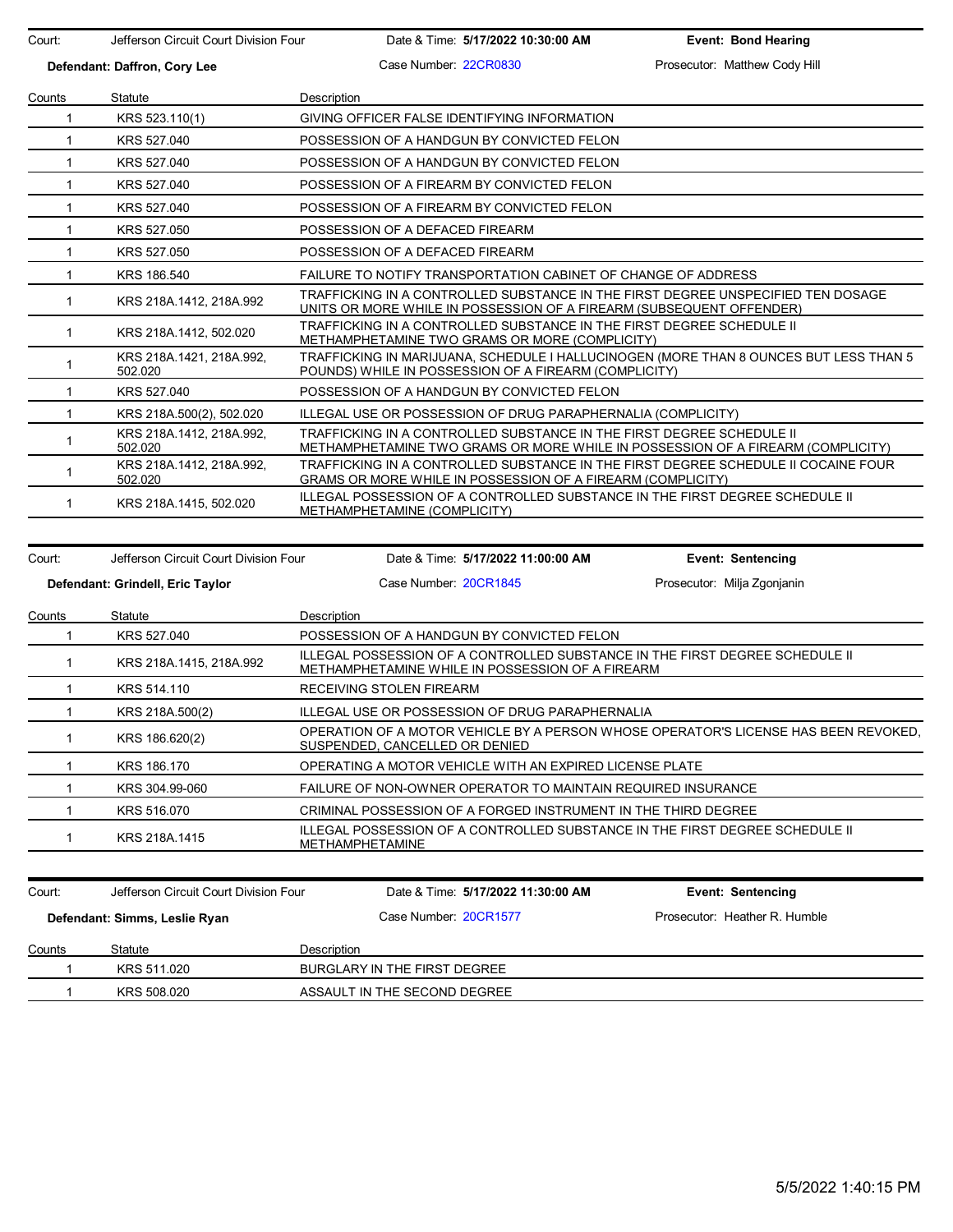| Court: | Jefferson Circuit Court Division Four | Date & Time: **5/17/2022 10:30:00 AM** | **Event: Bond Hearing** |
|---|---|---|---|
| **Defendant: Daffron, Cory Lee** | | Case Number: 22CR0830 | Prosecutor: Matthew Cody Hill |

| Counts | Statute | Description |
|---|---|---|
| 1 | KRS 523.110(1) | GIVING OFFICER FALSE IDENTIFYING INFORMATION |
| 1 | KRS 527.040 | POSSESSION OF A HANDGUN BY CONVICTED FELON |
| 1 | KRS 527.040 | POSSESSION OF A HANDGUN BY CONVICTED FELON |
| 1 | KRS 527.040 | POSSESSION OF A FIREARM BY CONVICTED FELON |
| 1 | KRS 527.040 | POSSESSION OF A FIREARM BY CONVICTED FELON |
| 1 | KRS 527.050 | POSSESSION OF A DEFACED FIREARM |
| 1 | KRS 527.050 | POSSESSION OF A DEFACED FIREARM |
| 1 | KRS 186.540 | FAILURE TO NOTIFY TRANSPORTATION CABINET OF CHANGE OF ADDRESS |
| 1 | KRS 218A.1412, 218A.992 | TRAFFICKING IN A CONTROLLED SUBSTANCE IN THE FIRST DEGREE UNSPECIFIED TEN DOSAGE UNITS OR MORE WHILE IN POSSESSION OF A FIREARM (SUBSEQUENT OFFENDER) |
| 1 | KRS 218A.1412, 502.020 | TRAFFICKING IN A CONTROLLED SUBSTANCE IN THE FIRST DEGREE SCHEDULE II METHAMPHETAMINE TWO GRAMS OR MORE (COMPLICITY) |
| 1 | KRS 218A.1421, 218A.992, 502.020 | TRAFFICKING IN MARIJUANA, SCHEDULE I HALLUCINOGEN (MORE THAN 8 OUNCES BUT LESS THAN 5 POUNDS) WHILE IN POSSESSION OF A FIREARM (COMPLICITY) |
| 1 | KRS 527.040 | POSSESSION OF A HANDGUN BY CONVICTED FELON |
| 1 | KRS 218A.500(2), 502.020 | ILLEGAL USE OR POSSESSION OF DRUG PARAPHERNALIA (COMPLICITY) |
| 1 | KRS 218A.1412, 218A.992, 502.020 | TRAFFICKING IN A CONTROLLED SUBSTANCE IN THE FIRST DEGREE SCHEDULE II METHAMPHETAMINE TWO GRAMS OR MORE WHILE IN POSSESSION OF A FIREARM (COMPLICITY) |
| 1 | KRS 218A.1412, 218A.992, 502.020 | TRAFFICKING IN A CONTROLLED SUBSTANCE IN THE FIRST DEGREE SCHEDULE II COCAINE FOUR GRAMS OR MORE WHILE IN POSSESSION OF A FIREARM (COMPLICITY) |
| 1 | KRS 218A.1415, 502.020 | ILLEGAL POSSESSION OF A CONTROLLED SUBSTANCE IN THE FIRST DEGREE SCHEDULE II METHAMPHETAMINE (COMPLICITY) |

| Court: | Jefferson Circuit Court Division Four | Date & Time: **5/17/2022 11:00:00 AM** | **Event: Sentencing** |
|---|---|---|---|
| **Defendant: Grindell, Eric Taylor** | | Case Number: 20CR1845 | Prosecutor: Milja Zgonjanin |

| Counts | Statute | Description |
|---|---|---|
| 1 | KRS 527.040 | POSSESSION OF A HANDGUN BY CONVICTED FELON |
| 1 | KRS 218A.1415, 218A.992 | ILLEGAL POSSESSION OF A CONTROLLED SUBSTANCE IN THE FIRST DEGREE SCHEDULE II METHAMPHETAMINE WHILE IN POSSESSION OF A FIREARM |
| 1 | KRS 514.110 | RECEIVING STOLEN FIREARM |
| 1 | KRS 218A.500(2) | ILLEGAL USE OR POSSESSION OF DRUG PARAPHERNALIA |
| 1 | KRS 186.620(2) | OPERATION OF A MOTOR VEHICLE BY A PERSON WHOSE OPERATOR'S LICENSE HAS BEEN REVOKED, SUSPENDED, CANCELLED OR DENIED |
| 1 | KRS 186.170 | OPERATING A MOTOR VEHICLE WITH AN EXPIRED LICENSE PLATE |
| 1 | KRS 304.99-060 | FAILURE OF NON-OWNER OPERATOR TO MAINTAIN REQUIRED INSURANCE |
| 1 | KRS 516.070 | CRIMINAL POSSESSION OF A FORGED INSTRUMENT IN THE THIRD DEGREE |
| 1 | KRS 218A.1415 | ILLEGAL POSSESSION OF A CONTROLLED SUBSTANCE IN THE FIRST DEGREE SCHEDULE II METHAMPHETAMINE |

| Court: | Jefferson Circuit Court Division Four | Date & Time: **5/17/2022 11:30:00 AM** | **Event: Sentencing** |
|---|---|---|---|
| **Defendant: Simms, Leslie Ryan** | | Case Number: 20CR1577 | Prosecutor: Heather R. Humble |

| Counts | Statute | Description |
|---|---|---|
| 1 | KRS 511.020 | BURGLARY IN THE FIRST DEGREE |
| 1 | KRS 508.020 | ASSAULT IN THE SECOND DEGREE |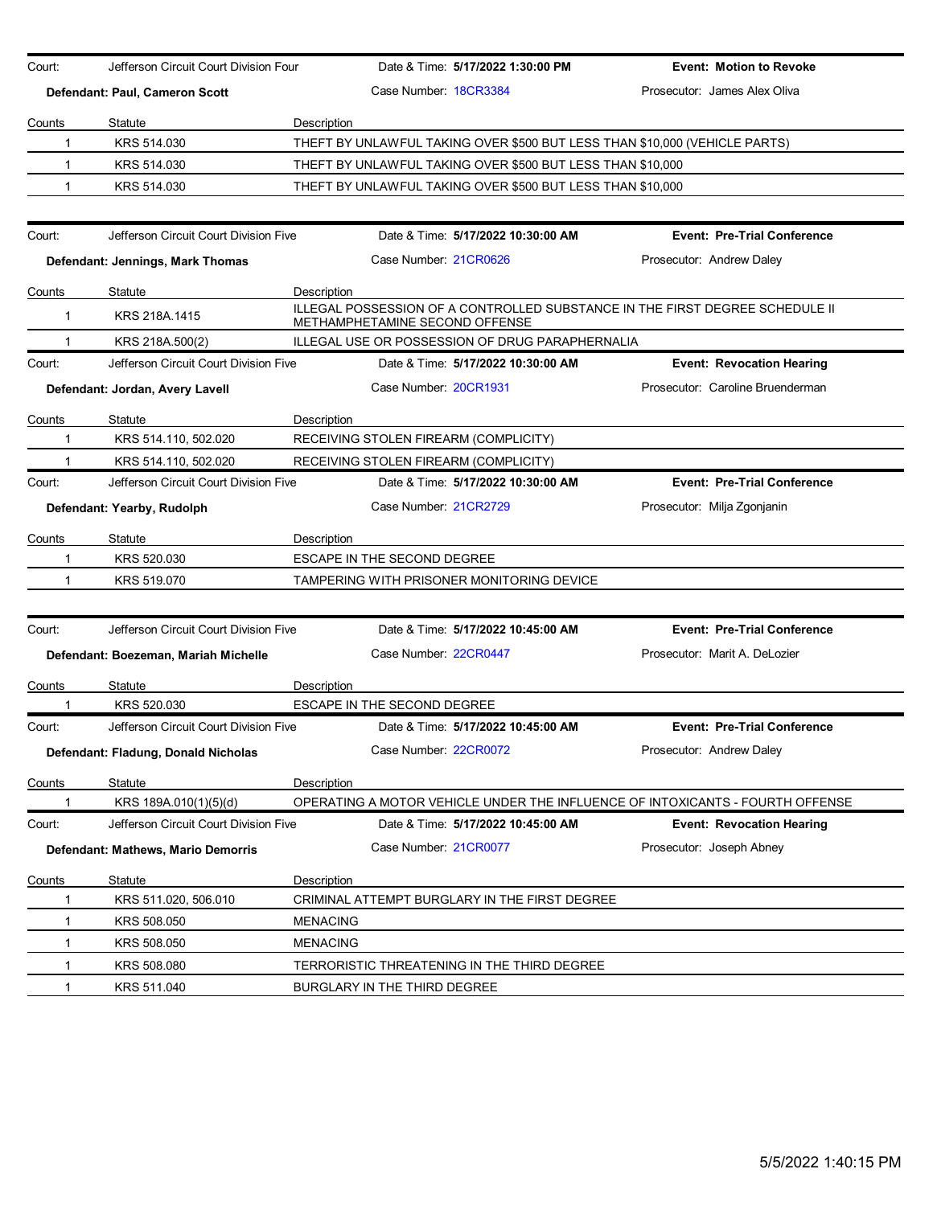| Court: | Jefferson Circuit Court Division Four | Date & Time: **5/17/2022 1:30:00 PM** | **Event: Motion to Revoke** |
|---|---|---|---|
| **Defendant: Paul, Cameron Scott** | | Case Number: 18CR3384 | Prosecutor: James Alex Oliva |

| Counts | Statute | Description |
|---|---|---|
| 1 | KRS 514.030 | THEFT BY UNLAWFUL TAKING OVER $500 BUT LESS THAN $10,000 (VEHICLE PARTS) |
| 1 | KRS 514.030 | THEFT BY UNLAWFUL TAKING OVER $500 BUT LESS THAN $10,000 |
| 1 | KRS 514.030 | THEFT BY UNLAWFUL TAKING OVER $500 BUT LESS THAN $10,000 |

| Court: | Jefferson Circuit Court Division Five | Date & Time: **5/17/2022 10:30:00 AM** | **Event: Pre-Trial Conference** |
|---|---|---|---|
| **Defendant: Jennings, Mark Thomas** | | Case Number: 21CR0626 | Prosecutor: Andrew Daley |

| Counts | Statute | Description |
|---|---|---|
| 1 | KRS 218A.1415 | ILLEGAL POSSESSION OF A CONTROLLED SUBSTANCE IN THE FIRST DEGREE SCHEDULE II METHAMPHETAMINE SECOND OFFENSE |
| 1 | KRS 218A.500(2) | ILLEGAL USE OR POSSESSION OF DRUG PARAPHERNALIA |

| Court: | Jefferson Circuit Court Division Five | Date & Time: **5/17/2022 10:30:00 AM** | **Event: Revocation Hearing** |
|---|---|---|---|
| **Defendant: Jordan, Avery Lavell** | | Case Number: 20CR1931 | Prosecutor: Caroline Bruenderman |

| Counts | Statute | Description |
|---|---|---|
| 1 | KRS 514.110, 502.020 | RECEIVING STOLEN FIREARM (COMPLICITY) |
| 1 | KRS 514.110, 502.020 | RECEIVING STOLEN FIREARM (COMPLICITY) |

| Court: | Jefferson Circuit Court Division Five | Date & Time: **5/17/2022 10:30:00 AM** | **Event: Pre-Trial Conference** |
|---|---|---|---|
| **Defendant: Yearby, Rudolph** | | Case Number: 21CR2729 | Prosecutor: Milja Zgonjanin |

| Counts | Statute | Description |
|---|---|---|
| 1 | KRS 520.030 | ESCAPE IN THE SECOND DEGREE |
| 1 | KRS 519.070 | TAMPERING WITH PRISONER MONITORING DEVICE |

| Court: | Jefferson Circuit Court Division Five | Date & Time: **5/17/2022 10:45:00 AM** | **Event: Pre-Trial Conference** |
|---|---|---|---|
| **Defendant: Boezeman, Mariah Michelle** | | Case Number: 22CR0447 | Prosecutor: Marit A. DeLozier |

| Counts | Statute | Description |
|---|---|---|
| 1 | KRS 520.030 | ESCAPE IN THE SECOND DEGREE |

| Court: | Jefferson Circuit Court Division Five | Date & Time: **5/17/2022 10:45:00 AM** | **Event: Pre-Trial Conference** |
|---|---|---|---|
| **Defendant: Fladung, Donald Nicholas** | | Case Number: 22CR0072 | Prosecutor: Andrew Daley |

| Counts | Statute | Description |
|---|---|---|
| 1 | KRS 189A.010(1)(5)(d) | OPERATING A MOTOR VEHICLE UNDER THE INFLUENCE OF INTOXICANTS - FOURTH OFFENSE |

| Court: | Jefferson Circuit Court Division Five | Date & Time: **5/17/2022 10:45:00 AM** | **Event: Revocation Hearing** |
|---|---|---|---|
| **Defendant: Mathews, Mario Demorris** | | Case Number: 21CR0077 | Prosecutor: Joseph Abney |

| Counts | Statute | Description |
|---|---|---|
| 1 | KRS 511.020, 506.010 | CRIMINAL ATTEMPT BURGLARY IN THE FIRST DEGREE |
| 1 | KRS 508.050 | MENACING |
| 1 | KRS 508.050 | MENACING |
| 1 | KRS 508.080 | TERRORISTIC THREATENING IN THE THIRD DEGREE |
| 1 | KRS 511.040 | BURGLARY IN THE THIRD DEGREE |

5/5/2022 1:40:15 PM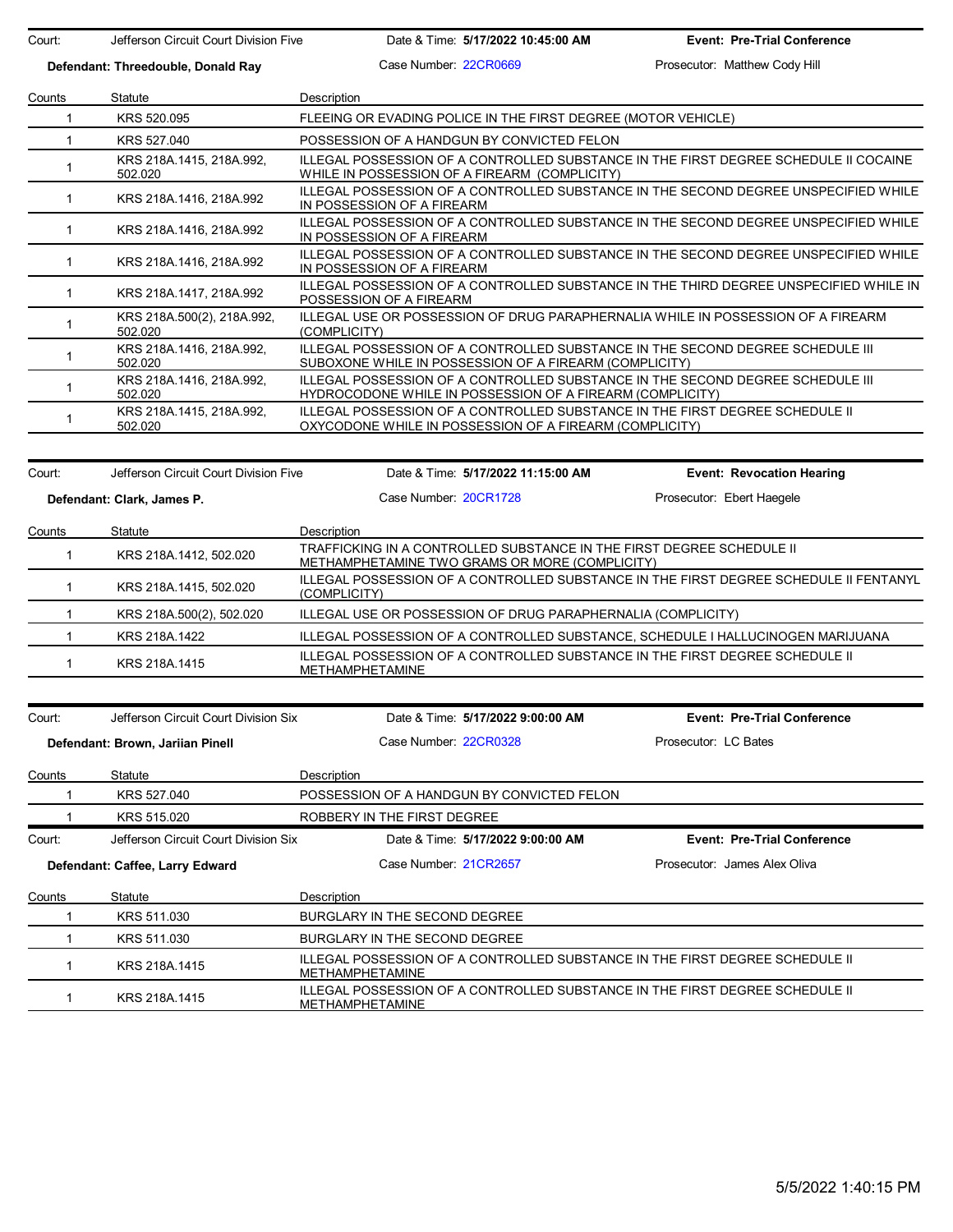Court: Jefferson Circuit Court Division Five | Date & Time: **5/17/2022 10:45:00 AM** | **Event: Pre-Trial Conference**

**Defendant: Threedouble, Donald Ray** | Case Number: 22CR0669 | Prosecutor: Matthew Cody Hill

| Counts | Statute | Description |
|---|---|---|
| 1 | KRS 520.095 | FLEEING OR EVADING POLICE IN THE FIRST DEGREE (MOTOR VEHICLE) |
| 1 | KRS 527.040 | POSSESSION OF A HANDGUN BY CONVICTED FELON |
| 1 | KRS 218A.1415, 218A.992, 502.020 | ILLEGAL POSSESSION OF A CONTROLLED SUBSTANCE IN THE FIRST DEGREE SCHEDULE II COCAINE WHILE IN POSSESSION OF A FIREARM (COMPLICITY) |
| 1 | KRS 218A.1416, 218A.992 | ILLEGAL POSSESSION OF A CONTROLLED SUBSTANCE IN THE SECOND DEGREE UNSPECIFIED WHILE IN POSSESSION OF A FIREARM |
| 1 | KRS 218A.1416, 218A.992 | ILLEGAL POSSESSION OF A CONTROLLED SUBSTANCE IN THE SECOND DEGREE UNSPECIFIED WHILE IN POSSESSION OF A FIREARM |
| 1 | KRS 218A.1416, 218A.992 | ILLEGAL POSSESSION OF A CONTROLLED SUBSTANCE IN THE SECOND DEGREE UNSPECIFIED WHILE IN POSSESSION OF A FIREARM |
| 1 | KRS 218A.1417, 218A.992 | ILLEGAL POSSESSION OF A CONTROLLED SUBSTANCE IN THE THIRD DEGREE UNSPECIFIED WHILE IN POSSESSION OF A FIREARM |
| 1 | KRS 218A.500(2), 218A.992, 502.020 | ILLEGAL USE OR POSSESSION OF DRUG PARAPHERNALIA WHILE IN POSSESSION OF A FIREARM (COMPLICITY) |
| 1 | KRS 218A.1416, 218A.992, 502.020 | ILLEGAL POSSESSION OF A CONTROLLED SUBSTANCE IN THE SECOND DEGREE SCHEDULE III SUBOXONE WHILE IN POSSESSION OF A FIREARM (COMPLICITY) |
| 1 | KRS 218A.1416, 218A.992, 502.020 | ILLEGAL POSSESSION OF A CONTROLLED SUBSTANCE IN THE SECOND DEGREE SCHEDULE III HYDROCODONE WHILE IN POSSESSION OF A FIREARM (COMPLICITY) |
| 1 | KRS 218A.1415, 218A.992, 502.020 | ILLEGAL POSSESSION OF A CONTROLLED SUBSTANCE IN THE FIRST DEGREE SCHEDULE II OXYCODONE WHILE IN POSSESSION OF A FIREARM (COMPLICITY) |

Court: Jefferson Circuit Court Division Five | Date & Time: **5/17/2022 11:15:00 AM** | **Event: Revocation Hearing**

**Defendant: Clark, James P.** | Case Number: 20CR1728 | Prosecutor: Ebert Haegele

| Counts | Statute | Description |
|---|---|---|
| 1 | KRS 218A.1412, 502.020 | TRAFFICKING IN A CONTROLLED SUBSTANCE IN THE FIRST DEGREE SCHEDULE II METHAMPHETAMINE TWO GRAMS OR MORE (COMPLICITY) |
| 1 | KRS 218A.1415, 502.020 | ILLEGAL POSSESSION OF A CONTROLLED SUBSTANCE IN THE FIRST DEGREE SCHEDULE II FENTANYL (COMPLICITY) |
| 1 | KRS 218A.500(2), 502.020 | ILLEGAL USE OR POSSESSION OF DRUG PARAPHERNALIA (COMPLICITY) |
| 1 | KRS 218A.1422 | ILLEGAL POSSESSION OF A CONTROLLED SUBSTANCE, SCHEDULE I HALLUCINOGEN MARIJUANA |
| 1 | KRS 218A.1415 | ILLEGAL POSSESSION OF A CONTROLLED SUBSTANCE IN THE FIRST DEGREE SCHEDULE II METHAMPHETAMINE |

Court: Jefferson Circuit Court Division Six | Date & Time: **5/17/2022 9:00:00 AM** | **Event: Pre-Trial Conference**

**Defendant: Brown, Jariian Pinell** | Case Number: 22CR0328 | Prosecutor: LC Bates

| Counts | Statute | Description |
|---|---|---|
| 1 | KRS 527.040 | POSSESSION OF A HANDGUN BY CONVICTED FELON |
| 1 | KRS 515.020 | ROBBERY IN THE FIRST DEGREE |

Court: Jefferson Circuit Court Division Six | Date & Time: **5/17/2022 9:00:00 AM** | **Event: Pre-Trial Conference**

**Defendant: Caffee, Larry Edward** | Case Number: 21CR2657 | Prosecutor: James Alex Oliva

| Counts | Statute | Description |
|---|---|---|
| 1 | KRS 511.030 | BURGLARY IN THE SECOND DEGREE |
| 1 | KRS 511.030 | BURGLARY IN THE SECOND DEGREE |
| 1 | KRS 218A.1415 | ILLEGAL POSSESSION OF A CONTROLLED SUBSTANCE IN THE FIRST DEGREE SCHEDULE II METHAMPHETAMINE |
| 1 | KRS 218A.1415 | ILLEGAL POSSESSION OF A CONTROLLED SUBSTANCE IN THE FIRST DEGREE SCHEDULE II METHAMPHETAMINE |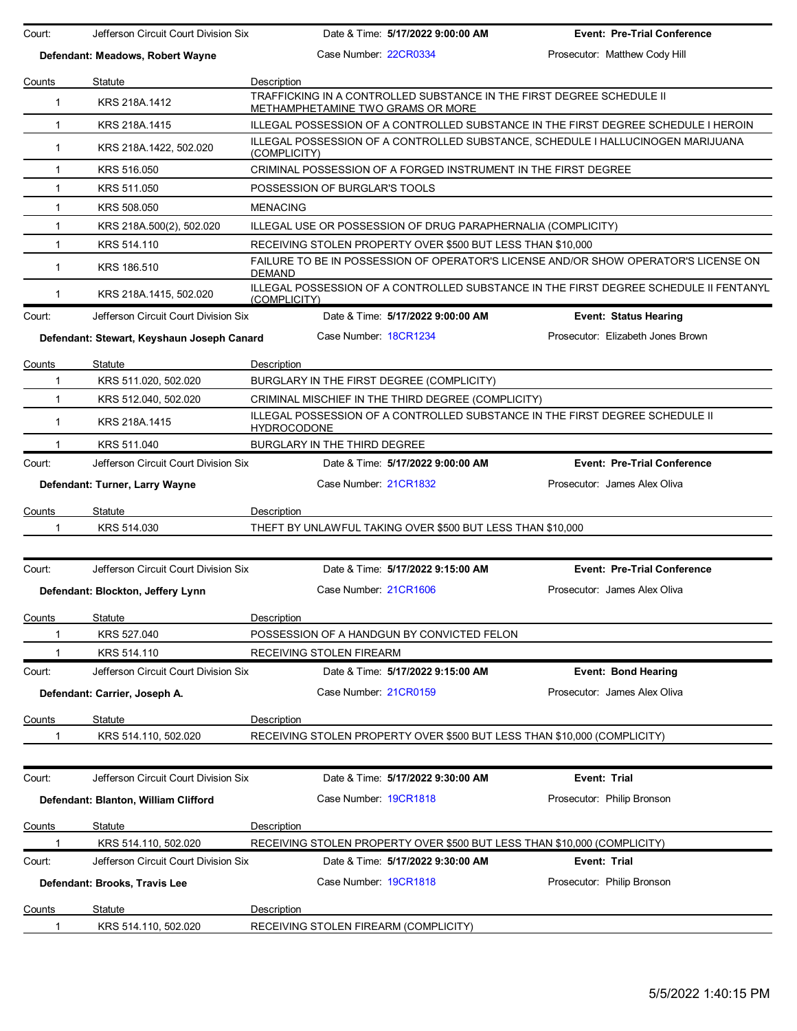Court: Jefferson Circuit Court Division Six | Date & Time: **5/17/2022 9:00:00 AM** | **Event: Pre-Trial Conference**

**Defendant: Meadows, Robert Wayne** | Case Number: 22CR0334 | Prosecutor: Matthew Cody Hill

| Counts | Statute | Description |
|---|---|---|
| 1 | KRS 218A.1412 | TRAFFICKING IN A CONTROLLED SUBSTANCE IN THE FIRST DEGREE SCHEDULE II METHAMPHETAMINE TWO GRAMS OR MORE |
| 1 | KRS 218A.1415 | ILLEGAL POSSESSION OF A CONTROLLED SUBSTANCE IN THE FIRST DEGREE SCHEDULE I HEROIN |
| 1 | KRS 218A.1422, 502.020 | ILLEGAL POSSESSION OF A CONTROLLED SUBSTANCE, SCHEDULE I HALLUCINOGEN MARIJUANA (COMPLICITY) |
| 1 | KRS 516.050 | CRIMINAL POSSESSION OF A FORGED INSTRUMENT IN THE FIRST DEGREE |
| 1 | KRS 511.050 | POSSESSION OF BURGLAR'S TOOLS |
| 1 | KRS 508.050 | MENACING |
| 1 | KRS 218A.500(2), 502.020 | ILLEGAL USE OR POSSESSION OF DRUG PARAPHERNALIA (COMPLICITY) |
| 1 | KRS 514.110 | RECEIVING STOLEN PROPERTY OVER $500 BUT LESS THAN $10,000 |
| 1 | KRS 186.510 | FAILURE TO BE IN POSSESSION OF OPERATOR'S LICENSE AND/OR SHOW OPERATOR'S LICENSE ON DEMAND |
| 1 | KRS 218A.1415, 502.020 | ILLEGAL POSSESSION OF A CONTROLLED SUBSTANCE IN THE FIRST DEGREE SCHEDULE II FENTANYL (COMPLICITY) |

Court: Jefferson Circuit Court Division Six | Date & Time: **5/17/2022 9:00:00 AM** | **Event: Status Hearing**

**Defendant: Stewart, Keyshaun Joseph Canard** | Case Number: 18CR1234 | Prosecutor: Elizabeth Jones Brown

| Counts | Statute | Description |
|---|---|---|
| 1 | KRS 511.020, 502.020 | BURGLARY IN THE FIRST DEGREE (COMPLICITY) |
| 1 | KRS 512.040, 502.020 | CRIMINAL MISCHIEF IN THE THIRD DEGREE (COMPLICITY) |
| 1 | KRS 218A.1415 | ILLEGAL POSSESSION OF A CONTROLLED SUBSTANCE IN THE FIRST DEGREE SCHEDULE II HYDROCODONE |
| 1 | KRS 511.040 | BURGLARY IN THE THIRD DEGREE |

Court: Jefferson Circuit Court Division Six | Date & Time: **5/17/2022 9:00:00 AM** | **Event: Pre-Trial Conference**

**Defendant: Turner, Larry Wayne** | Case Number: 21CR1832 | Prosecutor: James Alex Oliva

| Counts | Statute | Description |
|---|---|---|
| 1 | KRS 514.030 | THEFT BY UNLAWFUL TAKING OVER $500 BUT LESS THAN $10,000 |

Court: Jefferson Circuit Court Division Six | Date & Time: **5/17/2022 9:15:00 AM** | **Event: Pre-Trial Conference**

**Defendant: Blockton, Jeffery Lynn** | Case Number: 21CR1606 | Prosecutor: James Alex Oliva

| Counts | Statute | Description |
|---|---|---|
| 1 | KRS 527.040 | POSSESSION OF A HANDGUN BY CONVICTED FELON |
| 1 | KRS 514.110 | RECEIVING STOLEN FIREARM |

Court: Jefferson Circuit Court Division Six | Date & Time: **5/17/2022 9:15:00 AM** | **Event: Bond Hearing**

**Defendant: Carrier, Joseph A.** | Case Number: 21CR0159 | Prosecutor: James Alex Oliva

| Counts | Statute | Description |
|---|---|---|
| 1 | KRS 514.110, 502.020 | RECEIVING STOLEN PROPERTY OVER $500 BUT LESS THAN $10,000 (COMPLICITY) |

Court: Jefferson Circuit Court Division Six | Date & Time: **5/17/2022 9:30:00 AM** | **Event: Trial**

**Defendant: Blanton, William Clifford** | Case Number: 19CR1818 | Prosecutor: Philip Bronson

| Counts | Statute | Description |
|---|---|---|
| 1 | KRS 514.110, 502.020 | RECEIVING STOLEN PROPERTY OVER $500 BUT LESS THAN $10,000 (COMPLICITY) |

Court: Jefferson Circuit Court Division Six | Date & Time: **5/17/2022 9:30:00 AM** | **Event: Trial**

**Defendant: Brooks, Travis Lee** | Case Number: 19CR1818 | Prosecutor: Philip Bronson

| Counts | Statute | Description |
|---|---|---|
| 1 | KRS 514.110, 502.020 | RECEIVING STOLEN FIREARM (COMPLICITY) |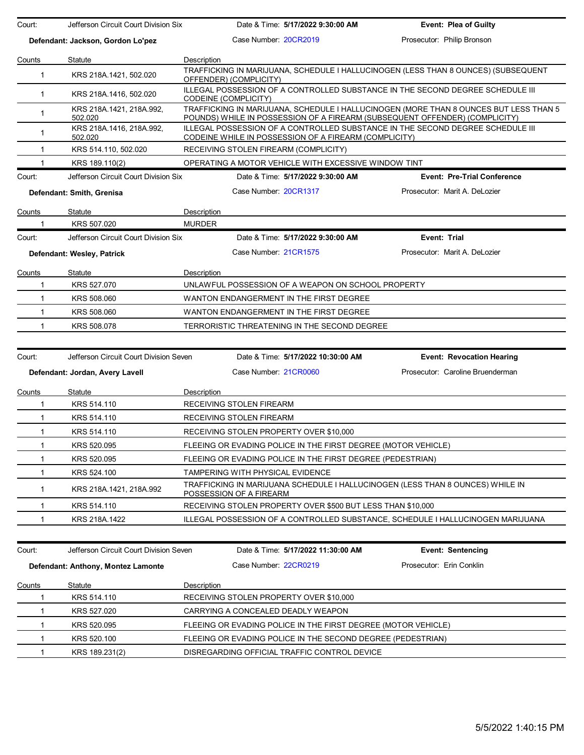| Court: | Jefferson Circuit Court Division Six | Date & Time: **5/17/2022 9:30:00 AM** | **Event: Plea of Guilty** |
|---|---|---|---|
| **Defendant: Jackson, Gordon Lo'pez** | | Case Number: 20CR2019 | Prosecutor: Philip Bronson |

| Counts | Statute | Description |
|---|---|---|
| 1 | KRS 218A.1421, 502.020 | TRAFFICKING IN MARIJUANA, SCHEDULE I HALLUCINOGEN (LESS THAN 8 OUNCES) (SUBSEQUENT OFFENDER) (COMPLICITY) |
| 1 | KRS 218A.1416, 502.020 | ILLEGAL POSSESSION OF A CONTROLLED SUBSTANCE IN THE SECOND DEGREE SCHEDULE III CODEINE (COMPLICITY) |
| 1 | KRS 218A.1421, 218A.992, 502.020 | TRAFFICKING IN MARIJUANA, SCHEDULE I HALLUCINOGEN (MORE THAN 8 OUNCES BUT LESS THAN 5 POUNDS) WHILE IN POSSESSION OF A FIREARM (SUBSEQUENT OFFENDER) (COMPLICITY) |
| 1 | KRS 218A.1416, 218A.992, 502.020 | ILLEGAL POSSESSION OF A CONTROLLED SUBSTANCE IN THE SECOND DEGREE SCHEDULE III CODEINE WHILE IN POSSESSION OF A FIREARM (COMPLICITY) |
| 1 | KRS 514.110, 502.020 | RECEIVING STOLEN FIREARM (COMPLICITY) |
| 1 | KRS 189.110(2) | OPERATING A MOTOR VEHICLE WITH EXCESSIVE WINDOW TINT |

| Court: | Jefferson Circuit Court Division Six | Date & Time: **5/17/2022 9:30:00 AM** | **Event: Pre-Trial Conference** |
|---|---|---|---|
| **Defendant: Smith, Grenisa** | | Case Number: 20CR1317 | Prosecutor: Marit A. DeLozier |

| Counts | Statute | Description |
|---|---|---|
| 1 | KRS 507.020 | MURDER |

| Court: | Jefferson Circuit Court Division Six | Date & Time: **5/17/2022 9:30:00 AM** | **Event: Trial** |
|---|---|---|---|
| **Defendant: Wesley, Patrick** | | Case Number: 21CR1575 | Prosecutor: Marit A. DeLozier |

| Counts | Statute | Description |
|---|---|---|
| 1 | KRS 527.070 | UNLAWFUL POSSESSION OF A WEAPON ON SCHOOL PROPERTY |
| 1 | KRS 508.060 | WANTON ENDANGERMENT IN THE FIRST DEGREE |
| 1 | KRS 508.060 | WANTON ENDANGERMENT IN THE FIRST DEGREE |
| 1 | KRS 508.078 | TERRORISTIC THREATENING IN THE SECOND DEGREE |

| Court: | Jefferson Circuit Court Division Seven | Date & Time: **5/17/2022 10:30:00 AM** | **Event: Revocation Hearing** |
|---|---|---|---|
| **Defendant: Jordan, Avery Lavell** | | Case Number: 21CR0060 | Prosecutor: Caroline Bruenderman |

| Counts | Statute | Description |
|---|---|---|
| 1 | KRS 514.110 | RECEIVING STOLEN FIREARM |
| 1 | KRS 514.110 | RECEIVING STOLEN FIREARM |
| 1 | KRS 514.110 | RECEIVING STOLEN PROPERTY OVER $10,000 |
| 1 | KRS 520.095 | FLEEING OR EVADING POLICE IN THE FIRST DEGREE (MOTOR VEHICLE) |
| 1 | KRS 520.095 | FLEEING OR EVADING POLICE IN THE FIRST DEGREE (PEDESTRIAN) |
| 1 | KRS 524.100 | TAMPERING WITH PHYSICAL EVIDENCE |
| 1 | KRS 218A.1421, 218A.992 | TRAFFICKING IN MARIJUANA SCHEDULE I HALLUCINOGEN (LESS THAN 8 OUNCES) WHILE IN POSSESSION OF A FIREARM |
| 1 | KRS 514.110 | RECEIVING STOLEN PROPERTY OVER $500 BUT LESS THAN $10,000 |
| 1 | KRS 218A.1422 | ILLEGAL POSSESSION OF A CONTROLLED SUBSTANCE, SCHEDULE I HALLUCINOGEN MARIJUANA |

| Court: | Jefferson Circuit Court Division Seven | Date & Time: **5/17/2022 11:30:00 AM** | **Event: Sentencing** |
|---|---|---|---|
| **Defendant: Anthony, Montez Lamonte** | | Case Number: 22CR0219 | Prosecutor: Erin Conklin |

| Counts | Statute | Description |
|---|---|---|
| 1 | KRS 514.110 | RECEIVING STOLEN PROPERTY OVER $10,000 |
| 1 | KRS 527.020 | CARRYING A CONCEALED DEADLY WEAPON |
| 1 | KRS 520.095 | FLEEING OR EVADING POLICE IN THE FIRST DEGREE (MOTOR VEHICLE) |
| 1 | KRS 520.100 | FLEEING OR EVADING POLICE IN THE SECOND DEGREE (PEDESTRIAN) |
| 1 | KRS 189.231(2) | DISREGARDING OFFICIAL TRAFFIC CONTROL DEVICE |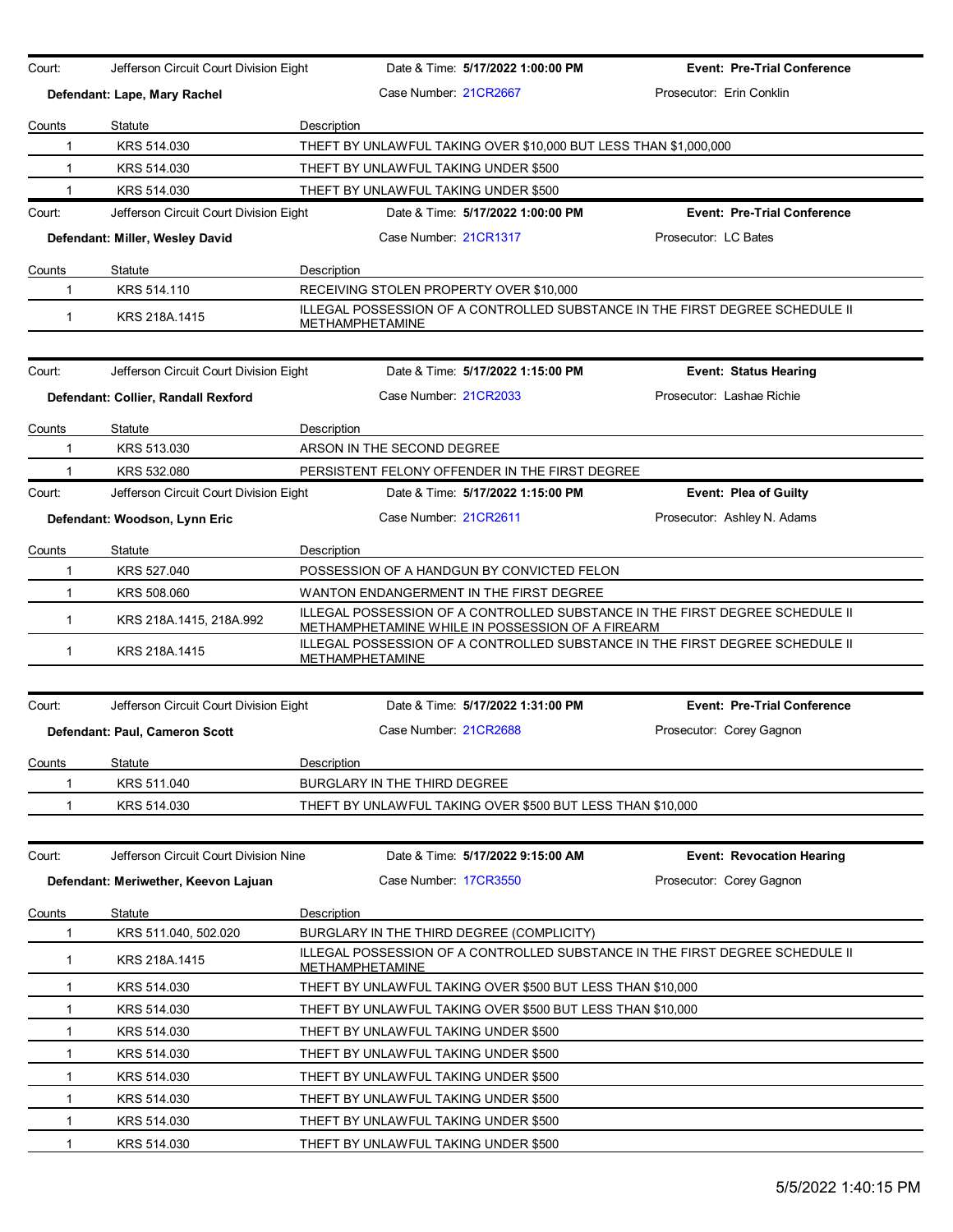Court: Jefferson Circuit Court Division Eight | Date & Time: **5/17/2022 1:00:00 PM** | **Event: Pre-Trial Conference**

**Defendant: Lape, Mary Rachel** | Case Number: 21CR2667 | Prosecutor: Erin Conklin

| Counts | Statute | Description |
|---|---|---|
| 1 | KRS 514.030 | THEFT BY UNLAWFUL TAKING OVER $10,000 BUT LESS THAN $1,000,000 |
| 1 | KRS 514.030 | THEFT BY UNLAWFUL TAKING UNDER $500 |
| 1 | KRS 514.030 | THEFT BY UNLAWFUL TAKING UNDER $500 |

Court: Jefferson Circuit Court Division Eight | Date & Time: **5/17/2022 1:00:00 PM** | **Event: Pre-Trial Conference**

**Defendant: Miller, Wesley David** | Case Number: 21CR1317 | Prosecutor: LC Bates

| Counts | Statute | Description |
|---|---|---|
| 1 | KRS 514.110 | RECEIVING STOLEN PROPERTY OVER $10,000 |
| 1 | KRS 218A.1415 | ILLEGAL POSSESSION OF A CONTROLLED SUBSTANCE IN THE FIRST DEGREE SCHEDULE II METHAMPHETAMINE |

Court: Jefferson Circuit Court Division Eight | Date & Time: **5/17/2022 1:15:00 PM** | **Event: Status Hearing**

**Defendant: Collier, Randall Rexford** | Case Number: 21CR2033 | Prosecutor: Lashae Richie

| Counts | Statute | Description |
|---|---|---|
| 1 | KRS 513.030 | ARSON IN THE SECOND DEGREE |
| 1 | KRS 532.080 | PERSISTENT FELONY OFFENDER IN THE FIRST DEGREE |

Court: Jefferson Circuit Court Division Eight | Date & Time: **5/17/2022 1:15:00 PM** | **Event: Plea of Guilty**

**Defendant: Woodson, Lynn Eric** | Case Number: 21CR2611 | Prosecutor: Ashley N. Adams

| Counts | Statute | Description |
|---|---|---|
| 1 | KRS 527.040 | POSSESSION OF A HANDGUN BY CONVICTED FELON |
| 1 | KRS 508.060 | WANTON ENDANGERMENT IN THE FIRST DEGREE |
| 1 | KRS 218A.1415, 218A.992 | ILLEGAL POSSESSION OF A CONTROLLED SUBSTANCE IN THE FIRST DEGREE SCHEDULE II METHAMPHETAMINE WHILE IN POSSESSION OF A FIREARM |
| 1 | KRS 218A.1415 | ILLEGAL POSSESSION OF A CONTROLLED SUBSTANCE IN THE FIRST DEGREE SCHEDULE II METHAMPHETAMINE |

Court: Jefferson Circuit Court Division Eight | Date & Time: **5/17/2022 1:31:00 PM** | **Event: Pre-Trial Conference**

**Defendant: Paul, Cameron Scott** | Case Number: 21CR2688 | Prosecutor: Corey Gagnon

| Counts | Statute | Description |
|---|---|---|
| 1 | KRS 511.040 | BURGLARY IN THE THIRD DEGREE |
| 1 | KRS 514.030 | THEFT BY UNLAWFUL TAKING OVER $500 BUT LESS THAN $10,000 |

Court: Jefferson Circuit Court Division Nine | Date & Time: **5/17/2022 9:15:00 AM** | **Event: Revocation Hearing**

**Defendant: Meriwether, Keevon Lajuan** | Case Number: 17CR3550 | Prosecutor: Corey Gagnon

| Counts | Statute | Description |
|---|---|---|
| 1 | KRS 511.040, 502.020 | BURGLARY IN THE THIRD DEGREE (COMPLICITY) |
| 1 | KRS 218A.1415 | ILLEGAL POSSESSION OF A CONTROLLED SUBSTANCE IN THE FIRST DEGREE SCHEDULE II METHAMPHETAMINE |
| 1 | KRS 514.030 | THEFT BY UNLAWFUL TAKING OVER $500 BUT LESS THAN $10,000 |
| 1 | KRS 514.030 | THEFT BY UNLAWFUL TAKING OVER $500 BUT LESS THAN $10,000 |
| 1 | KRS 514.030 | THEFT BY UNLAWFUL TAKING UNDER $500 |
| 1 | KRS 514.030 | THEFT BY UNLAWFUL TAKING UNDER $500 |
| 1 | KRS 514.030 | THEFT BY UNLAWFUL TAKING UNDER $500 |
| 1 | KRS 514.030 | THEFT BY UNLAWFUL TAKING UNDER $500 |
| 1 | KRS 514.030 | THEFT BY UNLAWFUL TAKING UNDER $500 |
| 1 | KRS 514.030 | THEFT BY UNLAWFUL TAKING UNDER $500 |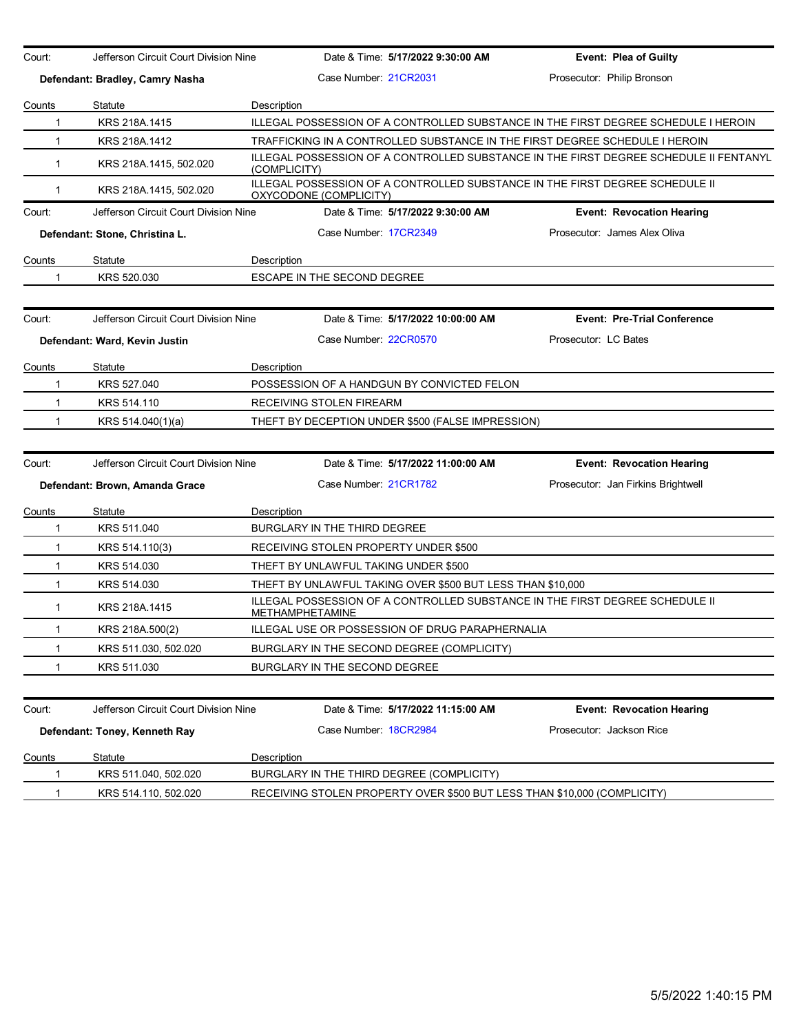| Court: | Jefferson Circuit Court Division Nine | Date & Time: **5/17/2022 9:30:00 AM** | **Event: Plea of Guilty** |
|---|---|---|---|
| **Defendant: Bradley, Camry Nasha** | | Case Number: 21CR2031 | Prosecutor: Philip Bronson |

| Counts | Statute | Description |
|---|---|---|
| 1 | KRS 218A.1415 | ILLEGAL POSSESSION OF A CONTROLLED SUBSTANCE IN THE FIRST DEGREE SCHEDULE I HEROIN |
| 1 | KRS 218A.1412 | TRAFFICKING IN A CONTROLLED SUBSTANCE IN THE FIRST DEGREE SCHEDULE I HEROIN |
| 1 | KRS 218A.1415, 502.020 | ILLEGAL POSSESSION OF A CONTROLLED SUBSTANCE IN THE FIRST DEGREE SCHEDULE II FENTANYL (COMPLICITY) |
| 1 | KRS 218A.1415, 502.020 | ILLEGAL POSSESSION OF A CONTROLLED SUBSTANCE IN THE FIRST DEGREE SCHEDULE II OXYCODONE (COMPLICITY) |

| Court: | Jefferson Circuit Court Division Nine | Date & Time: **5/17/2022 9:30:00 AM** | **Event: Revocation Hearing** |
|---|---|---|---|
| **Defendant: Stone, Christina L.** | | Case Number: 17CR2349 | Prosecutor: James Alex Oliva |

| Counts | Statute | Description |
|---|---|---|
| 1 | KRS 520.030 | ESCAPE IN THE SECOND DEGREE |

| Court: | Jefferson Circuit Court Division Nine | Date & Time: **5/17/2022 10:00:00 AM** | **Event: Pre-Trial Conference** |
|---|---|---|---|
| **Defendant: Ward, Kevin Justin** | | Case Number: 22CR0570 | Prosecutor: LC Bates |

| Counts | Statute | Description |
|---|---|---|
| 1 | KRS 527.040 | POSSESSION OF A HANDGUN BY CONVICTED FELON |
| 1 | KRS 514.110 | RECEIVING STOLEN FIREARM |
| 1 | KRS 514.040(1)(a) | THEFT BY DECEPTION UNDER $500 (FALSE IMPRESSION) |

| Court: | Jefferson Circuit Court Division Nine | Date & Time: **5/17/2022 11:00:00 AM** | **Event: Revocation Hearing** |
|---|---|---|---|
| **Defendant: Brown, Amanda Grace** | | Case Number: 21CR1782 | Prosecutor: Jan Firkins Brightwell |

| Counts | Statute | Description |
|---|---|---|
| 1 | KRS 511.040 | BURGLARY IN THE THIRD DEGREE |
| 1 | KRS 514.110(3) | RECEIVING STOLEN PROPERTY UNDER $500 |
| 1 | KRS 514.030 | THEFT BY UNLAWFUL TAKING UNDER $500 |
| 1 | KRS 514.030 | THEFT BY UNLAWFUL TAKING OVER $500 BUT LESS THAN $10,000 |
| 1 | KRS 218A.1415 | ILLEGAL POSSESSION OF A CONTROLLED SUBSTANCE IN THE FIRST DEGREE SCHEDULE II METHAMPHETAMINE |
| 1 | KRS 218A.500(2) | ILLEGAL USE OR POSSESSION OF DRUG PARAPHERNALIA |
| 1 | KRS 511.030, 502.020 | BURGLARY IN THE SECOND DEGREE (COMPLICITY) |
| 1 | KRS 511.030 | BURGLARY IN THE SECOND DEGREE |

| Court: | Jefferson Circuit Court Division Nine | Date & Time: **5/17/2022 11:15:00 AM** | **Event: Revocation Hearing** |
|---|---|---|---|
| **Defendant: Toney, Kenneth Ray** | | Case Number: 18CR2984 | Prosecutor: Jackson Rice |

| Counts | Statute | Description |
|---|---|---|
| 1 | KRS 511.040, 502.020 | BURGLARY IN THE THIRD DEGREE (COMPLICITY) |
| 1 | KRS 514.110, 502.020 | RECEIVING STOLEN PROPERTY OVER $500 BUT LESS THAN $10,000 (COMPLICITY) |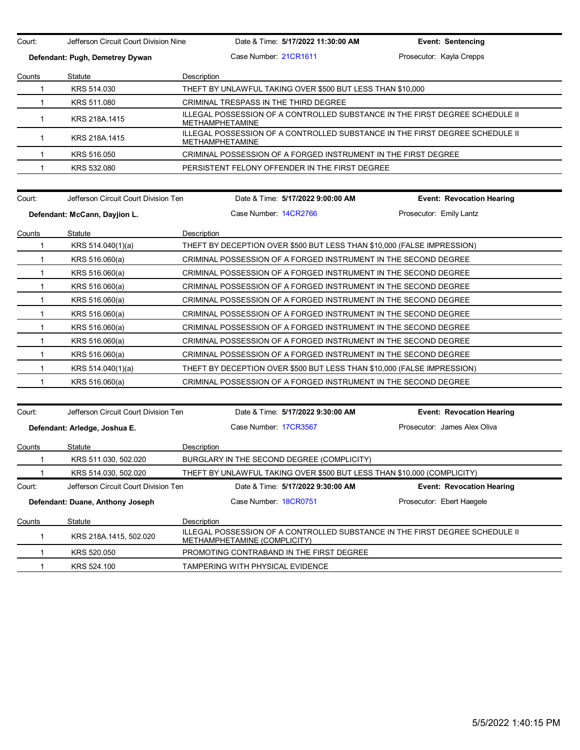| Court: | Jefferson Circuit Court Division Nine | Date & Time: **5/17/2022 11:30:00 AM** | **Event: Sentencing** |
|---|---|---|---|
| **Defendant: Pugh, Demetrey Dywan** | | Case Number: 21CR1611 | Prosecutor: Kayla Crepps |

| Counts | Statute | Description |
|---|---|---|
| 1 | KRS 514.030 | THEFT BY UNLAWFUL TAKING OVER $500 BUT LESS THAN $10,000 |
| 1 | KRS 511.080 | CRIMINAL TRESPASS IN THE THIRD DEGREE |
| 1 | KRS 218A.1415 | ILLEGAL POSSESSION OF A CONTROLLED SUBSTANCE IN THE FIRST DEGREE SCHEDULE II METHAMPHETAMINE |
| 1 | KRS 218A.1415 | ILLEGAL POSSESSION OF A CONTROLLED SUBSTANCE IN THE FIRST DEGREE SCHEDULE II METHAMPHETAMINE |
| 1 | KRS 516.050 | CRIMINAL POSSESSION OF A FORGED INSTRUMENT IN THE FIRST DEGREE |
| 1 | KRS 532.080 | PERSISTENT FELONY OFFENDER IN THE FIRST DEGREE |

| Court: | Jefferson Circuit Court Division Ten | Date & Time: **5/17/2022 9:00:00 AM** | **Event: Revocation Hearing** |
|---|---|---|---|
| **Defendant: McCann, Dayjion L.** | | Case Number: 14CR2766 | Prosecutor: Emily Lantz |

| Counts | Statute | Description |
|---|---|---|
| 1 | KRS 514.040(1)(a) | THEFT BY DECEPTION OVER $500 BUT LESS THAN $10,000 (FALSE IMPRESSION) |
| 1 | KRS 516.060(a) | CRIMINAL POSSESSION OF A FORGED INSTRUMENT IN THE SECOND DEGREE |
| 1 | KRS 516.060(a) | CRIMINAL POSSESSION OF A FORGED INSTRUMENT IN THE SECOND DEGREE |
| 1 | KRS 516.060(a) | CRIMINAL POSSESSION OF A FORGED INSTRUMENT IN THE SECOND DEGREE |
| 1 | KRS 516.060(a) | CRIMINAL POSSESSION OF A FORGED INSTRUMENT IN THE SECOND DEGREE |
| 1 | KRS 516.060(a) | CRIMINAL POSSESSION OF A FORGED INSTRUMENT IN THE SECOND DEGREE |
| 1 | KRS 516.060(a) | CRIMINAL POSSESSION OF A FORGED INSTRUMENT IN THE SECOND DEGREE |
| 1 | KRS 516.060(a) | CRIMINAL POSSESSION OF A FORGED INSTRUMENT IN THE SECOND DEGREE |
| 1 | KRS 516.060(a) | CRIMINAL POSSESSION OF A FORGED INSTRUMENT IN THE SECOND DEGREE |
| 1 | KRS 514.040(1)(a) | THEFT BY DECEPTION OVER $500 BUT LESS THAN $10,000 (FALSE IMPRESSION) |
| 1 | KRS 516.060(a) | CRIMINAL POSSESSION OF A FORGED INSTRUMENT IN THE SECOND DEGREE |

| Court: | Jefferson Circuit Court Division Ten | Date & Time: **5/17/2022 9:30:00 AM** | **Event: Revocation Hearing** |
|---|---|---|---|
| **Defendant: Arledge, Joshua E.** | | Case Number: 17CR3567 | Prosecutor: James Alex Oliva |

| Counts | Statute | Description |
|---|---|---|
| 1 | KRS 511.030, 502.020 | BURGLARY IN THE SECOND DEGREE (COMPLICITY) |
| 1 | KRS 514.030, 502.020 | THEFT BY UNLAWFUL TAKING OVER $500 BUT LESS THAN $10,000 (COMPLICITY) |

| Court: | Jefferson Circuit Court Division Ten | Date & Time: **5/17/2022 9:30:00 AM** | **Event: Revocation Hearing** |
|---|---|---|---|
| **Defendant: Duane, Anthony Joseph** | | Case Number: 18CR0751 | Prosecutor: Ebert Haegele |

| Counts | Statute | Description |
|---|---|---|
| 1 | KRS 218A.1415, 502.020 | ILLEGAL POSSESSION OF A CONTROLLED SUBSTANCE IN THE FIRST DEGREE SCHEDULE II METHAMPHETAMINE (COMPLICITY) |
| 1 | KRS 520.050 | PROMOTING CONTRABAND IN THE FIRST DEGREE |
| 1 | KRS 524.100 | TAMPERING WITH PHYSICAL EVIDENCE |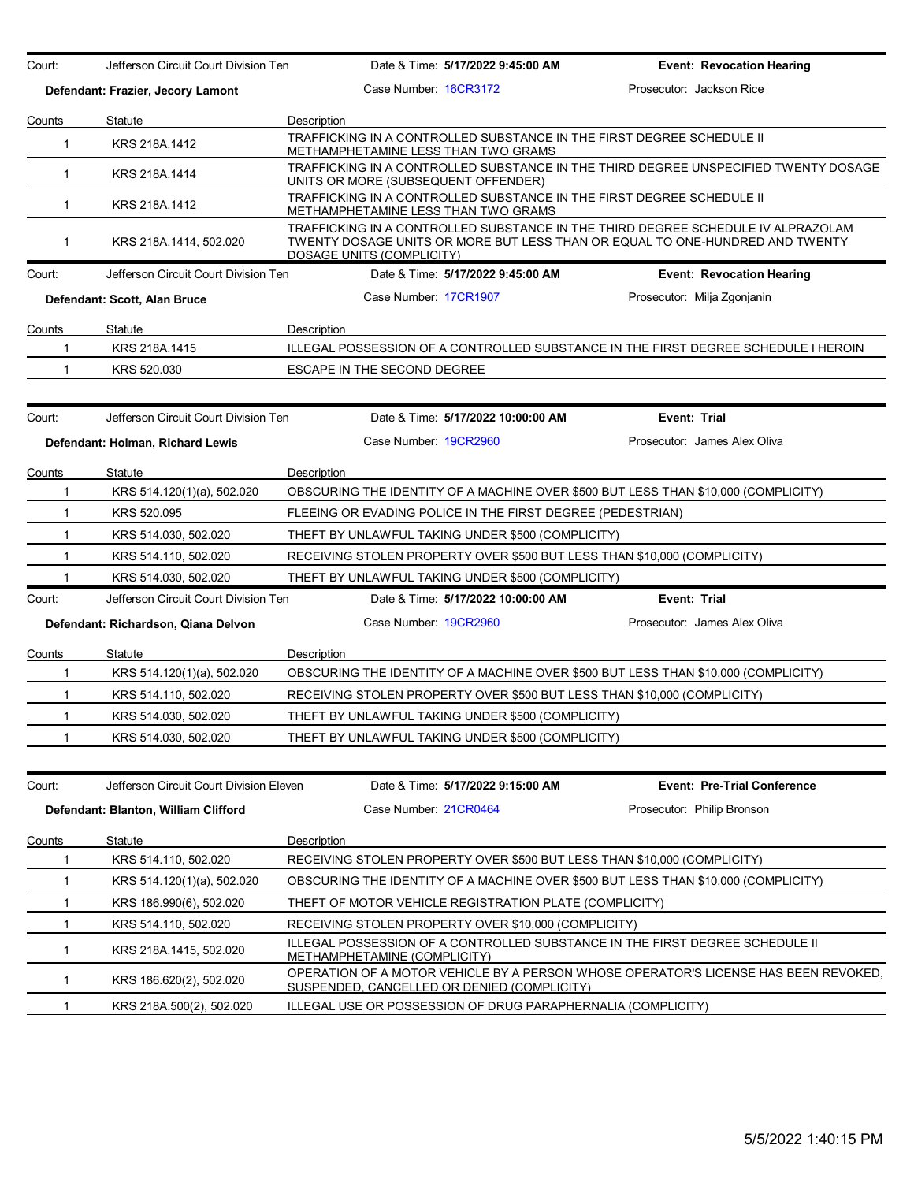| Court: | Jefferson Circuit Court Division Ten | Date & Time: **5/17/2022 9:45:00 AM** | **Event: Revocation Hearing** |
|---|---|---|---|
| **Defendant: Frazier, Jecory Lamont** | | Case Number: 16CR3172 | Prosecutor: Jackson Rice |

| Counts | Statute | Description |
|---|---|---|
| 1 | KRS 218A.1412 | TRAFFICKING IN A CONTROLLED SUBSTANCE IN THE FIRST DEGREE SCHEDULE II METHAMPHETAMINE LESS THAN TWO GRAMS |
| 1 | KRS 218A.1414 | TRAFFICKING IN A CONTROLLED SUBSTANCE IN THE THIRD DEGREE UNSPECIFIED TWENTY DOSAGE UNITS OR MORE (SUBSEQUENT OFFENDER) |
| 1 | KRS 218A.1412 | TRAFFICKING IN A CONTROLLED SUBSTANCE IN THE FIRST DEGREE SCHEDULE II METHAMPHETAMINE LESS THAN TWO GRAMS |
| 1 | KRS 218A.1414, 502.020 | TRAFFICKING IN A CONTROLLED SUBSTANCE IN THE THIRD DEGREE SCHEDULE IV ALPRAZOLAM TWENTY DOSAGE UNITS OR MORE BUT LESS THAN OR EQUAL TO ONE-HUNDRED AND TWENTY DOSAGE UNITS (COMPLICITY) |

| Court: | Jefferson Circuit Court Division Ten | Date & Time: **5/17/2022 9:45:00 AM** | **Event: Revocation Hearing** |
|---|---|---|---|
| **Defendant: Scott, Alan Bruce** | | Case Number: 17CR1907 | Prosecutor: Milja Zgonjanin |

| Counts | Statute | Description |
|---|---|---|
| 1 | KRS 218A.1415 | ILLEGAL POSSESSION OF A CONTROLLED SUBSTANCE IN THE FIRST DEGREE SCHEDULE I HEROIN |
| 1 | KRS 520.030 | ESCAPE IN THE SECOND DEGREE |

| Court: | Jefferson Circuit Court Division Ten | Date & Time: **5/17/2022 10:00:00 AM** | **Event: Trial** |
|---|---|---|---|
| **Defendant: Holman, Richard Lewis** | | Case Number: 19CR2960 | Prosecutor: James Alex Oliva |

| Counts | Statute | Description |
|---|---|---|
| 1 | KRS 514.120(1)(a), 502.020 | OBSCURING THE IDENTITY OF A MACHINE OVER $500 BUT LESS THAN $10,000 (COMPLICITY) |
| 1 | KRS 520.095 | FLEEING OR EVADING POLICE IN THE FIRST DEGREE (PEDESTRIAN) |
| 1 | KRS 514.030, 502.020 | THEFT BY UNLAWFUL TAKING UNDER $500 (COMPLICITY) |
| 1 | KRS 514.110, 502.020 | RECEIVING STOLEN PROPERTY OVER $500 BUT LESS THAN $10,000 (COMPLICITY) |
| 1 | KRS 514.030, 502.020 | THEFT BY UNLAWFUL TAKING UNDER $500 (COMPLICITY) |

| Court: | Jefferson Circuit Court Division Ten | Date & Time: **5/17/2022 10:00:00 AM** | **Event: Trial** |
|---|---|---|---|
| **Defendant: Richardson, Qiana Delvon** | | Case Number: 19CR2960 | Prosecutor: James Alex Oliva |

| Counts | Statute | Description |
|---|---|---|
| 1 | KRS 514.120(1)(a), 502.020 | OBSCURING THE IDENTITY OF A MACHINE OVER $500 BUT LESS THAN $10,000 (COMPLICITY) |
| 1 | KRS 514.110, 502.020 | RECEIVING STOLEN PROPERTY OVER $500 BUT LESS THAN $10,000 (COMPLICITY) |
| 1 | KRS 514.030, 502.020 | THEFT BY UNLAWFUL TAKING UNDER $500 (COMPLICITY) |
| 1 | KRS 514.030, 502.020 | THEFT BY UNLAWFUL TAKING UNDER $500 (COMPLICITY) |

| Court: | Jefferson Circuit Court Division Eleven | Date & Time: **5/17/2022 9:15:00 AM** | **Event: Pre-Trial Conference** |
|---|---|---|---|
| **Defendant: Blanton, William Clifford** | | Case Number: 21CR0464 | Prosecutor: Philip Bronson |

| Counts | Statute | Description |
|---|---|---|
| 1 | KRS 514.110, 502.020 | RECEIVING STOLEN PROPERTY OVER $500 BUT LESS THAN $10,000 (COMPLICITY) |
| 1 | KRS 514.120(1)(a), 502.020 | OBSCURING THE IDENTITY OF A MACHINE OVER $500 BUT LESS THAN $10,000 (COMPLICITY) |
| 1 | KRS 186.990(6), 502.020 | THEFT OF MOTOR VEHICLE REGISTRATION PLATE (COMPLICITY) |
| 1 | KRS 514.110, 502.020 | RECEIVING STOLEN PROPERTY OVER $10,000 (COMPLICITY) |
| 1 | KRS 218A.1415, 502.020 | ILLEGAL POSSESSION OF A CONTROLLED SUBSTANCE IN THE FIRST DEGREE SCHEDULE II METHAMPHETAMINE (COMPLICITY) |
| 1 | KRS 186.620(2), 502.020 | OPERATION OF A MOTOR VEHICLE BY A PERSON WHOSE OPERATOR'S LICENSE HAS BEEN REVOKED, SUSPENDED, CANCELLED OR DENIED (COMPLICITY) |
| 1 | KRS 218A.500(2), 502.020 | ILLEGAL USE OR POSSESSION OF DRUG PARAPHERNALIA (COMPLICITY) |

5/5/2022 1:40:15 PM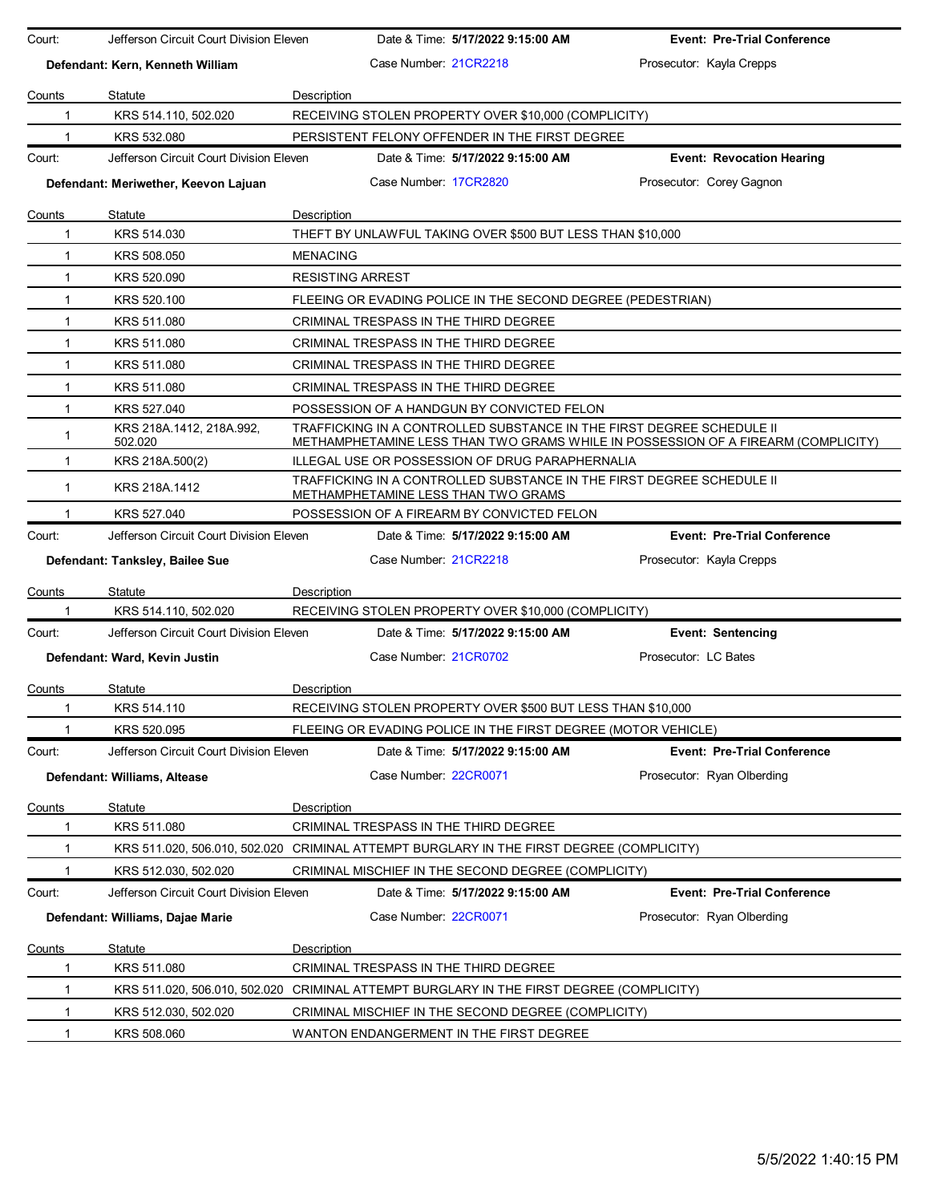Court: Jefferson Circuit Court Division Eleven | Date & Time: **5/17/2022 9:15:00 AM** | **Event: Pre-Trial Conference**

**Defendant: Kern, Kenneth William** | Case Number: 21CR2218 | Prosecutor: Kayla Crepps

| Counts | Statute | Description |
|---|---|---|
| 1 | KRS 514.110, 502.020 | RECEIVING STOLEN PROPERTY OVER $10,000 (COMPLICITY) |
| 1 | KRS 532.080 | PERSISTENT FELONY OFFENDER IN THE FIRST DEGREE |

Court: Jefferson Circuit Court Division Eleven | Date & Time: **5/17/2022 9:15:00 AM** | **Event: Revocation Hearing**

**Defendant: Meriwether, Keevon Lajuan** | Case Number: 17CR2820 | Prosecutor: Corey Gagnon

| Counts | Statute | Description |
|---|---|---|
| 1 | KRS 514.030 | THEFT BY UNLAWFUL TAKING OVER $500 BUT LESS THAN $10,000 |
| 1 | KRS 508.050 | MENACING |
| 1 | KRS 520.090 | RESISTING ARREST |
| 1 | KRS 520.100 | FLEEING OR EVADING POLICE IN THE SECOND DEGREE (PEDESTRIAN) |
| 1 | KRS 511.080 | CRIMINAL TRESPASS IN THE THIRD DEGREE |
| 1 | KRS 511.080 | CRIMINAL TRESPASS IN THE THIRD DEGREE |
| 1 | KRS 511.080 | CRIMINAL TRESPASS IN THE THIRD DEGREE |
| 1 | KRS 511.080 | CRIMINAL TRESPASS IN THE THIRD DEGREE |
| 1 | KRS 527.040 | POSSESSION OF A HANDGUN BY CONVICTED FELON |
| 1 | KRS 218A.1412, 218A.992, 502.020 | TRAFFICKING IN A CONTROLLED SUBSTANCE IN THE FIRST DEGREE SCHEDULE II METHAMPHETAMINE LESS THAN TWO GRAMS WHILE IN POSSESSION OF A FIREARM (COMPLICITY) |
| 1 | KRS 218A.500(2) | ILLEGAL USE OR POSSESSION OF DRUG PARAPHERNALIA |
| 1 | KRS 218A.1412 | TRAFFICKING IN A CONTROLLED SUBSTANCE IN THE FIRST DEGREE SCHEDULE II METHAMPHETAMINE LESS THAN TWO GRAMS |
| 1 | KRS 527.040 | POSSESSION OF A FIREARM BY CONVICTED FELON |

Court: Jefferson Circuit Court Division Eleven | Date & Time: **5/17/2022 9:15:00 AM** | **Event: Pre-Trial Conference**

**Defendant: Tanksley, Bailee Sue** | Case Number: 21CR2218 | Prosecutor: Kayla Crepps

| Counts | Statute | Description |
|---|---|---|
| 1 | KRS 514.110, 502.020 | RECEIVING STOLEN PROPERTY OVER $10,000 (COMPLICITY) |

Court: Jefferson Circuit Court Division Eleven | Date & Time: **5/17/2022 9:15:00 AM** | **Event: Sentencing**

**Defendant: Ward, Kevin Justin** | Case Number: 21CR0702 | Prosecutor: LC Bates

| Counts | Statute | Description |
|---|---|---|
| 1 | KRS 514.110 | RECEIVING STOLEN PROPERTY OVER $500 BUT LESS THAN $10,000 |
| 1 | KRS 520.095 | FLEEING OR EVADING POLICE IN THE FIRST DEGREE (MOTOR VEHICLE) |

Court: Jefferson Circuit Court Division Eleven | Date & Time: **5/17/2022 9:15:00 AM** | **Event: Pre-Trial Conference**

**Defendant: Williams, Altease** | Case Number: 22CR0071 | Prosecutor: Ryan Olberding

| Counts | Statute | Description |
|---|---|---|
| 1 | KRS 511.080 | CRIMINAL TRESPASS IN THE THIRD DEGREE |
| 1 | KRS 511.020, 506.010, 502.020 | CRIMINAL ATTEMPT BURGLARY IN THE FIRST DEGREE (COMPLICITY) |
| 1 | KRS 512.030, 502.020 | CRIMINAL MISCHIEF IN THE SECOND DEGREE (COMPLICITY) |

Court: Jefferson Circuit Court Division Eleven | Date & Time: **5/17/2022 9:15:00 AM** | **Event: Pre-Trial Conference**

**Defendant: Williams, Dajae Marie** | Case Number: 22CR0071 | Prosecutor: Ryan Olberding

| Counts | Statute | Description |
|---|---|---|
| 1 | KRS 511.080 | CRIMINAL TRESPASS IN THE THIRD DEGREE |
| 1 | KRS 511.020, 506.010, 502.020 | CRIMINAL ATTEMPT BURGLARY IN THE FIRST DEGREE (COMPLICITY) |
| 1 | KRS 512.030, 502.020 | CRIMINAL MISCHIEF IN THE SECOND DEGREE (COMPLICITY) |
| 1 | KRS 508.060 | WANTON ENDANGERMENT IN THE FIRST DEGREE |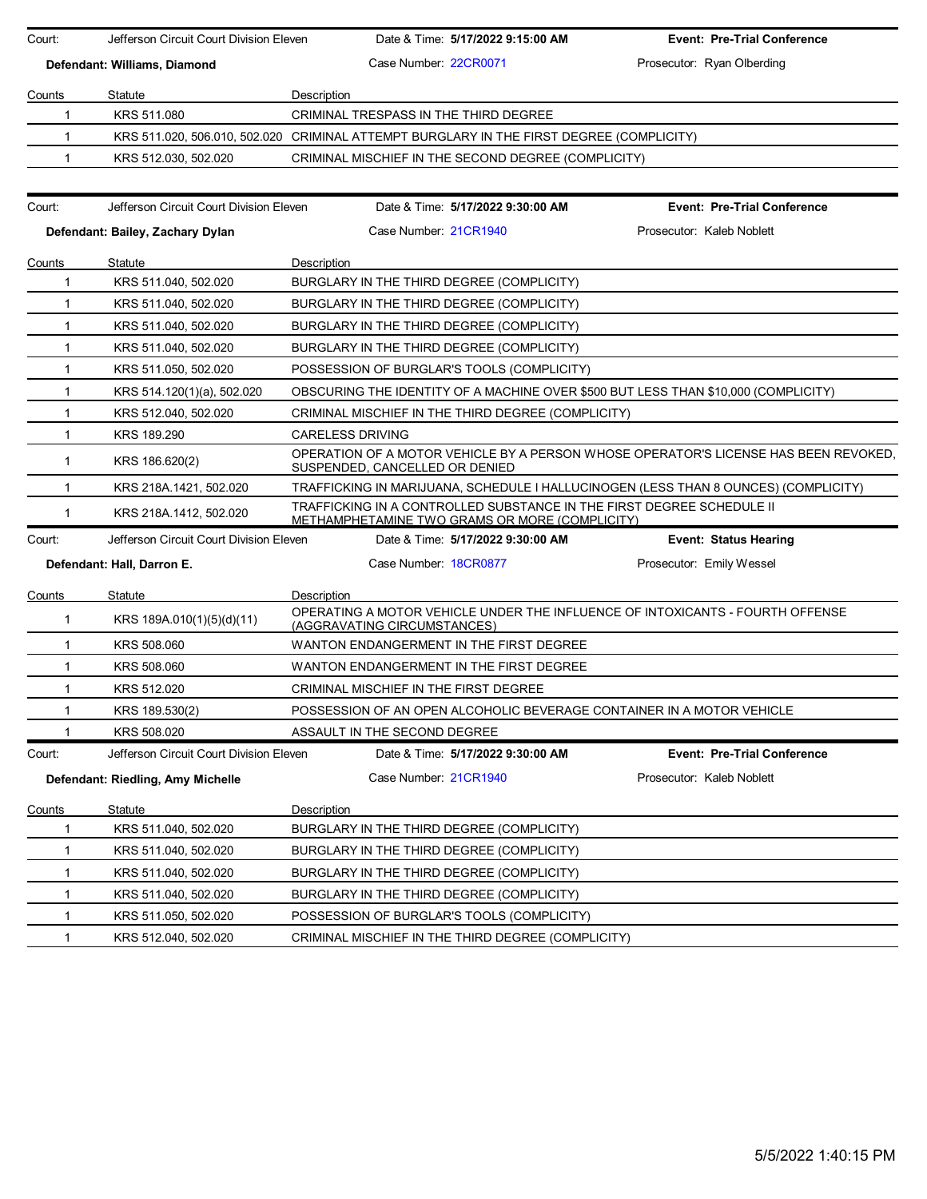| Court: | Jefferson Circuit Court Division Eleven | Date & Time: **5/17/2022 9:15:00 AM** | **Event: Pre-Trial Conference** |
|---|---|---|---|
| **Defendant: Williams, Diamond** | | Case Number: 22CR0071 | Prosecutor: Ryan Olberding |

| Counts | Statute | Description |
|---|---|---|
| 1 | KRS 511.080 | CRIMINAL TRESPASS IN THE THIRD DEGREE |
| 1 | KRS 511.020, 506.010, 502.020 | CRIMINAL ATTEMPT BURGLARY IN THE FIRST DEGREE (COMPLICITY) |
| 1 | KRS 512.030, 502.020 | CRIMINAL MISCHIEF IN THE SECOND DEGREE (COMPLICITY) |

| Court: | Jefferson Circuit Court Division Eleven | Date & Time: **5/17/2022 9:30:00 AM** | **Event: Pre-Trial Conference** |
|---|---|---|---|
| **Defendant: Bailey, Zachary Dylan** | | Case Number: 21CR1940 | Prosecutor: Kaleb Noblett |

| Counts | Statute | Description |
|---|---|---|
| 1 | KRS 511.040, 502.020 | BURGLARY IN THE THIRD DEGREE (COMPLICITY) |
| 1 | KRS 511.040, 502.020 | BURGLARY IN THE THIRD DEGREE (COMPLICITY) |
| 1 | KRS 511.040, 502.020 | BURGLARY IN THE THIRD DEGREE (COMPLICITY) |
| 1 | KRS 511.040, 502.020 | BURGLARY IN THE THIRD DEGREE (COMPLICITY) |
| 1 | KRS 511.050, 502.020 | POSSESSION OF BURGLAR'S TOOLS (COMPLICITY) |
| 1 | KRS 514.120(1)(a), 502.020 | OBSCURING THE IDENTITY OF A MACHINE OVER $500 BUT LESS THAN $10,000 (COMPLICITY) |
| 1 | KRS 512.040, 502.020 | CRIMINAL MISCHIEF IN THE THIRD DEGREE (COMPLICITY) |
| 1 | KRS 189.290 | CARELESS DRIVING |
| 1 | KRS 186.620(2) | OPERATION OF A MOTOR VEHICLE BY A PERSON WHOSE OPERATOR'S LICENSE HAS BEEN REVOKED, SUSPENDED, CANCELLED OR DENIED |
| 1 | KRS 218A.1421, 502.020 | TRAFFICKING IN MARIJUANA, SCHEDULE I HALLUCINOGEN (LESS THAN 8 OUNCES) (COMPLICITY) |
| 1 | KRS 218A.1412, 502.020 | TRAFFICKING IN A CONTROLLED SUBSTANCE IN THE FIRST DEGREE SCHEDULE II METHAMPHETAMINE TWO GRAMS OR MORE (COMPLICITY) |

| Court: | Jefferson Circuit Court Division Eleven | Date & Time: **5/17/2022 9:30:00 AM** | **Event: Status Hearing** |
|---|---|---|---|
| **Defendant: Hall, Darron E.** | | Case Number: 18CR0877 | Prosecutor: Emily Wessel |

| Counts | Statute | Description |
|---|---|---|
| 1 | KRS 189A.010(1)(5)(d)(11) | OPERATING A MOTOR VEHICLE UNDER THE INFLUENCE OF INTOXICANTS - FOURTH OFFENSE (AGGRAVATING CIRCUMSTANCES) |
| 1 | KRS 508.060 | WANTON ENDANGERMENT IN THE FIRST DEGREE |
| 1 | KRS 508.060 | WANTON ENDANGERMENT IN THE FIRST DEGREE |
| 1 | KRS 512.020 | CRIMINAL MISCHIEF IN THE FIRST DEGREE |
| 1 | KRS 189.530(2) | POSSESSION OF AN OPEN ALCOHOLIC BEVERAGE CONTAINER IN A MOTOR VEHICLE |
| 1 | KRS 508.020 | ASSAULT IN THE SECOND DEGREE |

| Court: | Jefferson Circuit Court Division Eleven | Date & Time: **5/17/2022 9:30:00 AM** | **Event: Pre-Trial Conference** |
|---|---|---|---|
| **Defendant: Riedling, Amy Michelle** | | Case Number: 21CR1940 | Prosecutor: Kaleb Noblett |

| Counts | Statute | Description |
|---|---|---|
| 1 | KRS 511.040, 502.020 | BURGLARY IN THE THIRD DEGREE (COMPLICITY) |
| 1 | KRS 511.040, 502.020 | BURGLARY IN THE THIRD DEGREE (COMPLICITY) |
| 1 | KRS 511.040, 502.020 | BURGLARY IN THE THIRD DEGREE (COMPLICITY) |
| 1 | KRS 511.040, 502.020 | BURGLARY IN THE THIRD DEGREE (COMPLICITY) |
| 1 | KRS 511.050, 502.020 | POSSESSION OF BURGLAR'S TOOLS (COMPLICITY) |
| 1 | KRS 512.040, 502.020 | CRIMINAL MISCHIEF IN THE THIRD DEGREE (COMPLICITY) |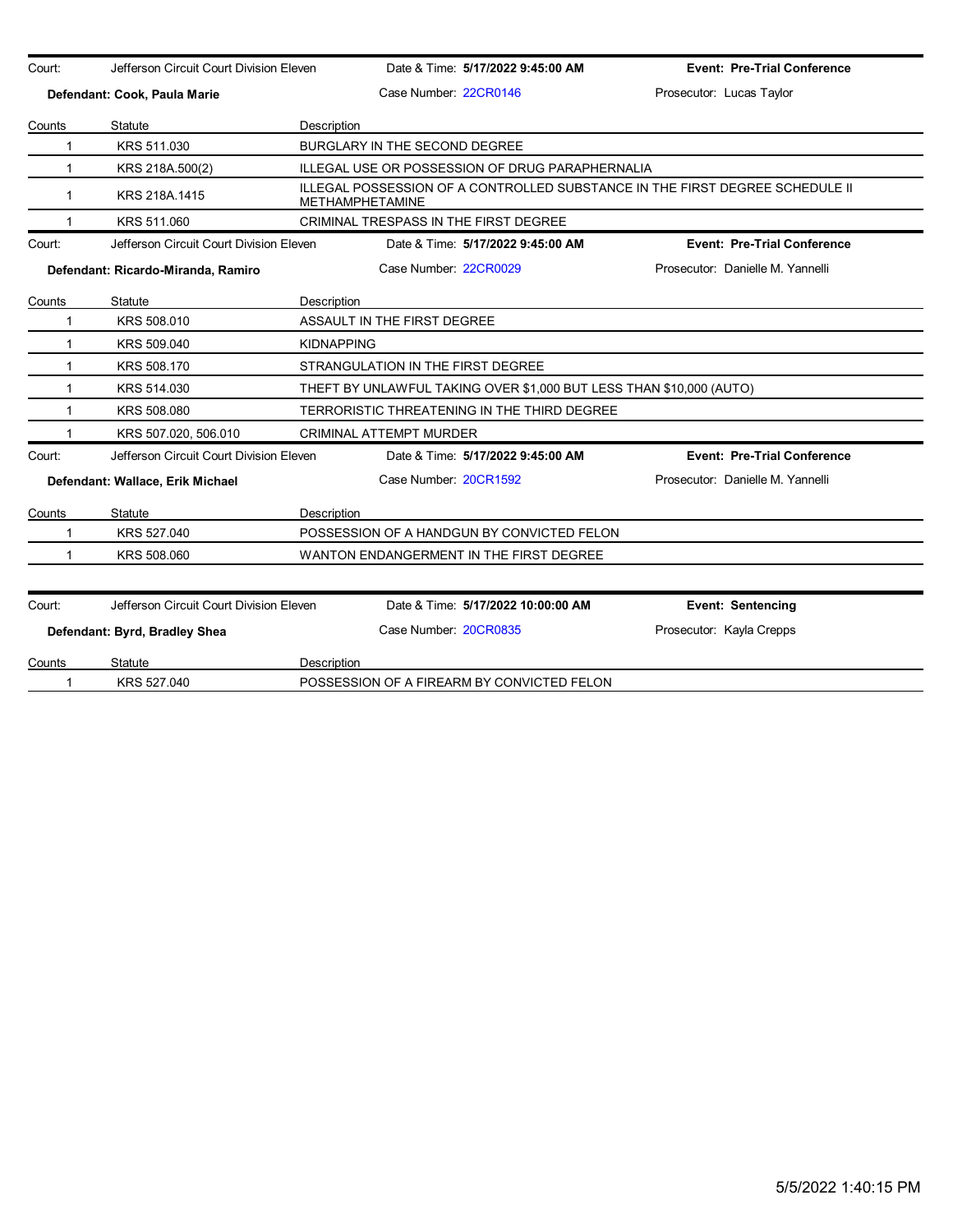Court: Jefferson Circuit Court Division Eleven | Date & Time: **5/17/2022 9:45:00 AM** | **Event: Pre-Trial Conference**

**Defendant: Cook, Paula Marie** | Case Number: 22CR0146 | Prosecutor: Lucas Taylor

| Counts | Statute | Description |
|---|---|---|
| 1 | KRS 511.030 | BURGLARY IN THE SECOND DEGREE |
| 1 | KRS 218A.500(2) | ILLEGAL USE OR POSSESSION OF DRUG PARAPHERNALIA |
| 1 | KRS 218A.1415 | ILLEGAL POSSESSION OF A CONTROLLED SUBSTANCE IN THE FIRST DEGREE SCHEDULE II METHAMPHETAMINE |
| 1 | KRS 511.060 | CRIMINAL TRESPASS IN THE FIRST DEGREE |

Court: Jefferson Circuit Court Division Eleven | Date & Time: **5/17/2022 9:45:00 AM** | **Event: Pre-Trial Conference**

**Defendant: Ricardo-Miranda, Ramiro** | Case Number: 22CR0029 | Prosecutor: Danielle M. Yannelli

| Counts | Statute | Description |
|---|---|---|
| 1 | KRS 508.010 | ASSAULT IN THE FIRST DEGREE |
| 1 | KRS 509.040 | KIDNAPPING |
| 1 | KRS 508.170 | STRANGULATION IN THE FIRST DEGREE |
| 1 | KRS 514.030 | THEFT BY UNLAWFUL TAKING OVER $1,000 BUT LESS THAN $10,000 (AUTO) |
| 1 | KRS 508.080 | TERRORISTIC THREATENING IN THE THIRD DEGREE |
| 1 | KRS 507.020, 506.010 | CRIMINAL ATTEMPT MURDER |

Court: Jefferson Circuit Court Division Eleven | Date & Time: **5/17/2022 9:45:00 AM** | **Event: Pre-Trial Conference**

**Defendant: Wallace, Erik Michael** | Case Number: 20CR1592 | Prosecutor: Danielle M. Yannelli

| Counts | Statute | Description |
|---|---|---|
| 1 | KRS 527.040 | POSSESSION OF A HANDGUN BY CONVICTED FELON |
| 1 | KRS 508.060 | WANTON ENDANGERMENT IN THE FIRST DEGREE |

Court: Jefferson Circuit Court Division Eleven | Date & Time: **5/17/2022 10:00:00 AM** | **Event: Sentencing**

**Defendant: Byrd, Bradley Shea** | Case Number: 20CR0835 | Prosecutor: Kayla Crepps

| Counts | Statute | Description |
|---|---|---|
| 1 | KRS 527.040 | POSSESSION OF A FIREARM BY CONVICTED FELON |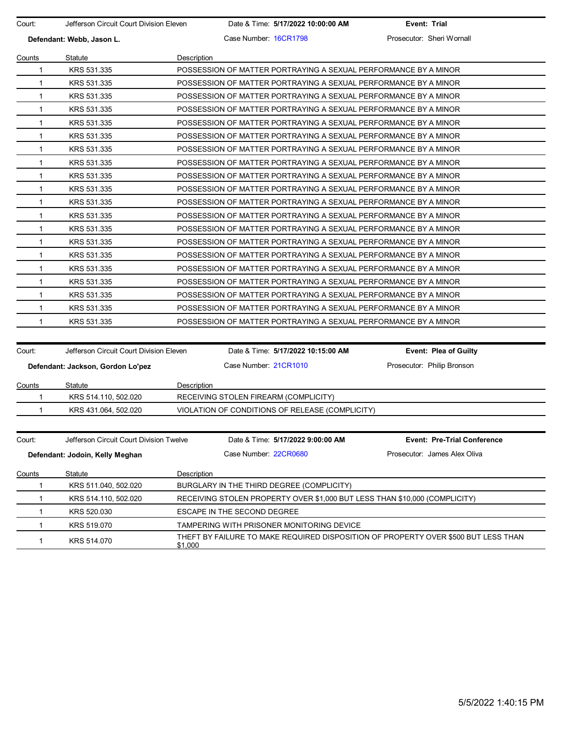Court: Jefferson Circuit Court Division Eleven | Date & Time: **5/17/2022 10:00:00 AM** | **Event: Trial**

**Defendant: Webb, Jason L.** | Case Number: 16CR1798 | Prosecutor: Sheri Wornall

| Counts | Statute | Description |
|---|---|---|
| 1 | KRS 531.335 | POSSESSION OF MATTER PORTRAYING A SEXUAL PERFORMANCE BY A MINOR |
| 1 | KRS 531.335 | POSSESSION OF MATTER PORTRAYING A SEXUAL PERFORMANCE BY A MINOR |
| 1 | KRS 531.335 | POSSESSION OF MATTER PORTRAYING A SEXUAL PERFORMANCE BY A MINOR |
| 1 | KRS 531.335 | POSSESSION OF MATTER PORTRAYING A SEXUAL PERFORMANCE BY A MINOR |
| 1 | KRS 531.335 | POSSESSION OF MATTER PORTRAYING A SEXUAL PERFORMANCE BY A MINOR |
| 1 | KRS 531.335 | POSSESSION OF MATTER PORTRAYING A SEXUAL PERFORMANCE BY A MINOR |
| 1 | KRS 531.335 | POSSESSION OF MATTER PORTRAYING A SEXUAL PERFORMANCE BY A MINOR |
| 1 | KRS 531.335 | POSSESSION OF MATTER PORTRAYING A SEXUAL PERFORMANCE BY A MINOR |
| 1 | KRS 531.335 | POSSESSION OF MATTER PORTRAYING A SEXUAL PERFORMANCE BY A MINOR |
| 1 | KRS 531.335 | POSSESSION OF MATTER PORTRAYING A SEXUAL PERFORMANCE BY A MINOR |
| 1 | KRS 531.335 | POSSESSION OF MATTER PORTRAYING A SEXUAL PERFORMANCE BY A MINOR |
| 1 | KRS 531.335 | POSSESSION OF MATTER PORTRAYING A SEXUAL PERFORMANCE BY A MINOR |
| 1 | KRS 531.335 | POSSESSION OF MATTER PORTRAYING A SEXUAL PERFORMANCE BY A MINOR |
| 1 | KRS 531.335 | POSSESSION OF MATTER PORTRAYING A SEXUAL PERFORMANCE BY A MINOR |
| 1 | KRS 531.335 | POSSESSION OF MATTER PORTRAYING A SEXUAL PERFORMANCE BY A MINOR |
| 1 | KRS 531.335 | POSSESSION OF MATTER PORTRAYING A SEXUAL PERFORMANCE BY A MINOR |
| 1 | KRS 531.335 | POSSESSION OF MATTER PORTRAYING A SEXUAL PERFORMANCE BY A MINOR |
| 1 | KRS 531.335 | POSSESSION OF MATTER PORTRAYING A SEXUAL PERFORMANCE BY A MINOR |
| 1 | KRS 531.335 | POSSESSION OF MATTER PORTRAYING A SEXUAL PERFORMANCE BY A MINOR |
| 1 | KRS 531.335 | POSSESSION OF MATTER PORTRAYING A SEXUAL PERFORMANCE BY A MINOR |

Court: Jefferson Circuit Court Division Eleven | Date & Time: **5/17/2022 10:15:00 AM** | **Event: Plea of Guilty**

**Defendant: Jackson, Gordon Lo'pez** | Case Number: 21CR1010 | Prosecutor: Philip Bronson

| Counts | Statute | Description |
|---|---|---|
| 1 | KRS 514.110, 502.020 | RECEIVING STOLEN FIREARM (COMPLICITY) |
| 1 | KRS 431.064, 502.020 | VIOLATION OF CONDITIONS OF RELEASE (COMPLICITY) |

Court: Jefferson Circuit Court Division Twelve | Date & Time: **5/17/2022 9:00:00 AM** | **Event: Pre-Trial Conference**

**Defendant: Jodoin, Kelly Meghan** | Case Number: 22CR0680 | Prosecutor: James Alex Oliva

| Counts | Statute | Description |
|---|---|---|
| 1 | KRS 511.040, 502.020 | BURGLARY IN THE THIRD DEGREE (COMPLICITY) |
| 1 | KRS 514.110, 502.020 | RECEIVING STOLEN PROPERTY OVER $1,000 BUT LESS THAN $10,000 (COMPLICITY) |
| 1 | KRS 520.030 | ESCAPE IN THE SECOND DEGREE |
| 1 | KRS 519.070 | TAMPERING WITH PRISONER MONITORING DEVICE |
| 1 | KRS 514.070 | THEFT BY FAILURE TO MAKE REQUIRED DISPOSITION OF PROPERTY OVER $500 BUT LESS THAN $1,000 |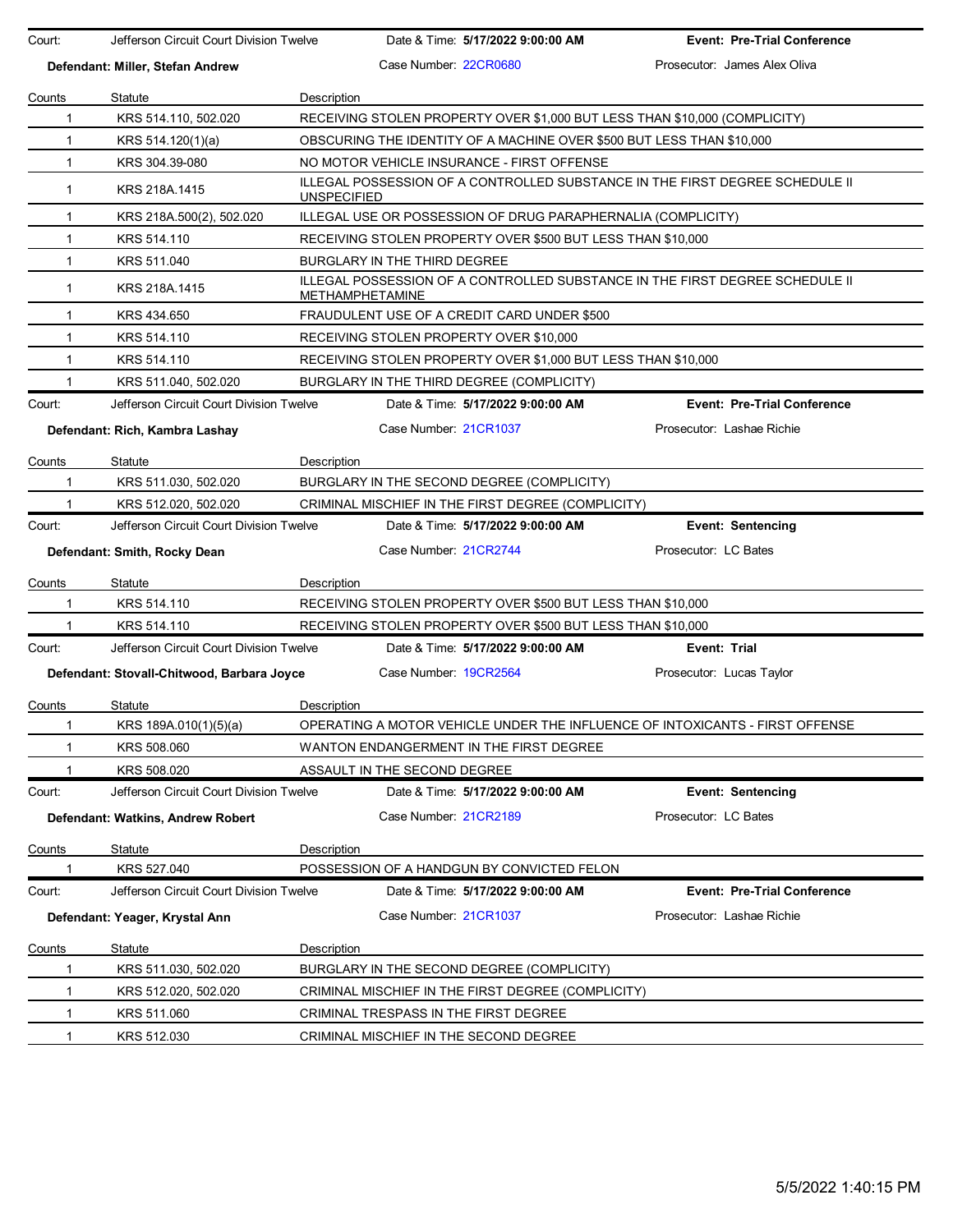Court: Jefferson Circuit Court Division Twelve | Date & Time: **5/17/2022 9:00:00 AM** | **Event: Pre-Trial Conference**

**Defendant: Miller, Stefan Andrew** | Case Number: 22CR0680 | Prosecutor: James Alex Oliva

| Counts | Statute | Description |
|---|---|---|
| 1 | KRS 514.110, 502.020 | RECEIVING STOLEN PROPERTY OVER $1,000 BUT LESS THAN $10,000 (COMPLICITY) |
| 1 | KRS 514.120(1)(a) | OBSCURING THE IDENTITY OF A MACHINE OVER $500 BUT LESS THAN $10,000 |
| 1 | KRS 304.39-080 | NO MOTOR VEHICLE INSURANCE - FIRST OFFENSE |
| 1 | KRS 218A.1415 | ILLEGAL POSSESSION OF A CONTROLLED SUBSTANCE IN THE FIRST DEGREE SCHEDULE II UNSPECIFIED |
| 1 | KRS 218A.500(2), 502.020 | ILLEGAL USE OR POSSESSION OF DRUG PARAPHERNALIA (COMPLICITY) |
| 1 | KRS 514.110 | RECEIVING STOLEN PROPERTY OVER $500 BUT LESS THAN $10,000 |
| 1 | KRS 511.040 | BURGLARY IN THE THIRD DEGREE |
| 1 | KRS 218A.1415 | ILLEGAL POSSESSION OF A CONTROLLED SUBSTANCE IN THE FIRST DEGREE SCHEDULE II METHAMPHETAMINE |
| 1 | KRS 434.650 | FRAUDULENT USE OF A CREDIT CARD UNDER $500 |
| 1 | KRS 514.110 | RECEIVING STOLEN PROPERTY OVER $10,000 |
| 1 | KRS 514.110 | RECEIVING STOLEN PROPERTY OVER $1,000 BUT LESS THAN $10,000 |
| 1 | KRS 511.040, 502.020 | BURGLARY IN THE THIRD DEGREE (COMPLICITY) |

Court: Jefferson Circuit Court Division Twelve | Date & Time: **5/17/2022 9:00:00 AM** | **Event: Pre-Trial Conference**

**Defendant: Rich, Kambra Lashay** | Case Number: 21CR1037 | Prosecutor: Lashae Richie

| Counts | Statute | Description |
|---|---|---|
| 1 | KRS 511.030, 502.020 | BURGLARY IN THE SECOND DEGREE (COMPLICITY) |
| 1 | KRS 512.020, 502.020 | CRIMINAL MISCHIEF IN THE FIRST DEGREE (COMPLICITY) |

Court: Jefferson Circuit Court Division Twelve | Date & Time: **5/17/2022 9:00:00 AM** | **Event: Sentencing**

**Defendant: Smith, Rocky Dean** | Case Number: 21CR2744 | Prosecutor: LC Bates

| Counts | Statute | Description |
|---|---|---|
| 1 | KRS 514.110 | RECEIVING STOLEN PROPERTY OVER $500 BUT LESS THAN $10,000 |
| 1 | KRS 514.110 | RECEIVING STOLEN PROPERTY OVER $500 BUT LESS THAN $10,000 |

Court: Jefferson Circuit Court Division Twelve | Date & Time: **5/17/2022 9:00:00 AM** | **Event: Trial**

**Defendant: Stovall-Chitwood, Barbara Joyce** | Case Number: 19CR2564 | Prosecutor: Lucas Taylor

| Counts | Statute | Description |
|---|---|---|
| 1 | KRS 189A.010(1)(5)(a) | OPERATING A MOTOR VEHICLE UNDER THE INFLUENCE OF INTOXICANTS - FIRST OFFENSE |
| 1 | KRS 508.060 | WANTON ENDANGERMENT IN THE FIRST DEGREE |
| 1 | KRS 508.020 | ASSAULT IN THE SECOND DEGREE |

Court: Jefferson Circuit Court Division Twelve | Date & Time: **5/17/2022 9:00:00 AM** | **Event: Sentencing**

**Defendant: Watkins, Andrew Robert** | Case Number: 21CR2189 | Prosecutor: LC Bates

| Counts | Statute | Description |
|---|---|---|
| 1 | KRS 527.040 | POSSESSION OF A HANDGUN BY CONVICTED FELON |

Court: Jefferson Circuit Court Division Twelve | Date & Time: **5/17/2022 9:00:00 AM** | **Event: Pre-Trial Conference**

**Defendant: Yeager, Krystal Ann** | Case Number: 21CR1037 | Prosecutor: Lashae Richie

| Counts | Statute | Description |
|---|---|---|
| 1 | KRS 511.030, 502.020 | BURGLARY IN THE SECOND DEGREE (COMPLICITY) |
| 1 | KRS 512.020, 502.020 | CRIMINAL MISCHIEF IN THE FIRST DEGREE (COMPLICITY) |
| 1 | KRS 511.060 | CRIMINAL TRESPASS IN THE FIRST DEGREE |
| 1 | KRS 512.030 | CRIMINAL MISCHIEF IN THE SECOND DEGREE |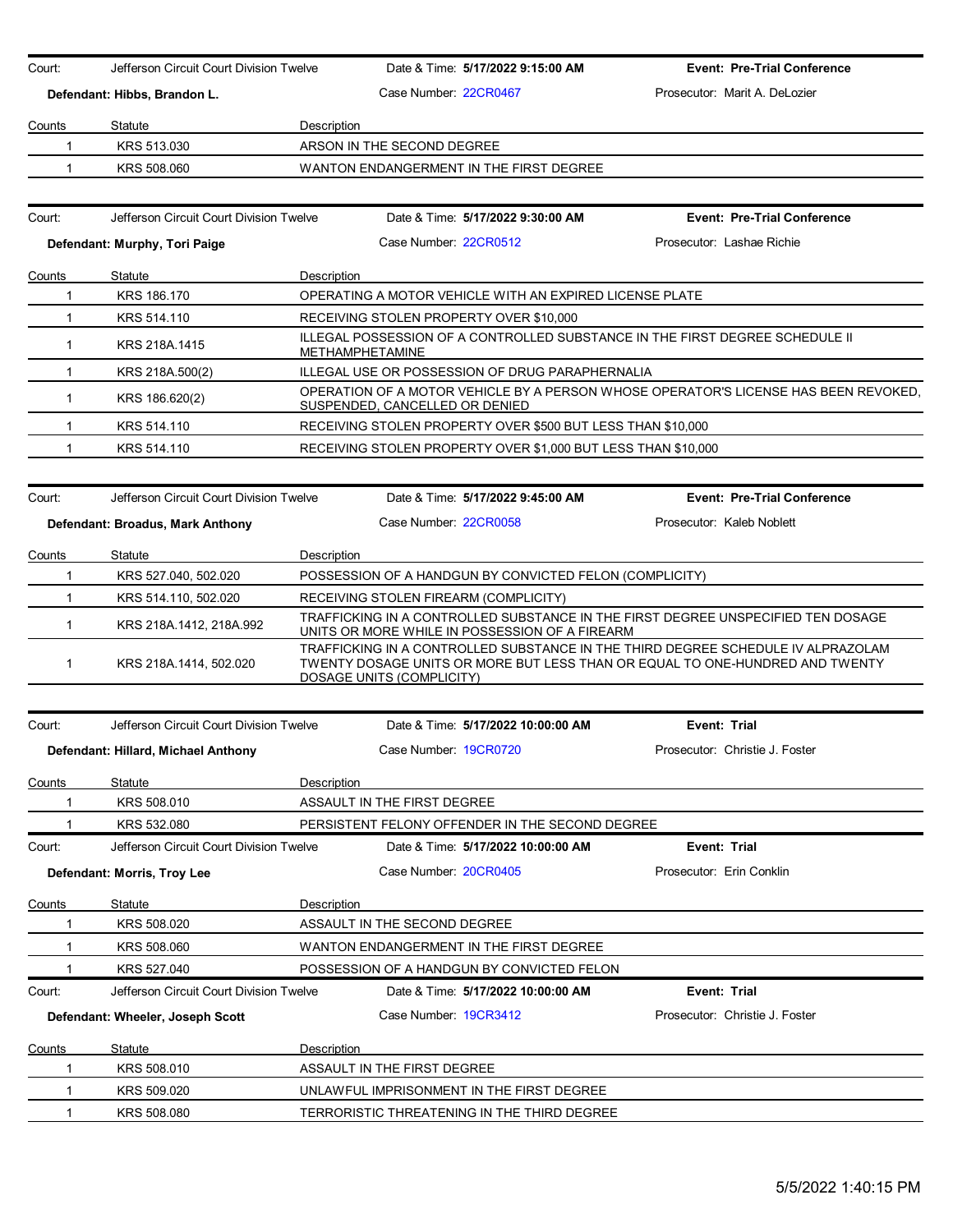Court: Jefferson Circuit Court Division Twelve | Date & Time: **5/17/2022 9:15:00 AM** | **Event: Pre-Trial Conference**

**Defendant: Hibbs, Brandon L.** | Case Number: 22CR0467 | Prosecutor: Marit A. DeLozier

| Counts | Statute | Description |
|---|---|---|
| 1 | KRS 513.030 | ARSON IN THE SECOND DEGREE |
| 1 | KRS 508.060 | WANTON ENDANGERMENT IN THE FIRST DEGREE |

Court: Jefferson Circuit Court Division Twelve | Date & Time: **5/17/2022 9:30:00 AM** | **Event: Pre-Trial Conference**

**Defendant: Murphy, Tori Paige** | Case Number: 22CR0512 | Prosecutor: Lashae Richie

| Counts | Statute | Description |
|---|---|---|
| 1 | KRS 186.170 | OPERATING A MOTOR VEHICLE WITH AN EXPIRED LICENSE PLATE |
| 1 | KRS 514.110 | RECEIVING STOLEN PROPERTY OVER $10,000 |
| 1 | KRS 218A.1415 | ILLEGAL POSSESSION OF A CONTROLLED SUBSTANCE IN THE FIRST DEGREE SCHEDULE II METHAMPHETAMINE |
| 1 | KRS 218A.500(2) | ILLEGAL USE OR POSSESSION OF DRUG PARAPHERNALIA |
| 1 | KRS 186.620(2) | OPERATION OF A MOTOR VEHICLE BY A PERSON WHOSE OPERATOR'S LICENSE HAS BEEN REVOKED, SUSPENDED, CANCELLED OR DENIED |
| 1 | KRS 514.110 | RECEIVING STOLEN PROPERTY OVER $500 BUT LESS THAN $10,000 |
| 1 | KRS 514.110 | RECEIVING STOLEN PROPERTY OVER $1,000 BUT LESS THAN $10,000 |

Court: Jefferson Circuit Court Division Twelve | Date & Time: **5/17/2022 9:45:00 AM** | **Event: Pre-Trial Conference**

**Defendant: Broadus, Mark Anthony** | Case Number: 22CR0058 | Prosecutor: Kaleb Noblett

| Counts | Statute | Description |
|---|---|---|
| 1 | KRS 527.040, 502.020 | POSSESSION OF A HANDGUN BY CONVICTED FELON (COMPLICITY) |
| 1 | KRS 514.110, 502.020 | RECEIVING STOLEN FIREARM (COMPLICITY) |
| 1 | KRS 218A.1412, 218A.992 | TRAFFICKING IN A CONTROLLED SUBSTANCE IN THE FIRST DEGREE UNSPECIFIED TEN DOSAGE UNITS OR MORE WHILE IN POSSESSION OF A FIREARM |
| 1 | KRS 218A.1414, 502.020 | TRAFFICKING IN A CONTROLLED SUBSTANCE IN THE THIRD DEGREE SCHEDULE IV ALPRAZOLAM TWENTY DOSAGE UNITS OR MORE BUT LESS THAN OR EQUAL TO ONE-HUNDRED AND TWENTY DOSAGE UNITS (COMPLICITY) |

Court: Jefferson Circuit Court Division Twelve | Date & Time: **5/17/2022 10:00:00 AM** | **Event: Trial**

**Defendant: Hillard, Michael Anthony** | Case Number: 19CR0720 | Prosecutor: Christie J. Foster

| Counts | Statute | Description |
|---|---|---|
| 1 | KRS 508.010 | ASSAULT IN THE FIRST DEGREE |
| 1 | KRS 532.080 | PERSISTENT FELONY OFFENDER IN THE SECOND DEGREE |

Court: Jefferson Circuit Court Division Twelve | Date & Time: **5/17/2022 10:00:00 AM** | **Event: Trial**

**Defendant: Morris, Troy Lee** | Case Number: 20CR0405 | Prosecutor: Erin Conklin

| Counts | Statute | Description |
|---|---|---|
| 1 | KRS 508.020 | ASSAULT IN THE SECOND DEGREE |
| 1 | KRS 508.060 | WANTON ENDANGERMENT IN THE FIRST DEGREE |
| 1 | KRS 527.040 | POSSESSION OF A HANDGUN BY CONVICTED FELON |

Court: Jefferson Circuit Court Division Twelve | Date & Time: **5/17/2022 10:00:00 AM** | **Event: Trial**

**Defendant: Wheeler, Joseph Scott** | Case Number: 19CR3412 | Prosecutor: Christie J. Foster

| Counts | Statute | Description |
|---|---|---|
| 1 | KRS 508.010 | ASSAULT IN THE FIRST DEGREE |
| 1 | KRS 509.020 | UNLAWFUL IMPRISONMENT IN THE FIRST DEGREE |
| 1 | KRS 508.080 | TERRORISTIC THREATENING IN THE THIRD DEGREE |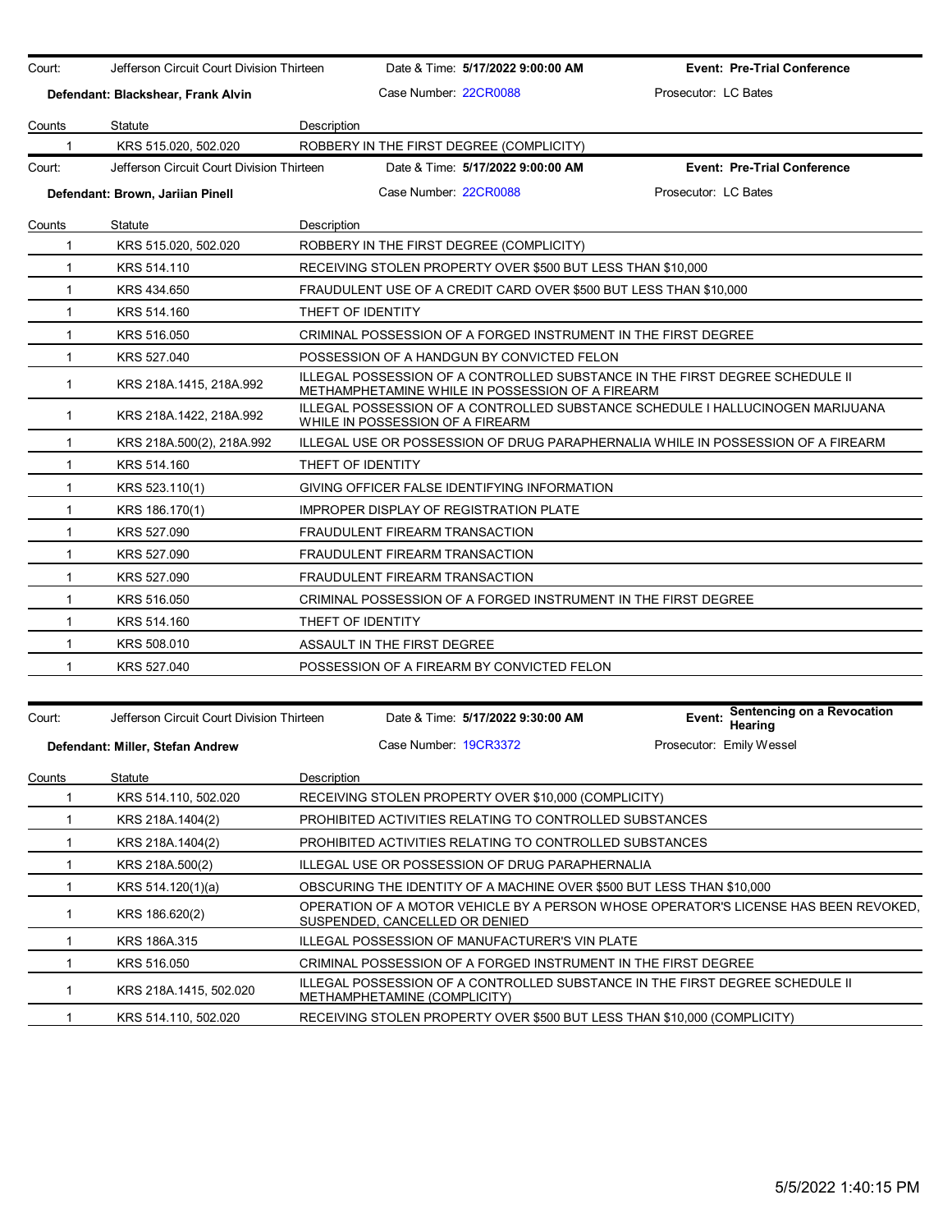| Court: | Jefferson Circuit Court Division Thirteen | Date & Time: **5/17/2022 9:00:00 AM** | **Event: Pre-Trial Conference** |
|---|---|---|---|
| **Defendant: Blackshear, Frank Alvin** | | Case Number: 22CR0088 | Prosecutor: LC Bates |

| Counts | Statute | Description |
|---|---|---|
| 1 | KRS 515.020, 502.020 | ROBBERY IN THE FIRST DEGREE (COMPLICITY) |

| Court: | Jefferson Circuit Court Division Thirteen | Date & Time: **5/17/2022 9:00:00 AM** | **Event: Pre-Trial Conference** |
|---|---|---|---|
| **Defendant: Brown, Jariian Pinell** | | Case Number: 22CR0088 | Prosecutor: LC Bates |

| Counts | Statute | Description |
|---|---|---|
| 1 | KRS 515.020, 502.020 | ROBBERY IN THE FIRST DEGREE (COMPLICITY) |
| 1 | KRS 514.110 | RECEIVING STOLEN PROPERTY OVER $500 BUT LESS THAN $10,000 |
| 1 | KRS 434.650 | FRAUDULENT USE OF A CREDIT CARD OVER $500 BUT LESS THAN $10,000 |
| 1 | KRS 514.160 | THEFT OF IDENTITY |
| 1 | KRS 516.050 | CRIMINAL POSSESSION OF A FORGED INSTRUMENT IN THE FIRST DEGREE |
| 1 | KRS 527.040 | POSSESSION OF A HANDGUN BY CONVICTED FELON |
| 1 | KRS 218A.1415, 218A.992 | ILLEGAL POSSESSION OF A CONTROLLED SUBSTANCE IN THE FIRST DEGREE SCHEDULE II METHAMPHETAMINE WHILE IN POSSESSION OF A FIREARM |
| 1 | KRS 218A.1422, 218A.992 | ILLEGAL POSSESSION OF A CONTROLLED SUBSTANCE SCHEDULE I HALLUCINOGEN MARIJUANA WHILE IN POSSESSION OF A FIREARM |
| 1 | KRS 218A.500(2), 218A.992 | ILLEGAL USE OR POSSESSION OF DRUG PARAPHERNALIA WHILE IN POSSESSION OF A FIREARM |
| 1 | KRS 514.160 | THEFT OF IDENTITY |
| 1 | KRS 523.110(1) | GIVING OFFICER FALSE IDENTIFYING INFORMATION |
| 1 | KRS 186.170(1) | IMPROPER DISPLAY OF REGISTRATION PLATE |
| 1 | KRS 527.090 | FRAUDULENT FIREARM TRANSACTION |
| 1 | KRS 527.090 | FRAUDULENT FIREARM TRANSACTION |
| 1 | KRS 527.090 | FRAUDULENT FIREARM TRANSACTION |
| 1 | KRS 516.050 | CRIMINAL POSSESSION OF A FORGED INSTRUMENT IN THE FIRST DEGREE |
| 1 | KRS 514.160 | THEFT OF IDENTITY |
| 1 | KRS 508.010 | ASSAULT IN THE FIRST DEGREE |
| 1 | KRS 527.040 | POSSESSION OF A FIREARM BY CONVICTED FELON |

| Court: | Jefferson Circuit Court Division Thirteen | Date & Time: **5/17/2022 9:30:00 AM** | **Event: Sentencing on a Revocation Hearing** |
|---|---|---|---|
| **Defendant: Miller, Stefan Andrew** | | Case Number: 19CR3372 | Prosecutor: Emily Wessel |

| Counts | Statute | Description |
|---|---|---|
| 1 | KRS 514.110, 502.020 | RECEIVING STOLEN PROPERTY OVER $10,000 (COMPLICITY) |
| 1 | KRS 218A.1404(2) | PROHIBITED ACTIVITIES RELATING TO CONTROLLED SUBSTANCES |
| 1 | KRS 218A.1404(2) | PROHIBITED ACTIVITIES RELATING TO CONTROLLED SUBSTANCES |
| 1 | KRS 218A.500(2) | ILLEGAL USE OR POSSESSION OF DRUG PARAPHERNALIA |
| 1 | KRS 514.120(1)(a) | OBSCURING THE IDENTITY OF A MACHINE OVER $500 BUT LESS THAN $10,000 |
| 1 | KRS 186.620(2) | OPERATION OF A MOTOR VEHICLE BY A PERSON WHOSE OPERATOR'S LICENSE HAS BEEN REVOKED, SUSPENDED, CANCELLED OR DENIED |
| 1 | KRS 186A.315 | ILLEGAL POSSESSION OF MANUFACTURER'S VIN PLATE |
| 1 | KRS 516.050 | CRIMINAL POSSESSION OF A FORGED INSTRUMENT IN THE FIRST DEGREE |
| 1 | KRS 218A.1415, 502.020 | ILLEGAL POSSESSION OF A CONTROLLED SUBSTANCE IN THE FIRST DEGREE SCHEDULE II METHAMPHETAMINE (COMPLICITY) |
| 1 | KRS 514.110, 502.020 | RECEIVING STOLEN PROPERTY OVER $500 BUT LESS THAN $10,000 (COMPLICITY) |

5/5/2022 1:40:15 PM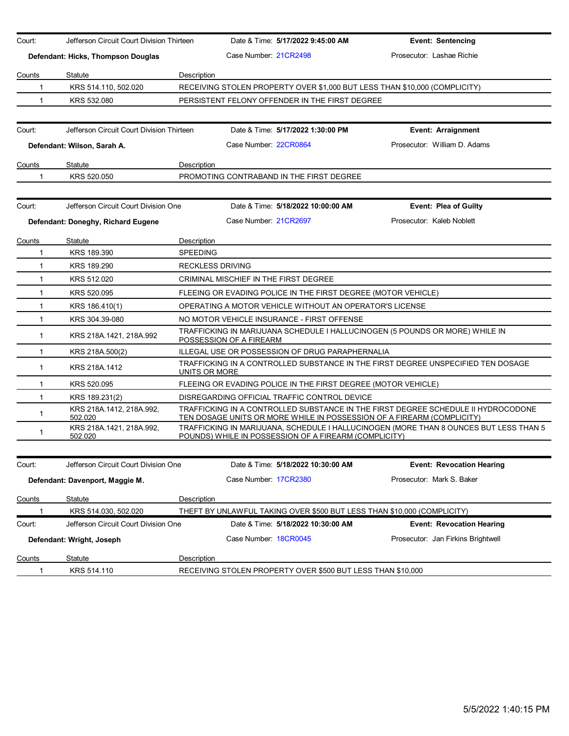| Court: | Jefferson Circuit Court Division Thirteen | Date & Time: **5/17/2022 9:45:00 AM** | **Event: Sentencing** |
|---|---|---|---|
| **Defendant: Hicks, Thompson Douglas** | | Case Number: 21CR2498 | Prosecutor: Lashae Richie |

| Counts | Statute | Description |
|---|---|---|
| 1 | KRS 514.110, 502.020 | RECEIVING STOLEN PROPERTY OVER $1,000 BUT LESS THAN $10,000 (COMPLICITY) |
| 1 | KRS 532.080 | PERSISTENT FELONY OFFENDER IN THE FIRST DEGREE |

| Court: | Jefferson Circuit Court Division Thirteen | Date & Time: **5/17/2022 1:30:00 PM** | **Event: Arraignment** |
|---|---|---|---|
| **Defendant: Wilson, Sarah A.** | | Case Number: 22CR0864 | Prosecutor: William D. Adams |

| Counts | Statute | Description |
|---|---|---|
| 1 | KRS 520.050 | PROMOTING CONTRABAND IN THE FIRST DEGREE |

| Court: | Jefferson Circuit Court Division One | Date & Time: **5/18/2022 10:00:00 AM** | **Event: Plea of Guilty** |
|---|---|---|---|
| **Defendant: Doneghy, Richard Eugene** | | Case Number: 21CR2697 | Prosecutor: Kaleb Noblett |

| Counts | Statute | Description |
|---|---|---|
| 1 | KRS 189.390 | SPEEDING |
| 1 | KRS 189.290 | RECKLESS DRIVING |
| 1 | KRS 512.020 | CRIMINAL MISCHIEF IN THE FIRST DEGREE |
| 1 | KRS 520.095 | FLEEING OR EVADING POLICE IN THE FIRST DEGREE (MOTOR VEHICLE) |
| 1 | KRS 186.410(1) | OPERATING A MOTOR VEHICLE WITHOUT AN OPERATOR'S LICENSE |
| 1 | KRS 304.39-080 | NO MOTOR VEHICLE INSURANCE - FIRST OFFENSE |
| 1 | KRS 218A.1421, 218A.992 | TRAFFICKING IN MARIJUANA SCHEDULE I HALLUCINOGEN (5 POUNDS OR MORE) WHILE IN POSSESSION OF A FIREARM |
| 1 | KRS 218A.500(2) | ILLEGAL USE OR POSSESSION OF DRUG PARAPHERNALIA |
| 1 | KRS 218A.1412 | TRAFFICKING IN A CONTROLLED SUBSTANCE IN THE FIRST DEGREE UNSPECIFIED TEN DOSAGE UNITS OR MORE |
| 1 | KRS 520.095 | FLEEING OR EVADING POLICE IN THE FIRST DEGREE (MOTOR VEHICLE) |
| 1 | KRS 189.231(2) | DISREGARDING OFFICIAL TRAFFIC CONTROL DEVICE |
| 1 | KRS 218A.1412, 218A.992, 502.020 | TRAFFICKING IN A CONTROLLED SUBSTANCE IN THE FIRST DEGREE SCHEDULE II HYDROCODONE TEN DOSAGE UNITS OR MORE WHILE IN POSSESSION OF A FIREARM (COMPLICITY) |
| 1 | KRS 218A.1421, 218A.992, 502.020 | TRAFFICKING IN MARIJUANA, SCHEDULE I HALLUCINOGEN (MORE THAN 8 OUNCES BUT LESS THAN 5 POUNDS) WHILE IN POSSESSION OF A FIREARM (COMPLICITY) |

| Court: | Jefferson Circuit Court Division One | Date & Time: **5/18/2022 10:30:00 AM** | **Event: Revocation Hearing** |
|---|---|---|---|
| **Defendant: Davenport, Maggie M.** | | Case Number: 17CR2380 | Prosecutor: Mark S. Baker |

| Counts | Statute | Description |
|---|---|---|
| 1 | KRS 514.030, 502.020 | THEFT BY UNLAWFUL TAKING OVER $500 BUT LESS THAN $10,000 (COMPLICITY) |

| Court: | Jefferson Circuit Court Division One | Date & Time: **5/18/2022 10:30:00 AM** | **Event: Revocation Hearing** |
|---|---|---|---|
| **Defendant: Wright, Joseph** | | Case Number: 18CR0045 | Prosecutor: Jan Firkins Brightwell |

| Counts | Statute | Description |
|---|---|---|
| 1 | KRS 514.110 | RECEIVING STOLEN PROPERTY OVER $500 BUT LESS THAN $10,000 |

5/5/2022 1:40:15 PM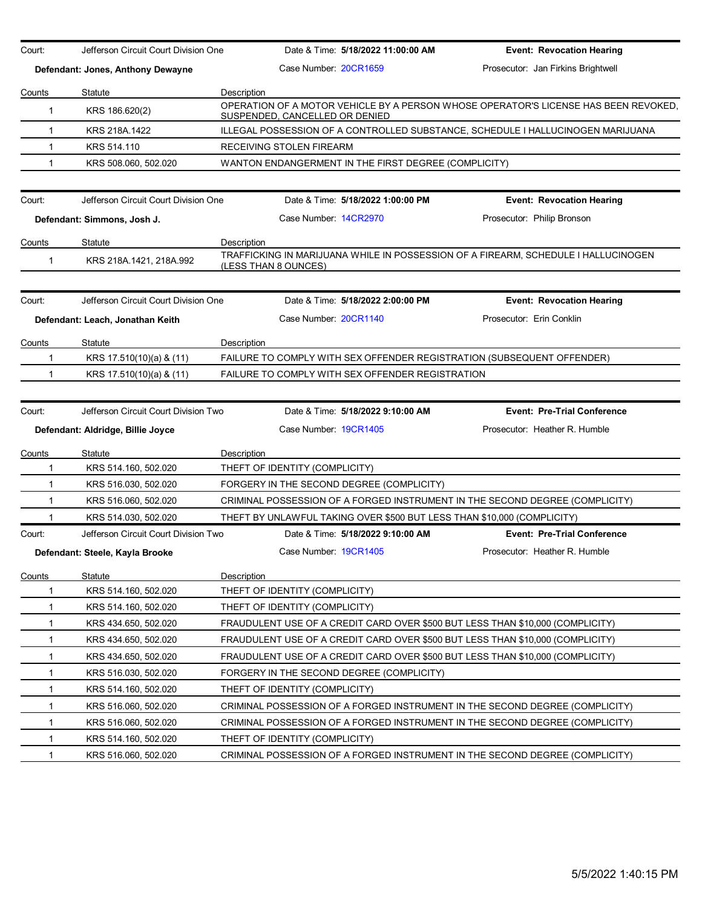| Court: | Jefferson Circuit Court Division One | Date & Time: **5/18/2022 11:00:00 AM** | **Event: Revocation Hearing** |
|---|---|---|---|
| **Defendant: Jones, Anthony Dewayne** | | Case Number: 20CR1659 | Prosecutor: Jan Firkins Brightwell |

| Counts | Statute | Description |
|---|---|---|
| 1 | KRS 186.620(2) | OPERATION OF A MOTOR VEHICLE BY A PERSON WHOSE OPERATOR'S LICENSE HAS BEEN REVOKED, SUSPENDED, CANCELLED OR DENIED |
| 1 | KRS 218A.1422 | ILLEGAL POSSESSION OF A CONTROLLED SUBSTANCE, SCHEDULE I HALLUCINOGEN MARIJUANA |
| 1 | KRS 514.110 | RECEIVING STOLEN FIREARM |
| 1 | KRS 508.060, 502.020 | WANTON ENDANGERMENT IN THE FIRST DEGREE (COMPLICITY) |

| Court: | Jefferson Circuit Court Division One | Date & Time: **5/18/2022 1:00:00 PM** | **Event: Revocation Hearing** |
|---|---|---|---|
| **Defendant: Simmons, Josh J.** | | Case Number: 14CR2970 | Prosecutor: Philip Bronson |

| Counts | Statute | Description |
|---|---|---|
| 1 | KRS 218A.1421, 218A.992 | TRAFFICKING IN MARIJUANA WHILE IN POSSESSION OF A FIREARM, SCHEDULE I HALLUCINOGEN (LESS THAN 8 OUNCES) |

| Court: | Jefferson Circuit Court Division One | Date & Time: **5/18/2022 2:00:00 PM** | **Event: Revocation Hearing** |
|---|---|---|---|
| **Defendant: Leach, Jonathan Keith** | | Case Number: 20CR1140 | Prosecutor: Erin Conklin |

| Counts | Statute | Description |
|---|---|---|
| 1 | KRS 17.510(10)(a) & (11) | FAILURE TO COMPLY WITH SEX OFFENDER REGISTRATION (SUBSEQUENT OFFENDER) |
| 1 | KRS 17.510(10)(a) & (11) | FAILURE TO COMPLY WITH SEX OFFENDER REGISTRATION |

| Court: | Jefferson Circuit Court Division Two | Date & Time: **5/18/2022 9:10:00 AM** | **Event: Pre-Trial Conference** |
|---|---|---|---|
| **Defendant: Aldridge, Billie Joyce** | | Case Number: 19CR1405 | Prosecutor: Heather R. Humble |

| Counts | Statute | Description |
|---|---|---|
| 1 | KRS 514.160, 502.020 | THEFT OF IDENTITY (COMPLICITY) |
| 1 | KRS 516.030, 502.020 | FORGERY IN THE SECOND DEGREE (COMPLICITY) |
| 1 | KRS 516.060, 502.020 | CRIMINAL POSSESSION OF A FORGED INSTRUMENT IN THE SECOND DEGREE (COMPLICITY) |
| 1 | KRS 514.030, 502.020 | THEFT BY UNLAWFUL TAKING OVER $500 BUT LESS THAN $10,000 (COMPLICITY) |

| Court: | Jefferson Circuit Court Division Two | Date & Time: **5/18/2022 9:10:00 AM** | **Event: Pre-Trial Conference** |
|---|---|---|---|
| **Defendant: Steele, Kayla Brooke** | | Case Number: 19CR1405 | Prosecutor: Heather R. Humble |

| Counts | Statute | Description |
|---|---|---|
| 1 | KRS 514.160, 502.020 | THEFT OF IDENTITY (COMPLICITY) |
| 1 | KRS 514.160, 502.020 | THEFT OF IDENTITY (COMPLICITY) |
| 1 | KRS 434.650, 502.020 | FRAUDULENT USE OF A CREDIT CARD OVER $500 BUT LESS THAN $10,000 (COMPLICITY) |
| 1 | KRS 434.650, 502.020 | FRAUDULENT USE OF A CREDIT CARD OVER $500 BUT LESS THAN $10,000 (COMPLICITY) |
| 1 | KRS 434.650, 502.020 | FRAUDULENT USE OF A CREDIT CARD OVER $500 BUT LESS THAN $10,000 (COMPLICITY) |
| 1 | KRS 516.030, 502.020 | FORGERY IN THE SECOND DEGREE (COMPLICITY) |
| 1 | KRS 514.160, 502.020 | THEFT OF IDENTITY (COMPLICITY) |
| 1 | KRS 516.060, 502.020 | CRIMINAL POSSESSION OF A FORGED INSTRUMENT IN THE SECOND DEGREE (COMPLICITY) |
| 1 | KRS 516.060, 502.020 | CRIMINAL POSSESSION OF A FORGED INSTRUMENT IN THE SECOND DEGREE (COMPLICITY) |
| 1 | KRS 514.160, 502.020 | THEFT OF IDENTITY (COMPLICITY) |
| 1 | KRS 516.060, 502.020 | CRIMINAL POSSESSION OF A FORGED INSTRUMENT IN THE SECOND DEGREE (COMPLICITY) |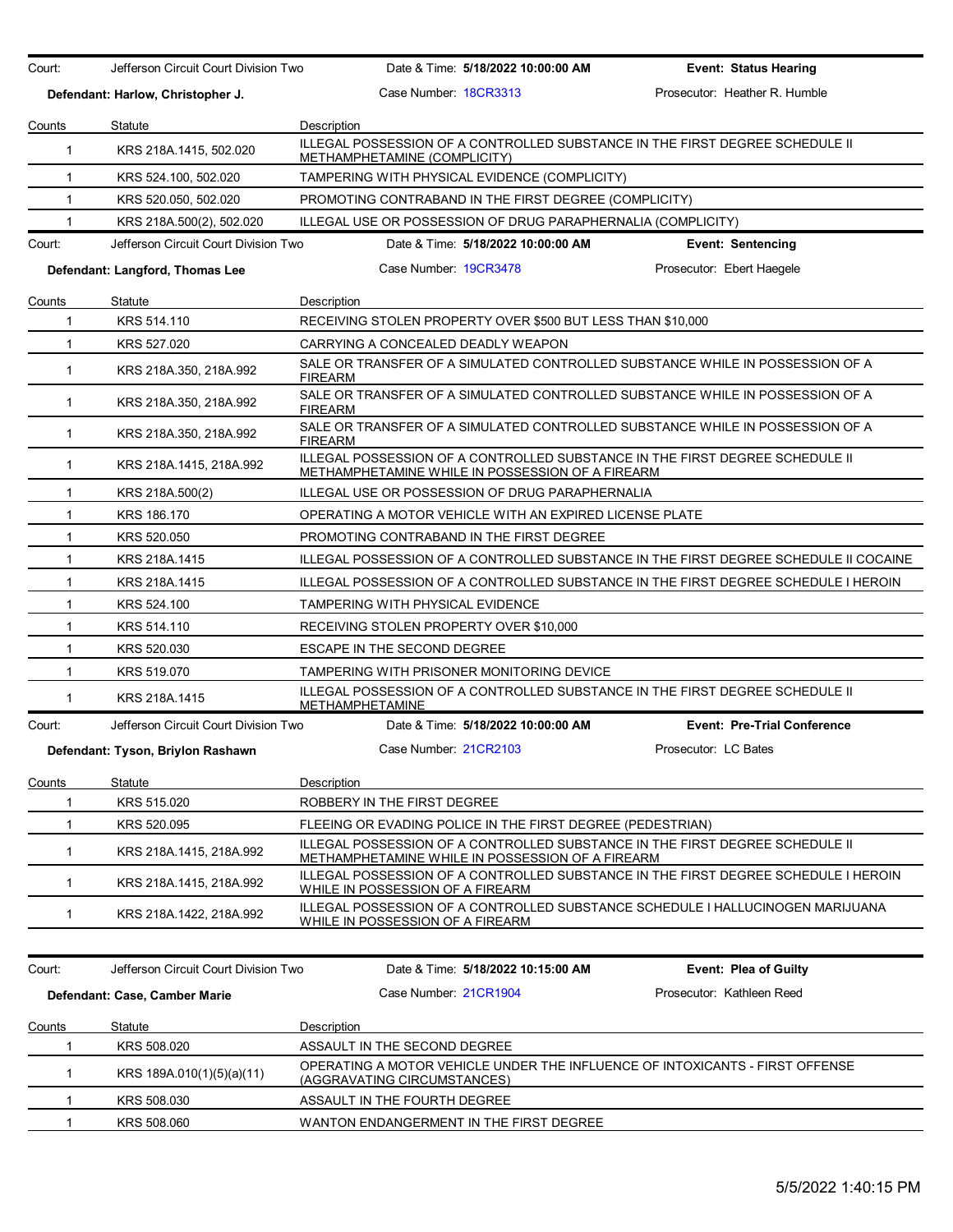Court: Jefferson Circuit Court Division Two | Date & Time: **5/18/2022 10:00:00 AM** | **Event: Status Hearing**

**Defendant: Harlow, Christopher J.** | Case Number: 18CR3313 | Prosecutor: Heather R. Humble

| Counts | Statute | Description |
|---|---|---|
| 1 | KRS 218A.1415, 502.020 | ILLEGAL POSSESSION OF A CONTROLLED SUBSTANCE IN THE FIRST DEGREE SCHEDULE II METHAMPHETAMINE (COMPLICITY) |
| 1 | KRS 524.100, 502.020 | TAMPERING WITH PHYSICAL EVIDENCE (COMPLICITY) |
| 1 | KRS 520.050, 502.020 | PROMOTING CONTRABAND IN THE FIRST DEGREE (COMPLICITY) |
| 1 | KRS 218A.500(2), 502.020 | ILLEGAL USE OR POSSESSION OF DRUG PARAPHERNALIA (COMPLICITY) |

Court: Jefferson Circuit Court Division Two | Date & Time: **5/18/2022 10:00:00 AM** | **Event: Sentencing**

**Defendant: Langford, Thomas Lee** | Case Number: 19CR3478 | Prosecutor: Ebert Haegele

| Counts | Statute | Description |
|---|---|---|
| 1 | KRS 514.110 | RECEIVING STOLEN PROPERTY OVER $500 BUT LESS THAN $10,000 |
| 1 | KRS 527.020 | CARRYING A CONCEALED DEADLY WEAPON |
| 1 | KRS 218A.350, 218A.992 | SALE OR TRANSFER OF A SIMULATED CONTROLLED SUBSTANCE WHILE IN POSSESSION OF A FIREARM |
| 1 | KRS 218A.350, 218A.992 | SALE OR TRANSFER OF A SIMULATED CONTROLLED SUBSTANCE WHILE IN POSSESSION OF A FIREARM |
| 1 | KRS 218A.350, 218A.992 | SALE OR TRANSFER OF A SIMULATED CONTROLLED SUBSTANCE WHILE IN POSSESSION OF A FIREARM |
| 1 | KRS 218A.1415, 218A.992 | ILLEGAL POSSESSION OF A CONTROLLED SUBSTANCE IN THE FIRST DEGREE SCHEDULE II METHAMPHETAMINE WHILE IN POSSESSION OF A FIREARM |
| 1 | KRS 218A.500(2) | ILLEGAL USE OR POSSESSION OF DRUG PARAPHERNALIA |
| 1 | KRS 186.170 | OPERATING A MOTOR VEHICLE WITH AN EXPIRED LICENSE PLATE |
| 1 | KRS 520.050 | PROMOTING CONTRABAND IN THE FIRST DEGREE |
| 1 | KRS 218A.1415 | ILLEGAL POSSESSION OF A CONTROLLED SUBSTANCE IN THE FIRST DEGREE SCHEDULE II COCAINE |
| 1 | KRS 218A.1415 | ILLEGAL POSSESSION OF A CONTROLLED SUBSTANCE IN THE FIRST DEGREE SCHEDULE I HEROIN |
| 1 | KRS 524.100 | TAMPERING WITH PHYSICAL EVIDENCE |
| 1 | KRS 514.110 | RECEIVING STOLEN PROPERTY OVER $10,000 |
| 1 | KRS 520.030 | ESCAPE IN THE SECOND DEGREE |
| 1 | KRS 519.070 | TAMPERING WITH PRISONER MONITORING DEVICE |
| 1 | KRS 218A.1415 | ILLEGAL POSSESSION OF A CONTROLLED SUBSTANCE IN THE FIRST DEGREE SCHEDULE II METHAMPHETAMINE |

Court: Jefferson Circuit Court Division Two | Date & Time: **5/18/2022 10:00:00 AM** | **Event: Pre-Trial Conference**

**Defendant: Tyson, Briylon Rashawn** | Case Number: 21CR2103 | Prosecutor: LC Bates

| Counts | Statute | Description |
|---|---|---|
| 1 | KRS 515.020 | ROBBERY IN THE FIRST DEGREE |
| 1 | KRS 520.095 | FLEEING OR EVADING POLICE IN THE FIRST DEGREE (PEDESTRIAN) |
| 1 | KRS 218A.1415, 218A.992 | ILLEGAL POSSESSION OF A CONTROLLED SUBSTANCE IN THE FIRST DEGREE SCHEDULE II METHAMPHETAMINE WHILE IN POSSESSION OF A FIREARM |
| 1 | KRS 218A.1415, 218A.992 | ILLEGAL POSSESSION OF A CONTROLLED SUBSTANCE IN THE FIRST DEGREE SCHEDULE I HEROIN WHILE IN POSSESSION OF A FIREARM |
| 1 | KRS 218A.1422, 218A.992 | ILLEGAL POSSESSION OF A CONTROLLED SUBSTANCE SCHEDULE I HALLUCINOGEN MARIJUANA WHILE IN POSSESSION OF A FIREARM |

Court: Jefferson Circuit Court Division Two | Date & Time: **5/18/2022 10:15:00 AM** | **Event: Plea of Guilty**

**Defendant: Case, Camber Marie** | Case Number: 21CR1904 | Prosecutor: Kathleen Reed

| Counts | Statute | Description |
|---|---|---|
| 1 | KRS 508.020 | ASSAULT IN THE SECOND DEGREE |
| 1 | KRS 189A.010(1)(5)(a)(11) | OPERATING A MOTOR VEHICLE UNDER THE INFLUENCE OF INTOXICANTS - FIRST OFFENSE (AGGRAVATING CIRCUMSTANCES) |
| 1 | KRS 508.030 | ASSAULT IN THE FOURTH DEGREE |
| 1 | KRS 508.060 | WANTON ENDANGERMENT IN THE FIRST DEGREE |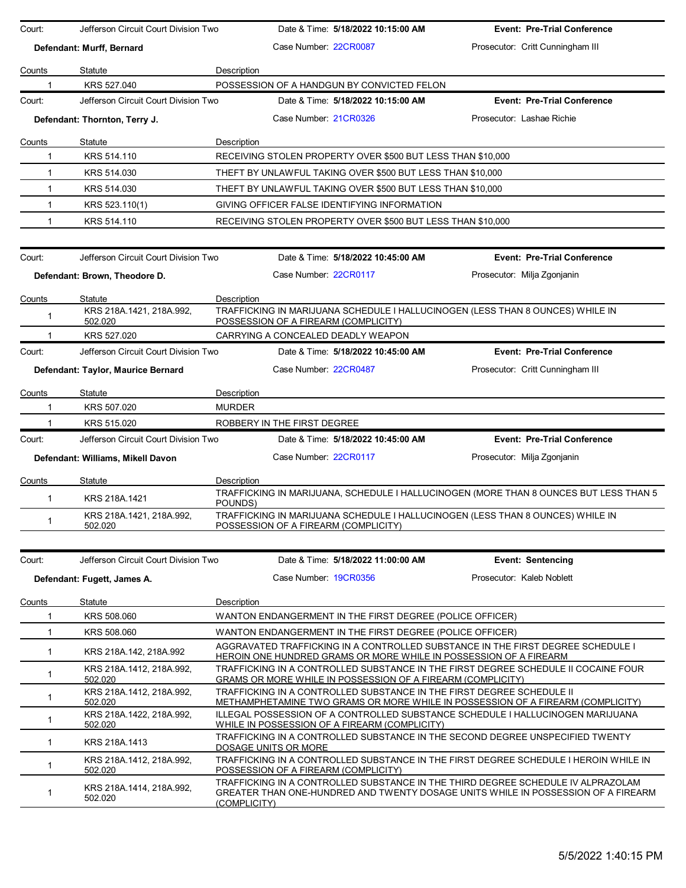| Court: | Jefferson Circuit Court Division Two | Date & Time: **5/18/2022 10:15:00 AM** | **Event: Pre-Trial Conference** |
|---|---|---|---|
| **Defendant: Murff, Bernard** | | Case Number: 22CR0087 | Prosecutor: Critt Cunningham III |

| Counts | Statute | Description |
|---|---|---|
| 1 | KRS 527.040 | POSSESSION OF A HANDGUN BY CONVICTED FELON |

| Court: | Jefferson Circuit Court Division Two | Date & Time: **5/18/2022 10:15:00 AM** | **Event: Pre-Trial Conference** |
|---|---|---|---|
| **Defendant: Thornton, Terry J.** | | Case Number: 21CR0326 | Prosecutor: Lashae Richie |

| Counts | Statute | Description |
|---|---|---|
| 1 | KRS 514.110 | RECEIVING STOLEN PROPERTY OVER $500 BUT LESS THAN $10,000 |
| 1 | KRS 514.030 | THEFT BY UNLAWFUL TAKING OVER $500 BUT LESS THAN $10,000 |
| 1 | KRS 514.030 | THEFT BY UNLAWFUL TAKING OVER $500 BUT LESS THAN $10,000 |
| 1 | KRS 523.110(1) | GIVING OFFICER FALSE IDENTIFYING INFORMATION |
| 1 | KRS 514.110 | RECEIVING STOLEN PROPERTY OVER $500 BUT LESS THAN $10,000 |

| Court: | Jefferson Circuit Court Division Two | Date & Time: **5/18/2022 10:45:00 AM** | **Event: Pre-Trial Conference** |
|---|---|---|---|
| **Defendant: Brown, Theodore D.** | | Case Number: 22CR0117 | Prosecutor: Milja Zgonjanin |

| Counts | Statute | Description |
|---|---|---|
| 1 | KRS 218A.1421, 218A.992, 502.020 | TRAFFICKING IN MARIJUANA SCHEDULE I HALLUCINOGEN (LESS THAN 8 OUNCES) WHILE IN POSSESSION OF A FIREARM (COMPLICITY) |
| 1 | KRS 527.020 | CARRYING A CONCEALED DEADLY WEAPON |

| Court: | Jefferson Circuit Court Division Two | Date & Time: **5/18/2022 10:45:00 AM** | **Event: Pre-Trial Conference** |
|---|---|---|---|
| **Defendant: Taylor, Maurice Bernard** | | Case Number: 22CR0487 | Prosecutor: Critt Cunningham III |

| Counts | Statute | Description |
|---|---|---|
| 1 | KRS 507.020 | MURDER |
| 1 | KRS 515.020 | ROBBERY IN THE FIRST DEGREE |

| Court: | Jefferson Circuit Court Division Two | Date & Time: **5/18/2022 10:45:00 AM** | **Event: Pre-Trial Conference** |
|---|---|---|---|
| **Defendant: Williams, Mikell Davon** | | Case Number: 22CR0117 | Prosecutor: Milja Zgonjanin |

| Counts | Statute | Description |
|---|---|---|
| 1 | KRS 218A.1421 | TRAFFICKING IN MARIJUANA, SCHEDULE I HALLUCINOGEN (MORE THAN 8 OUNCES BUT LESS THAN 5 POUNDS) |
| 1 | KRS 218A.1421, 218A.992, 502.020 | TRAFFICKING IN MARIJUANA SCHEDULE I HALLUCINOGEN (LESS THAN 8 OUNCES) WHILE IN POSSESSION OF A FIREARM (COMPLICITY) |

| Court: | Jefferson Circuit Court Division Two | Date & Time: **5/18/2022 11:00:00 AM** | **Event: Sentencing** |
|---|---|---|---|
| **Defendant: Fugett, James A.** | | Case Number: 19CR0356 | Prosecutor: Kaleb Noblett |

| Counts | Statute | Description |
|---|---|---|
| 1 | KRS 508.060 | WANTON ENDANGERMENT IN THE FIRST DEGREE (POLICE OFFICER) |
| 1 | KRS 508.060 | WANTON ENDANGERMENT IN THE FIRST DEGREE (POLICE OFFICER) |
| 1 | KRS 218A.142, 218A.992 | AGGRAVATED TRAFFICKING IN A CONTROLLED SUBSTANCE IN THE FIRST DEGREE SCHEDULE I HEROIN ONE HUNDRED GRAMS OR MORE WHILE IN POSSESSION OF A FIREARM |
| 1 | KRS 218A.1412, 218A.992, 502.020 | TRAFFICKING IN A CONTROLLED SUBSTANCE IN THE FIRST DEGREE SCHEDULE II COCAINE FOUR GRAMS OR MORE WHILE IN POSSESSION OF A FIREARM (COMPLICITY) |
| 1 | KRS 218A.1412, 218A.992, 502.020 | TRAFFICKING IN A CONTROLLED SUBSTANCE IN THE FIRST DEGREE SCHEDULE II METHAMPHETAMINE TWO GRAMS OR MORE WHILE IN POSSESSION OF A FIREARM (COMPLICITY) |
| 1 | KRS 218A.1422, 218A.992, 502.020 | ILLEGAL POSSESSION OF A CONTROLLED SUBSTANCE SCHEDULE I HALLUCINOGEN MARIJUANA WHILE IN POSSESSION OF A FIREARM (COMPLICITY) |
| 1 | KRS 218A.1413 | TRAFFICKING IN A CONTROLLED SUBSTANCE IN THE SECOND DEGREE UNSPECIFIED TWENTY DOSAGE UNITS OR MORE |
| 1 | KRS 218A.1412, 218A.992, 502.020 | TRAFFICKING IN A CONTROLLED SUBSTANCE IN THE FIRST DEGREE SCHEDULE I HEROIN WHILE IN POSSESSION OF A FIREARM (COMPLICITY) |
| 1 | KRS 218A.1414, 218A.992, 502.020 | TRAFFICKING IN A CONTROLLED SUBSTANCE IN THE THIRD DEGREE SCHEDULE IV ALPRAZOLAM GREATER THAN ONE-HUNDRED AND TWENTY DOSAGE UNITS WHILE IN POSSESSION OF A FIREARM (COMPLICITY) |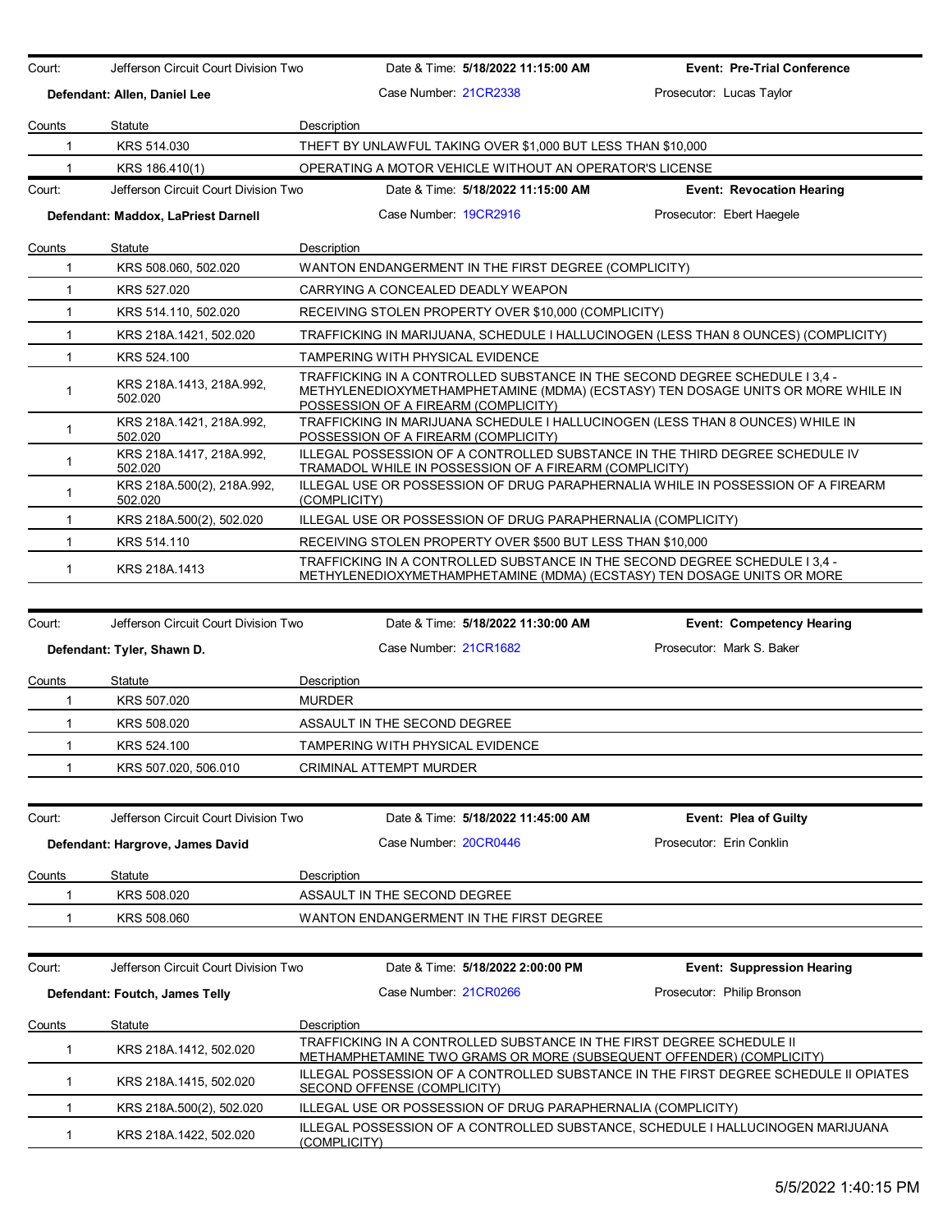| Court: | Jefferson Circuit Court Division Two | Date & Time: **5/18/2022 11:15:00 AM** | **Event: Pre-Trial Conference** |
|---|---|---|---|
| **Defendant: Allen, Daniel Lee** | | Case Number: 21CR2338 | Prosecutor: Lucas Taylor |

| Counts | Statute | Description |
|---|---|---|
| 1 | KRS 514.030 | THEFT BY UNLAWFUL TAKING OVER $1,000 BUT LESS THAN $10,000 |
| 1 | KRS 186.410(1) | OPERATING A MOTOR VEHICLE WITHOUT AN OPERATOR'S LICENSE |

| Court: | Jefferson Circuit Court Division Two | Date & Time: **5/18/2022 11:15:00 AM** | **Event: Revocation Hearing** |
|---|---|---|---|
| **Defendant: Maddox, LaPriest Darnell** | | Case Number: 19CR2916 | Prosecutor: Ebert Haegele |

| Counts | Statute | Description |
|---|---|---|
| 1 | KRS 508.060, 502.020 | WANTON ENDANGERMENT IN THE FIRST DEGREE (COMPLICITY) |
| 1 | KRS 527.020 | CARRYING A CONCEALED DEADLY WEAPON |
| 1 | KRS 514.110, 502.020 | RECEIVING STOLEN PROPERTY OVER $10,000 (COMPLICITY) |
| 1 | KRS 218A.1421, 502.020 | TRAFFICKING IN MARIJUANA, SCHEDULE I HALLUCINOGEN (LESS THAN 8 OUNCES) (COMPLICITY) |
| 1 | KRS 524.100 | TAMPERING WITH PHYSICAL EVIDENCE |
| 1 | KRS 218A.1413, 218A.992, 502.020 | TRAFFICKING IN A CONTROLLED SUBSTANCE IN THE SECOND DEGREE SCHEDULE I 3,4 - METHYLENEDIOXYMETHAMPHETAMINE (MDMA) (ECSTASY) TEN DOSAGE UNITS OR MORE WHILE IN POSSESSION OF A FIREARM (COMPLICITY) |
| 1 | KRS 218A.1421, 218A.992, 502.020 | TRAFFICKING IN MARIJUANA SCHEDULE I HALLUCINOGEN (LESS THAN 8 OUNCES) WHILE IN POSSESSION OF A FIREARM (COMPLICITY) |
| 1 | KRS 218A.1417, 218A.992, 502.020 | ILLEGAL POSSESSION OF A CONTROLLED SUBSTANCE IN THE THIRD DEGREE SCHEDULE IV TRAMADOL WHILE IN POSSESSION OF A FIREARM (COMPLICITY) |
| 1 | KRS 218A.500(2), 218A.992, 502.020 | ILLEGAL USE OR POSSESSION OF DRUG PARAPHERNALIA WHILE IN POSSESSION OF A FIREARM (COMPLICITY) |
| 1 | KRS 218A.500(2), 502.020 | ILLEGAL USE OR POSSESSION OF DRUG PARAPHERNALIA (COMPLICITY) |
| 1 | KRS 514.110 | RECEIVING STOLEN PROPERTY OVER $500 BUT LESS THAN $10,000 |
| 1 | KRS 218A.1413 | TRAFFICKING IN A CONTROLLED SUBSTANCE IN THE SECOND DEGREE SCHEDULE I 3,4 - METHYLENEDIOXYMETHAMPHETAMINE (MDMA) (ECSTASY) TEN DOSAGE UNITS OR MORE |

| Court: | Jefferson Circuit Court Division Two | Date & Time: **5/18/2022 11:30:00 AM** | **Event: Competency Hearing** |
|---|---|---|---|
| **Defendant: Tyler, Shawn D.** | | Case Number: 21CR1682 | Prosecutor: Mark S. Baker |

| Counts | Statute | Description |
|---|---|---|
| 1 | KRS 507.020 | MURDER |
| 1 | KRS 508.020 | ASSAULT IN THE SECOND DEGREE |
| 1 | KRS 524.100 | TAMPERING WITH PHYSICAL EVIDENCE |
| 1 | KRS 507.020, 506.010 | CRIMINAL ATTEMPT MURDER |

| Court: | Jefferson Circuit Court Division Two | Date & Time: **5/18/2022 11:45:00 AM** | **Event: Plea of Guilty** |
|---|---|---|---|
| **Defendant: Hargrove, James David** | | Case Number: 20CR0446 | Prosecutor: Erin Conklin |

| Counts | Statute | Description |
|---|---|---|
| 1 | KRS 508.020 | ASSAULT IN THE SECOND DEGREE |
| 1 | KRS 508.060 | WANTON ENDANGERMENT IN THE FIRST DEGREE |

| Court: | Jefferson Circuit Court Division Two | Date & Time: **5/18/2022 2:00:00 PM** | **Event: Suppression Hearing** |
|---|---|---|---|
| **Defendant: Foutch, James Telly** | | Case Number: 21CR0266 | Prosecutor: Philip Bronson |

| Counts | Statute | Description |
|---|---|---|
| 1 | KRS 218A.1412, 502.020 | TRAFFICKING IN A CONTROLLED SUBSTANCE IN THE FIRST DEGREE SCHEDULE II METHAMPHETAMINE TWO GRAMS OR MORE (SUBSEQUENT OFFENDER) (COMPLICITY) |
| 1 | KRS 218A.1415, 502.020 | ILLEGAL POSSESSION OF A CONTROLLED SUBSTANCE IN THE FIRST DEGREE SCHEDULE II OPIATES SECOND OFFENSE (COMPLICITY) |
| 1 | KRS 218A.500(2), 502.020 | ILLEGAL USE OR POSSESSION OF DRUG PARAPHERNALIA (COMPLICITY) |
| 1 | KRS 218A.1422, 502.020 | ILLEGAL POSSESSION OF A CONTROLLED SUBSTANCE, SCHEDULE I HALLUCINOGEN MARIJUANA (COMPLICITY) |

5/5/2022 1:40:15 PM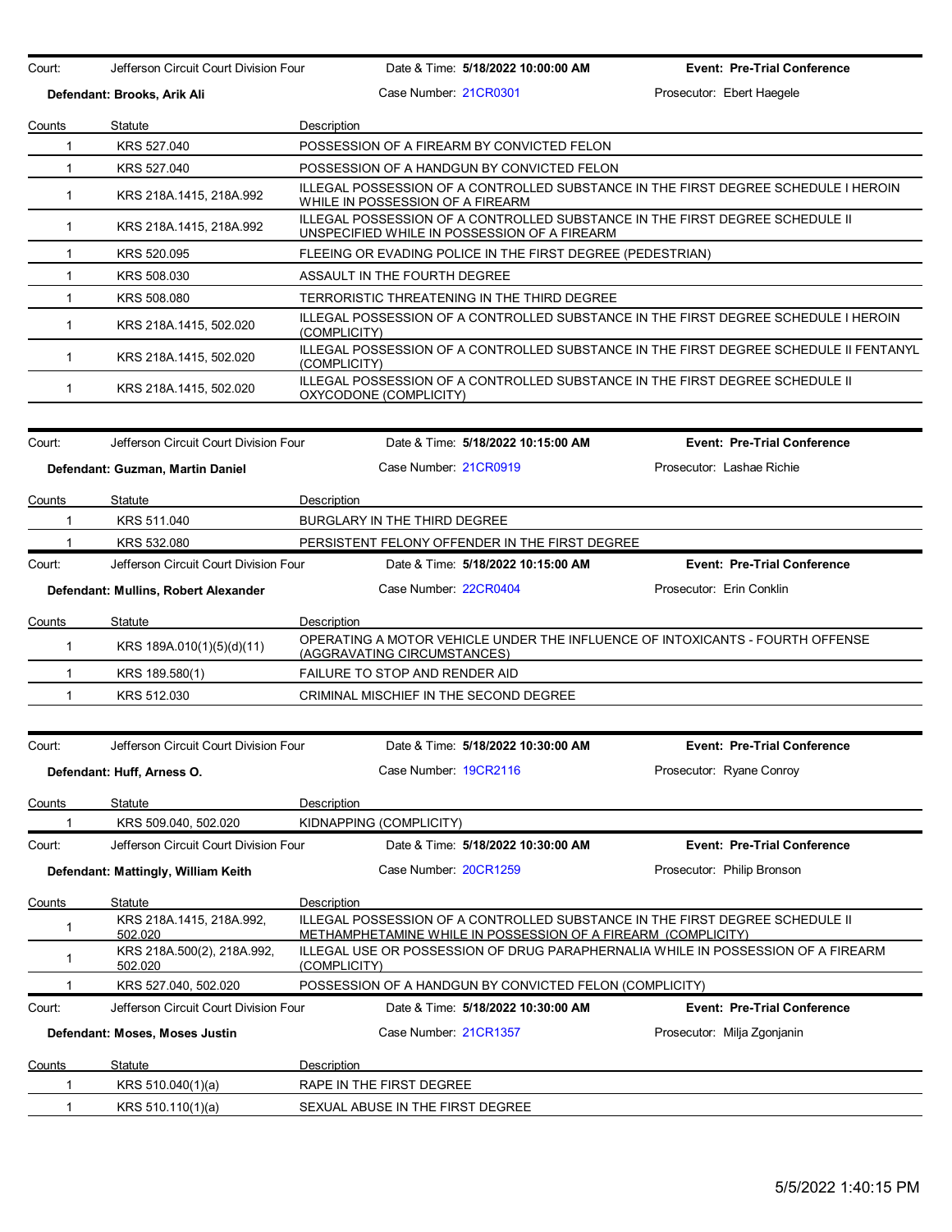Court: Jefferson Circuit Court Division Four | Date & Time: **5/18/2022 10:00:00 AM** | **Event: Pre-Trial Conference**

**Defendant: Brooks, Arik Ali** | Case Number: 21CR0301 | Prosecutor: Ebert Haegele

| Counts | Statute | Description |
|---|---|---|
| 1 | KRS 527.040 | POSSESSION OF A FIREARM BY CONVICTED FELON |
| 1 | KRS 527.040 | POSSESSION OF A HANDGUN BY CONVICTED FELON |
| 1 | KRS 218A.1415, 218A.992 | ILLEGAL POSSESSION OF A CONTROLLED SUBSTANCE IN THE FIRST DEGREE SCHEDULE I HEROIN WHILE IN POSSESSION OF A FIREARM |
| 1 | KRS 218A.1415, 218A.992 | ILLEGAL POSSESSION OF A CONTROLLED SUBSTANCE IN THE FIRST DEGREE SCHEDULE II UNSPECIFIED WHILE IN POSSESSION OF A FIREARM |
| 1 | KRS 520.095 | FLEEING OR EVADING POLICE IN THE FIRST DEGREE (PEDESTRIAN) |
| 1 | KRS 508.030 | ASSAULT IN THE FOURTH DEGREE |
| 1 | KRS 508.080 | TERRORISTIC THREATENING IN THE THIRD DEGREE |
| 1 | KRS 218A.1415, 502.020 | ILLEGAL POSSESSION OF A CONTROLLED SUBSTANCE IN THE FIRST DEGREE SCHEDULE I HEROIN (COMPLICITY) |
| 1 | KRS 218A.1415, 502.020 | ILLEGAL POSSESSION OF A CONTROLLED SUBSTANCE IN THE FIRST DEGREE SCHEDULE II FENTANYL (COMPLICITY) |
| 1 | KRS 218A.1415, 502.020 | ILLEGAL POSSESSION OF A CONTROLLED SUBSTANCE IN THE FIRST DEGREE SCHEDULE II OXYCODONE (COMPLICITY) |

Court: Jefferson Circuit Court Division Four | Date & Time: **5/18/2022 10:15:00 AM** | **Event: Pre-Trial Conference**

**Defendant: Guzman, Martin Daniel** | Case Number: 21CR0919 | Prosecutor: Lashae Richie

| Counts | Statute | Description |
|---|---|---|
| 1 | KRS 511.040 | BURGLARY IN THE THIRD DEGREE |
| 1 | KRS 532.080 | PERSISTENT FELONY OFFENDER IN THE FIRST DEGREE |

Court: Jefferson Circuit Court Division Four | Date & Time: **5/18/2022 10:15:00 AM** | **Event: Pre-Trial Conference**

**Defendant: Mullins, Robert Alexander** | Case Number: 22CR0404 | Prosecutor: Erin Conklin

| Counts | Statute | Description |
|---|---|---|
| 1 | KRS 189A.010(1)(5)(d)(11) | OPERATING A MOTOR VEHICLE UNDER THE INFLUENCE OF INTOXICANTS - FOURTH OFFENSE (AGGRAVATING CIRCUMSTANCES) |
| 1 | KRS 189.580(1) | FAILURE TO STOP AND RENDER AID |
| 1 | KRS 512.030 | CRIMINAL MISCHIEF IN THE SECOND DEGREE |

Court: Jefferson Circuit Court Division Four | Date & Time: **5/18/2022 10:30:00 AM** | **Event: Pre-Trial Conference**

**Defendant: Huff, Arness O.** | Case Number: 19CR2116 | Prosecutor: Ryane Conroy

| Counts | Statute | Description |
|---|---|---|
| 1 | KRS 509.040, 502.020 | KIDNAPPING (COMPLICITY) |

Court: Jefferson Circuit Court Division Four | Date & Time: **5/18/2022 10:30:00 AM** | **Event: Pre-Trial Conference**

**Defendant: Mattingly, William Keith** | Case Number: 20CR1259 | Prosecutor: Philip Bronson

| Counts | Statute | Description |
|---|---|---|
| 1 | KRS 218A.1415, 218A.992, 502.020 | ILLEGAL POSSESSION OF A CONTROLLED SUBSTANCE IN THE FIRST DEGREE SCHEDULE II METHAMPHETAMINE WHILE IN POSSESSION OF A FIREARM (COMPLICITY) |
| 1 | KRS 218A.500(2), 218A.992, 502.020 | ILLEGAL USE OR POSSESSION OF DRUG PARAPHERNALIA WHILE IN POSSESSION OF A FIREARM (COMPLICITY) |
| 1 | KRS 527.040, 502.020 | POSSESSION OF A HANDGUN BY CONVICTED FELON (COMPLICITY) |

Court: Jefferson Circuit Court Division Four | Date & Time: **5/18/2022 10:30:00 AM** | **Event: Pre-Trial Conference**

**Defendant: Moses, Moses Justin** | Case Number: 21CR1357 | Prosecutor: Milja Zgonjanin

| Counts | Statute | Description |
|---|---|---|
| 1 | KRS 510.040(1)(a) | RAPE IN THE FIRST DEGREE |
| 1 | KRS 510.110(1)(a) | SEXUAL ABUSE IN THE FIRST DEGREE |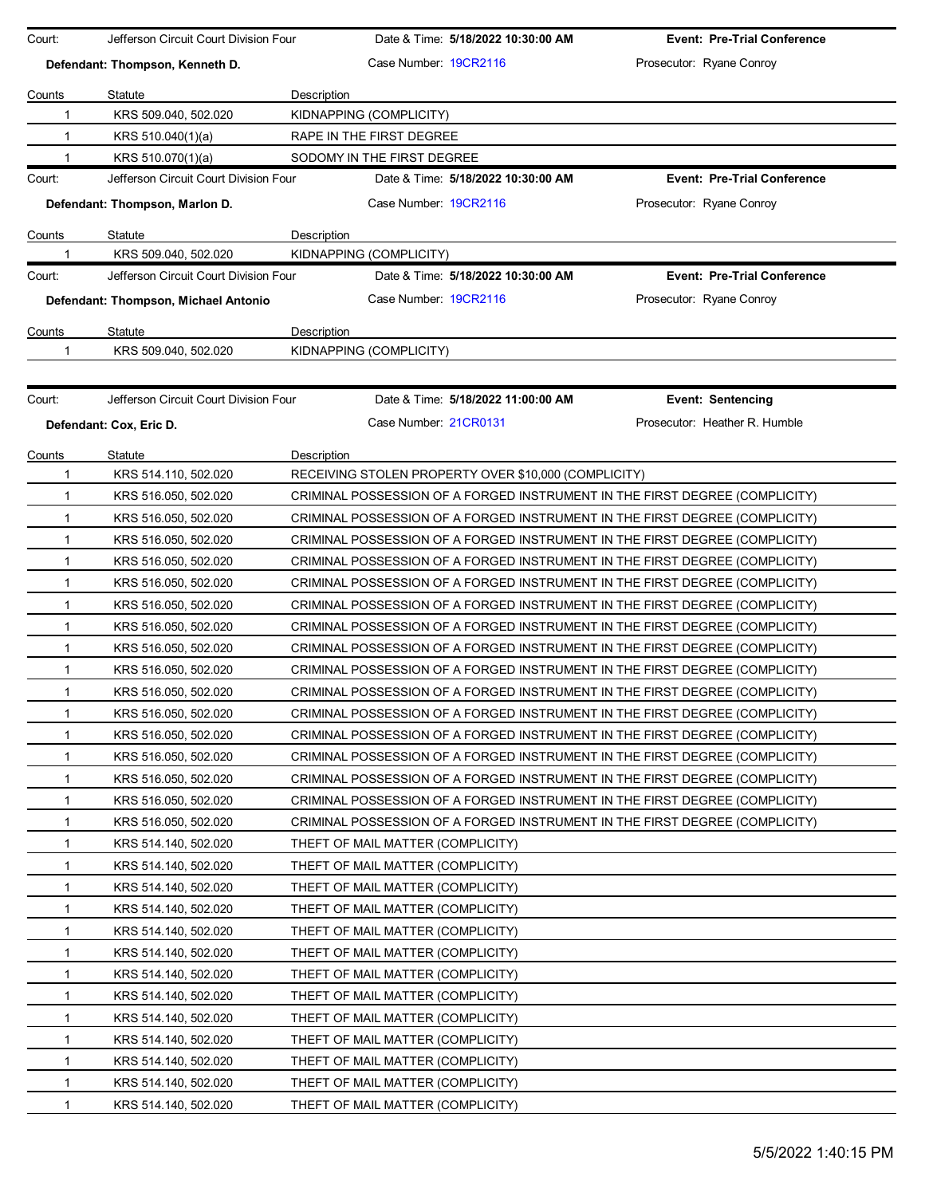| Court: | Jefferson Circuit Court Division Four | Date & Time: **5/18/2022 10:30:00 AM** | **Event: Pre-Trial Conference** |
|---|---|---|---|
| **Defendant: Thompson, Kenneth D.** | | Case Number: 19CR2116 | Prosecutor: Ryane Conroy |

| Counts | Statute | Description |
|---|---|---|
| 1 | KRS 509.040, 502.020 | KIDNAPPING (COMPLICITY) |
| 1 | KRS 510.040(1)(a) | RAPE IN THE FIRST DEGREE |
| 1 | KRS 510.070(1)(a) | SODOMY IN THE FIRST DEGREE |

| Court: | Jefferson Circuit Court Division Four | Date & Time: **5/18/2022 10:30:00 AM** | **Event: Pre-Trial Conference** |
|---|---|---|---|
| **Defendant: Thompson, Marlon D.** | | Case Number: 19CR2116 | Prosecutor: Ryane Conroy |

| Counts | Statute | Description |
|---|---|---|
| 1 | KRS 509.040, 502.020 | KIDNAPPING (COMPLICITY) |

| Court: | Jefferson Circuit Court Division Four | Date & Time: **5/18/2022 10:30:00 AM** | **Event: Pre-Trial Conference** |
|---|---|---|---|
| **Defendant: Thompson, Michael Antonio** | | Case Number: 19CR2116 | Prosecutor: Ryane Conroy |

| Counts | Statute | Description |
|---|---|---|
| 1 | KRS 509.040, 502.020 | KIDNAPPING (COMPLICITY) |

| Court: | Jefferson Circuit Court Division Four | Date & Time: **5/18/2022 11:00:00 AM** | **Event: Sentencing** |
|---|---|---|---|
| **Defendant: Cox, Eric D.** | | Case Number: 21CR0131 | Prosecutor: Heather R. Humble |

| Counts | Statute | Description |
|---|---|---|
| 1 | KRS 514.110, 502.020 | RECEIVING STOLEN PROPERTY OVER $10,000 (COMPLICITY) |
| 1 | KRS 516.050, 502.020 | CRIMINAL POSSESSION OF A FORGED INSTRUMENT IN THE FIRST DEGREE (COMPLICITY) |
| 1 | KRS 516.050, 502.020 | CRIMINAL POSSESSION OF A FORGED INSTRUMENT IN THE FIRST DEGREE (COMPLICITY) |
| 1 | KRS 516.050, 502.020 | CRIMINAL POSSESSION OF A FORGED INSTRUMENT IN THE FIRST DEGREE (COMPLICITY) |
| 1 | KRS 516.050, 502.020 | CRIMINAL POSSESSION OF A FORGED INSTRUMENT IN THE FIRST DEGREE (COMPLICITY) |
| 1 | KRS 516.050, 502.020 | CRIMINAL POSSESSION OF A FORGED INSTRUMENT IN THE FIRST DEGREE (COMPLICITY) |
| 1 | KRS 516.050, 502.020 | CRIMINAL POSSESSION OF A FORGED INSTRUMENT IN THE FIRST DEGREE (COMPLICITY) |
| 1 | KRS 516.050, 502.020 | CRIMINAL POSSESSION OF A FORGED INSTRUMENT IN THE FIRST DEGREE (COMPLICITY) |
| 1 | KRS 516.050, 502.020 | CRIMINAL POSSESSION OF A FORGED INSTRUMENT IN THE FIRST DEGREE (COMPLICITY) |
| 1 | KRS 516.050, 502.020 | CRIMINAL POSSESSION OF A FORGED INSTRUMENT IN THE FIRST DEGREE (COMPLICITY) |
| 1 | KRS 516.050, 502.020 | CRIMINAL POSSESSION OF A FORGED INSTRUMENT IN THE FIRST DEGREE (COMPLICITY) |
| 1 | KRS 516.050, 502.020 | CRIMINAL POSSESSION OF A FORGED INSTRUMENT IN THE FIRST DEGREE (COMPLICITY) |
| 1 | KRS 516.050, 502.020 | CRIMINAL POSSESSION OF A FORGED INSTRUMENT IN THE FIRST DEGREE (COMPLICITY) |
| 1 | KRS 516.050, 502.020 | CRIMINAL POSSESSION OF A FORGED INSTRUMENT IN THE FIRST DEGREE (COMPLICITY) |
| 1 | KRS 516.050, 502.020 | CRIMINAL POSSESSION OF A FORGED INSTRUMENT IN THE FIRST DEGREE (COMPLICITY) |
| 1 | KRS 516.050, 502.020 | CRIMINAL POSSESSION OF A FORGED INSTRUMENT IN THE FIRST DEGREE (COMPLICITY) |
| 1 | KRS 514.140, 502.020 | THEFT OF MAIL MATTER (COMPLICITY) |
| 1 | KRS 514.140, 502.020 | THEFT OF MAIL MATTER (COMPLICITY) |
| 1 | KRS 514.140, 502.020 | THEFT OF MAIL MATTER (COMPLICITY) |
| 1 | KRS 514.140, 502.020 | THEFT OF MAIL MATTER (COMPLICITY) |
| 1 | KRS 514.140, 502.020 | THEFT OF MAIL MATTER (COMPLICITY) |
| 1 | KRS 514.140, 502.020 | THEFT OF MAIL MATTER (COMPLICITY) |
| 1 | KRS 514.140, 502.020 | THEFT OF MAIL MATTER (COMPLICITY) |
| 1 | KRS 514.140, 502.020 | THEFT OF MAIL MATTER (COMPLICITY) |
| 1 | KRS 514.140, 502.020 | THEFT OF MAIL MATTER (COMPLICITY) |
| 1 | KRS 514.140, 502.020 | THEFT OF MAIL MATTER (COMPLICITY) |
| 1 | KRS 514.140, 502.020 | THEFT OF MAIL MATTER (COMPLICITY) |
| 1 | KRS 514.140, 502.020 | THEFT OF MAIL MATTER (COMPLICITY) |
| 1 | KRS 514.140, 502.020 | THEFT OF MAIL MATTER (COMPLICITY) |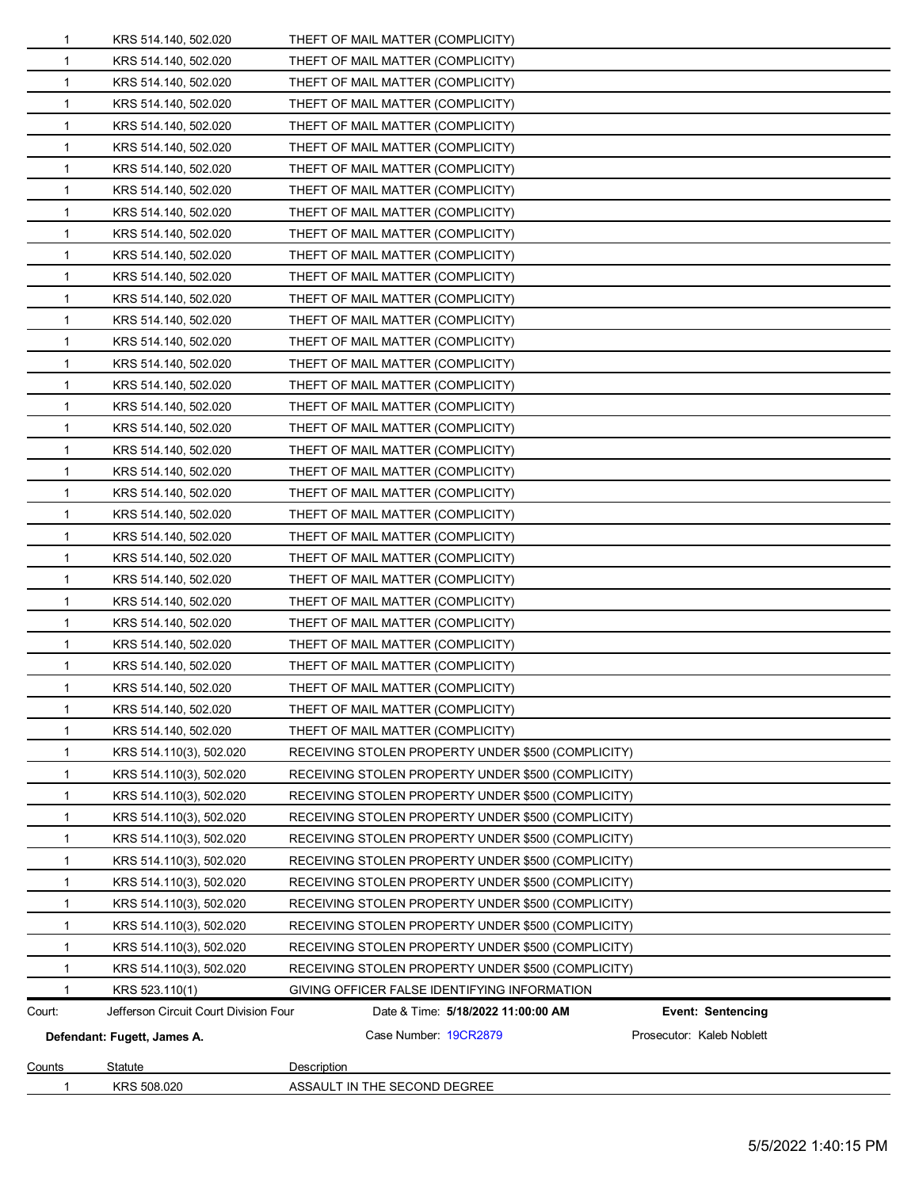| Counts | Statute | Description |
|---|---|---|
| 1 | KRS 514.140, 502.020 | THEFT OF MAIL MATTER (COMPLICITY) |
| 1 | KRS 514.140, 502.020 | THEFT OF MAIL MATTER (COMPLICITY) |
| 1 | KRS 514.140, 502.020 | THEFT OF MAIL MATTER (COMPLICITY) |
| 1 | KRS 514.140, 502.020 | THEFT OF MAIL MATTER (COMPLICITY) |
| 1 | KRS 514.140, 502.020 | THEFT OF MAIL MATTER (COMPLICITY) |
| 1 | KRS 514.140, 502.020 | THEFT OF MAIL MATTER (COMPLICITY) |
| 1 | KRS 514.140, 502.020 | THEFT OF MAIL MATTER (COMPLICITY) |
| 1 | KRS 514.140, 502.020 | THEFT OF MAIL MATTER (COMPLICITY) |
| 1 | KRS 514.140, 502.020 | THEFT OF MAIL MATTER (COMPLICITY) |
| 1 | KRS 514.140, 502.020 | THEFT OF MAIL MATTER (COMPLICITY) |
| 1 | KRS 514.140, 502.020 | THEFT OF MAIL MATTER (COMPLICITY) |
| 1 | KRS 514.140, 502.020 | THEFT OF MAIL MATTER (COMPLICITY) |
| 1 | KRS 514.140, 502.020 | THEFT OF MAIL MATTER (COMPLICITY) |
| 1 | KRS 514.140, 502.020 | THEFT OF MAIL MATTER (COMPLICITY) |
| 1 | KRS 514.140, 502.020 | THEFT OF MAIL MATTER (COMPLICITY) |
| 1 | KRS 514.140, 502.020 | THEFT OF MAIL MATTER (COMPLICITY) |
| 1 | KRS 514.140, 502.020 | THEFT OF MAIL MATTER (COMPLICITY) |
| 1 | KRS 514.140, 502.020 | THEFT OF MAIL MATTER (COMPLICITY) |
| 1 | KRS 514.140, 502.020 | THEFT OF MAIL MATTER (COMPLICITY) |
| 1 | KRS 514.140, 502.020 | THEFT OF MAIL MATTER (COMPLICITY) |
| 1 | KRS 514.140, 502.020 | THEFT OF MAIL MATTER (COMPLICITY) |
| 1 | KRS 514.140, 502.020 | THEFT OF MAIL MATTER (COMPLICITY) |
| 1 | KRS 514.140, 502.020 | THEFT OF MAIL MATTER (COMPLICITY) |
| 1 | KRS 514.140, 502.020 | THEFT OF MAIL MATTER (COMPLICITY) |
| 1 | KRS 514.140, 502.020 | THEFT OF MAIL MATTER (COMPLICITY) |
| 1 | KRS 514.140, 502.020 | THEFT OF MAIL MATTER (COMPLICITY) |
| 1 | KRS 514.140, 502.020 | THEFT OF MAIL MATTER (COMPLICITY) |
| 1 | KRS 514.140, 502.020 | THEFT OF MAIL MATTER (COMPLICITY) |
| 1 | KRS 514.140, 502.020 | THEFT OF MAIL MATTER (COMPLICITY) |
| 1 | KRS 514.140, 502.020 | THEFT OF MAIL MATTER (COMPLICITY) |
| 1 | KRS 514.140, 502.020 | THEFT OF MAIL MATTER (COMPLICITY) |
| 1 | KRS 514.140, 502.020 | THEFT OF MAIL MATTER (COMPLICITY) |
| 1 | KRS 514.140, 502.020 | THEFT OF MAIL MATTER (COMPLICITY) |
| 1 | KRS 514.110(3), 502.020 | RECEIVING STOLEN PROPERTY UNDER $500 (COMPLICITY) |
| 1 | KRS 514.110(3), 502.020 | RECEIVING STOLEN PROPERTY UNDER $500 (COMPLICITY) |
| 1 | KRS 514.110(3), 502.020 | RECEIVING STOLEN PROPERTY UNDER $500 (COMPLICITY) |
| 1 | KRS 514.110(3), 502.020 | RECEIVING STOLEN PROPERTY UNDER $500 (COMPLICITY) |
| 1 | KRS 514.110(3), 502.020 | RECEIVING STOLEN PROPERTY UNDER $500 (COMPLICITY) |
| 1 | KRS 514.110(3), 502.020 | RECEIVING STOLEN PROPERTY UNDER $500 (COMPLICITY) |
| 1 | KRS 514.110(3), 502.020 | RECEIVING STOLEN PROPERTY UNDER $500 (COMPLICITY) |
| 1 | KRS 514.110(3), 502.020 | RECEIVING STOLEN PROPERTY UNDER $500 (COMPLICITY) |
| 1 | KRS 514.110(3), 502.020 | RECEIVING STOLEN PROPERTY UNDER $500 (COMPLICITY) |
| 1 | KRS 514.110(3), 502.020 | RECEIVING STOLEN PROPERTY UNDER $500 (COMPLICITY) |
| 1 | KRS 514.110(3), 502.020 | RECEIVING STOLEN PROPERTY UNDER $500 (COMPLICITY) |
| 1 | KRS 523.110(1) | GIVING OFFICER FALSE IDENTIFYING INFORMATION |

Court: Jefferson Circuit Court Division Four | Date & Time: **5/18/2022 11:00:00 AM** | **Event: Sentencing**

**Defendant: Fugett, James A.** | Case Number: 19CR2879 | Prosecutor: Kaleb Noblett

| Counts | Statute | Description |
|---|---|---|
| 1 | KRS 508.020 | ASSAULT IN THE SECOND DEGREE |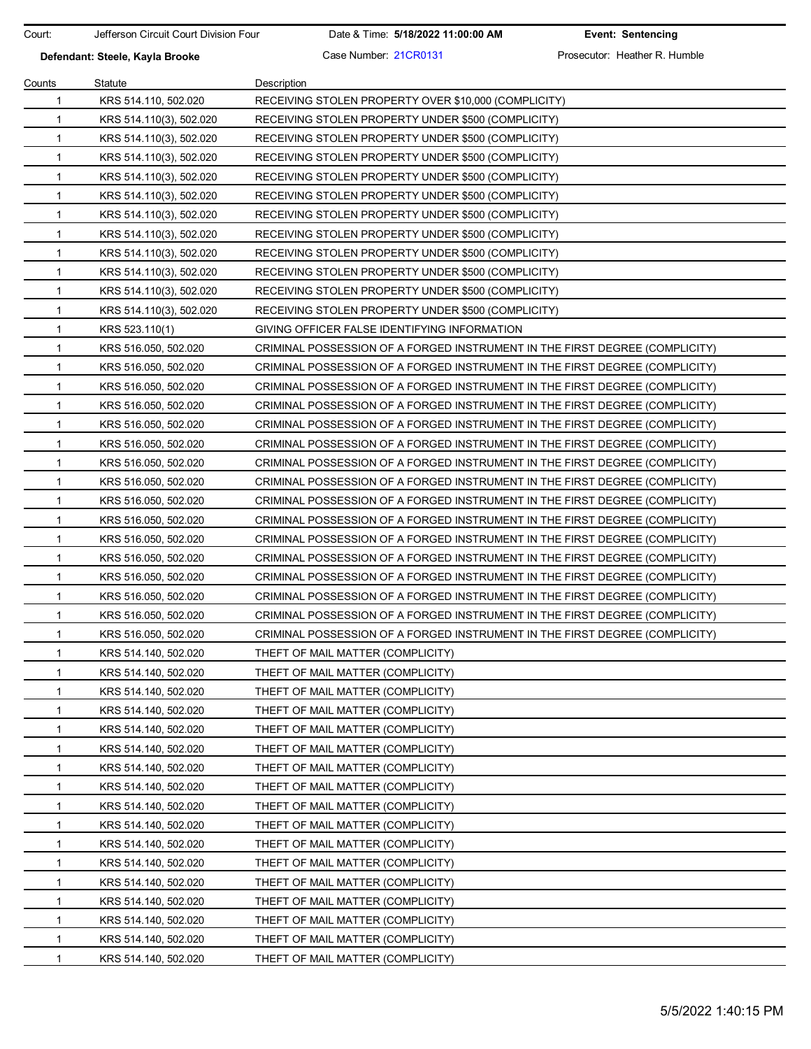| Court: | Jefferson Circuit Court Division Four | Date & Time: **5/18/2022 11:00:00 AM** | **Event: Sentencing** |
|---|---|---|---|
| **Defendant: Steele, Kayla Brooke** | | Case Number: 21CR0131 | Prosecutor: Heather R. Humble |

| Counts | Statute | Description |
|---|---|---|
| 1 | KRS 514.110, 502.020 | RECEIVING STOLEN PROPERTY OVER $10,000 (COMPLICITY) |
| 1 | KRS 514.110(3), 502.020 | RECEIVING STOLEN PROPERTY UNDER $500 (COMPLICITY) |
| 1 | KRS 514.110(3), 502.020 | RECEIVING STOLEN PROPERTY UNDER $500 (COMPLICITY) |
| 1 | KRS 514.110(3), 502.020 | RECEIVING STOLEN PROPERTY UNDER $500 (COMPLICITY) |
| 1 | KRS 514.110(3), 502.020 | RECEIVING STOLEN PROPERTY UNDER $500 (COMPLICITY) |
| 1 | KRS 514.110(3), 502.020 | RECEIVING STOLEN PROPERTY UNDER $500 (COMPLICITY) |
| 1 | KRS 514.110(3), 502.020 | RECEIVING STOLEN PROPERTY UNDER $500 (COMPLICITY) |
| 1 | KRS 514.110(3), 502.020 | RECEIVING STOLEN PROPERTY UNDER $500 (COMPLICITY) |
| 1 | KRS 514.110(3), 502.020 | RECEIVING STOLEN PROPERTY UNDER $500 (COMPLICITY) |
| 1 | KRS 514.110(3), 502.020 | RECEIVING STOLEN PROPERTY UNDER $500 (COMPLICITY) |
| 1 | KRS 514.110(3), 502.020 | RECEIVING STOLEN PROPERTY UNDER $500 (COMPLICITY) |
| 1 | KRS 514.110(3), 502.020 | RECEIVING STOLEN PROPERTY UNDER $500 (COMPLICITY) |
| 1 | KRS 523.110(1) | GIVING OFFICER FALSE IDENTIFYING INFORMATION |
| 1 | KRS 516.050, 502.020 | CRIMINAL POSSESSION OF A FORGED INSTRUMENT IN THE FIRST DEGREE (COMPLICITY) |
| 1 | KRS 516.050, 502.020 | CRIMINAL POSSESSION OF A FORGED INSTRUMENT IN THE FIRST DEGREE (COMPLICITY) |
| 1 | KRS 516.050, 502.020 | CRIMINAL POSSESSION OF A FORGED INSTRUMENT IN THE FIRST DEGREE (COMPLICITY) |
| 1 | KRS 516.050, 502.020 | CRIMINAL POSSESSION OF A FORGED INSTRUMENT IN THE FIRST DEGREE (COMPLICITY) |
| 1 | KRS 516.050, 502.020 | CRIMINAL POSSESSION OF A FORGED INSTRUMENT IN THE FIRST DEGREE (COMPLICITY) |
| 1 | KRS 516.050, 502.020 | CRIMINAL POSSESSION OF A FORGED INSTRUMENT IN THE FIRST DEGREE (COMPLICITY) |
| 1 | KRS 516.050, 502.020 | CRIMINAL POSSESSION OF A FORGED INSTRUMENT IN THE FIRST DEGREE (COMPLICITY) |
| 1 | KRS 516.050, 502.020 | CRIMINAL POSSESSION OF A FORGED INSTRUMENT IN THE FIRST DEGREE (COMPLICITY) |
| 1 | KRS 516.050, 502.020 | CRIMINAL POSSESSION OF A FORGED INSTRUMENT IN THE FIRST DEGREE (COMPLICITY) |
| 1 | KRS 516.050, 502.020 | CRIMINAL POSSESSION OF A FORGED INSTRUMENT IN THE FIRST DEGREE (COMPLICITY) |
| 1 | KRS 516.050, 502.020 | CRIMINAL POSSESSION OF A FORGED INSTRUMENT IN THE FIRST DEGREE (COMPLICITY) |
| 1 | KRS 516.050, 502.020 | CRIMINAL POSSESSION OF A FORGED INSTRUMENT IN THE FIRST DEGREE (COMPLICITY) |
| 1 | KRS 516.050, 502.020 | CRIMINAL POSSESSION OF A FORGED INSTRUMENT IN THE FIRST DEGREE (COMPLICITY) |
| 1 | KRS 516.050, 502.020 | CRIMINAL POSSESSION OF A FORGED INSTRUMENT IN THE FIRST DEGREE (COMPLICITY) |
| 1 | KRS 516.050, 502.020 | CRIMINAL POSSESSION OF A FORGED INSTRUMENT IN THE FIRST DEGREE (COMPLICITY) |
| 1 | KRS 514.140, 502.020 | THEFT OF MAIL MATTER (COMPLICITY) |
| 1 | KRS 514.140, 502.020 | THEFT OF MAIL MATTER (COMPLICITY) |
| 1 | KRS 514.140, 502.020 | THEFT OF MAIL MATTER (COMPLICITY) |
| 1 | KRS 514.140, 502.020 | THEFT OF MAIL MATTER (COMPLICITY) |
| 1 | KRS 514.140, 502.020 | THEFT OF MAIL MATTER (COMPLICITY) |
| 1 | KRS 514.140, 502.020 | THEFT OF MAIL MATTER (COMPLICITY) |
| 1 | KRS 514.140, 502.020 | THEFT OF MAIL MATTER (COMPLICITY) |
| 1 | KRS 514.140, 502.020 | THEFT OF MAIL MATTER (COMPLICITY) |
| 1 | KRS 514.140, 502.020 | THEFT OF MAIL MATTER (COMPLICITY) |
| 1 | KRS 514.140, 502.020 | THEFT OF MAIL MATTER (COMPLICITY) |
| 1 | KRS 514.140, 502.020 | THEFT OF MAIL MATTER (COMPLICITY) |
| 1 | KRS 514.140, 502.020 | THEFT OF MAIL MATTER (COMPLICITY) |
| 1 | KRS 514.140, 502.020 | THEFT OF MAIL MATTER (COMPLICITY) |
| 1 | KRS 514.140, 502.020 | THEFT OF MAIL MATTER (COMPLICITY) |
| 1 | KRS 514.140, 502.020 | THEFT OF MAIL MATTER (COMPLICITY) |
| 1 | KRS 514.140, 502.020 | THEFT OF MAIL MATTER (COMPLICITY) |
| 1 | KRS 514.140, 502.020 | THEFT OF MAIL MATTER (COMPLICITY) |

5/5/2022 1:40:15 PM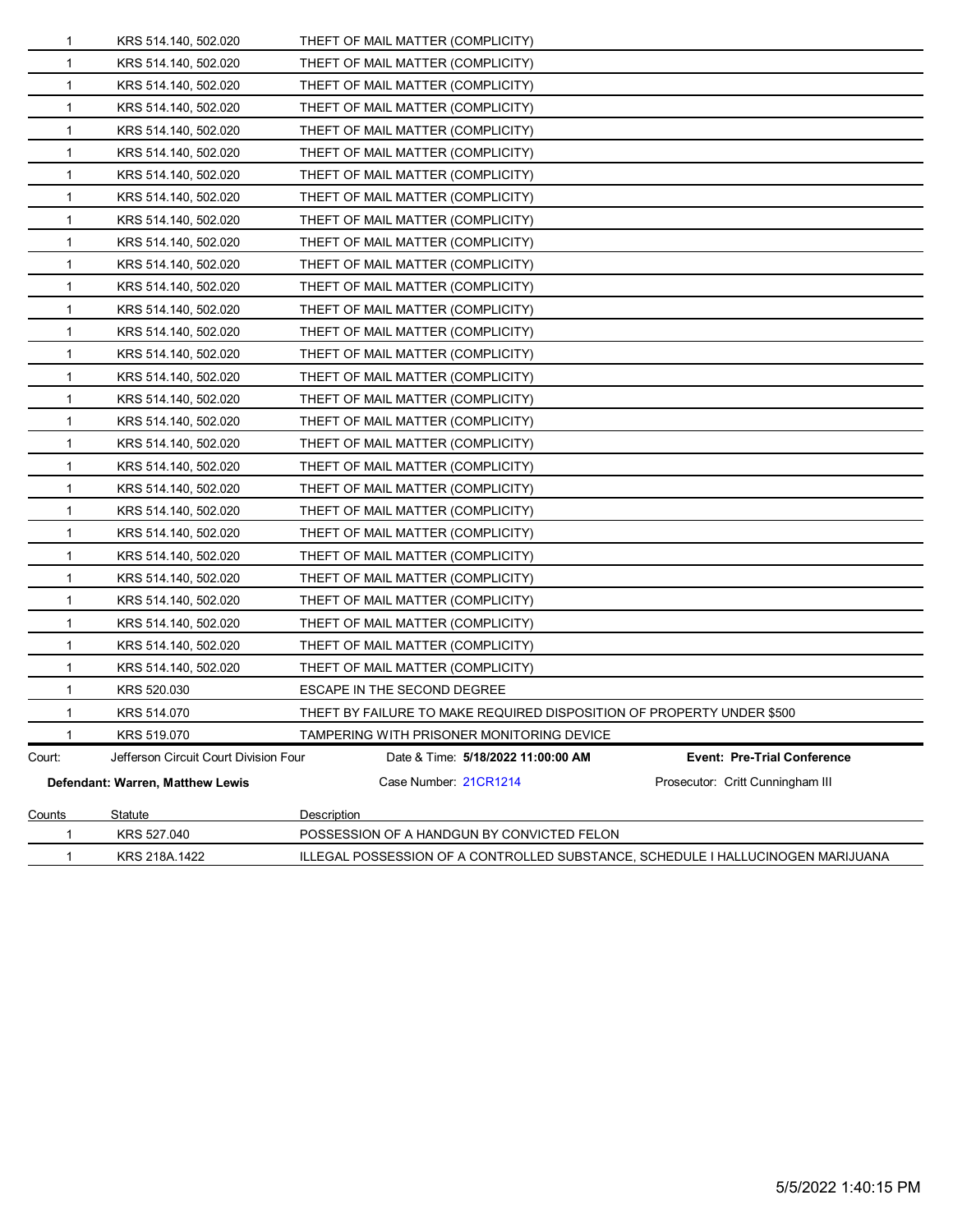| Counts | Statute | Description |
|---|---|---|
| 1 | KRS 514.140, 502.020 | THEFT OF MAIL MATTER (COMPLICITY) |
| 1 | KRS 514.140, 502.020 | THEFT OF MAIL MATTER (COMPLICITY) |
| 1 | KRS 514.140, 502.020 | THEFT OF MAIL MATTER (COMPLICITY) |
| 1 | KRS 514.140, 502.020 | THEFT OF MAIL MATTER (COMPLICITY) |
| 1 | KRS 514.140, 502.020 | THEFT OF MAIL MATTER (COMPLICITY) |
| 1 | KRS 514.140, 502.020 | THEFT OF MAIL MATTER (COMPLICITY) |
| 1 | KRS 514.140, 502.020 | THEFT OF MAIL MATTER (COMPLICITY) |
| 1 | KRS 514.140, 502.020 | THEFT OF MAIL MATTER (COMPLICITY) |
| 1 | KRS 514.140, 502.020 | THEFT OF MAIL MATTER (COMPLICITY) |
| 1 | KRS 514.140, 502.020 | THEFT OF MAIL MATTER (COMPLICITY) |
| 1 | KRS 514.140, 502.020 | THEFT OF MAIL MATTER (COMPLICITY) |
| 1 | KRS 514.140, 502.020 | THEFT OF MAIL MATTER (COMPLICITY) |
| 1 | KRS 514.140, 502.020 | THEFT OF MAIL MATTER (COMPLICITY) |
| 1 | KRS 514.140, 502.020 | THEFT OF MAIL MATTER (COMPLICITY) |
| 1 | KRS 514.140, 502.020 | THEFT OF MAIL MATTER (COMPLICITY) |
| 1 | KRS 514.140, 502.020 | THEFT OF MAIL MATTER (COMPLICITY) |
| 1 | KRS 514.140, 502.020 | THEFT OF MAIL MATTER (COMPLICITY) |
| 1 | KRS 514.140, 502.020 | THEFT OF MAIL MATTER (COMPLICITY) |
| 1 | KRS 514.140, 502.020 | THEFT OF MAIL MATTER (COMPLICITY) |
| 1 | KRS 514.140, 502.020 | THEFT OF MAIL MATTER (COMPLICITY) |
| 1 | KRS 514.140, 502.020 | THEFT OF MAIL MATTER (COMPLICITY) |
| 1 | KRS 514.140, 502.020 | THEFT OF MAIL MATTER (COMPLICITY) |
| 1 | KRS 514.140, 502.020 | THEFT OF MAIL MATTER (COMPLICITY) |
| 1 | KRS 514.140, 502.020 | THEFT OF MAIL MATTER (COMPLICITY) |
| 1 | KRS 514.140, 502.020 | THEFT OF MAIL MATTER (COMPLICITY) |
| 1 | KRS 514.140, 502.020 | THEFT OF MAIL MATTER (COMPLICITY) |
| 1 | KRS 514.140, 502.020 | THEFT OF MAIL MATTER (COMPLICITY) |
| 1 | KRS 514.140, 502.020 | THEFT OF MAIL MATTER (COMPLICITY) |
| 1 | KRS 514.140, 502.020 | THEFT OF MAIL MATTER (COMPLICITY) |
| 1 | KRS 520.030 | ESCAPE IN THE SECOND DEGREE |
| 1 | KRS 514.070 | THEFT BY FAILURE TO MAKE REQUIRED DISPOSITION OF PROPERTY UNDER $500 |
| 1 | KRS 519.070 | TAMPERING WITH PRISONER MONITORING DEVICE |

Court: Jefferson Circuit Court Division Four | Date & Time: **5/18/2022 11:00:00 AM** | **Event: Pre-Trial Conference**

**Defendant: Warren, Matthew Lewis** | Case Number: 21CR1214 | Prosecutor: Critt Cunningham III

| Counts | Statute | Description |
|---|---|---|
| 1 | KRS 527.040 | POSSESSION OF A HANDGUN BY CONVICTED FELON |
| 1 | KRS 218A.1422 | ILLEGAL POSSESSION OF A CONTROLLED SUBSTANCE, SCHEDULE I HALLUCINOGEN MARIJUANA |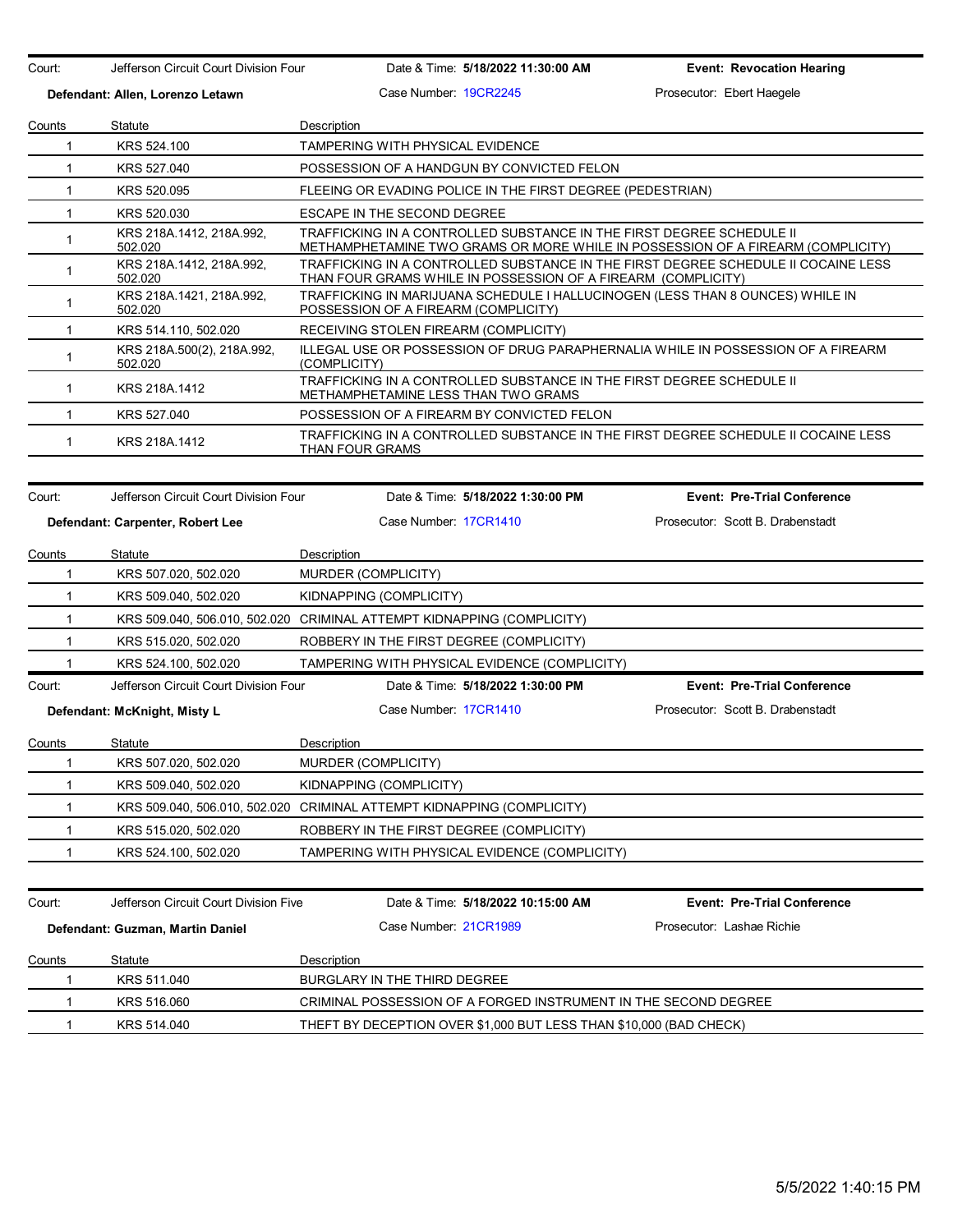| Court: | Jefferson Circuit Court Division Four | Date & Time: **5/18/2022 11:30:00 AM** | **Event: Revocation Hearing** |
|---|---|---|---|
| **Defendant: Allen, Lorenzo Letawn** | | Case Number: 19CR2245 | Prosecutor: Ebert Haegele |

| Counts | Statute | Description |
|---|---|---|
| 1 | KRS 524.100 | TAMPERING WITH PHYSICAL EVIDENCE |
| 1 | KRS 527.040 | POSSESSION OF A HANDGUN BY CONVICTED FELON |
| 1 | KRS 520.095 | FLEEING OR EVADING POLICE IN THE FIRST DEGREE (PEDESTRIAN) |
| 1 | KRS 520.030 | ESCAPE IN THE SECOND DEGREE |
| 1 | KRS 218A.1412, 218A.992, 502.020 | TRAFFICKING IN A CONTROLLED SUBSTANCE IN THE FIRST DEGREE SCHEDULE II METHAMPHETAMINE TWO GRAMS OR MORE WHILE IN POSSESSION OF A FIREARM (COMPLICITY) |
| 1 | KRS 218A.1412, 218A.992, 502.020 | TRAFFICKING IN A CONTROLLED SUBSTANCE IN THE FIRST DEGREE SCHEDULE II COCAINE LESS THAN FOUR GRAMS WHILE IN POSSESSION OF A FIREARM (COMPLICITY) |
| 1 | KRS 218A.1421, 218A.992, 502.020 | TRAFFICKING IN MARIJUANA SCHEDULE I HALLUCINOGEN (LESS THAN 8 OUNCES) WHILE IN POSSESSION OF A FIREARM (COMPLICITY) |
| 1 | KRS 514.110, 502.020 | RECEIVING STOLEN FIREARM (COMPLICITY) |
| 1 | KRS 218A.500(2), 218A.992, 502.020 | ILLEGAL USE OR POSSESSION OF DRUG PARAPHERNALIA WHILE IN POSSESSION OF A FIREARM (COMPLICITY) |
| 1 | KRS 218A.1412 | TRAFFICKING IN A CONTROLLED SUBSTANCE IN THE FIRST DEGREE SCHEDULE II METHAMPHETAMINE LESS THAN TWO GRAMS |
| 1 | KRS 527.040 | POSSESSION OF A FIREARM BY CONVICTED FELON |
| 1 | KRS 218A.1412 | TRAFFICKING IN A CONTROLLED SUBSTANCE IN THE FIRST DEGREE SCHEDULE II COCAINE LESS THAN FOUR GRAMS |

| Court: | Jefferson Circuit Court Division Four | Date & Time: **5/18/2022 1:30:00 PM** | **Event: Pre-Trial Conference** |
|---|---|---|---|
| **Defendant: Carpenter, Robert Lee** | | Case Number: 17CR1410 | Prosecutor: Scott B. Drabenstadt |

| Counts | Statute | Description |
|---|---|---|
| 1 | KRS 507.020, 502.020 | MURDER (COMPLICITY) |
| 1 | KRS 509.040, 502.020 | KIDNAPPING (COMPLICITY) |
| 1 | KRS 509.040, 506.010, 502.020 | CRIMINAL ATTEMPT KIDNAPPING (COMPLICITY) |
| 1 | KRS 515.020, 502.020 | ROBBERY IN THE FIRST DEGREE (COMPLICITY) |
| 1 | KRS 524.100, 502.020 | TAMPERING WITH PHYSICAL EVIDENCE (COMPLICITY) |

| Court: | Jefferson Circuit Court Division Four | Date & Time: **5/18/2022 1:30:00 PM** | **Event: Pre-Trial Conference** |
|---|---|---|---|
| **Defendant: McKnight, Misty L** | | Case Number: 17CR1410 | Prosecutor: Scott B. Drabenstadt |

| Counts | Statute | Description |
|---|---|---|
| 1 | KRS 507.020, 502.020 | MURDER (COMPLICITY) |
| 1 | KRS 509.040, 502.020 | KIDNAPPING (COMPLICITY) |
| 1 | KRS 509.040, 506.010, 502.020 | CRIMINAL ATTEMPT KIDNAPPING (COMPLICITY) |
| 1 | KRS 515.020, 502.020 | ROBBERY IN THE FIRST DEGREE (COMPLICITY) |
| 1 | KRS 524.100, 502.020 | TAMPERING WITH PHYSICAL EVIDENCE (COMPLICITY) |

| Court: | Jefferson Circuit Court Division Five | Date & Time: **5/18/2022 10:15:00 AM** | **Event: Pre-Trial Conference** |
|---|---|---|---|
| **Defendant: Guzman, Martin Daniel** | | Case Number: 21CR1989 | Prosecutor: Lashae Richie |

| Counts | Statute | Description |
|---|---|---|
| 1 | KRS 511.040 | BURGLARY IN THE THIRD DEGREE |
| 1 | KRS 516.060 | CRIMINAL POSSESSION OF A FORGED INSTRUMENT IN THE SECOND DEGREE |
| 1 | KRS 514.040 | THEFT BY DECEPTION OVER $1,000 BUT LESS THAN $10,000 (BAD CHECK) |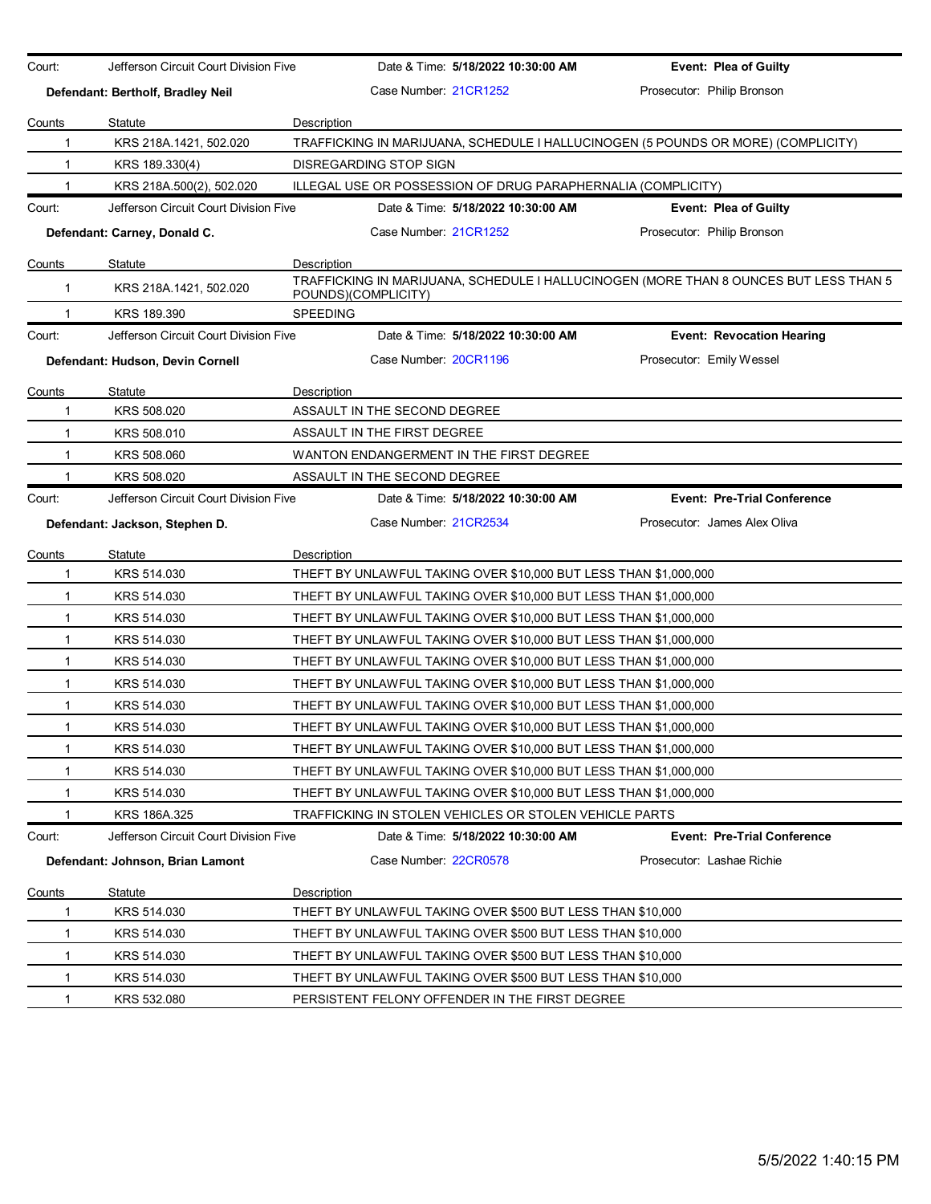Court: Jefferson Circuit Court Division Five | Date & Time: **5/18/2022 10:30:00 AM** | **Event: Plea of Guilty**

**Defendant: Bertholf, Bradley Neil** | Case Number: 21CR1252 | Prosecutor: Philip Bronson

| Counts | Statute | Description |
|---|---|---|
| 1 | KRS 218A.1421, 502.020 | TRAFFICKING IN MARIJUANA, SCHEDULE I HALLUCINOGEN (5 POUNDS OR MORE) (COMPLICITY) |
| 1 | KRS 189.330(4) | DISREGARDING STOP SIGN |
| 1 | KRS 218A.500(2), 502.020 | ILLEGAL USE OR POSSESSION OF DRUG PARAPHERNALIA (COMPLICITY) |

Court: Jefferson Circuit Court Division Five | Date & Time: **5/18/2022 10:30:00 AM** | **Event: Plea of Guilty**

**Defendant: Carney, Donald C.** | Case Number: 21CR1252 | Prosecutor: Philip Bronson

| Counts | Statute | Description |
|---|---|---|
| 1 | KRS 218A.1421, 502.020 | TRAFFICKING IN MARIJUANA, SCHEDULE I HALLUCINOGEN (MORE THAN 8 OUNCES BUT LESS THAN 5 POUNDS)(COMPLICITY) |
| 1 | KRS 189.390 | SPEEDING |

Court: Jefferson Circuit Court Division Five | Date & Time: **5/18/2022 10:30:00 AM** | **Event: Revocation Hearing**

**Defendant: Hudson, Devin Cornell** | Case Number: 20CR1196 | Prosecutor: Emily Wessel

| Counts | Statute | Description |
|---|---|---|
| 1 | KRS 508.020 | ASSAULT IN THE SECOND DEGREE |
| 1 | KRS 508.010 | ASSAULT IN THE FIRST DEGREE |
| 1 | KRS 508.060 | WANTON ENDANGERMENT IN THE FIRST DEGREE |
| 1 | KRS 508.020 | ASSAULT IN THE SECOND DEGREE |

Court: Jefferson Circuit Court Division Five | Date & Time: **5/18/2022 10:30:00 AM** | **Event: Pre-Trial Conference**

**Defendant: Jackson, Stephen D.** | Case Number: 21CR2534 | Prosecutor: James Alex Oliva

| Counts | Statute | Description |
|---|---|---|
| 1 | KRS 514.030 | THEFT BY UNLAWFUL TAKING OVER $10,000 BUT LESS THAN $1,000,000 |
| 1 | KRS 514.030 | THEFT BY UNLAWFUL TAKING OVER $10,000 BUT LESS THAN $1,000,000 |
| 1 | KRS 514.030 | THEFT BY UNLAWFUL TAKING OVER $10,000 BUT LESS THAN $1,000,000 |
| 1 | KRS 514.030 | THEFT BY UNLAWFUL TAKING OVER $10,000 BUT LESS THAN $1,000,000 |
| 1 | KRS 514.030 | THEFT BY UNLAWFUL TAKING OVER $10,000 BUT LESS THAN $1,000,000 |
| 1 | KRS 514.030 | THEFT BY UNLAWFUL TAKING OVER $10,000 BUT LESS THAN $1,000,000 |
| 1 | KRS 514.030 | THEFT BY UNLAWFUL TAKING OVER $10,000 BUT LESS THAN $1,000,000 |
| 1 | KRS 514.030 | THEFT BY UNLAWFUL TAKING OVER $10,000 BUT LESS THAN $1,000,000 |
| 1 | KRS 514.030 | THEFT BY UNLAWFUL TAKING OVER $10,000 BUT LESS THAN $1,000,000 |
| 1 | KRS 514.030 | THEFT BY UNLAWFUL TAKING OVER $10,000 BUT LESS THAN $1,000,000 |
| 1 | KRS 514.030 | THEFT BY UNLAWFUL TAKING OVER $10,000 BUT LESS THAN $1,000,000 |
| 1 | KRS 186A.325 | TRAFFICKING IN STOLEN VEHICLES OR STOLEN VEHICLE PARTS |

Court: Jefferson Circuit Court Division Five | Date & Time: **5/18/2022 10:30:00 AM** | **Event: Pre-Trial Conference**

**Defendant: Johnson, Brian Lamont** | Case Number: 22CR0578 | Prosecutor: Lashae Richie

| Counts | Statute | Description |
|---|---|---|
| 1 | KRS 514.030 | THEFT BY UNLAWFUL TAKING OVER $500 BUT LESS THAN $10,000 |
| 1 | KRS 514.030 | THEFT BY UNLAWFUL TAKING OVER $500 BUT LESS THAN $10,000 |
| 1 | KRS 514.030 | THEFT BY UNLAWFUL TAKING OVER $500 BUT LESS THAN $10,000 |
| 1 | KRS 514.030 | THEFT BY UNLAWFUL TAKING OVER $500 BUT LESS THAN $10,000 |
| 1 | KRS 532.080 | PERSISTENT FELONY OFFENDER IN THE FIRST DEGREE |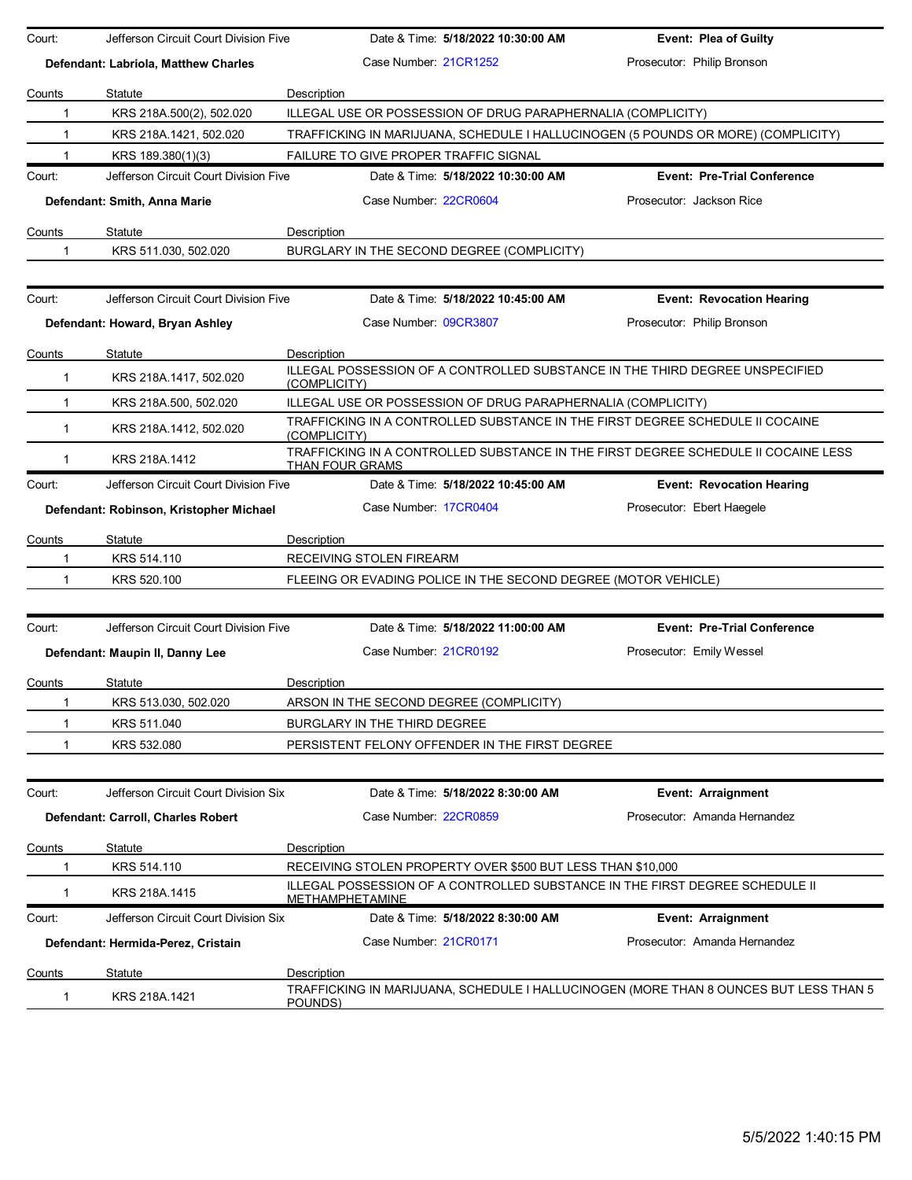| Court: | Jefferson Circuit Court Division Five | Date & Time: **5/18/2022 10:30:00 AM** | **Event: Plea of Guilty** |
|---|---|---|---|
| **Defendant: Labriola, Matthew Charles** | | Case Number: 21CR1252 | Prosecutor: Philip Bronson |

| Counts | Statute | Description |
|---|---|---|
| 1 | KRS 218A.500(2), 502.020 | ILLEGAL USE OR POSSESSION OF DRUG PARAPHERNALIA (COMPLICITY) |
| 1 | KRS 218A.1421, 502.020 | TRAFFICKING IN MARIJUANA, SCHEDULE I HALLUCINOGEN (5 POUNDS OR MORE) (COMPLICITY) |
| 1 | KRS 189.380(1)(3) | FAILURE TO GIVE PROPER TRAFFIC SIGNAL |

| Court: | Jefferson Circuit Court Division Five | Date & Time: **5/18/2022 10:30:00 AM** | **Event: Pre-Trial Conference** |
|---|---|---|---|
| **Defendant: Smith, Anna Marie** | | Case Number: 22CR0604 | Prosecutor: Jackson Rice |

| Counts | Statute | Description |
|---|---|---|
| 1 | KRS 511.030, 502.020 | BURGLARY IN THE SECOND DEGREE (COMPLICITY) |

| Court: | Jefferson Circuit Court Division Five | Date & Time: **5/18/2022 10:45:00 AM** | **Event: Revocation Hearing** |
|---|---|---|---|
| **Defendant: Howard, Bryan Ashley** | | Case Number: 09CR3807 | Prosecutor: Philip Bronson |

| Counts | Statute | Description |
|---|---|---|
| 1 | KRS 218A.1417, 502.020 | ILLEGAL POSSESSION OF A CONTROLLED SUBSTANCE IN THE THIRD DEGREE UNSPECIFIED (COMPLICITY) |
| 1 | KRS 218A.500, 502.020 | ILLEGAL USE OR POSSESSION OF DRUG PARAPHERNALIA (COMPLICITY) |
| 1 | KRS 218A.1412, 502.020 | TRAFFICKING IN A CONTROLLED SUBSTANCE IN THE FIRST DEGREE SCHEDULE II COCAINE (COMPLICITY) |
| 1 | KRS 218A.1412 | TRAFFICKING IN A CONTROLLED SUBSTANCE IN THE FIRST DEGREE SCHEDULE II COCAINE LESS THAN FOUR GRAMS |

| Court: | Jefferson Circuit Court Division Five | Date & Time: **5/18/2022 10:45:00 AM** | **Event: Revocation Hearing** |
|---|---|---|---|
| **Defendant: Robinson, Kristopher Michael** | | Case Number: 17CR0404 | Prosecutor: Ebert Haegele |

| Counts | Statute | Description |
|---|---|---|
| 1 | KRS 514.110 | RECEIVING STOLEN FIREARM |
| 1 | KRS 520.100 | FLEEING OR EVADING POLICE IN THE SECOND DEGREE (MOTOR VEHICLE) |

| Court: | Jefferson Circuit Court Division Five | Date & Time: **5/18/2022 11:00:00 AM** | **Event: Pre-Trial Conference** |
|---|---|---|---|
| **Defendant: Maupin II, Danny Lee** | | Case Number: 21CR0192 | Prosecutor: Emily Wessel |

| Counts | Statute | Description |
|---|---|---|
| 1 | KRS 513.030, 502.020 | ARSON IN THE SECOND DEGREE (COMPLICITY) |
| 1 | KRS 511.040 | BURGLARY IN THE THIRD DEGREE |
| 1 | KRS 532.080 | PERSISTENT FELONY OFFENDER IN THE FIRST DEGREE |

| Court: | Jefferson Circuit Court Division Six | Date & Time: **5/18/2022 8:30:00 AM** | **Event: Arraignment** |
|---|---|---|---|
| **Defendant: Carroll, Charles Robert** | | Case Number: 22CR0859 | Prosecutor: Amanda Hernandez |

| Counts | Statute | Description |
|---|---|---|
| 1 | KRS 514.110 | RECEIVING STOLEN PROPERTY OVER $500 BUT LESS THAN $10,000 |
| 1 | KRS 218A.1415 | ILLEGAL POSSESSION OF A CONTROLLED SUBSTANCE IN THE FIRST DEGREE SCHEDULE II METHAMPHETAMINE |

| Court: | Jefferson Circuit Court Division Six | Date & Time: **5/18/2022 8:30:00 AM** | **Event: Arraignment** |
|---|---|---|---|
| **Defendant: Hermida-Perez, Cristain** | | Case Number: 21CR0171 | Prosecutor: Amanda Hernandez |

| Counts | Statute | Description |
|---|---|---|
| 1 | KRS 218A.1421 | TRAFFICKING IN MARIJUANA, SCHEDULE I HALLUCINOGEN (MORE THAN 8 OUNCES BUT LESS THAN 5 POUNDS) |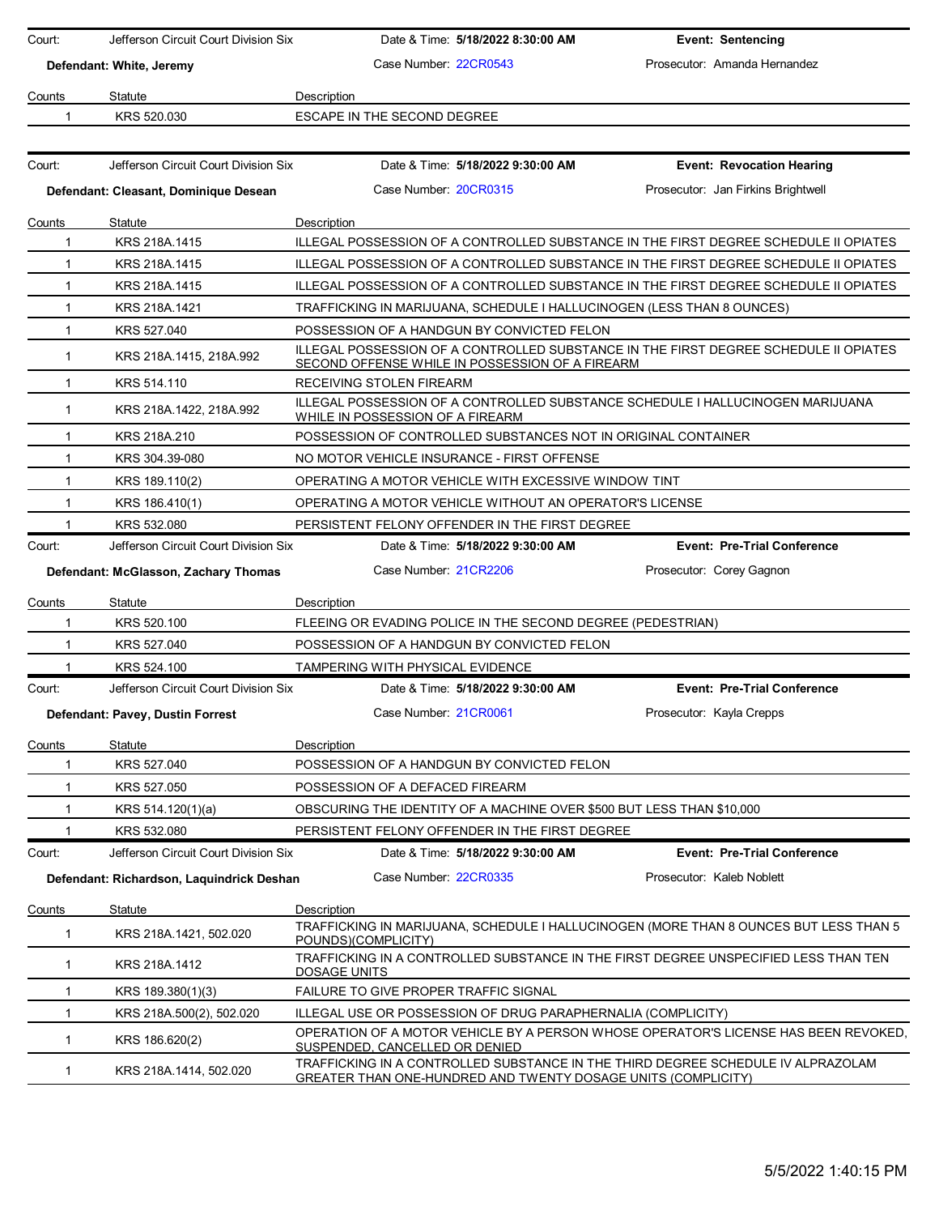| Court: | Jefferson Circuit Court Division Six | Date & Time: **5/18/2022 8:30:00 AM** | **Event: Sentencing** |
|---|---|---|---|
| **Defendant: White, Jeremy** | | Case Number: 22CR0543 | Prosecutor: Amanda Hernandez |

| Counts | Statute | Description |
|---|---|---|
| 1 | KRS 520.030 | ESCAPE IN THE SECOND DEGREE |

| Court: | Jefferson Circuit Court Division Six | Date & Time: **5/18/2022 9:30:00 AM** | **Event: Revocation Hearing** |
|---|---|---|---|
| **Defendant: Cleasant, Dominique Desean** | | Case Number: 20CR0315 | Prosecutor: Jan Firkins Brightwell |

| Counts | Statute | Description |
|---|---|---|
| 1 | KRS 218A.1415 | ILLEGAL POSSESSION OF A CONTROLLED SUBSTANCE IN THE FIRST DEGREE SCHEDULE II OPIATES |
| 1 | KRS 218A.1415 | ILLEGAL POSSESSION OF A CONTROLLED SUBSTANCE IN THE FIRST DEGREE SCHEDULE II OPIATES |
| 1 | KRS 218A.1415 | ILLEGAL POSSESSION OF A CONTROLLED SUBSTANCE IN THE FIRST DEGREE SCHEDULE II OPIATES |
| 1 | KRS 218A.1421 | TRAFFICKING IN MARIJUANA, SCHEDULE I HALLUCINOGEN (LESS THAN 8 OUNCES) |
| 1 | KRS 527.040 | POSSESSION OF A HANDGUN BY CONVICTED FELON |
| 1 | KRS 218A.1415, 218A.992 | ILLEGAL POSSESSION OF A CONTROLLED SUBSTANCE IN THE FIRST DEGREE SCHEDULE II OPIATES SECOND OFFENSE WHILE IN POSSESSION OF A FIREARM |
| 1 | KRS 514.110 | RECEIVING STOLEN FIREARM |
| 1 | KRS 218A.1422, 218A.992 | ILLEGAL POSSESSION OF A CONTROLLED SUBSTANCE SCHEDULE I HALLUCINOGEN MARIJUANA WHILE IN POSSESSION OF A FIREARM |
| 1 | KRS 218A.210 | POSSESSION OF CONTROLLED SUBSTANCES NOT IN ORIGINAL CONTAINER |
| 1 | KRS 304.39-080 | NO MOTOR VEHICLE INSURANCE - FIRST OFFENSE |
| 1 | KRS 189.110(2) | OPERATING A MOTOR VEHICLE WITH EXCESSIVE WINDOW TINT |
| 1 | KRS 186.410(1) | OPERATING A MOTOR VEHICLE WITHOUT AN OPERATOR'S LICENSE |
| 1 | KRS 532.080 | PERSISTENT FELONY OFFENDER IN THE FIRST DEGREE |

| Court: | Jefferson Circuit Court Division Six | Date & Time: **5/18/2022 9:30:00 AM** | **Event: Pre-Trial Conference** |
|---|---|---|---|
| **Defendant: McGlasson, Zachary Thomas** | | Case Number: 21CR2206 | Prosecutor: Corey Gagnon |

| Counts | Statute | Description |
|---|---|---|
| 1 | KRS 520.100 | FLEEING OR EVADING POLICE IN THE SECOND DEGREE (PEDESTRIAN) |
| 1 | KRS 527.040 | POSSESSION OF A HANDGUN BY CONVICTED FELON |
| 1 | KRS 524.100 | TAMPERING WITH PHYSICAL EVIDENCE |

| Court: | Jefferson Circuit Court Division Six | Date & Time: **5/18/2022 9:30:00 AM** | **Event: Pre-Trial Conference** |
|---|---|---|---|
| **Defendant: Pavey, Dustin Forrest** | | Case Number: 21CR0061 | Prosecutor: Kayla Crepps |

| Counts | Statute | Description |
|---|---|---|
| 1 | KRS 527.040 | POSSESSION OF A HANDGUN BY CONVICTED FELON |
| 1 | KRS 527.050 | POSSESSION OF A DEFACED FIREARM |
| 1 | KRS 514.120(1)(a) | OBSCURING THE IDENTITY OF A MACHINE OVER $500 BUT LESS THAN $10,000 |
| 1 | KRS 532.080 | PERSISTENT FELONY OFFENDER IN THE FIRST DEGREE |

| Court: | Jefferson Circuit Court Division Six | Date & Time: **5/18/2022 9:30:00 AM** | **Event: Pre-Trial Conference** |
|---|---|---|---|
| **Defendant: Richardson, Laquindrick Deshan** | | Case Number: 22CR0335 | Prosecutor: Kaleb Noblett |

| Counts | Statute | Description |
|---|---|---|
| 1 | KRS 218A.1421, 502.020 | TRAFFICKING IN MARIJUANA, SCHEDULE I HALLUCINOGEN (MORE THAN 8 OUNCES BUT LESS THAN 5 POUNDS)(COMPLICITY) |
| 1 | KRS 218A.1412 | TRAFFICKING IN A CONTROLLED SUBSTANCE IN THE FIRST DEGREE UNSPECIFIED LESS THAN TEN DOSAGE UNITS |
| 1 | KRS 189.380(1)(3) | FAILURE TO GIVE PROPER TRAFFIC SIGNAL |
| 1 | KRS 218A.500(2), 502.020 | ILLEGAL USE OR POSSESSION OF DRUG PARAPHERNALIA (COMPLICITY) |
| 1 | KRS 186.620(2) | OPERATION OF A MOTOR VEHICLE BY A PERSON WHOSE OPERATOR'S LICENSE HAS BEEN REVOKED, SUSPENDED, CANCELLED OR DENIED |
| 1 | KRS 218A.1414, 502.020 | TRAFFICKING IN A CONTROLLED SUBSTANCE IN THE THIRD DEGREE SCHEDULE IV ALPRAZOLAM GREATER THAN ONE-HUNDRED AND TWENTY DOSAGE UNITS (COMPLICITY) |

5/5/2022 1:40:15 PM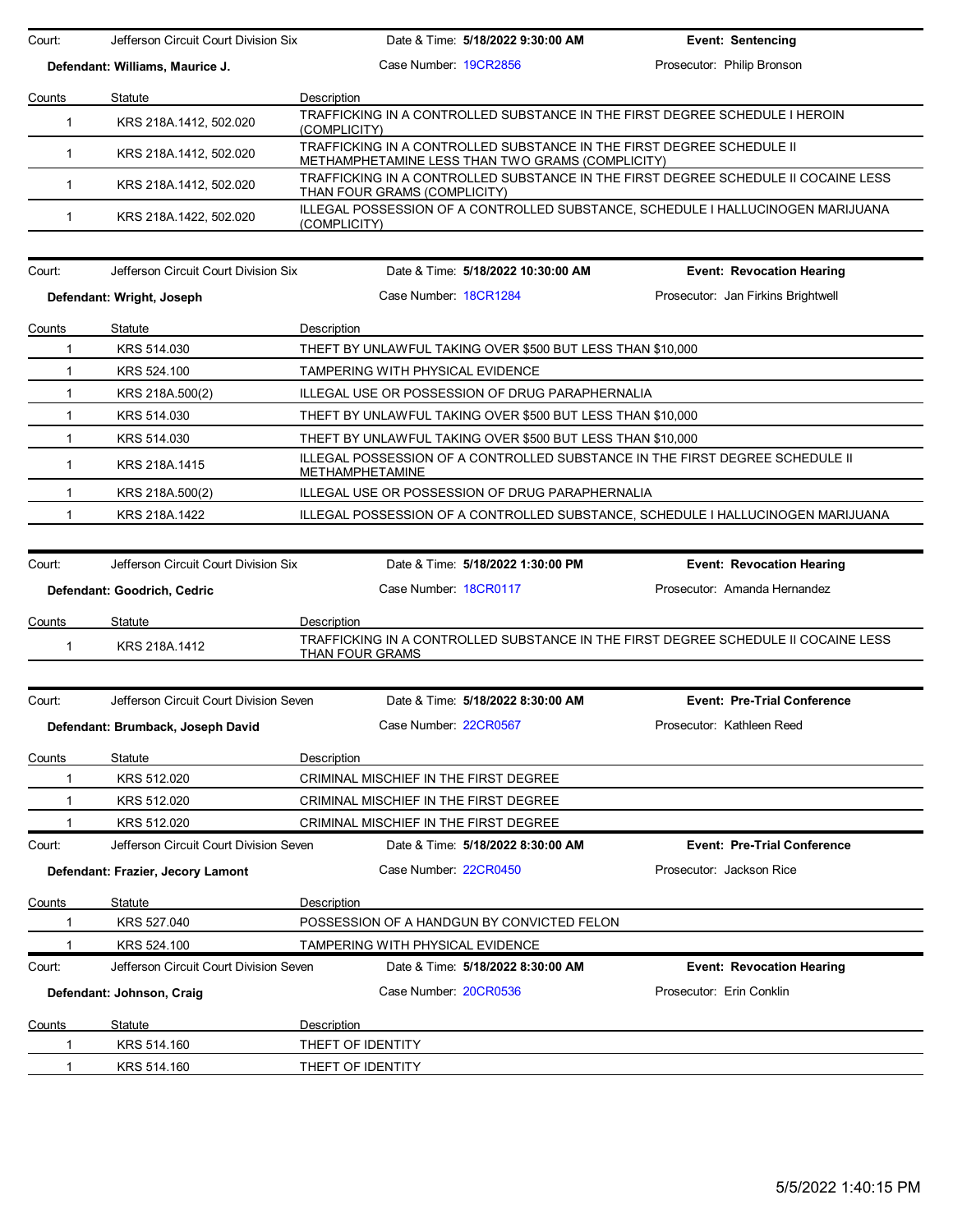Court: Jefferson Circuit Court Division Six | Date & Time: **5/18/2022 9:30:00 AM** | **Event: Sentencing**

**Defendant: Williams, Maurice J.** | Case Number: 19CR2856 | Prosecutor: Philip Bronson

| Counts | Statute | Description |
|---|---|---|
| 1 | KRS 218A.1412, 502.020 | TRAFFICKING IN A CONTROLLED SUBSTANCE IN THE FIRST DEGREE SCHEDULE I HEROIN (COMPLICITY) |
| 1 | KRS 218A.1412, 502.020 | TRAFFICKING IN A CONTROLLED SUBSTANCE IN THE FIRST DEGREE SCHEDULE II METHAMPHETAMINE LESS THAN TWO GRAMS (COMPLICITY) |
| 1 | KRS 218A.1412, 502.020 | TRAFFICKING IN A CONTROLLED SUBSTANCE IN THE FIRST DEGREE SCHEDULE II COCAINE LESS THAN FOUR GRAMS (COMPLICITY) |
| 1 | KRS 218A.1422, 502.020 | ILLEGAL POSSESSION OF A CONTROLLED SUBSTANCE, SCHEDULE I HALLUCINOGEN MARIJUANA (COMPLICITY) |

Court: Jefferson Circuit Court Division Six | Date & Time: **5/18/2022 10:30:00 AM** | **Event: Revocation Hearing**

**Defendant: Wright, Joseph** | Case Number: 18CR1284 | Prosecutor: Jan Firkins Brightwell

| Counts | Statute | Description |
|---|---|---|
| 1 | KRS 514.030 | THEFT BY UNLAWFUL TAKING OVER $500 BUT LESS THAN $10,000 |
| 1 | KRS 524.100 | TAMPERING WITH PHYSICAL EVIDENCE |
| 1 | KRS 218A.500(2) | ILLEGAL USE OR POSSESSION OF DRUG PARAPHERNALIA |
| 1 | KRS 514.030 | THEFT BY UNLAWFUL TAKING OVER $500 BUT LESS THAN $10,000 |
| 1 | KRS 514.030 | THEFT BY UNLAWFUL TAKING OVER $500 BUT LESS THAN $10,000 |
| 1 | KRS 218A.1415 | ILLEGAL POSSESSION OF A CONTROLLED SUBSTANCE IN THE FIRST DEGREE SCHEDULE II METHAMPHETAMINE |
| 1 | KRS 218A.500(2) | ILLEGAL USE OR POSSESSION OF DRUG PARAPHERNALIA |
| 1 | KRS 218A.1422 | ILLEGAL POSSESSION OF A CONTROLLED SUBSTANCE, SCHEDULE I HALLUCINOGEN MARIJUANA |

Court: Jefferson Circuit Court Division Six | Date & Time: **5/18/2022 1:30:00 PM** | **Event: Revocation Hearing**

**Defendant: Goodrich, Cedric** | Case Number: 18CR0117 | Prosecutor: Amanda Hernandez

| Counts | Statute | Description |
|---|---|---|
| 1 | KRS 218A.1412 | TRAFFICKING IN A CONTROLLED SUBSTANCE IN THE FIRST DEGREE SCHEDULE II COCAINE LESS THAN FOUR GRAMS |

Court: Jefferson Circuit Court Division Seven | Date & Time: **5/18/2022 8:30:00 AM** | **Event: Pre-Trial Conference**

**Defendant: Brumback, Joseph David** | Case Number: 22CR0567 | Prosecutor: Kathleen Reed

| Counts | Statute | Description |
|---|---|---|
| 1 | KRS 512.020 | CRIMINAL MISCHIEF IN THE FIRST DEGREE |
| 1 | KRS 512.020 | CRIMINAL MISCHIEF IN THE FIRST DEGREE |
| 1 | KRS 512.020 | CRIMINAL MISCHIEF IN THE FIRST DEGREE |

Court: Jefferson Circuit Court Division Seven | Date & Time: **5/18/2022 8:30:00 AM** | **Event: Pre-Trial Conference**

**Defendant: Frazier, Jecory Lamont** | Case Number: 22CR0450 | Prosecutor: Jackson Rice

| Counts | Statute | Description |
|---|---|---|
| 1 | KRS 527.040 | POSSESSION OF A HANDGUN BY CONVICTED FELON |
| 1 | KRS 524.100 | TAMPERING WITH PHYSICAL EVIDENCE |

Court: Jefferson Circuit Court Division Seven | Date & Time: **5/18/2022 8:30:00 AM** | **Event: Revocation Hearing**

**Defendant: Johnson, Craig** | Case Number: 20CR0536 | Prosecutor: Erin Conklin

| Counts | Statute | Description |
|---|---|---|
| 1 | KRS 514.160 | THEFT OF IDENTITY |
| 1 | KRS 514.160 | THEFT OF IDENTITY |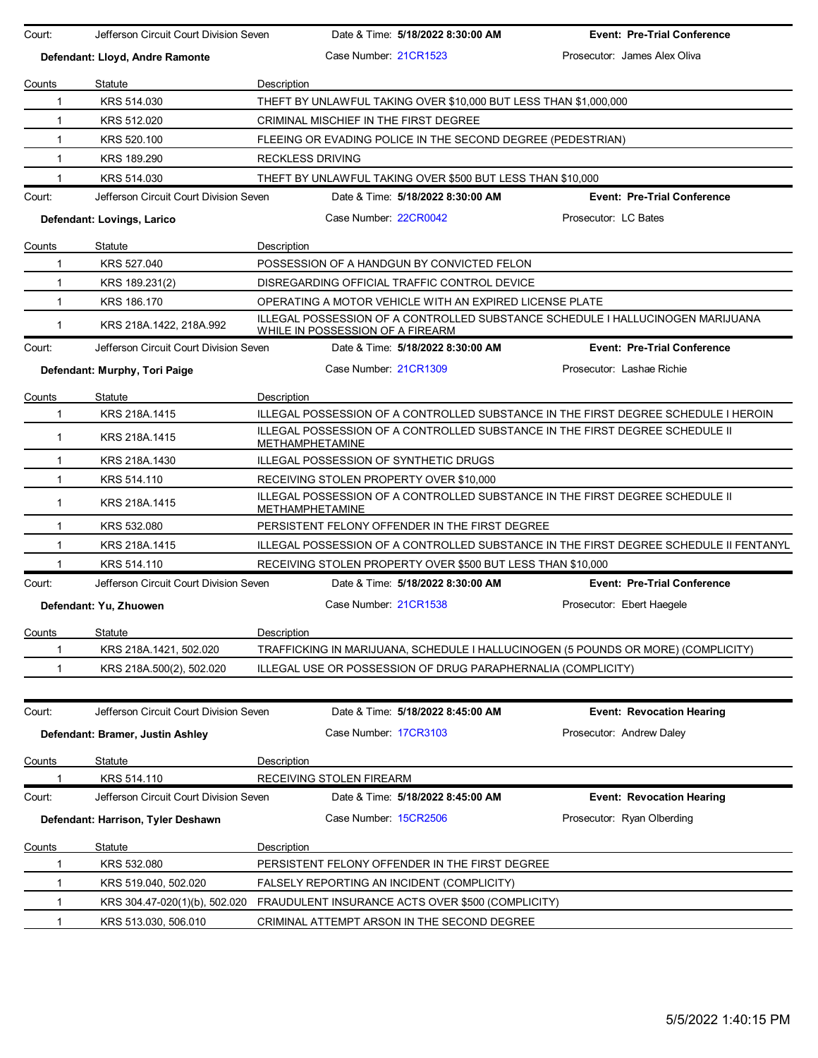| Court: | Jefferson Circuit Court Division Seven | Date & Time: **5/18/2022 8:30:00 AM** | **Event: Pre-Trial Conference** |
|---|---|---|---|
| **Defendant: Lloyd, Andre Ramonte** | | Case Number: 21CR1523 | Prosecutor: James Alex Oliva |

| Counts | Statute | Description |
|---|---|---|
| 1 | KRS 514.030 | THEFT BY UNLAWFUL TAKING OVER $10,000 BUT LESS THAN $1,000,000 |
| 1 | KRS 512.020 | CRIMINAL MISCHIEF IN THE FIRST DEGREE |
| 1 | KRS 520.100 | FLEEING OR EVADING POLICE IN THE SECOND DEGREE (PEDESTRIAN) |
| 1 | KRS 189.290 | RECKLESS DRIVING |
| 1 | KRS 514.030 | THEFT BY UNLAWFUL TAKING OVER $500 BUT LESS THAN $10,000 |

| Court: | Jefferson Circuit Court Division Seven | Date & Time: **5/18/2022 8:30:00 AM** | **Event: Pre-Trial Conference** |
|---|---|---|---|
| **Defendant: Lovings, Larico** | | Case Number: 22CR0042 | Prosecutor: LC Bates |

| Counts | Statute | Description |
|---|---|---|
| 1 | KRS 527.040 | POSSESSION OF A HANDGUN BY CONVICTED FELON |
| 1 | KRS 189.231(2) | DISREGARDING OFFICIAL TRAFFIC CONTROL DEVICE |
| 1 | KRS 186.170 | OPERATING A MOTOR VEHICLE WITH AN EXPIRED LICENSE PLATE |
| 1 | KRS 218A.1422, 218A.992 | ILLEGAL POSSESSION OF A CONTROLLED SUBSTANCE SCHEDULE I HALLUCINOGEN MARIJUANA WHILE IN POSSESSION OF A FIREARM |

| Court: | Jefferson Circuit Court Division Seven | Date & Time: **5/18/2022 8:30:00 AM** | **Event: Pre-Trial Conference** |
|---|---|---|---|
| **Defendant: Murphy, Tori Paige** | | Case Number: 21CR1309 | Prosecutor: Lashae Richie |

| Counts | Statute | Description |
|---|---|---|
| 1 | KRS 218A.1415 | ILLEGAL POSSESSION OF A CONTROLLED SUBSTANCE IN THE FIRST DEGREE SCHEDULE I HEROIN |
| 1 | KRS 218A.1415 | ILLEGAL POSSESSION OF A CONTROLLED SUBSTANCE IN THE FIRST DEGREE SCHEDULE II METHAMPHETAMINE |
| 1 | KRS 218A.1430 | ILLEGAL POSSESSION OF SYNTHETIC DRUGS |
| 1 | KRS 514.110 | RECEIVING STOLEN PROPERTY OVER $10,000 |
| 1 | KRS 218A.1415 | ILLEGAL POSSESSION OF A CONTROLLED SUBSTANCE IN THE FIRST DEGREE SCHEDULE II METHAMPHETAMINE |
| 1 | KRS 532.080 | PERSISTENT FELONY OFFENDER IN THE FIRST DEGREE |
| 1 | KRS 218A.1415 | ILLEGAL POSSESSION OF A CONTROLLED SUBSTANCE IN THE FIRST DEGREE SCHEDULE II FENTANYL |
| 1 | KRS 514.110 | RECEIVING STOLEN PROPERTY OVER $500 BUT LESS THAN $10,000 |

| Court: | Jefferson Circuit Court Division Seven | Date & Time: **5/18/2022 8:30:00 AM** | **Event: Pre-Trial Conference** |
|---|---|---|---|
| **Defendant: Yu, Zhuowen** | | Case Number: 21CR1538 | Prosecutor: Ebert Haegele |

| Counts | Statute | Description |
|---|---|---|
| 1 | KRS 218A.1421, 502.020 | TRAFFICKING IN MARIJUANA, SCHEDULE I HALLUCINOGEN (5 POUNDS OR MORE) (COMPLICITY) |
| 1 | KRS 218A.500(2), 502.020 | ILLEGAL USE OR POSSESSION OF DRUG PARAPHERNALIA (COMPLICITY) |

| Court: | Jefferson Circuit Court Division Seven | Date & Time: **5/18/2022 8:45:00 AM** | **Event: Revocation Hearing** |
|---|---|---|---|
| **Defendant: Bramer, Justin Ashley** | | Case Number: 17CR3103 | Prosecutor: Andrew Daley |

| Counts | Statute | Description |
|---|---|---|
| 1 | KRS 514.110 | RECEIVING STOLEN FIREARM |

| Court: | Jefferson Circuit Court Division Seven | Date & Time: **5/18/2022 8:45:00 AM** | **Event: Revocation Hearing** |
|---|---|---|---|
| **Defendant: Harrison, Tyler Deshawn** | | Case Number: 15CR2506 | Prosecutor: Ryan Olberding |

| Counts | Statute | Description |
|---|---|---|
| 1 | KRS 532.080 | PERSISTENT FELONY OFFENDER IN THE FIRST DEGREE |
| 1 | KRS 519.040, 502.020 | FALSELY REPORTING AN INCIDENT (COMPLICITY) |
| 1 | KRS 304.47-020(1)(b), 502.020 | FRAUDULENT INSURANCE ACTS OVER $500 (COMPLICITY) |
| 1 | KRS 513.030, 506.010 | CRIMINAL ATTEMPT ARSON IN THE SECOND DEGREE |

5/5/2022 1:40:15 PM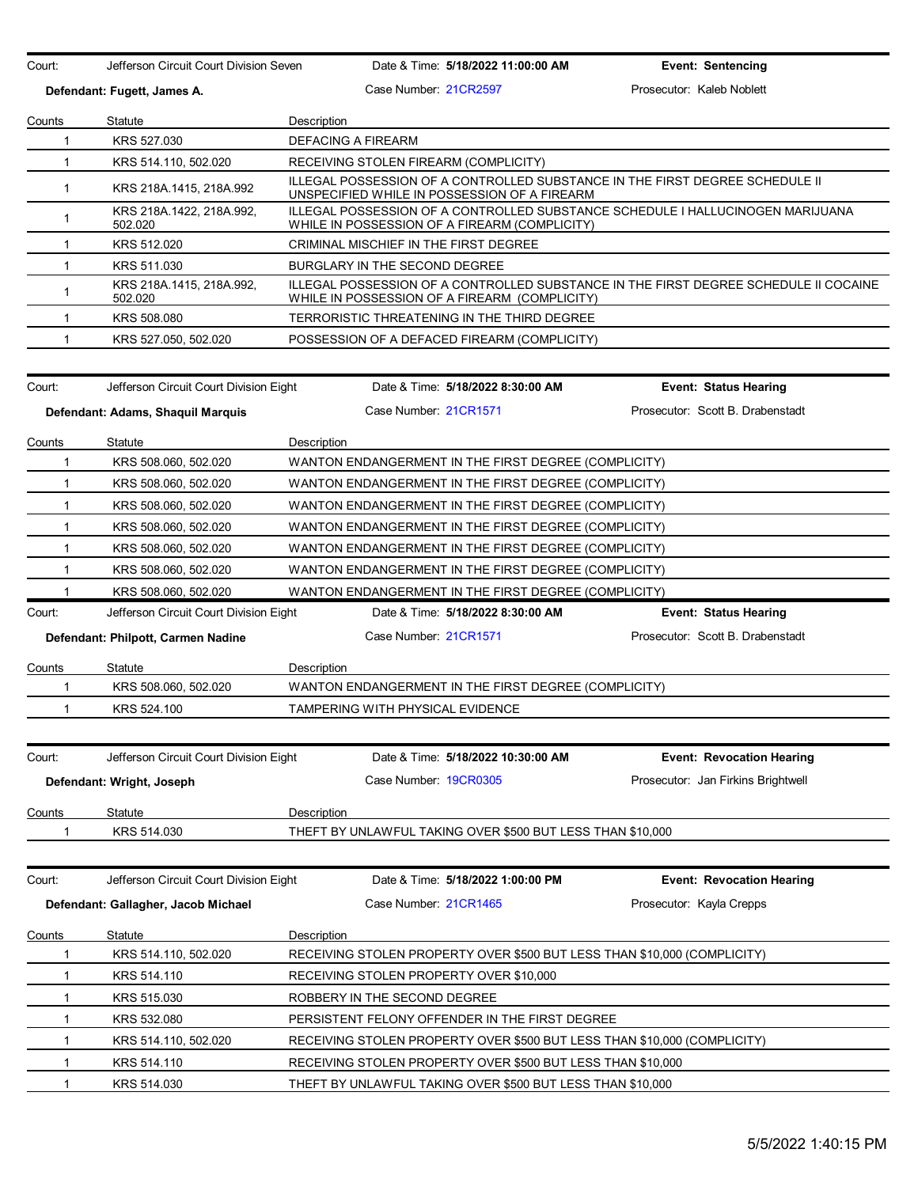Court: Jefferson Circuit Court Division Seven | Date & Time: **5/18/2022 11:00:00 AM** | **Event: Sentencing**

**Defendant: Fugett, James A.** | Case Number: 21CR2597 | Prosecutor: Kaleb Noblett

| Counts | Statute | Description |
|---|---|---|
| 1 | KRS 527.030 | DEFACING A FIREARM |
| 1 | KRS 514.110, 502.020 | RECEIVING STOLEN FIREARM (COMPLICITY) |
| 1 | KRS 218A.1415, 218A.992 | ILLEGAL POSSESSION OF A CONTROLLED SUBSTANCE IN THE FIRST DEGREE SCHEDULE II UNSPECIFIED WHILE IN POSSESSION OF A FIREARM |
| 1 | KRS 218A.1422, 218A.992, 502.020 | ILLEGAL POSSESSION OF A CONTROLLED SUBSTANCE SCHEDULE I HALLUCINOGEN MARIJUANA WHILE IN POSSESSION OF A FIREARM (COMPLICITY) |
| 1 | KRS 512.020 | CRIMINAL MISCHIEF IN THE FIRST DEGREE |
| 1 | KRS 511.030 | BURGLARY IN THE SECOND DEGREE |
| 1 | KRS 218A.1415, 218A.992, 502.020 | ILLEGAL POSSESSION OF A CONTROLLED SUBSTANCE IN THE FIRST DEGREE SCHEDULE II COCAINE WHILE IN POSSESSION OF A FIREARM (COMPLICITY) |
| 1 | KRS 508.080 | TERRORISTIC THREATENING IN THE THIRD DEGREE |
| 1 | KRS 527.050, 502.020 | POSSESSION OF A DEFACED FIREARM (COMPLICITY) |

Court: Jefferson Circuit Court Division Eight | Date & Time: **5/18/2022 8:30:00 AM** | **Event: Status Hearing**

**Defendant: Adams, Shaquil Marquis** | Case Number: 21CR1571 | Prosecutor: Scott B. Drabenstadt

| Counts | Statute | Description |
|---|---|---|
| 1 | KRS 508.060, 502.020 | WANTON ENDANGERMENT IN THE FIRST DEGREE (COMPLICITY) |
| 1 | KRS 508.060, 502.020 | WANTON ENDANGERMENT IN THE FIRST DEGREE (COMPLICITY) |
| 1 | KRS 508.060, 502.020 | WANTON ENDANGERMENT IN THE FIRST DEGREE (COMPLICITY) |
| 1 | KRS 508.060, 502.020 | WANTON ENDANGERMENT IN THE FIRST DEGREE (COMPLICITY) |
| 1 | KRS 508.060, 502.020 | WANTON ENDANGERMENT IN THE FIRST DEGREE (COMPLICITY) |
| 1 | KRS 508.060, 502.020 | WANTON ENDANGERMENT IN THE FIRST DEGREE (COMPLICITY) |
| 1 | KRS 508.060, 502.020 | WANTON ENDANGERMENT IN THE FIRST DEGREE (COMPLICITY) |

Court: Jefferson Circuit Court Division Eight | Date & Time: **5/18/2022 8:30:00 AM** | **Event: Status Hearing**

**Defendant: Philpott, Carmen Nadine** | Case Number: 21CR1571 | Prosecutor: Scott B. Drabenstadt

| Counts | Statute | Description |
|---|---|---|
| 1 | KRS 508.060, 502.020 | WANTON ENDANGERMENT IN THE FIRST DEGREE (COMPLICITY) |
| 1 | KRS 524.100 | TAMPERING WITH PHYSICAL EVIDENCE |

Court: Jefferson Circuit Court Division Eight | Date & Time: **5/18/2022 10:30:00 AM** | **Event: Revocation Hearing**

**Defendant: Wright, Joseph** | Case Number: 19CR0305 | Prosecutor: Jan Firkins Brightwell

| Counts | Statute | Description |
|---|---|---|
| 1 | KRS 514.030 | THEFT BY UNLAWFUL TAKING OVER $500 BUT LESS THAN $10,000 |

Court: Jefferson Circuit Court Division Eight | Date & Time: **5/18/2022 1:00:00 PM** | **Event: Revocation Hearing**

**Defendant: Gallagher, Jacob Michael** | Case Number: 21CR1465 | Prosecutor: Kayla Crepps

| Counts | Statute | Description |
|---|---|---|
| 1 | KRS 514.110, 502.020 | RECEIVING STOLEN PROPERTY OVER $500 BUT LESS THAN $10,000 (COMPLICITY) |
| 1 | KRS 514.110 | RECEIVING STOLEN PROPERTY OVER $10,000 |
| 1 | KRS 515.030 | ROBBERY IN THE SECOND DEGREE |
| 1 | KRS 532.080 | PERSISTENT FELONY OFFENDER IN THE FIRST DEGREE |
| 1 | KRS 514.110, 502.020 | RECEIVING STOLEN PROPERTY OVER $500 BUT LESS THAN $10,000 (COMPLICITY) |
| 1 | KRS 514.110 | RECEIVING STOLEN PROPERTY OVER $500 BUT LESS THAN $10,000 |
| 1 | KRS 514.030 | THEFT BY UNLAWFUL TAKING OVER $500 BUT LESS THAN $10,000 |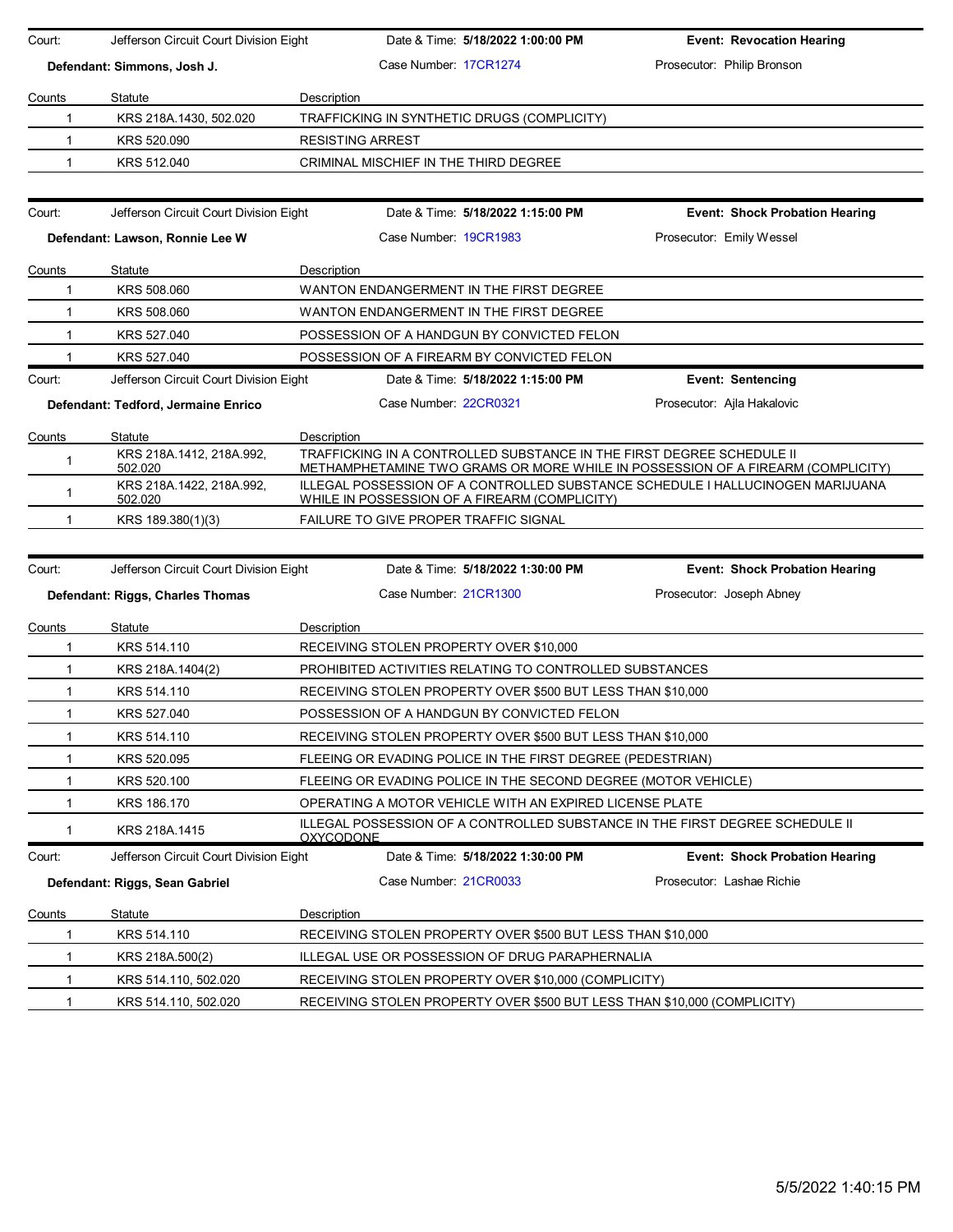Court: Jefferson Circuit Court Division Eight | Date & Time: **5/18/2022 1:00:00 PM** | **Event: Revocation Hearing**

**Defendant: Simmons, Josh J.** | Case Number: 17CR1274 | Prosecutor: Philip Bronson

| Counts | Statute | Description |
|---|---|---|
| 1 | KRS 218A.1430, 502.020 | TRAFFICKING IN SYNTHETIC DRUGS (COMPLICITY) |
| 1 | KRS 520.090 | RESISTING ARREST |
| 1 | KRS 512.040 | CRIMINAL MISCHIEF IN THE THIRD DEGREE |

Court: Jefferson Circuit Court Division Eight | Date & Time: **5/18/2022 1:15:00 PM** | **Event: Shock Probation Hearing**

**Defendant: Lawson, Ronnie Lee W** | Case Number: 19CR1983 | Prosecutor: Emily Wessel

| Counts | Statute | Description |
|---|---|---|
| 1 | KRS 508.060 | WANTON ENDANGERMENT IN THE FIRST DEGREE |
| 1 | KRS 508.060 | WANTON ENDANGERMENT IN THE FIRST DEGREE |
| 1 | KRS 527.040 | POSSESSION OF A HANDGUN BY CONVICTED FELON |
| 1 | KRS 527.040 | POSSESSION OF A FIREARM BY CONVICTED FELON |

Court: Jefferson Circuit Court Division Eight | Date & Time: **5/18/2022 1:15:00 PM** | **Event: Sentencing**

**Defendant: Tedford, Jermaine Enrico** | Case Number: 22CR0321 | Prosecutor: Ajla Hakalovic

| Counts | Statute | Description |
|---|---|---|
| 1 | KRS 218A.1412, 218A.992, 502.020 | TRAFFICKING IN A CONTROLLED SUBSTANCE IN THE FIRST DEGREE SCHEDULE II METHAMPHETAMINE TWO GRAMS OR MORE WHILE IN POSSESSION OF A FIREARM (COMPLICITY) |
| 1 | KRS 218A.1422, 218A.992, 502.020 | ILLEGAL POSSESSION OF A CONTROLLED SUBSTANCE SCHEDULE I HALLUCINOGEN MARIJUANA WHILE IN POSSESSION OF A FIREARM (COMPLICITY) |
| 1 | KRS 189.380(1)(3) | FAILURE TO GIVE PROPER TRAFFIC SIGNAL |

Court: Jefferson Circuit Court Division Eight | Date & Time: **5/18/2022 1:30:00 PM** | **Event: Shock Probation Hearing**

**Defendant: Riggs, Charles Thomas** | Case Number: 21CR1300 | Prosecutor: Joseph Abney

| Counts | Statute | Description |
|---|---|---|
| 1 | KRS 514.110 | RECEIVING STOLEN PROPERTY OVER $10,000 |
| 1 | KRS 218A.1404(2) | PROHIBITED ACTIVITIES RELATING TO CONTROLLED SUBSTANCES |
| 1 | KRS 514.110 | RECEIVING STOLEN PROPERTY OVER $500 BUT LESS THAN $10,000 |
| 1 | KRS 527.040 | POSSESSION OF A HANDGUN BY CONVICTED FELON |
| 1 | KRS 514.110 | RECEIVING STOLEN PROPERTY OVER $500 BUT LESS THAN $10,000 |
| 1 | KRS 520.095 | FLEEING OR EVADING POLICE IN THE FIRST DEGREE (PEDESTRIAN) |
| 1 | KRS 520.100 | FLEEING OR EVADING POLICE IN THE SECOND DEGREE (MOTOR VEHICLE) |
| 1 | KRS 186.170 | OPERATING A MOTOR VEHICLE WITH AN EXPIRED LICENSE PLATE |
| 1 | KRS 218A.1415 | ILLEGAL POSSESSION OF A CONTROLLED SUBSTANCE IN THE FIRST DEGREE SCHEDULE II OXYCODONE |

Court: Jefferson Circuit Court Division Eight | Date & Time: **5/18/2022 1:30:00 PM** | **Event: Shock Probation Hearing**

**Defendant: Riggs, Sean Gabriel** | Case Number: 21CR0033 | Prosecutor: Lashae Richie

| Counts | Statute | Description |
|---|---|---|
| 1 | KRS 514.110 | RECEIVING STOLEN PROPERTY OVER $500 BUT LESS THAN $10,000 |
| 1 | KRS 218A.500(2) | ILLEGAL USE OR POSSESSION OF DRUG PARAPHERNALIA |
| 1 | KRS 514.110, 502.020 | RECEIVING STOLEN PROPERTY OVER $10,000 (COMPLICITY) |
| 1 | KRS 514.110, 502.020 | RECEIVING STOLEN PROPERTY OVER $500 BUT LESS THAN $10,000 (COMPLICITY) |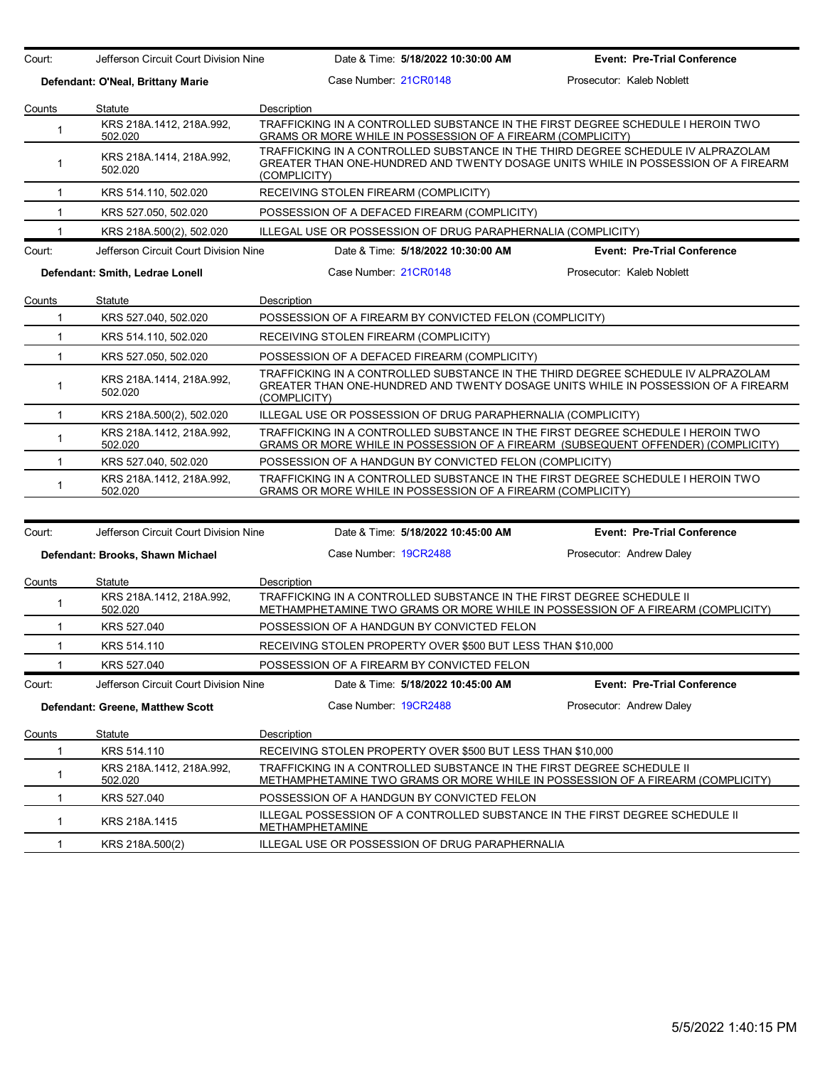Court: Jefferson Circuit Court Division Nine | Date & Time: **5/18/2022 10:30:00 AM** | **Event: Pre-Trial Conference**

**Defendant: O'Neal, Brittany Marie** | Case Number: 21CR0148 | Prosecutor: Kaleb Noblett

| Counts | Statute | Description |
|---|---|---|
| 1 | KRS 218A.1412, 218A.992, 502.020 | TRAFFICKING IN A CONTROLLED SUBSTANCE IN THE FIRST DEGREE SCHEDULE I HEROIN TWO GRAMS OR MORE WHILE IN POSSESSION OF A FIREARM (COMPLICITY) |
| 1 | KRS 218A.1414, 218A.992, 502.020 | TRAFFICKING IN A CONTROLLED SUBSTANCE IN THE THIRD DEGREE SCHEDULE IV ALPRAZOLAM GREATER THAN ONE-HUNDRED AND TWENTY DOSAGE UNITS WHILE IN POSSESSION OF A FIREARM (COMPLICITY) |
| 1 | KRS 514.110, 502.020 | RECEIVING STOLEN FIREARM (COMPLICITY) |
| 1 | KRS 527.050, 502.020 | POSSESSION OF A DEFACED FIREARM (COMPLICITY) |
| 1 | KRS 218A.500(2), 502.020 | ILLEGAL USE OR POSSESSION OF DRUG PARAPHERNALIA (COMPLICITY) |

Court: Jefferson Circuit Court Division Nine | Date & Time: **5/18/2022 10:30:00 AM** | **Event: Pre-Trial Conference**

**Defendant: Smith, Ledrae Lonell** | Case Number: 21CR0148 | Prosecutor: Kaleb Noblett

| Counts | Statute | Description |
|---|---|---|
| 1 | KRS 527.040, 502.020 | POSSESSION OF A FIREARM BY CONVICTED FELON (COMPLICITY) |
| 1 | KRS 514.110, 502.020 | RECEIVING STOLEN FIREARM (COMPLICITY) |
| 1 | KRS 527.050, 502.020 | POSSESSION OF A DEFACED FIREARM (COMPLICITY) |
| 1 | KRS 218A.1414, 218A.992, 502.020 | TRAFFICKING IN A CONTROLLED SUBSTANCE IN THE THIRD DEGREE SCHEDULE IV ALPRAZOLAM GREATER THAN ONE-HUNDRED AND TWENTY DOSAGE UNITS WHILE IN POSSESSION OF A FIREARM (COMPLICITY) |
| 1 | KRS 218A.500(2), 502.020 | ILLEGAL USE OR POSSESSION OF DRUG PARAPHERNALIA (COMPLICITY) |
| 1 | KRS 218A.1412, 218A.992, 502.020 | TRAFFICKING IN A CONTROLLED SUBSTANCE IN THE FIRST DEGREE SCHEDULE I HEROIN TWO GRAMS OR MORE WHILE IN POSSESSION OF A FIREARM (SUBSEQUENT OFFENDER) (COMPLICITY) |
| 1 | KRS 527.040, 502.020 | POSSESSION OF A HANDGUN BY CONVICTED FELON (COMPLICITY) |
| 1 | KRS 218A.1412, 218A.992, 502.020 | TRAFFICKING IN A CONTROLLED SUBSTANCE IN THE FIRST DEGREE SCHEDULE I HEROIN TWO GRAMS OR MORE WHILE IN POSSESSION OF A FIREARM (COMPLICITY) |

Court: Jefferson Circuit Court Division Nine | Date & Time: **5/18/2022 10:45:00 AM** | **Event: Pre-Trial Conference**

**Defendant: Brooks, Shawn Michael** | Case Number: 19CR2488 | Prosecutor: Andrew Daley

| Counts | Statute | Description |
|---|---|---|
| 1 | KRS 218A.1412, 218A.992, 502.020 | TRAFFICKING IN A CONTROLLED SUBSTANCE IN THE FIRST DEGREE SCHEDULE II METHAMPHETAMINE TWO GRAMS OR MORE WHILE IN POSSESSION OF A FIREARM (COMPLICITY) |
| 1 | KRS 527.040 | POSSESSION OF A HANDGUN BY CONVICTED FELON |
| 1 | KRS 514.110 | RECEIVING STOLEN PROPERTY OVER $500 BUT LESS THAN $10,000 |
| 1 | KRS 527.040 | POSSESSION OF A FIREARM BY CONVICTED FELON |

Court: Jefferson Circuit Court Division Nine | Date & Time: **5/18/2022 10:45:00 AM** | **Event: Pre-Trial Conference**

**Defendant: Greene, Matthew Scott** | Case Number: 19CR2488 | Prosecutor: Andrew Daley

| Counts | Statute | Description |
|---|---|---|
| 1 | KRS 514.110 | RECEIVING STOLEN PROPERTY OVER $500 BUT LESS THAN $10,000 |
| 1 | KRS 218A.1412, 218A.992, 502.020 | TRAFFICKING IN A CONTROLLED SUBSTANCE IN THE FIRST DEGREE SCHEDULE II METHAMPHETAMINE TWO GRAMS OR MORE WHILE IN POSSESSION OF A FIREARM (COMPLICITY) |
| 1 | KRS 527.040 | POSSESSION OF A HANDGUN BY CONVICTED FELON |
| 1 | KRS 218A.1415 | ILLEGAL POSSESSION OF A CONTROLLED SUBSTANCE IN THE FIRST DEGREE SCHEDULE II METHAMPHETAMINE |
| 1 | KRS 218A.500(2) | ILLEGAL USE OR POSSESSION OF DRUG PARAPHERNALIA |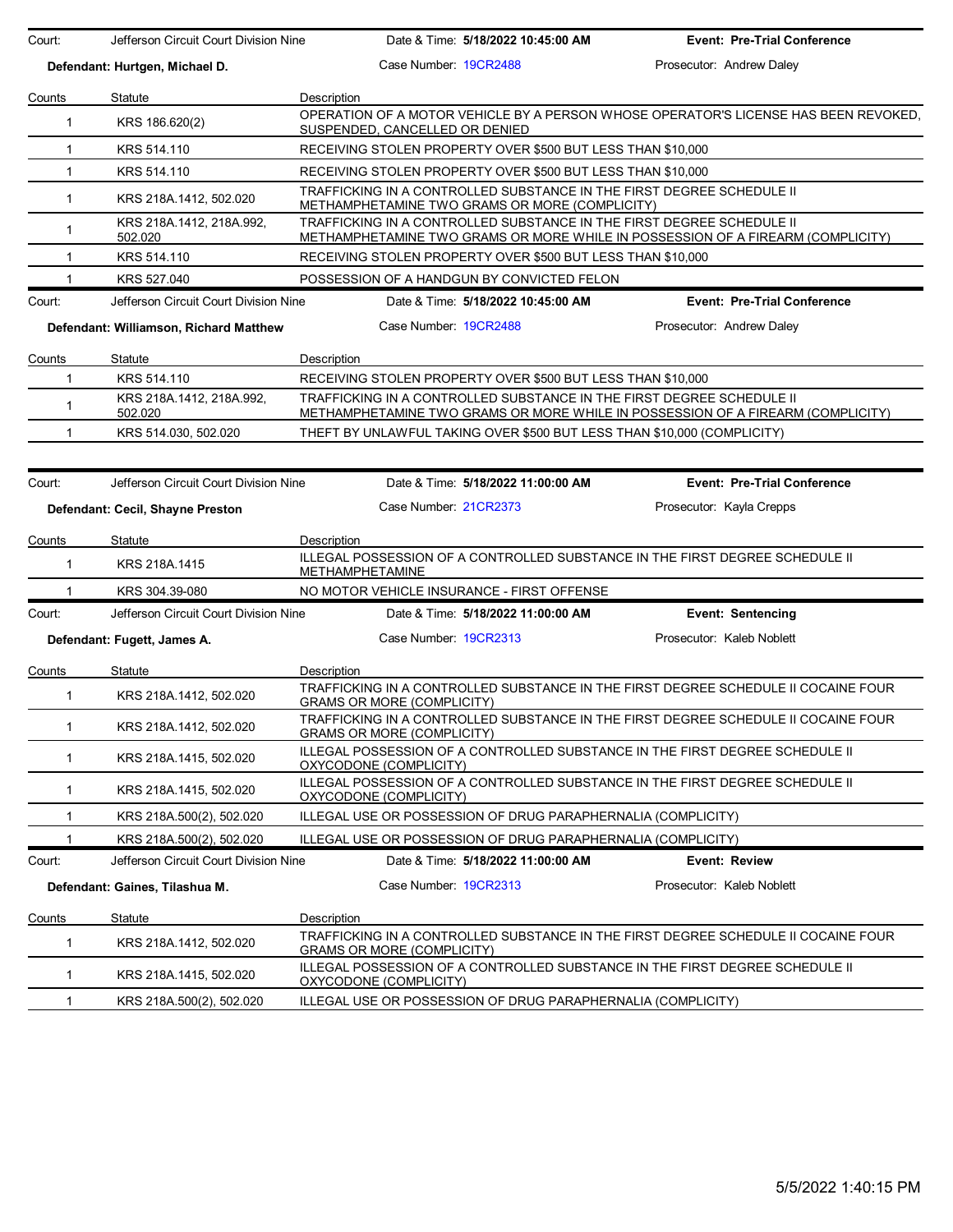| Court: | Jefferson Circuit Court Division Nine | Date & Time: **5/18/2022 10:45:00 AM** | **Event: Pre-Trial Conference** |
|---|---|---|---|
| **Defendant: Hurtgen, Michael D.** | | Case Number: 19CR2488 | Prosecutor: Andrew Daley |

| Counts | Statute | Description |
|---|---|---|
| 1 | KRS 186.620(2) | OPERATION OF A MOTOR VEHICLE BY A PERSON WHOSE OPERATOR'S LICENSE HAS BEEN REVOKED, SUSPENDED, CANCELLED OR DENIED |
| 1 | KRS 514.110 | RECEIVING STOLEN PROPERTY OVER $500 BUT LESS THAN $10,000 |
| 1 | KRS 514.110 | RECEIVING STOLEN PROPERTY OVER $500 BUT LESS THAN $10,000 |
| 1 | KRS 218A.1412, 502.020 | TRAFFICKING IN A CONTROLLED SUBSTANCE IN THE FIRST DEGREE SCHEDULE II METHAMPHETAMINE TWO GRAMS OR MORE (COMPLICITY) |
| 1 | KRS 218A.1412, 218A.992, 502.020 | TRAFFICKING IN A CONTROLLED SUBSTANCE IN THE FIRST DEGREE SCHEDULE II METHAMPHETAMINE TWO GRAMS OR MORE WHILE IN POSSESSION OF A FIREARM (COMPLICITY) |
| 1 | KRS 514.110 | RECEIVING STOLEN PROPERTY OVER $500 BUT LESS THAN $10,000 |
| 1 | KRS 527.040 | POSSESSION OF A HANDGUN BY CONVICTED FELON |

| Court: | Jefferson Circuit Court Division Nine | Date & Time: **5/18/2022 10:45:00 AM** | **Event: Pre-Trial Conference** |
|---|---|---|---|
| **Defendant: Williamson, Richard Matthew** | | Case Number: 19CR2488 | Prosecutor: Andrew Daley |

| Counts | Statute | Description |
|---|---|---|
| 1 | KRS 514.110 | RECEIVING STOLEN PROPERTY OVER $500 BUT LESS THAN $10,000 |
| 1 | KRS 218A.1412, 218A.992, 502.020 | TRAFFICKING IN A CONTROLLED SUBSTANCE IN THE FIRST DEGREE SCHEDULE II METHAMPHETAMINE TWO GRAMS OR MORE WHILE IN POSSESSION OF A FIREARM (COMPLICITY) |
| 1 | KRS 514.030, 502.020 | THEFT BY UNLAWFUL TAKING OVER $500 BUT LESS THAN $10,000 (COMPLICITY) |

| Court: | Jefferson Circuit Court Division Nine | Date & Time: **5/18/2022 11:00:00 AM** | **Event: Pre-Trial Conference** |
|---|---|---|---|
| **Defendant: Cecil, Shayne Preston** | | Case Number: 21CR2373 | Prosecutor: Kayla Crepps |

| Counts | Statute | Description |
|---|---|---|
| 1 | KRS 218A.1415 | ILLEGAL POSSESSION OF A CONTROLLED SUBSTANCE IN THE FIRST DEGREE SCHEDULE II METHAMPHETAMINE |
| 1 | KRS 304.39-080 | NO MOTOR VEHICLE INSURANCE - FIRST OFFENSE |

| Court: | Jefferson Circuit Court Division Nine | Date & Time: **5/18/2022 11:00:00 AM** | **Event: Sentencing** |
|---|---|---|---|
| **Defendant: Fugett, James A.** | | Case Number: 19CR2313 | Prosecutor: Kaleb Noblett |

| Counts | Statute | Description |
|---|---|---|
| 1 | KRS 218A.1412, 502.020 | TRAFFICKING IN A CONTROLLED SUBSTANCE IN THE FIRST DEGREE SCHEDULE II COCAINE FOUR GRAMS OR MORE (COMPLICITY) |
| 1 | KRS 218A.1412, 502.020 | TRAFFICKING IN A CONTROLLED SUBSTANCE IN THE FIRST DEGREE SCHEDULE II COCAINE FOUR GRAMS OR MORE (COMPLICITY) |
| 1 | KRS 218A.1415, 502.020 | ILLEGAL POSSESSION OF A CONTROLLED SUBSTANCE IN THE FIRST DEGREE SCHEDULE II OXYCODONE (COMPLICITY) |
| 1 | KRS 218A.1415, 502.020 | ILLEGAL POSSESSION OF A CONTROLLED SUBSTANCE IN THE FIRST DEGREE SCHEDULE II OXYCODONE (COMPLICITY) |
| 1 | KRS 218A.500(2), 502.020 | ILLEGAL USE OR POSSESSION OF DRUG PARAPHERNALIA (COMPLICITY) |
| 1 | KRS 218A.500(2), 502.020 | ILLEGAL USE OR POSSESSION OF DRUG PARAPHERNALIA (COMPLICITY) |

| Court: | Jefferson Circuit Court Division Nine | Date & Time: **5/18/2022 11:00:00 AM** | **Event: Review** |
|---|---|---|---|
| **Defendant: Gaines, Tilashua M.** | | Case Number: 19CR2313 | Prosecutor: Kaleb Noblett |

| Counts | Statute | Description |
|---|---|---|
| 1 | KRS 218A.1412, 502.020 | TRAFFICKING IN A CONTROLLED SUBSTANCE IN THE FIRST DEGREE SCHEDULE II COCAINE FOUR GRAMS OR MORE (COMPLICITY) |
| 1 | KRS 218A.1415, 502.020 | ILLEGAL POSSESSION OF A CONTROLLED SUBSTANCE IN THE FIRST DEGREE SCHEDULE II OXYCODONE (COMPLICITY) |
| 1 | KRS 218A.500(2), 502.020 | ILLEGAL USE OR POSSESSION OF DRUG PARAPHERNALIA (COMPLICITY) |

5/5/2022 1:40:15 PM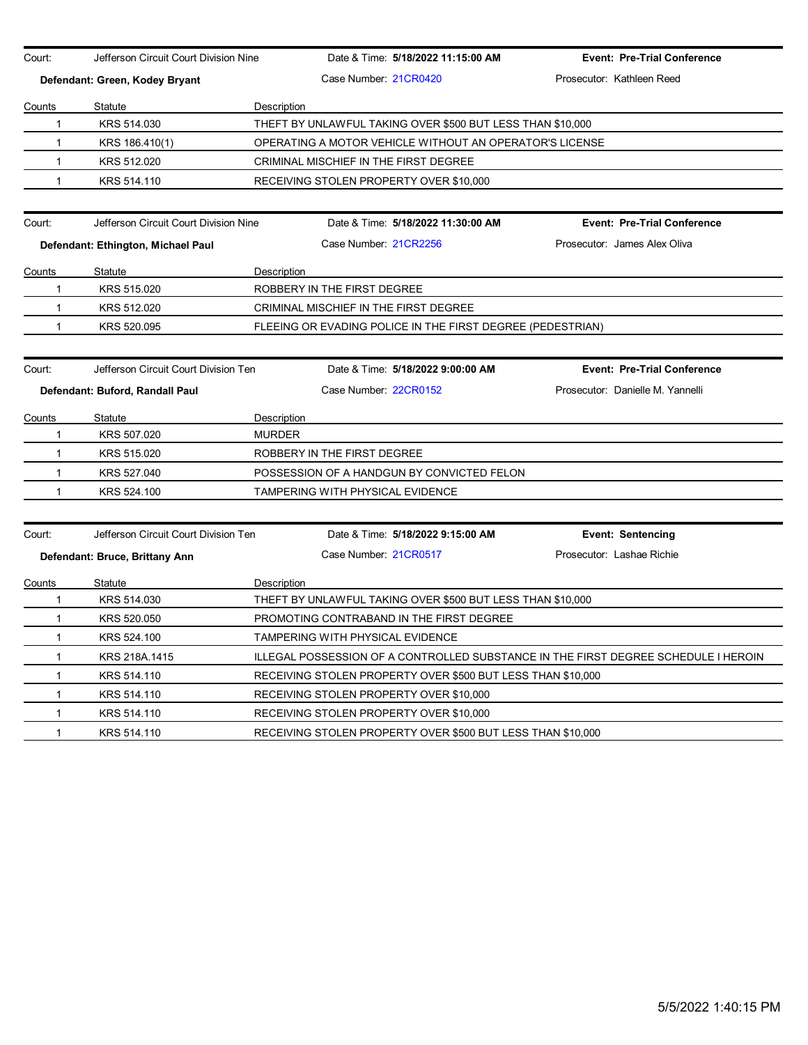Court: Jefferson Circuit Court Division Nine | Date & Time: **5/18/2022 11:15:00 AM** | **Event: Pre-Trial Conference**

**Defendant: Green, Kodey Bryant** | Case Number: 21CR0420 | Prosecutor: Kathleen Reed

| Counts | Statute | Description |
|---|---|---|
| 1 | KRS 514.030 | THEFT BY UNLAWFUL TAKING OVER $500 BUT LESS THAN $10,000 |
| 1 | KRS 186.410(1) | OPERATING A MOTOR VEHICLE WITHOUT AN OPERATOR'S LICENSE |
| 1 | KRS 512.020 | CRIMINAL MISCHIEF IN THE FIRST DEGREE |
| 1 | KRS 514.110 | RECEIVING STOLEN PROPERTY OVER $10,000 |

Court: Jefferson Circuit Court Division Nine | Date & Time: **5/18/2022 11:30:00 AM** | **Event: Pre-Trial Conference**

**Defendant: Ethington, Michael Paul** | Case Number: 21CR2256 | Prosecutor: James Alex Oliva

| Counts | Statute | Description |
|---|---|---|
| 1 | KRS 515.020 | ROBBERY IN THE FIRST DEGREE |
| 1 | KRS 512.020 | CRIMINAL MISCHIEF IN THE FIRST DEGREE |
| 1 | KRS 520.095 | FLEEING OR EVADING POLICE IN THE FIRST DEGREE (PEDESTRIAN) |

Court: Jefferson Circuit Court Division Ten | Date & Time: **5/18/2022 9:00:00 AM** | **Event: Pre-Trial Conference**

**Defendant: Buford, Randall Paul** | Case Number: 22CR0152 | Prosecutor: Danielle M. Yannelli

| Counts | Statute | Description |
|---|---|---|
| 1 | KRS 507.020 | MURDER |
| 1 | KRS 515.020 | ROBBERY IN THE FIRST DEGREE |
| 1 | KRS 527.040 | POSSESSION OF A HANDGUN BY CONVICTED FELON |
| 1 | KRS 524.100 | TAMPERING WITH PHYSICAL EVIDENCE |

Court: Jefferson Circuit Court Division Ten | Date & Time: **5/18/2022 9:15:00 AM** | **Event: Sentencing**

**Defendant: Bruce, Brittany Ann** | Case Number: 21CR0517 | Prosecutor: Lashae Richie

| Counts | Statute | Description |
|---|---|---|
| 1 | KRS 514.030 | THEFT BY UNLAWFUL TAKING OVER $500 BUT LESS THAN $10,000 |
| 1 | KRS 520.050 | PROMOTING CONTRABAND IN THE FIRST DEGREE |
| 1 | KRS 524.100 | TAMPERING WITH PHYSICAL EVIDENCE |
| 1 | KRS 218A.1415 | ILLEGAL POSSESSION OF A CONTROLLED SUBSTANCE IN THE FIRST DEGREE SCHEDULE I HEROIN |
| 1 | KRS 514.110 | RECEIVING STOLEN PROPERTY OVER $500 BUT LESS THAN $10,000 |
| 1 | KRS 514.110 | RECEIVING STOLEN PROPERTY OVER $10,000 |
| 1 | KRS 514.110 | RECEIVING STOLEN PROPERTY OVER $10,000 |
| 1 | KRS 514.110 | RECEIVING STOLEN PROPERTY OVER $500 BUT LESS THAN $10,000 |

5/5/2022 1:40:15 PM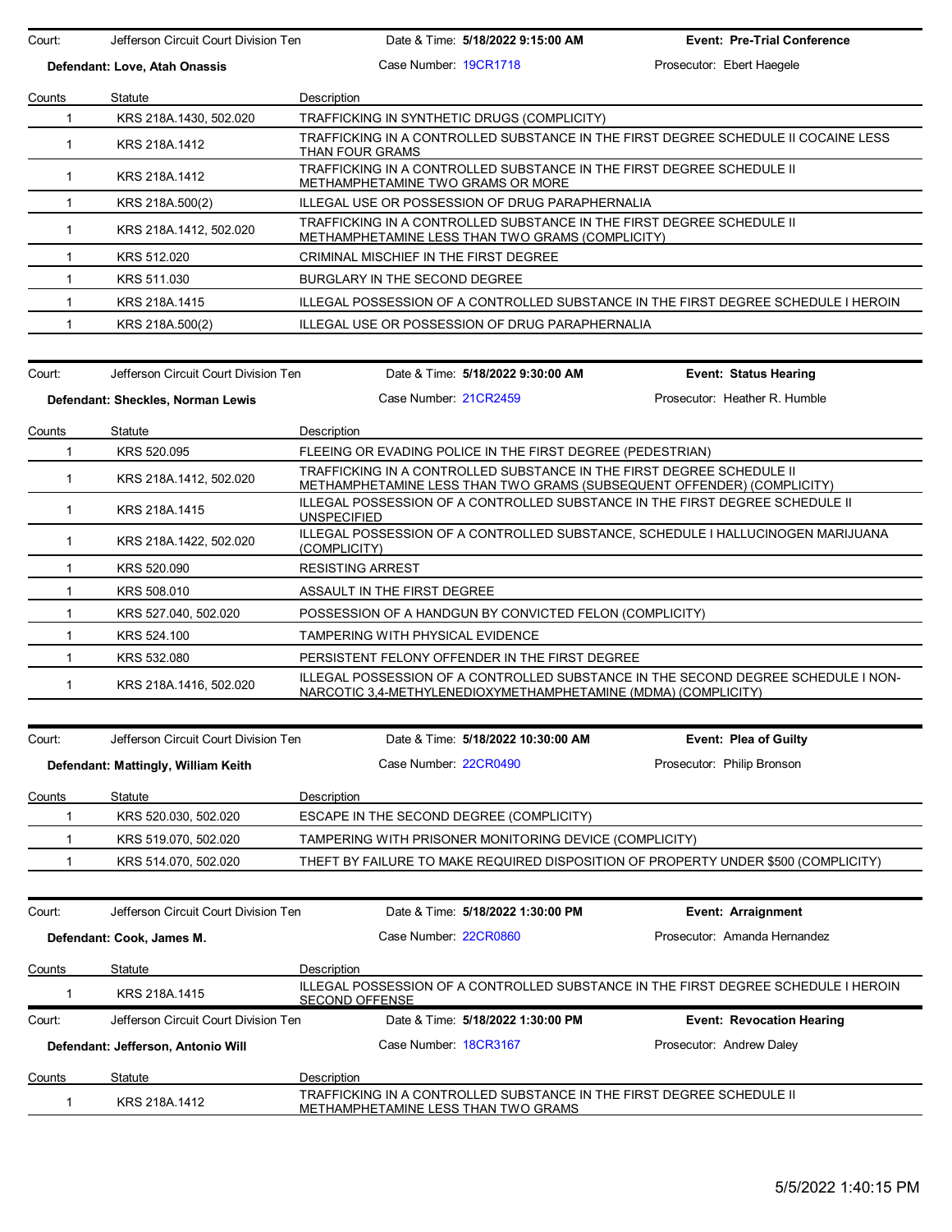| Court: | Jefferson Circuit Court Division Ten | Date & Time: **5/18/2022 9:15:00 AM** | **Event: Pre-Trial Conference** |
|---|---|---|---|
| **Defendant: Love, Atah Onassis** | | Case Number: 19CR1718 | Prosecutor: Ebert Haegele |

| Counts | Statute | Description |
|---|---|---|
| 1 | KRS 218A.1430, 502.020 | TRAFFICKING IN SYNTHETIC DRUGS (COMPLICITY) |
| 1 | KRS 218A.1412 | TRAFFICKING IN A CONTROLLED SUBSTANCE IN THE FIRST DEGREE SCHEDULE II COCAINE LESS THAN FOUR GRAMS |
| 1 | KRS 218A.1412 | TRAFFICKING IN A CONTROLLED SUBSTANCE IN THE FIRST DEGREE SCHEDULE II METHAMPHETAMINE TWO GRAMS OR MORE |
| 1 | KRS 218A.500(2) | ILLEGAL USE OR POSSESSION OF DRUG PARAPHERNALIA |
| 1 | KRS 218A.1412, 502.020 | TRAFFICKING IN A CONTROLLED SUBSTANCE IN THE FIRST DEGREE SCHEDULE II METHAMPHETAMINE LESS THAN TWO GRAMS (COMPLICITY) |
| 1 | KRS 512.020 | CRIMINAL MISCHIEF IN THE FIRST DEGREE |
| 1 | KRS 511.030 | BURGLARY IN THE SECOND DEGREE |
| 1 | KRS 218A.1415 | ILLEGAL POSSESSION OF A CONTROLLED SUBSTANCE IN THE FIRST DEGREE SCHEDULE I HEROIN |
| 1 | KRS 218A.500(2) | ILLEGAL USE OR POSSESSION OF DRUG PARAPHERNALIA |

| Court: | Jefferson Circuit Court Division Ten | Date & Time: **5/18/2022 9:30:00 AM** | **Event: Status Hearing** |
|---|---|---|---|
| **Defendant: Sheckles, Norman Lewis** | | Case Number: 21CR2459 | Prosecutor: Heather R. Humble |

| Counts | Statute | Description |
|---|---|---|
| 1 | KRS 520.095 | FLEEING OR EVADING POLICE IN THE FIRST DEGREE (PEDESTRIAN) |
| 1 | KRS 218A.1412, 502.020 | TRAFFICKING IN A CONTROLLED SUBSTANCE IN THE FIRST DEGREE SCHEDULE II METHAMPHETAMINE LESS THAN TWO GRAMS (SUBSEQUENT OFFENDER) (COMPLICITY) |
| 1 | KRS 218A.1415 | ILLEGAL POSSESSION OF A CONTROLLED SUBSTANCE IN THE FIRST DEGREE SCHEDULE II UNSPECIFIED |
| 1 | KRS 218A.1422, 502.020 | ILLEGAL POSSESSION OF A CONTROLLED SUBSTANCE, SCHEDULE I HALLUCINOGEN MARIJUANA (COMPLICITY) |
| 1 | KRS 520.090 | RESISTING ARREST |
| 1 | KRS 508.010 | ASSAULT IN THE FIRST DEGREE |
| 1 | KRS 527.040, 502.020 | POSSESSION OF A HANDGUN BY CONVICTED FELON (COMPLICITY) |
| 1 | KRS 524.100 | TAMPERING WITH PHYSICAL EVIDENCE |
| 1 | KRS 532.080 | PERSISTENT FELONY OFFENDER IN THE FIRST DEGREE |
| 1 | KRS 218A.1416, 502.020 | ILLEGAL POSSESSION OF A CONTROLLED SUBSTANCE IN THE SECOND DEGREE SCHEDULE I NON-NARCOTIC 3,4-METHYLENEDIOXYMETHAMPHETAMINE (MDMA) (COMPLICITY) |

| Court: | Jefferson Circuit Court Division Ten | Date & Time: **5/18/2022 10:30:00 AM** | **Event: Plea of Guilty** |
|---|---|---|---|
| **Defendant: Mattingly, William Keith** | | Case Number: 22CR0490 | Prosecutor: Philip Bronson |

| Counts | Statute | Description |
|---|---|---|
| 1 | KRS 520.030, 502.020 | ESCAPE IN THE SECOND DEGREE (COMPLICITY) |
| 1 | KRS 519.070, 502.020 | TAMPERING WITH PRISONER MONITORING DEVICE (COMPLICITY) |
| 1 | KRS 514.070, 502.020 | THEFT BY FAILURE TO MAKE REQUIRED DISPOSITION OF PROPERTY UNDER $500 (COMPLICITY) |

| Court: | Jefferson Circuit Court Division Ten | Date & Time: **5/18/2022 1:30:00 PM** | **Event: Arraignment** |
|---|---|---|---|
| **Defendant: Cook, James M.** | | Case Number: 22CR0860 | Prosecutor: Amanda Hernandez |

| Counts | Statute | Description |
|---|---|---|
| 1 | KRS 218A.1415 | ILLEGAL POSSESSION OF A CONTROLLED SUBSTANCE IN THE FIRST DEGREE SCHEDULE I HEROIN SECOND OFFENSE |

| Court: | Jefferson Circuit Court Division Ten | Date & Time: **5/18/2022 1:30:00 PM** | **Event: Revocation Hearing** |
|---|---|---|---|
| **Defendant: Jefferson, Antonio Will** | | Case Number: 18CR3167 | Prosecutor: Andrew Daley |

| Counts | Statute | Description |
|---|---|---|
| 1 | KRS 218A.1412 | TRAFFICKING IN A CONTROLLED SUBSTANCE IN THE FIRST DEGREE SCHEDULE II METHAMPHETAMINE LESS THAN TWO GRAMS |

5/5/2022 1:40:15 PM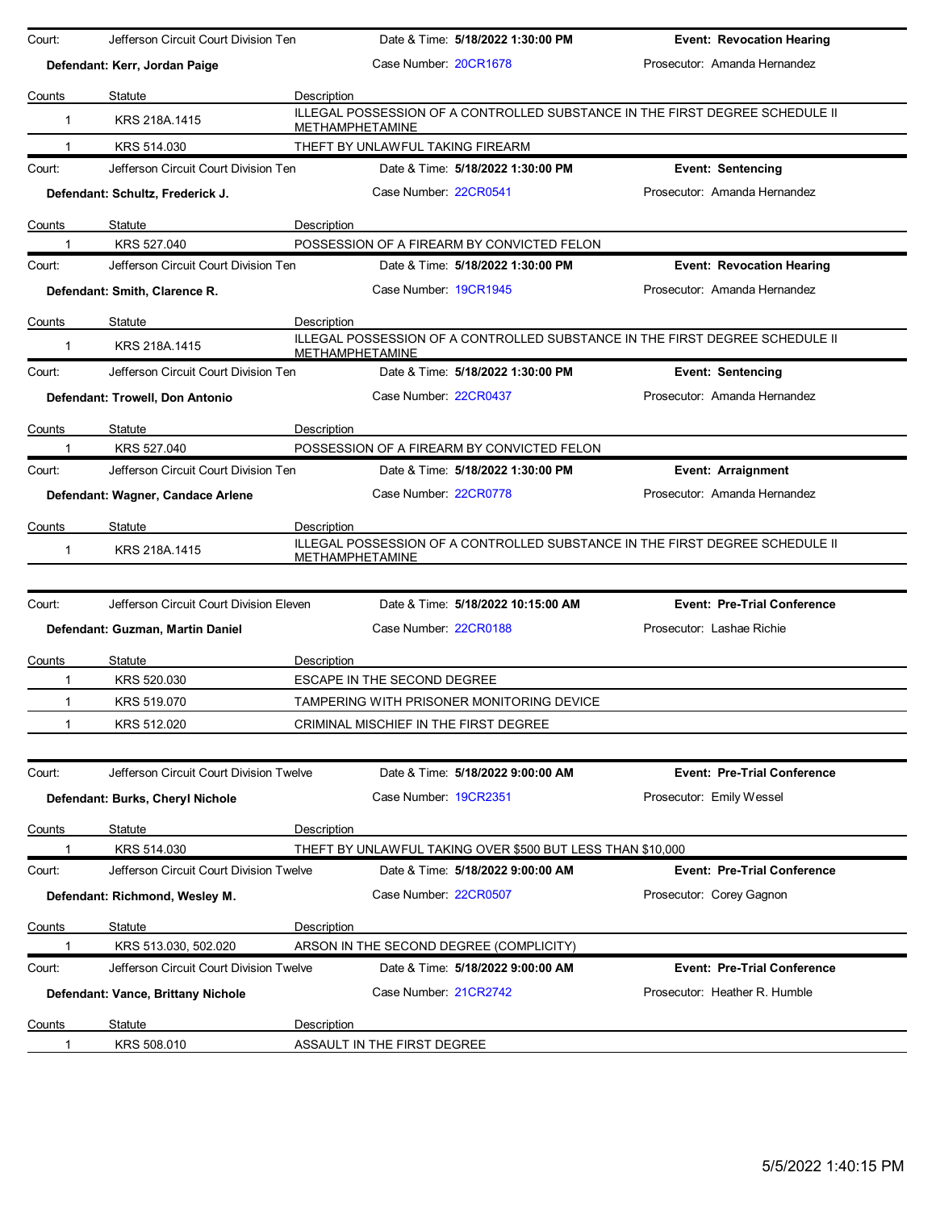Court: Jefferson Circuit Court Division Ten | Date & Time: **5/18/2022 1:30:00 PM** | **Event: Revocation Hearing**

**Defendant: Kerr, Jordan Paige** | Case Number: 20CR1678 | Prosecutor: Amanda Hernandez

| Counts | Statute | Description |
|---|---|---|
| 1 | KRS 218A.1415 | ILLEGAL POSSESSION OF A CONTROLLED SUBSTANCE IN THE FIRST DEGREE SCHEDULE II METHAMPHETAMINE |
| 1 | KRS 514.030 | THEFT BY UNLAWFUL TAKING FIREARM |

Court: Jefferson Circuit Court Division Ten | Date & Time: **5/18/2022 1:30:00 PM** | **Event: Sentencing**

**Defendant: Schultz, Frederick J.** | Case Number: 22CR0541 | Prosecutor: Amanda Hernandez

| Counts | Statute | Description |
|---|---|---|
| 1 | KRS 527.040 | POSSESSION OF A FIREARM BY CONVICTED FELON |

Court: Jefferson Circuit Court Division Ten | Date & Time: **5/18/2022 1:30:00 PM** | **Event: Revocation Hearing**

**Defendant: Smith, Clarence R.** | Case Number: 19CR1945 | Prosecutor: Amanda Hernandez

| Counts | Statute | Description |
|---|---|---|
| 1 | KRS 218A.1415 | ILLEGAL POSSESSION OF A CONTROLLED SUBSTANCE IN THE FIRST DEGREE SCHEDULE II METHAMPHETAMINE |

Court: Jefferson Circuit Court Division Ten | Date & Time: **5/18/2022 1:30:00 PM** | **Event: Sentencing**

**Defendant: Trowell, Don Antonio** | Case Number: 22CR0437 | Prosecutor: Amanda Hernandez

| Counts | Statute | Description |
|---|---|---|
| 1 | KRS 527.040 | POSSESSION OF A FIREARM BY CONVICTED FELON |

Court: Jefferson Circuit Court Division Ten | Date & Time: **5/18/2022 1:30:00 PM** | **Event: Arraignment**

**Defendant: Wagner, Candace Arlene** | Case Number: 22CR0778 | Prosecutor: Amanda Hernandez

| Counts | Statute | Description |
|---|---|---|
| 1 | KRS 218A.1415 | ILLEGAL POSSESSION OF A CONTROLLED SUBSTANCE IN THE FIRST DEGREE SCHEDULE II METHAMPHETAMINE |

Court: Jefferson Circuit Court Division Eleven | Date & Time: **5/18/2022 10:15:00 AM** | **Event: Pre-Trial Conference**

**Defendant: Guzman, Martin Daniel** | Case Number: 22CR0188 | Prosecutor: Lashae Richie

| Counts | Statute | Description |
|---|---|---|
| 1 | KRS 520.030 | ESCAPE IN THE SECOND DEGREE |
| 1 | KRS 519.070 | TAMPERING WITH PRISONER MONITORING DEVICE |
| 1 | KRS 512.020 | CRIMINAL MISCHIEF IN THE FIRST DEGREE |

Court: Jefferson Circuit Court Division Twelve | Date & Time: **5/18/2022 9:00:00 AM** | **Event: Pre-Trial Conference**

**Defendant: Burks, Cheryl Nichole** | Case Number: 19CR2351 | Prosecutor: Emily Wessel

| Counts | Statute | Description |
|---|---|---|
| 1 | KRS 514.030 | THEFT BY UNLAWFUL TAKING OVER $500 BUT LESS THAN $10,000 |

Court: Jefferson Circuit Court Division Twelve | Date & Time: **5/18/2022 9:00:00 AM** | **Event: Pre-Trial Conference**

**Defendant: Richmond, Wesley M.** | Case Number: 22CR0507 | Prosecutor: Corey Gagnon

| Counts | Statute | Description |
|---|---|---|
| 1 | KRS 513.030, 502.020 | ARSON IN THE SECOND DEGREE (COMPLICITY) |

Court: Jefferson Circuit Court Division Twelve | Date & Time: **5/18/2022 9:00:00 AM** | **Event: Pre-Trial Conference**

**Defendant: Vance, Brittany Nichole** | Case Number: 21CR2742 | Prosecutor: Heather R. Humble

| Counts | Statute | Description |
|---|---|---|
| 1 | KRS 508.010 | ASSAULT IN THE FIRST DEGREE |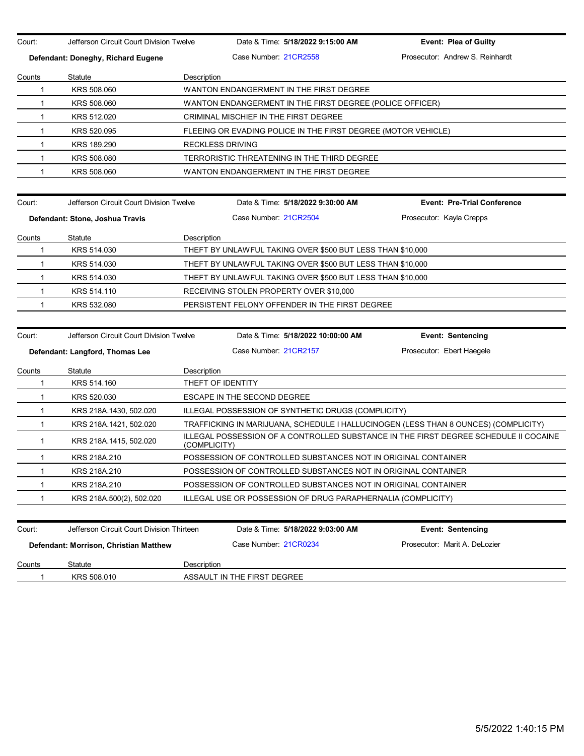Court: Jefferson Circuit Court Division Twelve | Date & Time: **5/18/2022 9:15:00 AM** | **Event: Plea of Guilty**

**Defendant: Doneghy, Richard Eugene** | Case Number: 21CR2558 | Prosecutor: Andrew S. Reinhardt

| Counts | Statute | Description |
|---|---|---|
| 1 | KRS 508.060 | WANTON ENDANGERMENT IN THE FIRST DEGREE |
| 1 | KRS 508.060 | WANTON ENDANGERMENT IN THE FIRST DEGREE (POLICE OFFICER) |
| 1 | KRS 512.020 | CRIMINAL MISCHIEF IN THE FIRST DEGREE |
| 1 | KRS 520.095 | FLEEING OR EVADING POLICE IN THE FIRST DEGREE (MOTOR VEHICLE) |
| 1 | KRS 189.290 | RECKLESS DRIVING |
| 1 | KRS 508.080 | TERRORISTIC THREATENING IN THE THIRD DEGREE |
| 1 | KRS 508.060 | WANTON ENDANGERMENT IN THE FIRST DEGREE |

Court: Jefferson Circuit Court Division Twelve | Date & Time: **5/18/2022 9:30:00 AM** | **Event: Pre-Trial Conference**

**Defendant: Stone, Joshua Travis** | Case Number: 21CR2504 | Prosecutor: Kayla Crepps

| Counts | Statute | Description |
|---|---|---|
| 1 | KRS 514.030 | THEFT BY UNLAWFUL TAKING OVER $500 BUT LESS THAN $10,000 |
| 1 | KRS 514.030 | THEFT BY UNLAWFUL TAKING OVER $500 BUT LESS THAN $10,000 |
| 1 | KRS 514.030 | THEFT BY UNLAWFUL TAKING OVER $500 BUT LESS THAN $10,000 |
| 1 | KRS 514.110 | RECEIVING STOLEN PROPERTY OVER $10,000 |
| 1 | KRS 532.080 | PERSISTENT FELONY OFFENDER IN THE FIRST DEGREE |

Court: Jefferson Circuit Court Division Twelve | Date & Time: **5/18/2022 10:00:00 AM** | **Event: Sentencing**

**Defendant: Langford, Thomas Lee** | Case Number: 21CR2157 | Prosecutor: Ebert Haegele

| Counts | Statute | Description |
|---|---|---|
| 1 | KRS 514.160 | THEFT OF IDENTITY |
| 1 | KRS 520.030 | ESCAPE IN THE SECOND DEGREE |
| 1 | KRS 218A.1430, 502.020 | ILLEGAL POSSESSION OF SYNTHETIC DRUGS (COMPLICITY) |
| 1 | KRS 218A.1421, 502.020 | TRAFFICKING IN MARIJUANA, SCHEDULE I HALLUCINOGEN (LESS THAN 8 OUNCES) (COMPLICITY) |
| 1 | KRS 218A.1415, 502.020 | ILLEGAL POSSESSION OF A CONTROLLED SUBSTANCE IN THE FIRST DEGREE SCHEDULE II COCAINE (COMPLICITY) |
| 1 | KRS 218A.210 | POSSESSION OF CONTROLLED SUBSTANCES NOT IN ORIGINAL CONTAINER |
| 1 | KRS 218A.210 | POSSESSION OF CONTROLLED SUBSTANCES NOT IN ORIGINAL CONTAINER |
| 1 | KRS 218A.210 | POSSESSION OF CONTROLLED SUBSTANCES NOT IN ORIGINAL CONTAINER |
| 1 | KRS 218A.500(2), 502.020 | ILLEGAL USE OR POSSESSION OF DRUG PARAPHERNALIA (COMPLICITY) |

Court: Jefferson Circuit Court Division Thirteen | Date & Time: **5/18/2022 9:03:00 AM** | **Event: Sentencing**

**Defendant: Morrison, Christian Matthew** | Case Number: 21CR0234 | Prosecutor: Marit A. DeLozier

| Counts | Statute | Description |
|---|---|---|
| 1 | KRS 508.010 | ASSAULT IN THE FIRST DEGREE |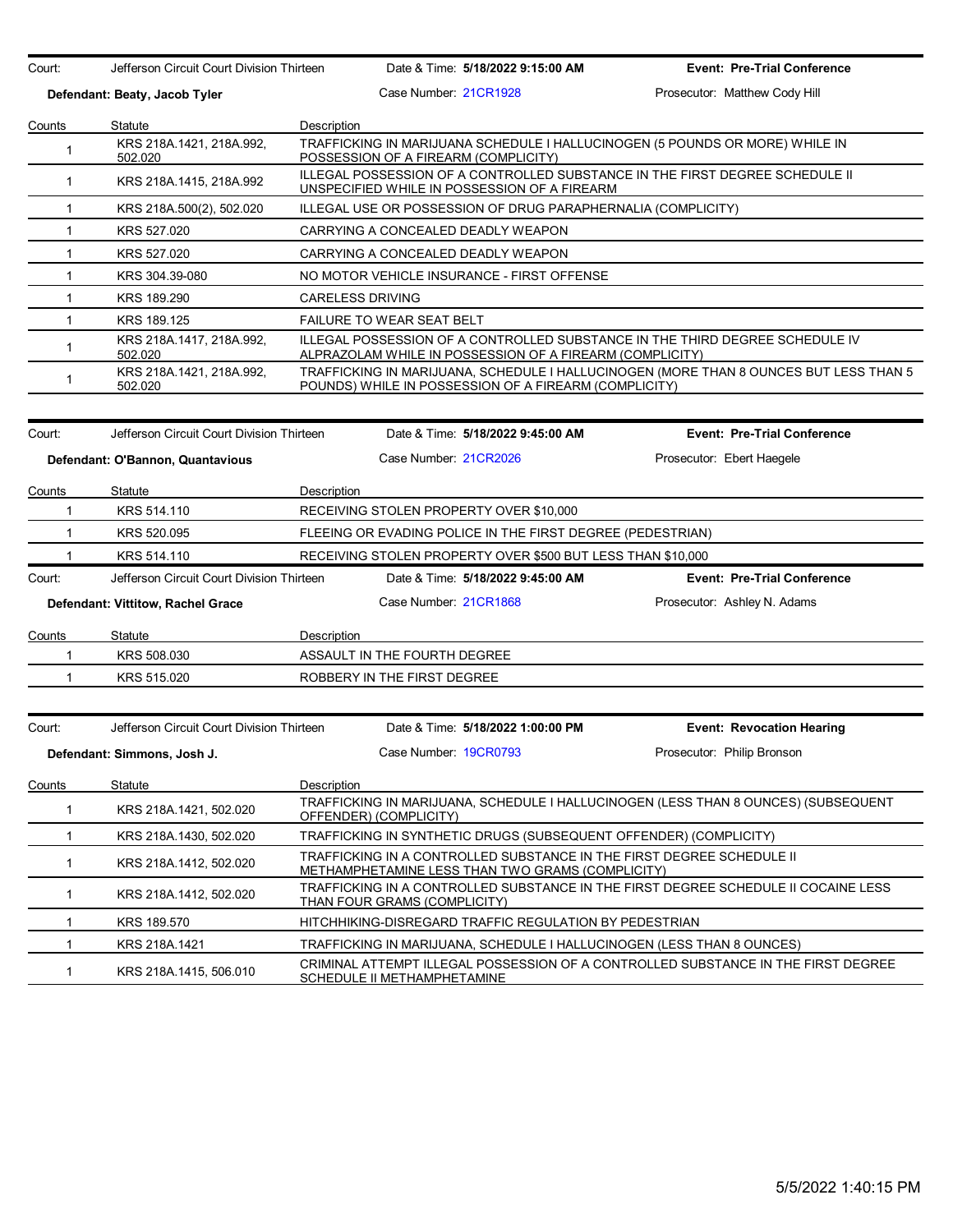| Court: | Jefferson Circuit Court Division Thirteen | Date & Time: **5/18/2022 9:15:00 AM** | **Event: Pre-Trial Conference** |
|---|---|---|---|
| **Defendant: Beaty, Jacob Tyler** | | Case Number: 21CR1928 | Prosecutor: Matthew Cody Hill |

| Counts | Statute | Description |
|---|---|---|
| 1 | KRS 218A.1421, 218A.992, 502.020 | TRAFFICKING IN MARIJUANA SCHEDULE I HALLUCINOGEN (5 POUNDS OR MORE) WHILE IN POSSESSION OF A FIREARM (COMPLICITY) |
| 1 | KRS 218A.1415, 218A.992 | ILLEGAL POSSESSION OF A CONTROLLED SUBSTANCE IN THE FIRST DEGREE SCHEDULE II UNSPECIFIED WHILE IN POSSESSION OF A FIREARM |
| 1 | KRS 218A.500(2), 502.020 | ILLEGAL USE OR POSSESSION OF DRUG PARAPHERNALIA (COMPLICITY) |
| 1 | KRS 527.020 | CARRYING A CONCEALED DEADLY WEAPON |
| 1 | KRS 527.020 | CARRYING A CONCEALED DEADLY WEAPON |
| 1 | KRS 304.39-080 | NO MOTOR VEHICLE INSURANCE - FIRST OFFENSE |
| 1 | KRS 189.290 | CARELESS DRIVING |
| 1 | KRS 189.125 | FAILURE TO WEAR SEAT BELT |
| 1 | KRS 218A.1417, 218A.992, 502.020 | ILLEGAL POSSESSION OF A CONTROLLED SUBSTANCE IN THE THIRD DEGREE SCHEDULE IV ALPRAZOLAM WHILE IN POSSESSION OF A FIREARM (COMPLICITY) |
| 1 | KRS 218A.1421, 218A.992, 502.020 | TRAFFICKING IN MARIJUANA, SCHEDULE I HALLUCINOGEN (MORE THAN 8 OUNCES BUT LESS THAN 5 POUNDS) WHILE IN POSSESSION OF A FIREARM (COMPLICITY) |

| Court: | Jefferson Circuit Court Division Thirteen | Date & Time: **5/18/2022 9:45:00 AM** | **Event: Pre-Trial Conference** |
|---|---|---|---|
| **Defendant: O'Bannon, Quantavious** | | Case Number: 21CR2026 | Prosecutor: Ebert Haegele |

| Counts | Statute | Description |
|---|---|---|
| 1 | KRS 514.110 | RECEIVING STOLEN PROPERTY OVER $10,000 |
| 1 | KRS 520.095 | FLEEING OR EVADING POLICE IN THE FIRST DEGREE (PEDESTRIAN) |
| 1 | KRS 514.110 | RECEIVING STOLEN PROPERTY OVER $500 BUT LESS THAN $10,000 |

| Court: | Jefferson Circuit Court Division Thirteen | Date & Time: **5/18/2022 9:45:00 AM** | **Event: Pre-Trial Conference** |
|---|---|---|---|
| **Defendant: Vittitow, Rachel Grace** | | Case Number: 21CR1868 | Prosecutor: Ashley N. Adams |

| Counts | Statute | Description |
|---|---|---|
| 1 | KRS 508.030 | ASSAULT IN THE FOURTH DEGREE |
| 1 | KRS 515.020 | ROBBERY IN THE FIRST DEGREE |

| Court: | Jefferson Circuit Court Division Thirteen | Date & Time: **5/18/2022 1:00:00 PM** | **Event: Revocation Hearing** |
|---|---|---|---|
| **Defendant: Simmons, Josh J.** | | Case Number: 19CR0793 | Prosecutor: Philip Bronson |

| Counts | Statute | Description |
|---|---|---|
| 1 | KRS 218A.1421, 502.020 | TRAFFICKING IN MARIJUANA, SCHEDULE I HALLUCINOGEN (LESS THAN 8 OUNCES) (SUBSEQUENT OFFENDER) (COMPLICITY) |
| 1 | KRS 218A.1430, 502.020 | TRAFFICKING IN SYNTHETIC DRUGS (SUBSEQUENT OFFENDER) (COMPLICITY) |
| 1 | KRS 218A.1412, 502.020 | TRAFFICKING IN A CONTROLLED SUBSTANCE IN THE FIRST DEGREE SCHEDULE II METHAMPHETAMINE LESS THAN TWO GRAMS (COMPLICITY) |
| 1 | KRS 218A.1412, 502.020 | TRAFFICKING IN A CONTROLLED SUBSTANCE IN THE FIRST DEGREE SCHEDULE II COCAINE LESS THAN FOUR GRAMS (COMPLICITY) |
| 1 | KRS 189.570 | HITCHHIKING-DISREGARD TRAFFIC REGULATION BY PEDESTRIAN |
| 1 | KRS 218A.1421 | TRAFFICKING IN MARIJUANA, SCHEDULE I HALLUCINOGEN (LESS THAN 8 OUNCES) |
| 1 | KRS 218A.1415, 506.010 | CRIMINAL ATTEMPT ILLEGAL POSSESSION OF A CONTROLLED SUBSTANCE IN THE FIRST DEGREE SCHEDULE II METHAMPHETAMINE |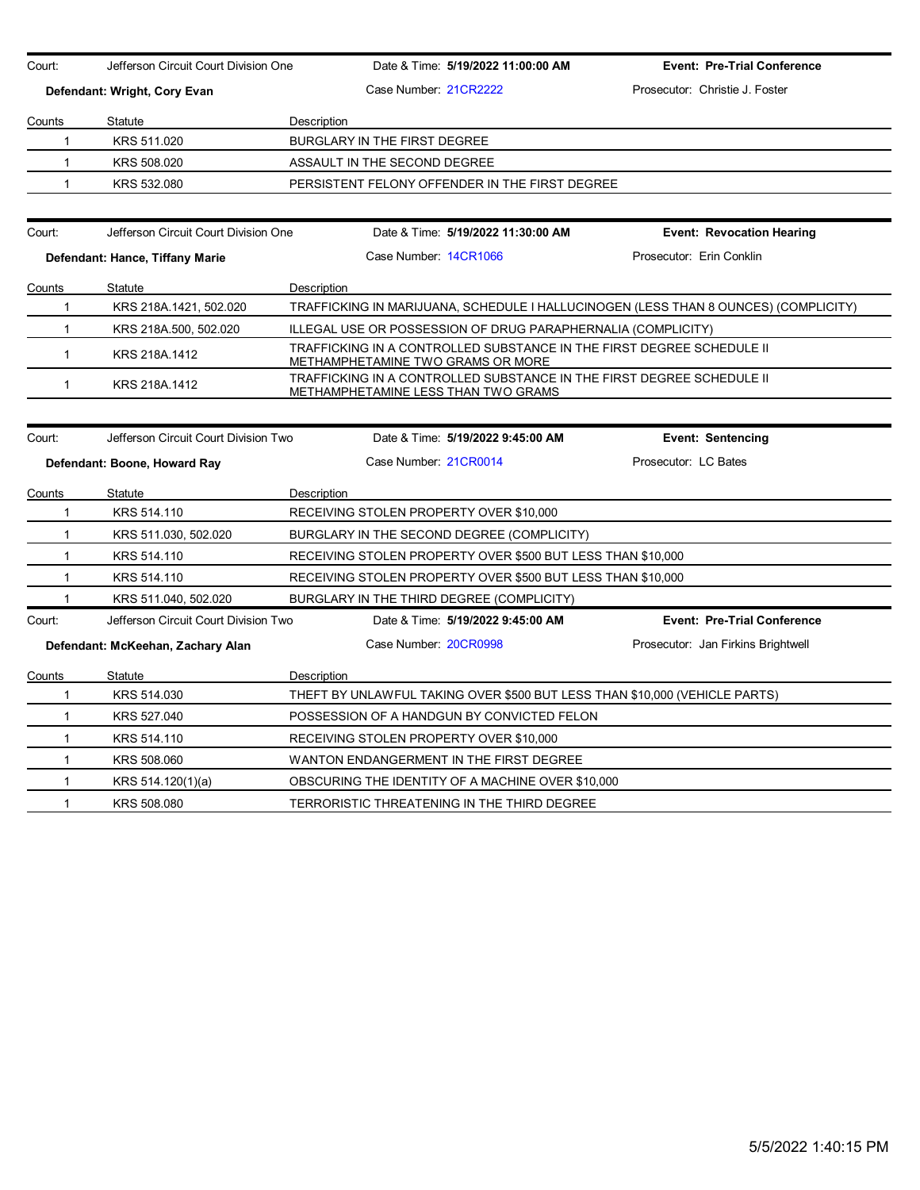Court: Jefferson Circuit Court Division One | Date & Time: **5/19/2022 11:00:00 AM** | **Event: Pre-Trial Conference**

**Defendant: Wright, Cory Evan** | Case Number: 21CR2222 | Prosecutor: Christie J. Foster

| Counts | Statute | Description |
|---|---|---|
| 1 | KRS 511.020 | BURGLARY IN THE FIRST DEGREE |
| 1 | KRS 508.020 | ASSAULT IN THE SECOND DEGREE |
| 1 | KRS 532.080 | PERSISTENT FELONY OFFENDER IN THE FIRST DEGREE |

Court: Jefferson Circuit Court Division One | Date & Time: **5/19/2022 11:30:00 AM** | **Event: Revocation Hearing**

**Defendant: Hance, Tiffany Marie** | Case Number: 14CR1066 | Prosecutor: Erin Conklin

| Counts | Statute | Description |
|---|---|---|
| 1 | KRS 218A.1421, 502.020 | TRAFFICKING IN MARIJUANA, SCHEDULE I HALLUCINOGEN (LESS THAN 8 OUNCES) (COMPLICITY) |
| 1 | KRS 218A.500, 502.020 | ILLEGAL USE OR POSSESSION OF DRUG PARAPHERNALIA (COMPLICITY) |
| 1 | KRS 218A.1412 | TRAFFICKING IN A CONTROLLED SUBSTANCE IN THE FIRST DEGREE SCHEDULE II METHAMPHETAMINE TWO GRAMS OR MORE |
| 1 | KRS 218A.1412 | TRAFFICKING IN A CONTROLLED SUBSTANCE IN THE FIRST DEGREE SCHEDULE II METHAMPHETAMINE LESS THAN TWO GRAMS |

Court: Jefferson Circuit Court Division Two | Date & Time: **5/19/2022 9:45:00 AM** | **Event: Sentencing**

**Defendant: Boone, Howard Ray** | Case Number: 21CR0014 | Prosecutor: LC Bates

| Counts | Statute | Description |
|---|---|---|
| 1 | KRS 514.110 | RECEIVING STOLEN PROPERTY OVER $10,000 |
| 1 | KRS 511.030, 502.020 | BURGLARY IN THE SECOND DEGREE (COMPLICITY) |
| 1 | KRS 514.110 | RECEIVING STOLEN PROPERTY OVER $500 BUT LESS THAN $10,000 |
| 1 | KRS 514.110 | RECEIVING STOLEN PROPERTY OVER $500 BUT LESS THAN $10,000 |
| 1 | KRS 511.040, 502.020 | BURGLARY IN THE THIRD DEGREE (COMPLICITY) |

Court: Jefferson Circuit Court Division Two | Date & Time: **5/19/2022 9:45:00 AM** | **Event: Pre-Trial Conference**

**Defendant: McKeehan, Zachary Alan** | Case Number: 20CR0998 | Prosecutor: Jan Firkins Brightwell

| Counts | Statute | Description |
|---|---|---|
| 1 | KRS 514.030 | THEFT BY UNLAWFUL TAKING OVER $500 BUT LESS THAN $10,000 (VEHICLE PARTS) |
| 1 | KRS 527.040 | POSSESSION OF A HANDGUN BY CONVICTED FELON |
| 1 | KRS 514.110 | RECEIVING STOLEN PROPERTY OVER $10,000 |
| 1 | KRS 508.060 | WANTON ENDANGERMENT IN THE FIRST DEGREE |
| 1 | KRS 514.120(1)(a) | OBSCURING THE IDENTITY OF A MACHINE OVER $10,000 |
| 1 | KRS 508.080 | TERRORISTIC THREATENING IN THE THIRD DEGREE |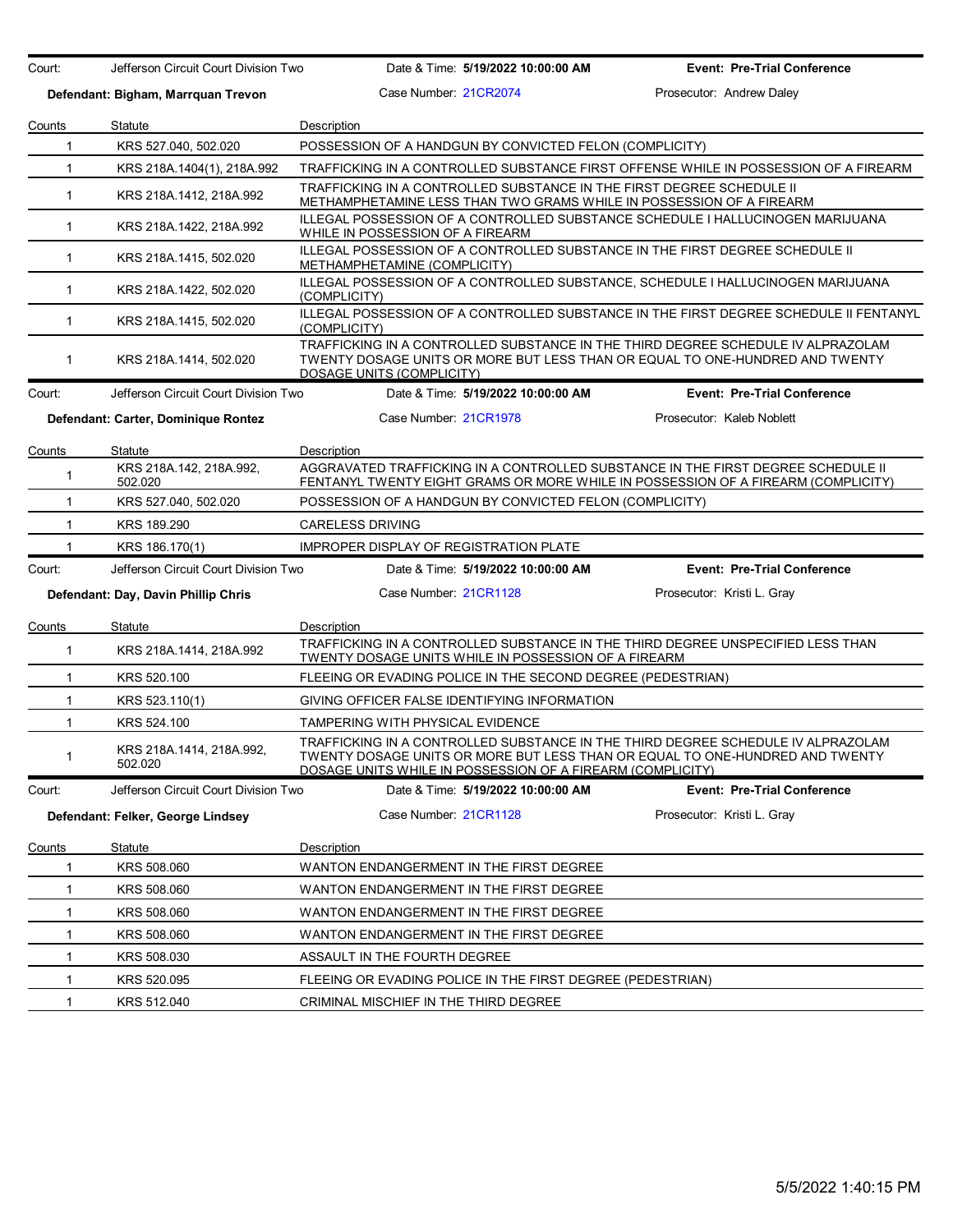Court: Jefferson Circuit Court Division Two | Date & Time: **5/19/2022 10:00:00 AM** | **Event: Pre-Trial Conference**

**Defendant: Bigham, Marrquan Trevon** | Case Number: 21CR2074 | Prosecutor: Andrew Daley

| Counts | Statute | Description |
|---|---|---|
| 1 | KRS 527.040, 502.020 | POSSESSION OF A HANDGUN BY CONVICTED FELON (COMPLICITY) |
| 1 | KRS 218A.1404(1), 218A.992 | TRAFFICKING IN A CONTROLLED SUBSTANCE FIRST OFFENSE WHILE IN POSSESSION OF A FIREARM |
| 1 | KRS 218A.1412, 218A.992 | TRAFFICKING IN A CONTROLLED SUBSTANCE IN THE FIRST DEGREE SCHEDULE II METHAMPHETAMINE LESS THAN TWO GRAMS WHILE IN POSSESSION OF A FIREARM |
| 1 | KRS 218A.1422, 218A.992 | ILLEGAL POSSESSION OF A CONTROLLED SUBSTANCE SCHEDULE I HALLUCINOGEN MARIJUANA WHILE IN POSSESSION OF A FIREARM |
| 1 | KRS 218A.1415, 502.020 | ILLEGAL POSSESSION OF A CONTROLLED SUBSTANCE IN THE FIRST DEGREE SCHEDULE II METHAMPHETAMINE (COMPLICITY) |
| 1 | KRS 218A.1422, 502.020 | ILLEGAL POSSESSION OF A CONTROLLED SUBSTANCE, SCHEDULE I HALLUCINOGEN MARIJUANA (COMPLICITY) |
| 1 | KRS 218A.1415, 502.020 | ILLEGAL POSSESSION OF A CONTROLLED SUBSTANCE IN THE FIRST DEGREE SCHEDULE II FENTANYL (COMPLICITY) |
| 1 | KRS 218A.1414, 502.020 | TRAFFICKING IN A CONTROLLED SUBSTANCE IN THE THIRD DEGREE SCHEDULE IV ALPRAZOLAM TWENTY DOSAGE UNITS OR MORE BUT LESS THAN OR EQUAL TO ONE-HUNDRED AND TWENTY DOSAGE UNITS (COMPLICITY) |

Court: Jefferson Circuit Court Division Two | Date & Time: **5/19/2022 10:00:00 AM** | **Event: Pre-Trial Conference**

**Defendant: Carter, Dominique Rontez** | Case Number: 21CR1978 | Prosecutor: Kaleb Noblett

| Counts | Statute | Description |
|---|---|---|
| 1 | KRS 218A.142, 218A.992, 502.020 | AGGRAVATED TRAFFICKING IN A CONTROLLED SUBSTANCE IN THE FIRST DEGREE SCHEDULE II FENTANYL TWENTY EIGHT GRAMS OR MORE WHILE IN POSSESSION OF A FIREARM (COMPLICITY) |
| 1 | KRS 527.040, 502.020 | POSSESSION OF A HANDGUN BY CONVICTED FELON (COMPLICITY) |
| 1 | KRS 189.290 | CARELESS DRIVING |
| 1 | KRS 186.170(1) | IMPROPER DISPLAY OF REGISTRATION PLATE |

Court: Jefferson Circuit Court Division Two | Date & Time: **5/19/2022 10:00:00 AM** | **Event: Pre-Trial Conference**

**Defendant: Day, Davin Phillip Chris** | Case Number: 21CR1128 | Prosecutor: Kristi L. Gray

| Counts | Statute | Description |
|---|---|---|
| 1 | KRS 218A.1414, 218A.992 | TRAFFICKING IN A CONTROLLED SUBSTANCE IN THE THIRD DEGREE UNSPECIFIED LESS THAN TWENTY DOSAGE UNITS WHILE IN POSSESSION OF A FIREARM |
| 1 | KRS 520.100 | FLEEING OR EVADING POLICE IN THE SECOND DEGREE (PEDESTRIAN) |
| 1 | KRS 523.110(1) | GIVING OFFICER FALSE IDENTIFYING INFORMATION |
| 1 | KRS 524.100 | TAMPERING WITH PHYSICAL EVIDENCE |
| 1 | KRS 218A.1414, 218A.992, 502.020 | TRAFFICKING IN A CONTROLLED SUBSTANCE IN THE THIRD DEGREE SCHEDULE IV ALPRAZOLAM TWENTY DOSAGE UNITS OR MORE BUT LESS THAN OR EQUAL TO ONE-HUNDRED AND TWENTY DOSAGE UNITS WHILE IN POSSESSION OF A FIREARM (COMPLICITY) |

Court: Jefferson Circuit Court Division Two | Date & Time: **5/19/2022 10:00:00 AM** | **Event: Pre-Trial Conference**

**Defendant: Felker, George Lindsey** | Case Number: 21CR1128 | Prosecutor: Kristi L. Gray

| Counts | Statute | Description |
|---|---|---|
| 1 | KRS 508.060 | WANTON ENDANGERMENT IN THE FIRST DEGREE |
| 1 | KRS 508.060 | WANTON ENDANGERMENT IN THE FIRST DEGREE |
| 1 | KRS 508.060 | WANTON ENDANGERMENT IN THE FIRST DEGREE |
| 1 | KRS 508.060 | WANTON ENDANGERMENT IN THE FIRST DEGREE |
| 1 | KRS 508.030 | ASSAULT IN THE FOURTH DEGREE |
| 1 | KRS 520.095 | FLEEING OR EVADING POLICE IN THE FIRST DEGREE (PEDESTRIAN) |
| 1 | KRS 512.040 | CRIMINAL MISCHIEF IN THE THIRD DEGREE |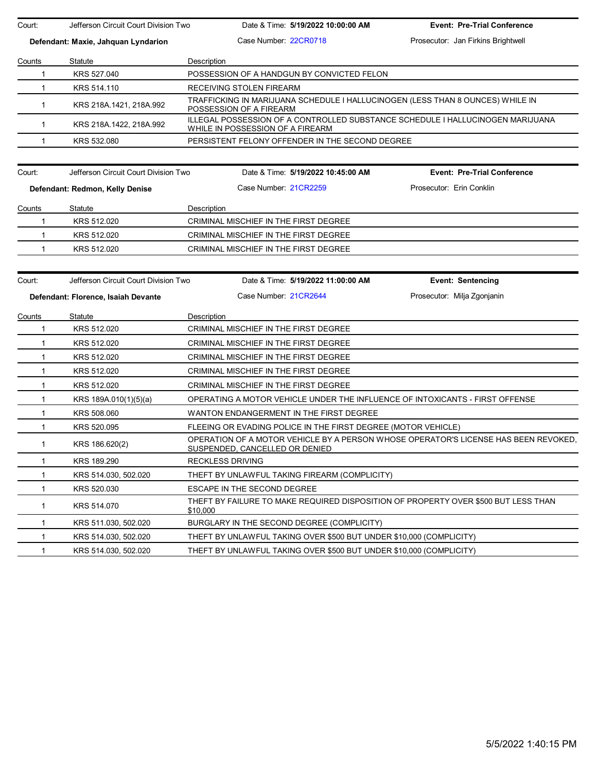| Court: | Jefferson Circuit Court Division Two | Date & Time: **5/19/2022 10:00:00 AM** | **Event: Pre-Trial Conference** |
|---|---|---|---|
| **Defendant: Maxie, Jahquan Lyndarion** | | Case Number: 22CR0718 | Prosecutor: Jan Firkins Brightwell |

| Counts | Statute | Description |
|---|---|---|
| 1 | KRS 527.040 | POSSESSION OF A HANDGUN BY CONVICTED FELON |
| 1 | KRS 514.110 | RECEIVING STOLEN FIREARM |
| 1 | KRS 218A.1421, 218A.992 | TRAFFICKING IN MARIJUANA SCHEDULE I HALLUCINOGEN (LESS THAN 8 OUNCES) WHILE IN POSSESSION OF A FIREARM |
| 1 | KRS 218A.1422, 218A.992 | ILLEGAL POSSESSION OF A CONTROLLED SUBSTANCE SCHEDULE I HALLUCINOGEN MARIJUANA WHILE IN POSSESSION OF A FIREARM |
| 1 | KRS 532.080 | PERSISTENT FELONY OFFENDER IN THE SECOND DEGREE |

| Court: | Jefferson Circuit Court Division Two | Date & Time: **5/19/2022 10:45:00 AM** | **Event: Pre-Trial Conference** |
|---|---|---|---|
| **Defendant: Redmon, Kelly Denise** | | Case Number: 21CR2259 | Prosecutor: Erin Conklin |

| Counts | Statute | Description |
|---|---|---|
| 1 | KRS 512.020 | CRIMINAL MISCHIEF IN THE FIRST DEGREE |
| 1 | KRS 512.020 | CRIMINAL MISCHIEF IN THE FIRST DEGREE |
| 1 | KRS 512.020 | CRIMINAL MISCHIEF IN THE FIRST DEGREE |

| Court: | Jefferson Circuit Court Division Two | Date & Time: **5/19/2022 11:00:00 AM** | **Event: Sentencing** |
|---|---|---|---|
| **Defendant: Florence, Isaiah Devante** | | Case Number: 21CR2644 | Prosecutor: Milja Zgonjanin |

| Counts | Statute | Description |
|---|---|---|
| 1 | KRS 512.020 | CRIMINAL MISCHIEF IN THE FIRST DEGREE |
| 1 | KRS 512.020 | CRIMINAL MISCHIEF IN THE FIRST DEGREE |
| 1 | KRS 512.020 | CRIMINAL MISCHIEF IN THE FIRST DEGREE |
| 1 | KRS 512.020 | CRIMINAL MISCHIEF IN THE FIRST DEGREE |
| 1 | KRS 512.020 | CRIMINAL MISCHIEF IN THE FIRST DEGREE |
| 1 | KRS 189A.010(1)(5)(a) | OPERATING A MOTOR VEHICLE UNDER THE INFLUENCE OF INTOXICANTS - FIRST OFFENSE |
| 1 | KRS 508.060 | WANTON ENDANGERMENT IN THE FIRST DEGREE |
| 1 | KRS 520.095 | FLEEING OR EVADING POLICE IN THE FIRST DEGREE (MOTOR VEHICLE) |
| 1 | KRS 186.620(2) | OPERATION OF A MOTOR VEHICLE BY A PERSON WHOSE OPERATOR'S LICENSE HAS BEEN REVOKED, SUSPENDED, CANCELLED OR DENIED |
| 1 | KRS 189.290 | RECKLESS DRIVING |
| 1 | KRS 514.030, 502.020 | THEFT BY UNLAWFUL TAKING FIREARM (COMPLICITY) |
| 1 | KRS 520.030 | ESCAPE IN THE SECOND DEGREE |
| 1 | KRS 514.070 | THEFT BY FAILURE TO MAKE REQUIRED DISPOSITION OF PROPERTY OVER $500 BUT LESS THAN $10,000 |
| 1 | KRS 511.030, 502.020 | BURGLARY IN THE SECOND DEGREE (COMPLICITY) |
| 1 | KRS 514.030, 502.020 | THEFT BY UNLAWFUL TAKING OVER $500 BUT UNDER $10,000 (COMPLICITY) |
| 1 | KRS 514.030, 502.020 | THEFT BY UNLAWFUL TAKING OVER $500 BUT UNDER $10,000 (COMPLICITY) |

5/5/2022 1:40:15 PM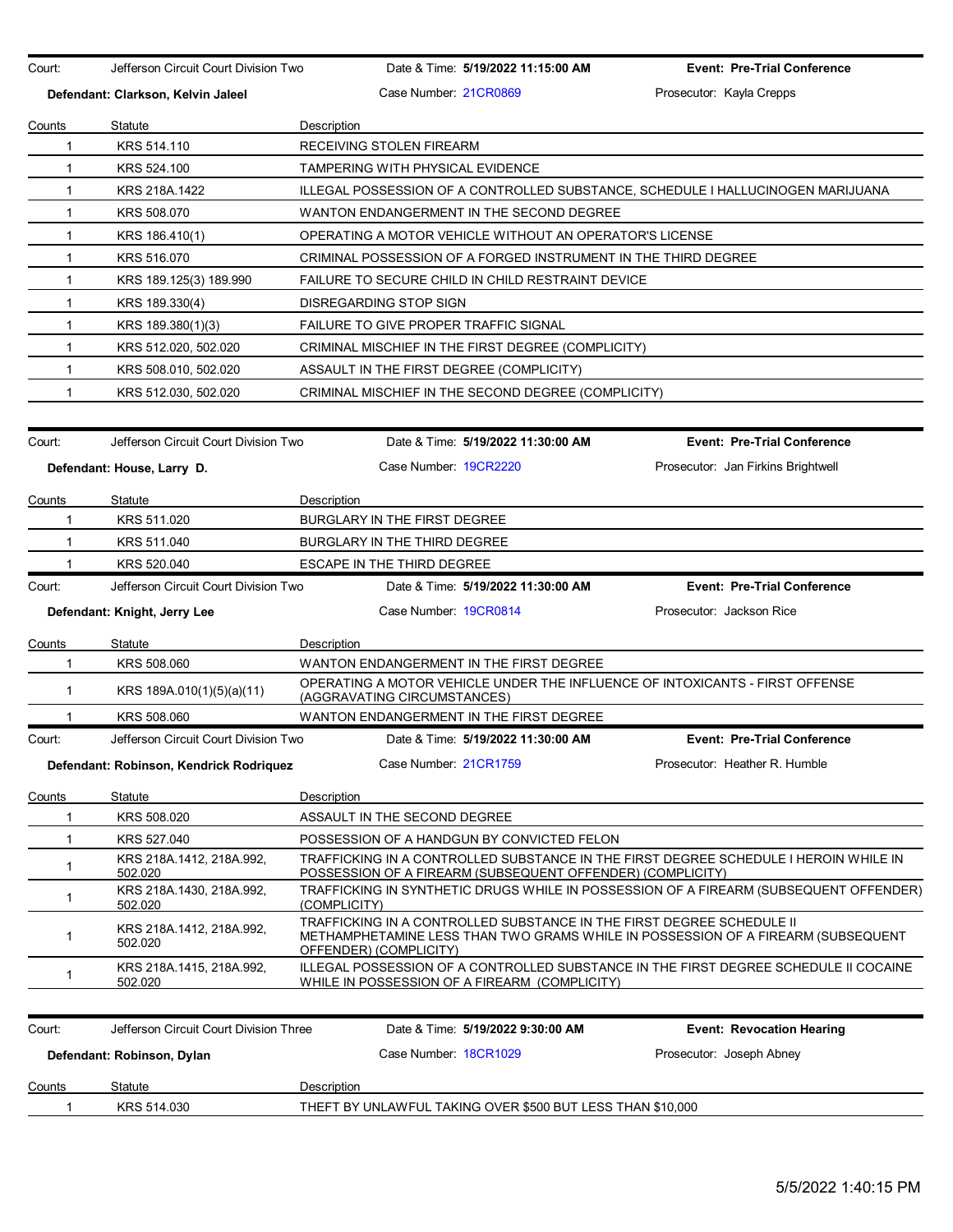| Court: | Jefferson Circuit Court Division Two | Date & Time: **5/19/2022 11:15:00 AM** | **Event: Pre-Trial Conference** |
|---|---|---|---|
| **Defendant: Clarkson, Kelvin Jaleel** | | Case Number: 21CR0869 | Prosecutor: Kayla Crepps |

| Counts | Statute | Description |
|---|---|---|
| 1 | KRS 514.110 | RECEIVING STOLEN FIREARM |
| 1 | KRS 524.100 | TAMPERING WITH PHYSICAL EVIDENCE |
| 1 | KRS 218A.1422 | ILLEGAL POSSESSION OF A CONTROLLED SUBSTANCE, SCHEDULE I HALLUCINOGEN MARIJUANA |
| 1 | KRS 508.070 | WANTON ENDANGERMENT IN THE SECOND DEGREE |
| 1 | KRS 186.410(1) | OPERATING A MOTOR VEHICLE WITHOUT AN OPERATOR'S LICENSE |
| 1 | KRS 516.070 | CRIMINAL POSSESSION OF A FORGED INSTRUMENT IN THE THIRD DEGREE |
| 1 | KRS 189.125(3) 189.990 | FAILURE TO SECURE CHILD IN CHILD RESTRAINT DEVICE |
| 1 | KRS 189.330(4) | DISREGARDING STOP SIGN |
| 1 | KRS 189.380(1)(3) | FAILURE TO GIVE PROPER TRAFFIC SIGNAL |
| 1 | KRS 512.020, 502.020 | CRIMINAL MISCHIEF IN THE FIRST DEGREE (COMPLICITY) |
| 1 | KRS 508.010, 502.020 | ASSAULT IN THE FIRST DEGREE (COMPLICITY) |
| 1 | KRS 512.030, 502.020 | CRIMINAL MISCHIEF IN THE SECOND DEGREE (COMPLICITY) |

| Court: | Jefferson Circuit Court Division Two | Date & Time: **5/19/2022 11:30:00 AM** | **Event: Pre-Trial Conference** |
|---|---|---|---|
| **Defendant: House, Larry D.** | | Case Number: 19CR2220 | Prosecutor: Jan Firkins Brightwell |

| Counts | Statute | Description |
|---|---|---|
| 1 | KRS 511.020 | BURGLARY IN THE FIRST DEGREE |
| 1 | KRS 511.040 | BURGLARY IN THE THIRD DEGREE |
| 1 | KRS 520.040 | ESCAPE IN THE THIRD DEGREE |

| Court: | Jefferson Circuit Court Division Two | Date & Time: **5/19/2022 11:30:00 AM** | **Event: Pre-Trial Conference** |
|---|---|---|---|
| **Defendant: Knight, Jerry Lee** | | Case Number: 19CR0814 | Prosecutor: Jackson Rice |

| Counts | Statute | Description |
|---|---|---|
| 1 | KRS 508.060 | WANTON ENDANGERMENT IN THE FIRST DEGREE |
| 1 | KRS 189A.010(1)(5)(a)(11) | OPERATING A MOTOR VEHICLE UNDER THE INFLUENCE OF INTOXICANTS - FIRST OFFENSE (AGGRAVATING CIRCUMSTANCES) |
| 1 | KRS 508.060 | WANTON ENDANGERMENT IN THE FIRST DEGREE |

| Court: | Jefferson Circuit Court Division Two | Date & Time: **5/19/2022 11:30:00 AM** | **Event: Pre-Trial Conference** |
|---|---|---|---|
| **Defendant: Robinson, Kendrick Rodriquez** | | Case Number: 21CR1759 | Prosecutor: Heather R. Humble |

| Counts | Statute | Description |
|---|---|---|
| 1 | KRS 508.020 | ASSAULT IN THE SECOND DEGREE |
| 1 | KRS 527.040 | POSSESSION OF A HANDGUN BY CONVICTED FELON |
| 1 | KRS 218A.1412, 218A.992, 502.020 | TRAFFICKING IN A CONTROLLED SUBSTANCE IN THE FIRST DEGREE SCHEDULE I HEROIN WHILE IN POSSESSION OF A FIREARM (SUBSEQUENT OFFENDER) (COMPLICITY) |
| 1 | KRS 218A.1430, 218A.992, 502.020 | TRAFFICKING IN SYNTHETIC DRUGS WHILE IN POSSESSION OF A FIREARM (SUBSEQUENT OFFENDER) (COMPLICITY) |
| 1 | KRS 218A.1412, 218A.992, 502.020 | TRAFFICKING IN A CONTROLLED SUBSTANCE IN THE FIRST DEGREE SCHEDULE II METHAMPHETAMINE LESS THAN TWO GRAMS WHILE IN POSSESSION OF A FIREARM (SUBSEQUENT OFFENDER) (COMPLICITY) |
| 1 | KRS 218A.1415, 218A.992, 502.020 | ILLEGAL POSSESSION OF A CONTROLLED SUBSTANCE IN THE FIRST DEGREE SCHEDULE II COCAINE WHILE IN POSSESSION OF A FIREARM (COMPLICITY) |

| Court: | Jefferson Circuit Court Division Three | Date & Time: **5/19/2022 9:30:00 AM** | **Event: Revocation Hearing** |
|---|---|---|---|
| **Defendant: Robinson, Dylan** | | Case Number: 18CR1029 | Prosecutor: Joseph Abney |

| Counts | Statute | Description |
|---|---|---|
| 1 | KRS 514.030 | THEFT BY UNLAWFUL TAKING OVER $500 BUT LESS THAN $10,000 |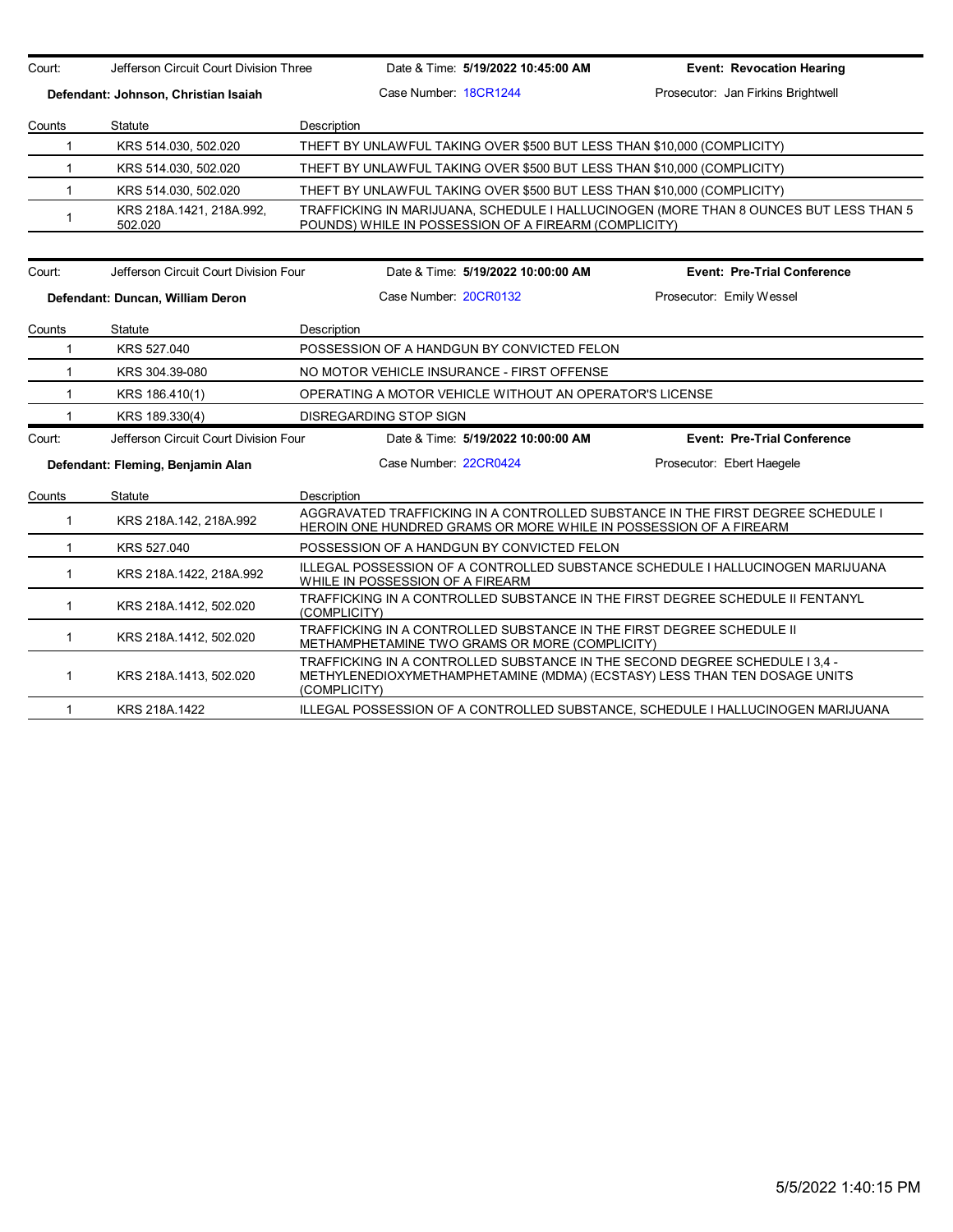Court: Jefferson Circuit Court Division Three | Date & Time: **5/19/2022 10:45:00 AM** | **Event: Revocation Hearing**

**Defendant: Johnson, Christian Isaiah** | Case Number: 18CR1244 | Prosecutor: Jan Firkins Brightwell

| Counts | Statute | Description |
|---|---|---|
| 1 | KRS 514.030, 502.020 | THEFT BY UNLAWFUL TAKING OVER $500 BUT LESS THAN $10,000 (COMPLICITY) |
| 1 | KRS 514.030, 502.020 | THEFT BY UNLAWFUL TAKING OVER $500 BUT LESS THAN $10,000 (COMPLICITY) |
| 1 | KRS 514.030, 502.020 | THEFT BY UNLAWFUL TAKING OVER $500 BUT LESS THAN $10,000 (COMPLICITY) |
| 1 | KRS 218A.1421, 218A.992, 502.020 | TRAFFICKING IN MARIJUANA, SCHEDULE I HALLUCINOGEN (MORE THAN 8 OUNCES BUT LESS THAN 5 POUNDS) WHILE IN POSSESSION OF A FIREARM (COMPLICITY) |

Court: Jefferson Circuit Court Division Four | Date & Time: **5/19/2022 10:00:00 AM** | **Event: Pre-Trial Conference**

**Defendant: Duncan, William Deron** | Case Number: 20CR0132 | Prosecutor: Emily Wessel

| Counts | Statute | Description |
|---|---|---|
| 1 | KRS 527.040 | POSSESSION OF A HANDGUN BY CONVICTED FELON |
| 1 | KRS 304.39-080 | NO MOTOR VEHICLE INSURANCE - FIRST OFFENSE |
| 1 | KRS 186.410(1) | OPERATING A MOTOR VEHICLE WITHOUT AN OPERATOR'S LICENSE |
| 1 | KRS 189.330(4) | DISREGARDING STOP SIGN |

Court: Jefferson Circuit Court Division Four | Date & Time: **5/19/2022 10:00:00 AM** | **Event: Pre-Trial Conference**

**Defendant: Fleming, Benjamin Alan** | Case Number: 22CR0424 | Prosecutor: Ebert Haegele

| Counts | Statute | Description |
|---|---|---|
| 1 | KRS 218A.142, 218A.992 | AGGRAVATED TRAFFICKING IN A CONTROLLED SUBSTANCE IN THE FIRST DEGREE SCHEDULE I HEROIN ONE HUNDRED GRAMS OR MORE WHILE IN POSSESSION OF A FIREARM |
| 1 | KRS 527.040 | POSSESSION OF A HANDGUN BY CONVICTED FELON |
| 1 | KRS 218A.1422, 218A.992 | ILLEGAL POSSESSION OF A CONTROLLED SUBSTANCE SCHEDULE I HALLUCINOGEN MARIJUANA WHILE IN POSSESSION OF A FIREARM |
| 1 | KRS 218A.1412, 502.020 | TRAFFICKING IN A CONTROLLED SUBSTANCE IN THE FIRST DEGREE SCHEDULE II FENTANYL (COMPLICITY) |
| 1 | KRS 218A.1412, 502.020 | TRAFFICKING IN A CONTROLLED SUBSTANCE IN THE FIRST DEGREE SCHEDULE II METHAMPHETAMINE TWO GRAMS OR MORE (COMPLICITY) |
| 1 | KRS 218A.1413, 502.020 | TRAFFICKING IN A CONTROLLED SUBSTANCE IN THE SECOND DEGREE SCHEDULE I 3,4 - METHYLENEDIOXYMETHAMPHETAMINE (MDMA) (ECSTASY) LESS THAN TEN DOSAGE UNITS (COMPLICITY) |
| 1 | KRS 218A.1422 | ILLEGAL POSSESSION OF A CONTROLLED SUBSTANCE, SCHEDULE I HALLUCINOGEN MARIJUANA |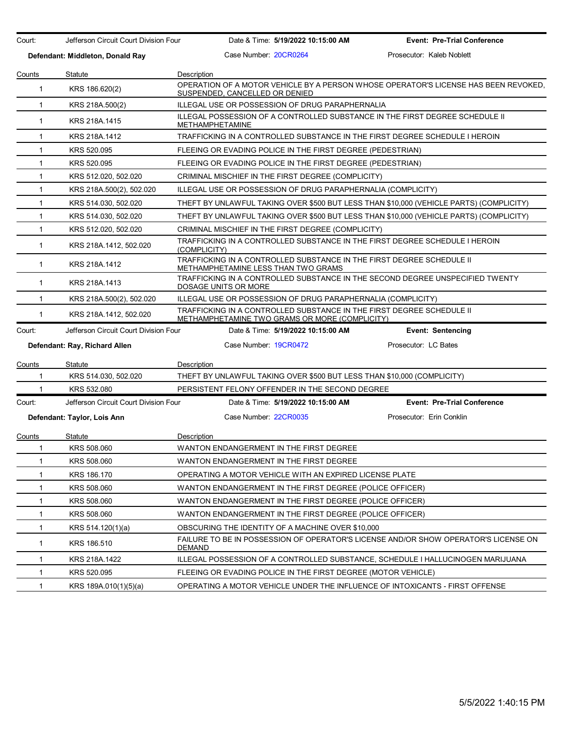Court: Jefferson Circuit Court Division Four | Date & Time: **5/19/2022 10:15:00 AM** | **Event: Pre-Trial Conference**

**Defendant: Middleton, Donald Ray** | Case Number: 20CR0264 | Prosecutor: Kaleb Noblett

| Counts | Statute | Description |
|---|---|---|
| 1 | KRS 186.620(2) | OPERATION OF A MOTOR VEHICLE BY A PERSON WHOSE OPERATOR'S LICENSE HAS BEEN REVOKED, SUSPENDED, CANCELLED OR DENIED |
| 1 | KRS 218A.500(2) | ILLEGAL USE OR POSSESSION OF DRUG PARAPHERNALIA |
| 1 | KRS 218A.1415 | ILLEGAL POSSESSION OF A CONTROLLED SUBSTANCE IN THE FIRST DEGREE SCHEDULE II METHAMPHETAMINE |
| 1 | KRS 218A.1412 | TRAFFICKING IN A CONTROLLED SUBSTANCE IN THE FIRST DEGREE SCHEDULE I HEROIN |
| 1 | KRS 520.095 | FLEEING OR EVADING POLICE IN THE FIRST DEGREE (PEDESTRIAN) |
| 1 | KRS 520.095 | FLEEING OR EVADING POLICE IN THE FIRST DEGREE (PEDESTRIAN) |
| 1 | KRS 512.020, 502.020 | CRIMINAL MISCHIEF IN THE FIRST DEGREE (COMPLICITY) |
| 1 | KRS 218A.500(2), 502.020 | ILLEGAL USE OR POSSESSION OF DRUG PARAPHERNALIA (COMPLICITY) |
| 1 | KRS 514.030, 502.020 | THEFT BY UNLAWFUL TAKING OVER $500 BUT LESS THAN $10,000 (VEHICLE PARTS) (COMPLICITY) |
| 1 | KRS 514.030, 502.020 | THEFT BY UNLAWFUL TAKING OVER $500 BUT LESS THAN $10,000 (VEHICLE PARTS) (COMPLICITY) |
| 1 | KRS 512.020, 502.020 | CRIMINAL MISCHIEF IN THE FIRST DEGREE (COMPLICITY) |
| 1 | KRS 218A.1412, 502.020 | TRAFFICKING IN A CONTROLLED SUBSTANCE IN THE FIRST DEGREE SCHEDULE I HEROIN (COMPLICITY) |
| 1 | KRS 218A.1412 | TRAFFICKING IN A CONTROLLED SUBSTANCE IN THE FIRST DEGREE SCHEDULE II METHAMPHETAMINE LESS THAN TWO GRAMS |
| 1 | KRS 218A.1413 | TRAFFICKING IN A CONTROLLED SUBSTANCE IN THE SECOND DEGREE UNSPECIFIED TWENTY DOSAGE UNITS OR MORE |
| 1 | KRS 218A.500(2), 502.020 | ILLEGAL USE OR POSSESSION OF DRUG PARAPHERNALIA (COMPLICITY) |
| 1 | KRS 218A.1412, 502.020 | TRAFFICKING IN A CONTROLLED SUBSTANCE IN THE FIRST DEGREE SCHEDULE II METHAMPHETAMINE TWO GRAMS OR MORE (COMPLICITY) |

Court: Jefferson Circuit Court Division Four | Date & Time: **5/19/2022 10:15:00 AM** | **Event: Sentencing**

**Defendant: Ray, Richard Allen** | Case Number: 19CR0472 | Prosecutor: LC Bates

| Counts | Statute | Description |
|---|---|---|
| 1 | KRS 514.030, 502.020 | THEFT BY UNLAWFUL TAKING OVER $500 BUT LESS THAN $10,000 (COMPLICITY) |
| 1 | KRS 532.080 | PERSISTENT FELONY OFFENDER IN THE SECOND DEGREE |

Court: Jefferson Circuit Court Division Four | Date & Time: **5/19/2022 10:15:00 AM** | **Event: Pre-Trial Conference**

**Defendant: Taylor, Lois Ann** | Case Number: 22CR0035 | Prosecutor: Erin Conklin

| Counts | Statute | Description |
|---|---|---|
| 1 | KRS 508.060 | WANTON ENDANGERMENT IN THE FIRST DEGREE |
| 1 | KRS 508.060 | WANTON ENDANGERMENT IN THE FIRST DEGREE |
| 1 | KRS 186.170 | OPERATING A MOTOR VEHICLE WITH AN EXPIRED LICENSE PLATE |
| 1 | KRS 508.060 | WANTON ENDANGERMENT IN THE FIRST DEGREE (POLICE OFFICER) |
| 1 | KRS 508.060 | WANTON ENDANGERMENT IN THE FIRST DEGREE (POLICE OFFICER) |
| 1 | KRS 508.060 | WANTON ENDANGERMENT IN THE FIRST DEGREE (POLICE OFFICER) |
| 1 | KRS 514.120(1)(a) | OBSCURING THE IDENTITY OF A MACHINE OVER $10,000 |
| 1 | KRS 186.510 | FAILURE TO BE IN POSSESSION OF OPERATOR'S LICENSE AND/OR SHOW OPERATOR'S LICENSE ON DEMAND |
| 1 | KRS 218A.1422 | ILLEGAL POSSESSION OF A CONTROLLED SUBSTANCE, SCHEDULE I HALLUCINOGEN MARIJUANA |
| 1 | KRS 520.095 | FLEEING OR EVADING POLICE IN THE FIRST DEGREE (MOTOR VEHICLE) |
| 1 | KRS 189A.010(1)(5)(a) | OPERATING A MOTOR VEHICLE UNDER THE INFLUENCE OF INTOXICANTS - FIRST OFFENSE |

5/5/2022 1:40:15 PM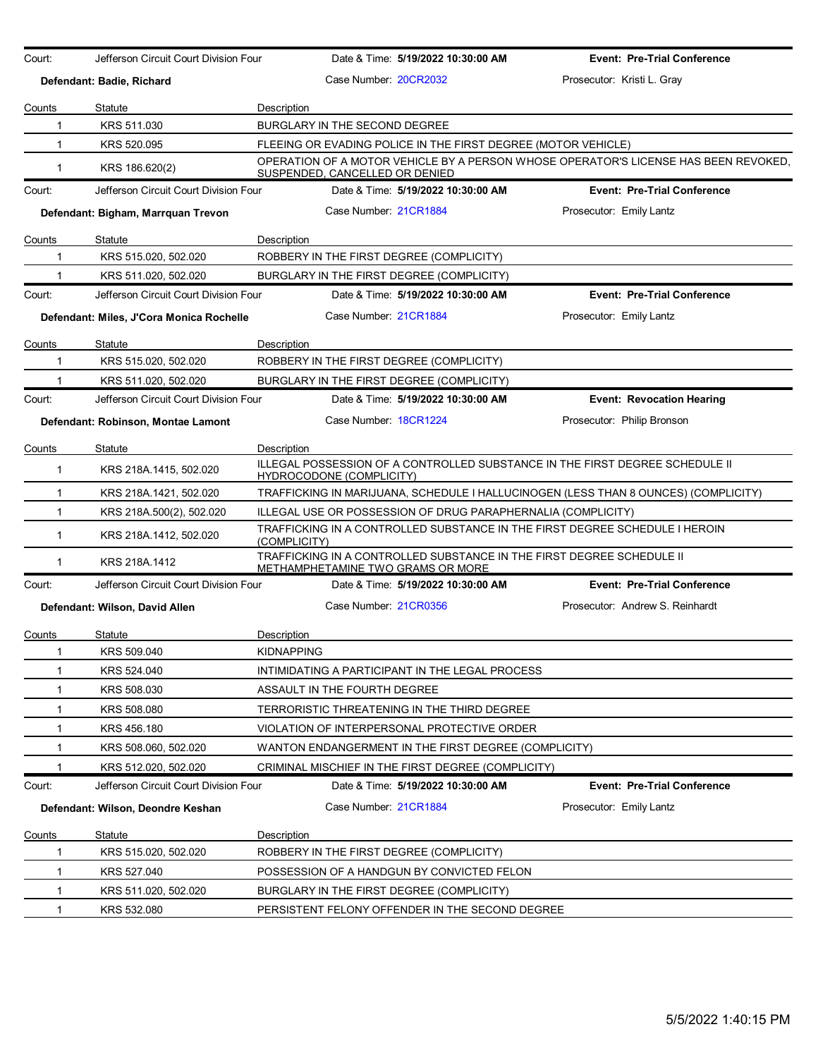Court: Jefferson Circuit Court Division Four | Date & Time: **5/19/2022 10:30:00 AM** | **Event: Pre-Trial Conference**

**Defendant: Badie, Richard** | Case Number: 20CR2032 | Prosecutor: Kristi L. Gray

| Counts | Statute | Description |
|---|---|---|
| 1 | KRS 511.030 | BURGLARY IN THE SECOND DEGREE |
| 1 | KRS 520.095 | FLEEING OR EVADING POLICE IN THE FIRST DEGREE (MOTOR VEHICLE) |
| 1 | KRS 186.620(2) | OPERATION OF A MOTOR VEHICLE BY A PERSON WHOSE OPERATOR'S LICENSE HAS BEEN REVOKED, SUSPENDED, CANCELLED OR DENIED |

Court: Jefferson Circuit Court Division Four | Date & Time: **5/19/2022 10:30:00 AM** | **Event: Pre-Trial Conference**

**Defendant: Bigham, Marrquan Trevon** | Case Number: 21CR1884 | Prosecutor: Emily Lantz

| Counts | Statute | Description |
|---|---|---|
| 1 | KRS 515.020, 502.020 | ROBBERY IN THE FIRST DEGREE (COMPLICITY) |
| 1 | KRS 511.020, 502.020 | BURGLARY IN THE FIRST DEGREE (COMPLICITY) |

Court: Jefferson Circuit Court Division Four | Date & Time: **5/19/2022 10:30:00 AM** | **Event: Pre-Trial Conference**

**Defendant: Miles, J'Cora Monica Rochelle** | Case Number: 21CR1884 | Prosecutor: Emily Lantz

| Counts | Statute | Description |
|---|---|---|
| 1 | KRS 515.020, 502.020 | ROBBERY IN THE FIRST DEGREE (COMPLICITY) |
| 1 | KRS 511.020, 502.020 | BURGLARY IN THE FIRST DEGREE (COMPLICITY) |

Court: Jefferson Circuit Court Division Four | Date & Time: **5/19/2022 10:30:00 AM** | **Event: Revocation Hearing**

**Defendant: Robinson, Montae Lamont** | Case Number: 18CR1224 | Prosecutor: Philip Bronson

| Counts | Statute | Description |
|---|---|---|
| 1 | KRS 218A.1415, 502.020 | ILLEGAL POSSESSION OF A CONTROLLED SUBSTANCE IN THE FIRST DEGREE SCHEDULE II HYDROCODONE (COMPLICITY) |
| 1 | KRS 218A.1421, 502.020 | TRAFFICKING IN MARIJUANA, SCHEDULE I HALLUCINOGEN (LESS THAN 8 OUNCES) (COMPLICITY) |
| 1 | KRS 218A.500(2), 502.020 | ILLEGAL USE OR POSSESSION OF DRUG PARAPHERNALIA (COMPLICITY) |
| 1 | KRS 218A.1412, 502.020 | TRAFFICKING IN A CONTROLLED SUBSTANCE IN THE FIRST DEGREE SCHEDULE I HEROIN (COMPLICITY) |
| 1 | KRS 218A.1412 | TRAFFICKING IN A CONTROLLED SUBSTANCE IN THE FIRST DEGREE SCHEDULE II METHAMPHETAMINE TWO GRAMS OR MORE |

Court: Jefferson Circuit Court Division Four | Date & Time: **5/19/2022 10:30:00 AM** | **Event: Pre-Trial Conference**

**Defendant: Wilson, David Allen** | Case Number: 21CR0356 | Prosecutor: Andrew S. Reinhardt

| Counts | Statute | Description |
|---|---|---|
| 1 | KRS 509.040 | KIDNAPPING |
| 1 | KRS 524.040 | INTIMIDATING A PARTICIPANT IN THE LEGAL PROCESS |
| 1 | KRS 508.030 | ASSAULT IN THE FOURTH DEGREE |
| 1 | KRS 508.080 | TERRORISTIC THREATENING IN THE THIRD DEGREE |
| 1 | KRS 456.180 | VIOLATION OF INTERPERSONAL PROTECTIVE ORDER |
| 1 | KRS 508.060, 502.020 | WANTON ENDANGERMENT IN THE FIRST DEGREE (COMPLICITY) |
| 1 | KRS 512.020, 502.020 | CRIMINAL MISCHIEF IN THE FIRST DEGREE (COMPLICITY) |

Court: Jefferson Circuit Court Division Four | Date & Time: **5/19/2022 10:30:00 AM** | **Event: Pre-Trial Conference**

**Defendant: Wilson, Deondre Keshan** | Case Number: 21CR1884 | Prosecutor: Emily Lantz

| Counts | Statute | Description |
|---|---|---|
| 1 | KRS 515.020, 502.020 | ROBBERY IN THE FIRST DEGREE (COMPLICITY) |
| 1 | KRS 527.040 | POSSESSION OF A HANDGUN BY CONVICTED FELON |
| 1 | KRS 511.020, 502.020 | BURGLARY IN THE FIRST DEGREE (COMPLICITY) |
| 1 | KRS 532.080 | PERSISTENT FELONY OFFENDER IN THE SECOND DEGREE |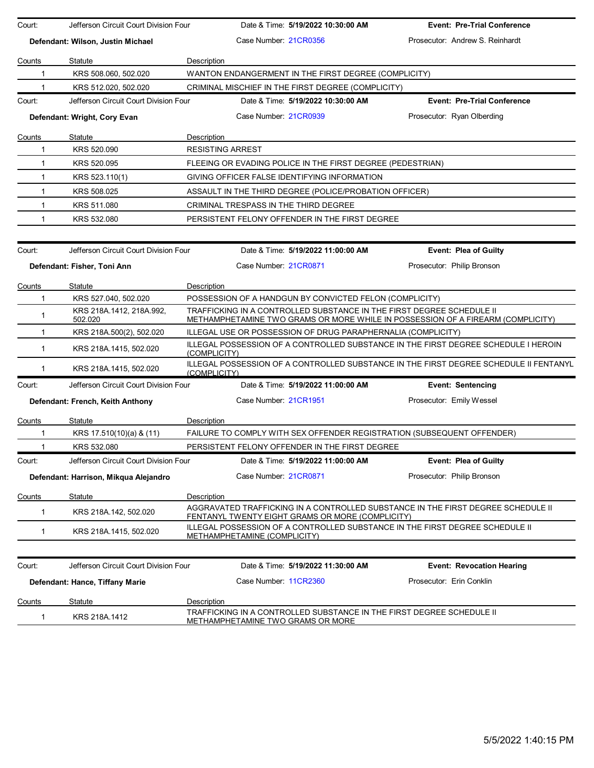Court: Jefferson Circuit Court Division Four | Date & Time: **5/19/2022 10:30:00 AM** | **Event: Pre-Trial Conference**

**Defendant: Wilson, Justin Michael** | Case Number: 21CR0356 | Prosecutor: Andrew S. Reinhardt

| Counts | Statute | Description |
|---|---|---|
| 1 | KRS 508.060, 502.020 | WANTON ENDANGERMENT IN THE FIRST DEGREE (COMPLICITY) |
| 1 | KRS 512.020, 502.020 | CRIMINAL MISCHIEF IN THE FIRST DEGREE (COMPLICITY) |

Court: Jefferson Circuit Court Division Four | Date & Time: **5/19/2022 10:30:00 AM** | **Event: Pre-Trial Conference**

**Defendant: Wright, Cory Evan** | Case Number: 21CR0939 | Prosecutor: Ryan Olberding

| Counts | Statute | Description |
|---|---|---|
| 1 | KRS 520.090 | RESISTING ARREST |
| 1 | KRS 520.095 | FLEEING OR EVADING POLICE IN THE FIRST DEGREE (PEDESTRIAN) |
| 1 | KRS 523.110(1) | GIVING OFFICER FALSE IDENTIFYING INFORMATION |
| 1 | KRS 508.025 | ASSAULT IN THE THIRD DEGREE (POLICE/PROBATION OFFICER) |
| 1 | KRS 511.080 | CRIMINAL TRESPASS IN THE THIRD DEGREE |
| 1 | KRS 532.080 | PERSISTENT FELONY OFFENDER IN THE FIRST DEGREE |

Court: Jefferson Circuit Court Division Four | Date & Time: **5/19/2022 11:00:00 AM** | **Event: Plea of Guilty**

**Defendant: Fisher, Toni Ann** | Case Number: 21CR0871 | Prosecutor: Philip Bronson

| Counts | Statute | Description |
|---|---|---|
| 1 | KRS 527.040, 502.020 | POSSESSION OF A HANDGUN BY CONVICTED FELON (COMPLICITY) |
| 1 | KRS 218A.1412, 218A.992, 502.020 | TRAFFICKING IN A CONTROLLED SUBSTANCE IN THE FIRST DEGREE SCHEDULE II METHAMPHETAMINE TWO GRAMS OR MORE WHILE IN POSSESSION OF A FIREARM (COMPLICITY) |
| 1 | KRS 218A.500(2), 502.020 | ILLEGAL USE OR POSSESSION OF DRUG PARAPHERNALIA (COMPLICITY) |
| 1 | KRS 218A.1415, 502.020 | ILLEGAL POSSESSION OF A CONTROLLED SUBSTANCE IN THE FIRST DEGREE SCHEDULE I HEROIN (COMPLICITY) |
| 1 | KRS 218A.1415, 502.020 | ILLEGAL POSSESSION OF A CONTROLLED SUBSTANCE IN THE FIRST DEGREE SCHEDULE II FENTANYL (COMPLICITY) |

Court: Jefferson Circuit Court Division Four | Date & Time: **5/19/2022 11:00:00 AM** | **Event: Sentencing**

**Defendant: French, Keith Anthony** | Case Number: 21CR1951 | Prosecutor: Emily Wessel

| Counts | Statute | Description |
|---|---|---|
| 1 | KRS 17.510(10)(a) & (11) | FAILURE TO COMPLY WITH SEX OFFENDER REGISTRATION (SUBSEQUENT OFFENDER) |
| 1 | KRS 532.080 | PERSISTENT FELONY OFFENDER IN THE FIRST DEGREE |

Court: Jefferson Circuit Court Division Four | Date & Time: **5/19/2022 11:00:00 AM** | **Event: Plea of Guilty**

**Defendant: Harrison, Mikqua Alejandro** | Case Number: 21CR0871 | Prosecutor: Philip Bronson

| Counts | Statute | Description |
|---|---|---|
| 1 | KRS 218A.142, 502.020 | AGGRAVATED TRAFFICKING IN A CONTROLLED SUBSTANCE IN THE FIRST DEGREE SCHEDULE II FENTANYL TWENTY EIGHT GRAMS OR MORE (COMPLICITY) |
| 1 | KRS 218A.1415, 502.020 | ILLEGAL POSSESSION OF A CONTROLLED SUBSTANCE IN THE FIRST DEGREE SCHEDULE II METHAMPHETAMINE (COMPLICITY) |

Court: Jefferson Circuit Court Division Four | Date & Time: **5/19/2022 11:30:00 AM** | **Event: Revocation Hearing**

**Defendant: Hance, Tiffany Marie** | Case Number: 11CR2360 | Prosecutor: Erin Conklin

| Counts | Statute | Description |
|---|---|---|
| 1 | KRS 218A.1412 | TRAFFICKING IN A CONTROLLED SUBSTANCE IN THE FIRST DEGREE SCHEDULE II METHAMPHETAMINE TWO GRAMS OR MORE |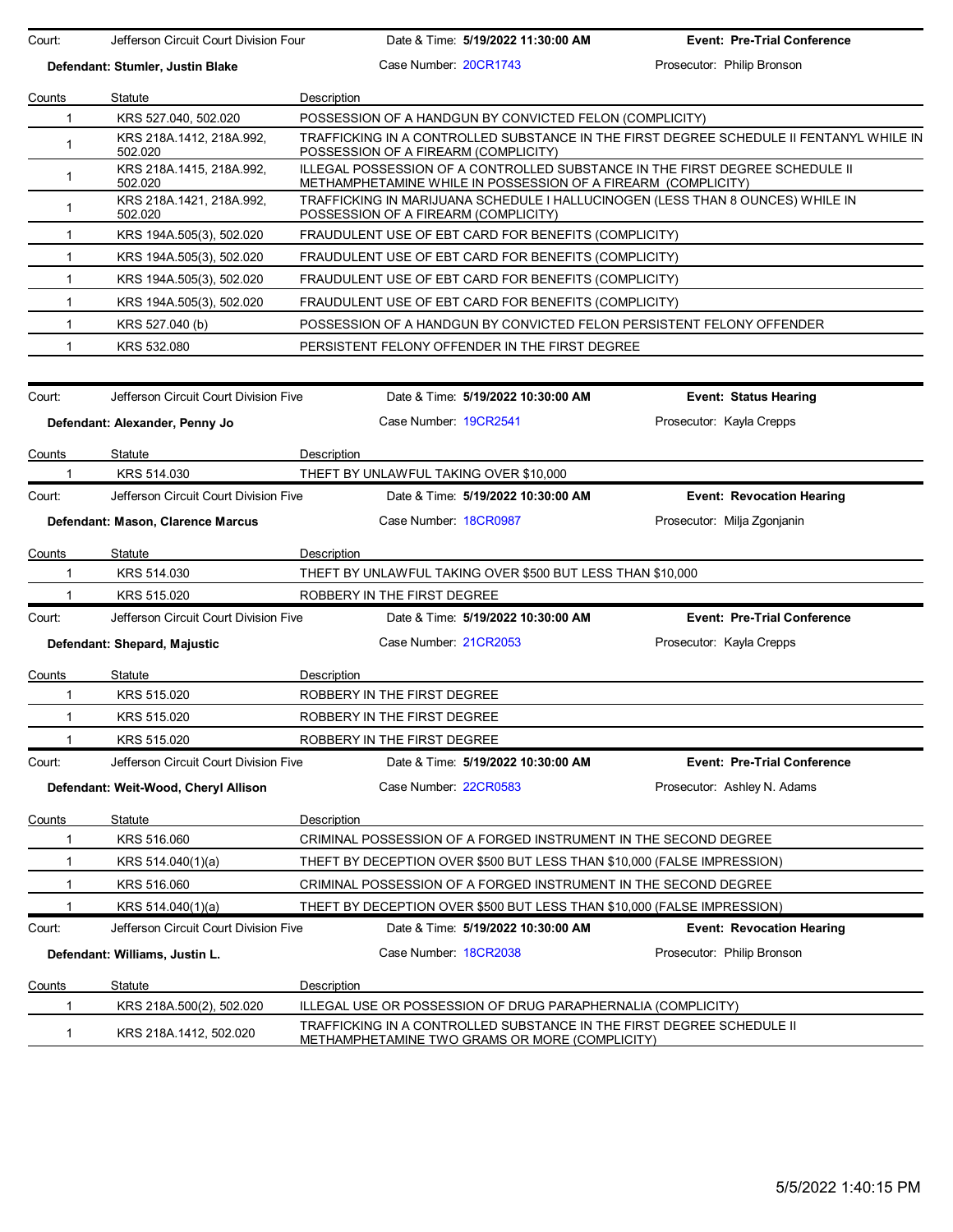| Court: | Jefferson Circuit Court Division Four | Date & Time: **5/19/2022 11:30:00 AM** | **Event: Pre-Trial Conference** |
|---|---|---|---|
| **Defendant: Stumler, Justin Blake** | | Case Number: 20CR1743 | Prosecutor: Philip Bronson |

| Counts | Statute | Description |
|---|---|---|
| 1 | KRS 527.040, 502.020 | POSSESSION OF A HANDGUN BY CONVICTED FELON (COMPLICITY) |
| 1 | KRS 218A.1412, 218A.992, 502.020 | TRAFFICKING IN A CONTROLLED SUBSTANCE IN THE FIRST DEGREE SCHEDULE II FENTANYL WHILE IN POSSESSION OF A FIREARM (COMPLICITY) |
| 1 | KRS 218A.1415, 218A.992, 502.020 | ILLEGAL POSSESSION OF A CONTROLLED SUBSTANCE IN THE FIRST DEGREE SCHEDULE II METHAMPHETAMINE WHILE IN POSSESSION OF A FIREARM (COMPLICITY) |
| 1 | KRS 218A.1421, 218A.992, 502.020 | TRAFFICKING IN MARIJUANA SCHEDULE I HALLUCINOGEN (LESS THAN 8 OUNCES) WHILE IN POSSESSION OF A FIREARM (COMPLICITY) |
| 1 | KRS 194A.505(3), 502.020 | FRAUDULENT USE OF EBT CARD FOR BENEFITS (COMPLICITY) |
| 1 | KRS 194A.505(3), 502.020 | FRAUDULENT USE OF EBT CARD FOR BENEFITS (COMPLICITY) |
| 1 | KRS 194A.505(3), 502.020 | FRAUDULENT USE OF EBT CARD FOR BENEFITS (COMPLICITY) |
| 1 | KRS 194A.505(3), 502.020 | FRAUDULENT USE OF EBT CARD FOR BENEFITS (COMPLICITY) |
| 1 | KRS 527.040 (b) | POSSESSION OF A HANDGUN BY CONVICTED FELON PERSISTENT FELONY OFFENDER |
| 1 | KRS 532.080 | PERSISTENT FELONY OFFENDER IN THE FIRST DEGREE |

| Court: | Jefferson Circuit Court Division Five | Date & Time: **5/19/2022 10:30:00 AM** | **Event: Status Hearing** |
|---|---|---|---|
| **Defendant: Alexander, Penny Jo** | | Case Number: 19CR2541 | Prosecutor: Kayla Crepps |

| Counts | Statute | Description |
|---|---|---|
| 1 | KRS 514.030 | THEFT BY UNLAWFUL TAKING OVER $10,000 |

| Court: | Jefferson Circuit Court Division Five | Date & Time: **5/19/2022 10:30:00 AM** | **Event: Revocation Hearing** |
|---|---|---|---|
| **Defendant: Mason, Clarence Marcus** | | Case Number: 18CR0987 | Prosecutor: Milja Zgonjanin |

| Counts | Statute | Description |
|---|---|---|
| 1 | KRS 514.030 | THEFT BY UNLAWFUL TAKING OVER $500 BUT LESS THAN $10,000 |
| 1 | KRS 515.020 | ROBBERY IN THE FIRST DEGREE |

| Court: | Jefferson Circuit Court Division Five | Date & Time: **5/19/2022 10:30:00 AM** | **Event: Pre-Trial Conference** |
|---|---|---|---|
| **Defendant: Shepard, Majustic** | | Case Number: 21CR2053 | Prosecutor: Kayla Crepps |

| Counts | Statute | Description |
|---|---|---|
| 1 | KRS 515.020 | ROBBERY IN THE FIRST DEGREE |
| 1 | KRS 515.020 | ROBBERY IN THE FIRST DEGREE |
| 1 | KRS 515.020 | ROBBERY IN THE FIRST DEGREE |

| Court: | Jefferson Circuit Court Division Five | Date & Time: **5/19/2022 10:30:00 AM** | **Event: Pre-Trial Conference** |
|---|---|---|---|
| **Defendant: Weit-Wood, Cheryl Allison** | | Case Number: 22CR0583 | Prosecutor: Ashley N. Adams |

| Counts | Statute | Description |
|---|---|---|
| 1 | KRS 516.060 | CRIMINAL POSSESSION OF A FORGED INSTRUMENT IN THE SECOND DEGREE |
| 1 | KRS 514.040(1)(a) | THEFT BY DECEPTION OVER $500 BUT LESS THAN $10,000 (FALSE IMPRESSION) |
| 1 | KRS 516.060 | CRIMINAL POSSESSION OF A FORGED INSTRUMENT IN THE SECOND DEGREE |
| 1 | KRS 514.040(1)(a) | THEFT BY DECEPTION OVER $500 BUT LESS THAN $10,000 (FALSE IMPRESSION) |

| Court: | Jefferson Circuit Court Division Five | Date & Time: **5/19/2022 10:30:00 AM** | **Event: Revocation Hearing** |
|---|---|---|---|
| **Defendant: Williams, Justin L.** | | Case Number: 18CR2038 | Prosecutor: Philip Bronson |

| Counts | Statute | Description |
|---|---|---|
| 1 | KRS 218A.500(2), 502.020 | ILLEGAL USE OR POSSESSION OF DRUG PARAPHERNALIA (COMPLICITY) |
| 1 | KRS 218A.1412, 502.020 | TRAFFICKING IN A CONTROLLED SUBSTANCE IN THE FIRST DEGREE SCHEDULE II METHAMPHETAMINE TWO GRAMS OR MORE (COMPLICITY) |

5/5/2022 1:40:15 PM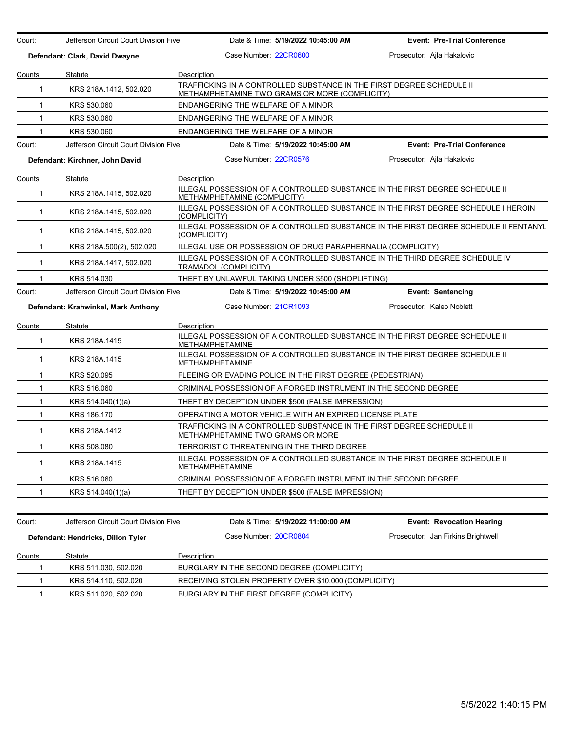Court: Jefferson Circuit Court Division Five | Date & Time: **5/19/2022 10:45:00 AM** | **Event: Pre-Trial Conference**

**Defendant: Clark, David Dwayne** | Case Number: 22CR0600 | Prosecutor: Ajla Hakalovic

| Counts | Statute | Description |
|---|---|---|
| 1 | KRS 218A.1412, 502.020 | TRAFFICKING IN A CONTROLLED SUBSTANCE IN THE FIRST DEGREE SCHEDULE II METHAMPHETAMINE TWO GRAMS OR MORE (COMPLICITY) |
| 1 | KRS 530.060 | ENDANGERING THE WELFARE OF A MINOR |
| 1 | KRS 530.060 | ENDANGERING THE WELFARE OF A MINOR |
| 1 | KRS 530.060 | ENDANGERING THE WELFARE OF A MINOR |

Court: Jefferson Circuit Court Division Five | Date & Time: **5/19/2022 10:45:00 AM** | **Event: Pre-Trial Conference**

**Defendant: Kirchner, John David** | Case Number: 22CR0576 | Prosecutor: Ajla Hakalovic

| Counts | Statute | Description |
|---|---|---|
| 1 | KRS 218A.1415, 502.020 | ILLEGAL POSSESSION OF A CONTROLLED SUBSTANCE IN THE FIRST DEGREE SCHEDULE II METHAMPHETAMINE (COMPLICITY) |
| 1 | KRS 218A.1415, 502.020 | ILLEGAL POSSESSION OF A CONTROLLED SUBSTANCE IN THE FIRST DEGREE SCHEDULE I HEROIN (COMPLICITY) |
| 1 | KRS 218A.1415, 502.020 | ILLEGAL POSSESSION OF A CONTROLLED SUBSTANCE IN THE FIRST DEGREE SCHEDULE II FENTANYL (COMPLICITY) |
| 1 | KRS 218A.500(2), 502.020 | ILLEGAL USE OR POSSESSION OF DRUG PARAPHERNALIA (COMPLICITY) |
| 1 | KRS 218A.1417, 502.020 | ILLEGAL POSSESSION OF A CONTROLLED SUBSTANCE IN THE THIRD DEGREE SCHEDULE IV TRAMADOL (COMPLICITY) |
| 1 | KRS 514.030 | THEFT BY UNLAWFUL TAKING UNDER $500 (SHOPLIFTING) |

Court: Jefferson Circuit Court Division Five | Date & Time: **5/19/2022 10:45:00 AM** | **Event: Sentencing**

**Defendant: Krahwinkel, Mark Anthony** | Case Number: 21CR1093 | Prosecutor: Kaleb Noblett

| Counts | Statute | Description |
|---|---|---|
| 1 | KRS 218A.1415 | ILLEGAL POSSESSION OF A CONTROLLED SUBSTANCE IN THE FIRST DEGREE SCHEDULE II METHAMPHETAMINE |
| 1 | KRS 218A.1415 | ILLEGAL POSSESSION OF A CONTROLLED SUBSTANCE IN THE FIRST DEGREE SCHEDULE II METHAMPHETAMINE |
| 1 | KRS 520.095 | FLEEING OR EVADING POLICE IN THE FIRST DEGREE (PEDESTRIAN) |
| 1 | KRS 516.060 | CRIMINAL POSSESSION OF A FORGED INSTRUMENT IN THE SECOND DEGREE |
| 1 | KRS 514.040(1)(a) | THEFT BY DECEPTION UNDER $500 (FALSE IMPRESSION) |
| 1 | KRS 186.170 | OPERATING A MOTOR VEHICLE WITH AN EXPIRED LICENSE PLATE |
| 1 | KRS 218A.1412 | TRAFFICKING IN A CONTROLLED SUBSTANCE IN THE FIRST DEGREE SCHEDULE II METHAMPHETAMINE TWO GRAMS OR MORE |
| 1 | KRS 508.080 | TERRORISTIC THREATENING IN THE THIRD DEGREE |
| 1 | KRS 218A.1415 | ILLEGAL POSSESSION OF A CONTROLLED SUBSTANCE IN THE FIRST DEGREE SCHEDULE II METHAMPHETAMINE |
| 1 | KRS 516.060 | CRIMINAL POSSESSION OF A FORGED INSTRUMENT IN THE SECOND DEGREE |
| 1 | KRS 514.040(1)(a) | THEFT BY DECEPTION UNDER $500 (FALSE IMPRESSION) |

Court: Jefferson Circuit Court Division Five | Date & Time: **5/19/2022 11:00:00 AM** | **Event: Revocation Hearing**

**Defendant: Hendricks, Dillon Tyler** | Case Number: 20CR0804 | Prosecutor: Jan Firkins Brightwell

| Counts | Statute | Description |
|---|---|---|
| 1 | KRS 511.030, 502.020 | BURGLARY IN THE SECOND DEGREE (COMPLICITY) |
| 1 | KRS 514.110, 502.020 | RECEIVING STOLEN PROPERTY OVER $10,000 (COMPLICITY) |
| 1 | KRS 511.020, 502.020 | BURGLARY IN THE FIRST DEGREE (COMPLICITY) |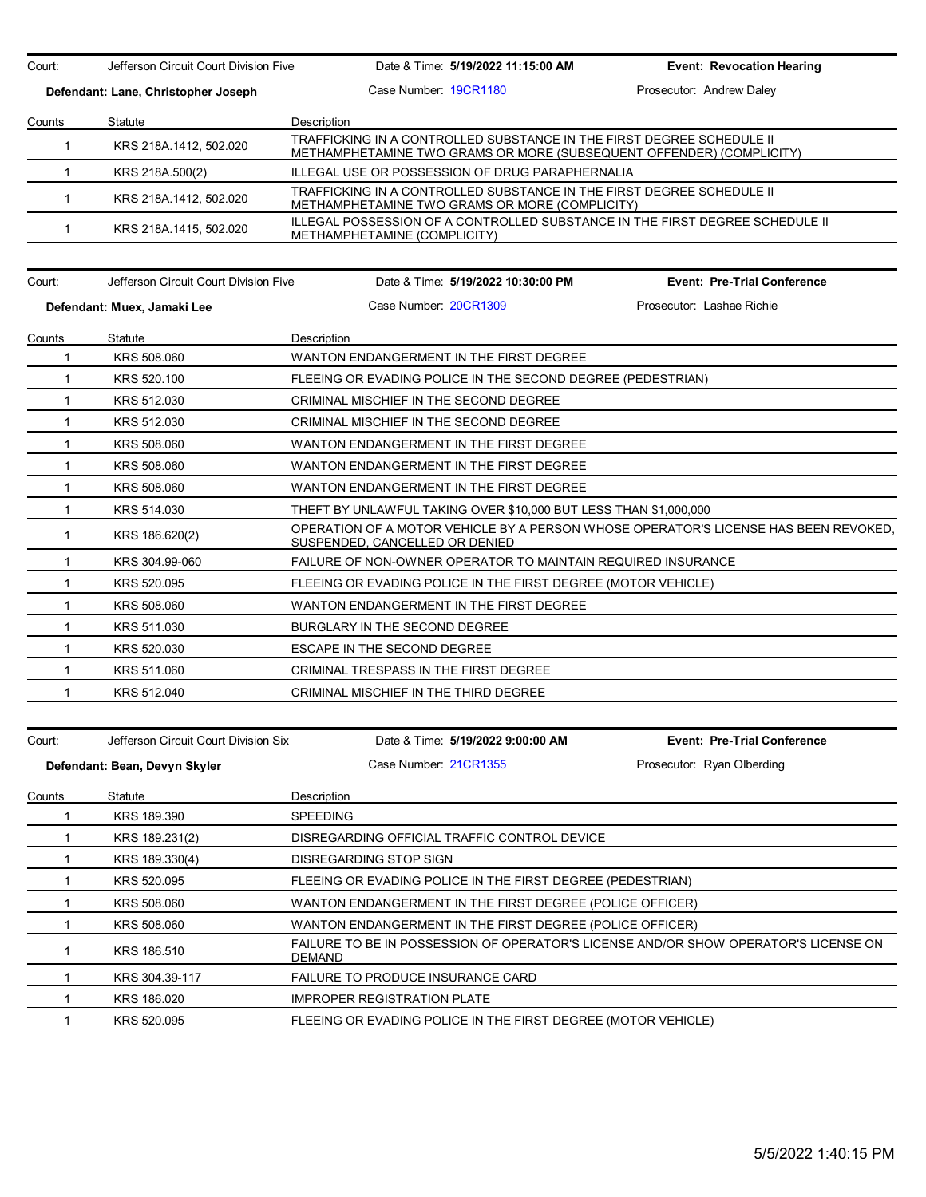Court: Jefferson Circuit Court Division Five | Date & Time: **5/19/2022 11:15:00 AM** | **Event: Revocation Hearing**

**Defendant: Lane, Christopher Joseph** | Case Number: 19CR1180 | Prosecutor: Andrew Daley

| Counts | Statute | Description |
|---|---|---|
| 1 | KRS 218A.1412, 502.020 | TRAFFICKING IN A CONTROLLED SUBSTANCE IN THE FIRST DEGREE SCHEDULE II METHAMPHETAMINE TWO GRAMS OR MORE (SUBSEQUENT OFFENDER) (COMPLICITY) |
| 1 | KRS 218A.500(2) | ILLEGAL USE OR POSSESSION OF DRUG PARAPHERNALIA |
| 1 | KRS 218A.1412, 502.020 | TRAFFICKING IN A CONTROLLED SUBSTANCE IN THE FIRST DEGREE SCHEDULE II METHAMPHETAMINE TWO GRAMS OR MORE (COMPLICITY) |
| 1 | KRS 218A.1415, 502.020 | ILLEGAL POSSESSION OF A CONTROLLED SUBSTANCE IN THE FIRST DEGREE SCHEDULE II METHAMPHETAMINE (COMPLICITY) |

Court: Jefferson Circuit Court Division Five | Date & Time: **5/19/2022 10:30:00 PM** | **Event: Pre-Trial Conference**

**Defendant: Muex, Jamaki Lee** | Case Number: 20CR1309 | Prosecutor: Lashae Richie

| Counts | Statute | Description |
|---|---|---|
| 1 | KRS 508.060 | WANTON ENDANGERMENT IN THE FIRST DEGREE |
| 1 | KRS 520.100 | FLEEING OR EVADING POLICE IN THE SECOND DEGREE (PEDESTRIAN) |
| 1 | KRS 512.030 | CRIMINAL MISCHIEF IN THE SECOND DEGREE |
| 1 | KRS 512.030 | CRIMINAL MISCHIEF IN THE SECOND DEGREE |
| 1 | KRS 508.060 | WANTON ENDANGERMENT IN THE FIRST DEGREE |
| 1 | KRS 508.060 | WANTON ENDANGERMENT IN THE FIRST DEGREE |
| 1 | KRS 508.060 | WANTON ENDANGERMENT IN THE FIRST DEGREE |
| 1 | KRS 514.030 | THEFT BY UNLAWFUL TAKING OVER $10,000 BUT LESS THAN $1,000,000 |
| 1 | KRS 186.620(2) | OPERATION OF A MOTOR VEHICLE BY A PERSON WHOSE OPERATOR'S LICENSE HAS BEEN REVOKED, SUSPENDED, CANCELLED OR DENIED |
| 1 | KRS 304.99-060 | FAILURE OF NON-OWNER OPERATOR TO MAINTAIN REQUIRED INSURANCE |
| 1 | KRS 520.095 | FLEEING OR EVADING POLICE IN THE FIRST DEGREE (MOTOR VEHICLE) |
| 1 | KRS 508.060 | WANTON ENDANGERMENT IN THE FIRST DEGREE |
| 1 | KRS 511.030 | BURGLARY IN THE SECOND DEGREE |
| 1 | KRS 520.030 | ESCAPE IN THE SECOND DEGREE |
| 1 | KRS 511.060 | CRIMINAL TRESPASS IN THE FIRST DEGREE |
| 1 | KRS 512.040 | CRIMINAL MISCHIEF IN THE THIRD DEGREE |

Court: Jefferson Circuit Court Division Six | Date & Time: **5/19/2022 9:00:00 AM** | **Event: Pre-Trial Conference**

**Defendant: Bean, Devyn Skyler** | Case Number: 21CR1355 | Prosecutor: Ryan Olberding

| Counts | Statute | Description |
|---|---|---|
| 1 | KRS 189.390 | SPEEDING |
| 1 | KRS 189.231(2) | DISREGARDING OFFICIAL TRAFFIC CONTROL DEVICE |
| 1 | KRS 189.330(4) | DISREGARDING STOP SIGN |
| 1 | KRS 520.095 | FLEEING OR EVADING POLICE IN THE FIRST DEGREE (PEDESTRIAN) |
| 1 | KRS 508.060 | WANTON ENDANGERMENT IN THE FIRST DEGREE (POLICE OFFICER) |
| 1 | KRS 508.060 | WANTON ENDANGERMENT IN THE FIRST DEGREE (POLICE OFFICER) |
| 1 | KRS 186.510 | FAILURE TO BE IN POSSESSION OF OPERATOR'S LICENSE AND/OR SHOW OPERATOR'S LICENSE ON DEMAND |
| 1 | KRS 304.39-117 | FAILURE TO PRODUCE INSURANCE CARD |
| 1 | KRS 186.020 | IMPROPER REGISTRATION PLATE |
| 1 | KRS 520.095 | FLEEING OR EVADING POLICE IN THE FIRST DEGREE (MOTOR VEHICLE) |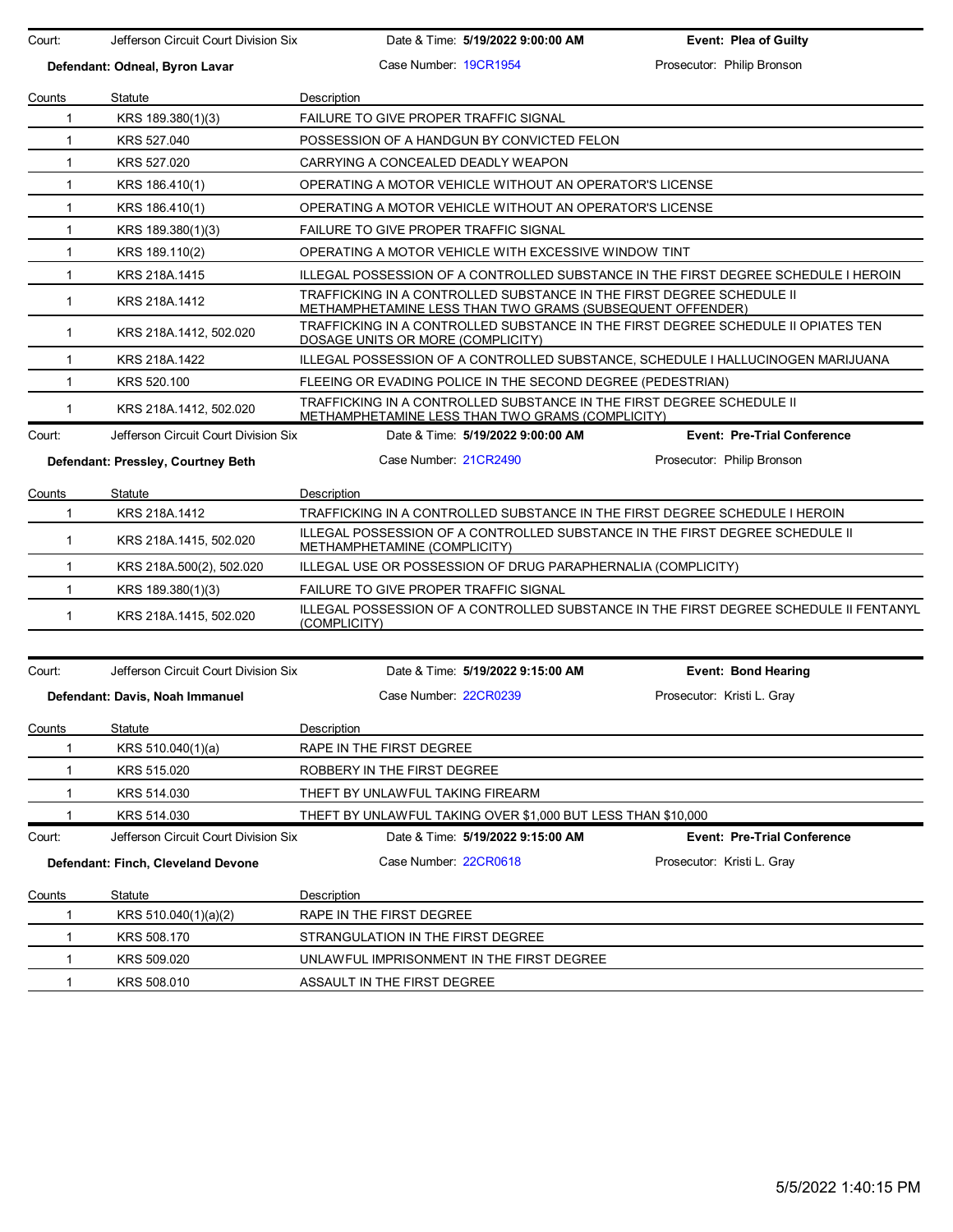Court: Jefferson Circuit Court Division Six | Date & Time: **5/19/2022 9:00:00 AM** | **Event: Plea of Guilty**

**Defendant: Odneal, Byron Lavar** | Case Number: 19CR1954 | Prosecutor: Philip Bronson

| Counts | Statute | Description |
|---|---|---|
| 1 | KRS 189.380(1)(3) | FAILURE TO GIVE PROPER TRAFFIC SIGNAL |
| 1 | KRS 527.040 | POSSESSION OF A HANDGUN BY CONVICTED FELON |
| 1 | KRS 527.020 | CARRYING A CONCEALED DEADLY WEAPON |
| 1 | KRS 186.410(1) | OPERATING A MOTOR VEHICLE WITHOUT AN OPERATOR'S LICENSE |
| 1 | KRS 186.410(1) | OPERATING A MOTOR VEHICLE WITHOUT AN OPERATOR'S LICENSE |
| 1 | KRS 189.380(1)(3) | FAILURE TO GIVE PROPER TRAFFIC SIGNAL |
| 1 | KRS 189.110(2) | OPERATING A MOTOR VEHICLE WITH EXCESSIVE WINDOW TINT |
| 1 | KRS 218A.1415 | ILLEGAL POSSESSION OF A CONTROLLED SUBSTANCE IN THE FIRST DEGREE SCHEDULE I HEROIN |
| 1 | KRS 218A.1412 | TRAFFICKING IN A CONTROLLED SUBSTANCE IN THE FIRST DEGREE SCHEDULE II METHAMPHETAMINE LESS THAN TWO GRAMS (SUBSEQUENT OFFENDER) |
| 1 | KRS 218A.1412, 502.020 | TRAFFICKING IN A CONTROLLED SUBSTANCE IN THE FIRST DEGREE SCHEDULE II OPIATES TEN DOSAGE UNITS OR MORE (COMPLICITY) |
| 1 | KRS 218A.1422 | ILLEGAL POSSESSION OF A CONTROLLED SUBSTANCE, SCHEDULE I HALLUCINOGEN MARIJUANA |
| 1 | KRS 520.100 | FLEEING OR EVADING POLICE IN THE SECOND DEGREE (PEDESTRIAN) |
| 1 | KRS 218A.1412, 502.020 | TRAFFICKING IN A CONTROLLED SUBSTANCE IN THE FIRST DEGREE SCHEDULE II METHAMPHETAMINE LESS THAN TWO GRAMS (COMPLICITY) |

Court: Jefferson Circuit Court Division Six | Date & Time: **5/19/2022 9:00:00 AM** | **Event: Pre-Trial Conference**

**Defendant: Pressley, Courtney Beth** | Case Number: 21CR2490 | Prosecutor: Philip Bronson

| Counts | Statute | Description |
|---|---|---|
| 1 | KRS 218A.1412 | TRAFFICKING IN A CONTROLLED SUBSTANCE IN THE FIRST DEGREE SCHEDULE I HEROIN |
| 1 | KRS 218A.1415, 502.020 | ILLEGAL POSSESSION OF A CONTROLLED SUBSTANCE IN THE FIRST DEGREE SCHEDULE II METHAMPHETAMINE (COMPLICITY) |
| 1 | KRS 218A.500(2), 502.020 | ILLEGAL USE OR POSSESSION OF DRUG PARAPHERNALIA (COMPLICITY) |
| 1 | KRS 189.380(1)(3) | FAILURE TO GIVE PROPER TRAFFIC SIGNAL |
| 1 | KRS 218A.1415, 502.020 | ILLEGAL POSSESSION OF A CONTROLLED SUBSTANCE IN THE FIRST DEGREE SCHEDULE II FENTANYL (COMPLICITY) |

Court: Jefferson Circuit Court Division Six | Date & Time: **5/19/2022 9:15:00 AM** | **Event: Bond Hearing**

**Defendant: Davis, Noah Immanuel** | Case Number: 22CR0239 | Prosecutor: Kristi L. Gray

| Counts | Statute | Description |
|---|---|---|
| 1 | KRS 510.040(1)(a) | RAPE IN THE FIRST DEGREE |
| 1 | KRS 515.020 | ROBBERY IN THE FIRST DEGREE |
| 1 | KRS 514.030 | THEFT BY UNLAWFUL TAKING FIREARM |
| 1 | KRS 514.030 | THEFT BY UNLAWFUL TAKING OVER $1,000 BUT LESS THAN $10,000 |

Court: Jefferson Circuit Court Division Six | Date & Time: **5/19/2022 9:15:00 AM** | **Event: Pre-Trial Conference**

**Defendant: Finch, Cleveland Devone** | Case Number: 22CR0618 | Prosecutor: Kristi L. Gray

| Counts | Statute | Description |
|---|---|---|
| 1 | KRS 510.040(1)(a)(2) | RAPE IN THE FIRST DEGREE |
| 1 | KRS 508.170 | STRANGULATION IN THE FIRST DEGREE |
| 1 | KRS 509.020 | UNLAWFUL IMPRISONMENT IN THE FIRST DEGREE |
| 1 | KRS 508.010 | ASSAULT IN THE FIRST DEGREE |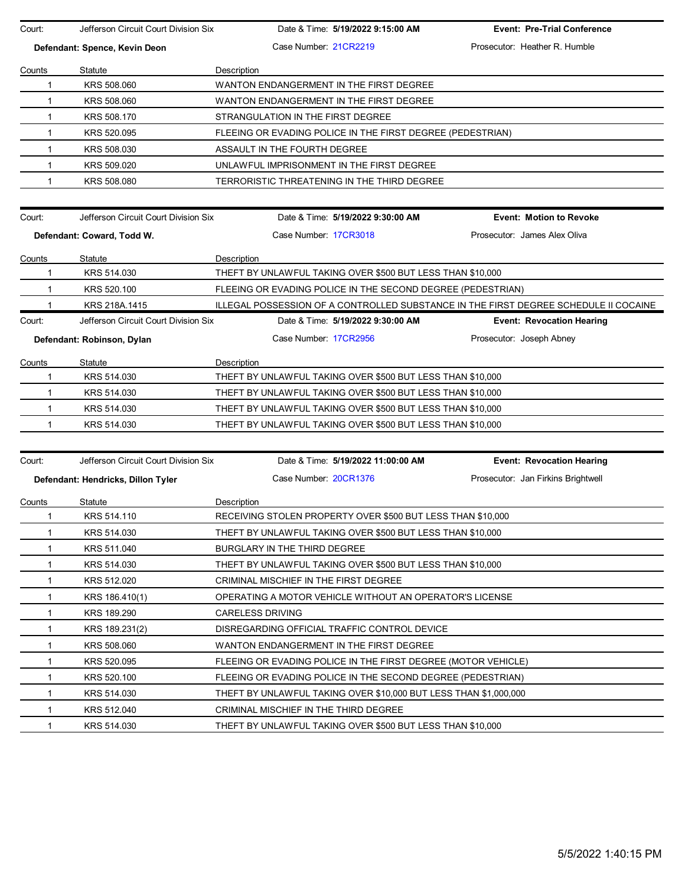Court: Jefferson Circuit Court Division Six | Date & Time: **5/19/2022 9:15:00 AM** | **Event: Pre-Trial Conference**

**Defendant: Spence, Kevin Deon** | Case Number: 21CR2219 | Prosecutor: Heather R. Humble

| Counts | Statute | Description |
|---|---|---|
| 1 | KRS 508.060 | WANTON ENDANGERMENT IN THE FIRST DEGREE |
| 1 | KRS 508.060 | WANTON ENDANGERMENT IN THE FIRST DEGREE |
| 1 | KRS 508.170 | STRANGULATION IN THE FIRST DEGREE |
| 1 | KRS 520.095 | FLEEING OR EVADING POLICE IN THE FIRST DEGREE (PEDESTRIAN) |
| 1 | KRS 508.030 | ASSAULT IN THE FOURTH DEGREE |
| 1 | KRS 509.020 | UNLAWFUL IMPRISONMENT IN THE FIRST DEGREE |
| 1 | KRS 508.080 | TERRORISTIC THREATENING IN THE THIRD DEGREE |

Court: Jefferson Circuit Court Division Six | Date & Time: **5/19/2022 9:30:00 AM** | **Event: Motion to Revoke**

**Defendant: Coward, Todd W.** | Case Number: 17CR3018 | Prosecutor: James Alex Oliva

| Counts | Statute | Description |
|---|---|---|
| 1 | KRS 514.030 | THEFT BY UNLAWFUL TAKING OVER $500 BUT LESS THAN $10,000 |
| 1 | KRS 520.100 | FLEEING OR EVADING POLICE IN THE SECOND DEGREE (PEDESTRIAN) |
| 1 | KRS 218A.1415 | ILLEGAL POSSESSION OF A CONTROLLED SUBSTANCE IN THE FIRST DEGREE SCHEDULE II COCAINE |

Court: Jefferson Circuit Court Division Six | Date & Time: **5/19/2022 9:30:00 AM** | **Event: Revocation Hearing**

**Defendant: Robinson, Dylan** | Case Number: 17CR2956 | Prosecutor: Joseph Abney

| Counts | Statute | Description |
|---|---|---|
| 1 | KRS 514.030 | THEFT BY UNLAWFUL TAKING OVER $500 BUT LESS THAN $10,000 |
| 1 | KRS 514.030 | THEFT BY UNLAWFUL TAKING OVER $500 BUT LESS THAN $10,000 |
| 1 | KRS 514.030 | THEFT BY UNLAWFUL TAKING OVER $500 BUT LESS THAN $10,000 |
| 1 | KRS 514.030 | THEFT BY UNLAWFUL TAKING OVER $500 BUT LESS THAN $10,000 |

Court: Jefferson Circuit Court Division Six | Date & Time: **5/19/2022 11:00:00 AM** | **Event: Revocation Hearing**

**Defendant: Hendricks, Dillon Tyler** | Case Number: 20CR1376 | Prosecutor: Jan Firkins Brightwell

| Counts | Statute | Description |
|---|---|---|
| 1 | KRS 514.110 | RECEIVING STOLEN PROPERTY OVER $500 BUT LESS THAN $10,000 |
| 1 | KRS 514.030 | THEFT BY UNLAWFUL TAKING OVER $500 BUT LESS THAN $10,000 |
| 1 | KRS 511.040 | BURGLARY IN THE THIRD DEGREE |
| 1 | KRS 514.030 | THEFT BY UNLAWFUL TAKING OVER $500 BUT LESS THAN $10,000 |
| 1 | KRS 512.020 | CRIMINAL MISCHIEF IN THE FIRST DEGREE |
| 1 | KRS 186.410(1) | OPERATING A MOTOR VEHICLE WITHOUT AN OPERATOR'S LICENSE |
| 1 | KRS 189.290 | CARELESS DRIVING |
| 1 | KRS 189.231(2) | DISREGARDING OFFICIAL TRAFFIC CONTROL DEVICE |
| 1 | KRS 508.060 | WANTON ENDANGERMENT IN THE FIRST DEGREE |
| 1 | KRS 520.095 | FLEEING OR EVADING POLICE IN THE FIRST DEGREE (MOTOR VEHICLE) |
| 1 | KRS 520.100 | FLEEING OR EVADING POLICE IN THE SECOND DEGREE (PEDESTRIAN) |
| 1 | KRS 514.030 | THEFT BY UNLAWFUL TAKING OVER $10,000 BUT LESS THAN $1,000,000 |
| 1 | KRS 512.040 | CRIMINAL MISCHIEF IN THE THIRD DEGREE |
| 1 | KRS 514.030 | THEFT BY UNLAWFUL TAKING OVER $500 BUT LESS THAN $10,000 |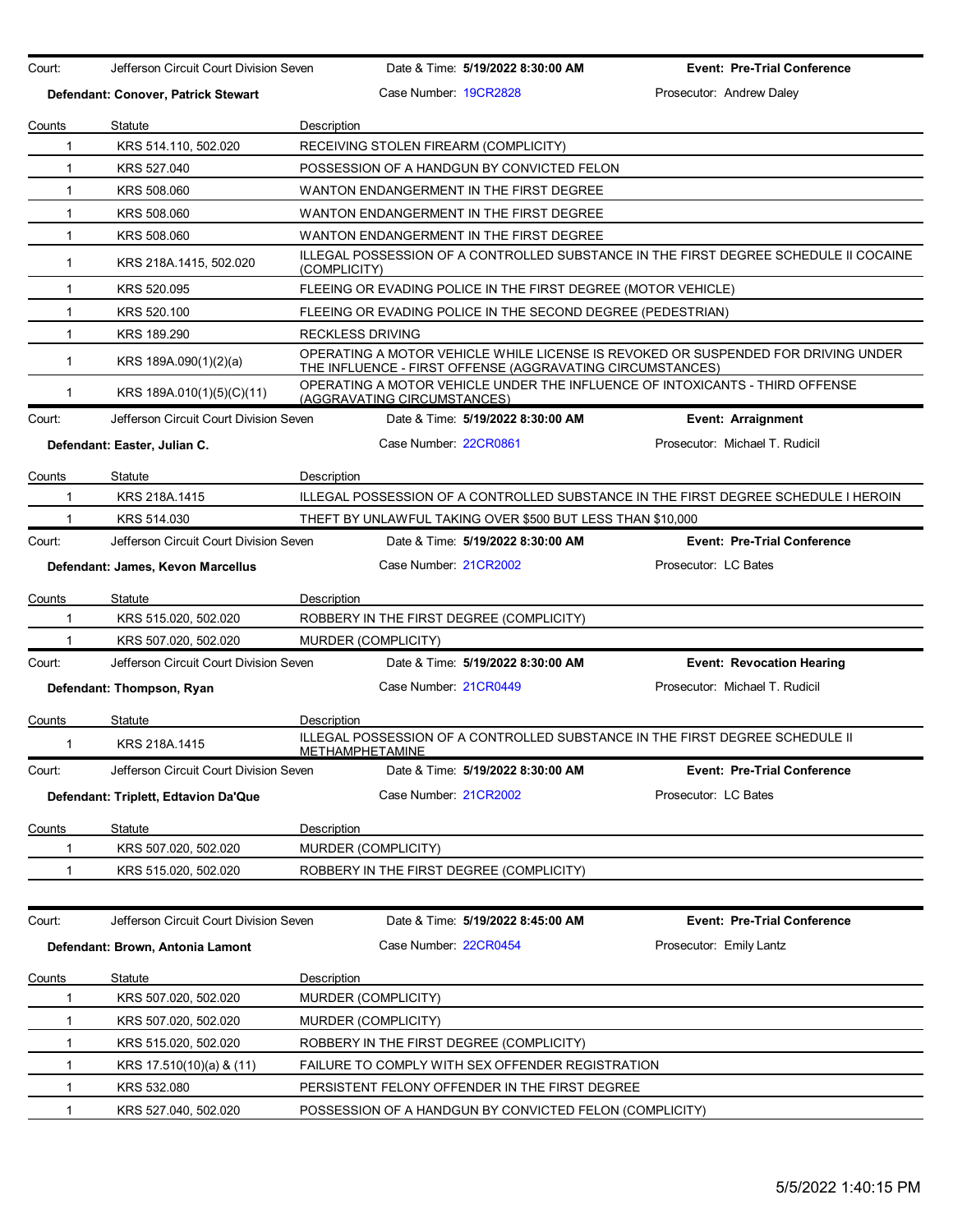| Court: | Jefferson Circuit Court Division Seven | Date & Time: **5/19/2022 8:30:00 AM** | **Event: Pre-Trial Conference** |
|---|---|---|---|
| **Defendant: Conover, Patrick Stewart** | | Case Number: 19CR2828 | Prosecutor: Andrew Daley |

| Counts | Statute | Description |
|---|---|---|
| 1 | KRS 514.110, 502.020 | RECEIVING STOLEN FIREARM (COMPLICITY) |
| 1 | KRS 527.040 | POSSESSION OF A HANDGUN BY CONVICTED FELON |
| 1 | KRS 508.060 | WANTON ENDANGERMENT IN THE FIRST DEGREE |
| 1 | KRS 508.060 | WANTON ENDANGERMENT IN THE FIRST DEGREE |
| 1 | KRS 508.060 | WANTON ENDANGERMENT IN THE FIRST DEGREE |
| 1 | KRS 218A.1415, 502.020 | ILLEGAL POSSESSION OF A CONTROLLED SUBSTANCE IN THE FIRST DEGREE SCHEDULE II COCAINE (COMPLICITY) |
| 1 | KRS 520.095 | FLEEING OR EVADING POLICE IN THE FIRST DEGREE (MOTOR VEHICLE) |
| 1 | KRS 520.100 | FLEEING OR EVADING POLICE IN THE SECOND DEGREE (PEDESTRIAN) |
| 1 | KRS 189.290 | RECKLESS DRIVING |
| 1 | KRS 189A.090(1)(2)(a) | OPERATING A MOTOR VEHICLE WHILE LICENSE IS REVOKED OR SUSPENDED FOR DRIVING UNDER THE INFLUENCE - FIRST OFFENSE (AGGRAVATING CIRCUMSTANCES) |
| 1 | KRS 189A.010(1)(5)(C)(11) | OPERATING A MOTOR VEHICLE UNDER THE INFLUENCE OF INTOXICANTS - THIRD OFFENSE (AGGRAVATING CIRCUMSTANCES) |

| Court: | Jefferson Circuit Court Division Seven | Date & Time: **5/19/2022 8:30:00 AM** | **Event: Arraignment** |
|---|---|---|---|
| **Defendant: Easter, Julian C.** | | Case Number: 22CR0861 | Prosecutor: Michael T. Rudicil |

| Counts | Statute | Description |
|---|---|---|
| 1 | KRS 218A.1415 | ILLEGAL POSSESSION OF A CONTROLLED SUBSTANCE IN THE FIRST DEGREE SCHEDULE I HEROIN |
| 1 | KRS 514.030 | THEFT BY UNLAWFUL TAKING OVER $500 BUT LESS THAN $10,000 |

| Court: | Jefferson Circuit Court Division Seven | Date & Time: **5/19/2022 8:30:00 AM** | **Event: Pre-Trial Conference** |
|---|---|---|---|
| **Defendant: James, Kevon Marcellus** | | Case Number: 21CR2002 | Prosecutor: LC Bates |

| Counts | Statute | Description |
|---|---|---|
| 1 | KRS 515.020, 502.020 | ROBBERY IN THE FIRST DEGREE (COMPLICITY) |
| 1 | KRS 507.020, 502.020 | MURDER (COMPLICITY) |

| Court: | Jefferson Circuit Court Division Seven | Date & Time: **5/19/2022 8:30:00 AM** | **Event: Revocation Hearing** |
|---|---|---|---|
| **Defendant: Thompson, Ryan** | | Case Number: 21CR0449 | Prosecutor: Michael T. Rudicil |

| Counts | Statute | Description |
|---|---|---|
| 1 | KRS 218A.1415 | ILLEGAL POSSESSION OF A CONTROLLED SUBSTANCE IN THE FIRST DEGREE SCHEDULE II METHAMPHETAMINE |

| Court: | Jefferson Circuit Court Division Seven | Date & Time: **5/19/2022 8:30:00 AM** | **Event: Pre-Trial Conference** |
|---|---|---|---|
| **Defendant: Triplett, Edtavion Da'Que** | | Case Number: 21CR2002 | Prosecutor: LC Bates |

| Counts | Statute | Description |
|---|---|---|
| 1 | KRS 507.020, 502.020 | MURDER (COMPLICITY) |
| 1 | KRS 515.020, 502.020 | ROBBERY IN THE FIRST DEGREE (COMPLICITY) |

| Court: | Jefferson Circuit Court Division Seven | Date & Time: **5/19/2022 8:45:00 AM** | **Event: Pre-Trial Conference** |
|---|---|---|---|
| **Defendant: Brown, Antonia Lamont** | | Case Number: 22CR0454 | Prosecutor: Emily Lantz |

| Counts | Statute | Description |
|---|---|---|
| 1 | KRS 507.020, 502.020 | MURDER (COMPLICITY) |
| 1 | KRS 507.020, 502.020 | MURDER (COMPLICITY) |
| 1 | KRS 515.020, 502.020 | ROBBERY IN THE FIRST DEGREE (COMPLICITY) |
| 1 | KRS 17.510(10)(a) & (11) | FAILURE TO COMPLY WITH SEX OFFENDER REGISTRATION |
| 1 | KRS 532.080 | PERSISTENT FELONY OFFENDER IN THE FIRST DEGREE |
| 1 | KRS 527.040, 502.020 | POSSESSION OF A HANDGUN BY CONVICTED FELON (COMPLICITY) |

5/5/2022 1:40:15 PM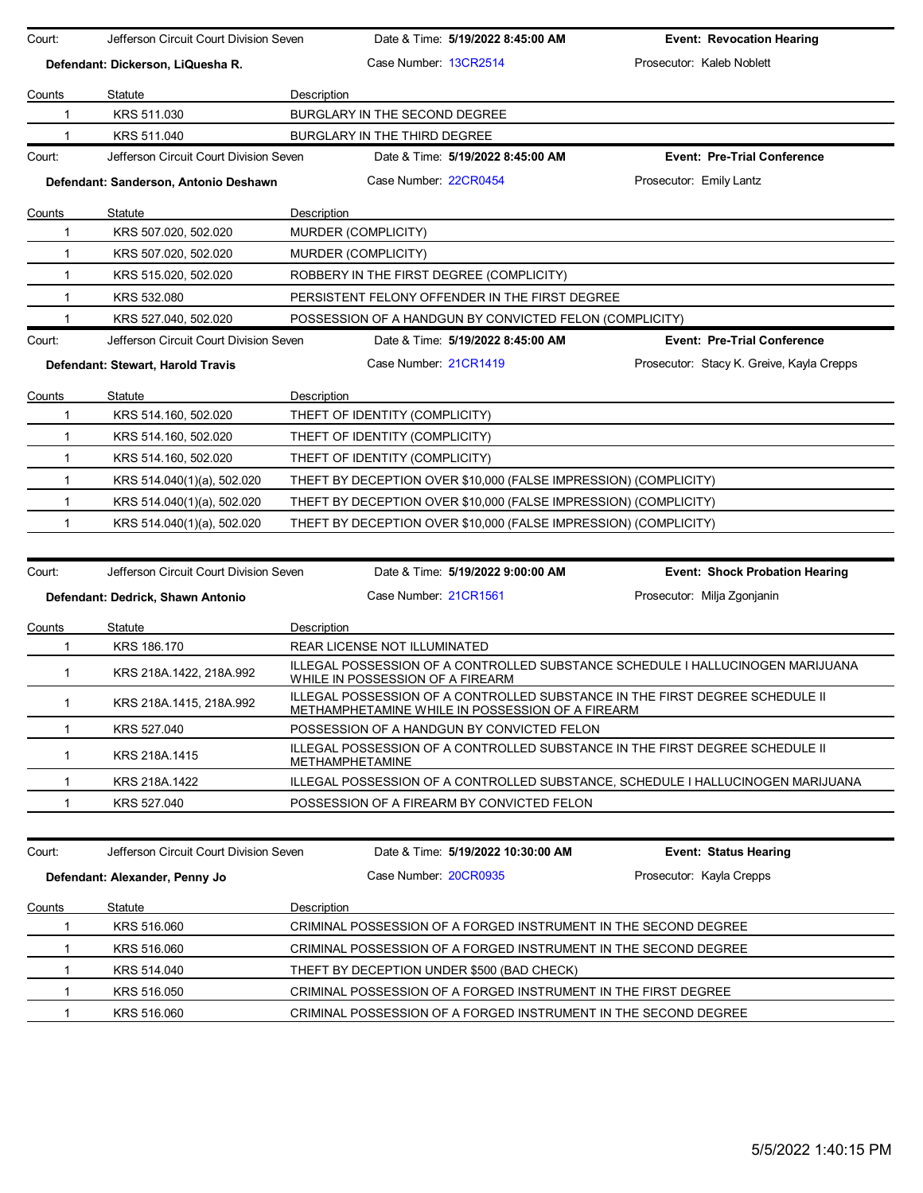| Court: | Jefferson Circuit Court Division Seven | Date & Time: **5/19/2022 8:45:00 AM** | **Event: Revocation Hearing** |
|---|---|---|---|
| **Defendant: Dickerson, LiQuesha R.** | | Case Number: 13CR2514 | Prosecutor: Kaleb Noblett |

| Counts | Statute | Description |
|---|---|---|
| 1 | KRS 511.030 | BURGLARY IN THE SECOND DEGREE |
| 1 | KRS 511.040 | BURGLARY IN THE THIRD DEGREE |

| Court: | Jefferson Circuit Court Division Seven | Date & Time: **5/19/2022 8:45:00 AM** | **Event: Pre-Trial Conference** |
|---|---|---|---|
| **Defendant: Sanderson, Antonio Deshawn** | | Case Number: 22CR0454 | Prosecutor: Emily Lantz |

| Counts | Statute | Description |
|---|---|---|
| 1 | KRS 507.020, 502.020 | MURDER (COMPLICITY) |
| 1 | KRS 507.020, 502.020 | MURDER (COMPLICITY) |
| 1 | KRS 515.020, 502.020 | ROBBERY IN THE FIRST DEGREE (COMPLICITY) |
| 1 | KRS 532.080 | PERSISTENT FELONY OFFENDER IN THE FIRST DEGREE |
| 1 | KRS 527.040, 502.020 | POSSESSION OF A HANDGUN BY CONVICTED FELON (COMPLICITY) |

| Court: | Jefferson Circuit Court Division Seven | Date & Time: **5/19/2022 8:45:00 AM** | **Event: Pre-Trial Conference** |
|---|---|---|---|
| **Defendant: Stewart, Harold Travis** | | Case Number: 21CR1419 | Prosecutor: Stacy K. Greive, Kayla Crepps |

| Counts | Statute | Description |
|---|---|---|
| 1 | KRS 514.160, 502.020 | THEFT OF IDENTITY (COMPLICITY) |
| 1 | KRS 514.160, 502.020 | THEFT OF IDENTITY (COMPLICITY) |
| 1 | KRS 514.160, 502.020 | THEFT OF IDENTITY (COMPLICITY) |
| 1 | KRS 514.040(1)(a), 502.020 | THEFT BY DECEPTION OVER $10,000 (FALSE IMPRESSION) (COMPLICITY) |
| 1 | KRS 514.040(1)(a), 502.020 | THEFT BY DECEPTION OVER $10,000 (FALSE IMPRESSION) (COMPLICITY) |
| 1 | KRS 514.040(1)(a), 502.020 | THEFT BY DECEPTION OVER $10,000 (FALSE IMPRESSION) (COMPLICITY) |

| Court: | Jefferson Circuit Court Division Seven | Date & Time: **5/19/2022 9:00:00 AM** | **Event: Shock Probation Hearing** |
|---|---|---|---|
| **Defendant: Dedrick, Shawn Antonio** | | Case Number: 21CR1561 | Prosecutor: Milja Zgonjanin |

| Counts | Statute | Description |
|---|---|---|
| 1 | KRS 186.170 | REAR LICENSE NOT ILLUMINATED |
| 1 | KRS 218A.1422, 218A.992 | ILLEGAL POSSESSION OF A CONTROLLED SUBSTANCE SCHEDULE I HALLUCINOGEN MARIJUANA WHILE IN POSSESSION OF A FIREARM |
| 1 | KRS 218A.1415, 218A.992 | ILLEGAL POSSESSION OF A CONTROLLED SUBSTANCE IN THE FIRST DEGREE SCHEDULE II METHAMPHETAMINE WHILE IN POSSESSION OF A FIREARM |
| 1 | KRS 527.040 | POSSESSION OF A HANDGUN BY CONVICTED FELON |
| 1 | KRS 218A.1415 | ILLEGAL POSSESSION OF A CONTROLLED SUBSTANCE IN THE FIRST DEGREE SCHEDULE II METHAMPHETAMINE |
| 1 | KRS 218A.1422 | ILLEGAL POSSESSION OF A CONTROLLED SUBSTANCE, SCHEDULE I HALLUCINOGEN MARIJUANA |
| 1 | KRS 527.040 | POSSESSION OF A FIREARM BY CONVICTED FELON |

| Court: | Jefferson Circuit Court Division Seven | Date & Time: **5/19/2022 10:30:00 AM** | **Event: Status Hearing** |
|---|---|---|---|
| **Defendant: Alexander, Penny Jo** | | Case Number: 20CR0935 | Prosecutor: Kayla Crepps |

| Counts | Statute | Description |
|---|---|---|
| 1 | KRS 516.060 | CRIMINAL POSSESSION OF A FORGED INSTRUMENT IN THE SECOND DEGREE |
| 1 | KRS 516.060 | CRIMINAL POSSESSION OF A FORGED INSTRUMENT IN THE SECOND DEGREE |
| 1 | KRS 514.040 | THEFT BY DECEPTION UNDER $500 (BAD CHECK) |
| 1 | KRS 516.050 | CRIMINAL POSSESSION OF A FORGED INSTRUMENT IN THE FIRST DEGREE |
| 1 | KRS 516.060 | CRIMINAL POSSESSION OF A FORGED INSTRUMENT IN THE SECOND DEGREE |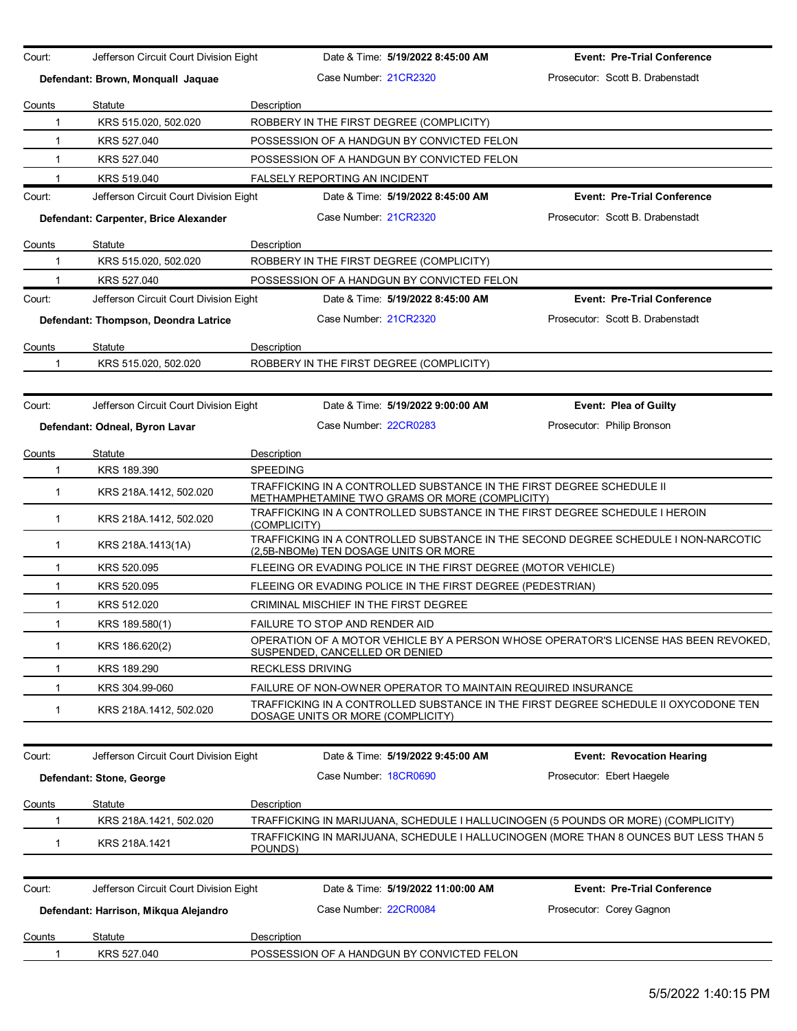Court: Jefferson Circuit Court Division Eight | Date & Time: **5/19/2022 8:45:00 AM** | **Event: Pre-Trial Conference**

**Defendant: Brown, Monquall Jaquae** | Case Number: 21CR2320 | Prosecutor: Scott B. Drabenstadt

| Counts | Statute | Description |
|---|---|---|
| 1 | KRS 515.020, 502.020 | ROBBERY IN THE FIRST DEGREE (COMPLICITY) |
| 1 | KRS 527.040 | POSSESSION OF A HANDGUN BY CONVICTED FELON |
| 1 | KRS 527.040 | POSSESSION OF A HANDGUN BY CONVICTED FELON |
| 1 | KRS 519.040 | FALSELY REPORTING AN INCIDENT |

Court: Jefferson Circuit Court Division Eight | Date & Time: **5/19/2022 8:45:00 AM** | **Event: Pre-Trial Conference**

**Defendant: Carpenter, Brice Alexander** | Case Number: 21CR2320 | Prosecutor: Scott B. Drabenstadt

| Counts | Statute | Description |
|---|---|---|
| 1 | KRS 515.020, 502.020 | ROBBERY IN THE FIRST DEGREE (COMPLICITY) |
| 1 | KRS 527.040 | POSSESSION OF A HANDGUN BY CONVICTED FELON |

Court: Jefferson Circuit Court Division Eight | Date & Time: **5/19/2022 8:45:00 AM** | **Event: Pre-Trial Conference**

**Defendant: Thompson, Deondra Latrice** | Case Number: 21CR2320 | Prosecutor: Scott B. Drabenstadt

| Counts | Statute | Description |
|---|---|---|
| 1 | KRS 515.020, 502.020 | ROBBERY IN THE FIRST DEGREE (COMPLICITY) |

Court: Jefferson Circuit Court Division Eight | Date & Time: **5/19/2022 9:00:00 AM** | **Event: Plea of Guilty**

**Defendant: Odneal, Byron Lavar** | Case Number: 22CR0283 | Prosecutor: Philip Bronson

| Counts | Statute | Description |
|---|---|---|
| 1 | KRS 189.390 | SPEEDING |
| 1 | KRS 218A.1412, 502.020 | TRAFFICKING IN A CONTROLLED SUBSTANCE IN THE FIRST DEGREE SCHEDULE II METHAMPHETAMINE TWO GRAMS OR MORE (COMPLICITY) |
| 1 | KRS 218A.1412, 502.020 | TRAFFICKING IN A CONTROLLED SUBSTANCE IN THE FIRST DEGREE SCHEDULE I HEROIN (COMPLICITY) |
| 1 | KRS 218A.1413(1A) | TRAFFICKING IN A CONTROLLED SUBSTANCE IN THE SECOND DEGREE SCHEDULE I NON-NARCOTIC (2,5B-NBOMe) TEN DOSAGE UNITS OR MORE |
| 1 | KRS 520.095 | FLEEING OR EVADING POLICE IN THE FIRST DEGREE (MOTOR VEHICLE) |
| 1 | KRS 520.095 | FLEEING OR EVADING POLICE IN THE FIRST DEGREE (PEDESTRIAN) |
| 1 | KRS 512.020 | CRIMINAL MISCHIEF IN THE FIRST DEGREE |
| 1 | KRS 189.580(1) | FAILURE TO STOP AND RENDER AID |
| 1 | KRS 186.620(2) | OPERATION OF A MOTOR VEHICLE BY A PERSON WHOSE OPERATOR'S LICENSE HAS BEEN REVOKED, SUSPENDED, CANCELLED OR DENIED |
| 1 | KRS 189.290 | RECKLESS DRIVING |
| 1 | KRS 304.99-060 | FAILURE OF NON-OWNER OPERATOR TO MAINTAIN REQUIRED INSURANCE |
| 1 | KRS 218A.1412, 502.020 | TRAFFICKING IN A CONTROLLED SUBSTANCE IN THE FIRST DEGREE SCHEDULE II OXYCODONE TEN DOSAGE UNITS OR MORE (COMPLICITY) |

Court: Jefferson Circuit Court Division Eight | Date & Time: **5/19/2022 9:45:00 AM** | **Event: Revocation Hearing**

**Defendant: Stone, George** | Case Number: 18CR0690 | Prosecutor: Ebert Haegele

| Counts | Statute | Description |
|---|---|---|
| 1 | KRS 218A.1421, 502.020 | TRAFFICKING IN MARIJUANA, SCHEDULE I HALLUCINOGEN (5 POUNDS OR MORE) (COMPLICITY) |
| 1 | KRS 218A.1421 | TRAFFICKING IN MARIJUANA, SCHEDULE I HALLUCINOGEN (MORE THAN 8 OUNCES BUT LESS THAN 5 POUNDS) |

Court: Jefferson Circuit Court Division Eight | Date & Time: **5/19/2022 11:00:00 AM** | **Event: Pre-Trial Conference**

**Defendant: Harrison, Mikqua Alejandro** | Case Number: 22CR0084 | Prosecutor: Corey Gagnon

| Counts | Statute | Description |
|---|---|---|
| 1 | KRS 527.040 | POSSESSION OF A HANDGUN BY CONVICTED FELON |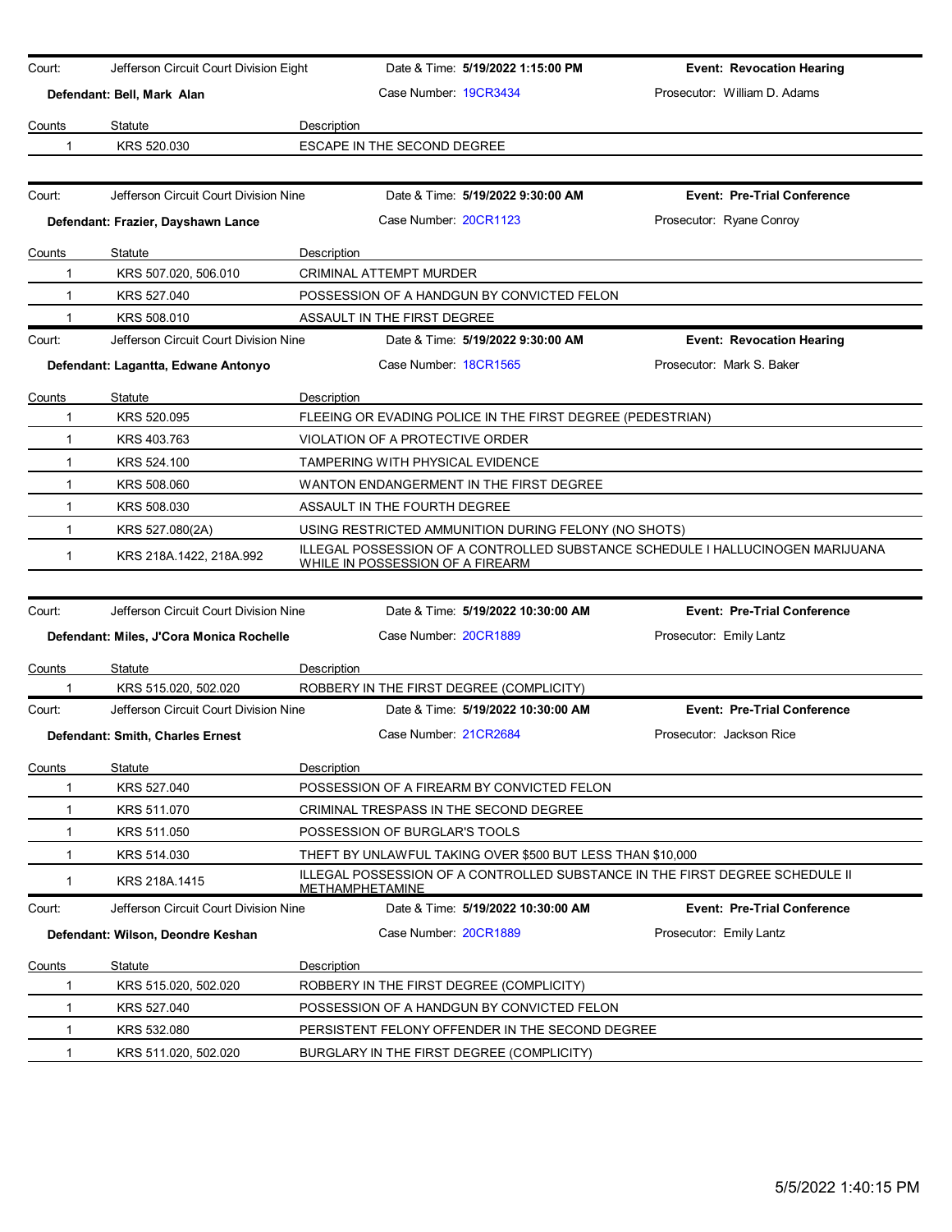| Court: | Jefferson Circuit Court Division Eight | Date & Time: **5/19/2022 1:15:00 PM** | **Event: Revocation Hearing** |
|---|---|---|---|
| **Defendant: Bell, Mark Alan** | | Case Number: 19CR3434 | Prosecutor: William D. Adams |

| Counts | Statute | Description |
|---|---|---|
| 1 | KRS 520.030 | ESCAPE IN THE SECOND DEGREE |

| Court: | Jefferson Circuit Court Division Nine | Date & Time: **5/19/2022 9:30:00 AM** | **Event: Pre-Trial Conference** |
|---|---|---|---|
| **Defendant: Frazier, Dayshawn Lance** | | Case Number: 20CR1123 | Prosecutor: Ryane Conroy |

| Counts | Statute | Description |
|---|---|---|
| 1 | KRS 507.020, 506.010 | CRIMINAL ATTEMPT MURDER |
| 1 | KRS 527.040 | POSSESSION OF A HANDGUN BY CONVICTED FELON |
| 1 | KRS 508.010 | ASSAULT IN THE FIRST DEGREE |

| Court: | Jefferson Circuit Court Division Nine | Date & Time: **5/19/2022 9:30:00 AM** | **Event: Revocation Hearing** |
|---|---|---|---|
| **Defendant: Lagantta, Edwane Antonyo** | | Case Number: 18CR1565 | Prosecutor: Mark S. Baker |

| Counts | Statute | Description |
|---|---|---|
| 1 | KRS 520.095 | FLEEING OR EVADING POLICE IN THE FIRST DEGREE (PEDESTRIAN) |
| 1 | KRS 403.763 | VIOLATION OF A PROTECTIVE ORDER |
| 1 | KRS 524.100 | TAMPERING WITH PHYSICAL EVIDENCE |
| 1 | KRS 508.060 | WANTON ENDANGERMENT IN THE FIRST DEGREE |
| 1 | KRS 508.030 | ASSAULT IN THE FOURTH DEGREE |
| 1 | KRS 527.080(2A) | USING RESTRICTED AMMUNITION DURING FELONY (NO SHOTS) |
| 1 | KRS 218A.1422, 218A.992 | ILLEGAL POSSESSION OF A CONTROLLED SUBSTANCE SCHEDULE I HALLUCINOGEN MARIJUANA WHILE IN POSSESSION OF A FIREARM |

| Court: | Jefferson Circuit Court Division Nine | Date & Time: **5/19/2022 10:30:00 AM** | **Event: Pre-Trial Conference** |
|---|---|---|---|
| **Defendant: Miles, J'Cora Monica Rochelle** | | Case Number: 20CR1889 | Prosecutor: Emily Lantz |

| Counts | Statute | Description |
|---|---|---|
| 1 | KRS 515.020, 502.020 | ROBBERY IN THE FIRST DEGREE (COMPLICITY) |

| Court: | Jefferson Circuit Court Division Nine | Date & Time: **5/19/2022 10:30:00 AM** | **Event: Pre-Trial Conference** |
|---|---|---|---|
| **Defendant: Smith, Charles Ernest** | | Case Number: 21CR2684 | Prosecutor: Jackson Rice |

| Counts | Statute | Description |
|---|---|---|
| 1 | KRS 527.040 | POSSESSION OF A FIREARM BY CONVICTED FELON |
| 1 | KRS 511.070 | CRIMINAL TRESPASS IN THE SECOND DEGREE |
| 1 | KRS 511.050 | POSSESSION OF BURGLAR'S TOOLS |
| 1 | KRS 514.030 | THEFT BY UNLAWFUL TAKING OVER $500 BUT LESS THAN $10,000 |
| 1 | KRS 218A.1415 | ILLEGAL POSSESSION OF A CONTROLLED SUBSTANCE IN THE FIRST DEGREE SCHEDULE II METHAMPHETAMINE |

| Court: | Jefferson Circuit Court Division Nine | Date & Time: **5/19/2022 10:30:00 AM** | **Event: Pre-Trial Conference** |
|---|---|---|---|
| **Defendant: Wilson, Deondre Keshan** | | Case Number: 20CR1889 | Prosecutor: Emily Lantz |

| Counts | Statute | Description |
|---|---|---|
| 1 | KRS 515.020, 502.020 | ROBBERY IN THE FIRST DEGREE (COMPLICITY) |
| 1 | KRS 527.040 | POSSESSION OF A HANDGUN BY CONVICTED FELON |
| 1 | KRS 532.080 | PERSISTENT FELONY OFFENDER IN THE SECOND DEGREE |
| 1 | KRS 511.020, 502.020 | BURGLARY IN THE FIRST DEGREE (COMPLICITY) |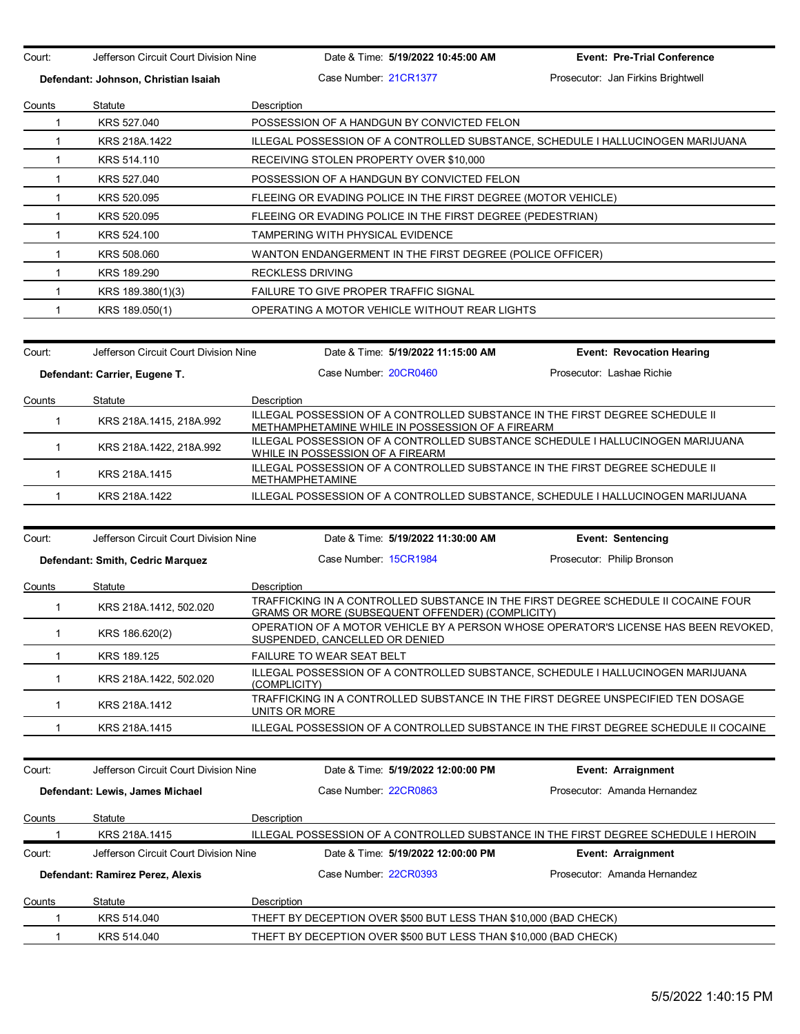Court: Jefferson Circuit Court Division Nine | Date & Time: **5/19/2022 10:45:00 AM** | **Event: Pre-Trial Conference**

**Defendant: Johnson, Christian Isaiah** | Case Number: 21CR1377 | Prosecutor: Jan Firkins Brightwell

| Counts | Statute | Description |
|---|---|---|
| 1 | KRS 527.040 | POSSESSION OF A HANDGUN BY CONVICTED FELON |
| 1 | KRS 218A.1422 | ILLEGAL POSSESSION OF A CONTROLLED SUBSTANCE, SCHEDULE I HALLUCINOGEN MARIJUANA |
| 1 | KRS 514.110 | RECEIVING STOLEN PROPERTY OVER $10,000 |
| 1 | KRS 527.040 | POSSESSION OF A HANDGUN BY CONVICTED FELON |
| 1 | KRS 520.095 | FLEEING OR EVADING POLICE IN THE FIRST DEGREE (MOTOR VEHICLE) |
| 1 | KRS 520.095 | FLEEING OR EVADING POLICE IN THE FIRST DEGREE (PEDESTRIAN) |
| 1 | KRS 524.100 | TAMPERING WITH PHYSICAL EVIDENCE |
| 1 | KRS 508.060 | WANTON ENDANGERMENT IN THE FIRST DEGREE (POLICE OFFICER) |
| 1 | KRS 189.290 | RECKLESS DRIVING |
| 1 | KRS 189.380(1)(3) | FAILURE TO GIVE PROPER TRAFFIC SIGNAL |
| 1 | KRS 189.050(1) | OPERATING A MOTOR VEHICLE WITHOUT REAR LIGHTS |

Court: Jefferson Circuit Court Division Nine | Date & Time: **5/19/2022 11:15:00 AM** | **Event: Revocation Hearing**

**Defendant: Carrier, Eugene T.** | Case Number: 20CR0460 | Prosecutor: Lashae Richie

| Counts | Statute | Description |
|---|---|---|
| 1 | KRS 218A.1415, 218A.992 | ILLEGAL POSSESSION OF A CONTROLLED SUBSTANCE IN THE FIRST DEGREE SCHEDULE II METHAMPHETAMINE WHILE IN POSSESSION OF A FIREARM |
| 1 | KRS 218A.1422, 218A.992 | ILLEGAL POSSESSION OF A CONTROLLED SUBSTANCE SCHEDULE I HALLUCINOGEN MARIJUANA WHILE IN POSSESSION OF A FIREARM |
| 1 | KRS 218A.1415 | ILLEGAL POSSESSION OF A CONTROLLED SUBSTANCE IN THE FIRST DEGREE SCHEDULE II METHAMPHETAMINE |
| 1 | KRS 218A.1422 | ILLEGAL POSSESSION OF A CONTROLLED SUBSTANCE, SCHEDULE I HALLUCINOGEN MARIJUANA |

Court: Jefferson Circuit Court Division Nine | Date & Time: **5/19/2022 11:30:00 AM** | **Event: Sentencing**

**Defendant: Smith, Cedric Marquez** | Case Number: 15CR1984 | Prosecutor: Philip Bronson

| Counts | Statute | Description |
|---|---|---|
| 1 | KRS 218A.1412, 502.020 | TRAFFICKING IN A CONTROLLED SUBSTANCE IN THE FIRST DEGREE SCHEDULE II COCAINE FOUR GRAMS OR MORE (SUBSEQUENT OFFENDER) (COMPLICITY) |
| 1 | KRS 186.620(2) | OPERATION OF A MOTOR VEHICLE BY A PERSON WHOSE OPERATOR'S LICENSE HAS BEEN REVOKED, SUSPENDED, CANCELLED OR DENIED |
| 1 | KRS 189.125 | FAILURE TO WEAR SEAT BELT |
| 1 | KRS 218A.1422, 502.020 | ILLEGAL POSSESSION OF A CONTROLLED SUBSTANCE, SCHEDULE I HALLUCINOGEN MARIJUANA (COMPLICITY) |
| 1 | KRS 218A.1412 | TRAFFICKING IN A CONTROLLED SUBSTANCE IN THE FIRST DEGREE UNSPECIFIED TEN DOSAGE UNITS OR MORE |
| 1 | KRS 218A.1415 | ILLEGAL POSSESSION OF A CONTROLLED SUBSTANCE IN THE FIRST DEGREE SCHEDULE II COCAINE |

Court: Jefferson Circuit Court Division Nine | Date & Time: **5/19/2022 12:00:00 PM** | **Event: Arraignment**

**Defendant: Lewis, James Michael** | Case Number: 22CR0863 | Prosecutor: Amanda Hernandez

| Counts | Statute | Description |
|---|---|---|
| 1 | KRS 218A.1415 | ILLEGAL POSSESSION OF A CONTROLLED SUBSTANCE IN THE FIRST DEGREE SCHEDULE I HEROIN |

Court: Jefferson Circuit Court Division Nine | Date & Time: **5/19/2022 12:00:00 PM** | **Event: Arraignment**

**Defendant: Ramirez Perez, Alexis** | Case Number: 22CR0393 | Prosecutor: Amanda Hernandez

| Counts | Statute | Description |
|---|---|---|
| 1 | KRS 514.040 | THEFT BY DECEPTION OVER $500 BUT LESS THAN $10,000 (BAD CHECK) |
| 1 | KRS 514.040 | THEFT BY DECEPTION OVER $500 BUT LESS THAN $10,000 (BAD CHECK) |

5/5/2022 1:40:15 PM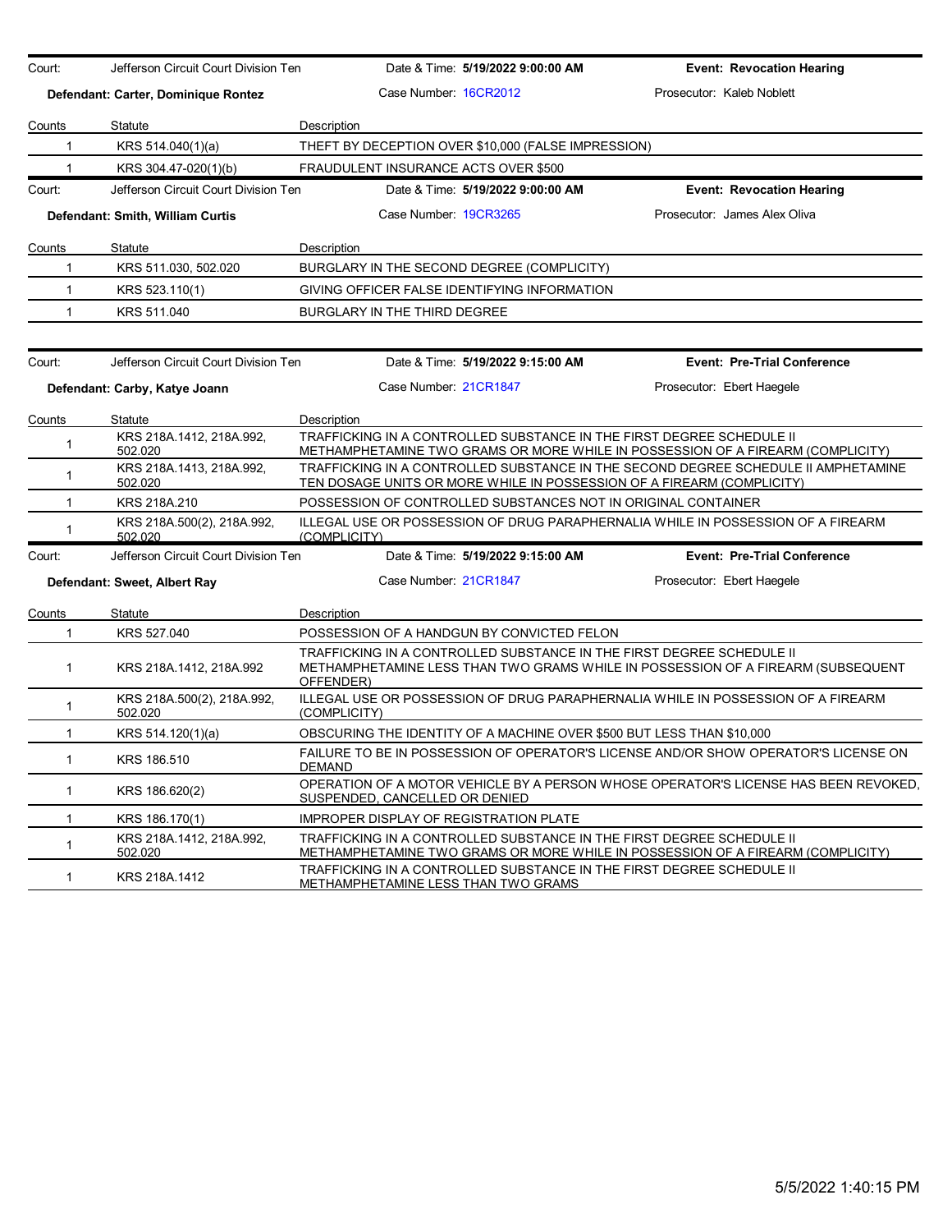Court: Jefferson Circuit Court Division Ten | Date & Time: **5/19/2022 9:00:00 AM** | **Event: Revocation Hearing**

**Defendant: Carter, Dominique Rontez** | Case Number: 16CR2012 | Prosecutor: Kaleb Noblett

| Counts | Statute | Description |
|---|---|---|
| 1 | KRS 514.040(1)(a) | THEFT BY DECEPTION OVER $10,000 (FALSE IMPRESSION) |
| 1 | KRS 304.47-020(1)(b) | FRAUDULENT INSURANCE ACTS OVER $500 |

Court: Jefferson Circuit Court Division Ten | Date & Time: **5/19/2022 9:00:00 AM** | **Event: Revocation Hearing**

**Defendant: Smith, William Curtis** | Case Number: 19CR3265 | Prosecutor: James Alex Oliva

| Counts | Statute | Description |
|---|---|---|
| 1 | KRS 511.030, 502.020 | BURGLARY IN THE SECOND DEGREE (COMPLICITY) |
| 1 | KRS 523.110(1) | GIVING OFFICER FALSE IDENTIFYING INFORMATION |
| 1 | KRS 511.040 | BURGLARY IN THE THIRD DEGREE |

Court: Jefferson Circuit Court Division Ten | Date & Time: **5/19/2022 9:15:00 AM** | **Event: Pre-Trial Conference**

**Defendant: Carby, Katye Joann** | Case Number: 21CR1847 | Prosecutor: Ebert Haegele

| Counts | Statute | Description |
|---|---|---|
| 1 | KRS 218A.1412, 218A.992, 502.020 | TRAFFICKING IN A CONTROLLED SUBSTANCE IN THE FIRST DEGREE SCHEDULE II METHAMPHETAMINE TWO GRAMS OR MORE WHILE IN POSSESSION OF A FIREARM (COMPLICITY) |
| 1 | KRS 218A.1413, 218A.992, 502.020 | TRAFFICKING IN A CONTROLLED SUBSTANCE IN THE SECOND DEGREE SCHEDULE II AMPHETAMINE TEN DOSAGE UNITS OR MORE WHILE IN POSSESSION OF A FIREARM (COMPLICITY) |
| 1 | KRS 218A.210 | POSSESSION OF CONTROLLED SUBSTANCES NOT IN ORIGINAL CONTAINER |
| 1 | KRS 218A.500(2), 218A.992, 502.020 | ILLEGAL USE OR POSSESSION OF DRUG PARAPHERNALIA WHILE IN POSSESSION OF A FIREARM (COMPLICITY) |

Court: Jefferson Circuit Court Division Ten | Date & Time: **5/19/2022 9:15:00 AM** | **Event: Pre-Trial Conference**

**Defendant: Sweet, Albert Ray** | Case Number: 21CR1847 | Prosecutor: Ebert Haegele

| Counts | Statute | Description |
|---|---|---|
| 1 | KRS 527.040 | POSSESSION OF A HANDGUN BY CONVICTED FELON |
| 1 | KRS 218A.1412, 218A.992 | TRAFFICKING IN A CONTROLLED SUBSTANCE IN THE FIRST DEGREE SCHEDULE II METHAMPHETAMINE LESS THAN TWO GRAMS WHILE IN POSSESSION OF A FIREARM (SUBSEQUENT OFFENDER) |
| 1 | KRS 218A.500(2), 218A.992, 502.020 | ILLEGAL USE OR POSSESSION OF DRUG PARAPHERNALIA WHILE IN POSSESSION OF A FIREARM (COMPLICITY) |
| 1 | KRS 514.120(1)(a) | OBSCURING THE IDENTITY OF A MACHINE OVER $500 BUT LESS THAN $10,000 |
| 1 | KRS 186.510 | FAILURE TO BE IN POSSESSION OF OPERATOR'S LICENSE AND/OR SHOW OPERATOR'S LICENSE ON DEMAND |
| 1 | KRS 186.620(2) | OPERATION OF A MOTOR VEHICLE BY A PERSON WHOSE OPERATOR'S LICENSE HAS BEEN REVOKED, SUSPENDED, CANCELLED OR DENIED |
| 1 | KRS 186.170(1) | IMPROPER DISPLAY OF REGISTRATION PLATE |
| 1 | KRS 218A.1412, 218A.992, 502.020 | TRAFFICKING IN A CONTROLLED SUBSTANCE IN THE FIRST DEGREE SCHEDULE II METHAMPHETAMINE TWO GRAMS OR MORE WHILE IN POSSESSION OF A FIREARM (COMPLICITY) |
| 1 | KRS 218A.1412 | TRAFFICKING IN A CONTROLLED SUBSTANCE IN THE FIRST DEGREE SCHEDULE II METHAMPHETAMINE LESS THAN TWO GRAMS |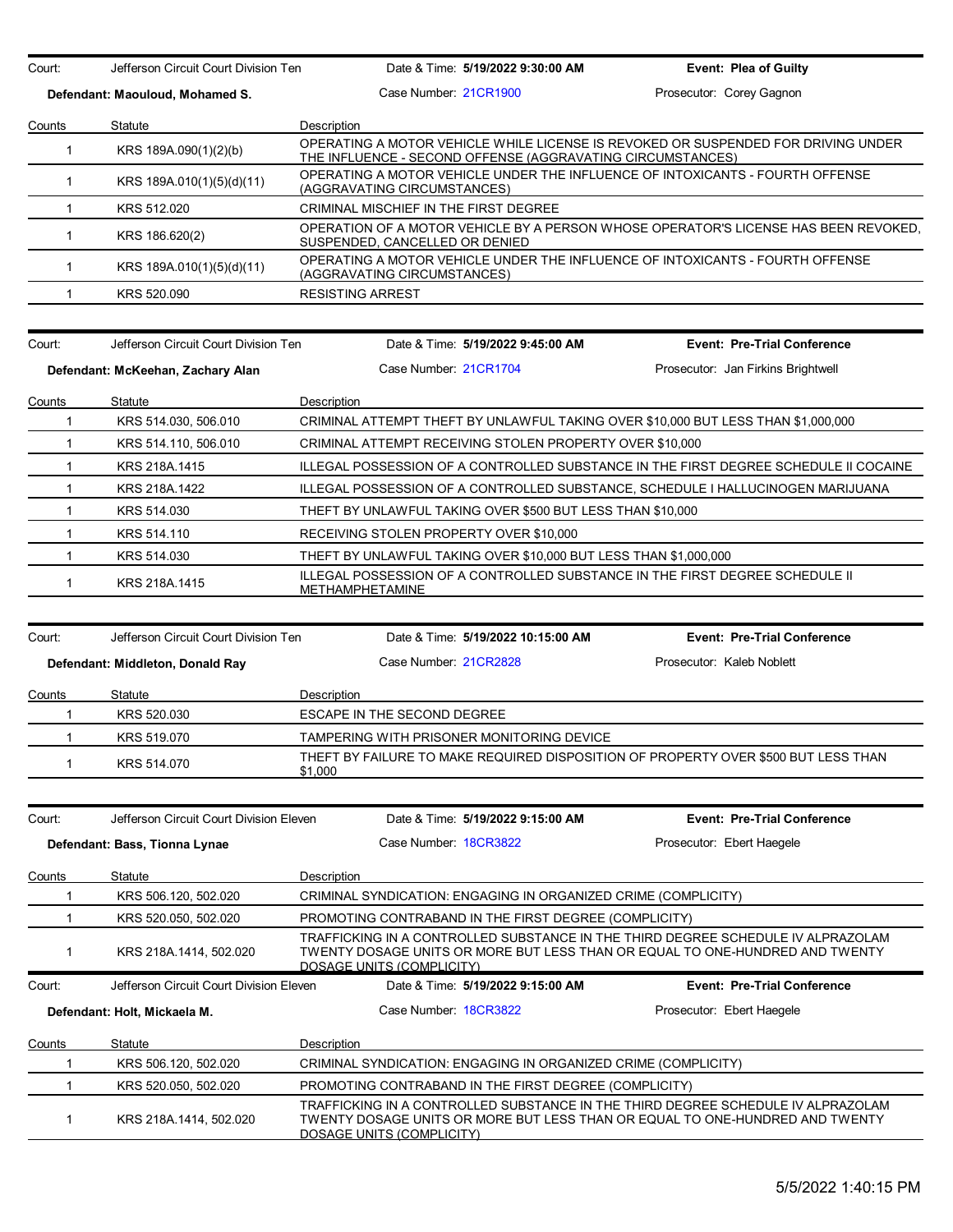Court: Jefferson Circuit Court Division Ten | Date & Time: **5/19/2022 9:30:00 AM** | **Event: Plea of Guilty**

**Defendant: Maouloud, Mohamed S.** | Case Number: 21CR1900 | Prosecutor: Corey Gagnon

| Counts | Statute | Description |
|---|---|---|
| 1 | KRS 189A.090(1)(2)(b) | OPERATING A MOTOR VEHICLE WHILE LICENSE IS REVOKED OR SUSPENDED FOR DRIVING UNDER THE INFLUENCE - SECOND OFFENSE (AGGRAVATING CIRCUMSTANCES) |
| 1 | KRS 189A.010(1)(5)(d)(11) | OPERATING A MOTOR VEHICLE UNDER THE INFLUENCE OF INTOXICANTS - FOURTH OFFENSE (AGGRAVATING CIRCUMSTANCES) |
| 1 | KRS 512.020 | CRIMINAL MISCHIEF IN THE FIRST DEGREE |
| 1 | KRS 186.620(2) | OPERATION OF A MOTOR VEHICLE BY A PERSON WHOSE OPERATOR'S LICENSE HAS BEEN REVOKED, SUSPENDED, CANCELLED OR DENIED |
| 1 | KRS 189A.010(1)(5)(d)(11) | OPERATING A MOTOR VEHICLE UNDER THE INFLUENCE OF INTOXICANTS - FOURTH OFFENSE (AGGRAVATING CIRCUMSTANCES) |
| 1 | KRS 520.090 | RESISTING ARREST |

Court: Jefferson Circuit Court Division Ten | Date & Time: **5/19/2022 9:45:00 AM** | **Event: Pre-Trial Conference**

**Defendant: McKeehan, Zachary Alan** | Case Number: 21CR1704 | Prosecutor: Jan Firkins Brightwell

| Counts | Statute | Description |
|---|---|---|
| 1 | KRS 514.030, 506.010 | CRIMINAL ATTEMPT THEFT BY UNLAWFUL TAKING OVER $10,000 BUT LESS THAN $1,000,000 |
| 1 | KRS 514.110, 506.010 | CRIMINAL ATTEMPT RECEIVING STOLEN PROPERTY OVER $10,000 |
| 1 | KRS 218A.1415 | ILLEGAL POSSESSION OF A CONTROLLED SUBSTANCE IN THE FIRST DEGREE SCHEDULE II COCAINE |
| 1 | KRS 218A.1422 | ILLEGAL POSSESSION OF A CONTROLLED SUBSTANCE, SCHEDULE I HALLUCINOGEN MARIJUANA |
| 1 | KRS 514.030 | THEFT BY UNLAWFUL TAKING OVER $500 BUT LESS THAN $10,000 |
| 1 | KRS 514.110 | RECEIVING STOLEN PROPERTY OVER $10,000 |
| 1 | KRS 514.030 | THEFT BY UNLAWFUL TAKING OVER $10,000 BUT LESS THAN $1,000,000 |
| 1 | KRS 218A.1415 | ILLEGAL POSSESSION OF A CONTROLLED SUBSTANCE IN THE FIRST DEGREE SCHEDULE II METHAMPHETAMINE |

Court: Jefferson Circuit Court Division Ten | Date & Time: **5/19/2022 10:15:00 AM** | **Event: Pre-Trial Conference**

**Defendant: Middleton, Donald Ray** | Case Number: 21CR2828 | Prosecutor: Kaleb Noblett

| Counts | Statute | Description |
|---|---|---|
| 1 | KRS 520.030 | ESCAPE IN THE SECOND DEGREE |
| 1 | KRS 519.070 | TAMPERING WITH PRISONER MONITORING DEVICE |
| 1 | KRS 514.070 | THEFT BY FAILURE TO MAKE REQUIRED DISPOSITION OF PROPERTY OVER $500 BUT LESS THAN $1,000 |

Court: Jefferson Circuit Court Division Eleven | Date & Time: **5/19/2022 9:15:00 AM** | **Event: Pre-Trial Conference**

**Defendant: Bass, Tionna Lynae** | Case Number: 18CR3822 | Prosecutor: Ebert Haegele

| Counts | Statute | Description |
|---|---|---|
| 1 | KRS 506.120, 502.020 | CRIMINAL SYNDICATION: ENGAGING IN ORGANIZED CRIME (COMPLICITY) |
| 1 | KRS 520.050, 502.020 | PROMOTING CONTRABAND IN THE FIRST DEGREE (COMPLICITY) |
| 1 | KRS 218A.1414, 502.020 | TRAFFICKING IN A CONTROLLED SUBSTANCE IN THE THIRD DEGREE SCHEDULE IV ALPRAZOLAM TWENTY DOSAGE UNITS OR MORE BUT LESS THAN OR EQUAL TO ONE-HUNDRED AND TWENTY DOSAGE UNITS (COMPLICITY) |

Court: Jefferson Circuit Court Division Eleven | Date & Time: **5/19/2022 9:15:00 AM** | **Event: Pre-Trial Conference**

**Defendant: Holt, Mickaela M.** | Case Number: 18CR3822 | Prosecutor: Ebert Haegele

| Counts | Statute | Description |
|---|---|---|
| 1 | KRS 506.120, 502.020 | CRIMINAL SYNDICATION: ENGAGING IN ORGANIZED CRIME (COMPLICITY) |
| 1 | KRS 520.050, 502.020 | PROMOTING CONTRABAND IN THE FIRST DEGREE (COMPLICITY) |
| 1 | KRS 218A.1414, 502.020 | TRAFFICKING IN A CONTROLLED SUBSTANCE IN THE THIRD DEGREE SCHEDULE IV ALPRAZOLAM TWENTY DOSAGE UNITS OR MORE BUT LESS THAN OR EQUAL TO ONE-HUNDRED AND TWENTY DOSAGE UNITS (COMPLICITY) |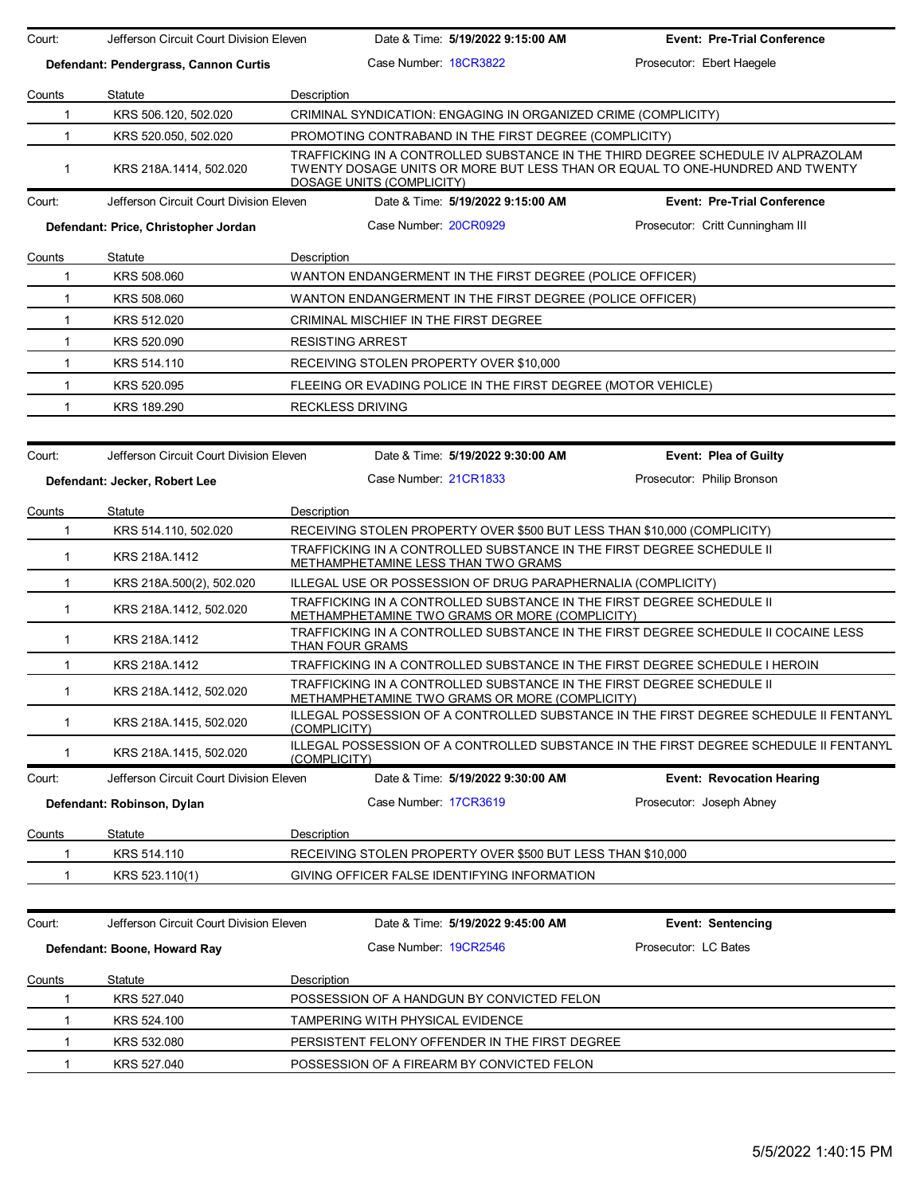Court: Jefferson Circuit Court Division Eleven | Date & Time: **5/19/2022 9:15:00 AM** | **Event: Pre-Trial Conference**

**Defendant: Pendergrass, Cannon Curtis** | Case Number: 18CR3822 | Prosecutor: Ebert Haegele

| Counts | Statute | Description |
|---|---|---|
| 1 | KRS 506.120, 502.020 | CRIMINAL SYNDICATION: ENGAGING IN ORGANIZED CRIME (COMPLICITY) |
| 1 | KRS 520.050, 502.020 | PROMOTING CONTRABAND IN THE FIRST DEGREE (COMPLICITY) |
| 1 | KRS 218A.1414, 502.020 | TRAFFICKING IN A CONTROLLED SUBSTANCE IN THE THIRD DEGREE SCHEDULE IV ALPRAZOLAM TWENTY DOSAGE UNITS OR MORE BUT LESS THAN OR EQUAL TO ONE-HUNDRED AND TWENTY DOSAGE UNITS (COMPLICITY) |

Court: Jefferson Circuit Court Division Eleven | Date & Time: **5/19/2022 9:15:00 AM** | **Event: Pre-Trial Conference**

**Defendant: Price, Christopher Jordan** | Case Number: 20CR0929 | Prosecutor: Critt Cunningham III

| Counts | Statute | Description |
|---|---|---|
| 1 | KRS 508.060 | WANTON ENDANGERMENT IN THE FIRST DEGREE (POLICE OFFICER) |
| 1 | KRS 508.060 | WANTON ENDANGERMENT IN THE FIRST DEGREE (POLICE OFFICER) |
| 1 | KRS 512.020 | CRIMINAL MISCHIEF IN THE FIRST DEGREE |
| 1 | KRS 520.090 | RESISTING ARREST |
| 1 | KRS 514.110 | RECEIVING STOLEN PROPERTY OVER $10,000 |
| 1 | KRS 520.095 | FLEEING OR EVADING POLICE IN THE FIRST DEGREE (MOTOR VEHICLE) |
| 1 | KRS 189.290 | RECKLESS DRIVING |

Court: Jefferson Circuit Court Division Eleven | Date & Time: **5/19/2022 9:30:00 AM** | **Event: Plea of Guilty**

**Defendant: Jecker, Robert Lee** | Case Number: 21CR1833 | Prosecutor: Philip Bronson

| Counts | Statute | Description |
|---|---|---|
| 1 | KRS 514.110, 502.020 | RECEIVING STOLEN PROPERTY OVER $500 BUT LESS THAN $10,000 (COMPLICITY) |
| 1 | KRS 218A.1412 | TRAFFICKING IN A CONTROLLED SUBSTANCE IN THE FIRST DEGREE SCHEDULE II METHAMPHETAMINE LESS THAN TWO GRAMS |
| 1 | KRS 218A.500(2), 502.020 | ILLEGAL USE OR POSSESSION OF DRUG PARAPHERNALIA (COMPLICITY) |
| 1 | KRS 218A.1412, 502.020 | TRAFFICKING IN A CONTROLLED SUBSTANCE IN THE FIRST DEGREE SCHEDULE II METHAMPHETAMINE TWO GRAMS OR MORE (COMPLICITY) |
| 1 | KRS 218A.1412 | TRAFFICKING IN A CONTROLLED SUBSTANCE IN THE FIRST DEGREE SCHEDULE II COCAINE LESS THAN FOUR GRAMS |
| 1 | KRS 218A.1412 | TRAFFICKING IN A CONTROLLED SUBSTANCE IN THE FIRST DEGREE SCHEDULE I HEROIN |
| 1 | KRS 218A.1412, 502.020 | TRAFFICKING IN A CONTROLLED SUBSTANCE IN THE FIRST DEGREE SCHEDULE II METHAMPHETAMINE TWO GRAMS OR MORE (COMPLICITY) |
| 1 | KRS 218A.1415, 502.020 | ILLEGAL POSSESSION OF A CONTROLLED SUBSTANCE IN THE FIRST DEGREE SCHEDULE II FENTANYL (COMPLICITY) |
| 1 | KRS 218A.1415, 502.020 | ILLEGAL POSSESSION OF A CONTROLLED SUBSTANCE IN THE FIRST DEGREE SCHEDULE II FENTANYL (COMPLICITY) |

Court: Jefferson Circuit Court Division Eleven | Date & Time: **5/19/2022 9:30:00 AM** | **Event: Revocation Hearing**

**Defendant: Robinson, Dylan** | Case Number: 17CR3619 | Prosecutor: Joseph Abney

| Counts | Statute | Description |
|---|---|---|
| 1 | KRS 514.110 | RECEIVING STOLEN PROPERTY OVER $500 BUT LESS THAN $10,000 |
| 1 | KRS 523.110(1) | GIVING OFFICER FALSE IDENTIFYING INFORMATION |

Court: Jefferson Circuit Court Division Eleven | Date & Time: **5/19/2022 9:45:00 AM** | **Event: Sentencing**

**Defendant: Boone, Howard Ray** | Case Number: 19CR2546 | Prosecutor: LC Bates

| Counts | Statute | Description |
|---|---|---|
| 1 | KRS 527.040 | POSSESSION OF A HANDGUN BY CONVICTED FELON |
| 1 | KRS 524.100 | TAMPERING WITH PHYSICAL EVIDENCE |
| 1 | KRS 532.080 | PERSISTENT FELONY OFFENDER IN THE FIRST DEGREE |
| 1 | KRS 527.040 | POSSESSION OF A FIREARM BY CONVICTED FELON |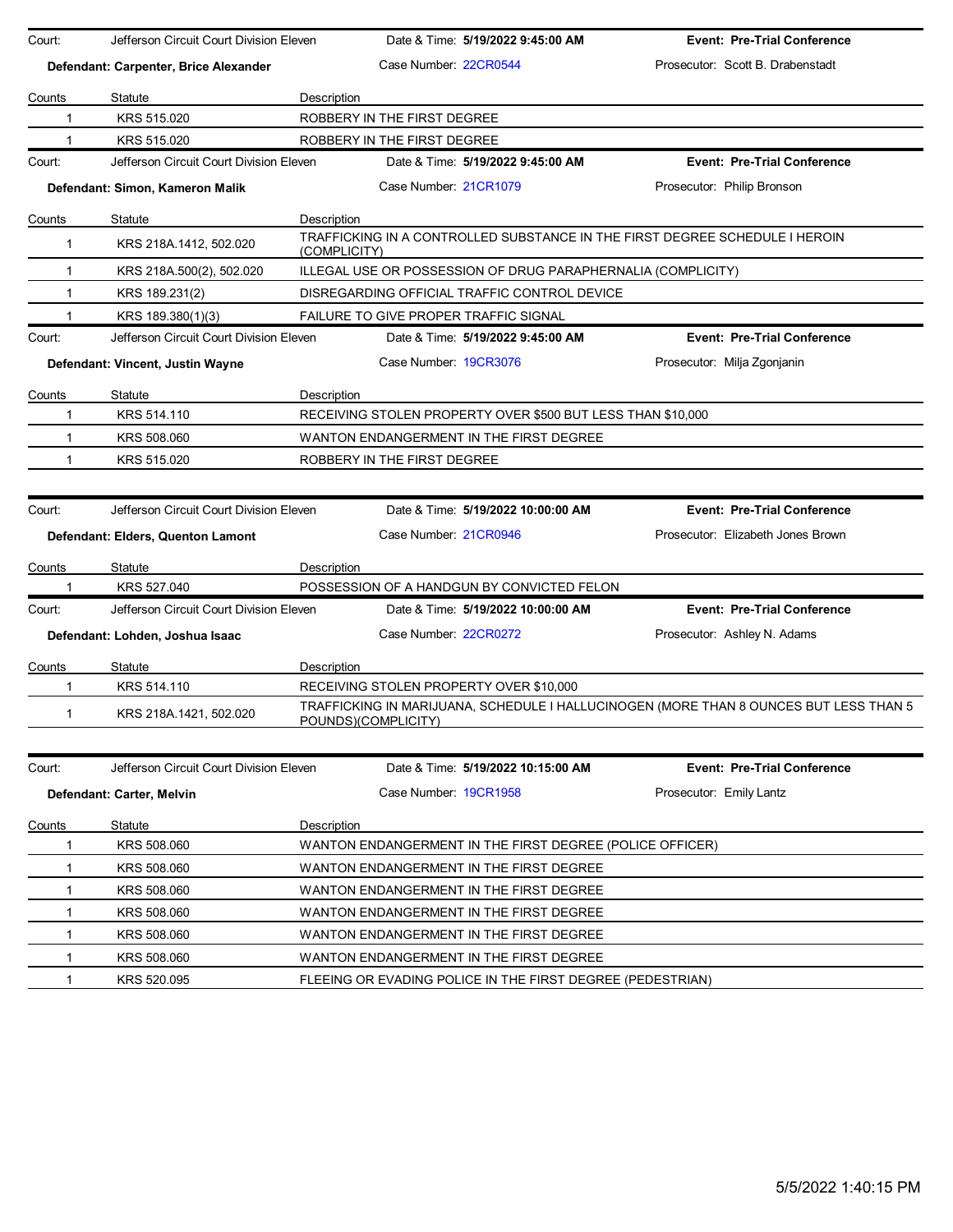Court: Jefferson Circuit Court Division Eleven | Date & Time: **5/19/2022 9:45:00 AM** | **Event: Pre-Trial Conference**

**Defendant: Carpenter, Brice Alexander** | Case Number: 22CR0544 | Prosecutor: Scott B. Drabenstadt

| Counts | Statute | Description |
|---|---|---|
| 1 | KRS 515.020 | ROBBERY IN THE FIRST DEGREE |
| 1 | KRS 515.020 | ROBBERY IN THE FIRST DEGREE |

Court: Jefferson Circuit Court Division Eleven | Date & Time: **5/19/2022 9:45:00 AM** | **Event: Pre-Trial Conference**

**Defendant: Simon, Kameron Malik** | Case Number: 21CR1079 | Prosecutor: Philip Bronson

| Counts | Statute | Description |
|---|---|---|
| 1 | KRS 218A.1412, 502.020 | TRAFFICKING IN A CONTROLLED SUBSTANCE IN THE FIRST DEGREE SCHEDULE I HEROIN (COMPLICITY) |
| 1 | KRS 218A.500(2), 502.020 | ILLEGAL USE OR POSSESSION OF DRUG PARAPHERNALIA (COMPLICITY) |
| 1 | KRS 189.231(2) | DISREGARDING OFFICIAL TRAFFIC CONTROL DEVICE |
| 1 | KRS 189.380(1)(3) | FAILURE TO GIVE PROPER TRAFFIC SIGNAL |

Court: Jefferson Circuit Court Division Eleven | Date & Time: **5/19/2022 9:45:00 AM** | **Event: Pre-Trial Conference**

**Defendant: Vincent, Justin Wayne** | Case Number: 19CR3076 | Prosecutor: Milja Zgonjanin

| Counts | Statute | Description |
|---|---|---|
| 1 | KRS 514.110 | RECEIVING STOLEN PROPERTY OVER $500 BUT LESS THAN $10,000 |
| 1 | KRS 508.060 | WANTON ENDANGERMENT IN THE FIRST DEGREE |
| 1 | KRS 515.020 | ROBBERY IN THE FIRST DEGREE |

Court: Jefferson Circuit Court Division Eleven | Date & Time: **5/19/2022 10:00:00 AM** | **Event: Pre-Trial Conference**

**Defendant: Elders, Quenton Lamont** | Case Number: 21CR0946 | Prosecutor: Elizabeth Jones Brown

| Counts | Statute | Description |
|---|---|---|
| 1 | KRS 527.040 | POSSESSION OF A HANDGUN BY CONVICTED FELON |

Court: Jefferson Circuit Court Division Eleven | Date & Time: **5/19/2022 10:00:00 AM** | **Event: Pre-Trial Conference**

**Defendant: Lohden, Joshua Isaac** | Case Number: 22CR0272 | Prosecutor: Ashley N. Adams

| Counts | Statute | Description |
|---|---|---|
| 1 | KRS 514.110 | RECEIVING STOLEN PROPERTY OVER $10,000 |
| 1 | KRS 218A.1421, 502.020 | TRAFFICKING IN MARIJUANA, SCHEDULE I HALLUCINOGEN (MORE THAN 8 OUNCES BUT LESS THAN 5 POUNDS)(COMPLICITY) |

Court: Jefferson Circuit Court Division Eleven | Date & Time: **5/19/2022 10:15:00 AM** | **Event: Pre-Trial Conference**

**Defendant: Carter, Melvin** | Case Number: 19CR1958 | Prosecutor: Emily Lantz

| Counts | Statute | Description |
|---|---|---|
| 1 | KRS 508.060 | WANTON ENDANGERMENT IN THE FIRST DEGREE (POLICE OFFICER) |
| 1 | KRS 508.060 | WANTON ENDANGERMENT IN THE FIRST DEGREE |
| 1 | KRS 508.060 | WANTON ENDANGERMENT IN THE FIRST DEGREE |
| 1 | KRS 508.060 | WANTON ENDANGERMENT IN THE FIRST DEGREE |
| 1 | KRS 508.060 | WANTON ENDANGERMENT IN THE FIRST DEGREE |
| 1 | KRS 508.060 | WANTON ENDANGERMENT IN THE FIRST DEGREE |
| 1 | KRS 520.095 | FLEEING OR EVADING POLICE IN THE FIRST DEGREE (PEDESTRIAN) |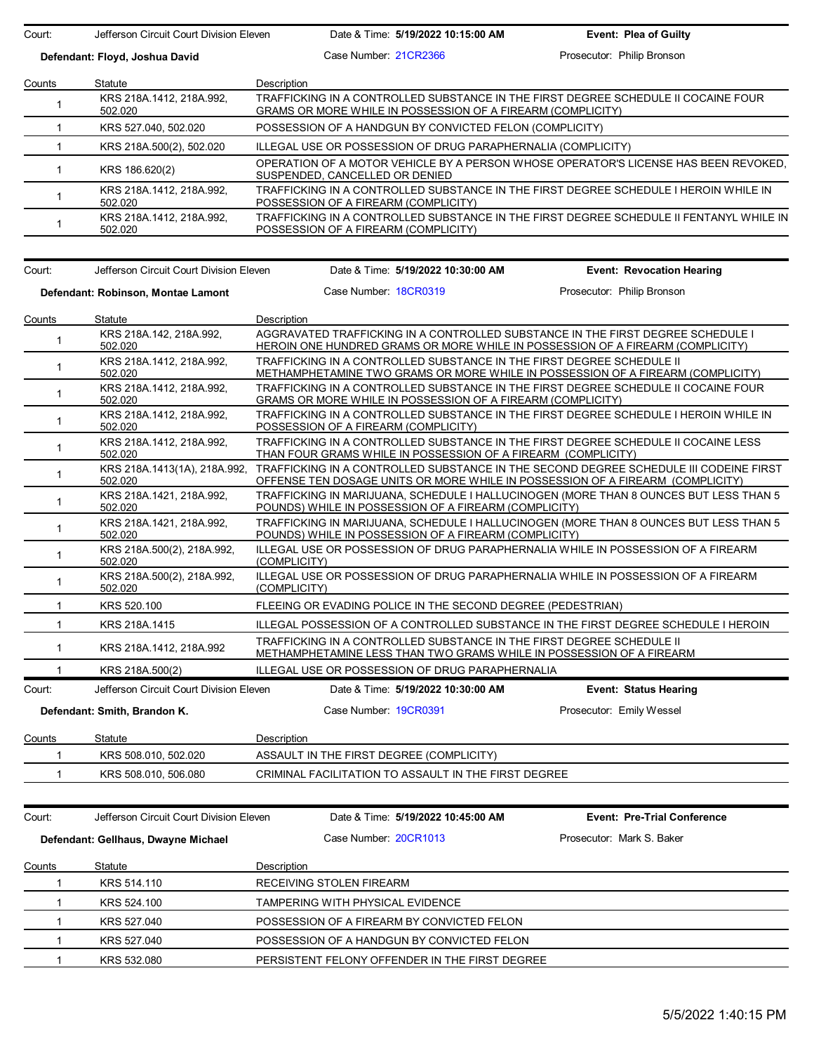| Court: | Jefferson Circuit Court Division Eleven | Date & Time: **5/19/2022 10:15:00 AM** | **Event: Plea of Guilty** |
|---|---|---|---|
| **Defendant: Floyd, Joshua David** | | Case Number: 21CR2366 | Prosecutor: Philip Bronson |

| Counts | Statute | Description |
|---|---|---|
| 1 | KRS 218A.1412, 218A.992, 502.020 | TRAFFICKING IN A CONTROLLED SUBSTANCE IN THE FIRST DEGREE SCHEDULE II COCAINE FOUR GRAMS OR MORE WHILE IN POSSESSION OF A FIREARM (COMPLICITY) |
| 1 | KRS 527.040, 502.020 | POSSESSION OF A HANDGUN BY CONVICTED FELON (COMPLICITY) |
| 1 | KRS 218A.500(2), 502.020 | ILLEGAL USE OR POSSESSION OF DRUG PARAPHERNALIA (COMPLICITY) |
| 1 | KRS 186.620(2) | OPERATION OF A MOTOR VEHICLE BY A PERSON WHOSE OPERATOR'S LICENSE HAS BEEN REVOKED, SUSPENDED, CANCELLED OR DENIED |
| 1 | KRS 218A.1412, 218A.992, 502.020 | TRAFFICKING IN A CONTROLLED SUBSTANCE IN THE FIRST DEGREE SCHEDULE I HEROIN WHILE IN POSSESSION OF A FIREARM (COMPLICITY) |
| 1 | KRS 218A.1412, 218A.992, 502.020 | TRAFFICKING IN A CONTROLLED SUBSTANCE IN THE FIRST DEGREE SCHEDULE II FENTANYL WHILE IN POSSESSION OF A FIREARM (COMPLICITY) |

| Court: | Jefferson Circuit Court Division Eleven | Date & Time: **5/19/2022 10:30:00 AM** | **Event: Revocation Hearing** |
|---|---|---|---|
| **Defendant: Robinson, Montae Lamont** | | Case Number: 18CR0319 | Prosecutor: Philip Bronson |

| Counts | Statute | Description |
|---|---|---|
| 1 | KRS 218A.142, 218A.992, 502.020 | AGGRAVATED TRAFFICKING IN A CONTROLLED SUBSTANCE IN THE FIRST DEGREE SCHEDULE I HEROIN ONE HUNDRED GRAMS OR MORE WHILE IN POSSESSION OF A FIREARM (COMPLICITY) |
| 1 | KRS 218A.1412, 218A.992, 502.020 | TRAFFICKING IN A CONTROLLED SUBSTANCE IN THE FIRST DEGREE SCHEDULE II METHAMPHETAMINE TWO GRAMS OR MORE WHILE IN POSSESSION OF A FIREARM (COMPLICITY) |
| 1 | KRS 218A.1412, 218A.992, 502.020 | TRAFFICKING IN A CONTROLLED SUBSTANCE IN THE FIRST DEGREE SCHEDULE II COCAINE FOUR GRAMS OR MORE WHILE IN POSSESSION OF A FIREARM (COMPLICITY) |
| 1 | KRS 218A.1412, 218A.992, 502.020 | TRAFFICKING IN A CONTROLLED SUBSTANCE IN THE FIRST DEGREE SCHEDULE I HEROIN WHILE IN POSSESSION OF A FIREARM (COMPLICITY) |
| 1 | KRS 218A.1412, 218A.992, 502.020 | TRAFFICKING IN A CONTROLLED SUBSTANCE IN THE FIRST DEGREE SCHEDULE II COCAINE LESS THAN FOUR GRAMS WHILE IN POSSESSION OF A FIREARM (COMPLICITY) |
| 1 | KRS 218A.1413(1A), 218A.992, 502.020 | TRAFFICKING IN A CONTROLLED SUBSTANCE IN THE SECOND DEGREE SCHEDULE III CODEINE FIRST OFFENSE TEN DOSAGE UNITS OR MORE WHILE IN POSSESSION OF A FIREARM (COMPLICITY) |
| 1 | KRS 218A.1421, 218A.992, 502.020 | TRAFFICKING IN MARIJUANA, SCHEDULE I HALLUCINOGEN (MORE THAN 8 OUNCES BUT LESS THAN 5 POUNDS) WHILE IN POSSESSION OF A FIREARM (COMPLICITY) |
| 1 | KRS 218A.1421, 218A.992, 502.020 | TRAFFICKING IN MARIJUANA, SCHEDULE I HALLUCINOGEN (MORE THAN 8 OUNCES BUT LESS THAN 5 POUNDS) WHILE IN POSSESSION OF A FIREARM (COMPLICITY) |
| 1 | KRS 218A.500(2), 218A.992, 502.020 | ILLEGAL USE OR POSSESSION OF DRUG PARAPHERNALIA WHILE IN POSSESSION OF A FIREARM (COMPLICITY) |
| 1 | KRS 218A.500(2), 218A.992, 502.020 | ILLEGAL USE OR POSSESSION OF DRUG PARAPHERNALIA WHILE IN POSSESSION OF A FIREARM (COMPLICITY) |
| 1 | KRS 520.100 | FLEEING OR EVADING POLICE IN THE SECOND DEGREE (PEDESTRIAN) |
| 1 | KRS 218A.1415 | ILLEGAL POSSESSION OF A CONTROLLED SUBSTANCE IN THE FIRST DEGREE SCHEDULE I HEROIN |
| 1 | KRS 218A.1412, 218A.992 | TRAFFICKING IN A CONTROLLED SUBSTANCE IN THE FIRST DEGREE SCHEDULE II METHAMPHETAMINE LESS THAN TWO GRAMS WHILE IN POSSESSION OF A FIREARM |
| 1 | KRS 218A.500(2) | ILLEGAL USE OR POSSESSION OF DRUG PARAPHERNALIA |

| Court: | Jefferson Circuit Court Division Eleven | Date & Time: **5/19/2022 10:30:00 AM** | **Event: Status Hearing** |
|---|---|---|---|
| **Defendant: Smith, Brandon K.** | | Case Number: 19CR0391 | Prosecutor: Emily Wessel |

| Counts | Statute | Description |
|---|---|---|
| 1 | KRS 508.010, 502.020 | ASSAULT IN THE FIRST DEGREE (COMPLICITY) |
| 1 | KRS 508.010, 506.080 | CRIMINAL FACILITATION TO ASSAULT IN THE FIRST DEGREE |

| Court: | Jefferson Circuit Court Division Eleven | Date & Time: **5/19/2022 10:45:00 AM** | **Event: Pre-Trial Conference** |
|---|---|---|---|
| **Defendant: Gellhaus, Dwayne Michael** | | Case Number: 20CR1013 | Prosecutor: Mark S. Baker |

| Counts | Statute | Description |
|---|---|---|
| 1 | KRS 514.110 | RECEIVING STOLEN FIREARM |
| 1 | KRS 524.100 | TAMPERING WITH PHYSICAL EVIDENCE |
| 1 | KRS 527.040 | POSSESSION OF A FIREARM BY CONVICTED FELON |
| 1 | KRS 527.040 | POSSESSION OF A HANDGUN BY CONVICTED FELON |
| 1 | KRS 532.080 | PERSISTENT FELONY OFFENDER IN THE FIRST DEGREE |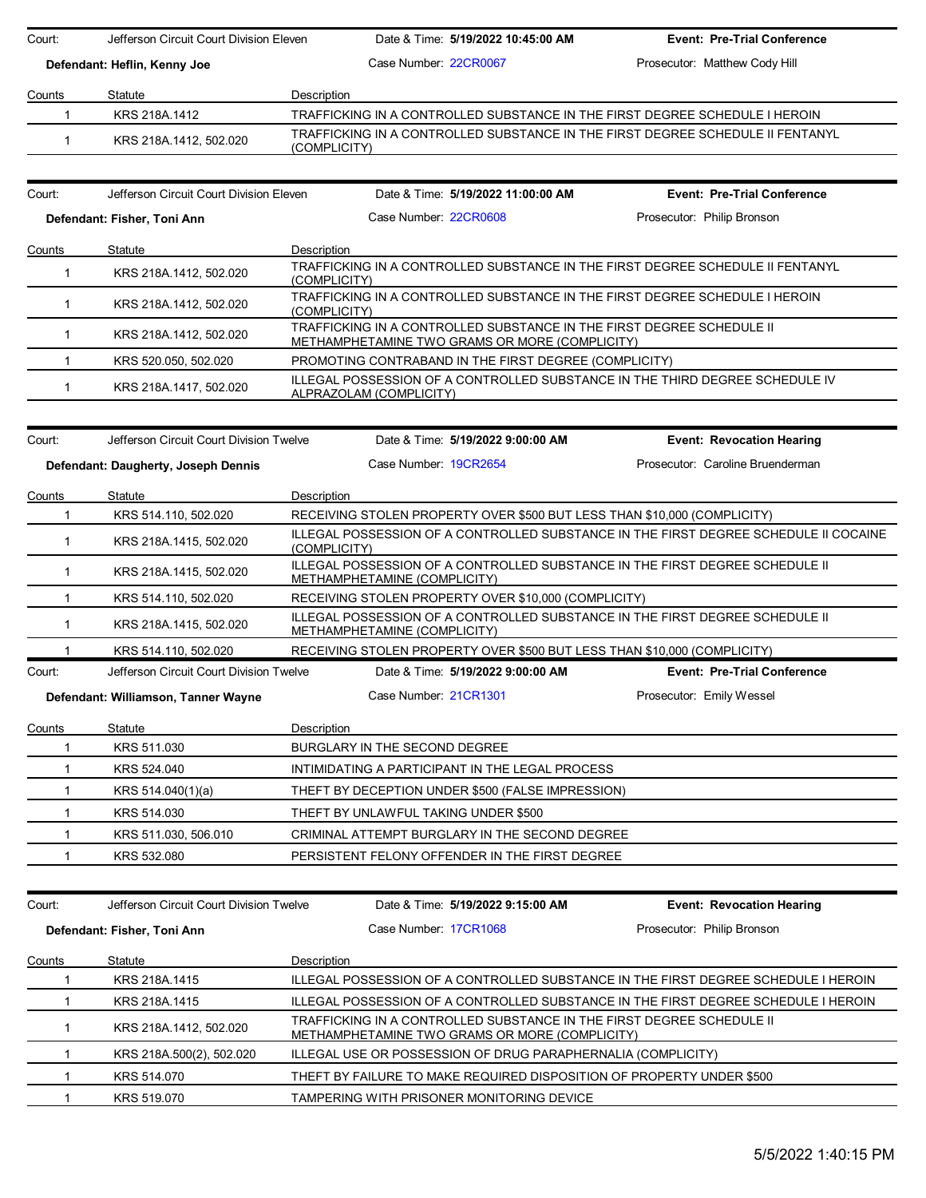Court: Jefferson Circuit Court Division Eleven | Date & Time: **5/19/2022 10:45:00 AM** | **Event: Pre-Trial Conference**

**Defendant: Heflin, Kenny Joe** | Case Number: 22CR0067 | Prosecutor: Matthew Cody Hill

| Counts | Statute | Description |
|---|---|---|
| 1 | KRS 218A.1412 | TRAFFICKING IN A CONTROLLED SUBSTANCE IN THE FIRST DEGREE SCHEDULE I HEROIN |
| 1 | KRS 218A.1412, 502.020 | TRAFFICKING IN A CONTROLLED SUBSTANCE IN THE FIRST DEGREE SCHEDULE II FENTANYL (COMPLICITY) |

Court: Jefferson Circuit Court Division Eleven | Date & Time: **5/19/2022 11:00:00 AM** | **Event: Pre-Trial Conference**

**Defendant: Fisher, Toni Ann** | Case Number: 22CR0608 | Prosecutor: Philip Bronson

| Counts | Statute | Description |
|---|---|---|
| 1 | KRS 218A.1412, 502.020 | TRAFFICKING IN A CONTROLLED SUBSTANCE IN THE FIRST DEGREE SCHEDULE II FENTANYL (COMPLICITY) |
| 1 | KRS 218A.1412, 502.020 | TRAFFICKING IN A CONTROLLED SUBSTANCE IN THE FIRST DEGREE SCHEDULE I HEROIN (COMPLICITY) |
| 1 | KRS 218A.1412, 502.020 | TRAFFICKING IN A CONTROLLED SUBSTANCE IN THE FIRST DEGREE SCHEDULE II METHAMPHETAMINE TWO GRAMS OR MORE (COMPLICITY) |
| 1 | KRS 520.050, 502.020 | PROMOTING CONTRABAND IN THE FIRST DEGREE (COMPLICITY) |
| 1 | KRS 218A.1417, 502.020 | ILLEGAL POSSESSION OF A CONTROLLED SUBSTANCE IN THE THIRD DEGREE SCHEDULE IV ALPRAZOLAM (COMPLICITY) |

Court: Jefferson Circuit Court Division Twelve | Date & Time: **5/19/2022 9:00:00 AM** | **Event: Revocation Hearing**

**Defendant: Daugherty, Joseph Dennis** | Case Number: 19CR2654 | Prosecutor: Caroline Bruenderman

| Counts | Statute | Description |
|---|---|---|
| 1 | KRS 514.110, 502.020 | RECEIVING STOLEN PROPERTY OVER $500 BUT LESS THAN $10,000 (COMPLICITY) |
| 1 | KRS 218A.1415, 502.020 | ILLEGAL POSSESSION OF A CONTROLLED SUBSTANCE IN THE FIRST DEGREE SCHEDULE II COCAINE (COMPLICITY) |
| 1 | KRS 218A.1415, 502.020 | ILLEGAL POSSESSION OF A CONTROLLED SUBSTANCE IN THE FIRST DEGREE SCHEDULE II METHAMPHETAMINE (COMPLICITY) |
| 1 | KRS 514.110, 502.020 | RECEIVING STOLEN PROPERTY OVER $10,000 (COMPLICITY) |
| 1 | KRS 218A.1415, 502.020 | ILLEGAL POSSESSION OF A CONTROLLED SUBSTANCE IN THE FIRST DEGREE SCHEDULE II METHAMPHETAMINE (COMPLICITY) |
| 1 | KRS 514.110, 502.020 | RECEIVING STOLEN PROPERTY OVER $500 BUT LESS THAN $10,000 (COMPLICITY) |

Court: Jefferson Circuit Court Division Twelve | Date & Time: **5/19/2022 9:00:00 AM** | **Event: Pre-Trial Conference**

**Defendant: Williamson, Tanner Wayne** | Case Number: 21CR1301 | Prosecutor: Emily Wessel

| Counts | Statute | Description |
|---|---|---|
| 1 | KRS 511.030 | BURGLARY IN THE SECOND DEGREE |
| 1 | KRS 524.040 | INTIMIDATING A PARTICIPANT IN THE LEGAL PROCESS |
| 1 | KRS 514.040(1)(a) | THEFT BY DECEPTION UNDER $500 (FALSE IMPRESSION) |
| 1 | KRS 514.030 | THEFT BY UNLAWFUL TAKING UNDER $500 |
| 1 | KRS 511.030, 506.010 | CRIMINAL ATTEMPT BURGLARY IN THE SECOND DEGREE |
| 1 | KRS 532.080 | PERSISTENT FELONY OFFENDER IN THE FIRST DEGREE |

Court: Jefferson Circuit Court Division Twelve | Date & Time: **5/19/2022 9:15:00 AM** | **Event: Revocation Hearing**

**Defendant: Fisher, Toni Ann** | Case Number: 17CR1068 | Prosecutor: Philip Bronson

| Counts | Statute | Description |
|---|---|---|
| 1 | KRS 218A.1415 | ILLEGAL POSSESSION OF A CONTROLLED SUBSTANCE IN THE FIRST DEGREE SCHEDULE I HEROIN |
| 1 | KRS 218A.1415 | ILLEGAL POSSESSION OF A CONTROLLED SUBSTANCE IN THE FIRST DEGREE SCHEDULE I HEROIN |
| 1 | KRS 218A.1412, 502.020 | TRAFFICKING IN A CONTROLLED SUBSTANCE IN THE FIRST DEGREE SCHEDULE II METHAMPHETAMINE TWO GRAMS OR MORE (COMPLICITY) |
| 1 | KRS 218A.500(2), 502.020 | ILLEGAL USE OR POSSESSION OF DRUG PARAPHERNALIA (COMPLICITY) |
| 1 | KRS 514.070 | THEFT BY FAILURE TO MAKE REQUIRED DISPOSITION OF PROPERTY UNDER $500 |
| 1 | KRS 519.070 | TAMPERING WITH PRISONER MONITORING DEVICE |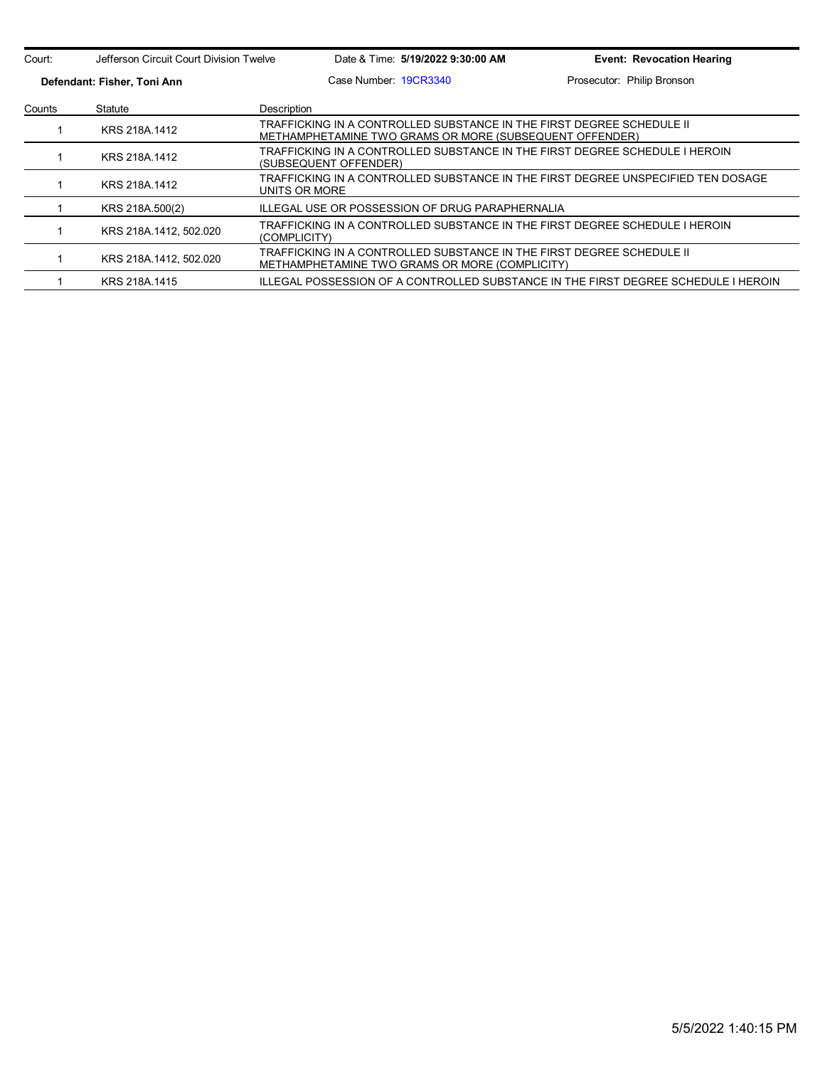| Court: | Jefferson Circuit Court Division Twelve | Date & Time: **5/19/2022 9:30:00 AM** | **Event: Revocation Hearing** |
|---|---|---|---|
| **Defendant: Fisher, Toni Ann** | | Case Number: 19CR3340 | Prosecutor: Philip Bronson |

| Counts | Statute | Description |
|---|---|---|
| 1 | KRS 218A.1412 | TRAFFICKING IN A CONTROLLED SUBSTANCE IN THE FIRST DEGREE SCHEDULE II METHAMPHETAMINE TWO GRAMS OR MORE (SUBSEQUENT OFFENDER) |
| 1 | KRS 218A.1412 | TRAFFICKING IN A CONTROLLED SUBSTANCE IN THE FIRST DEGREE SCHEDULE I HEROIN (SUBSEQUENT OFFENDER) |
| 1 | KRS 218A.1412 | TRAFFICKING IN A CONTROLLED SUBSTANCE IN THE FIRST DEGREE UNSPECIFIED TEN DOSAGE UNITS OR MORE |
| 1 | KRS 218A.500(2) | ILLEGAL USE OR POSSESSION OF DRUG PARAPHERNALIA |
| 1 | KRS 218A.1412, 502.020 | TRAFFICKING IN A CONTROLLED SUBSTANCE IN THE FIRST DEGREE SCHEDULE I HEROIN (COMPLICITY) |
| 1 | KRS 218A.1412, 502.020 | TRAFFICKING IN A CONTROLLED SUBSTANCE IN THE FIRST DEGREE SCHEDULE II METHAMPHETAMINE TWO GRAMS OR MORE (COMPLICITY) |
| 1 | KRS 218A.1415 | ILLEGAL POSSESSION OF A CONTROLLED SUBSTANCE IN THE FIRST DEGREE SCHEDULE I HEROIN |

5/5/2022 1:40:15 PM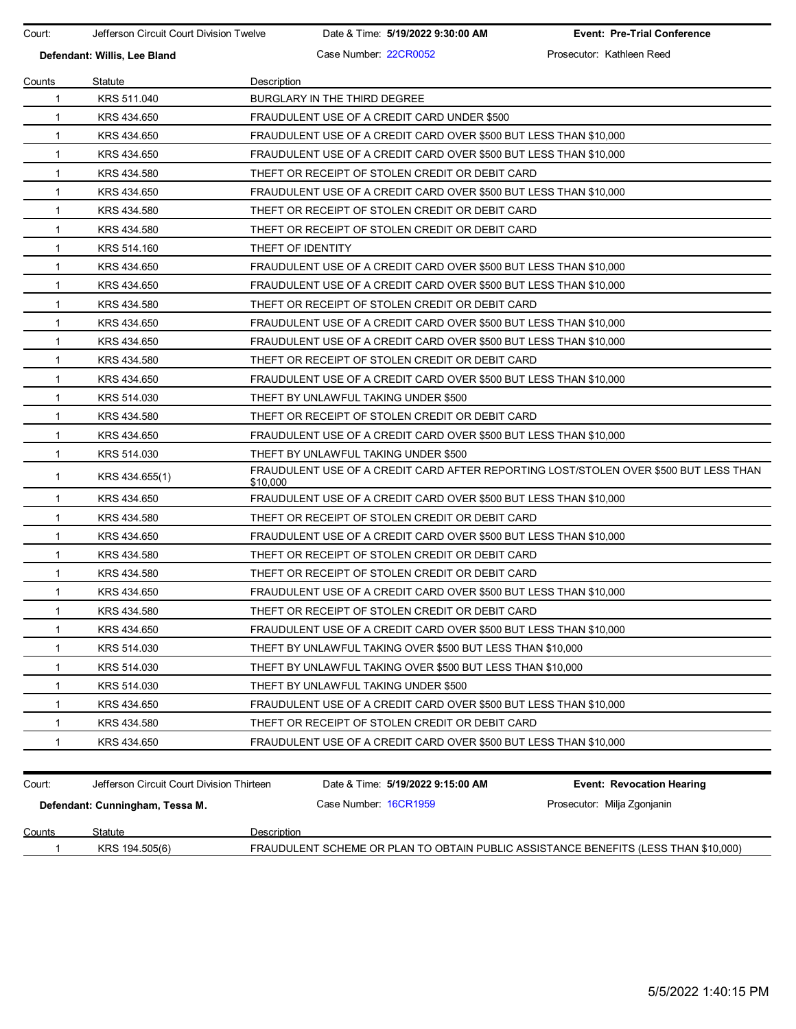| Court: | Jefferson Circuit Court Division Twelve | Date & Time: **5/19/2022 9:30:00 AM** | **Event: Pre-Trial Conference** |
|---|---|---|---|
| **Defendant: Willis, Lee Bland** | | Case Number: 22CR0052 | Prosecutor: Kathleen Reed |

| Counts | Statute | Description |
|---|---|---|
| 1 | KRS 511.040 | BURGLARY IN THE THIRD DEGREE |
| 1 | KRS 434.650 | FRAUDULENT USE OF A CREDIT CARD UNDER $500 |
| 1 | KRS 434.650 | FRAUDULENT USE OF A CREDIT CARD OVER $500 BUT LESS THAN $10,000 |
| 1 | KRS 434.650 | FRAUDULENT USE OF A CREDIT CARD OVER $500 BUT LESS THAN $10,000 |
| 1 | KRS 434.580 | THEFT OR RECEIPT OF STOLEN CREDIT OR DEBIT CARD |
| 1 | KRS 434.650 | FRAUDULENT USE OF A CREDIT CARD OVER $500 BUT LESS THAN $10,000 |
| 1 | KRS 434.580 | THEFT OR RECEIPT OF STOLEN CREDIT OR DEBIT CARD |
| 1 | KRS 434.580 | THEFT OR RECEIPT OF STOLEN CREDIT OR DEBIT CARD |
| 1 | KRS 514.160 | THEFT OF IDENTITY |
| 1 | KRS 434.650 | FRAUDULENT USE OF A CREDIT CARD OVER $500 BUT LESS THAN $10,000 |
| 1 | KRS 434.650 | FRAUDULENT USE OF A CREDIT CARD OVER $500 BUT LESS THAN $10,000 |
| 1 | KRS 434.580 | THEFT OR RECEIPT OF STOLEN CREDIT OR DEBIT CARD |
| 1 | KRS 434.650 | FRAUDULENT USE OF A CREDIT CARD OVER $500 BUT LESS THAN $10,000 |
| 1 | KRS 434.650 | FRAUDULENT USE OF A CREDIT CARD OVER $500 BUT LESS THAN $10,000 |
| 1 | KRS 434.580 | THEFT OR RECEIPT OF STOLEN CREDIT OR DEBIT CARD |
| 1 | KRS 434.650 | FRAUDULENT USE OF A CREDIT CARD OVER $500 BUT LESS THAN $10,000 |
| 1 | KRS 514.030 | THEFT BY UNLAWFUL TAKING UNDER $500 |
| 1 | KRS 434.580 | THEFT OR RECEIPT OF STOLEN CREDIT OR DEBIT CARD |
| 1 | KRS 434.650 | FRAUDULENT USE OF A CREDIT CARD OVER $500 BUT LESS THAN $10,000 |
| 1 | KRS 514.030 | THEFT BY UNLAWFUL TAKING UNDER $500 |
| 1 | KRS 434.655(1) | FRAUDULENT USE OF A CREDIT CARD AFTER REPORTING LOST/STOLEN OVER $500 BUT LESS THAN $10,000 |
| 1 | KRS 434.650 | FRAUDULENT USE OF A CREDIT CARD OVER $500 BUT LESS THAN $10,000 |
| 1 | KRS 434.580 | THEFT OR RECEIPT OF STOLEN CREDIT OR DEBIT CARD |
| 1 | KRS 434.650 | FRAUDULENT USE OF A CREDIT CARD OVER $500 BUT LESS THAN $10,000 |
| 1 | KRS 434.580 | THEFT OR RECEIPT OF STOLEN CREDIT OR DEBIT CARD |
| 1 | KRS 434.580 | THEFT OR RECEIPT OF STOLEN CREDIT OR DEBIT CARD |
| 1 | KRS 434.650 | FRAUDULENT USE OF A CREDIT CARD OVER $500 BUT LESS THAN $10,000 |
| 1 | KRS 434.580 | THEFT OR RECEIPT OF STOLEN CREDIT OR DEBIT CARD |
| 1 | KRS 434.650 | FRAUDULENT USE OF A CREDIT CARD OVER $500 BUT LESS THAN $10,000 |
| 1 | KRS 514.030 | THEFT BY UNLAWFUL TAKING OVER $500 BUT LESS THAN $10,000 |
| 1 | KRS 514.030 | THEFT BY UNLAWFUL TAKING OVER $500 BUT LESS THAN $10,000 |
| 1 | KRS 514.030 | THEFT BY UNLAWFUL TAKING UNDER $500 |
| 1 | KRS 434.650 | FRAUDULENT USE OF A CREDIT CARD OVER $500 BUT LESS THAN $10,000 |
| 1 | KRS 434.580 | THEFT OR RECEIPT OF STOLEN CREDIT OR DEBIT CARD |
| 1 | KRS 434.650 | FRAUDULENT USE OF A CREDIT CARD OVER $500 BUT LESS THAN $10,000 |

| Court: | Jefferson Circuit Court Division Thirteen | Date & Time: **5/19/2022 9:15:00 AM** | **Event: Revocation Hearing** |
|---|---|---|---|
| **Defendant: Cunningham, Tessa M.** | | Case Number: 16CR1959 | Prosecutor: Milja Zgonjanin |

| Counts | Statute | Description |
|---|---|---|
| 1 | KRS 194.505(6) | FRAUDULENT SCHEME OR PLAN TO OBTAIN PUBLIC ASSISTANCE BENEFITS (LESS THAN $10,000) |

5/5/2022 1:40:15 PM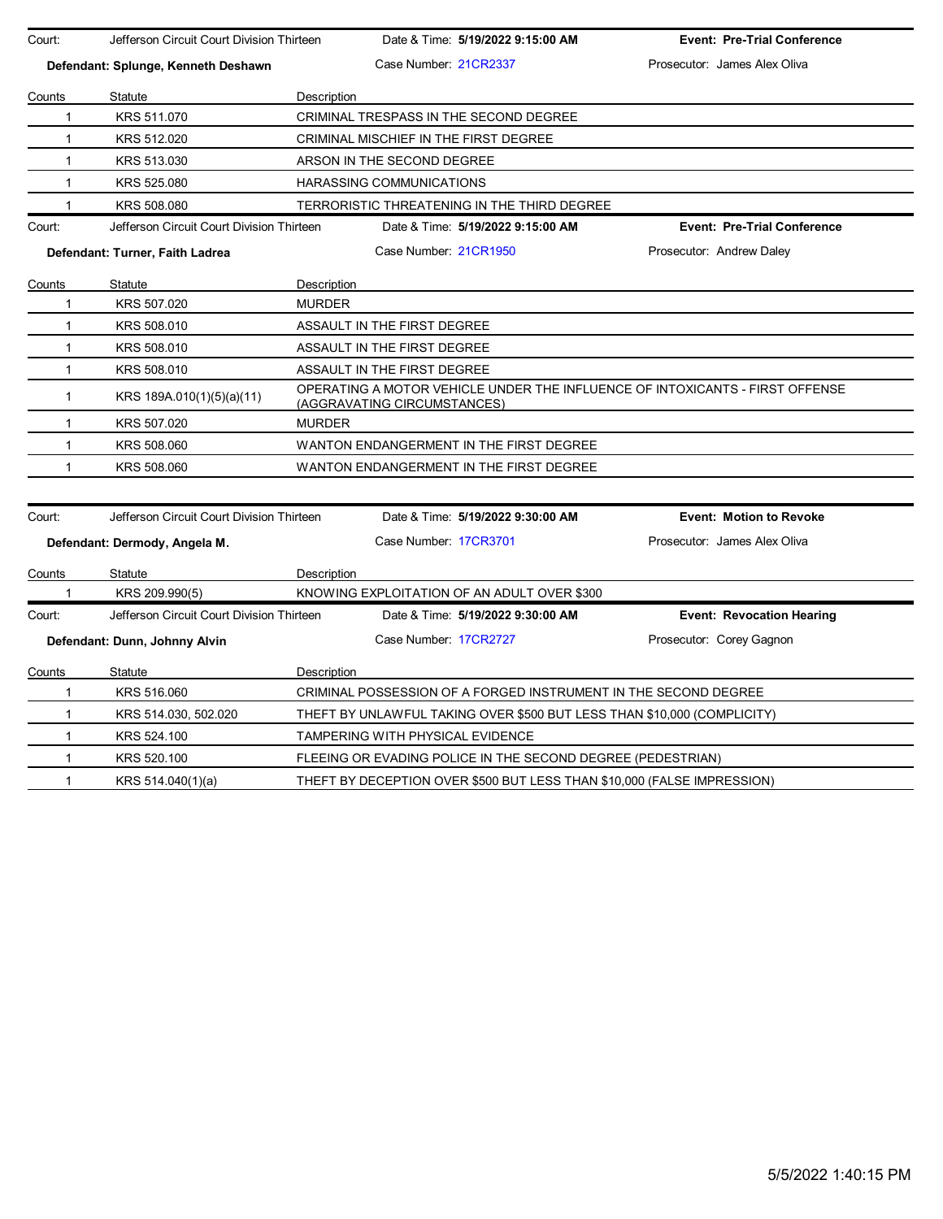Court: Jefferson Circuit Court Division Thirteen | Date & Time: **5/19/2022 9:15:00 AM** | **Event: Pre-Trial Conference**

**Defendant: Splunge, Kenneth Deshawn** | Case Number: 21CR2337 | Prosecutor: James Alex Oliva

| Counts | Statute | Description |
|---|---|---|
| 1 | KRS 511.070 | CRIMINAL TRESPASS IN THE SECOND DEGREE |
| 1 | KRS 512.020 | CRIMINAL MISCHIEF IN THE FIRST DEGREE |
| 1 | KRS 513.030 | ARSON IN THE SECOND DEGREE |
| 1 | KRS 525.080 | HARASSING COMMUNICATIONS |
| 1 | KRS 508.080 | TERRORISTIC THREATENING IN THE THIRD DEGREE |

Court: Jefferson Circuit Court Division Thirteen | Date & Time: **5/19/2022 9:15:00 AM** | **Event: Pre-Trial Conference**

**Defendant: Turner, Faith Ladrea** | Case Number: 21CR1950 | Prosecutor: Andrew Daley

| Counts | Statute | Description |
|---|---|---|
| 1 | KRS 507.020 | MURDER |
| 1 | KRS 508.010 | ASSAULT IN THE FIRST DEGREE |
| 1 | KRS 508.010 | ASSAULT IN THE FIRST DEGREE |
| 1 | KRS 508.010 | ASSAULT IN THE FIRST DEGREE |
| 1 | KRS 189A.010(1)(5)(a)(11) | OPERATING A MOTOR VEHICLE UNDER THE INFLUENCE OF INTOXICANTS - FIRST OFFENSE (AGGRAVATING CIRCUMSTANCES) |
| 1 | KRS 507.020 | MURDER |
| 1 | KRS 508.060 | WANTON ENDANGERMENT IN THE FIRST DEGREE |
| 1 | KRS 508.060 | WANTON ENDANGERMENT IN THE FIRST DEGREE |

Court: Jefferson Circuit Court Division Thirteen | Date & Time: **5/19/2022 9:30:00 AM** | **Event: Motion to Revoke**

**Defendant: Dermody, Angela M.** | Case Number: 17CR3701 | Prosecutor: James Alex Oliva

| Counts | Statute | Description |
|---|---|---|
| 1 | KRS 209.990(5) | KNOWING EXPLOITATION OF AN ADULT OVER $300 |

Court: Jefferson Circuit Court Division Thirteen | Date & Time: **5/19/2022 9:30:00 AM** | **Event: Revocation Hearing**

**Defendant: Dunn, Johnny Alvin** | Case Number: 17CR2727 | Prosecutor: Corey Gagnon

| Counts | Statute | Description |
|---|---|---|
| 1 | KRS 516.060 | CRIMINAL POSSESSION OF A FORGED INSTRUMENT IN THE SECOND DEGREE |
| 1 | KRS 514.030, 502.020 | THEFT BY UNLAWFUL TAKING OVER $500 BUT LESS THAN $10,000 (COMPLICITY) |
| 1 | KRS 524.100 | TAMPERING WITH PHYSICAL EVIDENCE |
| 1 | KRS 520.100 | FLEEING OR EVADING POLICE IN THE SECOND DEGREE (PEDESTRIAN) |
| 1 | KRS 514.040(1)(a) | THEFT BY DECEPTION OVER $500 BUT LESS THAN $10,000 (FALSE IMPRESSION) |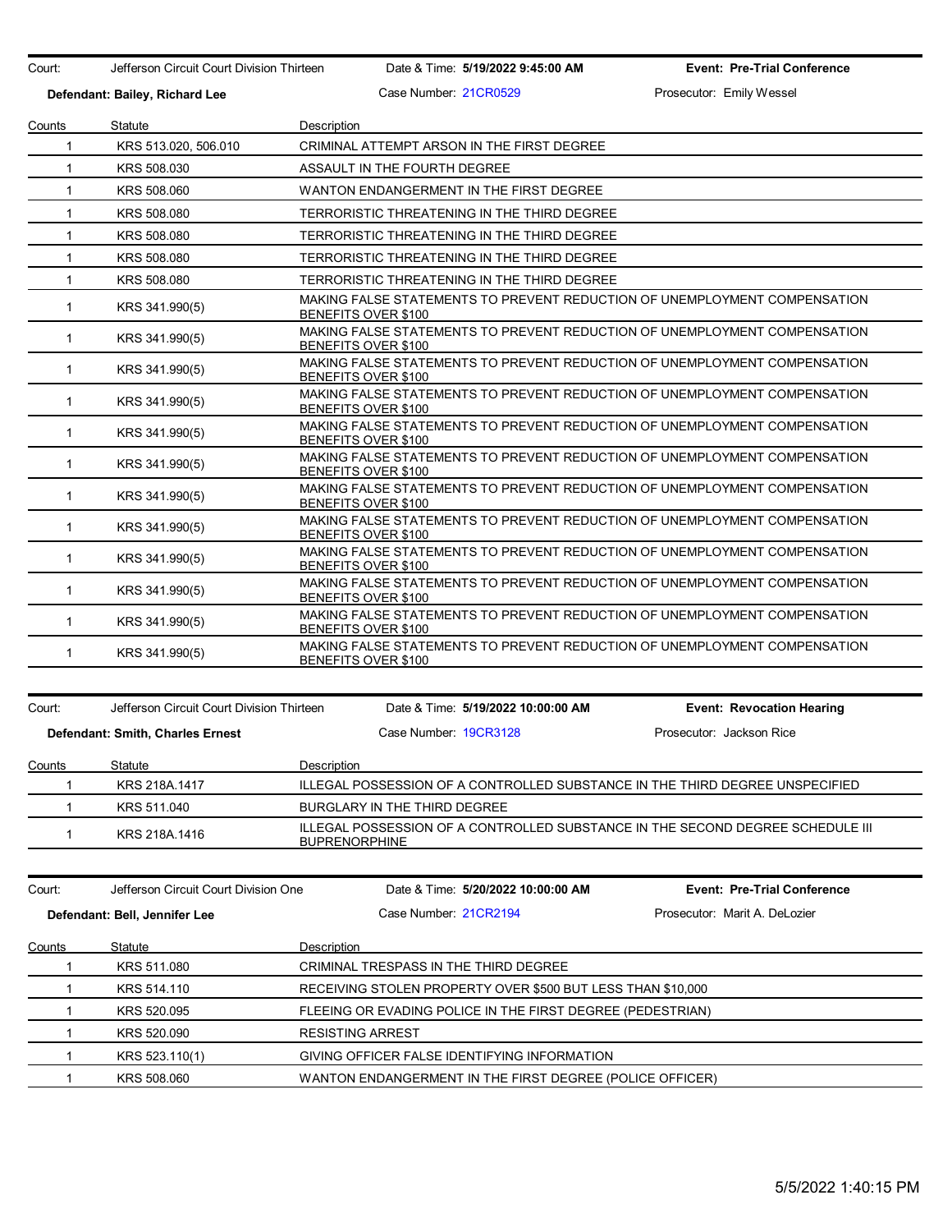Court: Jefferson Circuit Court Division Thirteen | Date & Time: **5/19/2022 9:45:00 AM** | **Event: Pre-Trial Conference**

**Defendant: Bailey, Richard Lee** | Case Number: 21CR0529 | Prosecutor: Emily Wessel

| Counts | Statute | Description |
|---|---|---|
| 1 | KRS 513.020, 506.010 | CRIMINAL ATTEMPT ARSON IN THE FIRST DEGREE |
| 1 | KRS 508.030 | ASSAULT IN THE FOURTH DEGREE |
| 1 | KRS 508.060 | WANTON ENDANGERMENT IN THE FIRST DEGREE |
| 1 | KRS 508.080 | TERRORISTIC THREATENING IN THE THIRD DEGREE |
| 1 | KRS 508.080 | TERRORISTIC THREATENING IN THE THIRD DEGREE |
| 1 | KRS 508.080 | TERRORISTIC THREATENING IN THE THIRD DEGREE |
| 1 | KRS 508.080 | TERRORISTIC THREATENING IN THE THIRD DEGREE |
| 1 | KRS 341.990(5) | MAKING FALSE STATEMENTS TO PREVENT REDUCTION OF UNEMPLOYMENT COMPENSATION BENEFITS OVER $100 |
| 1 | KRS 341.990(5) | MAKING FALSE STATEMENTS TO PREVENT REDUCTION OF UNEMPLOYMENT COMPENSATION BENEFITS OVER $100 |
| 1 | KRS 341.990(5) | MAKING FALSE STATEMENTS TO PREVENT REDUCTION OF UNEMPLOYMENT COMPENSATION BENEFITS OVER $100 |
| 1 | KRS 341.990(5) | MAKING FALSE STATEMENTS TO PREVENT REDUCTION OF UNEMPLOYMENT COMPENSATION BENEFITS OVER $100 |
| 1 | KRS 341.990(5) | MAKING FALSE STATEMENTS TO PREVENT REDUCTION OF UNEMPLOYMENT COMPENSATION BENEFITS OVER $100 |
| 1 | KRS 341.990(5) | MAKING FALSE STATEMENTS TO PREVENT REDUCTION OF UNEMPLOYMENT COMPENSATION BENEFITS OVER $100 |
| 1 | KRS 341.990(5) | MAKING FALSE STATEMENTS TO PREVENT REDUCTION OF UNEMPLOYMENT COMPENSATION BENEFITS OVER $100 |
| 1 | KRS 341.990(5) | MAKING FALSE STATEMENTS TO PREVENT REDUCTION OF UNEMPLOYMENT COMPENSATION BENEFITS OVER $100 |
| 1 | KRS 341.990(5) | MAKING FALSE STATEMENTS TO PREVENT REDUCTION OF UNEMPLOYMENT COMPENSATION BENEFITS OVER $100 |
| 1 | KRS 341.990(5) | MAKING FALSE STATEMENTS TO PREVENT REDUCTION OF UNEMPLOYMENT COMPENSATION BENEFITS OVER $100 |
| 1 | KRS 341.990(5) | MAKING FALSE STATEMENTS TO PREVENT REDUCTION OF UNEMPLOYMENT COMPENSATION BENEFITS OVER $100 |
| 1 | KRS 341.990(5) | MAKING FALSE STATEMENTS TO PREVENT REDUCTION OF UNEMPLOYMENT COMPENSATION BENEFITS OVER $100 |

Court: Jefferson Circuit Court Division Thirteen | Date & Time: **5/19/2022 10:00:00 AM** | **Event: Revocation Hearing**

**Defendant: Smith, Charles Ernest** | Case Number: 19CR3128 | Prosecutor: Jackson Rice

| Counts | Statute | Description |
|---|---|---|
| 1 | KRS 218A.1417 | ILLEGAL POSSESSION OF A CONTROLLED SUBSTANCE IN THE THIRD DEGREE UNSPECIFIED |
| 1 | KRS 511.040 | BURGLARY IN THE THIRD DEGREE |
| 1 | KRS 218A.1416 | ILLEGAL POSSESSION OF A CONTROLLED SUBSTANCE IN THE SECOND DEGREE SCHEDULE III BUPRENORPHINE |

Court: Jefferson Circuit Court Division One | Date & Time: **5/20/2022 10:00:00 AM** | **Event: Pre-Trial Conference**

**Defendant: Bell, Jennifer Lee** | Case Number: 21CR2194 | Prosecutor: Marit A. DeLozier

| Counts | Statute | Description |
|---|---|---|
| 1 | KRS 511.080 | CRIMINAL TRESPASS IN THE THIRD DEGREE |
| 1 | KRS 514.110 | RECEIVING STOLEN PROPERTY OVER $500 BUT LESS THAN $10,000 |
| 1 | KRS 520.095 | FLEEING OR EVADING POLICE IN THE FIRST DEGREE (PEDESTRIAN) |
| 1 | KRS 520.090 | RESISTING ARREST |
| 1 | KRS 523.110(1) | GIVING OFFICER FALSE IDENTIFYING INFORMATION |
| 1 | KRS 508.060 | WANTON ENDANGERMENT IN THE FIRST DEGREE (POLICE OFFICER) |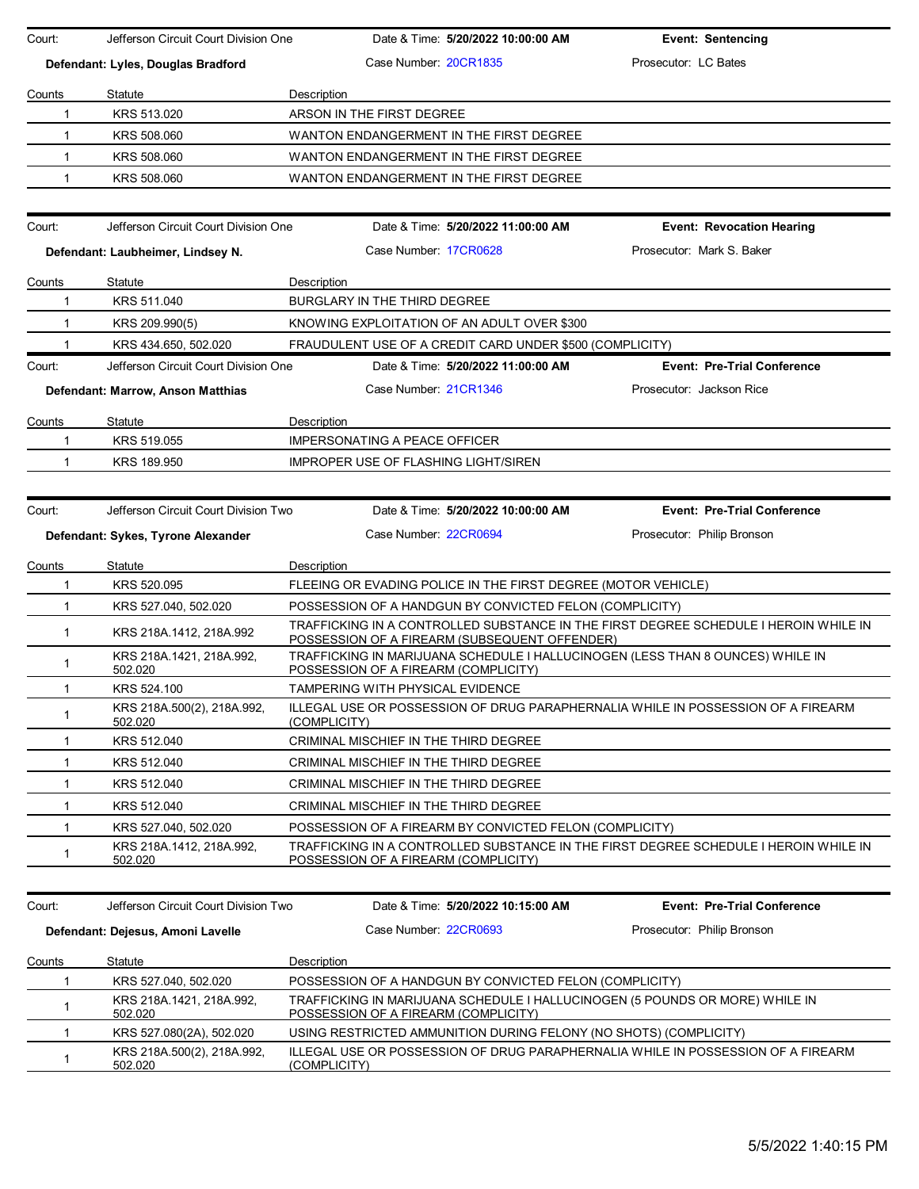Court: Jefferson Circuit Court Division One | Date & Time: **5/20/2022 10:00:00 AM** | **Event: Sentencing**

**Defendant: Lyles, Douglas Bradford** | Case Number: 20CR1835 | Prosecutor: LC Bates

| Counts | Statute | Description |
|---|---|---|
| 1 | KRS 513.020 | ARSON IN THE FIRST DEGREE |
| 1 | KRS 508.060 | WANTON ENDANGERMENT IN THE FIRST DEGREE |
| 1 | KRS 508.060 | WANTON ENDANGERMENT IN THE FIRST DEGREE |
| 1 | KRS 508.060 | WANTON ENDANGERMENT IN THE FIRST DEGREE |

Court: Jefferson Circuit Court Division One | Date & Time: **5/20/2022 11:00:00 AM** | **Event: Revocation Hearing**

**Defendant: Laubheimer, Lindsey N.** | Case Number: 17CR0628 | Prosecutor: Mark S. Baker

| Counts | Statute | Description |
|---|---|---|
| 1 | KRS 511.040 | BURGLARY IN THE THIRD DEGREE |
| 1 | KRS 209.990(5) | KNOWING EXPLOITATION OF AN ADULT OVER $300 |
| 1 | KRS 434.650, 502.020 | FRAUDULENT USE OF A CREDIT CARD UNDER $500 (COMPLICITY) |

Court: Jefferson Circuit Court Division One | Date & Time: **5/20/2022 11:00:00 AM** | **Event: Pre-Trial Conference**

**Defendant: Marrow, Anson Matthias** | Case Number: 21CR1346 | Prosecutor: Jackson Rice

| Counts | Statute | Description |
|---|---|---|
| 1 | KRS 519.055 | IMPERSONATING A PEACE OFFICER |
| 1 | KRS 189.950 | IMPROPER USE OF FLASHING LIGHT/SIREN |

Court: Jefferson Circuit Court Division Two | Date & Time: **5/20/2022 10:00:00 AM** | **Event: Pre-Trial Conference**

**Defendant: Sykes, Tyrone Alexander** | Case Number: 22CR0694 | Prosecutor: Philip Bronson

| Counts | Statute | Description |
|---|---|---|
| 1 | KRS 520.095 | FLEEING OR EVADING POLICE IN THE FIRST DEGREE (MOTOR VEHICLE) |
| 1 | KRS 527.040, 502.020 | POSSESSION OF A HANDGUN BY CONVICTED FELON (COMPLICITY) |
| 1 | KRS 218A.1412, 218A.992 | TRAFFICKING IN A CONTROLLED SUBSTANCE IN THE FIRST DEGREE SCHEDULE I HEROIN WHILE IN POSSESSION OF A FIREARM (SUBSEQUENT OFFENDER) |
| 1 | KRS 218A.1421, 218A.992, 502.020 | TRAFFICKING IN MARIJUANA SCHEDULE I HALLUCINOGEN (LESS THAN 8 OUNCES) WHILE IN POSSESSION OF A FIREARM (COMPLICITY) |
| 1 | KRS 524.100 | TAMPERING WITH PHYSICAL EVIDENCE |
| 1 | KRS 218A.500(2), 218A.992, 502.020 | ILLEGAL USE OR POSSESSION OF DRUG PARAPHERNALIA WHILE IN POSSESSION OF A FIREARM (COMPLICITY) |
| 1 | KRS 512.040 | CRIMINAL MISCHIEF IN THE THIRD DEGREE |
| 1 | KRS 512.040 | CRIMINAL MISCHIEF IN THE THIRD DEGREE |
| 1 | KRS 512.040 | CRIMINAL MISCHIEF IN THE THIRD DEGREE |
| 1 | KRS 512.040 | CRIMINAL MISCHIEF IN THE THIRD DEGREE |
| 1 | KRS 527.040, 502.020 | POSSESSION OF A FIREARM BY CONVICTED FELON (COMPLICITY) |
| 1 | KRS 218A.1412, 218A.992, 502.020 | TRAFFICKING IN A CONTROLLED SUBSTANCE IN THE FIRST DEGREE SCHEDULE I HEROIN WHILE IN POSSESSION OF A FIREARM (COMPLICITY) |

Court: Jefferson Circuit Court Division Two | Date & Time: **5/20/2022 10:15:00 AM** | **Event: Pre-Trial Conference**

**Defendant: Dejesus, Amoni Lavelle** | Case Number: 22CR0693 | Prosecutor: Philip Bronson

| Counts | Statute | Description |
|---|---|---|
| 1 | KRS 527.040, 502.020 | POSSESSION OF A HANDGUN BY CONVICTED FELON (COMPLICITY) |
| 1 | KRS 218A.1421, 218A.992, 502.020 | TRAFFICKING IN MARIJUANA SCHEDULE I HALLUCINOGEN (5 POUNDS OR MORE) WHILE IN POSSESSION OF A FIREARM (COMPLICITY) |
| 1 | KRS 527.080(2A), 502.020 | USING RESTRICTED AMMUNITION DURING FELONY (NO SHOTS) (COMPLICITY) |
| 1 | KRS 218A.500(2), 218A.992, 502.020 | ILLEGAL USE OR POSSESSION OF DRUG PARAPHERNALIA WHILE IN POSSESSION OF A FIREARM (COMPLICITY) |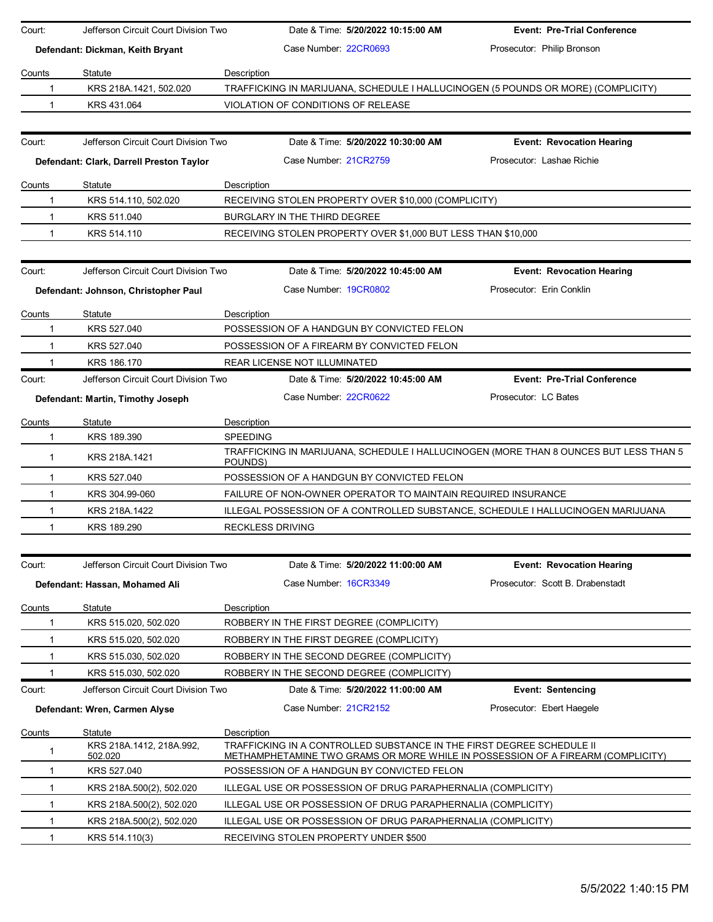| Court: | Jefferson Circuit Court Division Two | Date & Time: **5/20/2022 10:15:00 AM** | **Event: Pre-Trial Conference** |
|---|---|---|---|
| **Defendant: Dickman, Keith Bryant** | | Case Number: 22CR0693 | Prosecutor: Philip Bronson |

| Counts | Statute | Description |
|---|---|---|
| 1 | KRS 218A.1421, 502.020 | TRAFFICKING IN MARIJUANA, SCHEDULE I HALLUCINOGEN (5 POUNDS OR MORE) (COMPLICITY) |
| 1 | KRS 431.064 | VIOLATION OF CONDITIONS OF RELEASE |

| Court: | Jefferson Circuit Court Division Two | Date & Time: **5/20/2022 10:30:00 AM** | **Event: Revocation Hearing** |
|---|---|---|---|
| **Defendant: Clark, Darrell Preston Taylor** | | Case Number: 21CR2759 | Prosecutor: Lashae Richie |

| Counts | Statute | Description |
|---|---|---|
| 1 | KRS 514.110, 502.020 | RECEIVING STOLEN PROPERTY OVER $10,000 (COMPLICITY) |
| 1 | KRS 511.040 | BURGLARY IN THE THIRD DEGREE |
| 1 | KRS 514.110 | RECEIVING STOLEN PROPERTY OVER $1,000 BUT LESS THAN $10,000 |

| Court: | Jefferson Circuit Court Division Two | Date & Time: **5/20/2022 10:45:00 AM** | **Event: Revocation Hearing** |
|---|---|---|---|
| **Defendant: Johnson, Christopher Paul** | | Case Number: 19CR0802 | Prosecutor: Erin Conklin |

| Counts | Statute | Description |
|---|---|---|
| 1 | KRS 527.040 | POSSESSION OF A HANDGUN BY CONVICTED FELON |
| 1 | KRS 527.040 | POSSESSION OF A FIREARM BY CONVICTED FELON |
| 1 | KRS 186.170 | REAR LICENSE NOT ILLUMINATED |

| Court: | Jefferson Circuit Court Division Two | Date & Time: **5/20/2022 10:45:00 AM** | **Event: Pre-Trial Conference** |
|---|---|---|---|
| **Defendant: Martin, Timothy Joseph** | | Case Number: 22CR0622 | Prosecutor: LC Bates |

| Counts | Statute | Description |
|---|---|---|
| 1 | KRS 189.390 | SPEEDING |
| 1 | KRS 218A.1421 | TRAFFICKING IN MARIJUANA, SCHEDULE I HALLUCINOGEN (MORE THAN 8 OUNCES BUT LESS THAN 5 POUNDS) |
| 1 | KRS 527.040 | POSSESSION OF A HANDGUN BY CONVICTED FELON |
| 1 | KRS 304.99-060 | FAILURE OF NON-OWNER OPERATOR TO MAINTAIN REQUIRED INSURANCE |
| 1 | KRS 218A.1422 | ILLEGAL POSSESSION OF A CONTROLLED SUBSTANCE, SCHEDULE I HALLUCINOGEN MARIJUANA |
| 1 | KRS 189.290 | RECKLESS DRIVING |

| Court: | Jefferson Circuit Court Division Two | Date & Time: **5/20/2022 11:00:00 AM** | **Event: Revocation Hearing** |
|---|---|---|---|
| **Defendant: Hassan, Mohamed Ali** | | Case Number: 16CR3349 | Prosecutor: Scott B. Drabenstadt |

| Counts | Statute | Description |
|---|---|---|
| 1 | KRS 515.020, 502.020 | ROBBERY IN THE FIRST DEGREE (COMPLICITY) |
| 1 | KRS 515.020, 502.020 | ROBBERY IN THE FIRST DEGREE (COMPLICITY) |
| 1 | KRS 515.030, 502.020 | ROBBERY IN THE SECOND DEGREE (COMPLICITY) |
| 1 | KRS 515.030, 502.020 | ROBBERY IN THE SECOND DEGREE (COMPLICITY) |

| Court: | Jefferson Circuit Court Division Two | Date & Time: **5/20/2022 11:00:00 AM** | **Event: Sentencing** |
|---|---|---|---|
| **Defendant: Wren, Carmen Alyse** | | Case Number: 21CR2152 | Prosecutor: Ebert Haegele |

| Counts | Statute | Description |
|---|---|---|
| 1 | KRS 218A.1412, 218A.992, 502.020 | TRAFFICKING IN A CONTROLLED SUBSTANCE IN THE FIRST DEGREE SCHEDULE II METHAMPHETAMINE TWO GRAMS OR MORE WHILE IN POSSESSION OF A FIREARM (COMPLICITY) |
| 1 | KRS 527.040 | POSSESSION OF A HANDGUN BY CONVICTED FELON |
| 1 | KRS 218A.500(2), 502.020 | ILLEGAL USE OR POSSESSION OF DRUG PARAPHERNALIA (COMPLICITY) |
| 1 | KRS 218A.500(2), 502.020 | ILLEGAL USE OR POSSESSION OF DRUG PARAPHERNALIA (COMPLICITY) |
| 1 | KRS 218A.500(2), 502.020 | ILLEGAL USE OR POSSESSION OF DRUG PARAPHERNALIA (COMPLICITY) |
| 1 | KRS 514.110(3) | RECEIVING STOLEN PROPERTY UNDER $500 |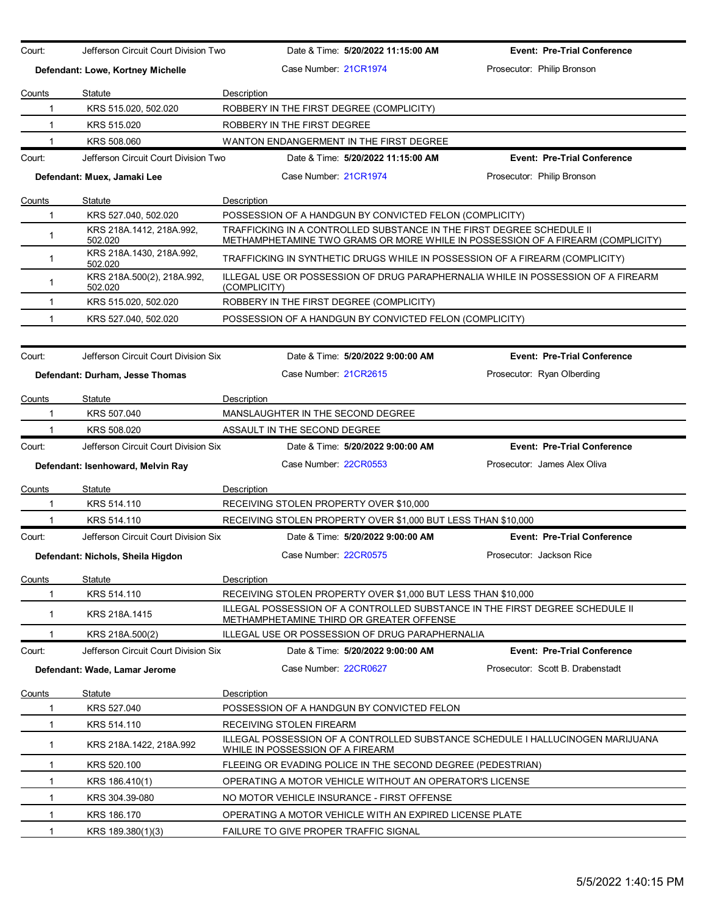Court: Jefferson Circuit Court Division Two | Date & Time: **5/20/2022 11:15:00 AM** | **Event: Pre-Trial Conference**

**Defendant: Lowe, Kortney Michelle** | Case Number: 21CR1974 | Prosecutor: Philip Bronson

| Counts | Statute | Description |
|---|---|---|
| 1 | KRS 515.020, 502.020 | ROBBERY IN THE FIRST DEGREE (COMPLICITY) |
| 1 | KRS 515.020 | ROBBERY IN THE FIRST DEGREE |
| 1 | KRS 508.060 | WANTON ENDANGERMENT IN THE FIRST DEGREE |

Court: Jefferson Circuit Court Division Two | Date & Time: **5/20/2022 11:15:00 AM** | **Event: Pre-Trial Conference**

**Defendant: Muex, Jamaki Lee** | Case Number: 21CR1974 | Prosecutor: Philip Bronson

| Counts | Statute | Description |
|---|---|---|
| 1 | KRS 527.040, 502.020 | POSSESSION OF A HANDGUN BY CONVICTED FELON (COMPLICITY) |
| 1 | KRS 218A.1412, 218A.992, 502.020 | TRAFFICKING IN A CONTROLLED SUBSTANCE IN THE FIRST DEGREE SCHEDULE II METHAMPHETAMINE TWO GRAMS OR MORE WHILE IN POSSESSION OF A FIREARM (COMPLICITY) |
| 1 | KRS 218A.1430, 218A.992, 502.020 | TRAFFICKING IN SYNTHETIC DRUGS WHILE IN POSSESSION OF A FIREARM (COMPLICITY) |
| 1 | KRS 218A.500(2), 218A.992, 502.020 | ILLEGAL USE OR POSSESSION OF DRUG PARAPHERNALIA WHILE IN POSSESSION OF A FIREARM (COMPLICITY) |
| 1 | KRS 515.020, 502.020 | ROBBERY IN THE FIRST DEGREE (COMPLICITY) |
| 1 | KRS 527.040, 502.020 | POSSESSION OF A HANDGUN BY CONVICTED FELON (COMPLICITY) |

Court: Jefferson Circuit Court Division Six | Date & Time: **5/20/2022 9:00:00 AM** | **Event: Pre-Trial Conference**

**Defendant: Durham, Jesse Thomas** | Case Number: 21CR2615 | Prosecutor: Ryan Olberding

| Counts | Statute | Description |
|---|---|---|
| 1 | KRS 507.040 | MANSLAUGHTER IN THE SECOND DEGREE |
| 1 | KRS 508.020 | ASSAULT IN THE SECOND DEGREE |

Court: Jefferson Circuit Court Division Six | Date & Time: **5/20/2022 9:00:00 AM** | **Event: Pre-Trial Conference**

**Defendant: Isenhoward, Melvin Ray** | Case Number: 22CR0553 | Prosecutor: James Alex Oliva

| Counts | Statute | Description |
|---|---|---|
| 1 | KRS 514.110 | RECEIVING STOLEN PROPERTY OVER $10,000 |
| 1 | KRS 514.110 | RECEIVING STOLEN PROPERTY OVER $1,000 BUT LESS THAN $10,000 |

Court: Jefferson Circuit Court Division Six | Date & Time: **5/20/2022 9:00:00 AM** | **Event: Pre-Trial Conference**

**Defendant: Nichols, Sheila Higdon** | Case Number: 22CR0575 | Prosecutor: Jackson Rice

| Counts | Statute | Description |
|---|---|---|
| 1 | KRS 514.110 | RECEIVING STOLEN PROPERTY OVER $1,000 BUT LESS THAN $10,000 |
| 1 | KRS 218A.1415 | ILLEGAL POSSESSION OF A CONTROLLED SUBSTANCE IN THE FIRST DEGREE SCHEDULE II METHAMPHETAMINE THIRD OR GREATER OFFENSE |
| 1 | KRS 218A.500(2) | ILLEGAL USE OR POSSESSION OF DRUG PARAPHERNALIA |

Court: Jefferson Circuit Court Division Six | Date & Time: **5/20/2022 9:00:00 AM** | **Event: Pre-Trial Conference**

**Defendant: Wade, Lamar Jerome** | Case Number: 22CR0627 | Prosecutor: Scott B. Drabenstadt

| Counts | Statute | Description |
|---|---|---|
| 1 | KRS 527.040 | POSSESSION OF A HANDGUN BY CONVICTED FELON |
| 1 | KRS 514.110 | RECEIVING STOLEN FIREARM |
| 1 | KRS 218A.1422, 218A.992 | ILLEGAL POSSESSION OF A CONTROLLED SUBSTANCE SCHEDULE I HALLUCINOGEN MARIJUANA WHILE IN POSSESSION OF A FIREARM |
| 1 | KRS 520.100 | FLEEING OR EVADING POLICE IN THE SECOND DEGREE (PEDESTRIAN) |
| 1 | KRS 186.410(1) | OPERATING A MOTOR VEHICLE WITHOUT AN OPERATOR'S LICENSE |
| 1 | KRS 304.39-080 | NO MOTOR VEHICLE INSURANCE - FIRST OFFENSE |
| 1 | KRS 186.170 | OPERATING A MOTOR VEHICLE WITH AN EXPIRED LICENSE PLATE |
| 1 | KRS 189.380(1)(3) | FAILURE TO GIVE PROPER TRAFFIC SIGNAL |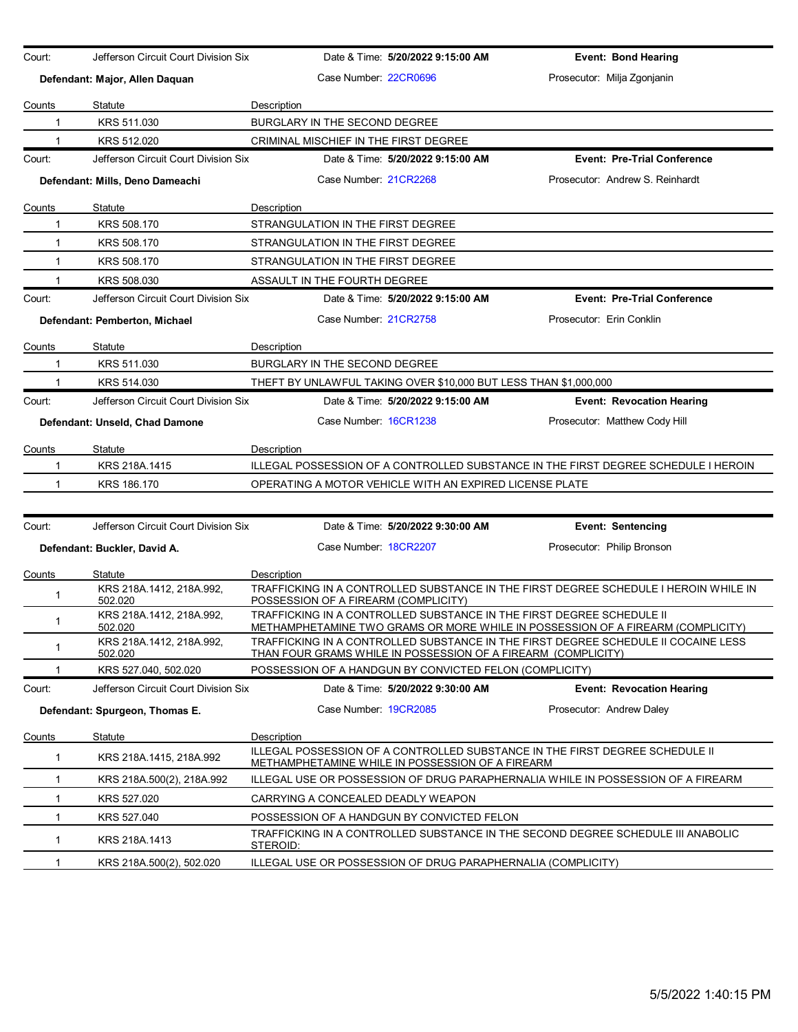| Court: | Jefferson Circuit Court Division Six | Date & Time: **5/20/2022 9:15:00 AM** | **Event: Bond Hearing** |
|---|---|---|---|
| **Defendant: Major, Allen Daquan** | | Case Number: 22CR0696 | Prosecutor: Milja Zgonjanin |

| Counts | Statute | Description |
|---|---|---|
| 1 | KRS 511.030 | BURGLARY IN THE SECOND DEGREE |
| 1 | KRS 512.020 | CRIMINAL MISCHIEF IN THE FIRST DEGREE |

| Court: | Jefferson Circuit Court Division Six | Date & Time: **5/20/2022 9:15:00 AM** | **Event: Pre-Trial Conference** |
|---|---|---|---|
| **Defendant: Mills, Deno Dameachi** | | Case Number: 21CR2268 | Prosecutor: Andrew S. Reinhardt |

| Counts | Statute | Description |
|---|---|---|
| 1 | KRS 508.170 | STRANGULATION IN THE FIRST DEGREE |
| 1 | KRS 508.170 | STRANGULATION IN THE FIRST DEGREE |
| 1 | KRS 508.170 | STRANGULATION IN THE FIRST DEGREE |
| 1 | KRS 508.030 | ASSAULT IN THE FOURTH DEGREE |

| Court: | Jefferson Circuit Court Division Six | Date & Time: **5/20/2022 9:15:00 AM** | **Event: Pre-Trial Conference** |
|---|---|---|---|
| **Defendant: Pemberton, Michael** | | Case Number: 21CR2758 | Prosecutor: Erin Conklin |

| Counts | Statute | Description |
|---|---|---|
| 1 | KRS 511.030 | BURGLARY IN THE SECOND DEGREE |
| 1 | KRS 514.030 | THEFT BY UNLAWFUL TAKING OVER $10,000 BUT LESS THAN $1,000,000 |

| Court: | Jefferson Circuit Court Division Six | Date & Time: **5/20/2022 9:15:00 AM** | **Event: Revocation Hearing** |
|---|---|---|---|
| **Defendant: Unseld, Chad Damone** | | Case Number: 16CR1238 | Prosecutor: Matthew Cody Hill |

| Counts | Statute | Description |
|---|---|---|
| 1 | KRS 218A.1415 | ILLEGAL POSSESSION OF A CONTROLLED SUBSTANCE IN THE FIRST DEGREE SCHEDULE I HEROIN |
| 1 | KRS 186.170 | OPERATING A MOTOR VEHICLE WITH AN EXPIRED LICENSE PLATE |

| Court: | Jefferson Circuit Court Division Six | Date & Time: **5/20/2022 9:30:00 AM** | **Event: Sentencing** |
|---|---|---|---|
| **Defendant: Buckler, David A.** | | Case Number: 18CR2207 | Prosecutor: Philip Bronson |

| Counts | Statute | Description |
|---|---|---|
| 1 | KRS 218A.1412, 218A.992, 502.020 | TRAFFICKING IN A CONTROLLED SUBSTANCE IN THE FIRST DEGREE SCHEDULE I HEROIN WHILE IN POSSESSION OF A FIREARM (COMPLICITY) |
| 1 | KRS 218A.1412, 218A.992, 502.020 | TRAFFICKING IN A CONTROLLED SUBSTANCE IN THE FIRST DEGREE SCHEDULE II METHAMPHETAMINE TWO GRAMS OR MORE WHILE IN POSSESSION OF A FIREARM (COMPLICITY) |
| 1 | KRS 218A.1412, 218A.992, 502.020 | TRAFFICKING IN A CONTROLLED SUBSTANCE IN THE FIRST DEGREE SCHEDULE II COCAINE LESS THAN FOUR GRAMS WHILE IN POSSESSION OF A FIREARM (COMPLICITY) |
| 1 | KRS 527.040, 502.020 | POSSESSION OF A HANDGUN BY CONVICTED FELON (COMPLICITY) |

| Court: | Jefferson Circuit Court Division Six | Date & Time: **5/20/2022 9:30:00 AM** | **Event: Revocation Hearing** |
|---|---|---|---|
| **Defendant: Spurgeon, Thomas E.** | | Case Number: 19CR2085 | Prosecutor: Andrew Daley |

| Counts | Statute | Description |
|---|---|---|
| 1 | KRS 218A.1415, 218A.992 | ILLEGAL POSSESSION OF A CONTROLLED SUBSTANCE IN THE FIRST DEGREE SCHEDULE II METHAMPHETAMINE WHILE IN POSSESSION OF A FIREARM |
| 1 | KRS 218A.500(2), 218A.992 | ILLEGAL USE OR POSSESSION OF DRUG PARAPHERNALIA WHILE IN POSSESSION OF A FIREARM |
| 1 | KRS 527.020 | CARRYING A CONCEALED DEADLY WEAPON |
| 1 | KRS 527.040 | POSSESSION OF A HANDGUN BY CONVICTED FELON |
| 1 | KRS 218A.1413 | TRAFFICKING IN A CONTROLLED SUBSTANCE IN THE SECOND DEGREE SCHEDULE III ANABOLIC STEROID: |
| 1 | KRS 218A.500(2), 502.020 | ILLEGAL USE OR POSSESSION OF DRUG PARAPHERNALIA (COMPLICITY) |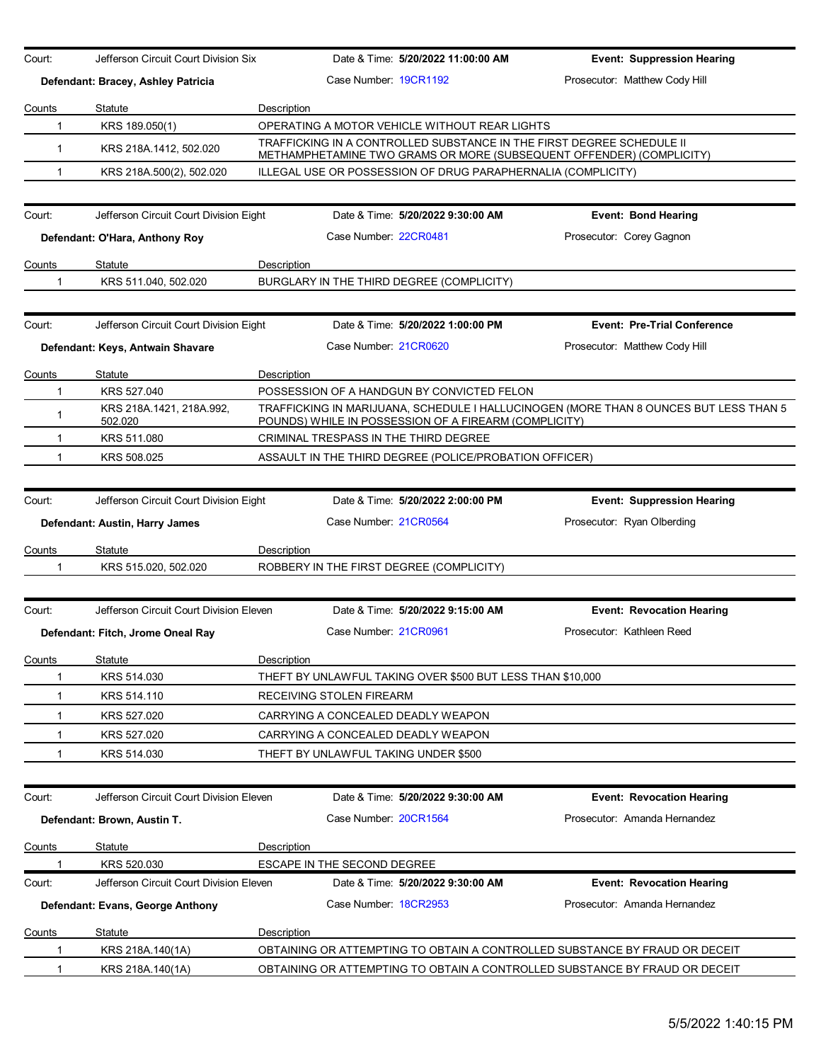Court: Jefferson Circuit Court Division Six | Date & Time: **5/20/2022 11:00:00 AM** | **Event: Suppression Hearing**

**Defendant: Bracey, Ashley Patricia** | Case Number: 19CR1192 | Prosecutor: Matthew Cody Hill

| Counts | Statute | Description |
|---|---|---|
| 1 | KRS 189.050(1) | OPERATING A MOTOR VEHICLE WITHOUT REAR LIGHTS |
| 1 | KRS 218A.1412, 502.020 | TRAFFICKING IN A CONTROLLED SUBSTANCE IN THE FIRST DEGREE SCHEDULE II METHAMPHETAMINE TWO GRAMS OR MORE (SUBSEQUENT OFFENDER) (COMPLICITY) |
| 1 | KRS 218A.500(2), 502.020 | ILLEGAL USE OR POSSESSION OF DRUG PARAPHERNALIA (COMPLICITY) |

Court: Jefferson Circuit Court Division Eight | Date & Time: **5/20/2022 9:30:00 AM** | **Event: Bond Hearing**

**Defendant: O'Hara, Anthony Roy** | Case Number: 22CR0481 | Prosecutor: Corey Gagnon

| Counts | Statute | Description |
|---|---|---|
| 1 | KRS 511.040, 502.020 | BURGLARY IN THE THIRD DEGREE (COMPLICITY) |

Court: Jefferson Circuit Court Division Eight | Date & Time: **5/20/2022 1:00:00 PM** | **Event: Pre-Trial Conference**

**Defendant: Keys, Antwain Shavare** | Case Number: 21CR0620 | Prosecutor: Matthew Cody Hill

| Counts | Statute | Description |
|---|---|---|
| 1 | KRS 527.040 | POSSESSION OF A HANDGUN BY CONVICTED FELON |
| 1 | KRS 218A.1421, 218A.992, 502.020 | TRAFFICKING IN MARIJUANA, SCHEDULE I HALLUCINOGEN (MORE THAN 8 OUNCES BUT LESS THAN 5 POUNDS) WHILE IN POSSESSION OF A FIREARM (COMPLICITY) |
| 1 | KRS 511.080 | CRIMINAL TRESPASS IN THE THIRD DEGREE |
| 1 | KRS 508.025 | ASSAULT IN THE THIRD DEGREE (POLICE/PROBATION OFFICER) |

Court: Jefferson Circuit Court Division Eight | Date & Time: **5/20/2022 2:00:00 PM** | **Event: Suppression Hearing**

**Defendant: Austin, Harry James** | Case Number: 21CR0564 | Prosecutor: Ryan Olberding

| Counts | Statute | Description |
|---|---|---|
| 1 | KRS 515.020, 502.020 | ROBBERY IN THE FIRST DEGREE (COMPLICITY) |

Court: Jefferson Circuit Court Division Eleven | Date & Time: **5/20/2022 9:15:00 AM** | **Event: Revocation Hearing**

**Defendant: Fitch, Jrome Oneal Ray** | Case Number: 21CR0961 | Prosecutor: Kathleen Reed

| Counts | Statute | Description |
|---|---|---|
| 1 | KRS 514.030 | THEFT BY UNLAWFUL TAKING OVER $500 BUT LESS THAN $10,000 |
| 1 | KRS 514.110 | RECEIVING STOLEN FIREARM |
| 1 | KRS 527.020 | CARRYING A CONCEALED DEADLY WEAPON |
| 1 | KRS 527.020 | CARRYING A CONCEALED DEADLY WEAPON |
| 1 | KRS 514.030 | THEFT BY UNLAWFUL TAKING UNDER $500 |

Court: Jefferson Circuit Court Division Eleven | Date & Time: **5/20/2022 9:30:00 AM** | **Event: Revocation Hearing**

**Defendant: Brown, Austin T.** | Case Number: 20CR1564 | Prosecutor: Amanda Hernandez

| Counts | Statute | Description |
|---|---|---|
| 1 | KRS 520.030 | ESCAPE IN THE SECOND DEGREE |

Court: Jefferson Circuit Court Division Eleven | Date & Time: **5/20/2022 9:30:00 AM** | **Event: Revocation Hearing**

**Defendant: Evans, George Anthony** | Case Number: 18CR2953 | Prosecutor: Amanda Hernandez

| Counts | Statute | Description |
|---|---|---|
| 1 | KRS 218A.140(1A) | OBTAINING OR ATTEMPTING TO OBTAIN A CONTROLLED SUBSTANCE BY FRAUD OR DECEIT |
| 1 | KRS 218A.140(1A) | OBTAINING OR ATTEMPTING TO OBTAIN A CONTROLLED SUBSTANCE BY FRAUD OR DECEIT |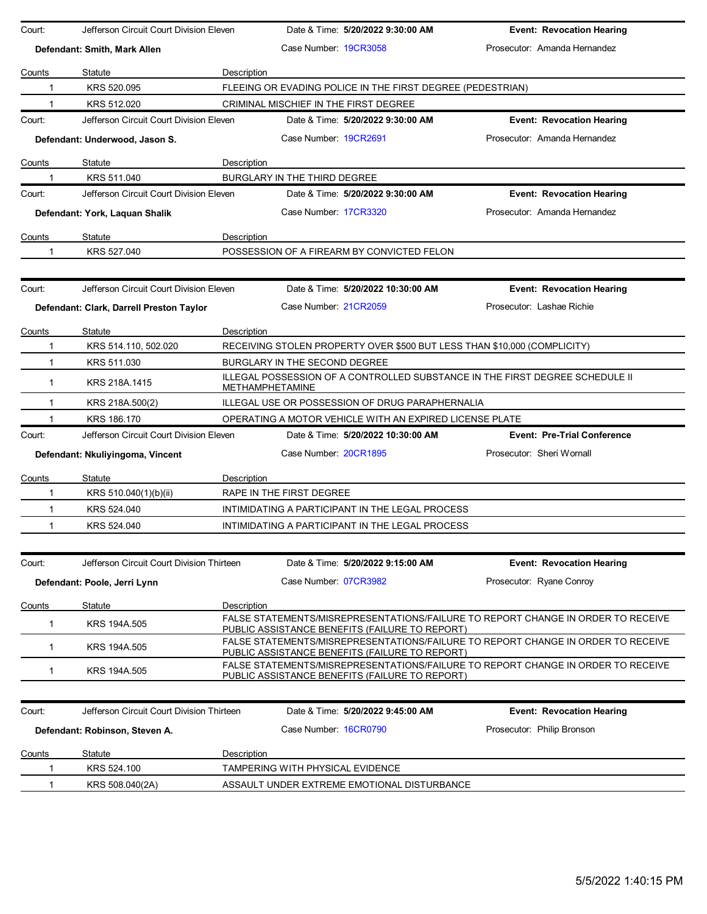| Court: | Jefferson Circuit Court Division Eleven | Date & Time: **5/20/2022 9:30:00 AM** | **Event: Revocation Hearing** |
|---|---|---|---|
| **Defendant: Smith, Mark Allen** | | Case Number: 19CR3058 | Prosecutor: Amanda Hernandez |

| Counts | Statute | Description |
|---|---|---|
| 1 | KRS 520.095 | FLEEING OR EVADING POLICE IN THE FIRST DEGREE (PEDESTRIAN) |
| 1 | KRS 512.020 | CRIMINAL MISCHIEF IN THE FIRST DEGREE |

| Court: | Jefferson Circuit Court Division Eleven | Date & Time: **5/20/2022 9:30:00 AM** | **Event: Revocation Hearing** |
|---|---|---|---|
| **Defendant: Underwood, Jason S.** | | Case Number: 19CR2691 | Prosecutor: Amanda Hernandez |

| Counts | Statute | Description |
|---|---|---|
| 1 | KRS 511.040 | BURGLARY IN THE THIRD DEGREE |

| Court: | Jefferson Circuit Court Division Eleven | Date & Time: **5/20/2022 9:30:00 AM** | **Event: Revocation Hearing** |
|---|---|---|---|
| **Defendant: York, Laquan Shalik** | | Case Number: 17CR3320 | Prosecutor: Amanda Hernandez |

| Counts | Statute | Description |
|---|---|---|
| 1 | KRS 527.040 | POSSESSION OF A FIREARM BY CONVICTED FELON |

| Court: | Jefferson Circuit Court Division Eleven | Date & Time: **5/20/2022 10:30:00 AM** | **Event: Revocation Hearing** |
|---|---|---|---|
| **Defendant: Clark, Darrell Preston Taylor** | | Case Number: 21CR2059 | Prosecutor: Lashae Richie |

| Counts | Statute | Description |
|---|---|---|
| 1 | KRS 514.110, 502.020 | RECEIVING STOLEN PROPERTY OVER $500 BUT LESS THAN $10,000 (COMPLICITY) |
| 1 | KRS 511.030 | BURGLARY IN THE SECOND DEGREE |
| 1 | KRS 218A.1415 | ILLEGAL POSSESSION OF A CONTROLLED SUBSTANCE IN THE FIRST DEGREE SCHEDULE II METHAMPHETAMINE |
| 1 | KRS 218A.500(2) | ILLEGAL USE OR POSSESSION OF DRUG PARAPHERNALIA |
| 1 | KRS 186.170 | OPERATING A MOTOR VEHICLE WITH AN EXPIRED LICENSE PLATE |

| Court: | Jefferson Circuit Court Division Eleven | Date & Time: **5/20/2022 10:30:00 AM** | **Event: Pre-Trial Conference** |
|---|---|---|---|
| **Defendant: Nkuliyingoma, Vincent** | | Case Number: 20CR1895 | Prosecutor: Sheri Wornall |

| Counts | Statute | Description |
|---|---|---|
| 1 | KRS 510.040(1)(b)(ii) | RAPE IN THE FIRST DEGREE |
| 1 | KRS 524.040 | INTIMIDATING A PARTICIPANT IN THE LEGAL PROCESS |
| 1 | KRS 524.040 | INTIMIDATING A PARTICIPANT IN THE LEGAL PROCESS |

| Court: | Jefferson Circuit Court Division Thirteen | Date & Time: **5/20/2022 9:15:00 AM** | **Event: Revocation Hearing** |
|---|---|---|---|
| **Defendant: Poole, Jerri Lynn** | | Case Number: 07CR3982 | Prosecutor: Ryane Conroy |

| Counts | Statute | Description |
|---|---|---|
| 1 | KRS 194A.505 | FALSE STATEMENTS/MISREPRESENTATIONS/FAILURE TO REPORT CHANGE IN ORDER TO RECEIVE PUBLIC ASSISTANCE BENEFITS (FAILURE TO REPORT) |
| 1 | KRS 194A.505 | FALSE STATEMENTS/MISREPRESENTATIONS/FAILURE TO REPORT CHANGE IN ORDER TO RECEIVE PUBLIC ASSISTANCE BENEFITS (FAILURE TO REPORT) |
| 1 | KRS 194A.505 | FALSE STATEMENTS/MISREPRESENTATIONS/FAILURE TO REPORT CHANGE IN ORDER TO RECEIVE PUBLIC ASSISTANCE BENEFITS (FAILURE TO REPORT) |

| Court: | Jefferson Circuit Court Division Thirteen | Date & Time: **5/20/2022 9:45:00 AM** | **Event: Revocation Hearing** |
|---|---|---|---|
| **Defendant: Robinson, Steven A.** | | Case Number: 16CR0790 | Prosecutor: Philip Bronson |

| Counts | Statute | Description |
|---|---|---|
| 1 | KRS 524.100 | TAMPERING WITH PHYSICAL EVIDENCE |
| 1 | KRS 508.040(2A) | ASSAULT UNDER EXTREME EMOTIONAL DISTURBANCE |

5/5/2022 1:40:15 PM